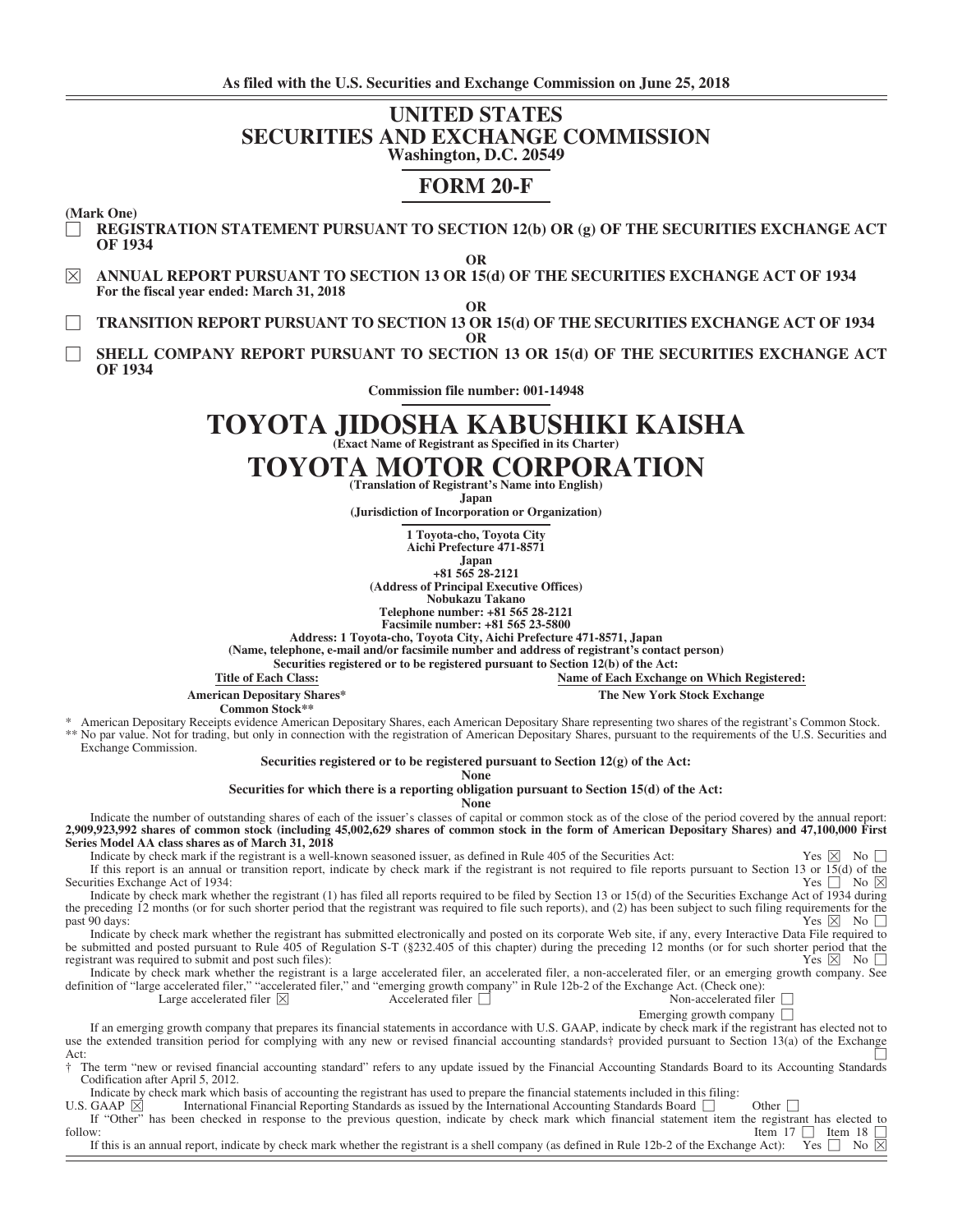**As filed with the U.S. Securities and Exchange Commission on June 25, 2018**

# UNITED STATES
# SECURITIES AND EXCHANGE COMMISSION
**Washington, D.C. 20549**

## FORM 20-F

**(Mark One)**

☐ **REGISTRATION STATEMENT PURSUANT TO SECTION 12(b) OR (g) OF THE SECURITIES EXCHANGE ACT OF 1934**

**OR**

☒ **ANNUAL REPORT PURSUANT TO SECTION 13 OR 15(d) OF THE SECURITIES EXCHANGE ACT OF 1934**
**For the fiscal year ended: March 31, 2018**

**OR**

☐ **TRANSITION REPORT PURSUANT TO SECTION 13 OR 15(d) OF THE SECURITIES EXCHANGE ACT OF 1934**

**OR**

☐ **SHELL COMPANY REPORT PURSUANT TO SECTION 13 OR 15(d) OF THE SECURITIES EXCHANGE ACT OF 1934**

**Commission file number: 001-14948**

# TOYOTA JIDOSHA KABUSHIKI KAISHA
**(Exact Name of Registrant as Specified in its Charter)**

# TOYOTA MOTOR CORPORATION
**(Translation of Registrant's Name into English)**

**Japan**

**(Jurisdiction of Incorporation or Organization)**

**1 Toyota-cho, Toyota City**
**Aichi Prefecture 471-8571**
**Japan**
**+81 565 28-2121**
**(Address of Principal Executive Offices)**
**Nobukazu Takano**
**Telephone number: +81 565 28-2121**
**Facsimile number: +81 565 23-5800**
**Address: 1 Toyota-cho, Toyota City, Aichi Prefecture 471-8571, Japan**
**(Name, telephone, e-mail and/or facsimile number and address of registrant's contact person)**

**Securities registered or to be registered pursuant to Section 12(b) of the Act:**

| Title of Each Class: | Name of Each Exchange on Which Registered: |
|---|---|
| **American Depositary Shares*** | **The New York Stock Exchange** |
| **Common Stock**** | |

\* American Depositary Receipts evidence American Depositary Shares, each American Depositary Share representing two shares of the registrant's Common Stock.
** No par value. Not for trading, but only in connection with the registration of American Depositary Shares, pursuant to the requirements of the U.S. Securities and Exchange Commission.

**Securities registered or to be registered pursuant to Section 12(g) of the Act:**
**None**

**Securities for which there is a reporting obligation pursuant to Section 15(d) of the Act:**
**None**

Indicate the number of outstanding shares of each of the issuer's classes of capital or common stock as of the close of the period covered by the annual report: **2,909,923,992 shares of common stock (including 45,002,629 shares of common stock in the form of American Depositary Shares) and 47,100,000 First Series Model AA class shares as of March 31, 2018**

Indicate by check mark if the registrant is a well-known seasoned issuer, as defined in Rule 405 of the Securities Act: Yes ☒ No ☐

If this report is an annual or transition report, indicate by check mark if the registrant is not required to file reports pursuant to Section 13 or 15(d) of the Securities Exchange Act of 1934: Yes ☐ No ☒

Indicate by check mark whether the registrant (1) has filed all reports required to be filed by Section 13 or 15(d) of the Securities Exchange Act of 1934 during the preceding 12 months (or for such shorter period that the registrant was required to file such reports), and (2) has been subject to such filing requirements for the past 90 days: Yes ☒ No ☐

Indicate by check mark whether the registrant has submitted electronically and posted on its corporate Web site, if any, every Interactive Data File required to be submitted and posted pursuant to Rule 405 of Regulation S-T (§232.405 of this chapter) during the preceding 12 months (or for such shorter period that the registrant was required to submit and post such files): Yes ☒ No ☐

Indicate by check mark whether the registrant is a large accelerated filer, an accelerated filer, a non-accelerated filer, or an emerging growth company. See definition of "large accelerated filer," "accelerated filer," and "emerging growth company" in Rule 12b-2 of the Exchange Act. (Check one):

Large accelerated filer ☒ Accelerated filer ☐ Non-accelerated filer ☐
Emerging growth company ☐

If an emerging growth company that prepares its financial statements in accordance with U.S. GAAP, indicate by check mark if the registrant has elected not to use the extended transition period for complying with any new or revised financial accounting standards† provided pursuant to Section 13(a) of the Exchange Act: ☐

† The term "new or revised financial accounting standard" refers to any update issued by the Financial Accounting Standards Board to its Accounting Standards Codification after April 5, 2012.

Indicate by check mark which basis of accounting the registrant has used to prepare the financial statements included in this filing:

U.S. GAAP ☒ International Financial Reporting Standards as issued by the International Accounting Standards Board ☐ Other ☐

If "Other" has been checked in response to the previous question, indicate by check mark which financial statement item the registrant has elected to follow: Item 17 ☐ Item 18 ☐

If this is an annual report, indicate by check mark whether the registrant is a shell company (as defined in Rule 12b-2 of the Exchange Act): Yes ☐ No ☒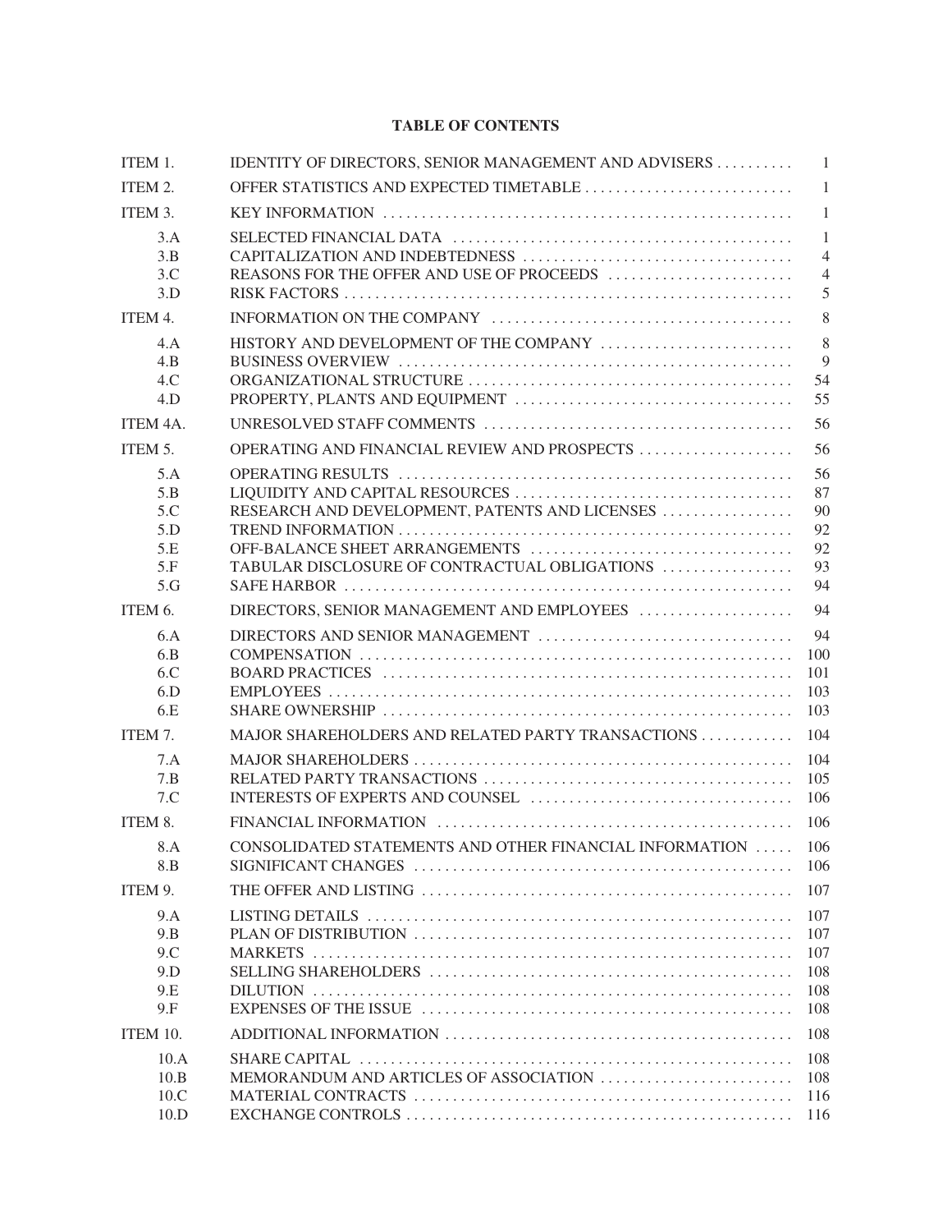## TABLE OF CONTENTS

| | | |
|---|---|---|
| ITEM 1. | IDENTITY OF DIRECTORS, SENIOR MANAGEMENT AND ADVISERS | 1 |
| ITEM 2. | OFFER STATISTICS AND EXPECTED TIMETABLE | 1 |
| ITEM 3. | KEY INFORMATION | 1 |
| 3.A | SELECTED FINANCIAL DATA | 1 |
| 3.B | CAPITALIZATION AND INDEBTEDNESS | 4 |
| 3.C | REASONS FOR THE OFFER AND USE OF PROCEEDS | 4 |
| 3.D | RISK FACTORS | 5 |
| ITEM 4. | INFORMATION ON THE COMPANY | 8 |
| 4.A | HISTORY AND DEVELOPMENT OF THE COMPANY | 8 |
| 4.B | BUSINESS OVERVIEW | 9 |
| 4.C | ORGANIZATIONAL STRUCTURE | 54 |
| 4.D | PROPERTY, PLANTS AND EQUIPMENT | 55 |
| ITEM 4A. | UNRESOLVED STAFF COMMENTS | 56 |
| ITEM 5. | OPERATING AND FINANCIAL REVIEW AND PROSPECTS | 56 |
| 5.A | OPERATING RESULTS | 56 |
| 5.B | LIQUIDITY AND CAPITAL RESOURCES | 87 |
| 5.C | RESEARCH AND DEVELOPMENT, PATENTS AND LICENSES | 90 |
| 5.D | TREND INFORMATION | 92 |
| 5.E | OFF-BALANCE SHEET ARRANGEMENTS | 92 |
| 5.F | TABULAR DISCLOSURE OF CONTRACTUAL OBLIGATIONS | 93 |
| 5.G | SAFE HARBOR | 94 |
| ITEM 6. | DIRECTORS, SENIOR MANAGEMENT AND EMPLOYEES | 94 |
| 6.A | DIRECTORS AND SENIOR MANAGEMENT | 94 |
| 6.B | COMPENSATION | 100 |
| 6.C | BOARD PRACTICES | 101 |
| 6.D | EMPLOYEES | 103 |
| 6.E | SHARE OWNERSHIP | 103 |
| ITEM 7. | MAJOR SHAREHOLDERS AND RELATED PARTY TRANSACTIONS | 104 |
| 7.A | MAJOR SHAREHOLDERS | 104 |
| 7.B | RELATED PARTY TRANSACTIONS | 105 |
| 7.C | INTERESTS OF EXPERTS AND COUNSEL | 106 |
| ITEM 8. | FINANCIAL INFORMATION | 106 |
| 8.A | CONSOLIDATED STATEMENTS AND OTHER FINANCIAL INFORMATION | 106 |
| 8.B | SIGNIFICANT CHANGES | 106 |
| ITEM 9. | THE OFFER AND LISTING | 107 |
| 9.A | LISTING DETAILS | 107 |
| 9.B | PLAN OF DISTRIBUTION | 107 |
| 9.C | MARKETS | 107 |
| 9.D | SELLING SHAREHOLDERS | 108 |
| 9.E | DILUTION | 108 |
| 9.F | EXPENSES OF THE ISSUE | 108 |
| ITEM 10. | ADDITIONAL INFORMATION | 108 |
| 10.A | SHARE CAPITAL | 108 |
| 10.B | MEMORANDUM AND ARTICLES OF ASSOCIATION | 108 |
| 10.C | MATERIAL CONTRACTS | 116 |
| 10.D | EXCHANGE CONTROLS | 116 |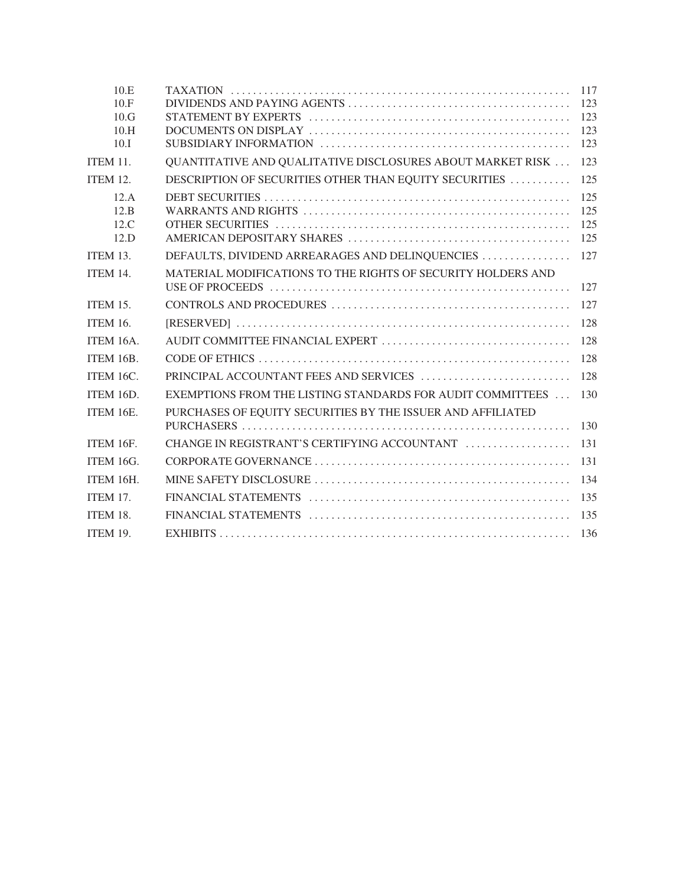| | | |
|---|---|---|
| 10.E | TAXATION | 117 |
| 10.F | DIVIDENDS AND PAYING AGENTS | 123 |
| 10.G | STATEMENT BY EXPERTS | 123 |
| 10.H | DOCUMENTS ON DISPLAY | 123 |
| 10.I | SUBSIDIARY INFORMATION | 123 |
| ITEM 11. | QUANTITATIVE AND QUALITATIVE DISCLOSURES ABOUT MARKET RISK | 123 |
| ITEM 12. | DESCRIPTION OF SECURITIES OTHER THAN EQUITY SECURITIES | 125 |
| 12.A | DEBT SECURITIES | 125 |
| 12.B | WARRANTS AND RIGHTS | 125 |
| 12.C | OTHER SECURITIES | 125 |
| 12.D | AMERICAN DEPOSITARY SHARES | 125 |
| ITEM 13. | DEFAULTS, DIVIDEND ARREARAGES AND DELINQUENCIES | 127 |
| ITEM 14. | MATERIAL MODIFICATIONS TO THE RIGHTS OF SECURITY HOLDERS AND USE OF PROCEEDS | 127 |
| ITEM 15. | CONTROLS AND PROCEDURES | 127 |
| ITEM 16. | [RESERVED] | 128 |
| ITEM 16A. | AUDIT COMMITTEE FINANCIAL EXPERT | 128 |
| ITEM 16B. | CODE OF ETHICS | 128 |
| ITEM 16C. | PRINCIPAL ACCOUNTANT FEES AND SERVICES | 128 |
| ITEM 16D. | EXEMPTIONS FROM THE LISTING STANDARDS FOR AUDIT COMMITTEES | 130 |
| ITEM 16E. | PURCHASES OF EQUITY SECURITIES BY THE ISSUER AND AFFILIATED PURCHASERS | 130 |
| ITEM 16F. | CHANGE IN REGISTRANT'S CERTIFYING ACCOUNTANT | 131 |
| ITEM 16G. | CORPORATE GOVERNANCE | 131 |
| ITEM 16H. | MINE SAFETY DISCLOSURE | 134 |
| ITEM 17. | FINANCIAL STATEMENTS | 135 |
| ITEM 18. | FINANCIAL STATEMENTS | 135 |
| ITEM 19. | EXHIBITS | 136 |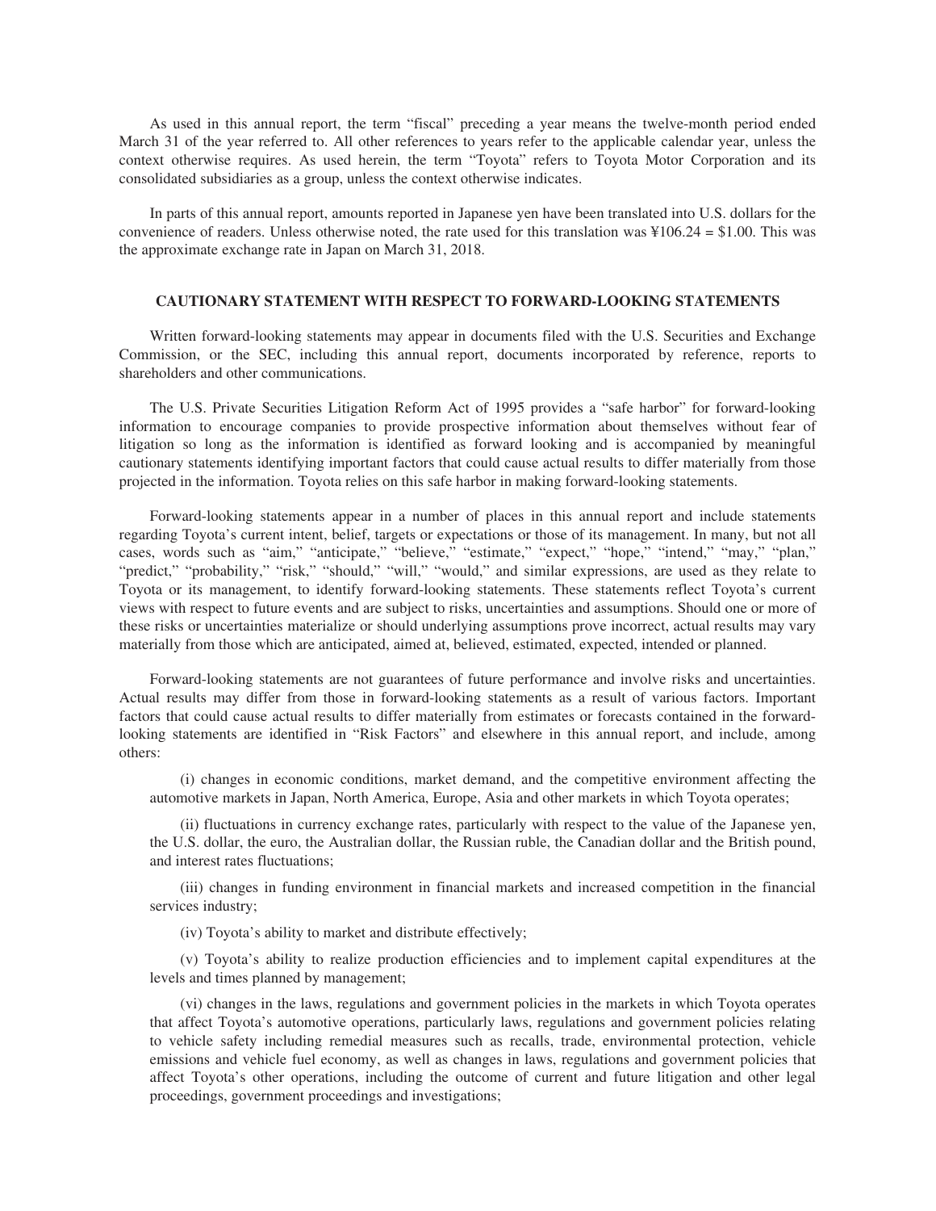As used in this annual report, the term "fiscal" preceding a year means the twelve-month period ended March 31 of the year referred to. All other references to years refer to the applicable calendar year, unless the context otherwise requires. As used herein, the term "Toyota" refers to Toyota Motor Corporation and its consolidated subsidiaries as a group, unless the context otherwise indicates.

In parts of this annual report, amounts reported in Japanese yen have been translated into U.S. dollars for the convenience of readers. Unless otherwise noted, the rate used for this translation was ¥106.24 = $1.00. This was the approximate exchange rate in Japan on March 31, 2018.

## CAUTIONARY STATEMENT WITH RESPECT TO FORWARD-LOOKING STATEMENTS

Written forward-looking statements may appear in documents filed with the U.S. Securities and Exchange Commission, or the SEC, including this annual report, documents incorporated by reference, reports to shareholders and other communications.

The U.S. Private Securities Litigation Reform Act of 1995 provides a "safe harbor" for forward-looking information to encourage companies to provide prospective information about themselves without fear of litigation so long as the information is identified as forward looking and is accompanied by meaningful cautionary statements identifying important factors that could cause actual results to differ materially from those projected in the information. Toyota relies on this safe harbor in making forward-looking statements.

Forward-looking statements appear in a number of places in this annual report and include statements regarding Toyota's current intent, belief, targets or expectations or those of its management. In many, but not all cases, words such as "aim," "anticipate," "believe," "estimate," "expect," "hope," "intend," "may," "plan," "predict," "probability," "risk," "should," "will," "would," and similar expressions, are used as they relate to Toyota or its management, to identify forward-looking statements. These statements reflect Toyota's current views with respect to future events and are subject to risks, uncertainties and assumptions. Should one or more of these risks or uncertainties materialize or should underlying assumptions prove incorrect, actual results may vary materially from those which are anticipated, aimed at, believed, estimated, expected, intended or planned.

Forward-looking statements are not guarantees of future performance and involve risks and uncertainties. Actual results may differ from those in forward-looking statements as a result of various factors. Important factors that could cause actual results to differ materially from estimates or forecasts contained in the forward-looking statements are identified in "Risk Factors" and elsewhere in this annual report, and include, among others:

(i) changes in economic conditions, market demand, and the competitive environment affecting the automotive markets in Japan, North America, Europe, Asia and other markets in which Toyota operates;

(ii) fluctuations in currency exchange rates, particularly with respect to the value of the Japanese yen, the U.S. dollar, the euro, the Australian dollar, the Russian ruble, the Canadian dollar and the British pound, and interest rates fluctuations;

(iii) changes in funding environment in financial markets and increased competition in the financial services industry;

(iv) Toyota's ability to market and distribute effectively;

(v) Toyota's ability to realize production efficiencies and to implement capital expenditures at the levels and times planned by management;

(vi) changes in the laws, regulations and government policies in the markets in which Toyota operates that affect Toyota's automotive operations, particularly laws, regulations and government policies relating to vehicle safety including remedial measures such as recalls, trade, environmental protection, vehicle emissions and vehicle fuel economy, as well as changes in laws, regulations and government policies that affect Toyota's other operations, including the outcome of current and future litigation and other legal proceedings, government proceedings and investigations;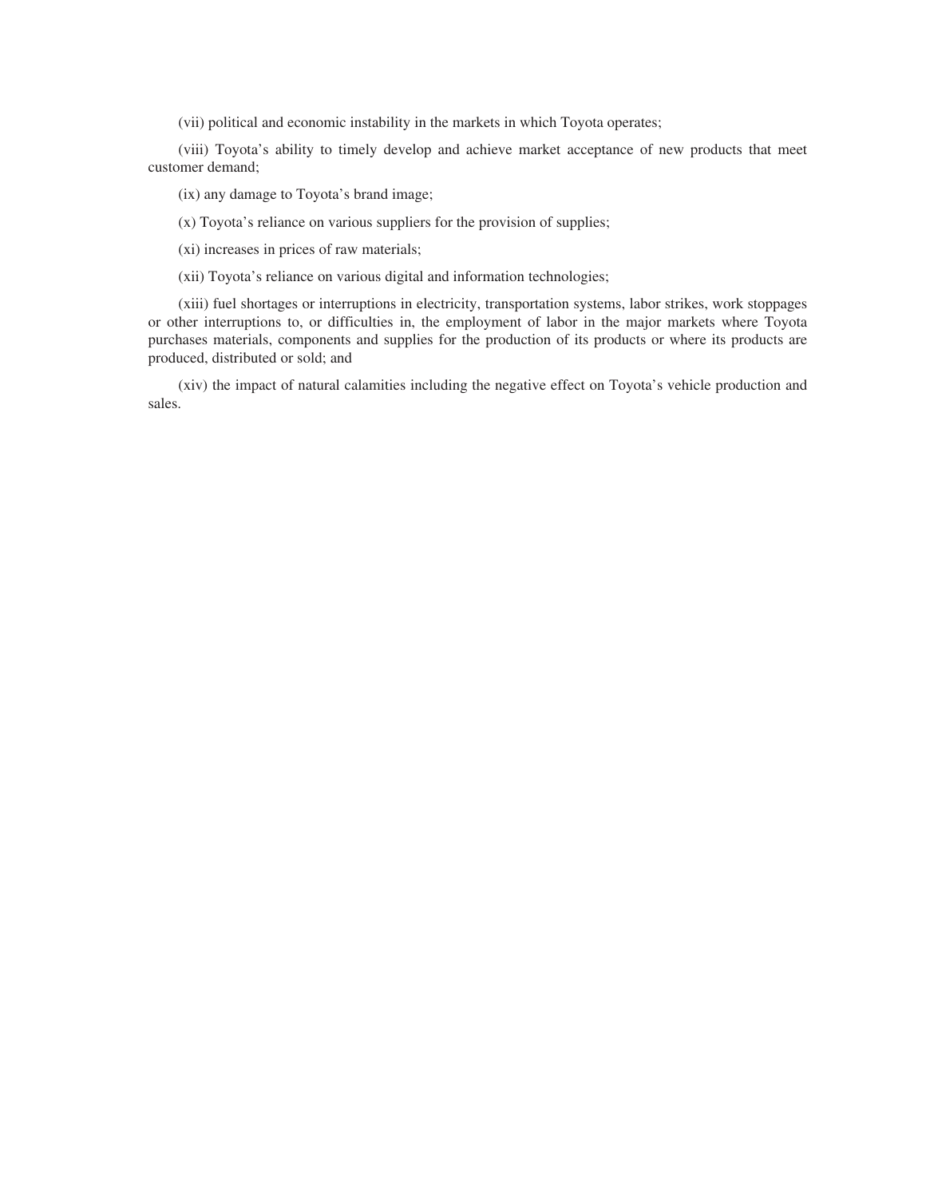(vii) political and economic instability in the markets in which Toyota operates;

(viii) Toyota's ability to timely develop and achieve market acceptance of new products that meet customer demand;

(ix) any damage to Toyota's brand image;

(x) Toyota's reliance on various suppliers for the provision of supplies;

(xi) increases in prices of raw materials;

(xii) Toyota's reliance on various digital and information technologies;

(xiii) fuel shortages or interruptions in electricity, transportation systems, labor strikes, work stoppages or other interruptions to, or difficulties in, the employment of labor in the major markets where Toyota purchases materials, components and supplies for the production of its products or where its products are produced, distributed or sold; and

(xiv) the impact of natural calamities including the negative effect on Toyota's vehicle production and sales.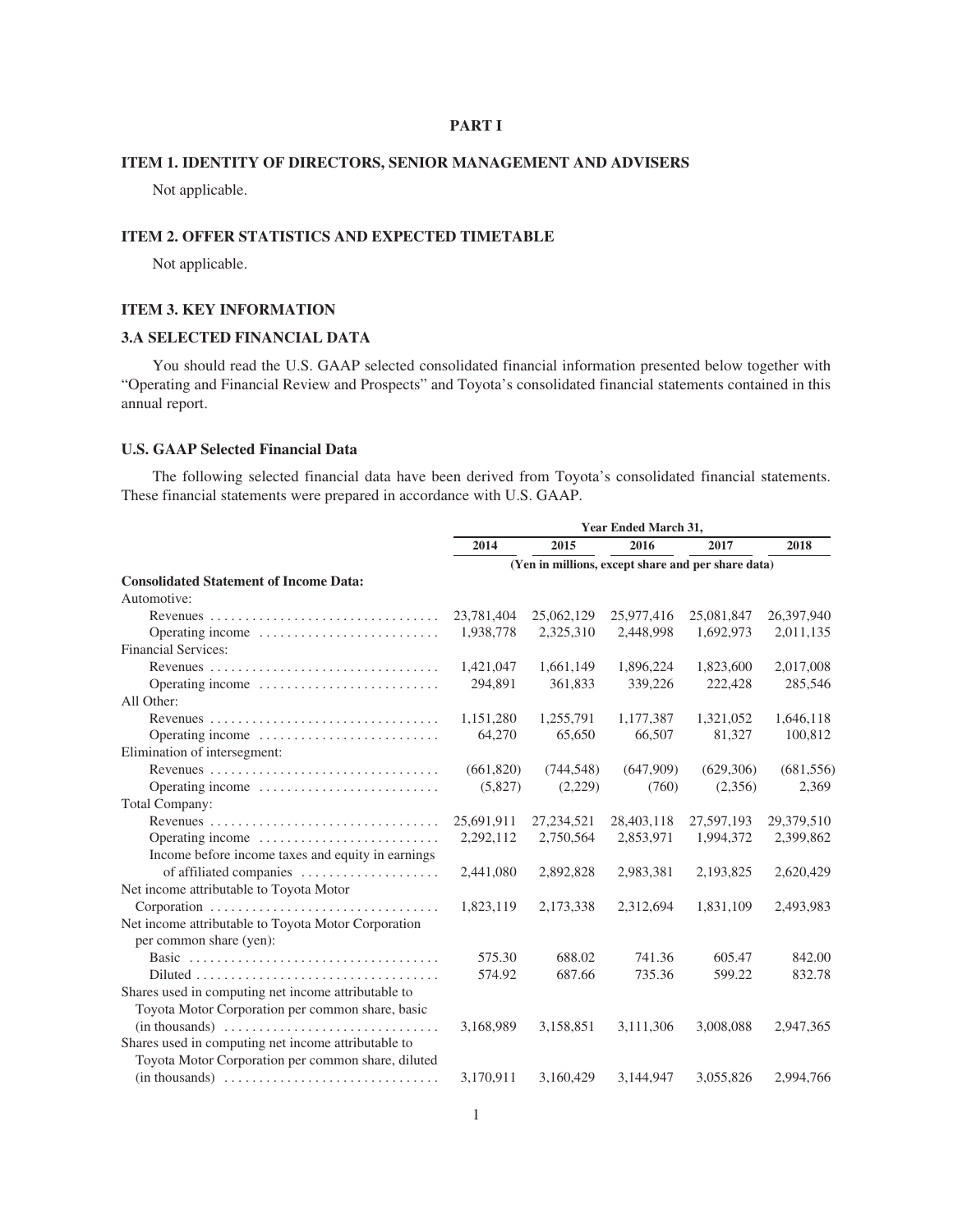# PART I

## ITEM 1. IDENTITY OF DIRECTORS, SENIOR MANAGEMENT AND ADVISERS

Not applicable.

## ITEM 2. OFFER STATISTICS AND EXPECTED TIMETABLE

Not applicable.

## ITEM 3. KEY INFORMATION

### 3.A SELECTED FINANCIAL DATA

You should read the U.S. GAAP selected consolidated financial information presented below together with "Operating and Financial Review and Prospects" and Toyota's consolidated financial statements contained in this annual report.

### U.S. GAAP Selected Financial Data

The following selected financial data have been derived from Toyota's consolidated financial statements. These financial statements were prepared in accordance with U.S. GAAP.

| | Year Ended March 31, | | | | |
|---|---|---|---|---|---|
| | 2014 | 2015 | 2016 | 2017 | 2018 |
| | (Yen in millions, except share and per share data) | | | | |
| **Consolidated Statement of Income Data:** | | | | | |
| Automotive: | | | | | |
| Revenues | 23,781,404 | 25,062,129 | 25,977,416 | 25,081,847 | 26,397,940 |
| Operating income | 1,938,778 | 2,325,310 | 2,448,998 | 1,692,973 | 2,011,135 |
| Financial Services: | | | | | |
| Revenues | 1,421,047 | 1,661,149 | 1,896,224 | 1,823,600 | 2,017,008 |
| Operating income | 294,891 | 361,833 | 339,226 | 222,428 | 285,546 |
| All Other: | | | | | |
| Revenues | 1,151,280 | 1,255,791 | 1,177,387 | 1,321,052 | 1,646,118 |
| Operating income | 64,270 | 65,650 | 66,507 | 81,327 | 100,812 |
| Elimination of intersegment: | | | | | |
| Revenues | (661,820) | (744,548) | (647,909) | (629,306) | (681,556) |
| Operating income | (5,827) | (2,229) | (760) | (2,356) | 2,369 |
| Total Company: | | | | | |
| Revenues | 25,691,911 | 27,234,521 | 28,403,118 | 27,597,193 | 29,379,510 |
| Operating income | 2,292,112 | 2,750,564 | 2,853,971 | 1,994,372 | 2,399,862 |
| Income before income taxes and equity in earnings of affiliated companies | 2,441,080 | 2,892,828 | 2,983,381 | 2,193,825 | 2,620,429 |
| Net income attributable to Toyota Motor Corporation | 1,823,119 | 2,173,338 | 2,312,694 | 1,831,109 | 2,493,983 |
| Net income attributable to Toyota Motor Corporation per common share (yen): | | | | | |
| Basic | 575.30 | 688.02 | 741.36 | 605.47 | 842.00 |
| Diluted | 574.92 | 687.66 | 735.36 | 599.22 | 832.78 |
| Shares used in computing net income attributable to Toyota Motor Corporation per common share, basic (in thousands) | 3,168,989 | 3,158,851 | 3,111,306 | 3,008,088 | 2,947,365 |
| Shares used in computing net income attributable to Toyota Motor Corporation per common share, diluted (in thousands) | 3,170,911 | 3,160,429 | 3,144,947 | 3,055,826 | 2,994,766 |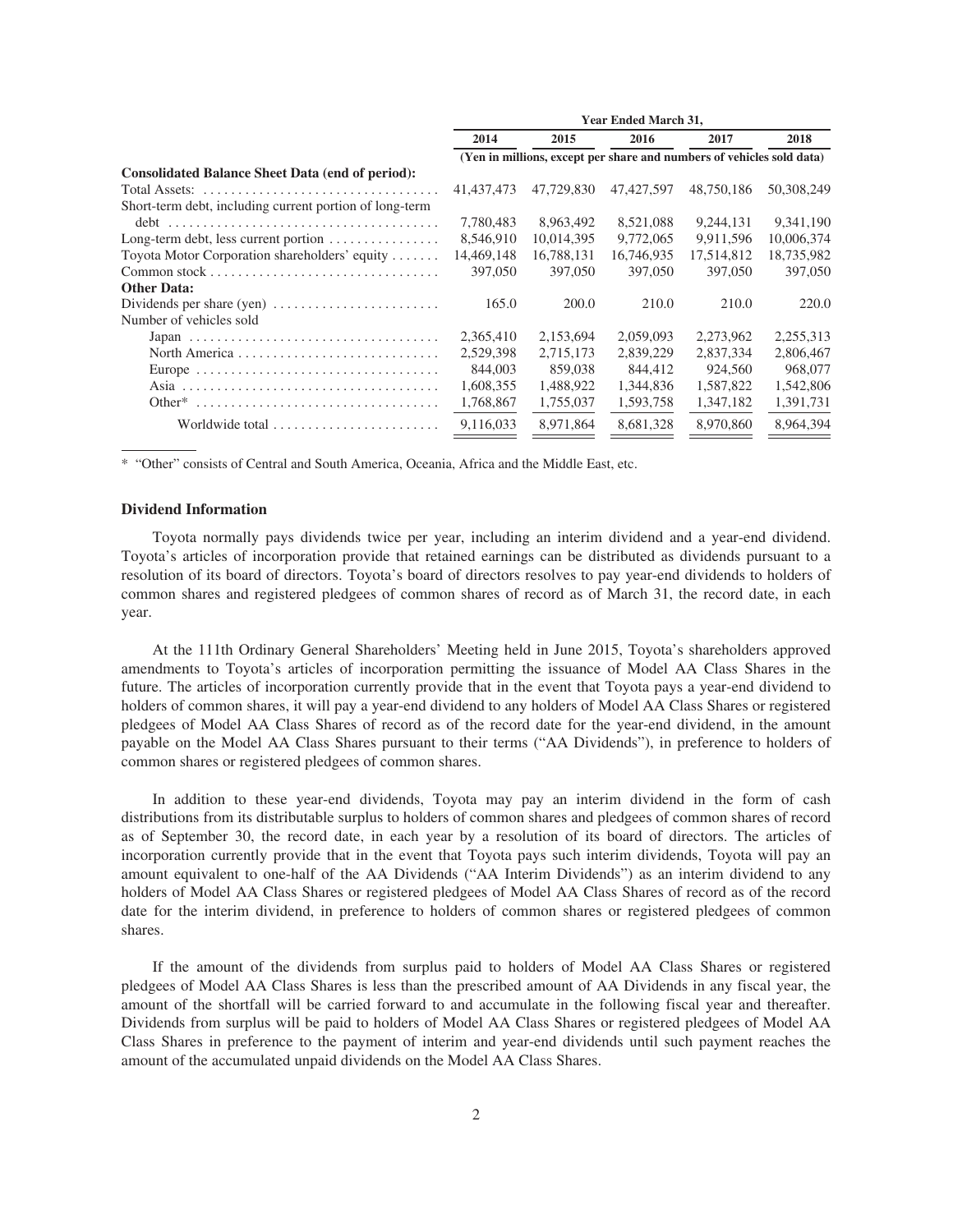| | Year Ended March 31, | | | | |
|---|---|---|---|---|---|
| | 2014 | 2015 | 2016 | 2017 | 2018 |
| | (Yen in millions, except per share and numbers of vehicles sold data) | | | | |
| **Consolidated Balance Sheet Data (end of period):** | | | | | |
| Total Assets: | 41,437,473 | 47,729,830 | 47,427,597 | 48,750,186 | 50,308,249 |
| Short-term debt, including current portion of long-term debt | 7,780,483 | 8,963,492 | 8,521,088 | 9,244,131 | 9,341,190 |
| Long-term debt, less current portion | 8,546,910 | 10,014,395 | 9,772,065 | 9,911,596 | 10,006,374 |
| Toyota Motor Corporation shareholders' equity | 14,469,148 | 16,788,131 | 16,746,935 | 17,514,812 | 18,735,982 |
| Common stock | 397,050 | 397,050 | 397,050 | 397,050 | 397,050 |
| **Other Data:** | | | | | |
| Dividends per share (yen) | 165.0 | 200.0 | 210.0 | 210.0 | 220.0 |
| Number of vehicles sold | | | | | |
| Japan | 2,365,410 | 2,153,694 | 2,059,093 | 2,273,962 | 2,255,313 |
| North America | 2,529,398 | 2,715,173 | 2,839,229 | 2,837,334 | 2,806,467 |
| Europe | 844,003 | 859,038 | 844,412 | 924,560 | 968,077 |
| Asia | 1,608,355 | 1,488,922 | 1,344,836 | 1,587,822 | 1,542,806 |
| Other* | 1,768,867 | 1,755,037 | 1,593,758 | 1,347,182 | 1,391,731 |
| Worldwide total | 9,116,033 | 8,971,864 | 8,681,328 | 8,970,860 | 8,964,394 |

\* "Other" consists of Central and South America, Oceania, Africa and the Middle East, etc.

**Dividend Information**

Toyota normally pays dividends twice per year, including an interim dividend and a year-end dividend. Toyota's articles of incorporation provide that retained earnings can be distributed as dividends pursuant to a resolution of its board of directors. Toyota's board of directors resolves to pay year-end dividends to holders of common shares and registered pledgees of common shares of record as of March 31, the record date, in each year.

At the 111th Ordinary General Shareholders' Meeting held in June 2015, Toyota's shareholders approved amendments to Toyota's articles of incorporation permitting the issuance of Model AA Class Shares in the future. The articles of incorporation currently provide that in the event that Toyota pays a year-end dividend to holders of common shares, it will pay a year-end dividend to any holders of Model AA Class Shares or registered pledgees of Model AA Class Shares of record as of the record date for the year-end dividend, in the amount payable on the Model AA Class Shares pursuant to their terms ("AA Dividends"), in preference to holders of common shares or registered pledgees of common shares.

In addition to these year-end dividends, Toyota may pay an interim dividend in the form of cash distributions from its distributable surplus to holders of common shares and pledgees of common shares of record as of September 30, the record date, in each year by a resolution of its board of directors. The articles of incorporation currently provide that in the event that Toyota pays such interim dividends, Toyota will pay an amount equivalent to one-half of the AA Dividends ("AA Interim Dividends") as an interim dividend to any holders of Model AA Class Shares or registered pledgees of Model AA Class Shares of record as of the record date for the interim dividend, in preference to holders of common shares or registered pledgees of common shares.

If the amount of the dividends from surplus paid to holders of Model AA Class Shares or registered pledgees of Model AA Class Shares is less than the prescribed amount of AA Dividends in any fiscal year, the amount of the shortfall will be carried forward to and accumulate in the following fiscal year and thereafter. Dividends from surplus will be paid to holders of Model AA Class Shares or registered pledgees of Model AA Class Shares in preference to the payment of interim and year-end dividends until such payment reaches the amount of the accumulated unpaid dividends on the Model AA Class Shares.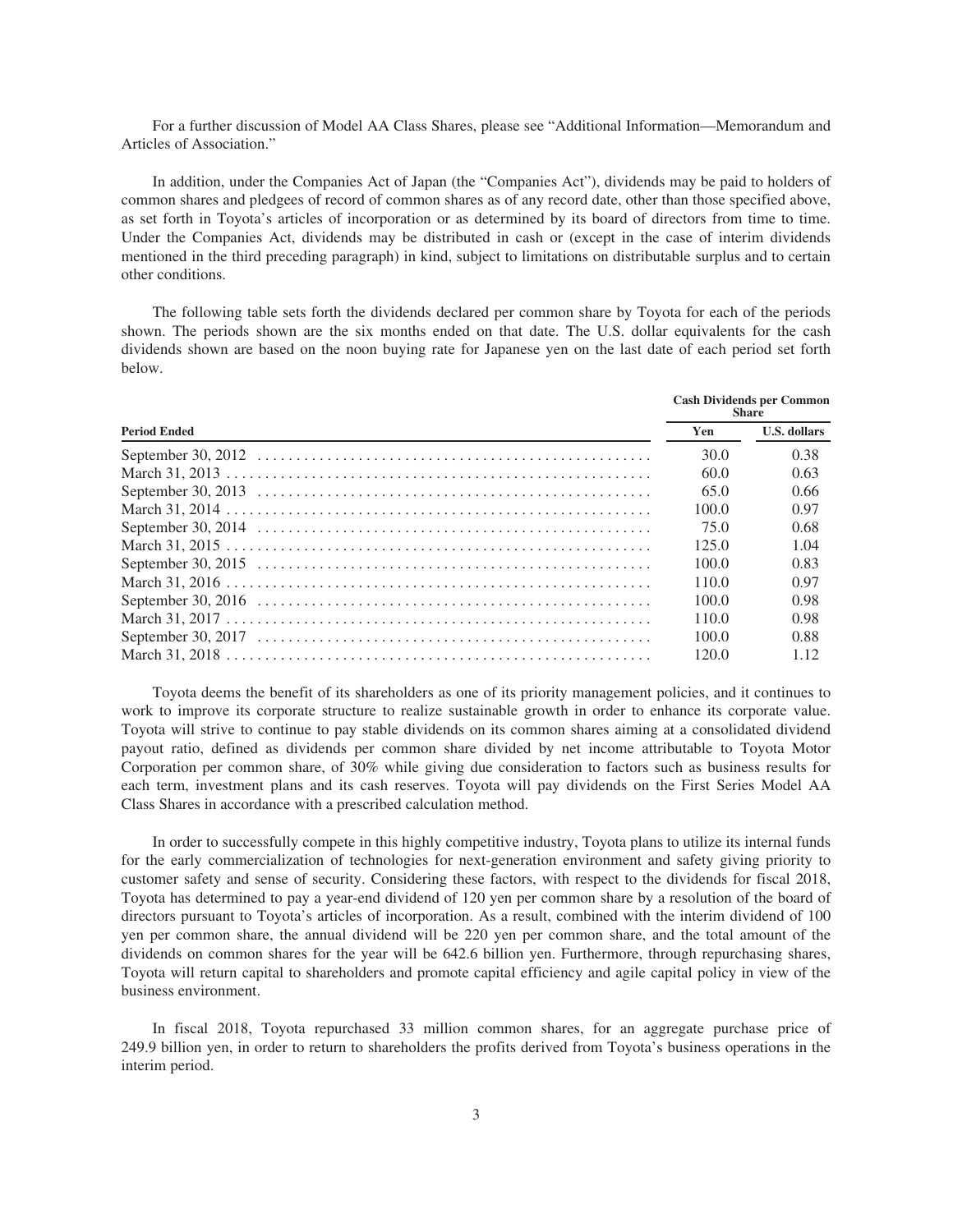For a further discussion of Model AA Class Shares, please see "Additional Information—Memorandum and Articles of Association."

In addition, under the Companies Act of Japan (the "Companies Act"), dividends may be paid to holders of common shares and pledgees of record of common shares as of any record date, other than those specified above, as set forth in Toyota's articles of incorporation or as determined by its board of directors from time to time. Under the Companies Act, dividends may be distributed in cash or (except in the case of interim dividends mentioned in the third preceding paragraph) in kind, subject to limitations on distributable surplus and to certain other conditions.

The following table sets forth the dividends declared per common share by Toyota for each of the periods shown. The periods shown are the six months ended on that date. The U.S. dollar equivalents for the cash dividends shown are based on the noon buying rate for Japanese yen on the last date of each period set forth below.

| | **Cash Dividends per Common Share** | |
|---|---|---|
| **Period Ended** | **Yen** | **U.S. dollars** |
| September 30, 2012 | 30.0 | 0.38 |
| March 31, 2013 | 60.0 | 0.63 |
| September 30, 2013 | 65.0 | 0.66 |
| March 31, 2014 | 100.0 | 0.97 |
| September 30, 2014 | 75.0 | 0.68 |
| March 31, 2015 | 125.0 | 1.04 |
| September 30, 2015 | 100.0 | 0.83 |
| March 31, 2016 | 110.0 | 0.97 |
| September 30, 2016 | 100.0 | 0.98 |
| March 31, 2017 | 110.0 | 0.98 |
| September 30, 2017 | 100.0 | 0.88 |
| March 31, 2018 | 120.0 | 1.12 |

Toyota deems the benefit of its shareholders as one of its priority management policies, and it continues to work to improve its corporate structure to realize sustainable growth in order to enhance its corporate value. Toyota will strive to continue to pay stable dividends on its common shares aiming at a consolidated dividend payout ratio, defined as dividends per common share divided by net income attributable to Toyota Motor Corporation per common share, of 30% while giving due consideration to factors such as business results for each term, investment plans and its cash reserves. Toyota will pay dividends on the First Series Model AA Class Shares in accordance with a prescribed calculation method.

In order to successfully compete in this highly competitive industry, Toyota plans to utilize its internal funds for the early commercialization of technologies for next-generation environment and safety giving priority to customer safety and sense of security. Considering these factors, with respect to the dividends for fiscal 2018, Toyota has determined to pay a year-end dividend of 120 yen per common share by a resolution of the board of directors pursuant to Toyota's articles of incorporation. As a result, combined with the interim dividend of 100 yen per common share, the annual dividend will be 220 yen per common share, and the total amount of the dividends on common shares for the year will be 642.6 billion yen. Furthermore, through repurchasing shares, Toyota will return capital to shareholders and promote capital efficiency and agile capital policy in view of the business environment.

In fiscal 2018, Toyota repurchased 33 million common shares, for an aggregate purchase price of 249.9 billion yen, in order to return to shareholders the profits derived from Toyota's business operations in the interim period.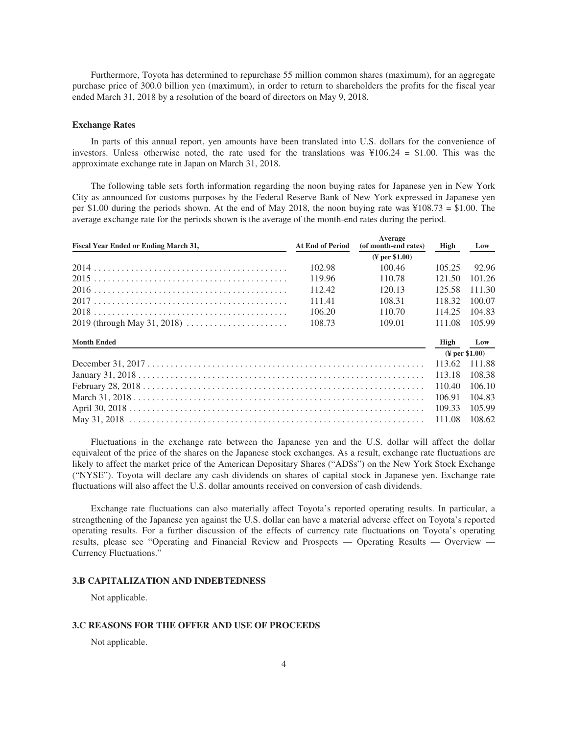Furthermore, Toyota has determined to repurchase 55 million common shares (maximum), for an aggregate purchase price of 300.0 billion yen (maximum), in order to return to shareholders the profits for the fiscal year ended March 31, 2018 by a resolution of the board of directors on May 9, 2018.

**Exchange Rates**

In parts of this annual report, yen amounts have been translated into U.S. dollars for the convenience of investors. Unless otherwise noted, the rate used for the translations was ¥106.24 = $1.00. This was the approximate exchange rate in Japan on March 31, 2018.

The following table sets forth information regarding the noon buying rates for Japanese yen in New York City as announced for customs purposes by the Federal Reserve Bank of New York expressed in Japanese yen per $1.00 during the periods shown. At the end of May 2018, the noon buying rate was ¥108.73 = $1.00. The average exchange rate for the periods shown is the average of the month-end rates during the period.

| Fiscal Year Ended or Ending March 31, | At End of Period | Average (of month-end rates) | High | Low |
|---|---|---|---|---|
| | | (¥ per $1.00) | | |
| 2014 | 102.98 | 100.46 | 105.25 | 92.96 |
| 2015 | 119.96 | 110.78 | 121.50 | 101.26 |
| 2016 | 112.42 | 120.13 | 125.58 | 111.30 |
| 2017 | 111.41 | 108.31 | 118.32 | 100.07 |
| 2018 | 106.20 | 110.70 | 114.25 | 104.83 |
| 2019 (through May 31, 2018) | 108.73 | 109.01 | 111.08 | 105.99 |

| Month Ended | High | Low |
|---|---|---|
| | (¥ per $1.00) | |
| December 31, 2017 | 113.62 | 111.88 |
| January 31, 2018 | 113.18 | 108.38 |
| February 28, 2018 | 110.40 | 106.10 |
| March 31, 2018 | 106.91 | 104.83 |
| April 30, 2018 | 109.33 | 105.99 |
| May 31, 2018 | 111.08 | 108.62 |

Fluctuations in the exchange rate between the Japanese yen and the U.S. dollar will affect the dollar equivalent of the price of the shares on the Japanese stock exchanges. As a result, exchange rate fluctuations are likely to affect the market price of the American Depositary Shares ("ADSs") on the New York Stock Exchange ("NYSE"). Toyota will declare any cash dividends on shares of capital stock in Japanese yen. Exchange rate fluctuations will also affect the U.S. dollar amounts received on conversion of cash dividends.

Exchange rate fluctuations can also materially affect Toyota's reported operating results. In particular, a strengthening of the Japanese yen against the U.S. dollar can have a material adverse effect on Toyota's reported operating results. For a further discussion of the effects of currency rate fluctuations on Toyota's operating results, please see "Operating and Financial Review and Prospects — Operating Results — Overview — Currency Fluctuations."

### 3.B CAPITALIZATION AND INDEBTEDNESS

Not applicable.

### 3.C REASONS FOR THE OFFER AND USE OF PROCEEDS

Not applicable.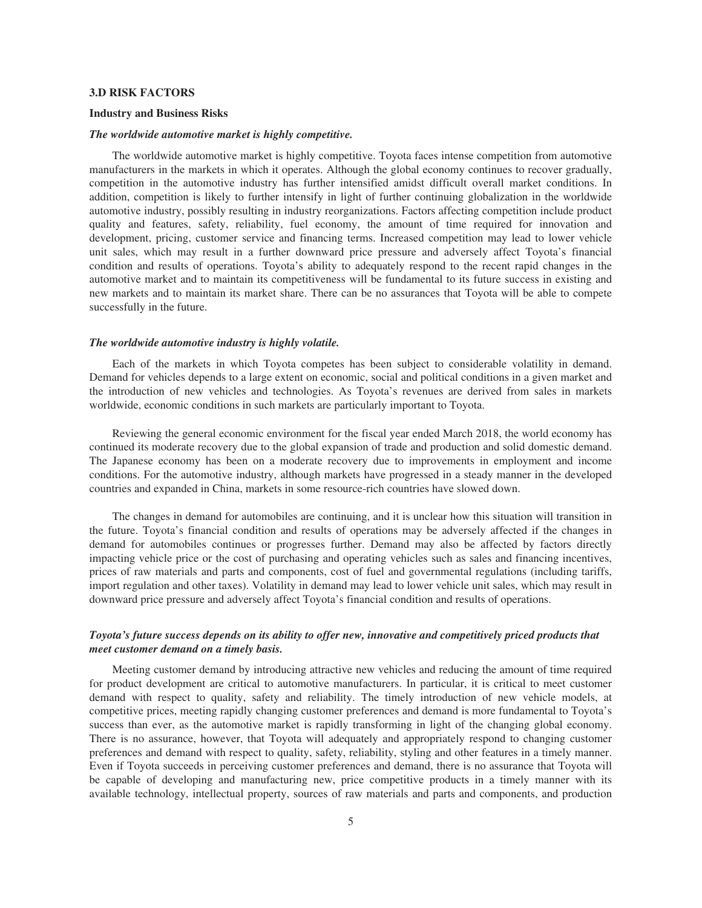### 3.D RISK FACTORS

#### Industry and Business Risks

***The worldwide automotive market is highly competitive.***

The worldwide automotive market is highly competitive. Toyota faces intense competition from automotive manufacturers in the markets in which it operates. Although the global economy continues to recover gradually, competition in the automotive industry has further intensified amidst difficult overall market conditions. In addition, competition is likely to further intensify in light of further continuing globalization in the worldwide automotive industry, possibly resulting in industry reorganizations. Factors affecting competition include product quality and features, safety, reliability, fuel economy, the amount of time required for innovation and development, pricing, customer service and financing terms. Increased competition may lead to lower vehicle unit sales, which may result in a further downward price pressure and adversely affect Toyota's financial condition and results of operations. Toyota's ability to adequately respond to the recent rapid changes in the automotive market and to maintain its competitiveness will be fundamental to its future success in existing and new markets and to maintain its market share. There can be no assurances that Toyota will be able to compete successfully in the future.

***The worldwide automotive industry is highly volatile.***

Each of the markets in which Toyota competes has been subject to considerable volatility in demand. Demand for vehicles depends to a large extent on economic, social and political conditions in a given market and the introduction of new vehicles and technologies. As Toyota's revenues are derived from sales in markets worldwide, economic conditions in such markets are particularly important to Toyota.

Reviewing the general economic environment for the fiscal year ended March 2018, the world economy has continued its moderate recovery due to the global expansion of trade and production and solid domestic demand. The Japanese economy has been on a moderate recovery due to improvements in employment and income conditions. For the automotive industry, although markets have progressed in a steady manner in the developed countries and expanded in China, markets in some resource-rich countries have slowed down.

The changes in demand for automobiles are continuing, and it is unclear how this situation will transition in the future. Toyota's financial condition and results of operations may be adversely affected if the changes in demand for automobiles continues or progresses further. Demand may also be affected by factors directly impacting vehicle price or the cost of purchasing and operating vehicles such as sales and financing incentives, prices of raw materials and parts and components, cost of fuel and governmental regulations (including tariffs, import regulation and other taxes). Volatility in demand may lead to lower vehicle unit sales, which may result in downward price pressure and adversely affect Toyota's financial condition and results of operations.

***Toyota's future success depends on its ability to offer new, innovative and competitively priced products that meet customer demand on a timely basis.***

Meeting customer demand by introducing attractive new vehicles and reducing the amount of time required for product development are critical to automotive manufacturers. In particular, it is critical to meet customer demand with respect to quality, safety and reliability. The timely introduction of new vehicle models, at competitive prices, meeting rapidly changing customer preferences and demand is more fundamental to Toyota's success than ever, as the automotive market is rapidly transforming in light of the changing global economy. There is no assurance, however, that Toyota will adequately and appropriately respond to changing customer preferences and demand with respect to quality, safety, reliability, styling and other features in a timely manner. Even if Toyota succeeds in perceiving customer preferences and demand, there is no assurance that Toyota will be capable of developing and manufacturing new, price competitive products in a timely manner with its available technology, intellectual property, sources of raw materials and parts and components, and production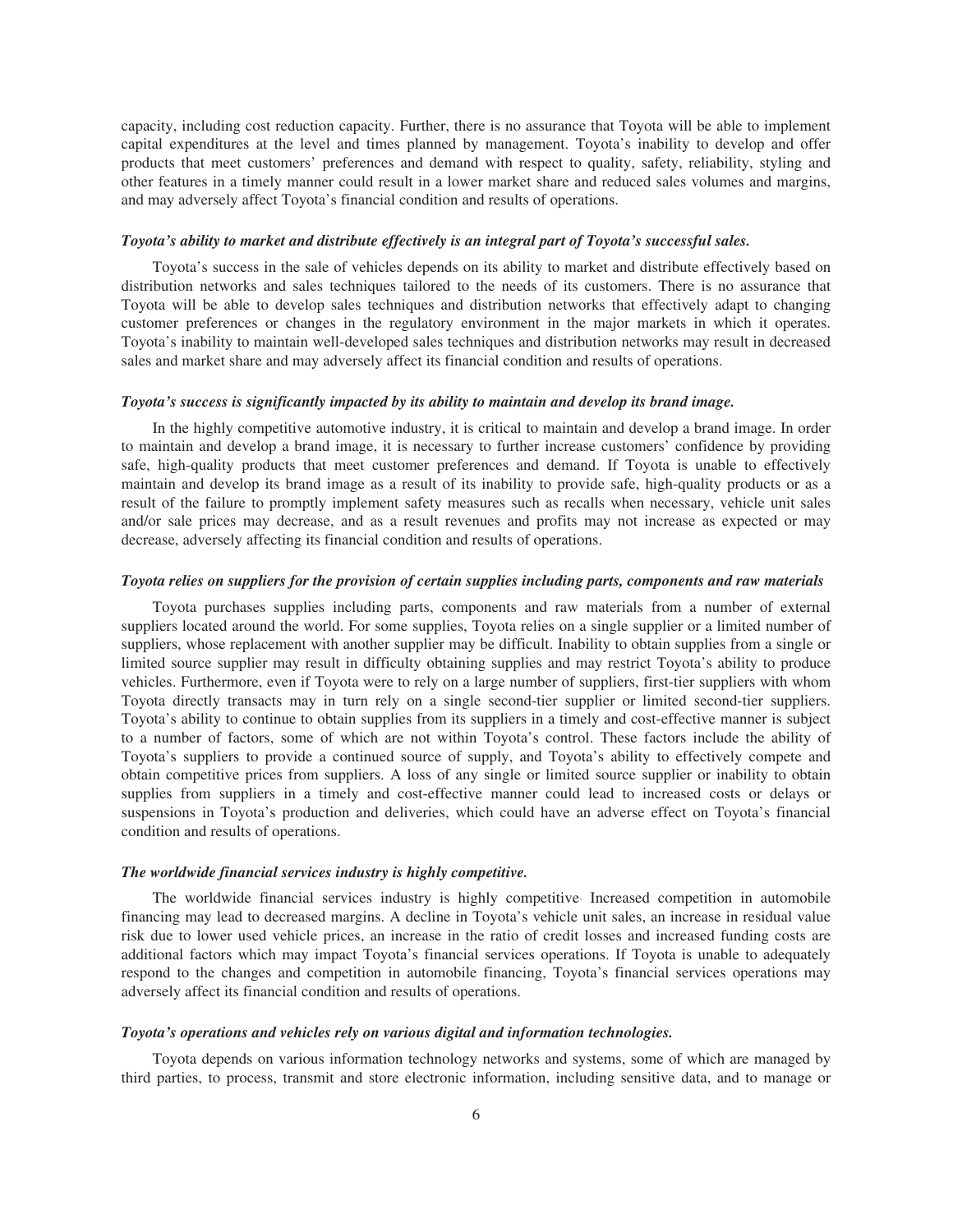capacity, including cost reduction capacity. Further, there is no assurance that Toyota will be able to implement capital expenditures at the level and times planned by management. Toyota's inability to develop and offer products that meet customers' preferences and demand with respect to quality, safety, reliability, styling and other features in a timely manner could result in a lower market share and reduced sales volumes and margins, and may adversely affect Toyota's financial condition and results of operations.

***Toyota's ability to market and distribute effectively is an integral part of Toyota's successful sales.***

Toyota's success in the sale of vehicles depends on its ability to market and distribute effectively based on distribution networks and sales techniques tailored to the needs of its customers. There is no assurance that Toyota will be able to develop sales techniques and distribution networks that effectively adapt to changing customer preferences or changes in the regulatory environment in the major markets in which it operates. Toyota's inability to maintain well-developed sales techniques and distribution networks may result in decreased sales and market share and may adversely affect its financial condition and results of operations.

***Toyota's success is significantly impacted by its ability to maintain and develop its brand image.***

In the highly competitive automotive industry, it is critical to maintain and develop a brand image. In order to maintain and develop a brand image, it is necessary to further increase customers' confidence by providing safe, high-quality products that meet customer preferences and demand. If Toyota is unable to effectively maintain and develop its brand image as a result of its inability to provide safe, high-quality products or as a result of the failure to promptly implement safety measures such as recalls when necessary, vehicle unit sales and/or sale prices may decrease, and as a result revenues and profits may not increase as expected or may decrease, adversely affecting its financial condition and results of operations.

***Toyota relies on suppliers for the provision of certain supplies including parts, components and raw materials***

Toyota purchases supplies including parts, components and raw materials from a number of external suppliers located around the world. For some supplies, Toyota relies on a single supplier or a limited number of suppliers, whose replacement with another supplier may be difficult. Inability to obtain supplies from a single or limited source supplier may result in difficulty obtaining supplies and may restrict Toyota's ability to produce vehicles. Furthermore, even if Toyota were to rely on a large number of suppliers, first-tier suppliers with whom Toyota directly transacts may in turn rely on a single second-tier supplier or limited second-tier suppliers. Toyota's ability to continue to obtain supplies from its suppliers in a timely and cost-effective manner is subject to a number of factors, some of which are not within Toyota's control. These factors include the ability of Toyota's suppliers to provide a continued source of supply, and Toyota's ability to effectively compete and obtain competitive prices from suppliers. A loss of any single or limited source supplier or inability to obtain supplies from suppliers in a timely and cost-effective manner could lead to increased costs or delays or suspensions in Toyota's production and deliveries, which could have an adverse effect on Toyota's financial condition and results of operations.

***The worldwide financial services industry is highly competitive.***

The worldwide financial services industry is highly competitive. Increased competition in automobile financing may lead to decreased margins. A decline in Toyota's vehicle unit sales, an increase in residual value risk due to lower used vehicle prices, an increase in the ratio of credit losses and increased funding costs are additional factors which may impact Toyota's financial services operations. If Toyota is unable to adequately respond to the changes and competition in automobile financing, Toyota's financial services operations may adversely affect its financial condition and results of operations.

***Toyota's operations and vehicles rely on various digital and information technologies.***

Toyota depends on various information technology networks and systems, some of which are managed by third parties, to process, transmit and store electronic information, including sensitive data, and to manage or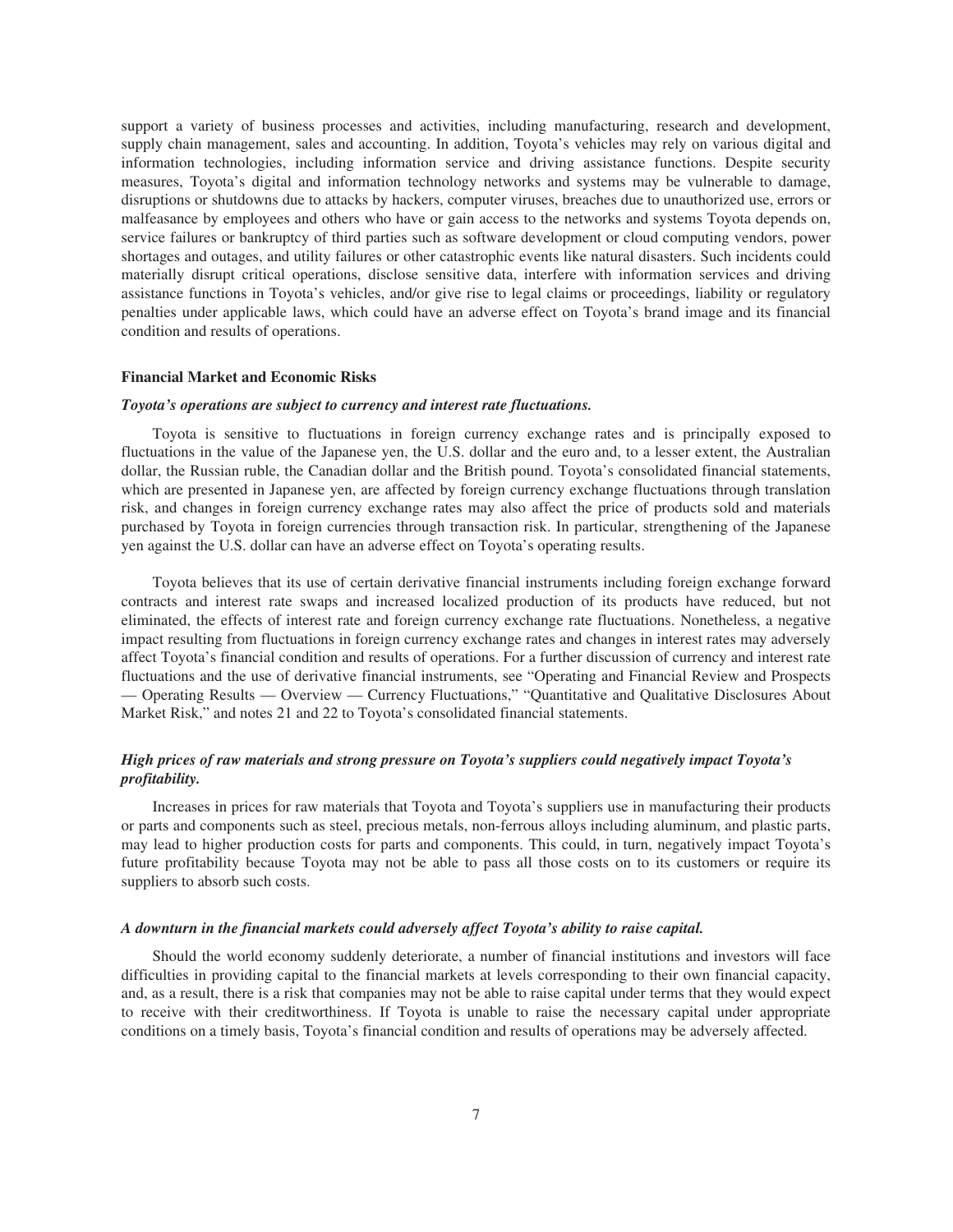support a variety of business processes and activities, including manufacturing, research and development, supply chain management, sales and accounting. In addition, Toyota's vehicles may rely on various digital and information technologies, including information service and driving assistance functions. Despite security measures, Toyota's digital and information technology networks and systems may be vulnerable to damage, disruptions or shutdowns due to attacks by hackers, computer viruses, breaches due to unauthorized use, errors or malfeasance by employees and others who have or gain access to the networks and systems Toyota depends on, service failures or bankruptcy of third parties such as software development or cloud computing vendors, power shortages and outages, and utility failures or other catastrophic events like natural disasters. Such incidents could materially disrupt critical operations, disclose sensitive data, interfere with information services and driving assistance functions in Toyota's vehicles, and/or give rise to legal claims or proceedings, liability or regulatory penalties under applicable laws, which could have an adverse effect on Toyota's brand image and its financial condition and results of operations.

### Financial Market and Economic Risks

***Toyota's operations are subject to currency and interest rate fluctuations.***

Toyota is sensitive to fluctuations in foreign currency exchange rates and is principally exposed to fluctuations in the value of the Japanese yen, the U.S. dollar and the euro and, to a lesser extent, the Australian dollar, the Russian ruble, the Canadian dollar and the British pound. Toyota's consolidated financial statements, which are presented in Japanese yen, are affected by foreign currency exchange fluctuations through translation risk, and changes in foreign currency exchange rates may also affect the price of products sold and materials purchased by Toyota in foreign currencies through transaction risk. In particular, strengthening of the Japanese yen against the U.S. dollar can have an adverse effect on Toyota's operating results.

Toyota believes that its use of certain derivative financial instruments including foreign exchange forward contracts and interest rate swaps and increased localized production of its products have reduced, but not eliminated, the effects of interest rate and foreign currency exchange rate fluctuations. Nonetheless, a negative impact resulting from fluctuations in foreign currency exchange rates and changes in interest rates may adversely affect Toyota's financial condition and results of operations. For a further discussion of currency and interest rate fluctuations and the use of derivative financial instruments, see "Operating and Financial Review and Prospects — Operating Results — Overview — Currency Fluctuations," "Quantitative and Qualitative Disclosures About Market Risk," and notes 21 and 22 to Toyota's consolidated financial statements.

***High prices of raw materials and strong pressure on Toyota's suppliers could negatively impact Toyota's profitability.***

Increases in prices for raw materials that Toyota and Toyota's suppliers use in manufacturing their products or parts and components such as steel, precious metals, non-ferrous alloys including aluminum, and plastic parts, may lead to higher production costs for parts and components. This could, in turn, negatively impact Toyota's future profitability because Toyota may not be able to pass all those costs on to its customers or require its suppliers to absorb such costs.

***A downturn in the financial markets could adversely affect Toyota's ability to raise capital.***

Should the world economy suddenly deteriorate, a number of financial institutions and investors will face difficulties in providing capital to the financial markets at levels corresponding to their own financial capacity, and, as a result, there is a risk that companies may not be able to raise capital under terms that they would expect to receive with their creditworthiness. If Toyota is unable to raise the necessary capital under appropriate conditions on a timely basis, Toyota's financial condition and results of operations may be adversely affected.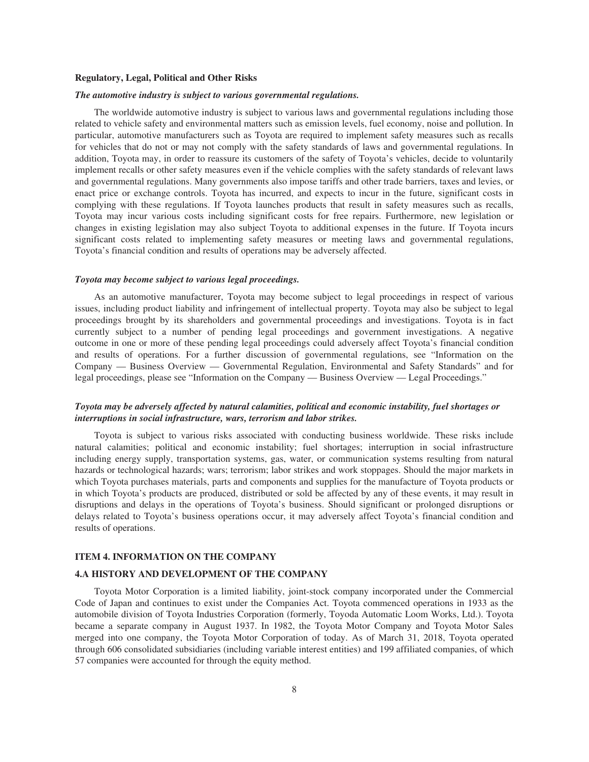## Regulatory, Legal, Political and Other Risks

***The automotive industry is subject to various governmental regulations.***

The worldwide automotive industry is subject to various laws and governmental regulations including those related to vehicle safety and environmental matters such as emission levels, fuel economy, noise and pollution. In particular, automotive manufacturers such as Toyota are required to implement safety measures such as recalls for vehicles that do not or may not comply with the safety standards of laws and governmental regulations. In addition, Toyota may, in order to reassure its customers of the safety of Toyota's vehicles, decide to voluntarily implement recalls or other safety measures even if the vehicle complies with the safety standards of relevant laws and governmental regulations. Many governments also impose tariffs and other trade barriers, taxes and levies, or enact price or exchange controls. Toyota has incurred, and expects to incur in the future, significant costs in complying with these regulations. If Toyota launches products that result in safety measures such as recalls, Toyota may incur various costs including significant costs for free repairs. Furthermore, new legislation or changes in existing legislation may also subject Toyota to additional expenses in the future. If Toyota incurs significant costs related to implementing safety measures or meeting laws and governmental regulations, Toyota's financial condition and results of operations may be adversely affected.

***Toyota may become subject to various legal proceedings.***

As an automotive manufacturer, Toyota may become subject to legal proceedings in respect of various issues, including product liability and infringement of intellectual property. Toyota may also be subject to legal proceedings brought by its shareholders and governmental proceedings and investigations. Toyota is in fact currently subject to a number of pending legal proceedings and government investigations. A negative outcome in one or more of these pending legal proceedings could adversely affect Toyota's financial condition and results of operations. For a further discussion of governmental regulations, see "Information on the Company — Business Overview — Governmental Regulation, Environmental and Safety Standards" and for legal proceedings, please see "Information on the Company — Business Overview — Legal Proceedings."

***Toyota may be adversely affected by natural calamities, political and economic instability, fuel shortages or interruptions in social infrastructure, wars, terrorism and labor strikes.***

Toyota is subject to various risks associated with conducting business worldwide. These risks include natural calamities; political and economic instability; fuel shortages; interruption in social infrastructure including energy supply, transportation systems, gas, water, or communication systems resulting from natural hazards or technological hazards; wars; terrorism; labor strikes and work stoppages. Should the major markets in which Toyota purchases materials, parts and components and supplies for the manufacture of Toyota products or in which Toyota's products are produced, distributed or sold be affected by any of these events, it may result in disruptions and delays in the operations of Toyota's business. Should significant or prolonged disruptions or delays related to Toyota's business operations occur, it may adversely affect Toyota's financial condition and results of operations.

# ITEM 4. INFORMATION ON THE COMPANY

## 4.A HISTORY AND DEVELOPMENT OF THE COMPANY

Toyota Motor Corporation is a limited liability, joint-stock company incorporated under the Commercial Code of Japan and continues to exist under the Companies Act. Toyota commenced operations in 1933 as the automobile division of Toyota Industries Corporation (formerly, Toyoda Automatic Loom Works, Ltd.). Toyota became a separate company in August 1937. In 1982, the Toyota Motor Company and Toyota Motor Sales merged into one company, the Toyota Motor Corporation of today. As of March 31, 2018, Toyota operated through 606 consolidated subsidiaries (including variable interest entities) and 199 affiliated companies, of which 57 companies were accounted for through the equity method.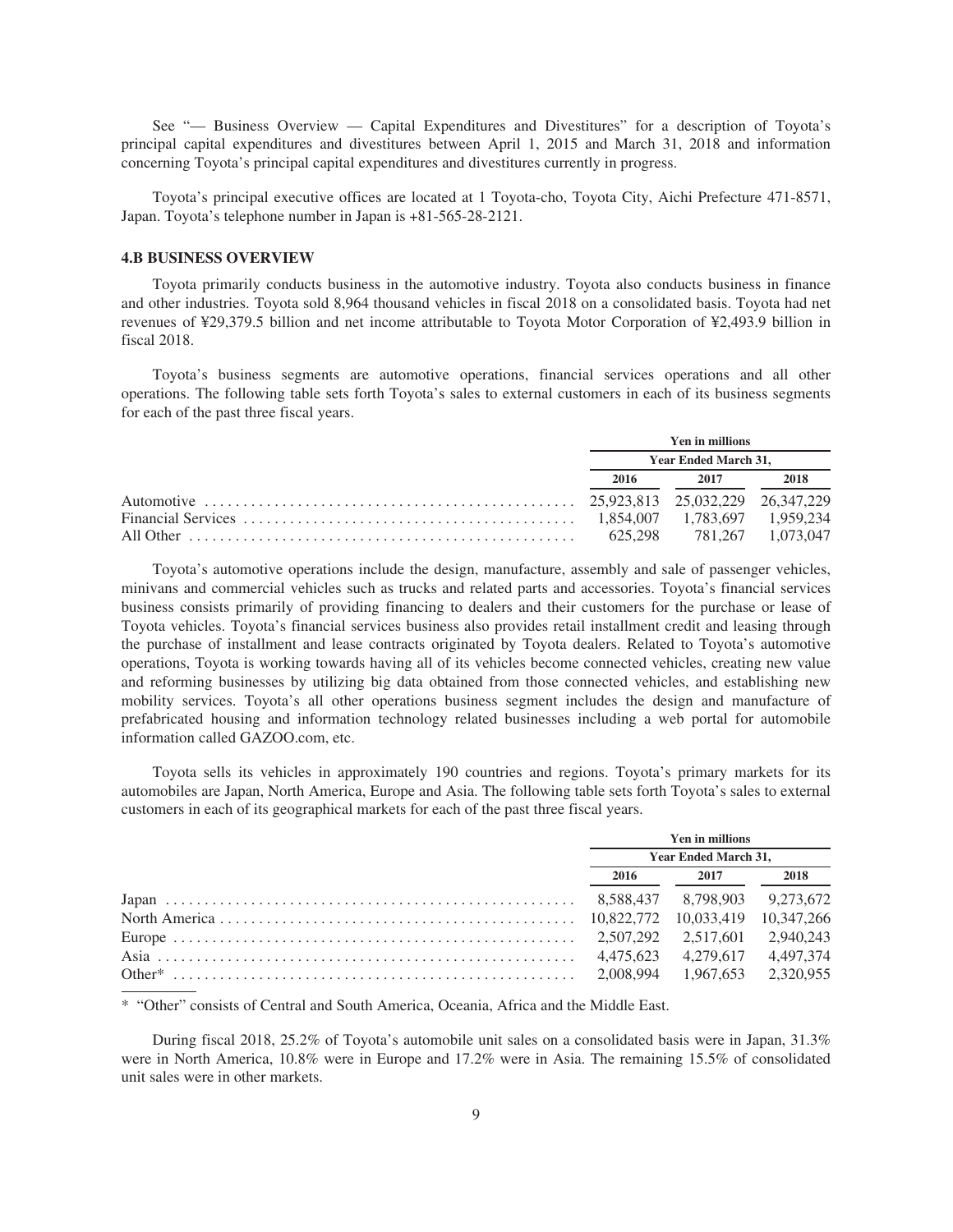See "— Business Overview — Capital Expenditures and Divestitures" for a description of Toyota's principal capital expenditures and divestitures between April 1, 2015 and March 31, 2018 and information concerning Toyota's principal capital expenditures and divestitures currently in progress.

Toyota's principal executive offices are located at 1 Toyota-cho, Toyota City, Aichi Prefecture 471-8571, Japan. Toyota's telephone number in Japan is +81-565-28-2121.

### 4.B BUSINESS OVERVIEW

Toyota primarily conducts business in the automotive industry. Toyota also conducts business in finance and other industries. Toyota sold 8,964 thousand vehicles in fiscal 2018 on a consolidated basis. Toyota had net revenues of ¥29,379.5 billion and net income attributable to Toyota Motor Corporation of ¥2,493.9 billion in fiscal 2018.

Toyota's business segments are automotive operations, financial services operations and all other operations. The following table sets forth Toyota's sales to external customers in each of its business segments for each of the past three fiscal years.

| | Yen in millions | | |
|---|---|---|---|
| | Year Ended March 31, | | |
| | 2016 | 2017 | 2018 |
| Automotive | 25,923,813 | 25,032,229 | 26,347,229 |
| Financial Services | 1,854,007 | 1,783,697 | 1,959,234 |
| All Other | 625,298 | 781,267 | 1,073,047 |

Toyota's automotive operations include the design, manufacture, assembly and sale of passenger vehicles, minivans and commercial vehicles such as trucks and related parts and accessories. Toyota's financial services business consists primarily of providing financing to dealers and their customers for the purchase or lease of Toyota vehicles. Toyota's financial services business also provides retail installment credit and leasing through the purchase of installment and lease contracts originated by Toyota dealers. Related to Toyota's automotive operations, Toyota is working towards having all of its vehicles become connected vehicles, creating new value and reforming businesses by utilizing big data obtained from those connected vehicles, and establishing new mobility services. Toyota's all other operations business segment includes the design and manufacture of prefabricated housing and information technology related businesses including a web portal for automobile information called GAZOO.com, etc.

Toyota sells its vehicles in approximately 190 countries and regions. Toyota's primary markets for its automobiles are Japan, North America, Europe and Asia. The following table sets forth Toyota's sales to external customers in each of its geographical markets for each of the past three fiscal years.

| | Yen in millions | | |
|---|---|---|---|
| | Year Ended March 31, | | |
| | 2016 | 2017 | 2018 |
| Japan | 8,588,437 | 8,798,903 | 9,273,672 |
| North America | 10,822,772 | 10,033,419 | 10,347,266 |
| Europe | 2,507,292 | 2,517,601 | 2,940,243 |
| Asia | 4,475,623 | 4,279,617 | 4,497,374 |
| Other* | 2,008,994 | 1,967,653 | 2,320,955 |

\* "Other" consists of Central and South America, Oceania, Africa and the Middle East.

During fiscal 2018, 25.2% of Toyota's automobile unit sales on a consolidated basis were in Japan, 31.3% were in North America, 10.8% were in Europe and 17.2% were in Asia. The remaining 15.5% of consolidated unit sales were in other markets.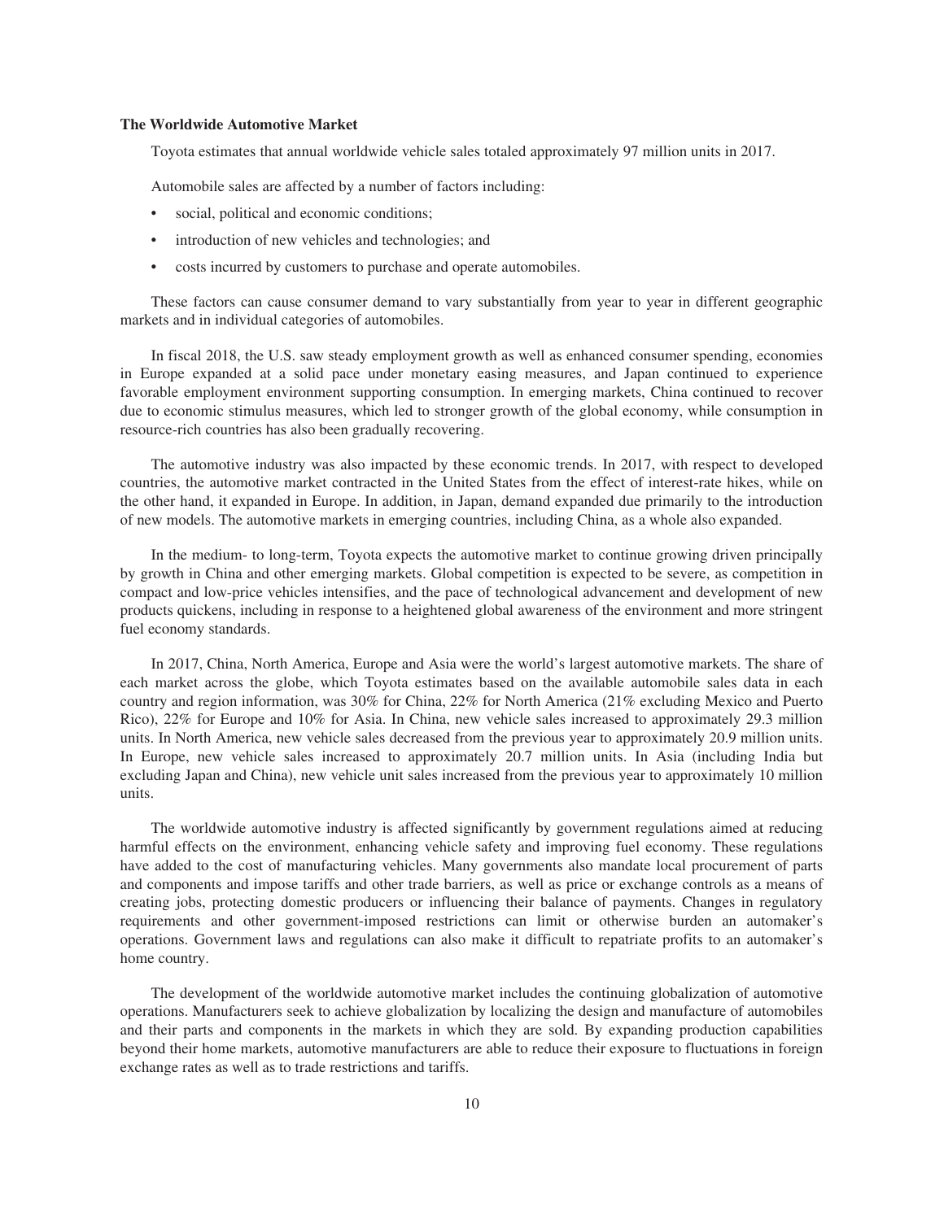**The Worldwide Automotive Market**

Toyota estimates that annual worldwide vehicle sales totaled approximately 97 million units in 2017.

Automobile sales are affected by a number of factors including:

- social, political and economic conditions;
- introduction of new vehicles and technologies; and
- costs incurred by customers to purchase and operate automobiles.

These factors can cause consumer demand to vary substantially from year to year in different geographic markets and in individual categories of automobiles.

In fiscal 2018, the U.S. saw steady employment growth as well as enhanced consumer spending, economies in Europe expanded at a solid pace under monetary easing measures, and Japan continued to experience favorable employment environment supporting consumption. In emerging markets, China continued to recover due to economic stimulus measures, which led to stronger growth of the global economy, while consumption in resource-rich countries has also been gradually recovering.

The automotive industry was also impacted by these economic trends. In 2017, with respect to developed countries, the automotive market contracted in the United States from the effect of interest-rate hikes, while on the other hand, it expanded in Europe. In addition, in Japan, demand expanded due primarily to the introduction of new models. The automotive markets in emerging countries, including China, as a whole also expanded.

In the medium- to long-term, Toyota expects the automotive market to continue growing driven principally by growth in China and other emerging markets. Global competition is expected to be severe, as competition in compact and low-price vehicles intensifies, and the pace of technological advancement and development of new products quickens, including in response to a heightened global awareness of the environment and more stringent fuel economy standards.

In 2017, China, North America, Europe and Asia were the world's largest automotive markets. The share of each market across the globe, which Toyota estimates based on the available automobile sales data in each country and region information, was 30% for China, 22% for North America (21% excluding Mexico and Puerto Rico), 22% for Europe and 10% for Asia. In China, new vehicle sales increased to approximately 29.3 million units. In North America, new vehicle sales decreased from the previous year to approximately 20.9 million units. In Europe, new vehicle sales increased to approximately 20.7 million units. In Asia (including India but excluding Japan and China), new vehicle unit sales increased from the previous year to approximately 10 million units.

The worldwide automotive industry is affected significantly by government regulations aimed at reducing harmful effects on the environment, enhancing vehicle safety and improving fuel economy. These regulations have added to the cost of manufacturing vehicles. Many governments also mandate local procurement of parts and components and impose tariffs and other trade barriers, as well as price or exchange controls as a means of creating jobs, protecting domestic producers or influencing their balance of payments. Changes in regulatory requirements and other government-imposed restrictions can limit or otherwise burden an automaker's operations. Government laws and regulations can also make it difficult to repatriate profits to an automaker's home country.

The development of the worldwide automotive market includes the continuing globalization of automotive operations. Manufacturers seek to achieve globalization by localizing the design and manufacture of automobiles and their parts and components in the markets in which they are sold. By expanding production capabilities beyond their home markets, automotive manufacturers are able to reduce their exposure to fluctuations in foreign exchange rates as well as to trade restrictions and tariffs.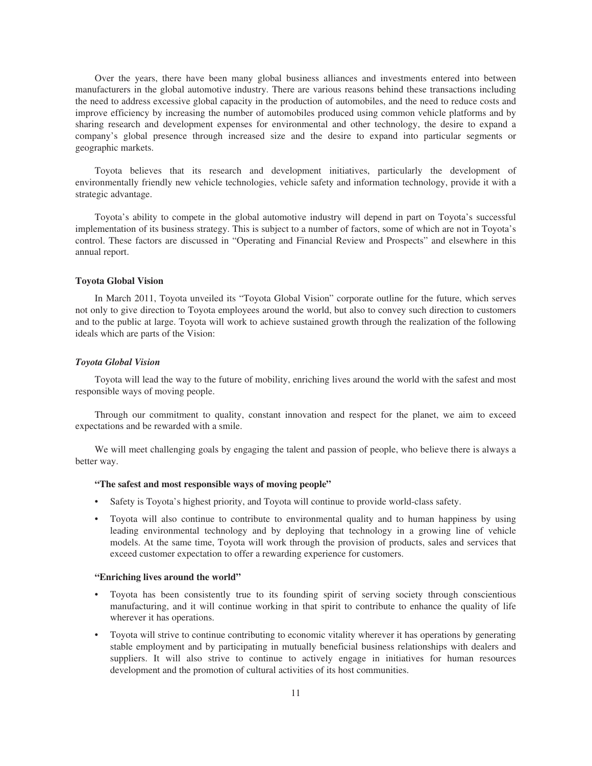Over the years, there have been many global business alliances and investments entered into between manufacturers in the global automotive industry. There are various reasons behind these transactions including the need to address excessive global capacity in the production of automobiles, and the need to reduce costs and improve efficiency by increasing the number of automobiles produced using common vehicle platforms and by sharing research and development expenses for environmental and other technology, the desire to expand a company's global presence through increased size and the desire to expand into particular segments or geographic markets.

Toyota believes that its research and development initiatives, particularly the development of environmentally friendly new vehicle technologies, vehicle safety and information technology, provide it with a strategic advantage.

Toyota's ability to compete in the global automotive industry will depend in part on Toyota's successful implementation of its business strategy. This is subject to a number of factors, some of which are not in Toyota's control. These factors are discussed in "Operating and Financial Review and Prospects" and elsewhere in this annual report.

**Toyota Global Vision**

In March 2011, Toyota unveiled its "Toyota Global Vision" corporate outline for the future, which serves not only to give direction to Toyota employees around the world, but also to convey such direction to customers and to the public at large. Toyota will work to achieve sustained growth through the realization of the following ideals which are parts of the Vision:

***Toyota Global Vision***

Toyota will lead the way to the future of mobility, enriching lives around the world with the safest and most responsible ways of moving people.

Through our commitment to quality, constant innovation and respect for the planet, we aim to exceed expectations and be rewarded with a smile.

We will meet challenging goals by engaging the talent and passion of people, who believe there is always a better way.

**"The safest and most responsible ways of moving people"**

- Safety is Toyota's highest priority, and Toyota will continue to provide world-class safety.
- Toyota will also continue to contribute to environmental quality and to human happiness by using leading environmental technology and by deploying that technology in a growing line of vehicle models. At the same time, Toyota will work through the provision of products, sales and services that exceed customer expectation to offer a rewarding experience for customers.

**"Enriching lives around the world"**

- Toyota has been consistently true to its founding spirit of serving society through conscientious manufacturing, and it will continue working in that spirit to contribute to enhance the quality of life wherever it has operations.
- Toyota will strive to continue contributing to economic vitality wherever it has operations by generating stable employment and by participating in mutually beneficial business relationships with dealers and suppliers. It will also strive to continue to actively engage in initiatives for human resources development and the promotion of cultural activities of its host communities.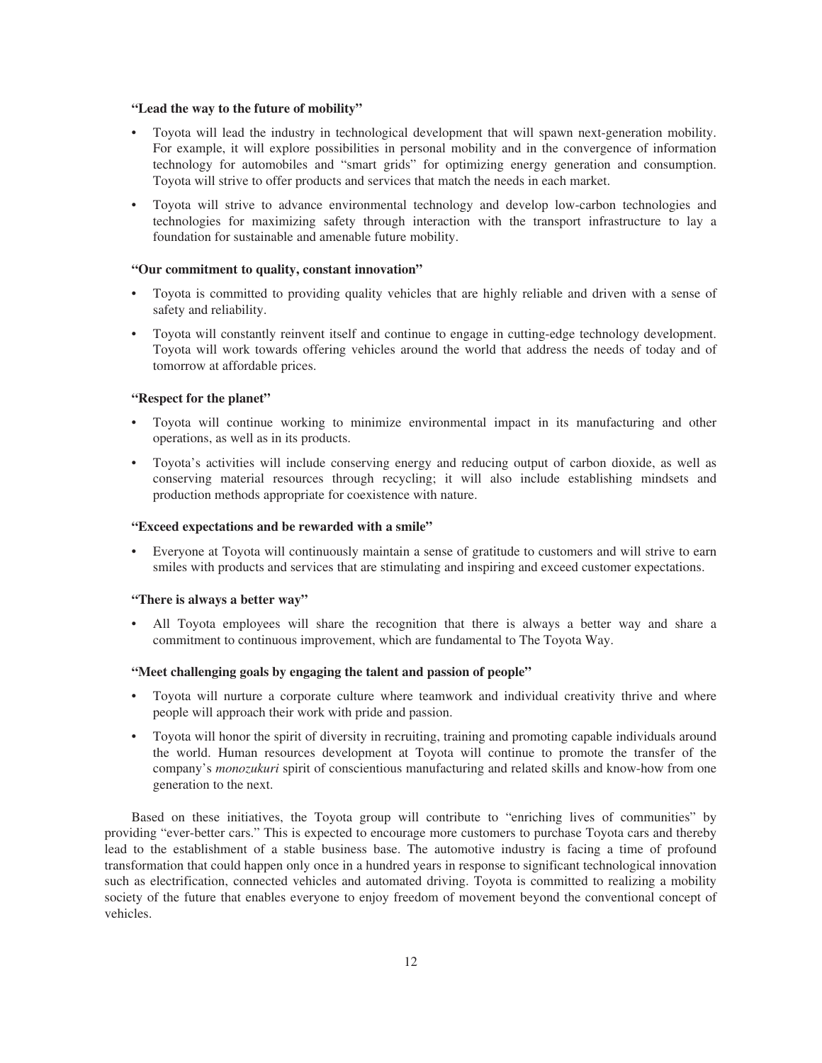**"Lead the way to the future of mobility"**

- Toyota will lead the industry in technological development that will spawn next-generation mobility. For example, it will explore possibilities in personal mobility and in the convergence of information technology for automobiles and "smart grids" for optimizing energy generation and consumption. Toyota will strive to offer products and services that match the needs in each market.
- Toyota will strive to advance environmental technology and develop low-carbon technologies and technologies for maximizing safety through interaction with the transport infrastructure to lay a foundation for sustainable and amenable future mobility.

**"Our commitment to quality, constant innovation"**

- Toyota is committed to providing quality vehicles that are highly reliable and driven with a sense of safety and reliability.
- Toyota will constantly reinvent itself and continue to engage in cutting-edge technology development. Toyota will work towards offering vehicles around the world that address the needs of today and of tomorrow at affordable prices.

**"Respect for the planet"**

- Toyota will continue working to minimize environmental impact in its manufacturing and other operations, as well as in its products.
- Toyota's activities will include conserving energy and reducing output of carbon dioxide, as well as conserving material resources through recycling; it will also include establishing mindsets and production methods appropriate for coexistence with nature.

**"Exceed expectations and be rewarded with a smile"**

- Everyone at Toyota will continuously maintain a sense of gratitude to customers and will strive to earn smiles with products and services that are stimulating and inspiring and exceed customer expectations.

**"There is always a better way"**

- All Toyota employees will share the recognition that there is always a better way and share a commitment to continuous improvement, which are fundamental to The Toyota Way.

**"Meet challenging goals by engaging the talent and passion of people"**

- Toyota will nurture a corporate culture where teamwork and individual creativity thrive and where people will approach their work with pride and passion.
- Toyota will honor the spirit of diversity in recruiting, training and promoting capable individuals around the world. Human resources development at Toyota will continue to promote the transfer of the company's *monozukuri* spirit of conscientious manufacturing and related skills and know-how from one generation to the next.

Based on these initiatives, the Toyota group will contribute to "enriching lives of communities" by providing "ever-better cars." This is expected to encourage more customers to purchase Toyota cars and thereby lead to the establishment of a stable business base. The automotive industry is facing a time of profound transformation that could happen only once in a hundred years in response to significant technological innovation such as electrification, connected vehicles and automated driving. Toyota is committed to realizing a mobility society of the future that enables everyone to enjoy freedom of movement beyond the conventional concept of vehicles.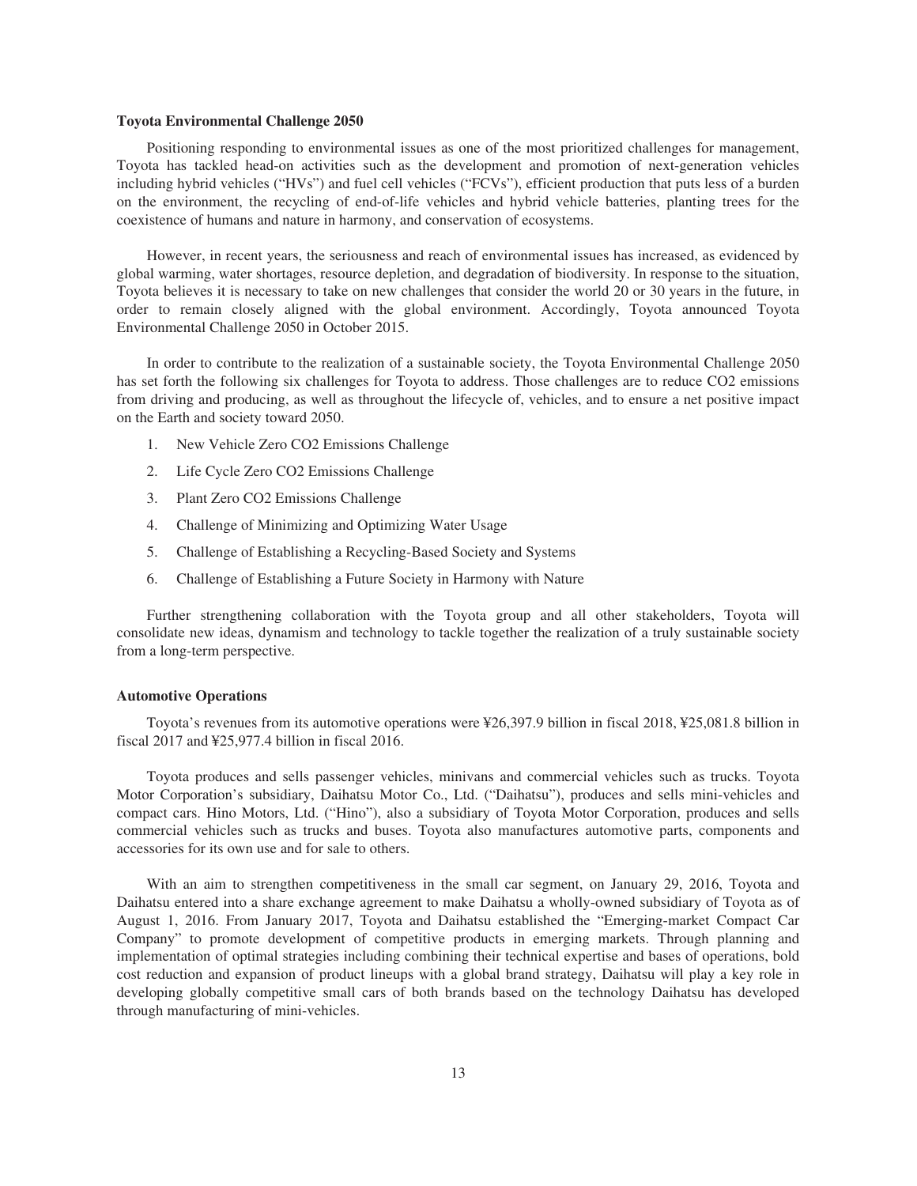**Toyota Environmental Challenge 2050**

Positioning responding to environmental issues as one of the most prioritized challenges for management, Toyota has tackled head-on activities such as the development and promotion of next-generation vehicles including hybrid vehicles ("HVs") and fuel cell vehicles ("FCVs"), efficient production that puts less of a burden on the environment, the recycling of end-of-life vehicles and hybrid vehicle batteries, planting trees for the coexistence of humans and nature in harmony, and conservation of ecosystems.

However, in recent years, the seriousness and reach of environmental issues has increased, as evidenced by global warming, water shortages, resource depletion, and degradation of biodiversity. In response to the situation, Toyota believes it is necessary to take on new challenges that consider the world 20 or 30 years in the future, in order to remain closely aligned with the global environment. Accordingly, Toyota announced Toyota Environmental Challenge 2050 in October 2015.

In order to contribute to the realization of a sustainable society, the Toyota Environmental Challenge 2050 has set forth the following six challenges for Toyota to address. Those challenges are to reduce $CO_2$ emissions from driving and producing, as well as throughout the lifecycle of, vehicles, and to ensure a net positive impact on the Earth and society toward 2050.

1. New Vehicle Zero $CO_2$ Emissions Challenge
2. Life Cycle Zero $CO_2$ Emissions Challenge
3. Plant Zero $CO_2$ Emissions Challenge
4. Challenge of Minimizing and Optimizing Water Usage
5. Challenge of Establishing a Recycling-Based Society and Systems
6. Challenge of Establishing a Future Society in Harmony with Nature

Further strengthening collaboration with the Toyota group and all other stakeholders, Toyota will consolidate new ideas, dynamism and technology to tackle together the realization of a truly sustainable society from a long-term perspective.

**Automotive Operations**

Toyota's revenues from its automotive operations were ¥26,397.9 billion in fiscal 2018, ¥25,081.8 billion in fiscal 2017 and ¥25,977.4 billion in fiscal 2016.

Toyota produces and sells passenger vehicles, minivans and commercial vehicles such as trucks. Toyota Motor Corporation's subsidiary, Daihatsu Motor Co., Ltd. ("Daihatsu"), produces and sells mini-vehicles and compact cars. Hino Motors, Ltd. ("Hino"), also a subsidiary of Toyota Motor Corporation, produces and sells commercial vehicles such as trucks and buses. Toyota also manufactures automotive parts, components and accessories for its own use and for sale to others.

With an aim to strengthen competitiveness in the small car segment, on January 29, 2016, Toyota and Daihatsu entered into a share exchange agreement to make Daihatsu a wholly-owned subsidiary of Toyota as of August 1, 2016. From January 2017, Toyota and Daihatsu established the "Emerging-market Compact Car Company" to promote development of competitive products in emerging markets. Through planning and implementation of optimal strategies including combining their technical expertise and bases of operations, bold cost reduction and expansion of product lineups with a global brand strategy, Daihatsu will play a key role in developing globally competitive small cars of both brands based on the technology Daihatsu has developed through manufacturing of mini-vehicles.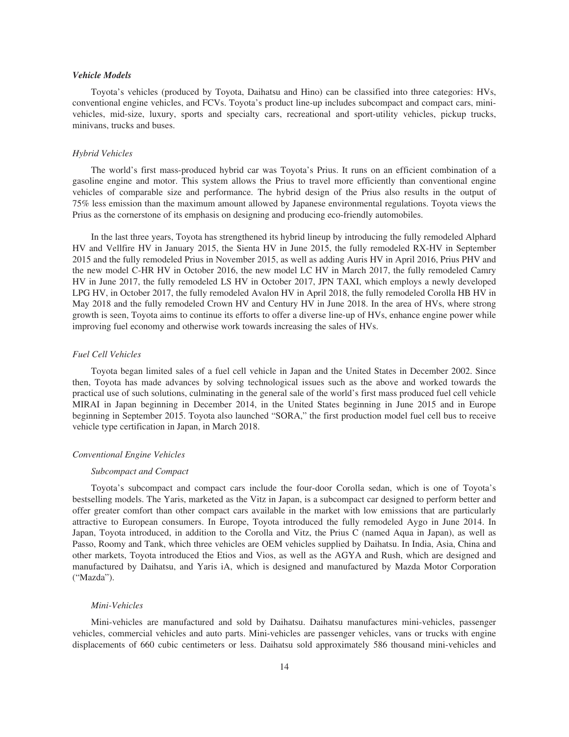### *Vehicle Models*

Toyota's vehicles (produced by Toyota, Daihatsu and Hino) can be classified into three categories: HVs, conventional engine vehicles, and FCVs. Toyota's product line-up includes subcompact and compact cars, mini-vehicles, mid-size, luxury, sports and specialty cars, recreational and sport-utility vehicles, pickup trucks, minivans, trucks and buses.

#### *Hybrid Vehicles*

The world's first mass-produced hybrid car was Toyota's Prius. It runs on an efficient combination of a gasoline engine and motor. This system allows the Prius to travel more efficiently than conventional engine vehicles of comparable size and performance. The hybrid design of the Prius also results in the output of 75% less emission than the maximum amount allowed by Japanese environmental regulations. Toyota views the Prius as the cornerstone of its emphasis on designing and producing eco-friendly automobiles.

In the last three years, Toyota has strengthened its hybrid lineup by introducing the fully remodeled Alphard HV and Vellfire HV in January 2015, the Sienta HV in June 2015, the fully remodeled RX-HV in September 2015 and the fully remodeled Prius in November 2015, as well as adding Auris HV in April 2016, Prius PHV and the new model C-HR HV in October 2016, the new model LC HV in March 2017, the fully remodeled Camry HV in June 2017, the fully remodeled LS HV in October 2017, JPN TAXI, which employs a newly developed LPG HV, in October 2017, the fully remodeled Avalon HV in April 2018, the fully remodeled Corolla HB HV in May 2018 and the fully remodeled Crown HV and Century HV in June 2018. In the area of HVs, where strong growth is seen, Toyota aims to continue its efforts to offer a diverse line-up of HVs, enhance engine power while improving fuel economy and otherwise work towards increasing the sales of HVs.

#### *Fuel Cell Vehicles*

Toyota began limited sales of a fuel cell vehicle in Japan and the United States in December 2002. Since then, Toyota has made advances by solving technological issues such as the above and worked towards the practical use of such solutions, culminating in the general sale of the world's first mass produced fuel cell vehicle MIRAI in Japan beginning in December 2014, in the United States beginning in June 2015 and in Europe beginning in September 2015. Toyota also launched "SORA," the first production model fuel cell bus to receive vehicle type certification in Japan, in March 2018.

#### *Conventional Engine Vehicles*

##### *Subcompact and Compact*

Toyota's subcompact and compact cars include the four-door Corolla sedan, which is one of Toyota's bestselling models. The Yaris, marketed as the Vitz in Japan, is a subcompact car designed to perform better and offer greater comfort than other compact cars available in the market with low emissions that are particularly attractive to European consumers. In Europe, Toyota introduced the fully remodeled Aygo in June 2014. In Japan, Toyota introduced, in addition to the Corolla and Vitz, the Prius C (named Aqua in Japan), as well as Passo, Roomy and Tank, which three vehicles are OEM vehicles supplied by Daihatsu. In India, Asia, China and other markets, Toyota introduced the Etios and Vios, as well as the AGYA and Rush, which are designed and manufactured by Daihatsu, and Yaris iA, which is designed and manufactured by Mazda Motor Corporation ("Mazda").

##### *Mini-Vehicles*

Mini-vehicles are manufactured and sold by Daihatsu. Daihatsu manufactures mini-vehicles, passenger vehicles, commercial vehicles and auto parts. Mini-vehicles are passenger vehicles, vans or trucks with engine displacements of 660 cubic centimeters or less. Daihatsu sold approximately 586 thousand mini-vehicles and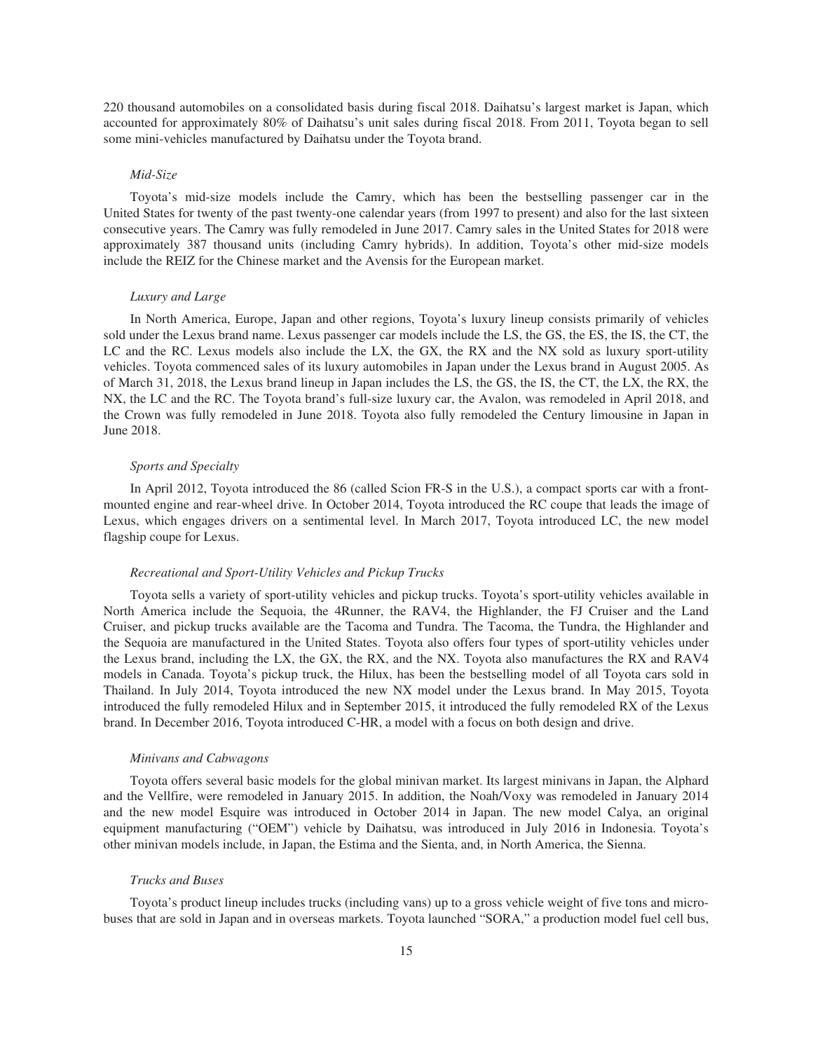220 thousand automobiles on a consolidated basis during fiscal 2018. Daihatsu's largest market is Japan, which accounted for approximately 80% of Daihatsu's unit sales during fiscal 2018. From 2011, Toyota began to sell some mini-vehicles manufactured by Daihatsu under the Toyota brand.

*Mid-Size*

Toyota's mid-size models include the Camry, which has been the bestselling passenger car in the United States for twenty of the past twenty-one calendar years (from 1997 to present) and also for the last sixteen consecutive years. The Camry was fully remodeled in June 2017. Camry sales in the United States for 2018 were approximately 387 thousand units (including Camry hybrids). In addition, Toyota's other mid-size models include the REIZ for the Chinese market and the Avensis for the European market.

*Luxury and Large*

In North America, Europe, Japan and other regions, Toyota's luxury lineup consists primarily of vehicles sold under the Lexus brand name. Lexus passenger car models include the LS, the GS, the ES, the IS, the CT, the LC and the RC. Lexus models also include the LX, the GX, the RX and the NX sold as luxury sport-utility vehicles. Toyota commenced sales of its luxury automobiles in Japan under the Lexus brand in August 2005. As of March 31, 2018, the Lexus brand lineup in Japan includes the LS, the GS, the IS, the CT, the LX, the RX, the NX, the LC and the RC. The Toyota brand's full-size luxury car, the Avalon, was remodeled in April 2018, and the Crown was fully remodeled in June 2018. Toyota also fully remodeled the Century limousine in Japan in June 2018.

*Sports and Specialty*

In April 2012, Toyota introduced the 86 (called Scion FR-S in the U.S.), a compact sports car with a front-mounted engine and rear-wheel drive. In October 2014, Toyota introduced the RC coupe that leads the image of Lexus, which engages drivers on a sentimental level. In March 2017, Toyota introduced LC, the new model flagship coupe for Lexus.

*Recreational and Sport-Utility Vehicles and Pickup Trucks*

Toyota sells a variety of sport-utility vehicles and pickup trucks. Toyota's sport-utility vehicles available in North America include the Sequoia, the 4Runner, the RAV4, the Highlander, the FJ Cruiser and the Land Cruiser, and pickup trucks available are the Tacoma and Tundra. The Tacoma, the Tundra, the Highlander and the Sequoia are manufactured in the United States. Toyota also offers four types of sport-utility vehicles under the Lexus brand, including the LX, the GX, the RX, and the NX. Toyota also manufactures the RX and RAV4 models in Canada. Toyota's pickup truck, the Hilux, has been the bestselling model of all Toyota cars sold in Thailand. In July 2014, Toyota introduced the new NX model under the Lexus brand. In May 2015, Toyota introduced the fully remodeled Hilux and in September 2015, it introduced the fully remodeled RX of the Lexus brand. In December 2016, Toyota introduced C-HR, a model with a focus on both design and drive.

*Minivans and Cabwagons*

Toyota offers several basic models for the global minivan market. Its largest minivans in Japan, the Alphard and the Vellfire, were remodeled in January 2015. In addition, the Noah/Voxy was remodeled in January 2014 and the new model Esquire was introduced in October 2014 in Japan. The new model Calya, an original equipment manufacturing ("OEM") vehicle by Daihatsu, was introduced in July 2016 in Indonesia. Toyota's other minivan models include, in Japan, the Estima and the Sienta, and, in North America, the Sienna.

*Trucks and Buses*

Toyota's product lineup includes trucks (including vans) up to a gross vehicle weight of five tons and micro-buses that are sold in Japan and in overseas markets. Toyota launched "SORA," a production model fuel cell bus,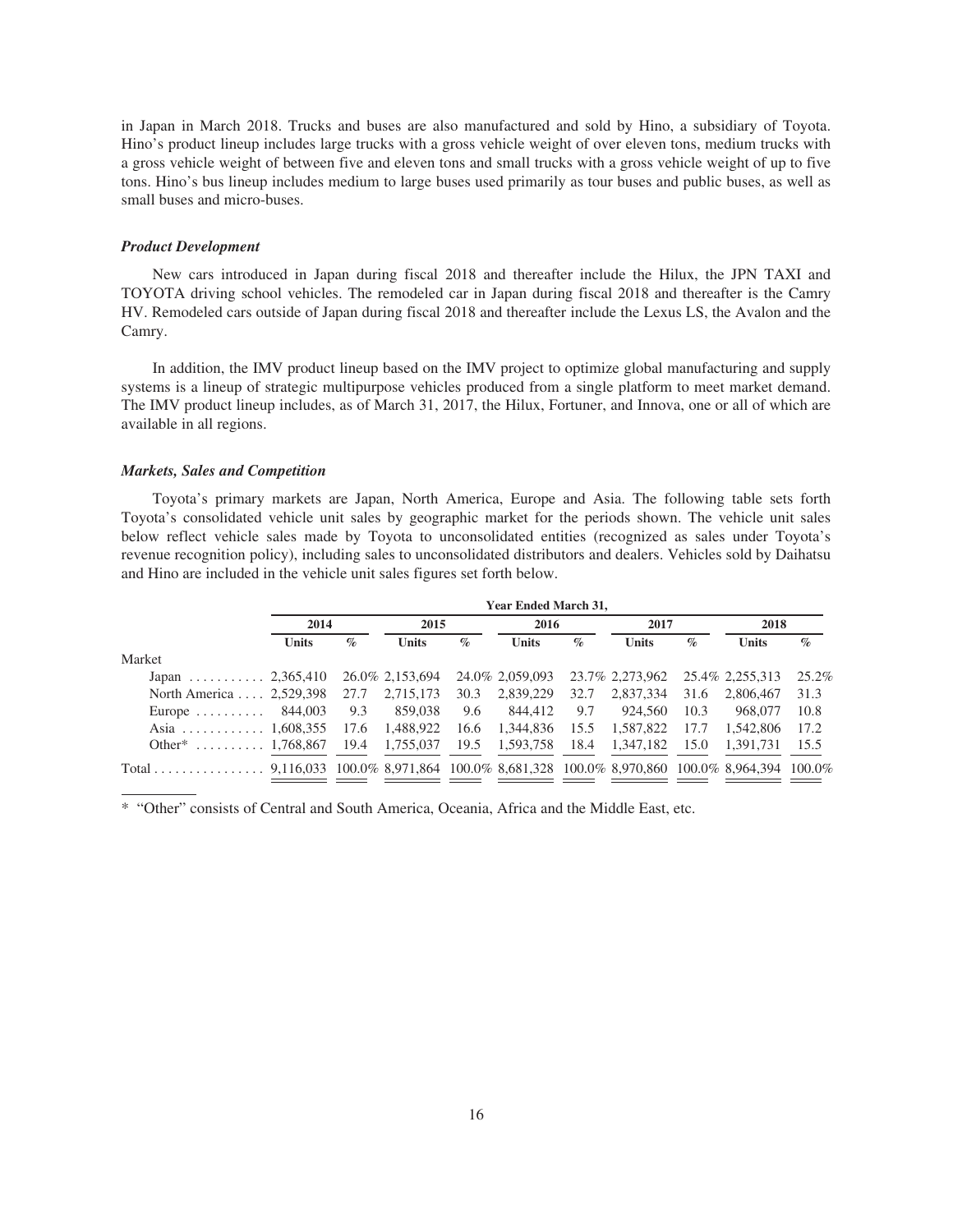in Japan in March 2018. Trucks and buses are also manufactured and sold by Hino, a subsidiary of Toyota. Hino's product lineup includes large trucks with a gross vehicle weight of over eleven tons, medium trucks with a gross vehicle weight of between five and eleven tons and small trucks with a gross vehicle weight of up to five tons. Hino's bus lineup includes medium to large buses used primarily as tour buses and public buses, as well as small buses and micro-buses.

***Product Development***

New cars introduced in Japan during fiscal 2018 and thereafter include the Hilux, the JPN TAXI and TOYOTA driving school vehicles. The remodeled car in Japan during fiscal 2018 and thereafter is the Camry HV. Remodeled cars outside of Japan during fiscal 2018 and thereafter include the Lexus LS, the Avalon and the Camry.

In addition, the IMV product lineup based on the IMV project to optimize global manufacturing and supply systems is a lineup of strategic multipurpose vehicles produced from a single platform to meet market demand. The IMV product lineup includes, as of March 31, 2017, the Hilux, Fortuner, and Innova, one or all of which are available in all regions.

***Markets, Sales and Competition***

Toyota's primary markets are Japan, North America, Europe and Asia. The following table sets forth Toyota's consolidated vehicle unit sales by geographic market for the periods shown. The vehicle unit sales below reflect vehicle sales made by Toyota to unconsolidated entities (recognized as sales under Toyota's revenue recognition policy), including sales to unconsolidated distributors and dealers. Vehicles sold by Daihatsu and Hino are included in the vehicle unit sales figures set forth below.

| | Year Ended March 31, | | | | | | | | | |
|---|---|---|---|---|---|---|---|---|---|---|
| | 2014 | | 2015 | | 2016 | | 2017 | | 2018 | |
| | Units | % | Units | % | Units | % | Units | % | Units | % |
| Market | | | | | | | | | | |
| Japan | 2,365,410 | 26.0% | 2,153,694 | 24.0% | 2,059,093 | 23.7% | 2,273,962 | 25.4% | 2,255,313 | 25.2% |
| North America | 2,529,398 | 27.7 | 2,715,173 | 30.3 | 2,839,229 | 32.7 | 2,837,334 | 31.6 | 2,806,467 | 31.3 |
| Europe | 844,003 | 9.3 | 859,038 | 9.6 | 844,412 | 9.7 | 924,560 | 10.3 | 968,077 | 10.8 |
| Asia | 1,608,355 | 17.6 | 1,488,922 | 16.6 | 1,344,836 | 15.5 | 1,587,822 | 17.7 | 1,542,806 | 17.2 |
| Other* | 1,768,867 | 19.4 | 1,755,037 | 19.5 | 1,593,758 | 18.4 | 1,347,182 | 15.0 | 1,391,731 | 15.5 |
| Total | 9,116,033 | 100.0% | 8,971,864 | 100.0% | 8,681,328 | 100.0% | 8,970,860 | 100.0% | 8,964,394 | 100.0% |

* "Other" consists of Central and South America, Oceania, Africa and the Middle East, etc.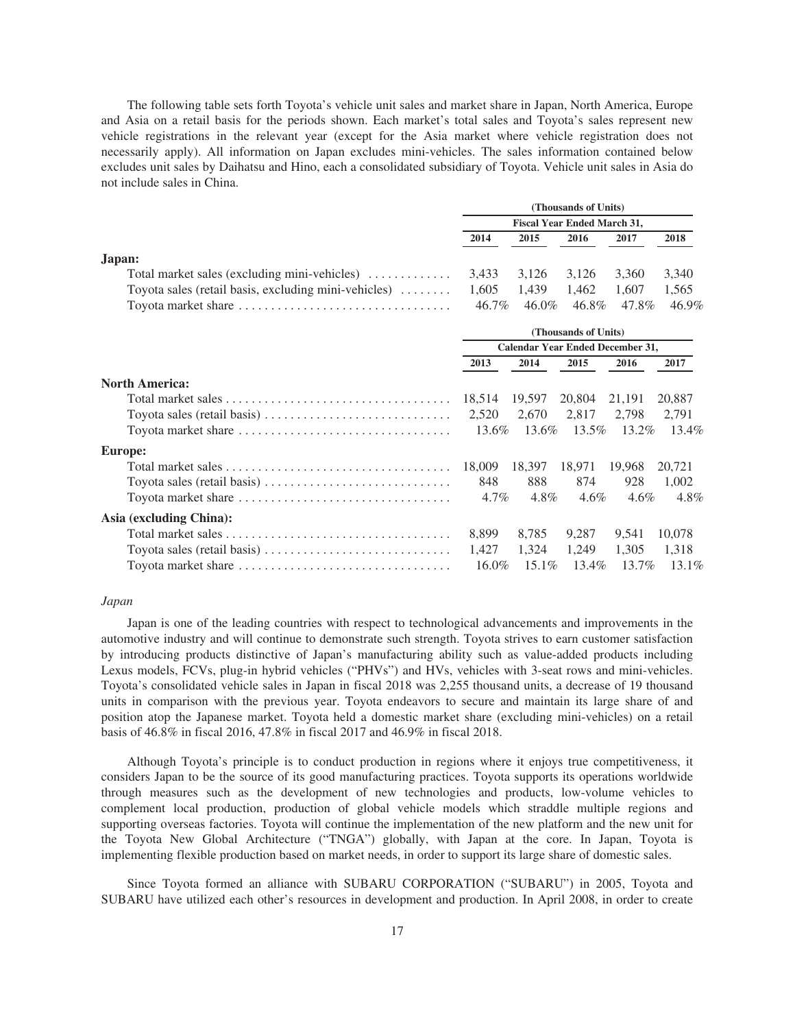The following table sets forth Toyota's vehicle unit sales and market share in Japan, North America, Europe and Asia on a retail basis for the periods shown. Each market's total sales and Toyota's sales represent new vehicle registrations in the relevant year (except for the Asia market where vehicle registration does not necessarily apply). All information on Japan excludes mini-vehicles. The sales information contained below excludes unit sales by Daihatsu and Hino, each a consolidated subsidiary of Toyota. Vehicle unit sales in Asia do not include sales in China.

| | (Thousands of Units) | | | | |
|---|---|---|---|---|---|
| | Fiscal Year Ended March 31, | | | | |
| | 2014 | 2015 | 2016 | 2017 | 2018 |
| **Japan:** | | | | | |
| Total market sales (excluding mini-vehicles) | 3,433 | 3,126 | 3,126 | 3,360 | 3,340 |
| Toyota sales (retail basis, excluding mini-vehicles) | 1,605 | 1,439 | 1,462 | 1,607 | 1,565 |
| Toyota market share | 46.7% | 46.0% | 46.8% | 47.8% | 46.9% |

| | (Thousands of Units) | | | | |
|---|---|---|---|---|---|
| | Calendar Year Ended December 31, | | | | |
| | 2013 | 2014 | 2015 | 2016 | 2017 |
| **North America:** | | | | | |
| Total market sales | 18,514 | 19,597 | 20,804 | 21,191 | 20,887 |
| Toyota sales (retail basis) | 2,520 | 2,670 | 2,817 | 2,798 | 2,791 |
| Toyota market share | 13.6% | 13.6% | 13.5% | 13.2% | 13.4% |
| **Europe:** | | | | | |
| Total market sales | 18,009 | 18,397 | 18,971 | 19,968 | 20,721 |
| Toyota sales (retail basis) | 848 | 888 | 874 | 928 | 1,002 |
| Toyota market share | 4.7% | 4.8% | 4.6% | 4.6% | 4.8% |
| **Asia (excluding China):** | | | | | |
| Total market sales | 8,899 | 8,785 | 9,287 | 9,541 | 10,078 |
| Toyota sales (retail basis) | 1,427 | 1,324 | 1,249 | 1,305 | 1,318 |
| Toyota market share | 16.0% | 15.1% | 13.4% | 13.7% | 13.1% |

*Japan*

Japan is one of the leading countries with respect to technological advancements and improvements in the automotive industry and will continue to demonstrate such strength. Toyota strives to earn customer satisfaction by introducing products distinctive of Japan's manufacturing ability such as value-added products including Lexus models, FCVs, plug-in hybrid vehicles ("PHVs") and HVs, vehicles with 3-seat rows and mini-vehicles. Toyota's consolidated vehicle sales in Japan in fiscal 2018 was 2,255 thousand units, a decrease of 19 thousand units in comparison with the previous year. Toyota endeavors to secure and maintain its large share of and position atop the Japanese market. Toyota held a domestic market share (excluding mini-vehicles) on a retail basis of 46.8% in fiscal 2016, 47.8% in fiscal 2017 and 46.9% in fiscal 2018.

Although Toyota's principle is to conduct production in regions where it enjoys true competitiveness, it considers Japan to be the source of its good manufacturing practices. Toyota supports its operations worldwide through measures such as the development of new technologies and products, low-volume vehicles to complement local production, production of global vehicle models which straddle multiple regions and supporting overseas factories. Toyota will continue the implementation of the new platform and the new unit for the Toyota New Global Architecture ("TNGA") globally, with Japan at the core. In Japan, Toyota is implementing flexible production based on market needs, in order to support its large share of domestic sales.

Since Toyota formed an alliance with SUBARU CORPORATION ("SUBARU") in 2005, Toyota and SUBARU have utilized each other's resources in development and production. In April 2008, in order to create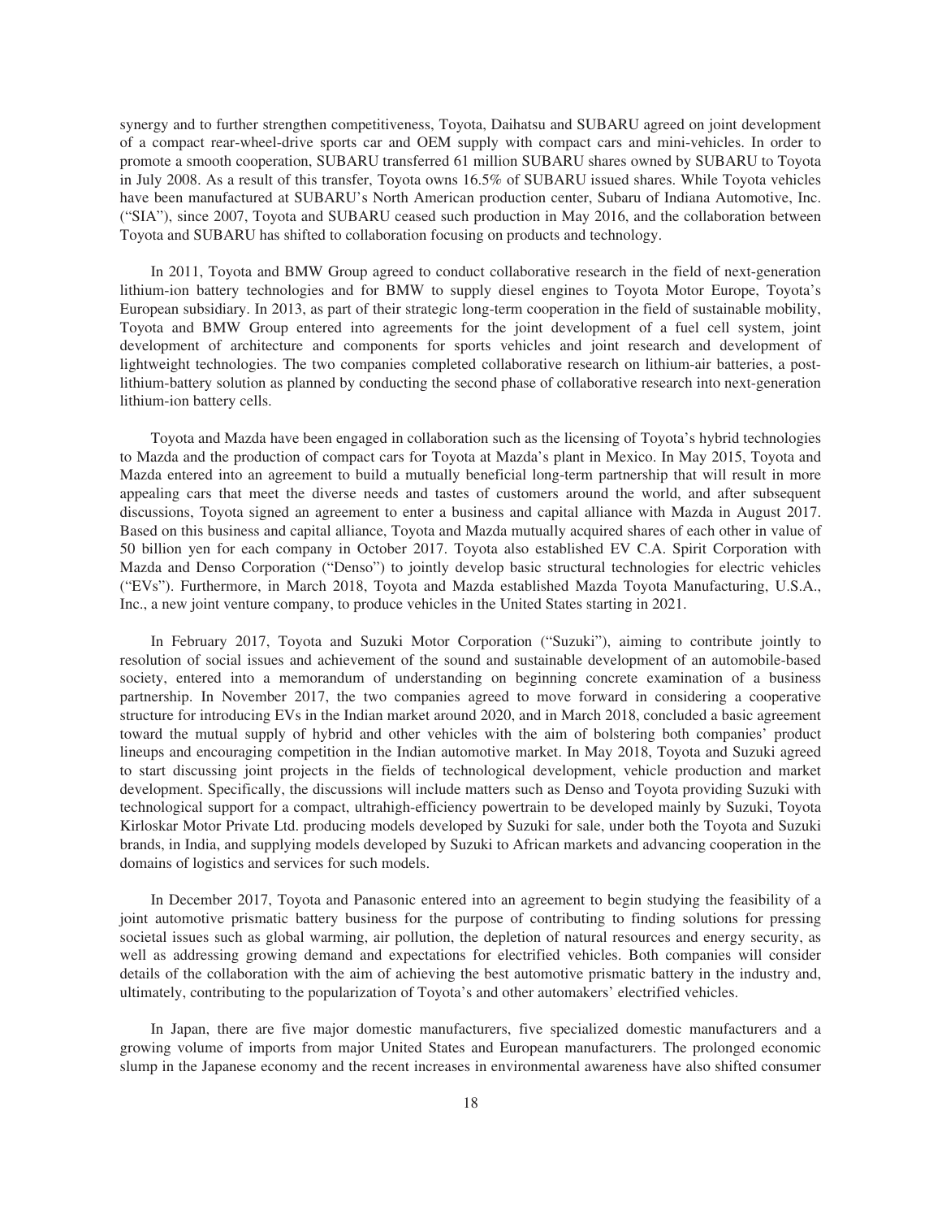synergy and to further strengthen competitiveness, Toyota, Daihatsu and SUBARU agreed on joint development of a compact rear-wheel-drive sports car and OEM supply with compact cars and mini-vehicles. In order to promote a smooth cooperation, SUBARU transferred 61 million SUBARU shares owned by SUBARU to Toyota in July 2008. As a result of this transfer, Toyota owns 16.5% of SUBARU issued shares. While Toyota vehicles have been manufactured at SUBARU's North American production center, Subaru of Indiana Automotive, Inc. ("SIA"), since 2007, Toyota and SUBARU ceased such production in May 2016, and the collaboration between Toyota and SUBARU has shifted to collaboration focusing on products and technology.

In 2011, Toyota and BMW Group agreed to conduct collaborative research in the field of next-generation lithium-ion battery technologies and for BMW to supply diesel engines to Toyota Motor Europe, Toyota's European subsidiary. In 2013, as part of their strategic long-term cooperation in the field of sustainable mobility, Toyota and BMW Group entered into agreements for the joint development of a fuel cell system, joint development of architecture and components for sports vehicles and joint research and development of lightweight technologies. The two companies completed collaborative research on lithium-air batteries, a post-lithium-battery solution as planned by conducting the second phase of collaborative research into next-generation lithium-ion battery cells.

Toyota and Mazda have been engaged in collaboration such as the licensing of Toyota's hybrid technologies to Mazda and the production of compact cars for Toyota at Mazda's plant in Mexico. In May 2015, Toyota and Mazda entered into an agreement to build a mutually beneficial long-term partnership that will result in more appealing cars that meet the diverse needs and tastes of customers around the world, and after subsequent discussions, Toyota signed an agreement to enter a business and capital alliance with Mazda in August 2017. Based on this business and capital alliance, Toyota and Mazda mutually acquired shares of each other in value of 50 billion yen for each company in October 2017. Toyota also established EV C.A. Spirit Corporation with Mazda and Denso Corporation ("Denso") to jointly develop basic structural technologies for electric vehicles ("EVs"). Furthermore, in March 2018, Toyota and Mazda established Mazda Toyota Manufacturing, U.S.A., Inc., a new joint venture company, to produce vehicles in the United States starting in 2021.

In February 2017, Toyota and Suzuki Motor Corporation ("Suzuki"), aiming to contribute jointly to resolution of social issues and achievement of the sound and sustainable development of an automobile-based society, entered into a memorandum of understanding on beginning concrete examination of a business partnership. In November 2017, the two companies agreed to move forward in considering a cooperative structure for introducing EVs in the Indian market around 2020, and in March 2018, concluded a basic agreement toward the mutual supply of hybrid and other vehicles with the aim of bolstering both companies' product lineups and encouraging competition in the Indian automotive market. In May 2018, Toyota and Suzuki agreed to start discussing joint projects in the fields of technological development, vehicle production and market development. Specifically, the discussions will include matters such as Denso and Toyota providing Suzuki with technological support for a compact, ultrahigh-efficiency powertrain to be developed mainly by Suzuki, Toyota Kirloskar Motor Private Ltd. producing models developed by Suzuki for sale, under both the Toyota and Suzuki brands, in India, and supplying models developed by Suzuki to African markets and advancing cooperation in the domains of logistics and services for such models.

In December 2017, Toyota and Panasonic entered into an agreement to begin studying the feasibility of a joint automotive prismatic battery business for the purpose of contributing to finding solutions for pressing societal issues such as global warming, air pollution, the depletion of natural resources and energy security, as well as addressing growing demand and expectations for electrified vehicles. Both companies will consider details of the collaboration with the aim of achieving the best automotive prismatic battery in the industry and, ultimately, contributing to the popularization of Toyota's and other automakers' electrified vehicles.

In Japan, there are five major domestic manufacturers, five specialized domestic manufacturers and a growing volume of imports from major United States and European manufacturers. The prolonged economic slump in the Japanese economy and the recent increases in environmental awareness have also shifted consumer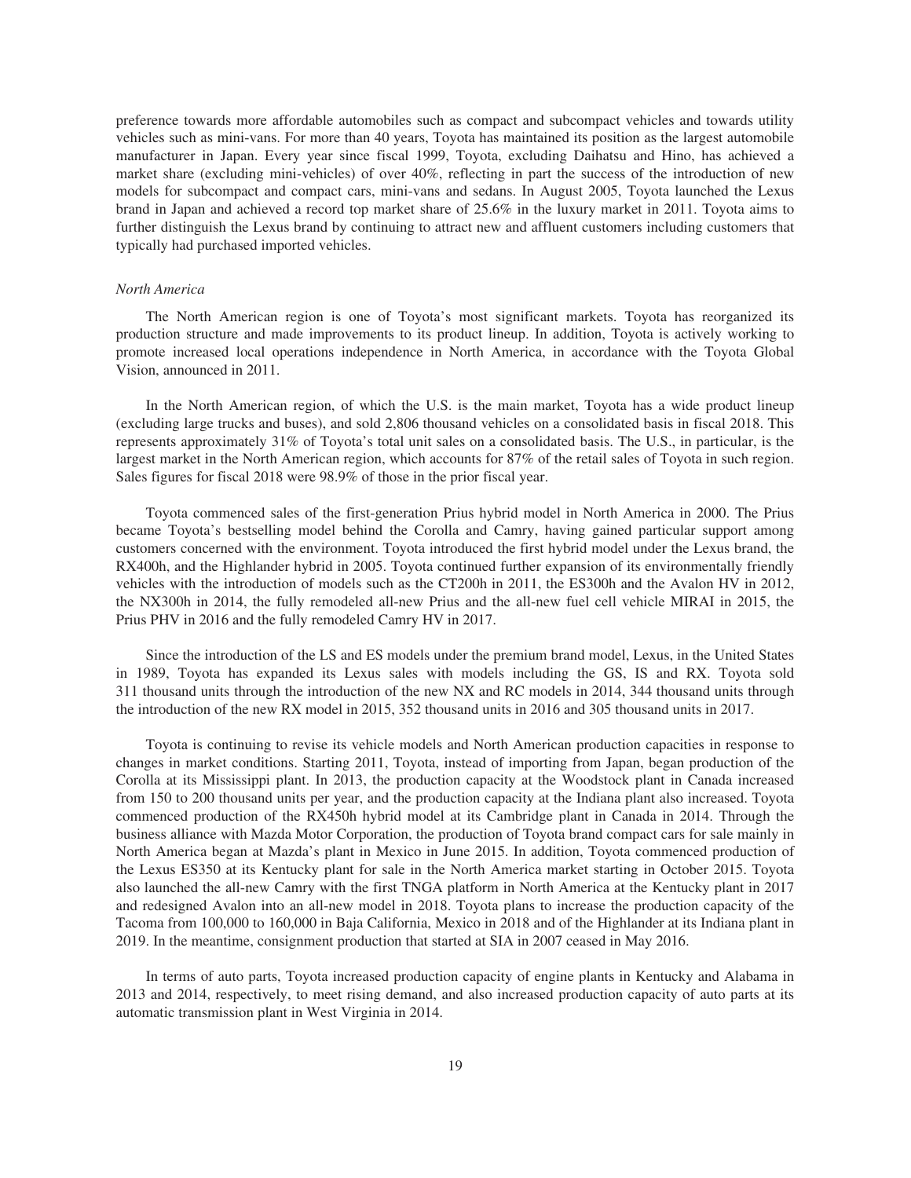preference towards more affordable automobiles such as compact and subcompact vehicles and towards utility vehicles such as mini-vans. For more than 40 years, Toyota has maintained its position as the largest automobile manufacturer in Japan. Every year since fiscal 1999, Toyota, excluding Daihatsu and Hino, has achieved a market share (excluding mini-vehicles) of over 40%, reflecting in part the success of the introduction of new models for subcompact and compact cars, mini-vans and sedans. In August 2005, Toyota launched the Lexus brand in Japan and achieved a record top market share of 25.6% in the luxury market in 2011. Toyota aims to further distinguish the Lexus brand by continuing to attract new and affluent customers including customers that typically had purchased imported vehicles.

*North America*

The North American region is one of Toyota's most significant markets. Toyota has reorganized its production structure and made improvements to its product lineup. In addition, Toyota is actively working to promote increased local operations independence in North America, in accordance with the Toyota Global Vision, announced in 2011.

In the North American region, of which the U.S. is the main market, Toyota has a wide product lineup (excluding large trucks and buses), and sold 2,806 thousand vehicles on a consolidated basis in fiscal 2018. This represents approximately 31% of Toyota's total unit sales on a consolidated basis. The U.S., in particular, is the largest market in the North American region, which accounts for 87% of the retail sales of Toyota in such region. Sales figures for fiscal 2018 were 98.9% of those in the prior fiscal year.

Toyota commenced sales of the first-generation Prius hybrid model in North America in 2000. The Prius became Toyota's bestselling model behind the Corolla and Camry, having gained particular support among customers concerned with the environment. Toyota introduced the first hybrid model under the Lexus brand, the RX400h, and the Highlander hybrid in 2005. Toyota continued further expansion of its environmentally friendly vehicles with the introduction of models such as the CT200h in 2011, the ES300h and the Avalon HV in 2012, the NX300h in 2014, the fully remodeled all-new Prius and the all-new fuel cell vehicle MIRAI in 2015, the Prius PHV in 2016 and the fully remodeled Camry HV in 2017.

Since the introduction of the LS and ES models under the premium brand model, Lexus, in the United States in 1989, Toyota has expanded its Lexus sales with models including the GS, IS and RX. Toyota sold 311 thousand units through the introduction of the new NX and RC models in 2014, 344 thousand units through the introduction of the new RX model in 2015, 352 thousand units in 2016 and 305 thousand units in 2017.

Toyota is continuing to revise its vehicle models and North American production capacities in response to changes in market conditions. Starting 2011, Toyota, instead of importing from Japan, began production of the Corolla at its Mississippi plant. In 2013, the production capacity at the Woodstock plant in Canada increased from 150 to 200 thousand units per year, and the production capacity at the Indiana plant also increased. Toyota commenced production of the RX450h hybrid model at its Cambridge plant in Canada in 2014. Through the business alliance with Mazda Motor Corporation, the production of Toyota brand compact cars for sale mainly in North America began at Mazda's plant in Mexico in June 2015. In addition, Toyota commenced production of the Lexus ES350 at its Kentucky plant for sale in the North America market starting in October 2015. Toyota also launched the all-new Camry with the first TNGA platform in North America at the Kentucky plant in 2017 and redesigned Avalon into an all-new model in 2018. Toyota plans to increase the production capacity of the Tacoma from 100,000 to 160,000 in Baja California, Mexico in 2018 and of the Highlander at its Indiana plant in 2019. In the meantime, consignment production that started at SIA in 2007 ceased in May 2016.

In terms of auto parts, Toyota increased production capacity of engine plants in Kentucky and Alabama in 2013 and 2014, respectively, to meet rising demand, and also increased production capacity of auto parts at its automatic transmission plant in West Virginia in 2014.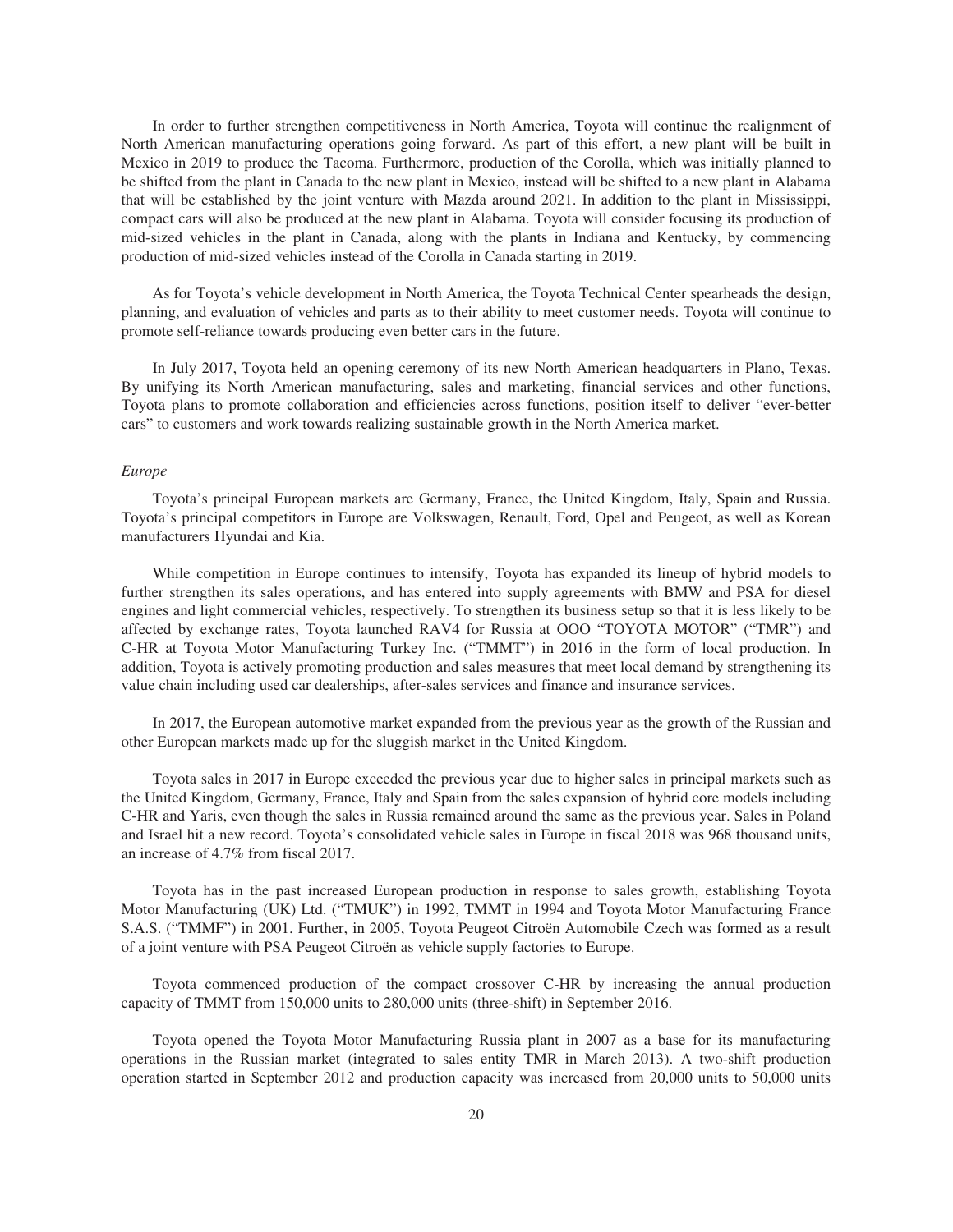In order to further strengthen competitiveness in North America, Toyota will continue the realignment of North American manufacturing operations going forward. As part of this effort, a new plant will be built in Mexico in 2019 to produce the Tacoma. Furthermore, production of the Corolla, which was initially planned to be shifted from the plant in Canada to the new plant in Mexico, instead will be shifted to a new plant in Alabama that will be established by the joint venture with Mazda around 2021. In addition to the plant in Mississippi, compact cars will also be produced at the new plant in Alabama. Toyota will consider focusing its production of mid-sized vehicles in the plant in Canada, along with the plants in Indiana and Kentucky, by commencing production of mid-sized vehicles instead of the Corolla in Canada starting in 2019.

As for Toyota's vehicle development in North America, the Toyota Technical Center spearheads the design, planning, and evaluation of vehicles and parts as to their ability to meet customer needs. Toyota will continue to promote self-reliance towards producing even better cars in the future.

In July 2017, Toyota held an opening ceremony of its new North American headquarters in Plano, Texas. By unifying its North American manufacturing, sales and marketing, financial services and other functions, Toyota plans to promote collaboration and efficiencies across functions, position itself to deliver "ever-better cars" to customers and work towards realizing sustainable growth in the North America market.

*Europe*

Toyota's principal European markets are Germany, France, the United Kingdom, Italy, Spain and Russia. Toyota's principal competitors in Europe are Volkswagen, Renault, Ford, Opel and Peugeot, as well as Korean manufacturers Hyundai and Kia.

While competition in Europe continues to intensify, Toyota has expanded its lineup of hybrid models to further strengthen its sales operations, and has entered into supply agreements with BMW and PSA for diesel engines and light commercial vehicles, respectively. To strengthen its business setup so that it is less likely to be affected by exchange rates, Toyota launched RAV4 for Russia at OOO "TOYOTA MOTOR" ("TMR") and C-HR at Toyota Motor Manufacturing Turkey Inc. ("TMMT") in 2016 in the form of local production. In addition, Toyota is actively promoting production and sales measures that meet local demand by strengthening its value chain including used car dealerships, after-sales services and finance and insurance services.

In 2017, the European automotive market expanded from the previous year as the growth of the Russian and other European markets made up for the sluggish market in the United Kingdom.

Toyota sales in 2017 in Europe exceeded the previous year due to higher sales in principal markets such as the United Kingdom, Germany, France, Italy and Spain from the sales expansion of hybrid core models including C-HR and Yaris, even though the sales in Russia remained around the same as the previous year. Sales in Poland and Israel hit a new record. Toyota's consolidated vehicle sales in Europe in fiscal 2018 was 968 thousand units, an increase of 4.7% from fiscal 2017.

Toyota has in the past increased European production in response to sales growth, establishing Toyota Motor Manufacturing (UK) Ltd. ("TMUK") in 1992, TMMT in 1994 and Toyota Motor Manufacturing France S.A.S. ("TMMF") in 2001. Further, in 2005, Toyota Peugeot Citroën Automobile Czech was formed as a result of a joint venture with PSA Peugeot Citroën as vehicle supply factories to Europe.

Toyota commenced production of the compact crossover C-HR by increasing the annual production capacity of TMMT from 150,000 units to 280,000 units (three-shift) in September 2016.

Toyota opened the Toyota Motor Manufacturing Russia plant in 2007 as a base for its manufacturing operations in the Russian market (integrated to sales entity TMR in March 2013). A two-shift production operation started in September 2012 and production capacity was increased from 20,000 units to 50,000 units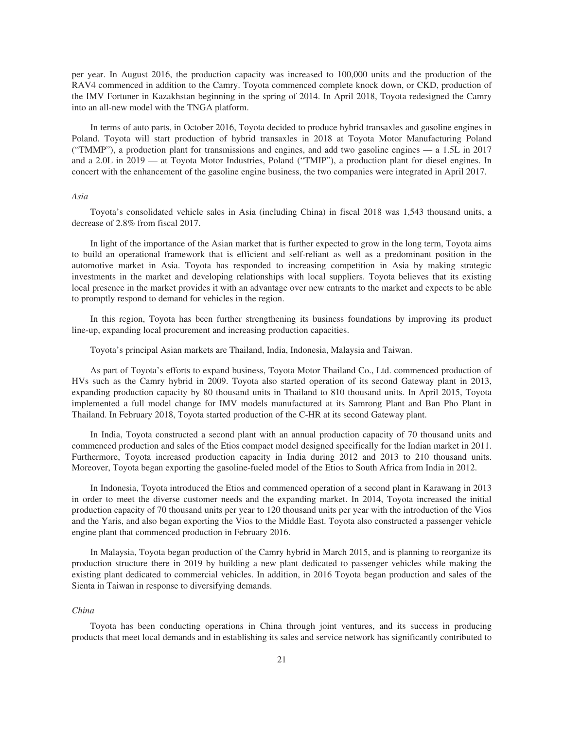per year. In August 2016, the production capacity was increased to 100,000 units and the production of the RAV4 commenced in addition to the Camry. Toyota commenced complete knock down, or CKD, production of the IMV Fortuner in Kazakhstan beginning in the spring of 2014. In April 2018, Toyota redesigned the Camry into an all-new model with the TNGA platform.

In terms of auto parts, in October 2016, Toyota decided to produce hybrid transaxles and gasoline engines in Poland. Toyota will start production of hybrid transaxles in 2018 at Toyota Motor Manufacturing Poland ("TMMP"), a production plant for transmissions and engines, and add two gasoline engines — a 1.5L in 2017 and a 2.0L in 2019 — at Toyota Motor Industries, Poland ("TMIP"), a production plant for diesel engines. In concert with the enhancement of the gasoline engine business, the two companies were integrated in April 2017.

*Asia*

Toyota's consolidated vehicle sales in Asia (including China) in fiscal 2018 was 1,543 thousand units, a decrease of 2.8% from fiscal 2017.

In light of the importance of the Asian market that is further expected to grow in the long term, Toyota aims to build an operational framework that is efficient and self-reliant as well as a predominant position in the automotive market in Asia. Toyota has responded to increasing competition in Asia by making strategic investments in the market and developing relationships with local suppliers. Toyota believes that its existing local presence in the market provides it with an advantage over new entrants to the market and expects to be able to promptly respond to demand for vehicles in the region.

In this region, Toyota has been further strengthening its business foundations by improving its product line-up, expanding local procurement and increasing production capacities.

Toyota's principal Asian markets are Thailand, India, Indonesia, Malaysia and Taiwan.

As part of Toyota's efforts to expand business, Toyota Motor Thailand Co., Ltd. commenced production of HVs such as the Camry hybrid in 2009. Toyota also started operation of its second Gateway plant in 2013, expanding production capacity by 80 thousand units in Thailand to 810 thousand units. In April 2015, Toyota implemented a full model change for IMV models manufactured at its Samrong Plant and Ban Pho Plant in Thailand. In February 2018, Toyota started production of the C-HR at its second Gateway plant.

In India, Toyota constructed a second plant with an annual production capacity of 70 thousand units and commenced production and sales of the Etios compact model designed specifically for the Indian market in 2011. Furthermore, Toyota increased production capacity in India during 2012 and 2013 to 210 thousand units. Moreover, Toyota began exporting the gasoline-fueled model of the Etios to South Africa from India in 2012.

In Indonesia, Toyota introduced the Etios and commenced operation of a second plant in Karawang in 2013 in order to meet the diverse customer needs and the expanding market. In 2014, Toyota increased the initial production capacity of 70 thousand units per year to 120 thousand units per year with the introduction of the Vios and the Yaris, and also began exporting the Vios to the Middle East. Toyota also constructed a passenger vehicle engine plant that commenced production in February 2016.

In Malaysia, Toyota began production of the Camry hybrid in March 2015, and is planning to reorganize its production structure there in 2019 by building a new plant dedicated to passenger vehicles while making the existing plant dedicated to commercial vehicles. In addition, in 2016 Toyota began production and sales of the Sienta in Taiwan in response to diversifying demands.

*China*

Toyota has been conducting operations in China through joint ventures, and its success in producing products that meet local demands and in establishing its sales and service network has significantly contributed to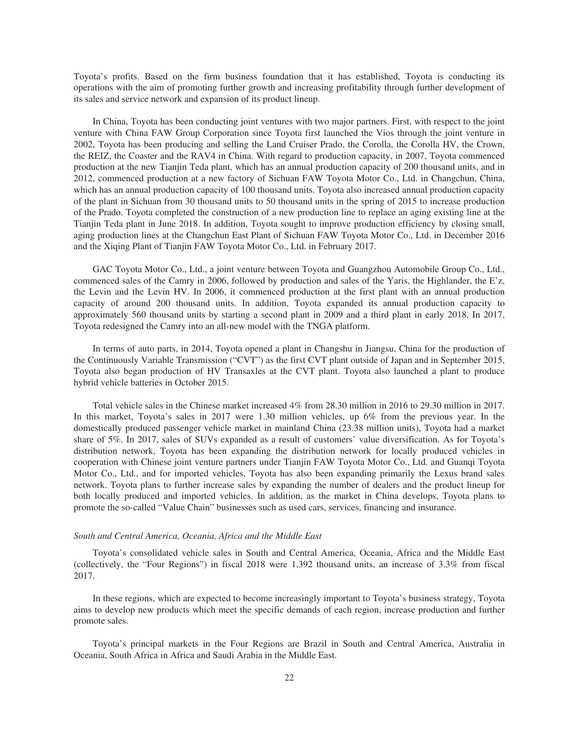Toyota's profits. Based on the firm business foundation that it has established, Toyota is conducting its operations with the aim of promoting further growth and increasing profitability through further development of its sales and service network and expansion of its product lineup.

In China, Toyota has been conducting joint ventures with two major partners. First, with respect to the joint venture with China FAW Group Corporation since Toyota first launched the Vios through the joint venture in 2002, Toyota has been producing and selling the Land Cruiser Prado, the Corolla, the Corolla HV, the Crown, the REIZ, the Coaster and the RAV4 in China. With regard to production capacity, in 2007, Toyota commenced production at the new Tianjin Teda plant, which has an annual production capacity of 200 thousand units, and in 2012, commenced production at a new factory of Sichuan FAW Toyota Motor Co., Ltd. in Changchun, China, which has an annual production capacity of 100 thousand units. Toyota also increased annual production capacity of the plant in Sichuan from 30 thousand units to 50 thousand units in the spring of 2015 to increase production of the Prado. Toyota completed the construction of a new production line to replace an aging existing line at the Tianjin Teda plant in June 2018. In addition, Toyota sought to improve production efficiency by closing small, aging production lines at the Changchun East Plant of Sichuan FAW Toyota Motor Co., Ltd. in December 2016 and the Xiqing Plant of Tianjin FAW Toyota Motor Co., Ltd. in February 2017.

GAC Toyota Motor Co., Ltd., a joint venture between Toyota and Guangzhou Automobile Group Co., Ltd., commenced sales of the Camry in 2006, followed by production and sales of the Yaris, the Highlander, the E'z, the Levin and the Levin HV. In 2006, it commenced production at the first plant with an annual production capacity of around 200 thousand units. In addition, Toyota expanded its annual production capacity to approximately 560 thousand units by starting a second plant in 2009 and a third plant in early 2018. In 2017, Toyota redesigned the Camry into an all-new model with the TNGA platform.

In terms of auto parts, in 2014, Toyota opened a plant in Changshu in Jiangsu, China for the production of the Continuously Variable Transmission ("CVT") as the first CVT plant outside of Japan and in September 2015, Toyota also began production of HV Transaxles at the CVT plant. Toyota also launched a plant to produce hybrid vehicle batteries in October 2015.

Total vehicle sales in the Chinese market increased 4% from 28.30 million in 2016 to 29.30 million in 2017. In this market, Toyota's sales in 2017 were 1.30 million vehicles, up 6% from the previous year. In the domestically produced passenger vehicle market in mainland China (23.38 million units), Toyota had a market share of 5%. In 2017, sales of SUVs expanded as a result of customers' value diversification. As for Toyota's distribution network, Toyota has been expanding the distribution network for locally produced vehicles in cooperation with Chinese joint venture partners under Tianjin FAW Toyota Motor Co., Ltd. and Guanqi Toyota Motor Co., Ltd., and for imported vehicles, Toyota has also been expanding primarily the Lexus brand sales network. Toyota plans to further increase sales by expanding the number of dealers and the product lineup for both locally produced and imported vehicles. In addition, as the market in China develops, Toyota plans to promote the so-called "Value Chain" businesses such as used cars, services, financing and insurance.

*South and Central America, Oceania, Africa and the Middle East*

Toyota's consolidated vehicle sales in South and Central America, Oceania, Africa and the Middle East (collectively, the "Four Regions") in fiscal 2018 were 1,392 thousand units, an increase of 3.3% from fiscal 2017.

In these regions, which are expected to become increasingly important to Toyota's business strategy, Toyota aims to develop new products which meet the specific demands of each region, increase production and further promote sales.

Toyota's principal markets in the Four Regions are Brazil in South and Central America, Australia in Oceania, South Africa in Africa and Saudi Arabia in the Middle East.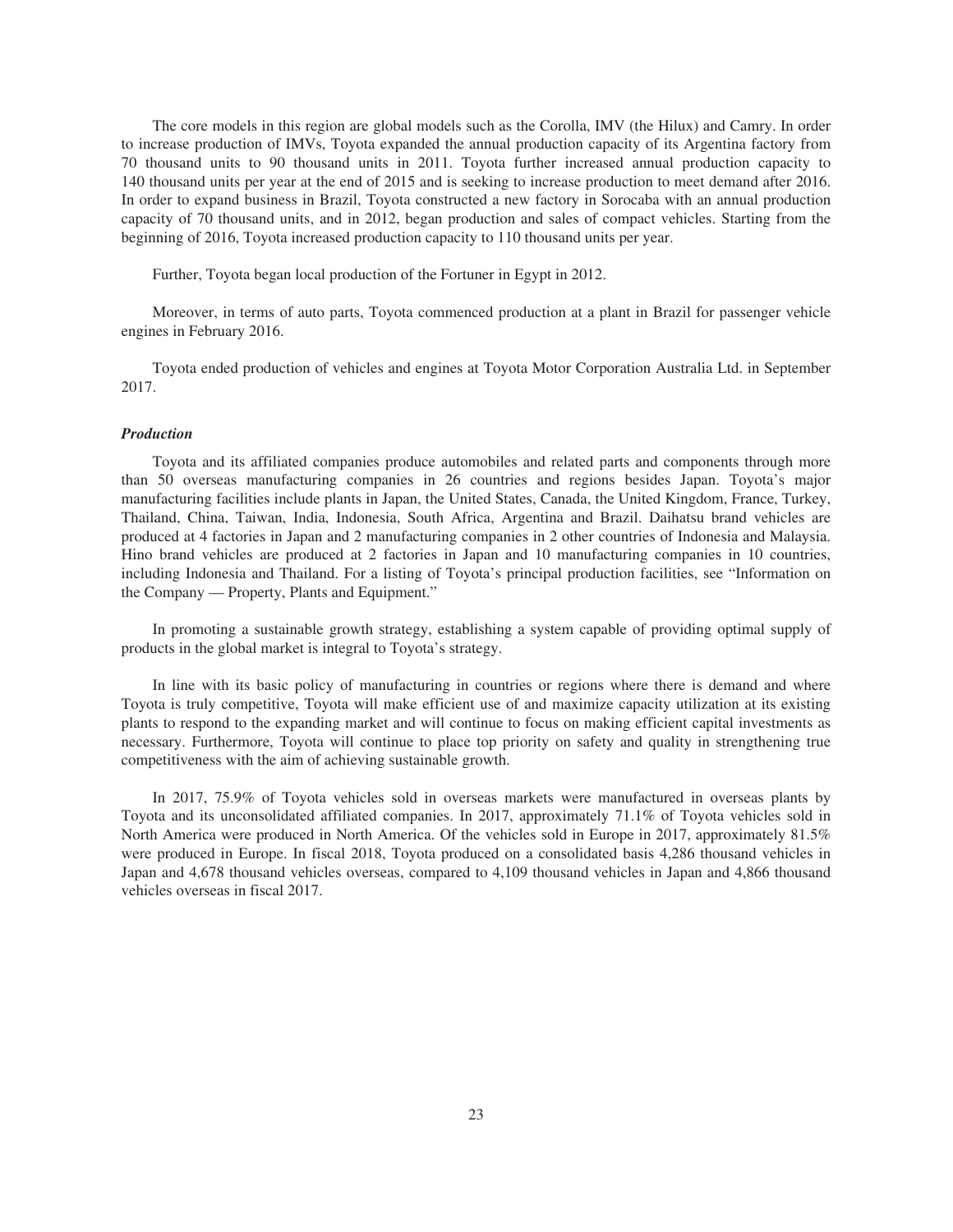The core models in this region are global models such as the Corolla, IMV (the Hilux) and Camry. In order to increase production of IMVs, Toyota expanded the annual production capacity of its Argentina factory from 70 thousand units to 90 thousand units in 2011. Toyota further increased annual production capacity to 140 thousand units per year at the end of 2015 and is seeking to increase production to meet demand after 2016. In order to expand business in Brazil, Toyota constructed a new factory in Sorocaba with an annual production capacity of 70 thousand units, and in 2012, began production and sales of compact vehicles. Starting from the beginning of 2016, Toyota increased production capacity to 110 thousand units per year.

Further, Toyota began local production of the Fortuner in Egypt in 2012.

Moreover, in terms of auto parts, Toyota commenced production at a plant in Brazil for passenger vehicle engines in February 2016.

Toyota ended production of vehicles and engines at Toyota Motor Corporation Australia Ltd. in September 2017.

***Production***

Toyota and its affiliated companies produce automobiles and related parts and components through more than 50 overseas manufacturing companies in 26 countries and regions besides Japan. Toyota's major manufacturing facilities include plants in Japan, the United States, Canada, the United Kingdom, France, Turkey, Thailand, China, Taiwan, India, Indonesia, South Africa, Argentina and Brazil. Daihatsu brand vehicles are produced at 4 factories in Japan and 2 manufacturing companies in 2 other countries of Indonesia and Malaysia. Hino brand vehicles are produced at 2 factories in Japan and 10 manufacturing companies in 10 countries, including Indonesia and Thailand. For a listing of Toyota's principal production facilities, see "Information on the Company — Property, Plants and Equipment."

In promoting a sustainable growth strategy, establishing a system capable of providing optimal supply of products in the global market is integral to Toyota's strategy.

In line with its basic policy of manufacturing in countries or regions where there is demand and where Toyota is truly competitive, Toyota will make efficient use of and maximize capacity utilization at its existing plants to respond to the expanding market and will continue to focus on making efficient capital investments as necessary. Furthermore, Toyota will continue to place top priority on safety and quality in strengthening true competitiveness with the aim of achieving sustainable growth.

In 2017, 75.9% of Toyota vehicles sold in overseas markets were manufactured in overseas plants by Toyota and its unconsolidated affiliated companies. In 2017, approximately 71.1% of Toyota vehicles sold in North America were produced in North America. Of the vehicles sold in Europe in 2017, approximately 81.5% were produced in Europe. In fiscal 2018, Toyota produced on a consolidated basis 4,286 thousand vehicles in Japan and 4,678 thousand vehicles overseas, compared to 4,109 thousand vehicles in Japan and 4,866 thousand vehicles overseas in fiscal 2017.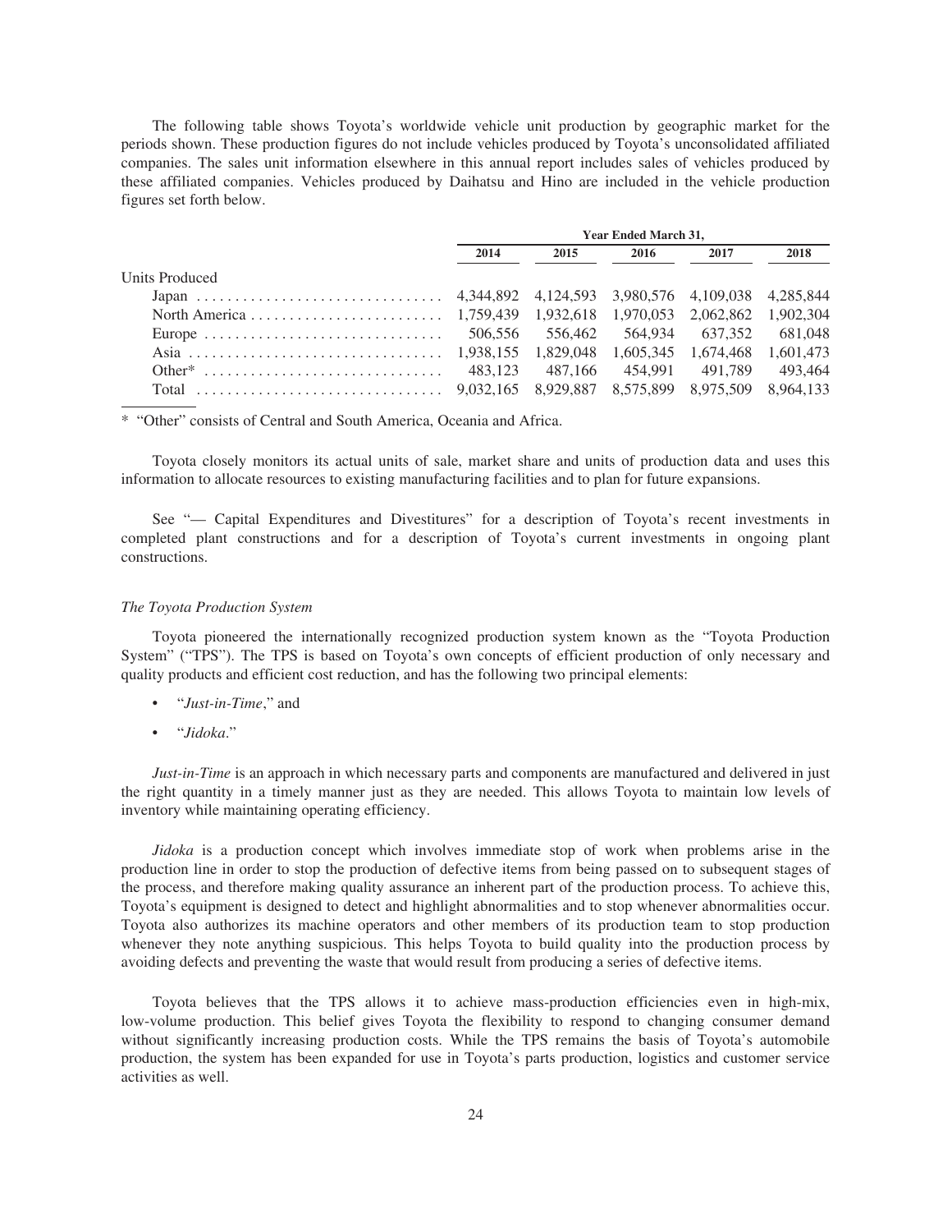The following table shows Toyota's worldwide vehicle unit production by geographic market for the periods shown. These production figures do not include vehicles produced by Toyota's unconsolidated affiliated companies. The sales unit information elsewhere in this annual report includes sales of vehicles produced by these affiliated companies. Vehicles produced by Daihatsu and Hino are included in the vehicle production figures set forth below.

| | Year Ended March 31, | | | | |
|---|---|---|---|---|---|
| | 2014 | 2015 | 2016 | 2017 | 2018 |
| Units Produced | | | | | |
| Japan | 4,344,892 | 4,124,593 | 3,980,576 | 4,109,038 | 4,285,844 |
| North America | 1,759,439 | 1,932,618 | 1,970,053 | 2,062,862 | 1,902,304 |
| Europe | 506,556 | 556,462 | 564,934 | 637,352 | 681,048 |
| Asia | 1,938,155 | 1,829,048 | 1,605,345 | 1,674,468 | 1,601,473 |
| Other* | 483,123 | 487,166 | 454,991 | 491,789 | 493,464 |
| Total | 9,032,165 | 8,929,887 | 8,575,899 | 8,975,509 | 8,964,133 |

\* "Other" consists of Central and South America, Oceania and Africa.

Toyota closely monitors its actual units of sale, market share and units of production data and uses this information to allocate resources to existing manufacturing facilities and to plan for future expansions.

See "— Capital Expenditures and Divestitures" for a description of Toyota's recent investments in completed plant constructions and for a description of Toyota's current investments in ongoing plant constructions.

*The Toyota Production System*

Toyota pioneered the internationally recognized production system known as the "Toyota Production System" ("TPS"). The TPS is based on Toyota's own concepts of efficient production of only necessary and quality products and efficient cost reduction, and has the following two principal elements:

- "*Just-in-Time*," and
- "*Jidoka*."

*Just-in-Time* is an approach in which necessary parts and components are manufactured and delivered in just the right quantity in a timely manner just as they are needed. This allows Toyota to maintain low levels of inventory while maintaining operating efficiency.

*Jidoka* is a production concept which involves immediate stop of work when problems arise in the production line in order to stop the production of defective items from being passed on to subsequent stages of the process, and therefore making quality assurance an inherent part of the production process. To achieve this, Toyota's equipment is designed to detect and highlight abnormalities and to stop whenever abnormalities occur. Toyota also authorizes its machine operators and other members of its production team to stop production whenever they note anything suspicious. This helps Toyota to build quality into the production process by avoiding defects and preventing the waste that would result from producing a series of defective items.

Toyota believes that the TPS allows it to achieve mass-production efficiencies even in high-mix, low-volume production. This belief gives Toyota the flexibility to respond to changing consumer demand without significantly increasing production costs. While the TPS remains the basis of Toyota's automobile production, the system has been expanded for use in Toyota's parts production, logistics and customer service activities as well.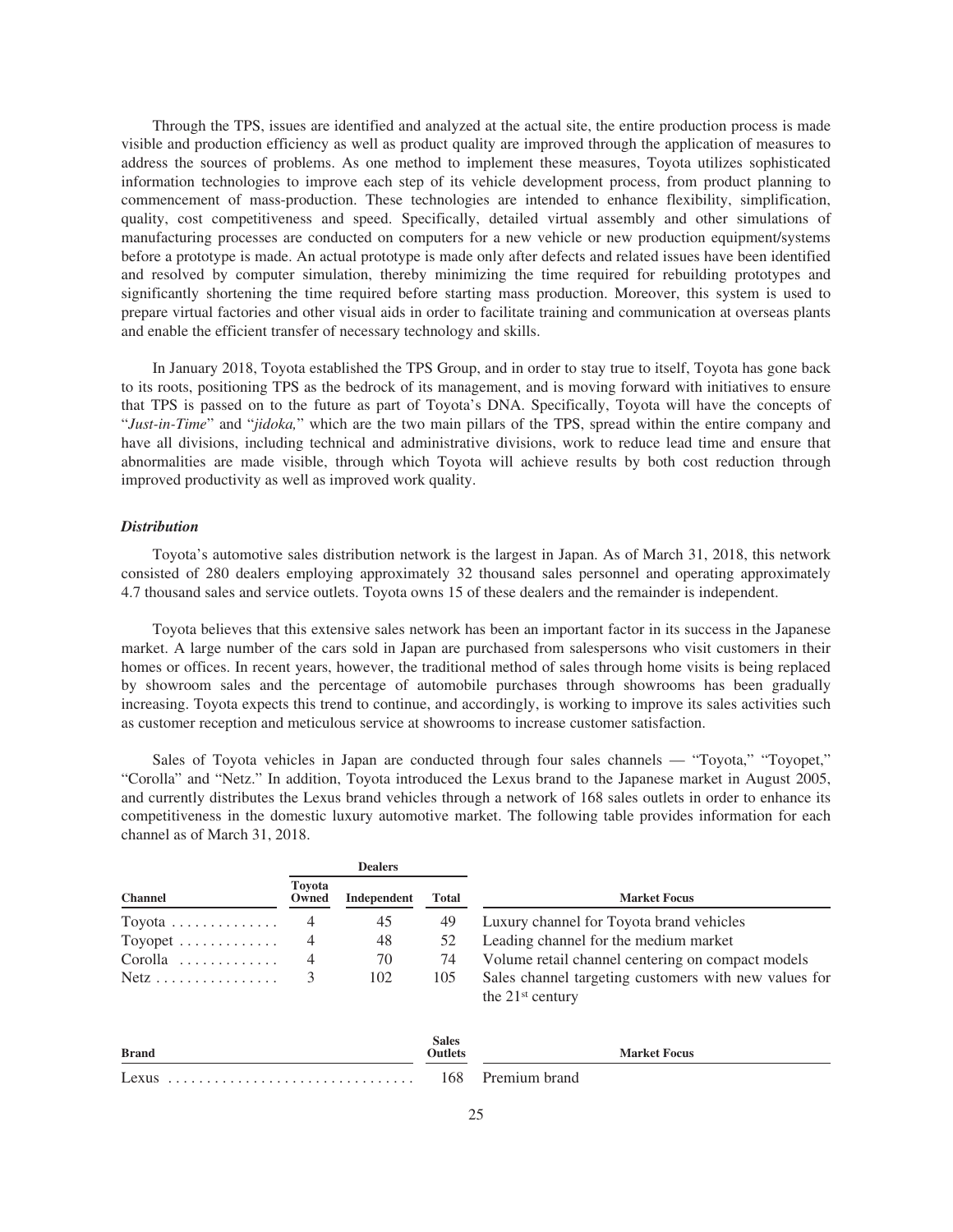Through the TPS, issues are identified and analyzed at the actual site, the entire production process is made visible and production efficiency as well as product quality are improved through the application of measures to address the sources of problems. As one method to implement these measures, Toyota utilizes sophisticated information technologies to improve each step of its vehicle development process, from product planning to commencement of mass-production. These technologies are intended to enhance flexibility, simplification, quality, cost competitiveness and speed. Specifically, detailed virtual assembly and other simulations of manufacturing processes are conducted on computers for a new vehicle or new production equipment/systems before a prototype is made. An actual prototype is made only after defects and related issues have been identified and resolved by computer simulation, thereby minimizing the time required for rebuilding prototypes and significantly shortening the time required before starting mass production. Moreover, this system is used to prepare virtual factories and other visual aids in order to facilitate training and communication at overseas plants and enable the efficient transfer of necessary technology and skills.

In January 2018, Toyota established the TPS Group, and in order to stay true to itself, Toyota has gone back to its roots, positioning TPS as the bedrock of its management, and is moving forward with initiatives to ensure that TPS is passed on to the future as part of Toyota's DNA. Specifically, Toyota will have the concepts of "*Just-in-Time*" and "*jidoka,*" which are the two main pillars of the TPS, spread within the entire company and have all divisions, including technical and administrative divisions, work to reduce lead time and ensure that abnormalities are made visible, through which Toyota will achieve results by both cost reduction through improved productivity as well as improved work quality.

### *Distribution*

Toyota's automotive sales distribution network is the largest in Japan. As of March 31, 2018, this network consisted of 280 dealers employing approximately 32 thousand sales personnel and operating approximately 4.7 thousand sales and service outlets. Toyota owns 15 of these dealers and the remainder is independent.

Toyota believes that this extensive sales network has been an important factor in its success in the Japanese market. A large number of the cars sold in Japan are purchased from salespersons who visit customers in their homes or offices. In recent years, however, the traditional method of sales through home visits is being replaced by showroom sales and the percentage of automobile purchases through showrooms has been gradually increasing. Toyota expects this trend to continue, and accordingly, is working to improve its sales activities such as customer reception and meticulous service at showrooms to increase customer satisfaction.

Sales of Toyota vehicles in Japan are conducted through four sales channels — "Toyota," "Toyopet," "Corolla" and "Netz." In addition, Toyota introduced the Lexus brand to the Japanese market in August 2005, and currently distributes the Lexus brand vehicles through a network of 168 sales outlets in order to enhance its competitiveness in the domestic luxury automotive market. The following table provides information for each channel as of March 31, 2018.

| | Dealers | | | |
|---|---|---|---|---|
| Channel | Toyota Owned | Independent | Total | Market Focus |
| Toyota | 4 | 45 | 49 | Luxury channel for Toyota brand vehicles |
| Toyopet | 4 | 48 | 52 | Leading channel for the medium market |
| Corolla | 4 | 70 | 74 | Volume retail channel centering on compact models |
| Netz | 3 | 102 | 105 | Sales channel targeting customers with new values for the 21st century |

| Brand | Sales Outlets | Market Focus |
|---|---|---|
| Lexus | 168 | Premium brand |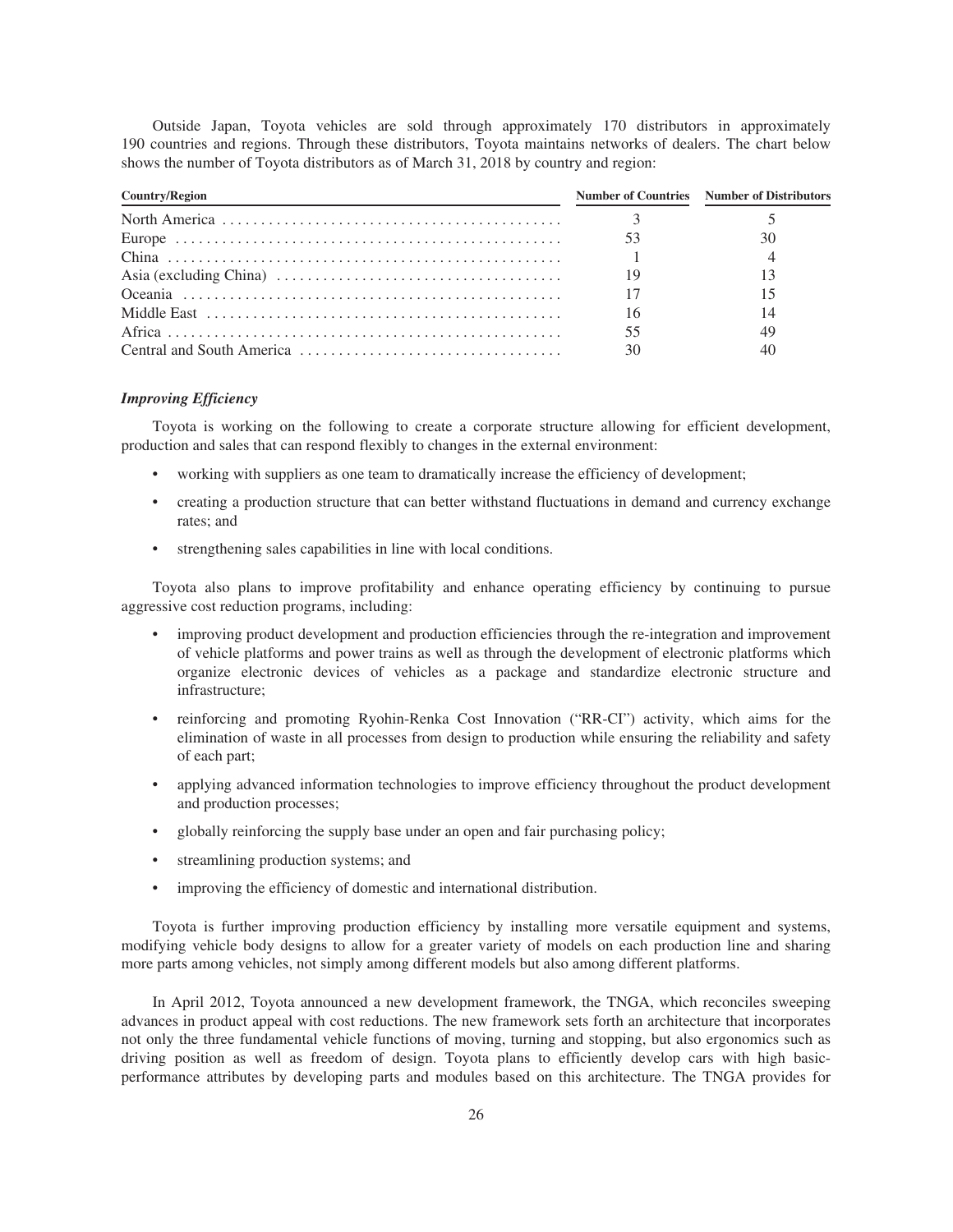Outside Japan, Toyota vehicles are sold through approximately 170 distributors in approximately 190 countries and regions. Through these distributors, Toyota maintains networks of dealers. The chart below shows the number of Toyota distributors as of March 31, 2018 by country and region:

| Country/Region | Number of Countries | Number of Distributors |
|---|---|---|
| North America | 3 | 5 |
| Europe | 53 | 30 |
| China | 1 | 4 |
| Asia (excluding China) | 19 | 13 |
| Oceania | 17 | 15 |
| Middle East | 16 | 14 |
| Africa | 55 | 49 |
| Central and South America | 30 | 40 |

***Improving Efficiency***

Toyota is working on the following to create a corporate structure allowing for efficient development, production and sales that can respond flexibly to changes in the external environment:

- working with suppliers as one team to dramatically increase the efficiency of development;
- creating a production structure that can better withstand fluctuations in demand and currency exchange rates; and
- strengthening sales capabilities in line with local conditions.

Toyota also plans to improve profitability and enhance operating efficiency by continuing to pursue aggressive cost reduction programs, including:

- improving product development and production efficiencies through the re-integration and improvement of vehicle platforms and power trains as well as through the development of electronic platforms which organize electronic devices of vehicles as a package and standardize electronic structure and infrastructure;
- reinforcing and promoting Ryohin-Renka Cost Innovation ("RR-CI") activity, which aims for the elimination of waste in all processes from design to production while ensuring the reliability and safety of each part;
- applying advanced information technologies to improve efficiency throughout the product development and production processes;
- globally reinforcing the supply base under an open and fair purchasing policy;
- streamlining production systems; and
- improving the efficiency of domestic and international distribution.

Toyota is further improving production efficiency by installing more versatile equipment and systems, modifying vehicle body designs to allow for a greater variety of models on each production line and sharing more parts among vehicles, not simply among different models but also among different platforms.

In April 2012, Toyota announced a new development framework, the TNGA, which reconciles sweeping advances in product appeal with cost reductions. The new framework sets forth an architecture that incorporates not only the three fundamental vehicle functions of moving, turning and stopping, but also ergonomics such as driving position as well as freedom of design. Toyota plans to efficiently develop cars with high basic-performance attributes by developing parts and modules based on this architecture. The TNGA provides for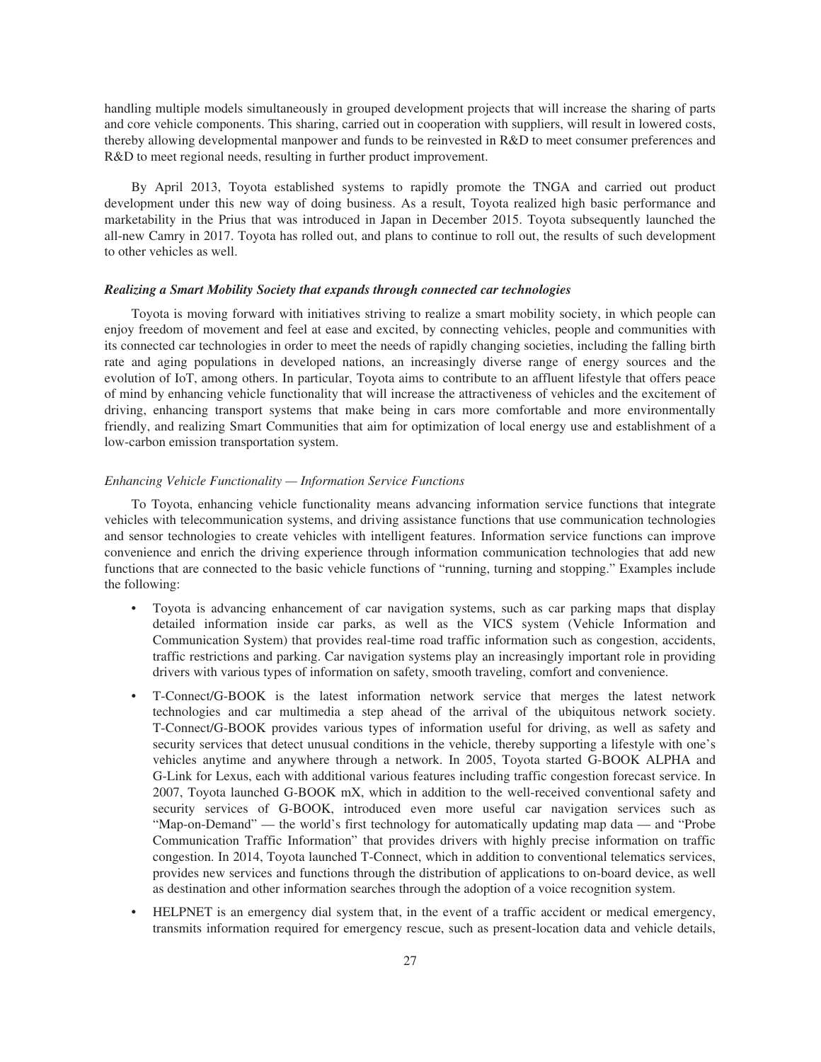handling multiple models simultaneously in grouped development projects that will increase the sharing of parts and core vehicle components. This sharing, carried out in cooperation with suppliers, will result in lowered costs, thereby allowing developmental manpower and funds to be reinvested in R&D to meet consumer preferences and R&D to meet regional needs, resulting in further product improvement.

By April 2013, Toyota established systems to rapidly promote the TNGA and carried out product development under this new way of doing business. As a result, Toyota realized high basic performance and marketability in the Prius that was introduced in Japan in December 2015. Toyota subsequently launched the all-new Camry in 2017. Toyota has rolled out, and plans to continue to roll out, the results of such development to other vehicles as well.

***Realizing a Smart Mobility Society that expands through connected car technologies***

Toyota is moving forward with initiatives striving to realize a smart mobility society, in which people can enjoy freedom of movement and feel at ease and excited, by connecting vehicles, people and communities with its connected car technologies in order to meet the needs of rapidly changing societies, including the falling birth rate and aging populations in developed nations, an increasingly diverse range of energy sources and the evolution of IoT, among others. In particular, Toyota aims to contribute to an affluent lifestyle that offers peace of mind by enhancing vehicle functionality that will increase the attractiveness of vehicles and the excitement of driving, enhancing transport systems that make being in cars more comfortable and more environmentally friendly, and realizing Smart Communities that aim for optimization of local energy use and establishment of a low-carbon emission transportation system.

*Enhancing Vehicle Functionality — Information Service Functions*

To Toyota, enhancing vehicle functionality means advancing information service functions that integrate vehicles with telecommunication systems, and driving assistance functions that use communication technologies and sensor technologies to create vehicles with intelligent features. Information service functions can improve convenience and enrich the driving experience through information communication technologies that add new functions that are connected to the basic vehicle functions of "running, turning and stopping." Examples include the following:

- Toyota is advancing enhancement of car navigation systems, such as car parking maps that display detailed information inside car parks, as well as the VICS system (Vehicle Information and Communication System) that provides real-time road traffic information such as congestion, accidents, traffic restrictions and parking. Car navigation systems play an increasingly important role in providing drivers with various types of information on safety, smooth traveling, comfort and convenience.
- T-Connect/G-BOOK is the latest information network service that merges the latest network technologies and car multimedia a step ahead of the arrival of the ubiquitous network society. T-Connect/G-BOOK provides various types of information useful for driving, as well as safety and security services that detect unusual conditions in the vehicle, thereby supporting a lifestyle with one's vehicles anytime and anywhere through a network. In 2005, Toyota started G-BOOK ALPHA and G-Link for Lexus, each with additional various features including traffic congestion forecast service. In 2007, Toyota launched G-BOOK mX, which in addition to the well-received conventional safety and security services of G-BOOK, introduced even more useful car navigation services such as "Map-on-Demand" — the world's first technology for automatically updating map data — and "Probe Communication Traffic Information" that provides drivers with highly precise information on traffic congestion. In 2014, Toyota launched T-Connect, which in addition to conventional telematics services, provides new services and functions through the distribution of applications to on-board device, as well as destination and other information searches through the adoption of a voice recognition system.
- HELPNET is an emergency dial system that, in the event of a traffic accident or medical emergency, transmits information required for emergency rescue, such as present-location data and vehicle details,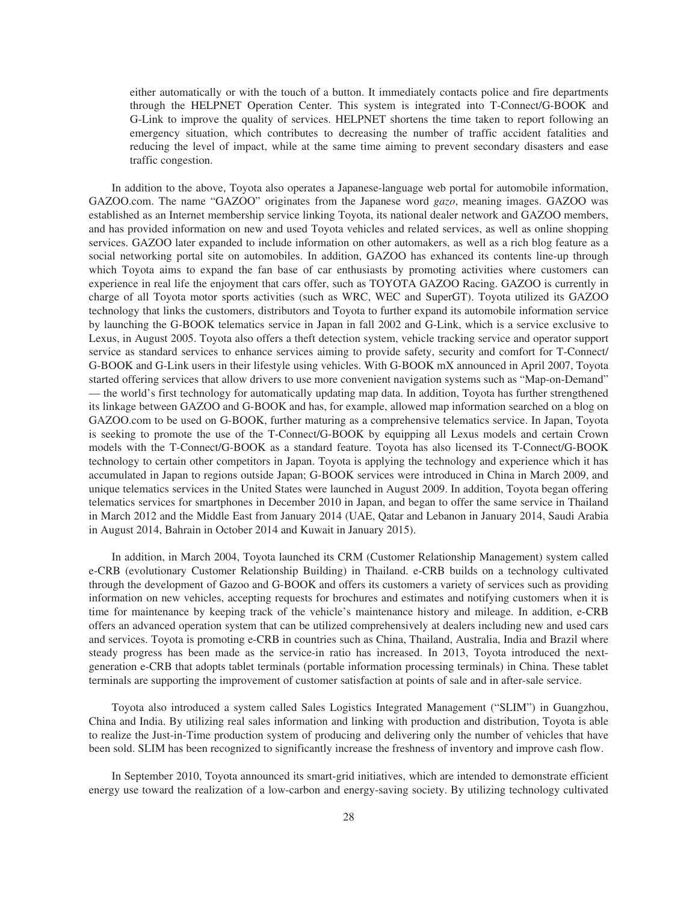either automatically or with the touch of a button. It immediately contacts police and fire departments through the HELPNET Operation Center. This system is integrated into T-Connect/G-BOOK and G-Link to improve the quality of services. HELPNET shortens the time taken to report following an emergency situation, which contributes to decreasing the number of traffic accident fatalities and reducing the level of impact, while at the same time aiming to prevent secondary disasters and ease traffic congestion.

In addition to the above, Toyota also operates a Japanese-language web portal for automobile information, GAZOO.com. The name "GAZOO" originates from the Japanese word *gazo*, meaning images. GAZOO was established as an Internet membership service linking Toyota, its national dealer network and GAZOO members, and has provided information on new and used Toyota vehicles and related services, as well as online shopping services. GAZOO later expanded to include information on other automakers, as well as a rich blog feature as a social networking portal site on automobiles. In addition, GAZOO has exhanced its contents line-up through which Toyota aims to expand the fan base of car enthusiasts by promoting activities where customers can experience in real life the enjoyment that cars offer, such as TOYOTA GAZOO Racing. GAZOO is currently in charge of all Toyota motor sports activities (such as WRC, WEC and SuperGT). Toyota utilized its GAZOO technology that links the customers, distributors and Toyota to further expand its automobile information service by launching the G-BOOK telematics service in Japan in fall 2002 and G-Link, which is a service exclusive to Lexus, in August 2005. Toyota also offers a theft detection system, vehicle tracking service and operator support service as standard services to enhance services aiming to provide safety, security and comfort for T-Connect/G-BOOK and G-Link users in their lifestyle using vehicles. With G-BOOK mX announced in April 2007, Toyota started offering services that allow drivers to use more convenient navigation systems such as "Map-on-Demand" — the world's first technology for automatically updating map data. In addition, Toyota has further strengthened its linkage between GAZOO and G-BOOK and has, for example, allowed map information searched on a blog on GAZOO.com to be used on G-BOOK, further maturing as a comprehensive telematics service. In Japan, Toyota is seeking to promote the use of the T-Connect/G-BOOK by equipping all Lexus models and certain Crown models with the T-Connect/G-BOOK as a standard feature. Toyota has also licensed its T-Connect/G-BOOK technology to certain other competitors in Japan. Toyota is applying the technology and experience which it has accumulated in Japan to regions outside Japan; G-BOOK services were introduced in China in March 2009, and unique telematics services in the United States were launched in August 2009. In addition, Toyota began offering telematics services for smartphones in December 2010 in Japan, and began to offer the same service in Thailand in March 2012 and the Middle East from January 2014 (UAE, Qatar and Lebanon in January 2014, Saudi Arabia in August 2014, Bahrain in October 2014 and Kuwait in January 2015).

In addition, in March 2004, Toyota launched its CRM (Customer Relationship Management) system called e-CRB (evolutionary Customer Relationship Building) in Thailand. e-CRB builds on a technology cultivated through the development of Gazoo and G-BOOK and offers its customers a variety of services such as providing information on new vehicles, accepting requests for brochures and estimates and notifying customers when it is time for maintenance by keeping track of the vehicle's maintenance history and mileage. In addition, e-CRB offers an advanced operation system that can be utilized comprehensively at dealers including new and used cars and services. Toyota is promoting e-CRB in countries such as China, Thailand, Australia, India and Brazil where steady progress has been made as the service-in ratio has increased. In 2013, Toyota introduced the next-generation e-CRB that adopts tablet terminals (portable information processing terminals) in China. These tablet terminals are supporting the improvement of customer satisfaction at points of sale and in after-sale service.

Toyota also introduced a system called Sales Logistics Integrated Management ("SLIM") in Guangzhou, China and India. By utilizing real sales information and linking with production and distribution, Toyota is able to realize the Just-in-Time production system of producing and delivering only the number of vehicles that have been sold. SLIM has been recognized to significantly increase the freshness of inventory and improve cash flow.

In September 2010, Toyota announced its smart-grid initiatives, which are intended to demonstrate efficient energy use toward the realization of a low-carbon and energy-saving society. By utilizing technology cultivated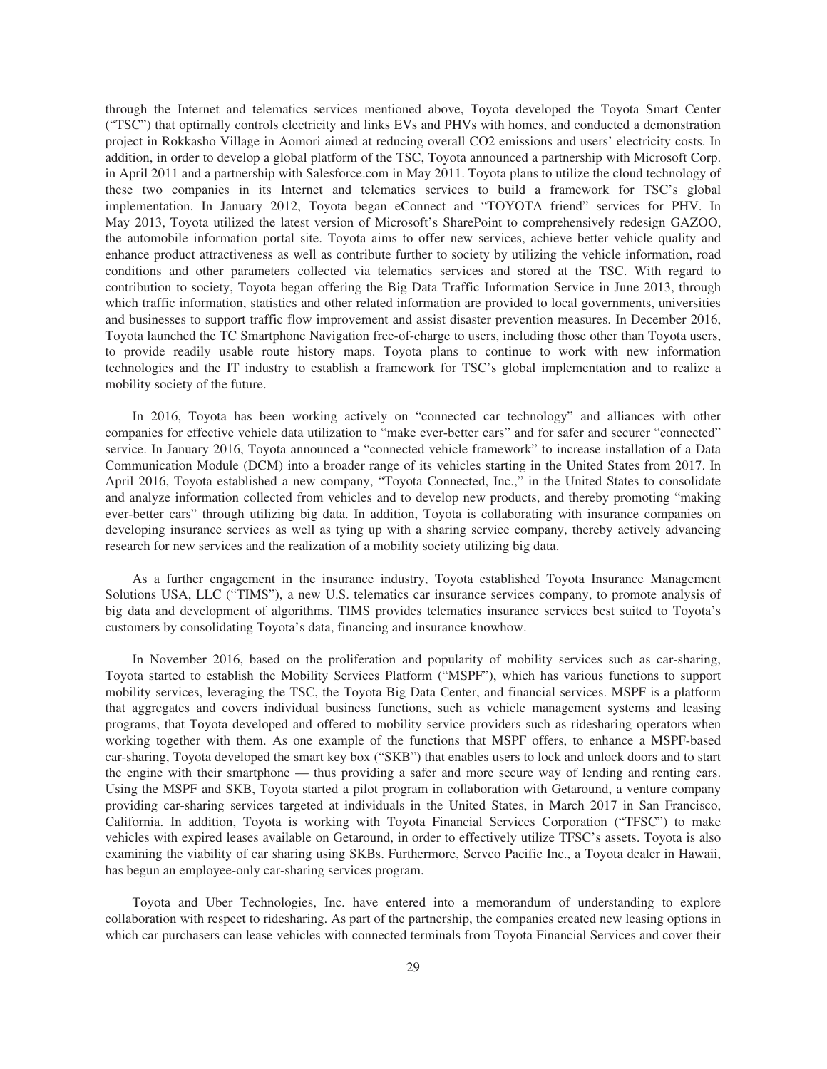through the Internet and telematics services mentioned above, Toyota developed the Toyota Smart Center ("TSC") that optimally controls electricity and links EVs and PHVs with homes, and conducted a demonstration project in Rokkasho Village in Aomori aimed at reducing overall $CO_2$ emissions and users' electricity costs. In addition, in order to develop a global platform of the TSC, Toyota announced a partnership with Microsoft Corp. in April 2011 and a partnership with Salesforce.com in May 2011. Toyota plans to utilize the cloud technology of these two companies in its Internet and telematics services to build a framework for TSC's global implementation. In January 2012, Toyota began eConnect and "TOYOTA friend" services for PHV. In May 2013, Toyota utilized the latest version of Microsoft's SharePoint to comprehensively redesign GAZOO, the automobile information portal site. Toyota aims to offer new services, achieve better vehicle quality and enhance product attractiveness as well as contribute further to society by utilizing the vehicle information, road conditions and other parameters collected via telematics services and stored at the TSC. With regard to contribution to society, Toyota began offering the Big Data Traffic Information Service in June 2013, through which traffic information, statistics and other related information are provided to local governments, universities and businesses to support traffic flow improvement and assist disaster prevention measures. In December 2016, Toyota launched the TC Smartphone Navigation free-of-charge to users, including those other than Toyota users, to provide readily usable route history maps. Toyota plans to continue to work with new information technologies and the IT industry to establish a framework for TSC's global implementation and to realize a mobility society of the future.

In 2016, Toyota has been working actively on "connected car technology" and alliances with other companies for effective vehicle data utilization to "make ever-better cars" and for safer and securer "connected" service. In January 2016, Toyota announced a "connected vehicle framework" to increase installation of a Data Communication Module (DCM) into a broader range of its vehicles starting in the United States from 2017. In April 2016, Toyota established a new company, "Toyota Connected, Inc.," in the United States to consolidate and analyze information collected from vehicles and to develop new products, and thereby promoting "making ever-better cars" through utilizing big data. In addition, Toyota is collaborating with insurance companies on developing insurance services as well as tying up with a sharing service company, thereby actively advancing research for new services and the realization of a mobility society utilizing big data.

As a further engagement in the insurance industry, Toyota established Toyota Insurance Management Solutions USA, LLC ("TIMS"), a new U.S. telematics car insurance services company, to promote analysis of big data and development of algorithms. TIMS provides telematics insurance services best suited to Toyota's customers by consolidating Toyota's data, financing and insurance knowhow.

In November 2016, based on the proliferation and popularity of mobility services such as car-sharing, Toyota started to establish the Mobility Services Platform ("MSPF"), which has various functions to support mobility services, leveraging the TSC, the Toyota Big Data Center, and financial services. MSPF is a platform that aggregates and covers individual business functions, such as vehicle management systems and leasing programs, that Toyota developed and offered to mobility service providers such as ridesharing operators when working together with them. As one example of the functions that MSPF offers, to enhance a MSPF-based car-sharing, Toyota developed the smart key box ("SKB") that enables users to lock and unlock doors and to start the engine with their smartphone — thus providing a safer and more secure way of lending and renting cars. Using the MSPF and SKB, Toyota started a pilot program in collaboration with Getaround, a venture company providing car-sharing services targeted at individuals in the United States, in March 2017 in San Francisco, California. In addition, Toyota is working with Toyota Financial Services Corporation ("TFSC") to make vehicles with expired leases available on Getaround, in order to effectively utilize TFSC's assets. Toyota is also examining the viability of car sharing using SKBs. Furthermore, Servco Pacific Inc., a Toyota dealer in Hawaii, has begun an employee-only car-sharing services program.

Toyota and Uber Technologies, Inc. have entered into a memorandum of understanding to explore collaboration with respect to ridesharing. As part of the partnership, the companies created new leasing options in which car purchasers can lease vehicles with connected terminals from Toyota Financial Services and cover their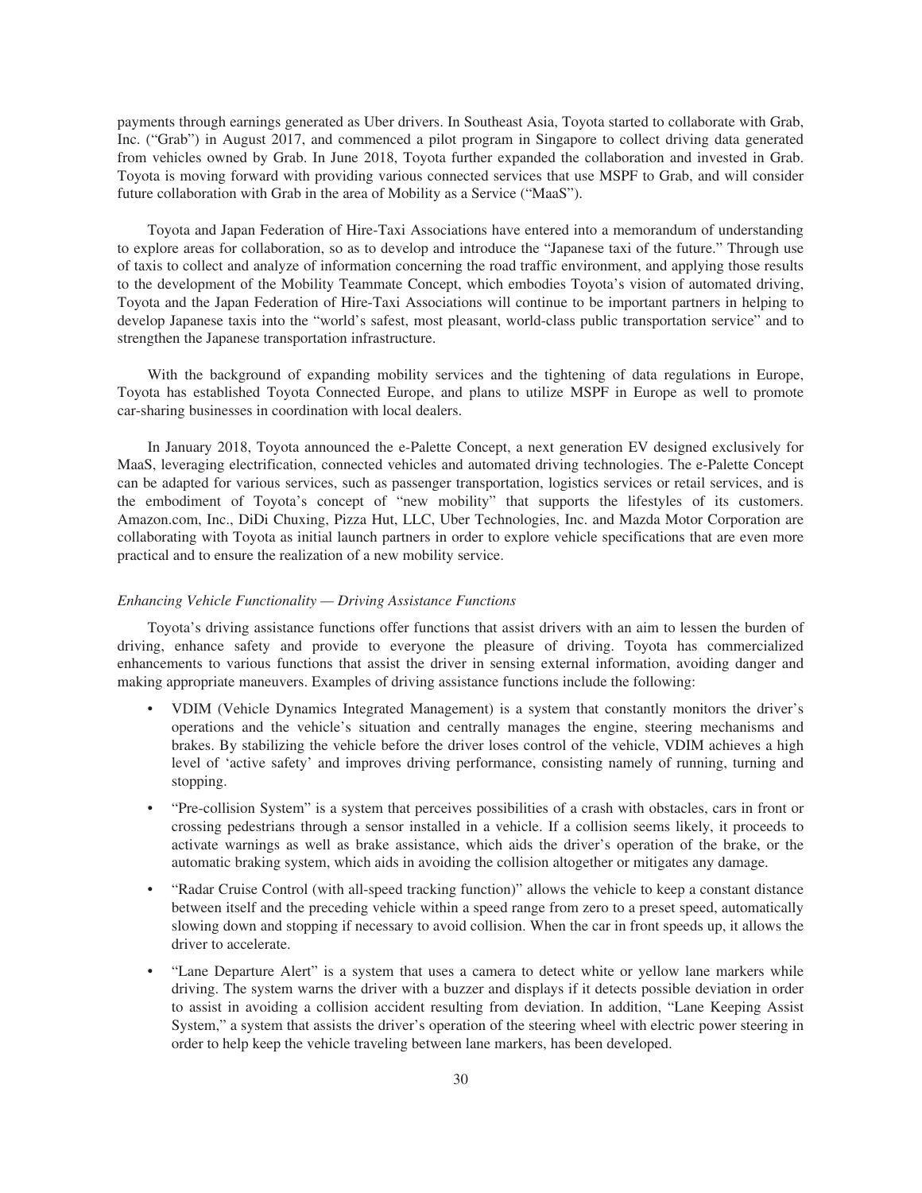payments through earnings generated as Uber drivers. In Southeast Asia, Toyota started to collaborate with Grab, Inc. ("Grab") in August 2017, and commenced a pilot program in Singapore to collect driving data generated from vehicles owned by Grab. In June 2018, Toyota further expanded the collaboration and invested in Grab. Toyota is moving forward with providing various connected services that use MSPF to Grab, and will consider future collaboration with Grab in the area of Mobility as a Service ("MaaS").

Toyota and Japan Federation of Hire-Taxi Associations have entered into a memorandum of understanding to explore areas for collaboration, so as to develop and introduce the "Japanese taxi of the future." Through use of taxis to collect and analyze of information concerning the road traffic environment, and applying those results to the development of the Mobility Teammate Concept, which embodies Toyota's vision of automated driving, Toyota and the Japan Federation of Hire-Taxi Associations will continue to be important partners in helping to develop Japanese taxis into the "world's safest, most pleasant, world-class public transportation service" and to strengthen the Japanese transportation infrastructure.

With the background of expanding mobility services and the tightening of data regulations in Europe, Toyota has established Toyota Connected Europe, and plans to utilize MSPF in Europe as well to promote car-sharing businesses in coordination with local dealers.

In January 2018, Toyota announced the e-Palette Concept, a next generation EV designed exclusively for MaaS, leveraging electrification, connected vehicles and automated driving technologies. The e-Palette Concept can be adapted for various services, such as passenger transportation, logistics services or retail services, and is the embodiment of Toyota's concept of "new mobility" that supports the lifestyles of its customers. Amazon.com, Inc., DiDi Chuxing, Pizza Hut, LLC, Uber Technologies, Inc. and Mazda Motor Corporation are collaborating with Toyota as initial launch partners in order to explore vehicle specifications that are even more practical and to ensure the realization of a new mobility service.

*Enhancing Vehicle Functionality — Driving Assistance Functions*

Toyota's driving assistance functions offer functions that assist drivers with an aim to lessen the burden of driving, enhance safety and provide to everyone the pleasure of driving. Toyota has commercialized enhancements to various functions that assist the driver in sensing external information, avoiding danger and making appropriate maneuvers. Examples of driving assistance functions include the following:

- VDIM (Vehicle Dynamics Integrated Management) is a system that constantly monitors the driver's operations and the vehicle's situation and centrally manages the engine, steering mechanisms and brakes. By stabilizing the vehicle before the driver loses control of the vehicle, VDIM achieves a high level of 'active safety' and improves driving performance, consisting namely of running, turning and stopping.
- "Pre-collision System" is a system that perceives possibilities of a crash with obstacles, cars in front or crossing pedestrians through a sensor installed in a vehicle. If a collision seems likely, it proceeds to activate warnings as well as brake assistance, which aids the driver's operation of the brake, or the automatic braking system, which aids in avoiding the collision altogether or mitigates any damage.
- "Radar Cruise Control (with all-speed tracking function)" allows the vehicle to keep a constant distance between itself and the preceding vehicle within a speed range from zero to a preset speed, automatically slowing down and stopping if necessary to avoid collision. When the car in front speeds up, it allows the driver to accelerate.
- "Lane Departure Alert" is a system that uses a camera to detect white or yellow lane markers while driving. The system warns the driver with a buzzer and displays if it detects possible deviation in order to assist in avoiding a collision accident resulting from deviation. In addition, "Lane Keeping Assist System," a system that assists the driver's operation of the steering wheel with electric power steering in order to help keep the vehicle traveling between lane markers, has been developed.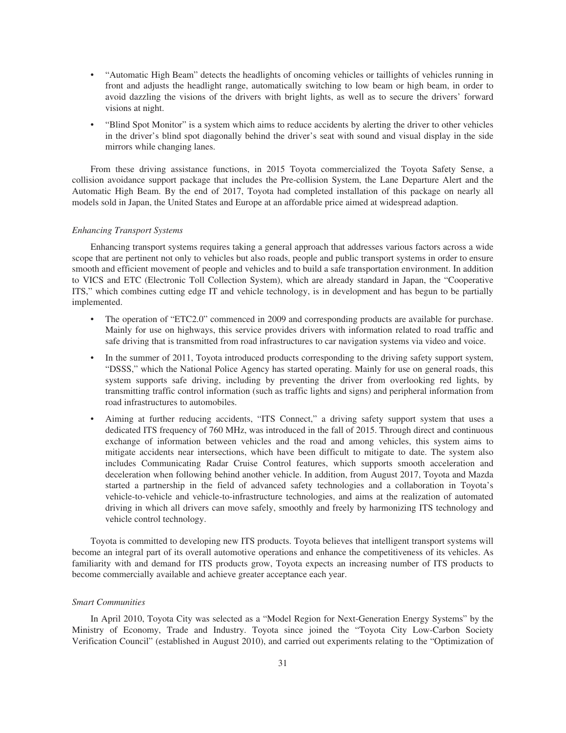- "Automatic High Beam" detects the headlights of oncoming vehicles or taillights of vehicles running in front and adjusts the headlight range, automatically switching to low beam or high beam, in order to avoid dazzling the visions of the drivers with bright lights, as well as to secure the drivers' forward visions at night.
- "Blind Spot Monitor" is a system which aims to reduce accidents by alerting the driver to other vehicles in the driver's blind spot diagonally behind the driver's seat with sound and visual display in the side mirrors while changing lanes.

From these driving assistance functions, in 2015 Toyota commercialized the Toyota Safety Sense, a collision avoidance support package that includes the Pre-collision System, the Lane Departure Alert and the Automatic High Beam. By the end of 2017, Toyota had completed installation of this package on nearly all models sold in Japan, the United States and Europe at an affordable price aimed at widespread adaption.

*Enhancing Transport Systems*

Enhancing transport systems requires taking a general approach that addresses various factors across a wide scope that are pertinent not only to vehicles but also roads, people and public transport systems in order to ensure smooth and efficient movement of people and vehicles and to build a safe transportation environment. In addition to VICS and ETC (Electronic Toll Collection System), which are already standard in Japan, the "Cooperative ITS," which combines cutting edge IT and vehicle technology, is in development and has begun to be partially implemented.

- The operation of "ETC2.0" commenced in 2009 and corresponding products are available for purchase. Mainly for use on highways, this service provides drivers with information related to road traffic and safe driving that is transmitted from road infrastructures to car navigation systems via video and voice.
- In the summer of 2011, Toyota introduced products corresponding to the driving safety support system, "DSSS," which the National Police Agency has started operating. Mainly for use on general roads, this system supports safe driving, including by preventing the driver from overlooking red lights, by transmitting traffic control information (such as traffic lights and signs) and peripheral information from road infrastructures to automobiles.
- Aiming at further reducing accidents, "ITS Connect," a driving safety support system that uses a dedicated ITS frequency of 760 MHz, was introduced in the fall of 2015. Through direct and continuous exchange of information between vehicles and the road and among vehicles, this system aims to mitigate accidents near intersections, which have been difficult to mitigate to date. The system also includes Communicating Radar Cruise Control features, which supports smooth acceleration and deceleration when following behind another vehicle. In addition, from August 2017, Toyota and Mazda started a partnership in the field of advanced safety technologies and a collaboration in Toyota's vehicle-to-vehicle and vehicle-to-infrastructure technologies, and aims at the realization of automated driving in which all drivers can move safely, smoothly and freely by harmonizing ITS technology and vehicle control technology.

Toyota is committed to developing new ITS products. Toyota believes that intelligent transport systems will become an integral part of its overall automotive operations and enhance the competitiveness of its vehicles. As familiarity with and demand for ITS products grow, Toyota expects an increasing number of ITS products to become commercially available and achieve greater acceptance each year.

*Smart Communities*

In April 2010, Toyota City was selected as a "Model Region for Next-Generation Energy Systems" by the Ministry of Economy, Trade and Industry. Toyota since joined the "Toyota City Low-Carbon Society Verification Council" (established in August 2010), and carried out experiments relating to the "Optimization of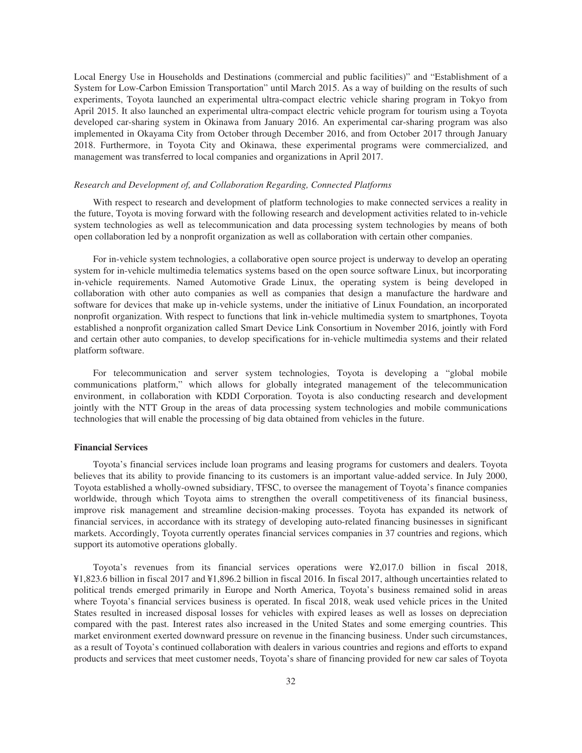Local Energy Use in Households and Destinations (commercial and public facilities)" and "Establishment of a System for Low-Carbon Emission Transportation" until March 2015. As a way of building on the results of such experiments, Toyota launched an experimental ultra-compact electric vehicle sharing program in Tokyo from April 2015. It also launched an experimental ultra-compact electric vehicle program for tourism using a Toyota developed car-sharing system in Okinawa from January 2016. An experimental car-sharing program was also implemented in Okayama City from October through December 2016, and from October 2017 through January 2018. Furthermore, in Toyota City and Okinawa, these experimental programs were commercialized, and management was transferred to local companies and organizations in April 2017.

*Research and Development of, and Collaboration Regarding, Connected Platforms*

With respect to research and development of platform technologies to make connected services a reality in the future, Toyota is moving forward with the following research and development activities related to in-vehicle system technologies as well as telecommunication and data processing system technologies by means of both open collaboration led by a nonprofit organization as well as collaboration with certain other companies.

For in-vehicle system technologies, a collaborative open source project is underway to develop an operating system for in-vehicle multimedia telematics systems based on the open source software Linux, but incorporating in-vehicle requirements. Named Automotive Grade Linux, the operating system is being developed in collaboration with other auto companies as well as companies that design a manufacture the hardware and software for devices that make up in-vehicle systems, under the initiative of Linux Foundation, an incorporated nonprofit organization. With respect to functions that link in-vehicle multimedia system to smartphones, Toyota established a nonprofit organization called Smart Device Link Consortium in November 2016, jointly with Ford and certain other auto companies, to develop specifications for in-vehicle multimedia systems and their related platform software.

For telecommunication and server system technologies, Toyota is developing a "global mobile communications platform," which allows for globally integrated management of the telecommunication environment, in collaboration with KDDI Corporation. Toyota is also conducting research and development jointly with the NTT Group in the areas of data processing system technologies and mobile communications technologies that will enable the processing of big data obtained from vehicles in the future.

**Financial Services**

Toyota's financial services include loan programs and leasing programs for customers and dealers. Toyota believes that its ability to provide financing to its customers is an important value-added service. In July 2000, Toyota established a wholly-owned subsidiary, TFSC, to oversee the management of Toyota's finance companies worldwide, through which Toyota aims to strengthen the overall competitiveness of its financial business, improve risk management and streamline decision-making processes. Toyota has expanded its network of financial services, in accordance with its strategy of developing auto-related financing businesses in significant markets. Accordingly, Toyota currently operates financial services companies in 37 countries and regions, which support its automotive operations globally.

Toyota's revenues from its financial services operations were ¥2,017.0 billion in fiscal 2018, ¥1,823.6 billion in fiscal 2017 and ¥1,896.2 billion in fiscal 2016. In fiscal 2017, although uncertainties related to political trends emerged primarily in Europe and North America, Toyota's business remained solid in areas where Toyota's financial services business is operated. In fiscal 2018, weak used vehicle prices in the United States resulted in increased disposal losses for vehicles with expired leases as well as losses on depreciation compared with the past. Interest rates also increased in the United States and some emerging countries. This market environment exerted downward pressure on revenue in the financing business. Under such circumstances, as a result of Toyota's continued collaboration with dealers in various countries and regions and efforts to expand products and services that meet customer needs, Toyota's share of financing provided for new car sales of Toyota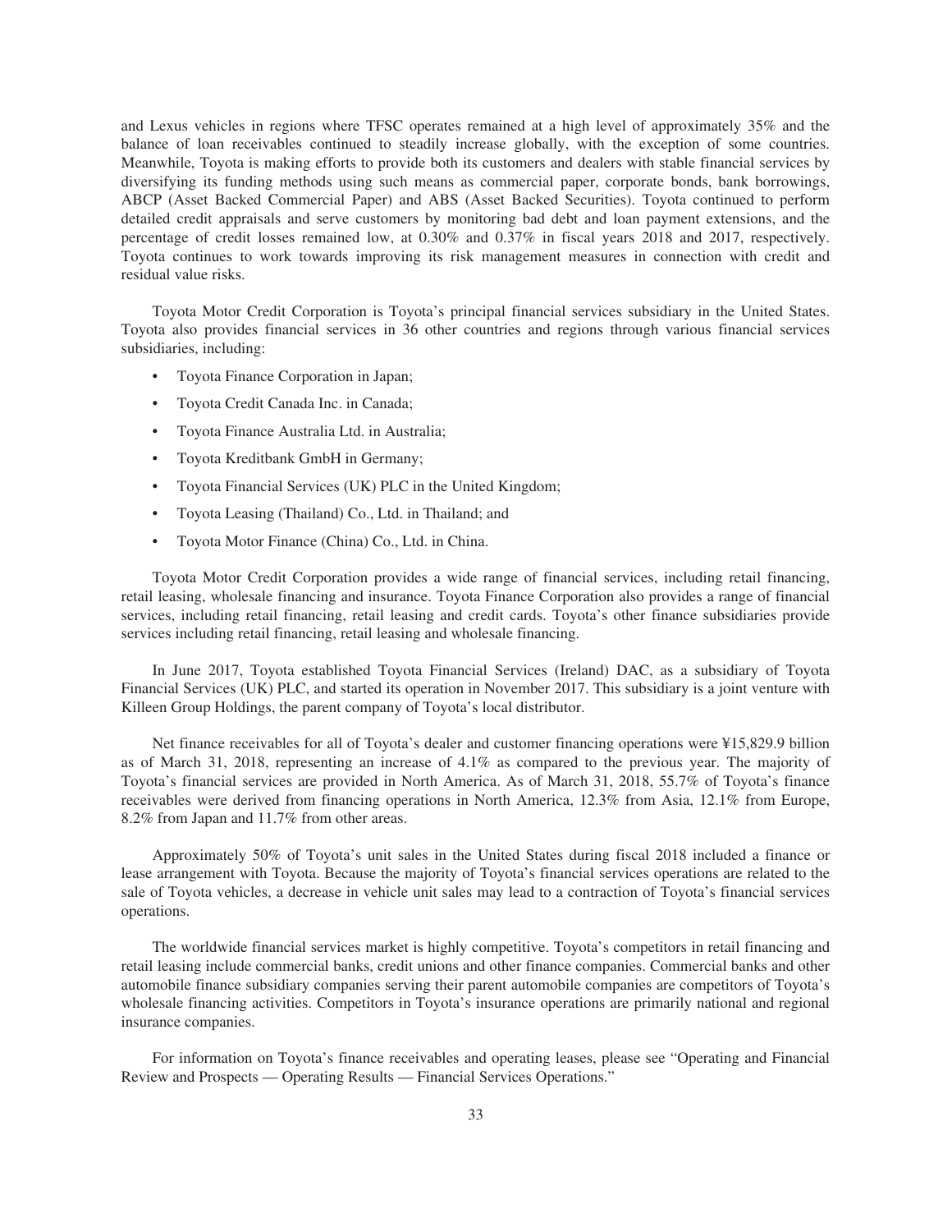and Lexus vehicles in regions where TFSC operates remained at a high level of approximately 35% and the balance of loan receivables continued to steadily increase globally, with the exception of some countries. Meanwhile, Toyota is making efforts to provide both its customers and dealers with stable financial services by diversifying its funding methods using such means as commercial paper, corporate bonds, bank borrowings, ABCP (Asset Backed Commercial Paper) and ABS (Asset Backed Securities). Toyota continued to perform detailed credit appraisals and serve customers by monitoring bad debt and loan payment extensions, and the percentage of credit losses remained low, at 0.30% and 0.37% in fiscal years 2018 and 2017, respectively. Toyota continues to work towards improving its risk management measures in connection with credit and residual value risks.

Toyota Motor Credit Corporation is Toyota's principal financial services subsidiary in the United States. Toyota also provides financial services in 36 other countries and regions through various financial services subsidiaries, including:

- Toyota Finance Corporation in Japan;
- Toyota Credit Canada Inc. in Canada;
- Toyota Finance Australia Ltd. in Australia;
- Toyota Kreditbank GmbH in Germany;
- Toyota Financial Services (UK) PLC in the United Kingdom;
- Toyota Leasing (Thailand) Co., Ltd. in Thailand; and
- Toyota Motor Finance (China) Co., Ltd. in China.

Toyota Motor Credit Corporation provides a wide range of financial services, including retail financing, retail leasing, wholesale financing and insurance. Toyota Finance Corporation also provides a range of financial services, including retail financing, retail leasing and credit cards. Toyota's other finance subsidiaries provide services including retail financing, retail leasing and wholesale financing.

In June 2017, Toyota established Toyota Financial Services (Ireland) DAC, as a subsidiary of Toyota Financial Services (UK) PLC, and started its operation in November 2017. This subsidiary is a joint venture with Killeen Group Holdings, the parent company of Toyota's local distributor.

Net finance receivables for all of Toyota's dealer and customer financing operations were ¥15,829.9 billion as of March 31, 2018, representing an increase of 4.1% as compared to the previous year. The majority of Toyota's financial services are provided in North America. As of March 31, 2018, 55.7% of Toyota's finance receivables were derived from financing operations in North America, 12.3% from Asia, 12.1% from Europe, 8.2% from Japan and 11.7% from other areas.

Approximately 50% of Toyota's unit sales in the United States during fiscal 2018 included a finance or lease arrangement with Toyota. Because the majority of Toyota's financial services operations are related to the sale of Toyota vehicles, a decrease in vehicle unit sales may lead to a contraction of Toyota's financial services operations.

The worldwide financial services market is highly competitive. Toyota's competitors in retail financing and retail leasing include commercial banks, credit unions and other finance companies. Commercial banks and other automobile finance subsidiary companies serving their parent automobile companies are competitors of Toyota's wholesale financing activities. Competitors in Toyota's insurance operations are primarily national and regional insurance companies.

For information on Toyota's finance receivables and operating leases, please see "Operating and Financial Review and Prospects — Operating Results — Financial Services Operations."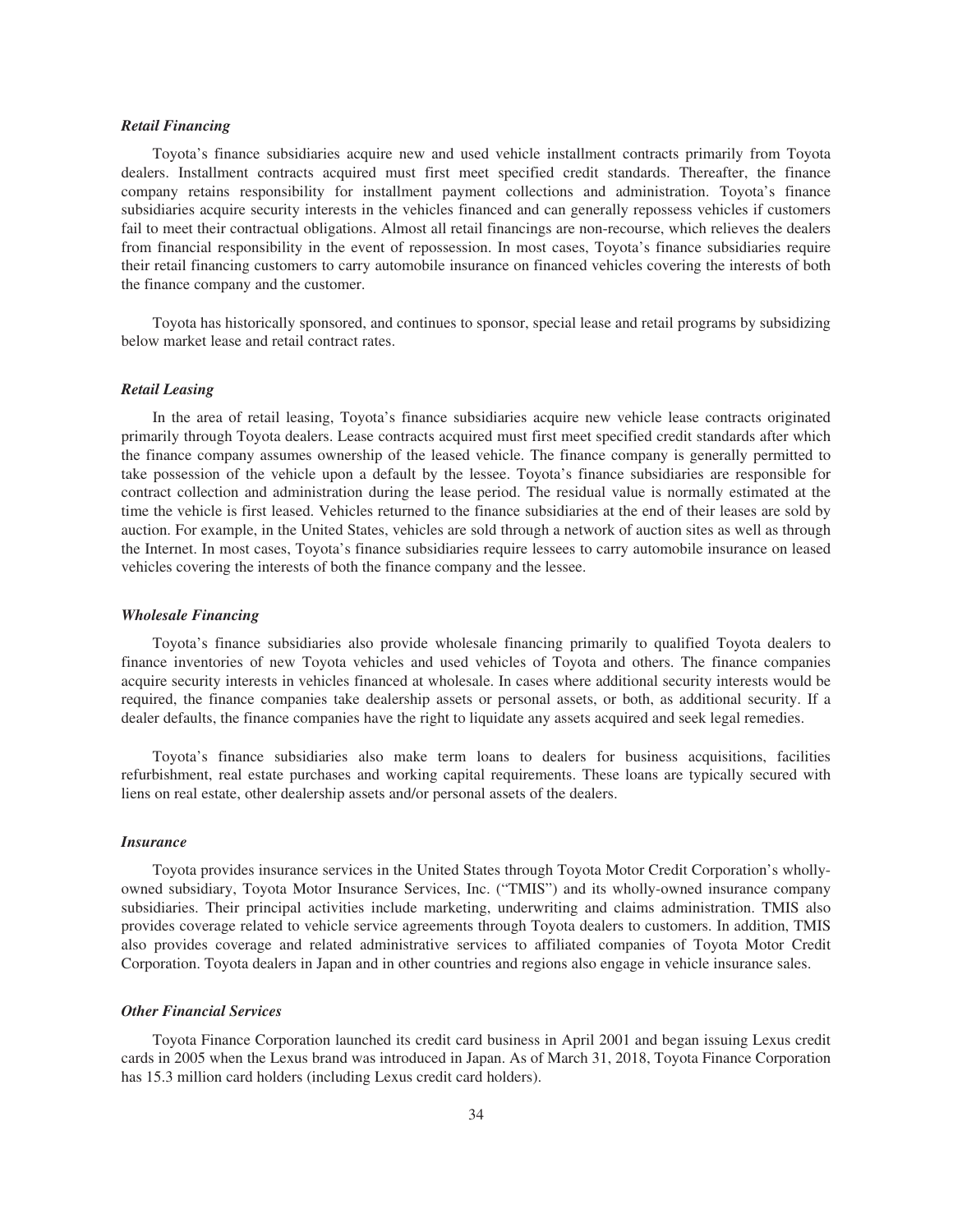### *Retail Financing*

Toyota's finance subsidiaries acquire new and used vehicle installment contracts primarily from Toyota dealers. Installment contracts acquired must first meet specified credit standards. Thereafter, the finance company retains responsibility for installment payment collections and administration. Toyota's finance subsidiaries acquire security interests in the vehicles financed and can generally repossess vehicles if customers fail to meet their contractual obligations. Almost all retail financings are non-recourse, which relieves the dealers from financial responsibility in the event of repossession. In most cases, Toyota's finance subsidiaries require their retail financing customers to carry automobile insurance on financed vehicles covering the interests of both the finance company and the customer.

Toyota has historically sponsored, and continues to sponsor, special lease and retail programs by subsidizing below market lease and retail contract rates.

### *Retail Leasing*

In the area of retail leasing, Toyota's finance subsidiaries acquire new vehicle lease contracts originated primarily through Toyota dealers. Lease contracts acquired must first meet specified credit standards after which the finance company assumes ownership of the leased vehicle. The finance company is generally permitted to take possession of the vehicle upon a default by the lessee. Toyota's finance subsidiaries are responsible for contract collection and administration during the lease period. The residual value is normally estimated at the time the vehicle is first leased. Vehicles returned to the finance subsidiaries at the end of their leases are sold by auction. For example, in the United States, vehicles are sold through a network of auction sites as well as through the Internet. In most cases, Toyota's finance subsidiaries require lessees to carry automobile insurance on leased vehicles covering the interests of both the finance company and the lessee.

### *Wholesale Financing*

Toyota's finance subsidiaries also provide wholesale financing primarily to qualified Toyota dealers to finance inventories of new Toyota vehicles and used vehicles of Toyota and others. The finance companies acquire security interests in vehicles financed at wholesale. In cases where additional security interests would be required, the finance companies take dealership assets or personal assets, or both, as additional security. If a dealer defaults, the finance companies have the right to liquidate any assets acquired and seek legal remedies.

Toyota's finance subsidiaries also make term loans to dealers for business acquisitions, facilities refurbishment, real estate purchases and working capital requirements. These loans are typically secured with liens on real estate, other dealership assets and/or personal assets of the dealers.

### *Insurance*

Toyota provides insurance services in the United States through Toyota Motor Credit Corporation's wholly-owned subsidiary, Toyota Motor Insurance Services, Inc. ("TMIS") and its wholly-owned insurance company subsidiaries. Their principal activities include marketing, underwriting and claims administration. TMIS also provides coverage related to vehicle service agreements through Toyota dealers to customers. In addition, TMIS also provides coverage and related administrative services to affiliated companies of Toyota Motor Credit Corporation. Toyota dealers in Japan and in other countries and regions also engage in vehicle insurance sales.

### *Other Financial Services*

Toyota Finance Corporation launched its credit card business in April 2001 and began issuing Lexus credit cards in 2005 when the Lexus brand was introduced in Japan. As of March 31, 2018, Toyota Finance Corporation has 15.3 million card holders (including Lexus credit card holders).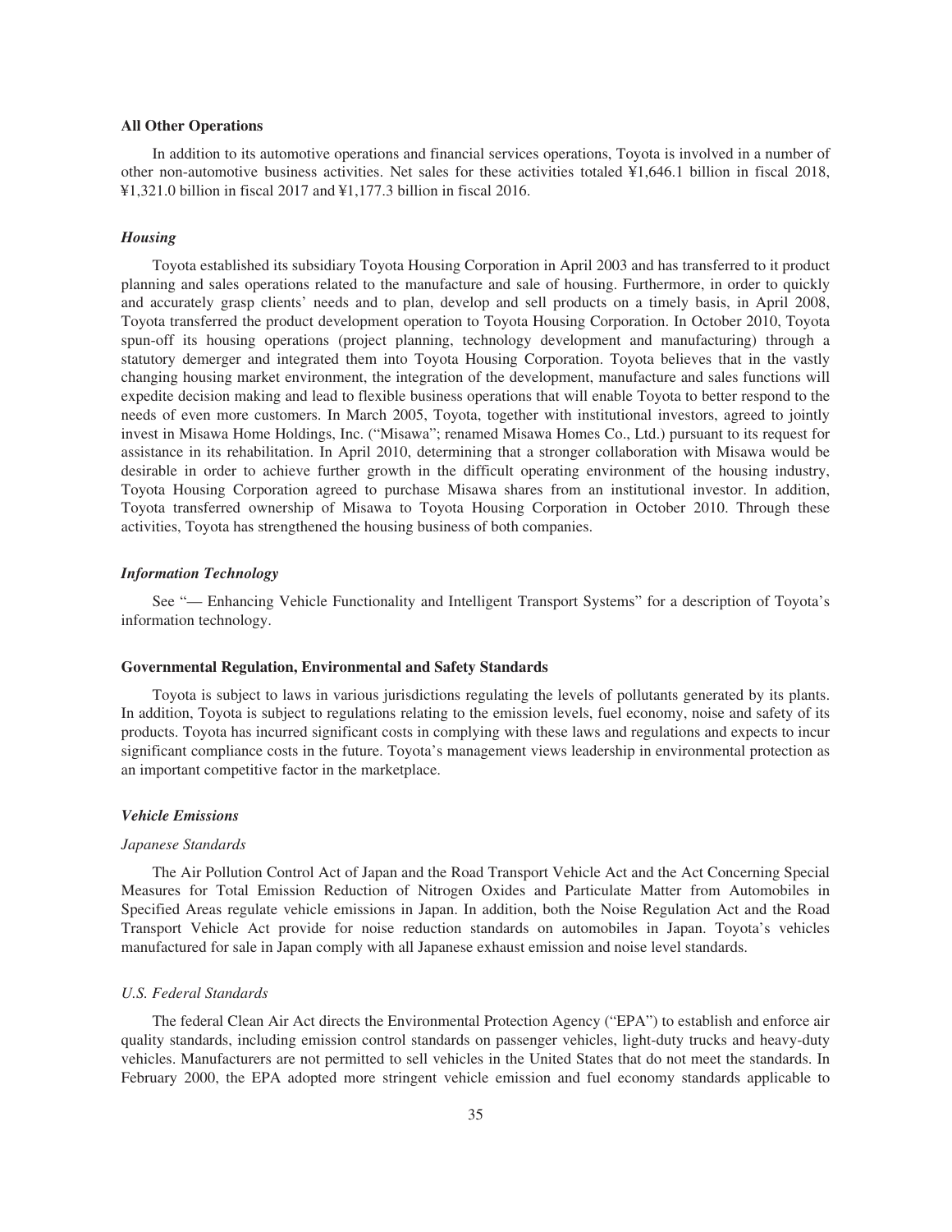**All Other Operations**

In addition to its automotive operations and financial services operations, Toyota is involved in a number of other non-automotive business activities. Net sales for these activities totaled ¥1,646.1 billion in fiscal 2018, ¥1,321.0 billion in fiscal 2017 and ¥1,177.3 billion in fiscal 2016.

***Housing***

Toyota established its subsidiary Toyota Housing Corporation in April 2003 and has transferred to it product planning and sales operations related to the manufacture and sale of housing. Furthermore, in order to quickly and accurately grasp clients' needs and to plan, develop and sell products on a timely basis, in April 2008, Toyota transferred the product development operation to Toyota Housing Corporation. In October 2010, Toyota spun-off its housing operations (project planning, technology development and manufacturing) through a statutory demerger and integrated them into Toyota Housing Corporation. Toyota believes that in the vastly changing housing market environment, the integration of the development, manufacture and sales functions will expedite decision making and lead to flexible business operations that will enable Toyota to better respond to the needs of even more customers. In March 2005, Toyota, together with institutional investors, agreed to jointly invest in Misawa Home Holdings, Inc. ("Misawa"; renamed Misawa Homes Co., Ltd.) pursuant to its request for assistance in its rehabilitation. In April 2010, determining that a stronger collaboration with Misawa would be desirable in order to achieve further growth in the difficult operating environment of the housing industry, Toyota Housing Corporation agreed to purchase Misawa shares from an institutional investor. In addition, Toyota transferred ownership of Misawa to Toyota Housing Corporation in October 2010. Through these activities, Toyota has strengthened the housing business of both companies.

***Information Technology***

See "— Enhancing Vehicle Functionality and Intelligent Transport Systems" for a description of Toyota's information technology.

**Governmental Regulation, Environmental and Safety Standards**

Toyota is subject to laws in various jurisdictions regulating the levels of pollutants generated by its plants. In addition, Toyota is subject to regulations relating to the emission levels, fuel economy, noise and safety of its products. Toyota has incurred significant costs in complying with these laws and regulations and expects to incur significant compliance costs in the future. Toyota's management views leadership in environmental protection as an important competitive factor in the marketplace.

***Vehicle Emissions***

*Japanese Standards*

The Air Pollution Control Act of Japan and the Road Transport Vehicle Act and the Act Concerning Special Measures for Total Emission Reduction of Nitrogen Oxides and Particulate Matter from Automobiles in Specified Areas regulate vehicle emissions in Japan. In addition, both the Noise Regulation Act and the Road Transport Vehicle Act provide for noise reduction standards on automobiles in Japan. Toyota's vehicles manufactured for sale in Japan comply with all Japanese exhaust emission and noise level standards.

*U.S. Federal Standards*

The federal Clean Air Act directs the Environmental Protection Agency ("EPA") to establish and enforce air quality standards, including emission control standards on passenger vehicles, light-duty trucks and heavy-duty vehicles. Manufacturers are not permitted to sell vehicles in the United States that do not meet the standards. In February 2000, the EPA adopted more stringent vehicle emission and fuel economy standards applicable to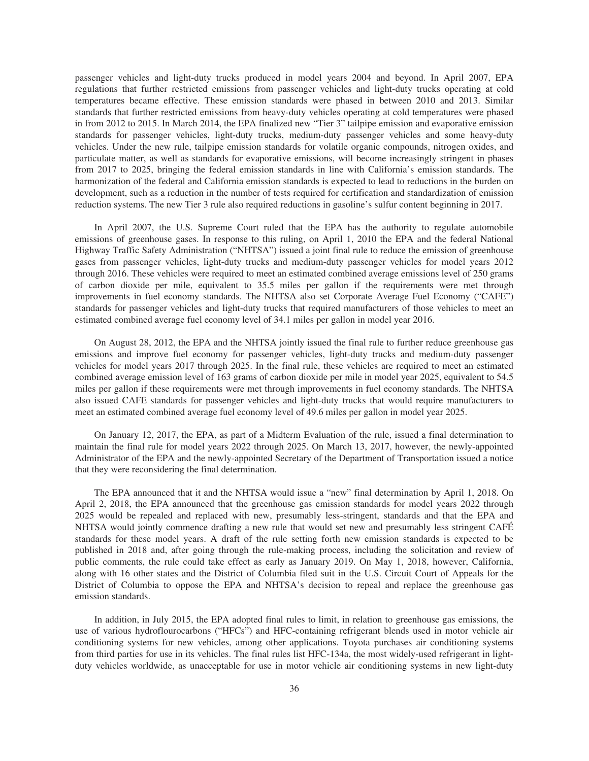passenger vehicles and light-duty trucks produced in model years 2004 and beyond. In April 2007, EPA regulations that further restricted emissions from passenger vehicles and light-duty trucks operating at cold temperatures became effective. These emission standards were phased in between 2010 and 2013. Similar standards that further restricted emissions from heavy-duty vehicles operating at cold temperatures were phased in from 2012 to 2015. In March 2014, the EPA finalized new "Tier 3" tailpipe emission and evaporative emission standards for passenger vehicles, light-duty trucks, medium-duty passenger vehicles and some heavy-duty vehicles. Under the new rule, tailpipe emission standards for volatile organic compounds, nitrogen oxides, and particulate matter, as well as standards for evaporative emissions, will become increasingly stringent in phases from 2017 to 2025, bringing the federal emission standards in line with California's emission standards. The harmonization of the federal and California emission standards is expected to lead to reductions in the burden on development, such as a reduction in the number of tests required for certification and standardization of emission reduction systems. The new Tier 3 rule also required reductions in gasoline's sulfur content beginning in 2017.

In April 2007, the U.S. Supreme Court ruled that the EPA has the authority to regulate automobile emissions of greenhouse gases. In response to this ruling, on April 1, 2010 the EPA and the federal National Highway Traffic Safety Administration ("NHTSA") issued a joint final rule to reduce the emission of greenhouse gases from passenger vehicles, light-duty trucks and medium-duty passenger vehicles for model years 2012 through 2016. These vehicles were required to meet an estimated combined average emissions level of 250 grams of carbon dioxide per mile, equivalent to 35.5 miles per gallon if the requirements were met through improvements in fuel economy standards. The NHTSA also set Corporate Average Fuel Economy ("CAFE") standards for passenger vehicles and light-duty trucks that required manufacturers of those vehicles to meet an estimated combined average fuel economy level of 34.1 miles per gallon in model year 2016.

On August 28, 2012, the EPA and the NHTSA jointly issued the final rule to further reduce greenhouse gas emissions and improve fuel economy for passenger vehicles, light-duty trucks and medium-duty passenger vehicles for model years 2017 through 2025. In the final rule, these vehicles are required to meet an estimated combined average emission level of 163 grams of carbon dioxide per mile in model year 2025, equivalent to 54.5 miles per gallon if these requirements were met through improvements in fuel economy standards. The NHTSA also issued CAFE standards for passenger vehicles and light-duty trucks that would require manufacturers to meet an estimated combined average fuel economy level of 49.6 miles per gallon in model year 2025.

On January 12, 2017, the EPA, as part of a Midterm Evaluation of the rule, issued a final determination to maintain the final rule for model years 2022 through 2025. On March 13, 2017, however, the newly-appointed Administrator of the EPA and the newly-appointed Secretary of the Department of Transportation issued a notice that they were reconsidering the final determination.

The EPA announced that it and the NHTSA would issue a "new" final determination by April 1, 2018. On April 2, 2018, the EPA announced that the greenhouse gas emission standards for model years 2022 through 2025 would be repealed and replaced with new, presumably less-stringent, standards and that the EPA and NHTSA would jointly commence drafting a new rule that would set new and presumably less stringent CAFÉ standards for these model years. A draft of the rule setting forth new emission standards is expected to be published in 2018 and, after going through the rule-making process, including the solicitation and review of public comments, the rule could take effect as early as January 2019. On May 1, 2018, however, California, along with 16 other states and the District of Columbia filed suit in the U.S. Circuit Court of Appeals for the District of Columbia to oppose the EPA and NHTSA's decision to repeal and replace the greenhouse gas emission standards.

In addition, in July 2015, the EPA adopted final rules to limit, in relation to greenhouse gas emissions, the use of various hydroflourocarbons ("HFCs") and HFC-containing refrigerant blends used in motor vehicle air conditioning systems for new vehicles, among other applications. Toyota purchases air conditioning systems from third parties for use in its vehicles. The final rules list HFC-134a, the most widely-used refrigerant in light-duty vehicles worldwide, as unacceptable for use in motor vehicle air conditioning systems in new light-duty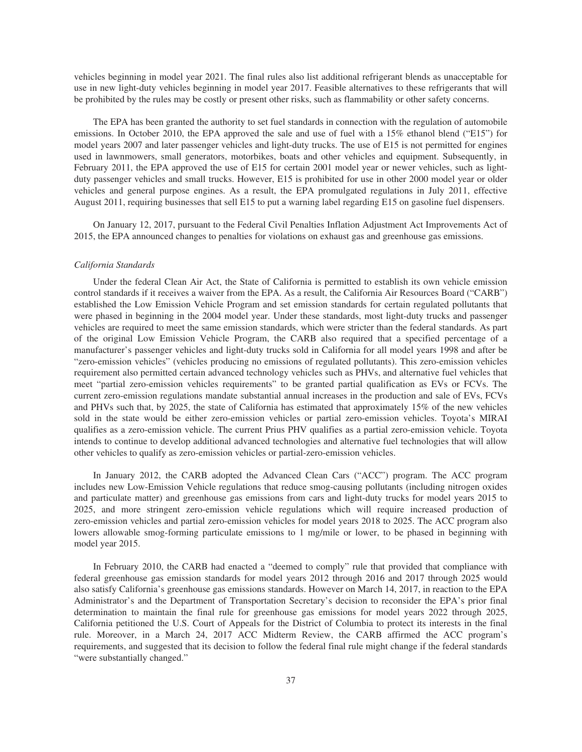vehicles beginning in model year 2021. The final rules also list additional refrigerant blends as unacceptable for use in new light-duty vehicles beginning in model year 2017. Feasible alternatives to these refrigerants that will be prohibited by the rules may be costly or present other risks, such as flammability or other safety concerns.

The EPA has been granted the authority to set fuel standards in connection with the regulation of automobile emissions. In October 2010, the EPA approved the sale and use of fuel with a 15% ethanol blend ("E15") for model years 2007 and later passenger vehicles and light-duty trucks. The use of E15 is not permitted for engines used in lawnmowers, small generators, motorbikes, boats and other vehicles and equipment. Subsequently, in February 2011, the EPA approved the use of E15 for certain 2001 model year or newer vehicles, such as light-duty passenger vehicles and small trucks. However, E15 is prohibited for use in other 2000 model year or older vehicles and general purpose engines. As a result, the EPA promulgated regulations in July 2011, effective August 2011, requiring businesses that sell E15 to put a warning label regarding E15 on gasoline fuel dispensers.

On January 12, 2017, pursuant to the Federal Civil Penalties Inflation Adjustment Act Improvements Act of 2015, the EPA announced changes to penalties for violations on exhaust gas and greenhouse gas emissions.

*California Standards*

Under the federal Clean Air Act, the State of California is permitted to establish its own vehicle emission control standards if it receives a waiver from the EPA. As a result, the California Air Resources Board ("CARB") established the Low Emission Vehicle Program and set emission standards for certain regulated pollutants that were phased in beginning in the 2004 model year. Under these standards, most light-duty trucks and passenger vehicles are required to meet the same emission standards, which were stricter than the federal standards. As part of the original Low Emission Vehicle Program, the CARB also required that a specified percentage of a manufacturer's passenger vehicles and light-duty trucks sold in California for all model years 1998 and after be "zero-emission vehicles" (vehicles producing no emissions of regulated pollutants). This zero-emission vehicles requirement also permitted certain advanced technology vehicles such as PHVs, and alternative fuel vehicles that meet "partial zero-emission vehicles requirements" to be granted partial qualification as EVs or FCVs. The current zero-emission regulations mandate substantial annual increases in the production and sale of EVs, FCVs and PHVs such that, by 2025, the state of California has estimated that approximately 15% of the new vehicles sold in the state would be either zero-emission vehicles or partial zero-emission vehicles. Toyota's MIRAI qualifies as a zero-emission vehicle. The current Prius PHV qualifies as a partial zero-emission vehicle. Toyota intends to continue to develop additional advanced technologies and alternative fuel technologies that will allow other vehicles to qualify as zero-emission vehicles or partial-zero-emission vehicles.

In January 2012, the CARB adopted the Advanced Clean Cars ("ACC") program. The ACC program includes new Low-Emission Vehicle regulations that reduce smog-causing pollutants (including nitrogen oxides and particulate matter) and greenhouse gas emissions from cars and light-duty trucks for model years 2015 to 2025, and more stringent zero-emission vehicle regulations which will require increased production of zero-emission vehicles and partial zero-emission vehicles for model years 2018 to 2025. The ACC program also lowers allowable smog-forming particulate emissions to 1 mg/mile or lower, to be phased in beginning with model year 2015.

In February 2010, the CARB had enacted a "deemed to comply" rule that provided that compliance with federal greenhouse gas emission standards for model years 2012 through 2016 and 2017 through 2025 would also satisfy California's greenhouse gas emissions standards. However on March 14, 2017, in reaction to the EPA Administrator's and the Department of Transportation Secretary's decision to reconsider the EPA's prior final determination to maintain the final rule for greenhouse gas emissions for model years 2022 through 2025, California petitioned the U.S. Court of Appeals for the District of Columbia to protect its interests in the final rule. Moreover, in a March 24, 2017 ACC Midterm Review, the CARB affirmed the ACC program's requirements, and suggested that its decision to follow the federal final rule might change if the federal standards "were substantially changed."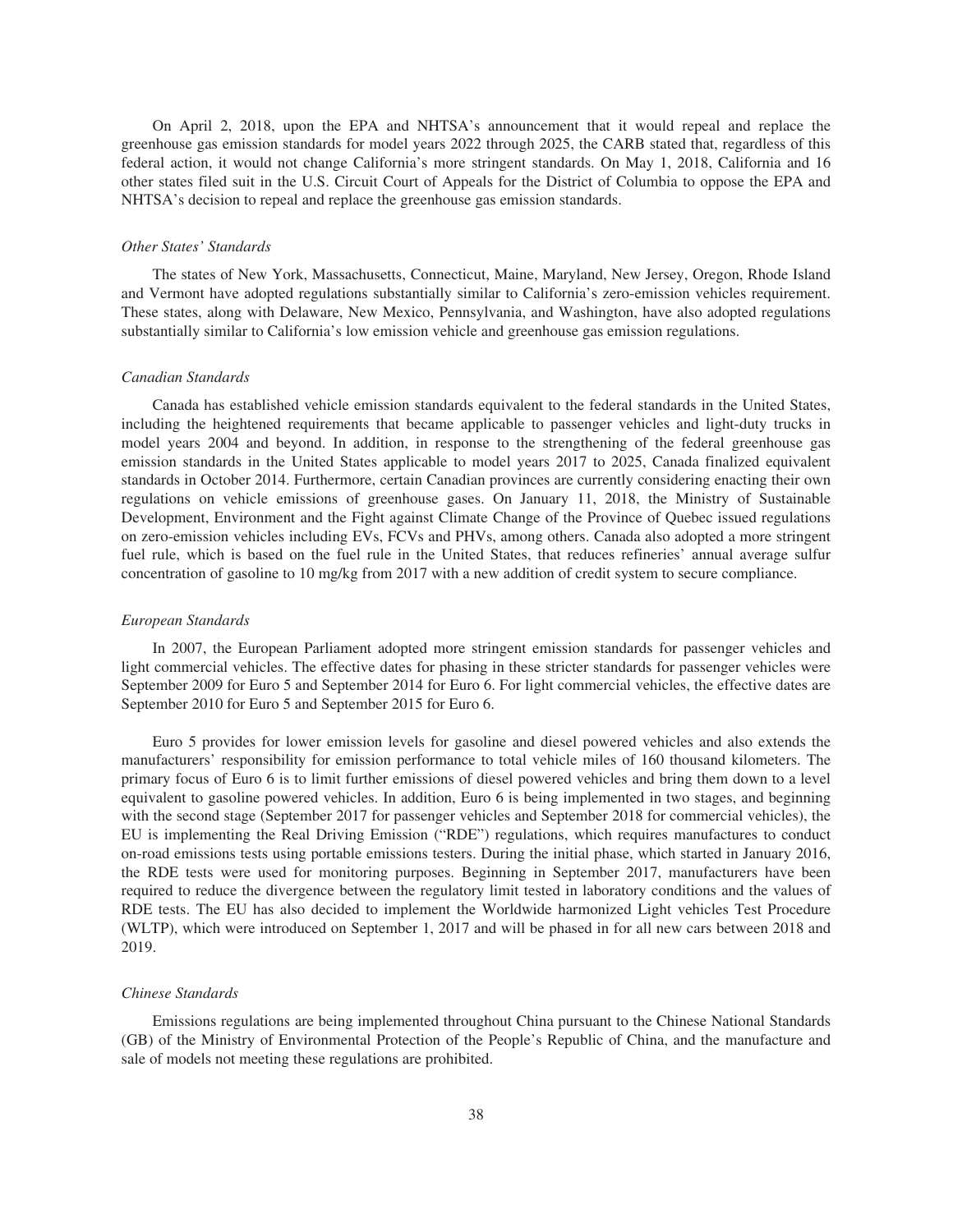On April 2, 2018, upon the EPA and NHTSA's announcement that it would repeal and replace the greenhouse gas emission standards for model years 2022 through 2025, the CARB stated that, regardless of this federal action, it would not change California's more stringent standards. On May 1, 2018, California and 16 other states filed suit in the U.S. Circuit Court of Appeals for the District of Columbia to oppose the EPA and NHTSA's decision to repeal and replace the greenhouse gas emission standards.

*Other States' Standards*

The states of New York, Massachusetts, Connecticut, Maine, Maryland, New Jersey, Oregon, Rhode Island and Vermont have adopted regulations substantially similar to California's zero-emission vehicles requirement. These states, along with Delaware, New Mexico, Pennsylvania, and Washington, have also adopted regulations substantially similar to California's low emission vehicle and greenhouse gas emission regulations.

*Canadian Standards*

Canada has established vehicle emission standards equivalent to the federal standards in the United States, including the heightened requirements that became applicable to passenger vehicles and light-duty trucks in model years 2004 and beyond. In addition, in response to the strengthening of the federal greenhouse gas emission standards in the United States applicable to model years 2017 to 2025, Canada finalized equivalent standards in October 2014. Furthermore, certain Canadian provinces are currently considering enacting their own regulations on vehicle emissions of greenhouse gases. On January 11, 2018, the Ministry of Sustainable Development, Environment and the Fight against Climate Change of the Province of Quebec issued regulations on zero-emission vehicles including EVs, FCVs and PHVs, among others. Canada also adopted a more stringent fuel rule, which is based on the fuel rule in the United States, that reduces refineries' annual average sulfur concentration of gasoline to 10 mg/kg from 2017 with a new addition of credit system to secure compliance.

*European Standards*

In 2007, the European Parliament adopted more stringent emission standards for passenger vehicles and light commercial vehicles. The effective dates for phasing in these stricter standards for passenger vehicles were September 2009 for Euro 5 and September 2014 for Euro 6. For light commercial vehicles, the effective dates are September 2010 for Euro 5 and September 2015 for Euro 6.

Euro 5 provides for lower emission levels for gasoline and diesel powered vehicles and also extends the manufacturers' responsibility for emission performance to total vehicle miles of 160 thousand kilometers. The primary focus of Euro 6 is to limit further emissions of diesel powered vehicles and bring them down to a level equivalent to gasoline powered vehicles. In addition, Euro 6 is being implemented in two stages, and beginning with the second stage (September 2017 for passenger vehicles and September 2018 for commercial vehicles), the EU is implementing the Real Driving Emission ("RDE") regulations, which requires manufactures to conduct on-road emissions tests using portable emissions testers. During the initial phase, which started in January 2016, the RDE tests were used for monitoring purposes. Beginning in September 2017, manufacturers have been required to reduce the divergence between the regulatory limit tested in laboratory conditions and the values of RDE tests. The EU has also decided to implement the Worldwide harmonized Light vehicles Test Procedure (WLTP), which were introduced on September 1, 2017 and will be phased in for all new cars between 2018 and 2019.

*Chinese Standards*

Emissions regulations are being implemented throughout China pursuant to the Chinese National Standards (GB) of the Ministry of Environmental Protection of the People's Republic of China, and the manufacture and sale of models not meeting these regulations are prohibited.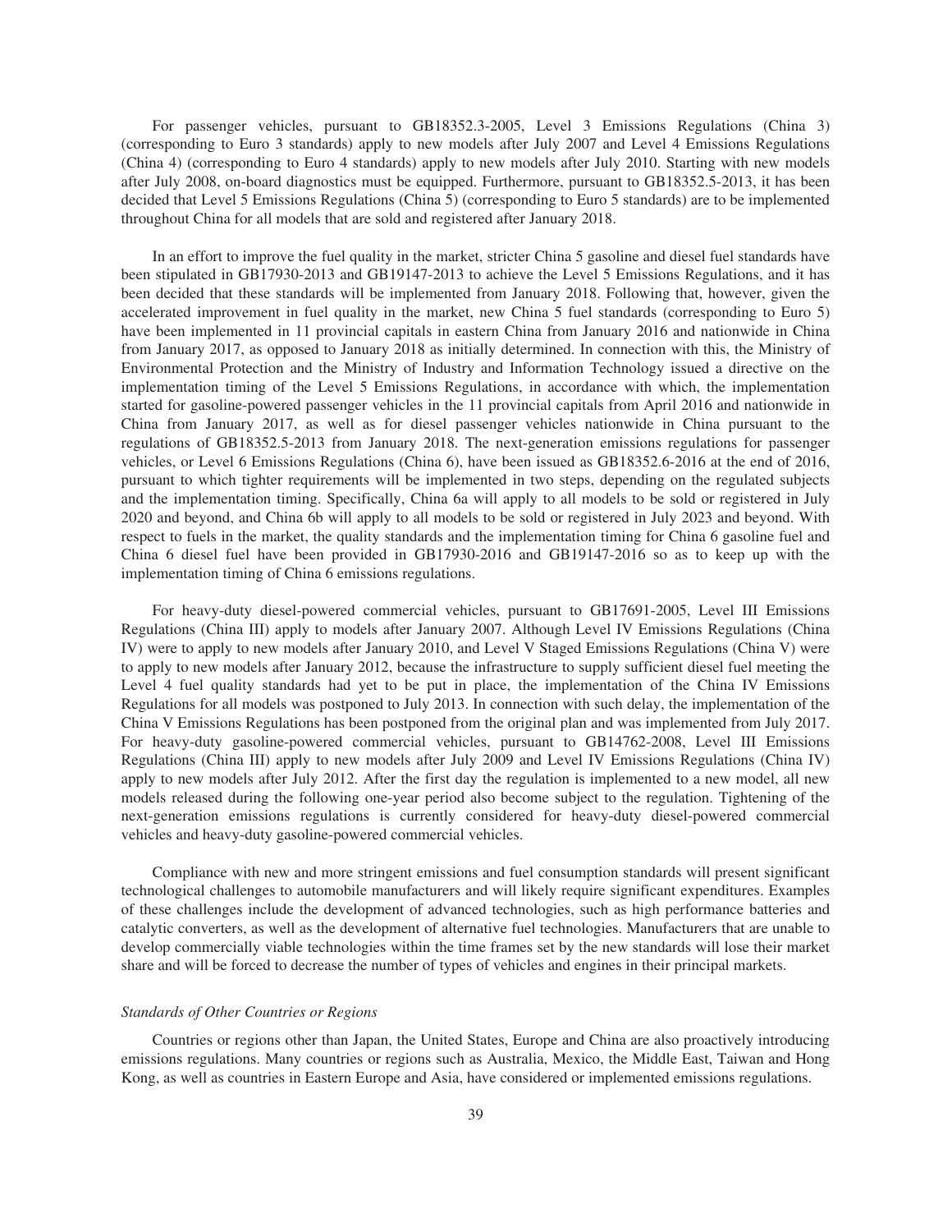For passenger vehicles, pursuant to GB18352.3-2005, Level 3 Emissions Regulations (China 3) (corresponding to Euro 3 standards) apply to new models after July 2007 and Level 4 Emissions Regulations (China 4) (corresponding to Euro 4 standards) apply to new models after July 2010. Starting with new models after July 2008, on-board diagnostics must be equipped. Furthermore, pursuant to GB18352.5-2013, it has been decided that Level 5 Emissions Regulations (China 5) (corresponding to Euro 5 standards) are to be implemented throughout China for all models that are sold and registered after January 2018.

In an effort to improve the fuel quality in the market, stricter China 5 gasoline and diesel fuel standards have been stipulated in GB17930-2013 and GB19147-2013 to achieve the Level 5 Emissions Regulations, and it has been decided that these standards will be implemented from January 2018. Following that, however, given the accelerated improvement in fuel quality in the market, new China 5 fuel standards (corresponding to Euro 5) have been implemented in 11 provincial capitals in eastern China from January 2016 and nationwide in China from January 2017, as opposed to January 2018 as initially determined. In connection with this, the Ministry of Environmental Protection and the Ministry of Industry and Information Technology issued a directive on the implementation timing of the Level 5 Emissions Regulations, in accordance with which, the implementation started for gasoline-powered passenger vehicles in the 11 provincial capitals from April 2016 and nationwide in China from January 2017, as well as for diesel passenger vehicles nationwide in China pursuant to the regulations of GB18352.5-2013 from January 2018. The next-generation emissions regulations for passenger vehicles, or Level 6 Emissions Regulations (China 6), have been issued as GB18352.6-2016 at the end of 2016, pursuant to which tighter requirements will be implemented in two steps, depending on the regulated subjects and the implementation timing. Specifically, China 6a will apply to all models to be sold or registered in July 2020 and beyond, and China 6b will apply to all models to be sold or registered in July 2023 and beyond. With respect to fuels in the market, the quality standards and the implementation timing for China 6 gasoline fuel and China 6 diesel fuel have been provided in GB17930-2016 and GB19147-2016 so as to keep up with the implementation timing of China 6 emissions regulations.

For heavy-duty diesel-powered commercial vehicles, pursuant to GB17691-2005, Level III Emissions Regulations (China III) apply to models after January 2007. Although Level IV Emissions Regulations (China IV) were to apply to new models after January 2010, and Level V Staged Emissions Regulations (China V) were to apply to new models after January 2012, because the infrastructure to supply sufficient diesel fuel meeting the Level 4 fuel quality standards had yet to be put in place, the implementation of the China IV Emissions Regulations for all models was postponed to July 2013. In connection with such delay, the implementation of the China V Emissions Regulations has been postponed from the original plan and was implemented from July 2017. For heavy-duty gasoline-powered commercial vehicles, pursuant to GB14762-2008, Level III Emissions Regulations (China III) apply to new models after July 2009 and Level IV Emissions Regulations (China IV) apply to new models after July 2012. After the first day the regulation is implemented to a new model, all new models released during the following one-year period also become subject to the regulation. Tightening of the next-generation emissions regulations is currently considered for heavy-duty diesel-powered commercial vehicles and heavy-duty gasoline-powered commercial vehicles.

Compliance with new and more stringent emissions and fuel consumption standards will present significant technological challenges to automobile manufacturers and will likely require significant expenditures. Examples of these challenges include the development of advanced technologies, such as high performance batteries and catalytic converters, as well as the development of alternative fuel technologies. Manufacturers that are unable to develop commercially viable technologies within the time frames set by the new standards will lose their market share and will be forced to decrease the number of types of vehicles and engines in their principal markets.

*Standards of Other Countries or Regions*

Countries or regions other than Japan, the United States, Europe and China are also proactively introducing emissions regulations. Many countries or regions such as Australia, Mexico, the Middle East, Taiwan and Hong Kong, as well as countries in Eastern Europe and Asia, have considered or implemented emissions regulations.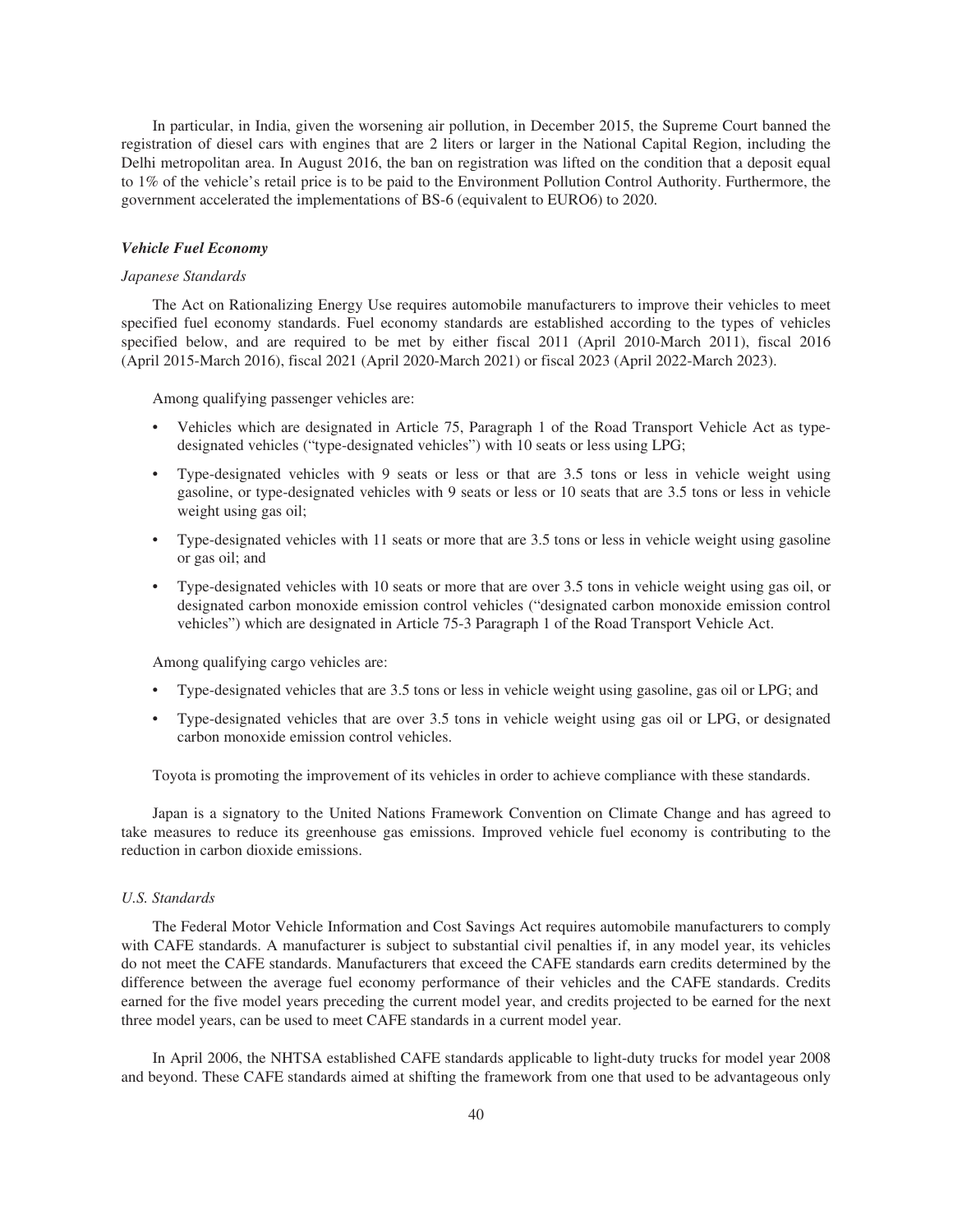In particular, in India, given the worsening air pollution, in December 2015, the Supreme Court banned the registration of diesel cars with engines that are 2 liters or larger in the National Capital Region, including the Delhi metropolitan area. In August 2016, the ban on registration was lifted on the condition that a deposit equal to 1% of the vehicle's retail price is to be paid to the Environment Pollution Control Authority. Furthermore, the government accelerated the implementations of BS-6 (equivalent to EURO6) to 2020.

### *Vehicle Fuel Economy*

*Japanese Standards*

The Act on Rationalizing Energy Use requires automobile manufacturers to improve their vehicles to meet specified fuel economy standards. Fuel economy standards are established according to the types of vehicles specified below, and are required to be met by either fiscal 2011 (April 2010-March 2011), fiscal 2016 (April 2015-March 2016), fiscal 2021 (April 2020-March 2021) or fiscal 2023 (April 2022-March 2023).

Among qualifying passenger vehicles are:

- Vehicles which are designated in Article 75, Paragraph 1 of the Road Transport Vehicle Act as type-designated vehicles ("type-designated vehicles") with 10 seats or less using LPG;
- Type-designated vehicles with 9 seats or less or that are 3.5 tons or less in vehicle weight using gasoline, or type-designated vehicles with 9 seats or less or 10 seats that are 3.5 tons or less in vehicle weight using gas oil;
- Type-designated vehicles with 11 seats or more that are 3.5 tons or less in vehicle weight using gasoline or gas oil; and
- Type-designated vehicles with 10 seats or more that are over 3.5 tons in vehicle weight using gas oil, or designated carbon monoxide emission control vehicles ("designated carbon monoxide emission control vehicles") which are designated in Article 75-3 Paragraph 1 of the Road Transport Vehicle Act.

Among qualifying cargo vehicles are:

- Type-designated vehicles that are 3.5 tons or less in vehicle weight using gasoline, gas oil or LPG; and
- Type-designated vehicles that are over 3.5 tons in vehicle weight using gas oil or LPG, or designated carbon monoxide emission control vehicles.

Toyota is promoting the improvement of its vehicles in order to achieve compliance with these standards.

Japan is a signatory to the United Nations Framework Convention on Climate Change and has agreed to take measures to reduce its greenhouse gas emissions. Improved vehicle fuel economy is contributing to the reduction in carbon dioxide emissions.

*U.S. Standards*

The Federal Motor Vehicle Information and Cost Savings Act requires automobile manufacturers to comply with CAFE standards. A manufacturer is subject to substantial civil penalties if, in any model year, its vehicles do not meet the CAFE standards. Manufacturers that exceed the CAFE standards earn credits determined by the difference between the average fuel economy performance of their vehicles and the CAFE standards. Credits earned for the five model years preceding the current model year, and credits projected to be earned for the next three model years, can be used to meet CAFE standards in a current model year.

In April 2006, the NHTSA established CAFE standards applicable to light-duty trucks for model year 2008 and beyond. These CAFE standards aimed at shifting the framework from one that used to be advantageous only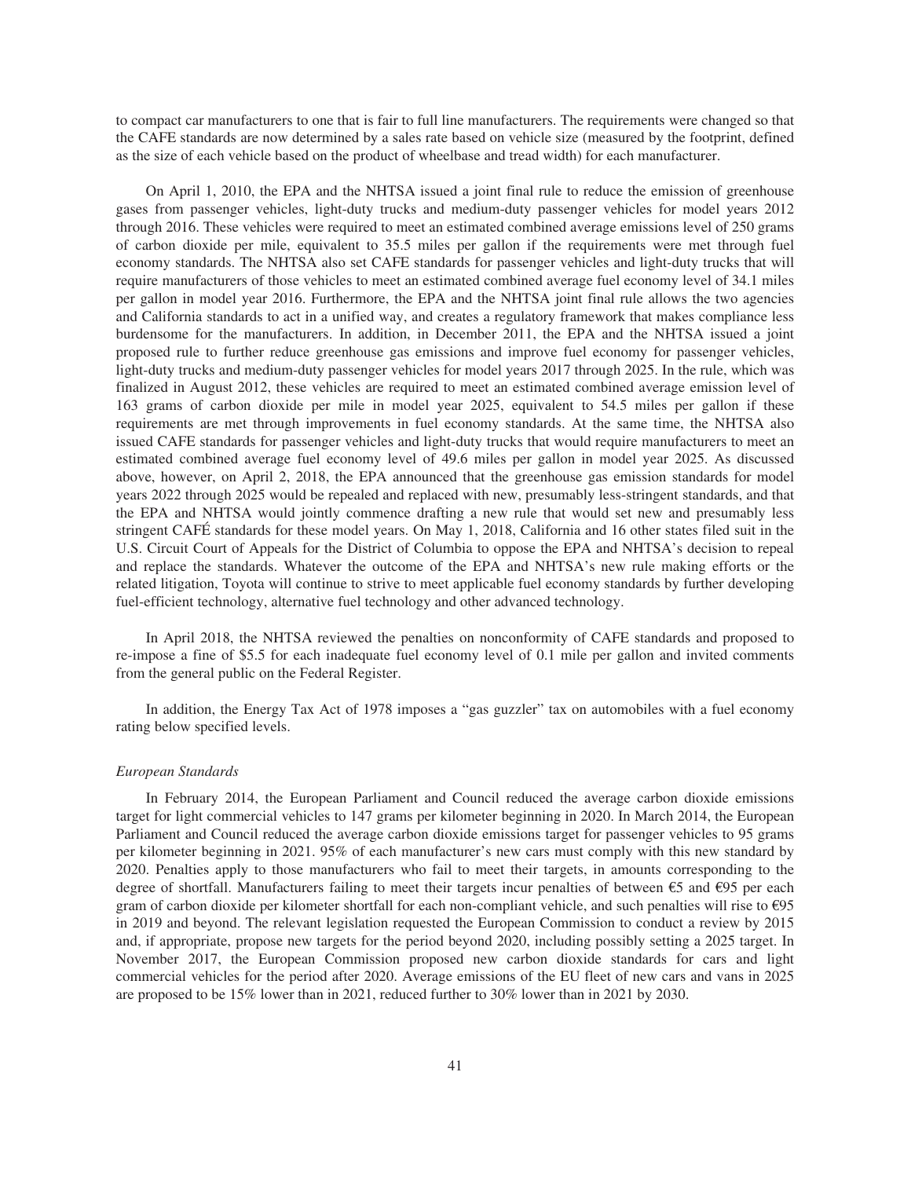to compact car manufacturers to one that is fair to full line manufacturers. The requirements were changed so that the CAFE standards are now determined by a sales rate based on vehicle size (measured by the footprint, defined as the size of each vehicle based on the product of wheelbase and tread width) for each manufacturer.

On April 1, 2010, the EPA and the NHTSA issued a joint final rule to reduce the emission of greenhouse gases from passenger vehicles, light-duty trucks and medium-duty passenger vehicles for model years 2012 through 2016. These vehicles were required to meet an estimated combined average emissions level of 250 grams of carbon dioxide per mile, equivalent to 35.5 miles per gallon if the requirements were met through fuel economy standards. The NHTSA also set CAFE standards for passenger vehicles and light-duty trucks that will require manufacturers of those vehicles to meet an estimated combined average fuel economy level of 34.1 miles per gallon in model year 2016. Furthermore, the EPA and the NHTSA joint final rule allows the two agencies and California standards to act in a unified way, and creates a regulatory framework that makes compliance less burdensome for the manufacturers. In addition, in December 2011, the EPA and the NHTSA issued a joint proposed rule to further reduce greenhouse gas emissions and improve fuel economy for passenger vehicles, light-duty trucks and medium-duty passenger vehicles for model years 2017 through 2025. In the rule, which was finalized in August 2012, these vehicles are required to meet an estimated combined average emission level of 163 grams of carbon dioxide per mile in model year 2025, equivalent to 54.5 miles per gallon if these requirements are met through improvements in fuel economy standards. At the same time, the NHTSA also issued CAFE standards for passenger vehicles and light-duty trucks that would require manufacturers to meet an estimated combined average fuel economy level of 49.6 miles per gallon in model year 2025. As discussed above, however, on April 2, 2018, the EPA announced that the greenhouse gas emission standards for model years 2022 through 2025 would be repealed and replaced with new, presumably less-stringent standards, and that the EPA and NHTSA would jointly commence drafting a new rule that would set new and presumably less stringent CAFÉ standards for these model years. On May 1, 2018, California and 16 other states filed suit in the U.S. Circuit Court of Appeals for the District of Columbia to oppose the EPA and NHTSA's decision to repeal and replace the standards. Whatever the outcome of the EPA and NHTSA's new rule making efforts or the related litigation, Toyota will continue to strive to meet applicable fuel economy standards by further developing fuel-efficient technology, alternative fuel technology and other advanced technology.

In April 2018, the NHTSA reviewed the penalties on nonconformity of CAFE standards and proposed to re-impose a fine of $5.5 for each inadequate fuel economy level of 0.1 mile per gallon and invited comments from the general public on the Federal Register.

In addition, the Energy Tax Act of 1978 imposes a "gas guzzler" tax on automobiles with a fuel economy rating below specified levels.

*European Standards*

In February 2014, the European Parliament and Council reduced the average carbon dioxide emissions target for light commercial vehicles to 147 grams per kilometer beginning in 2020. In March 2014, the European Parliament and Council reduced the average carbon dioxide emissions target for passenger vehicles to 95 grams per kilometer beginning in 2021. 95% of each manufacturer's new cars must comply with this new standard by 2020. Penalties apply to those manufacturers who fail to meet their targets, in amounts corresponding to the degree of shortfall. Manufacturers failing to meet their targets incur penalties of between €5 and €95 per each gram of carbon dioxide per kilometer shortfall for each non-compliant vehicle, and such penalties will rise to €95 in 2019 and beyond. The relevant legislation requested the European Commission to conduct a review by 2015 and, if appropriate, propose new targets for the period beyond 2020, including possibly setting a 2025 target. In November 2017, the European Commission proposed new carbon dioxide standards for cars and light commercial vehicles for the period after 2020. Average emissions of the EU fleet of new cars and vans in 2025 are proposed to be 15% lower than in 2021, reduced further to 30% lower than in 2021 by 2030.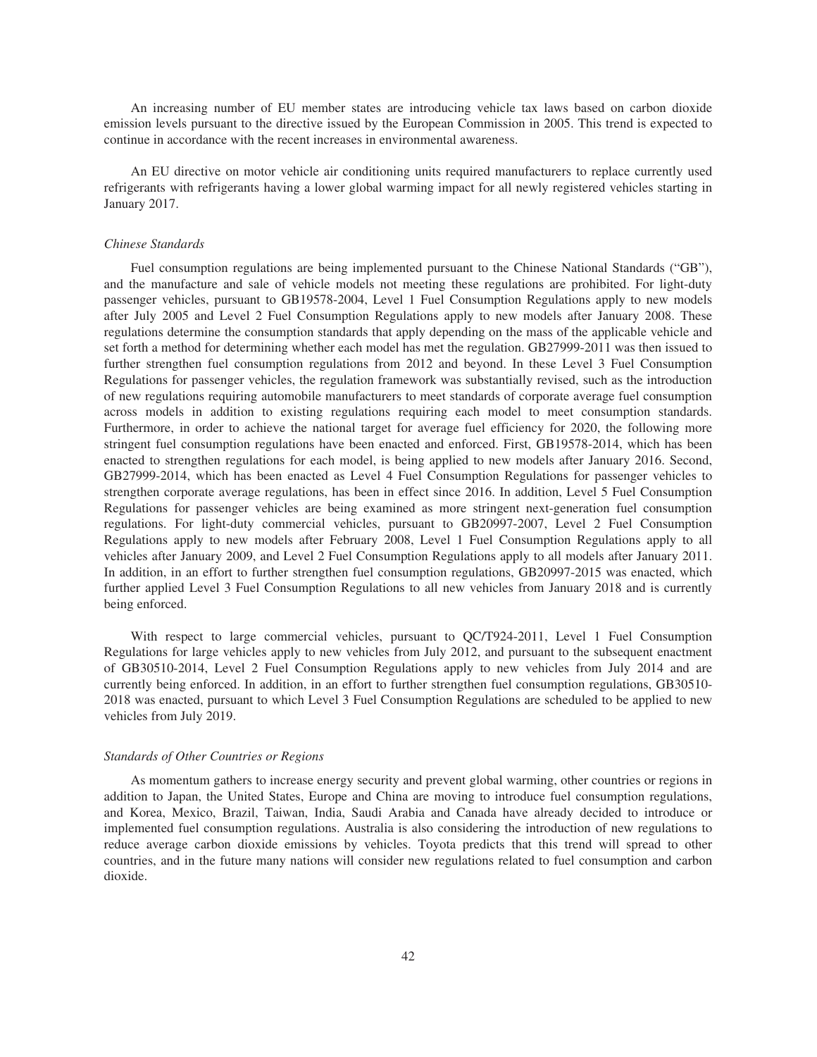An increasing number of EU member states are introducing vehicle tax laws based on carbon dioxide emission levels pursuant to the directive issued by the European Commission in 2005. This trend is expected to continue in accordance with the recent increases in environmental awareness.

An EU directive on motor vehicle air conditioning units required manufacturers to replace currently used refrigerants with refrigerants having a lower global warming impact for all newly registered vehicles starting in January 2017.

*Chinese Standards*

Fuel consumption regulations are being implemented pursuant to the Chinese National Standards ("GB"), and the manufacture and sale of vehicle models not meeting these regulations are prohibited. For light-duty passenger vehicles, pursuant to GB19578-2004, Level 1 Fuel Consumption Regulations apply to new models after July 2005 and Level 2 Fuel Consumption Regulations apply to new models after January 2008. These regulations determine the consumption standards that apply depending on the mass of the applicable vehicle and set forth a method for determining whether each model has met the regulation. GB27999-2011 was then issued to further strengthen fuel consumption regulations from 2012 and beyond. In these Level 3 Fuel Consumption Regulations for passenger vehicles, the regulation framework was substantially revised, such as the introduction of new regulations requiring automobile manufacturers to meet standards of corporate average fuel consumption across models in addition to existing regulations requiring each model to meet consumption standards. Furthermore, in order to achieve the national target for average fuel efficiency for 2020, the following more stringent fuel consumption regulations have been enacted and enforced. First, GB19578-2014, which has been enacted to strengthen regulations for each model, is being applied to new models after January 2016. Second, GB27999-2014, which has been enacted as Level 4 Fuel Consumption Regulations for passenger vehicles to strengthen corporate average regulations, has been in effect since 2016. In addition, Level 5 Fuel Consumption Regulations for passenger vehicles are being examined as more stringent next-generation fuel consumption regulations. For light-duty commercial vehicles, pursuant to GB20997-2007, Level 2 Fuel Consumption Regulations apply to new models after February 2008, Level 1 Fuel Consumption Regulations apply to all vehicles after January 2009, and Level 2 Fuel Consumption Regulations apply to all models after January 2011. In addition, in an effort to further strengthen fuel consumption regulations, GB20997-2015 was enacted, which further applied Level 3 Fuel Consumption Regulations to all new vehicles from January 2018 and is currently being enforced.

With respect to large commercial vehicles, pursuant to QC/T924-2011, Level 1 Fuel Consumption Regulations for large vehicles apply to new vehicles from July 2012, and pursuant to the subsequent enactment of GB30510-2014, Level 2 Fuel Consumption Regulations apply to new vehicles from July 2014 and are currently being enforced. In addition, in an effort to further strengthen fuel consumption regulations, GB30510-2018 was enacted, pursuant to which Level 3 Fuel Consumption Regulations are scheduled to be applied to new vehicles from July 2019.

*Standards of Other Countries or Regions*

As momentum gathers to increase energy security and prevent global warming, other countries or regions in addition to Japan, the United States, Europe and China are moving to introduce fuel consumption regulations, and Korea, Mexico, Brazil, Taiwan, India, Saudi Arabia and Canada have already decided to introduce or implemented fuel consumption regulations. Australia is also considering the introduction of new regulations to reduce average carbon dioxide emissions by vehicles. Toyota predicts that this trend will spread to other countries, and in the future many nations will consider new regulations related to fuel consumption and carbon dioxide.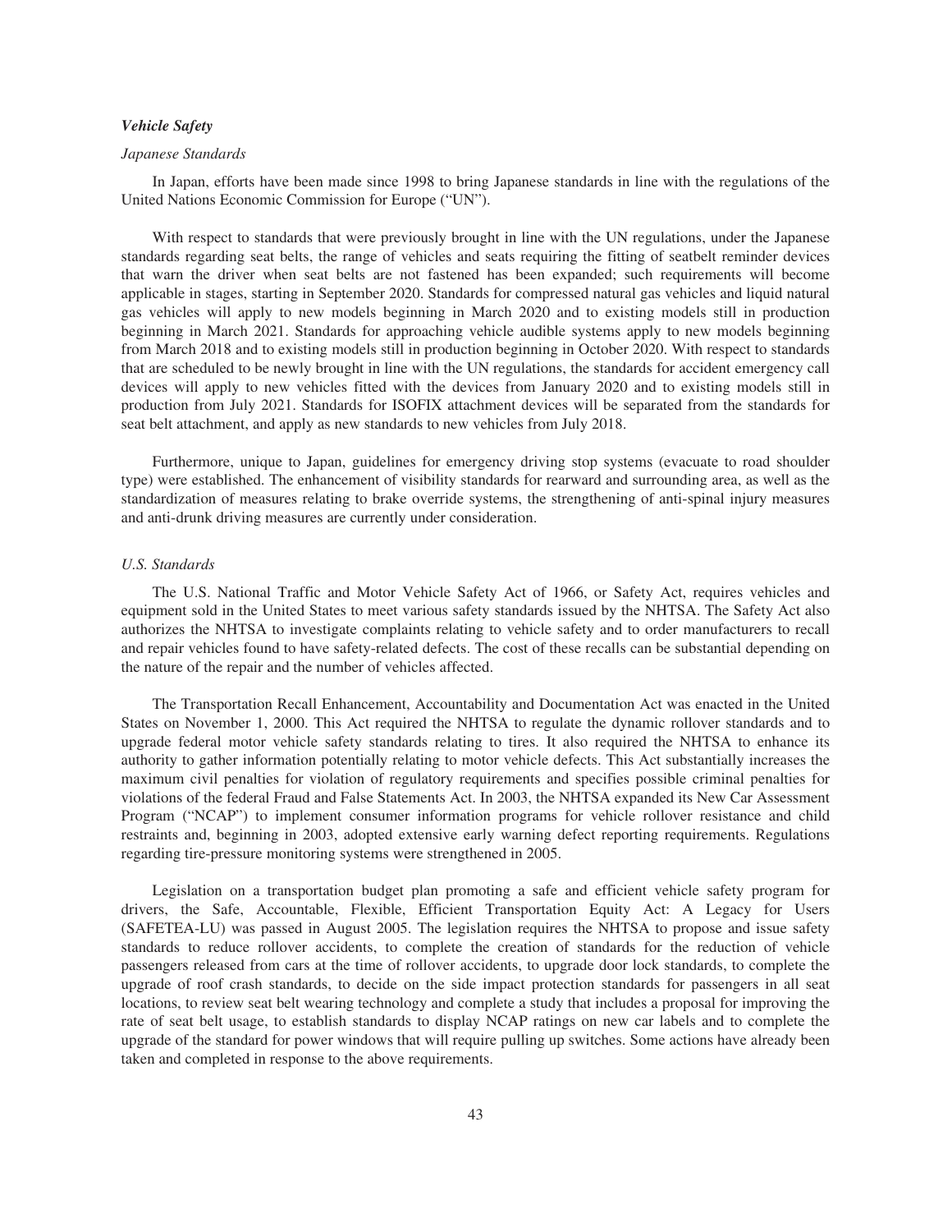### *Vehicle Safety*

#### *Japanese Standards*

In Japan, efforts have been made since 1998 to bring Japanese standards in line with the regulations of the United Nations Economic Commission for Europe ("UN").

With respect to standards that were previously brought in line with the UN regulations, under the Japanese standards regarding seat belts, the range of vehicles and seats requiring the fitting of seatbelt reminder devices that warn the driver when seat belts are not fastened has been expanded; such requirements will become applicable in stages, starting in September 2020. Standards for compressed natural gas vehicles and liquid natural gas vehicles will apply to new models beginning in March 2020 and to existing models still in production beginning in March 2021. Standards for approaching vehicle audible systems apply to new models beginning from March 2018 and to existing models still in production beginning in October 2020. With respect to standards that are scheduled to be newly brought in line with the UN regulations, the standards for accident emergency call devices will apply to new vehicles fitted with the devices from January 2020 and to existing models still in production from July 2021. Standards for ISOFIX attachment devices will be separated from the standards for seat belt attachment, and apply as new standards to new vehicles from July 2018.

Furthermore, unique to Japan, guidelines for emergency driving stop systems (evacuate to road shoulder type) were established. The enhancement of visibility standards for rearward and surrounding area, as well as the standardization of measures relating to brake override systems, the strengthening of anti-spinal injury measures and anti-drunk driving measures are currently under consideration.

#### *U.S. Standards*

The U.S. National Traffic and Motor Vehicle Safety Act of 1966, or Safety Act, requires vehicles and equipment sold in the United States to meet various safety standards issued by the NHTSA. The Safety Act also authorizes the NHTSA to investigate complaints relating to vehicle safety and to order manufacturers to recall and repair vehicles found to have safety-related defects. The cost of these recalls can be substantial depending on the nature of the repair and the number of vehicles affected.

The Transportation Recall Enhancement, Accountability and Documentation Act was enacted in the United States on November 1, 2000. This Act required the NHTSA to regulate the dynamic rollover standards and to upgrade federal motor vehicle safety standards relating to tires. It also required the NHTSA to enhance its authority to gather information potentially relating to motor vehicle defects. This Act substantially increases the maximum civil penalties for violation of regulatory requirements and specifies possible criminal penalties for violations of the federal Fraud and False Statements Act. In 2003, the NHTSA expanded its New Car Assessment Program ("NCAP") to implement consumer information programs for vehicle rollover resistance and child restraints and, beginning in 2003, adopted extensive early warning defect reporting requirements. Regulations regarding tire-pressure monitoring systems were strengthened in 2005.

Legislation on a transportation budget plan promoting a safe and efficient vehicle safety program for drivers, the Safe, Accountable, Flexible, Efficient Transportation Equity Act: A Legacy for Users (SAFETEA-LU) was passed in August 2005. The legislation requires the NHTSA to propose and issue safety standards to reduce rollover accidents, to complete the creation of standards for the reduction of vehicle passengers released from cars at the time of rollover accidents, to upgrade door lock standards, to complete the upgrade of roof crash standards, to decide on the side impact protection standards for passengers in all seat locations, to review seat belt wearing technology and complete a study that includes a proposal for improving the rate of seat belt usage, to establish standards to display NCAP ratings on new car labels and to complete the upgrade of the standard for power windows that will require pulling up switches. Some actions have already been taken and completed in response to the above requirements.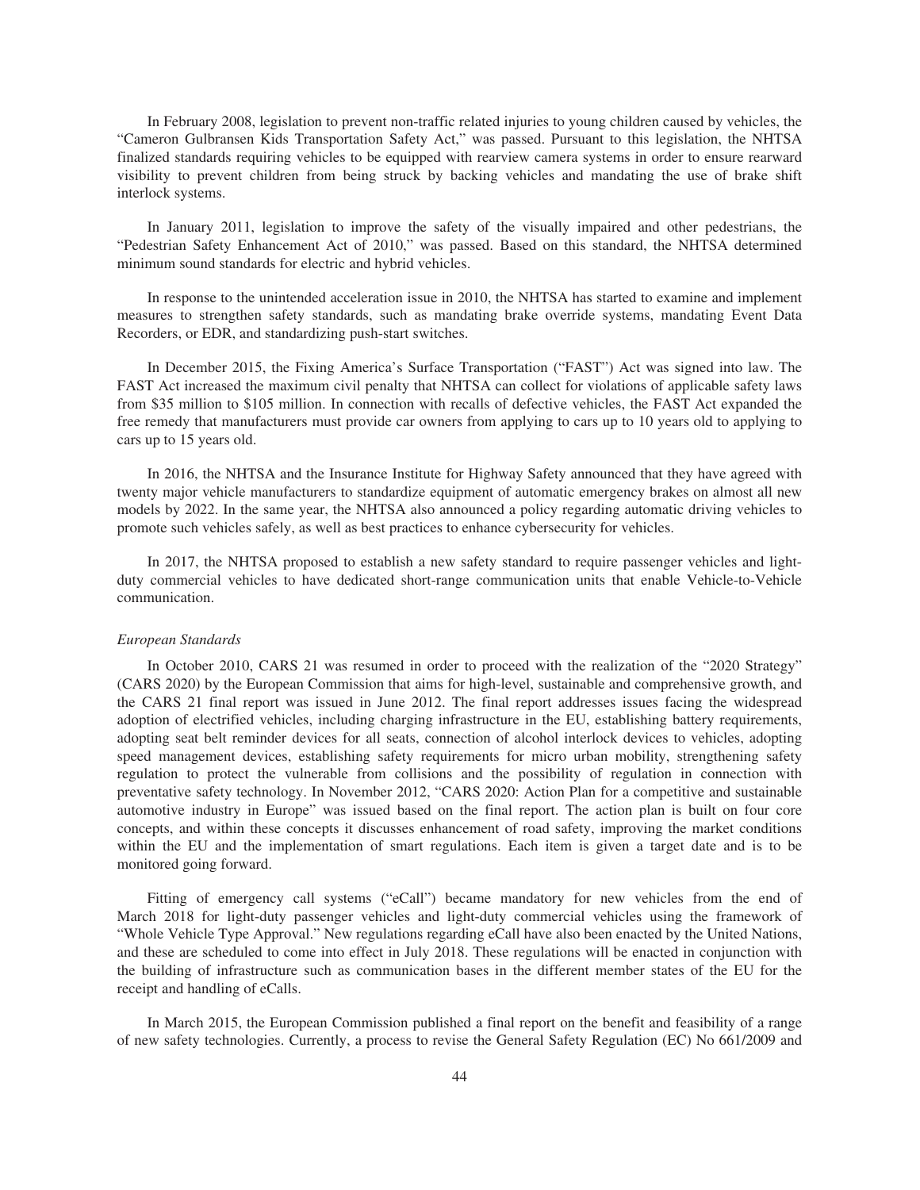In February 2008, legislation to prevent non-traffic related injuries to young children caused by vehicles, the "Cameron Gulbransen Kids Transportation Safety Act," was passed. Pursuant to this legislation, the NHTSA finalized standards requiring vehicles to be equipped with rearview camera systems in order to ensure rearward visibility to prevent children from being struck by backing vehicles and mandating the use of brake shift interlock systems.

In January 2011, legislation to improve the safety of the visually impaired and other pedestrians, the "Pedestrian Safety Enhancement Act of 2010," was passed. Based on this standard, the NHTSA determined minimum sound standards for electric and hybrid vehicles.

In response to the unintended acceleration issue in 2010, the NHTSA has started to examine and implement measures to strengthen safety standards, such as mandating brake override systems, mandating Event Data Recorders, or EDR, and standardizing push-start switches.

In December 2015, the Fixing America's Surface Transportation ("FAST") Act was signed into law. The FAST Act increased the maximum civil penalty that NHTSA can collect for violations of applicable safety laws from $35 million to $105 million. In connection with recalls of defective vehicles, the FAST Act expanded the free remedy that manufacturers must provide car owners from applying to cars up to 10 years old to applying to cars up to 15 years old.

In 2016, the NHTSA and the Insurance Institute for Highway Safety announced that they have agreed with twenty major vehicle manufacturers to standardize equipment of automatic emergency brakes on almost all new models by 2022. In the same year, the NHTSA also announced a policy regarding automatic driving vehicles to promote such vehicles safely, as well as best practices to enhance cybersecurity for vehicles.

In 2017, the NHTSA proposed to establish a new safety standard to require passenger vehicles and light-duty commercial vehicles to have dedicated short-range communication units that enable Vehicle-to-Vehicle communication.

*European Standards*

In October 2010, CARS 21 was resumed in order to proceed with the realization of the "2020 Strategy" (CARS 2020) by the European Commission that aims for high-level, sustainable and comprehensive growth, and the CARS 21 final report was issued in June 2012. The final report addresses issues facing the widespread adoption of electrified vehicles, including charging infrastructure in the EU, establishing battery requirements, adopting seat belt reminder devices for all seats, connection of alcohol interlock devices to vehicles, adopting speed management devices, establishing safety requirements for micro urban mobility, strengthening safety regulation to protect the vulnerable from collisions and the possibility of regulation in connection with preventative safety technology. In November 2012, "CARS 2020: Action Plan for a competitive and sustainable automotive industry in Europe" was issued based on the final report. The action plan is built on four core concepts, and within these concepts it discusses enhancement of road safety, improving the market conditions within the EU and the implementation of smart regulations. Each item is given a target date and is to be monitored going forward.

Fitting of emergency call systems ("eCall") became mandatory for new vehicles from the end of March 2018 for light-duty passenger vehicles and light-duty commercial vehicles using the framework of "Whole Vehicle Type Approval." New regulations regarding eCall have also been enacted by the United Nations, and these are scheduled to come into effect in July 2018. These regulations will be enacted in conjunction with the building of infrastructure such as communication bases in the different member states of the EU for the receipt and handling of eCalls.

In March 2015, the European Commission published a final report on the benefit and feasibility of a range of new safety technologies. Currently, a process to revise the General Safety Regulation (EC) No 661/2009 and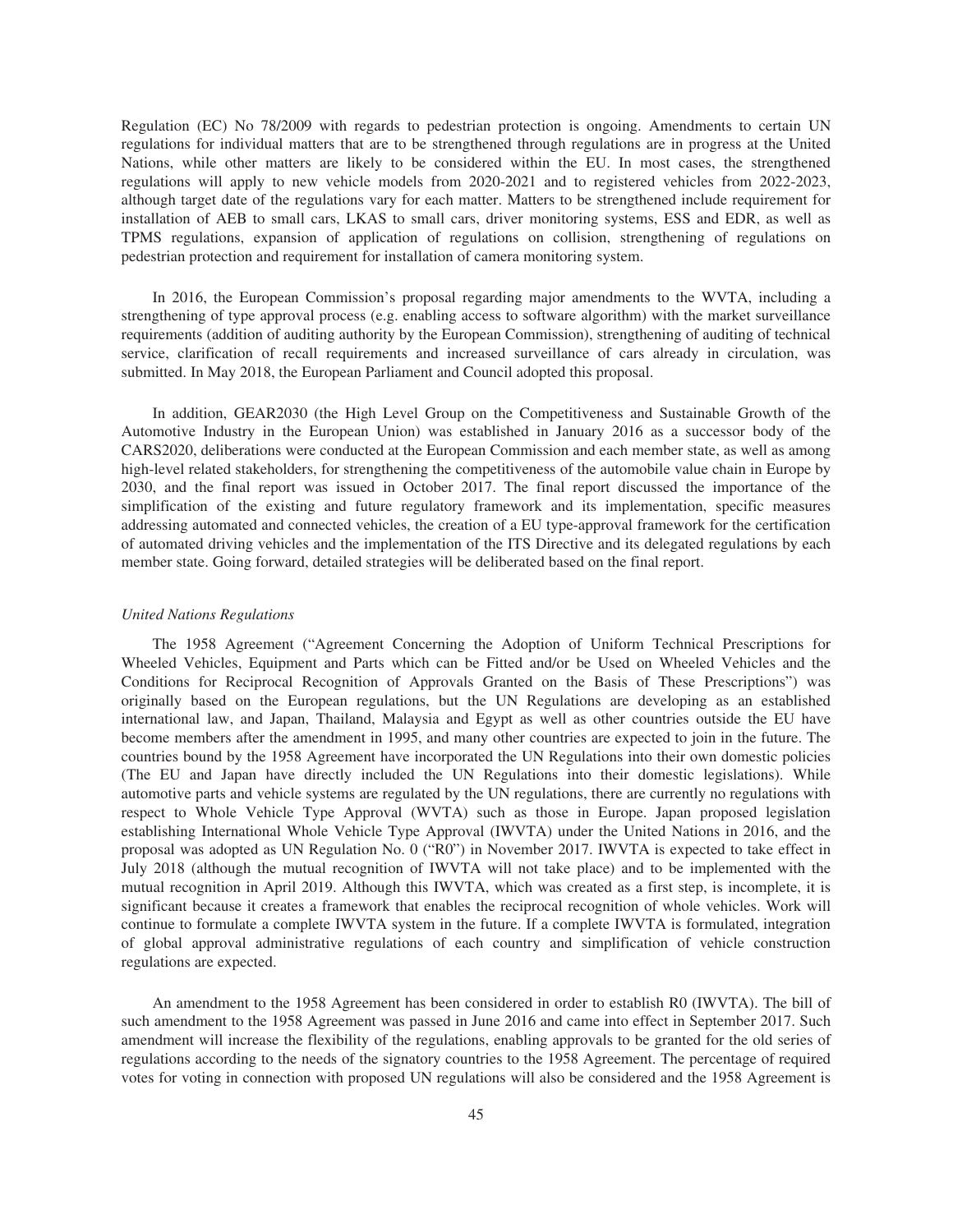Regulation (EC) No 78/2009 with regards to pedestrian protection is ongoing. Amendments to certain UN regulations for individual matters that are to be strengthened through regulations are in progress at the United Nations, while other matters are likely to be considered within the EU. In most cases, the strengthened regulations will apply to new vehicle models from 2020-2021 and to registered vehicles from 2022-2023, although target date of the regulations vary for each matter. Matters to be strengthened include requirement for installation of AEB to small cars, LKAS to small cars, driver monitoring systems, ESS and EDR, as well as TPMS regulations, expansion of application of regulations on collision, strengthening of regulations on pedestrian protection and requirement for installation of camera monitoring system.

In 2016, the European Commission's proposal regarding major amendments to the WVTA, including a strengthening of type approval process (e.g. enabling access to software algorithm) with the market surveillance requirements (addition of auditing authority by the European Commission), strengthening of auditing of technical service, clarification of recall requirements and increased surveillance of cars already in circulation, was submitted. In May 2018, the European Parliament and Council adopted this proposal.

In addition, GEAR2030 (the High Level Group on the Competitiveness and Sustainable Growth of the Automotive Industry in the European Union) was established in January 2016 as a successor body of the CARS2020, deliberations were conducted at the European Commission and each member state, as well as among high-level related stakeholders, for strengthening the competitiveness of the automobile value chain in Europe by 2030, and the final report was issued in October 2017. The final report discussed the importance of the simplification of the existing and future regulatory framework and its implementation, specific measures addressing automated and connected vehicles, the creation of a EU type-approval framework for the certification of automated driving vehicles and the implementation of the ITS Directive and its delegated regulations by each member state. Going forward, detailed strategies will be deliberated based on the final report.

*United Nations Regulations*

The 1958 Agreement ("Agreement Concerning the Adoption of Uniform Technical Prescriptions for Wheeled Vehicles, Equipment and Parts which can be Fitted and/or be Used on Wheeled Vehicles and the Conditions for Reciprocal Recognition of Approvals Granted on the Basis of These Prescriptions") was originally based on the European regulations, but the UN Regulations are developing as an established international law, and Japan, Thailand, Malaysia and Egypt as well as other countries outside the EU have become members after the amendment in 1995, and many other countries are expected to join in the future. The countries bound by the 1958 Agreement have incorporated the UN Regulations into their own domestic policies (The EU and Japan have directly included the UN Regulations into their domestic legislations). While automotive parts and vehicle systems are regulated by the UN regulations, there are currently no regulations with respect to Whole Vehicle Type Approval (WVTA) such as those in Europe. Japan proposed legislation establishing International Whole Vehicle Type Approval (IWVTA) under the United Nations in 2016, and the proposal was adopted as UN Regulation No. 0 ("R0") in November 2017. IWVTA is expected to take effect in July 2018 (although the mutual recognition of IWVTA will not take place) and to be implemented with the mutual recognition in April 2019. Although this IWVTA, which was created as a first step, is incomplete, it is significant because it creates a framework that enables the reciprocal recognition of whole vehicles. Work will continue to formulate a complete IWVTA system in the future. If a complete IWVTA is formulated, integration of global approval administrative regulations of each country and simplification of vehicle construction regulations are expected.

An amendment to the 1958 Agreement has been considered in order to establish R0 (IWVTA). The bill of such amendment to the 1958 Agreement was passed in June 2016 and came into effect in September 2017. Such amendment will increase the flexibility of the regulations, enabling approvals to be granted for the old series of regulations according to the needs of the signatory countries to the 1958 Agreement. The percentage of required votes for voting in connection with proposed UN regulations will also be considered and the 1958 Agreement is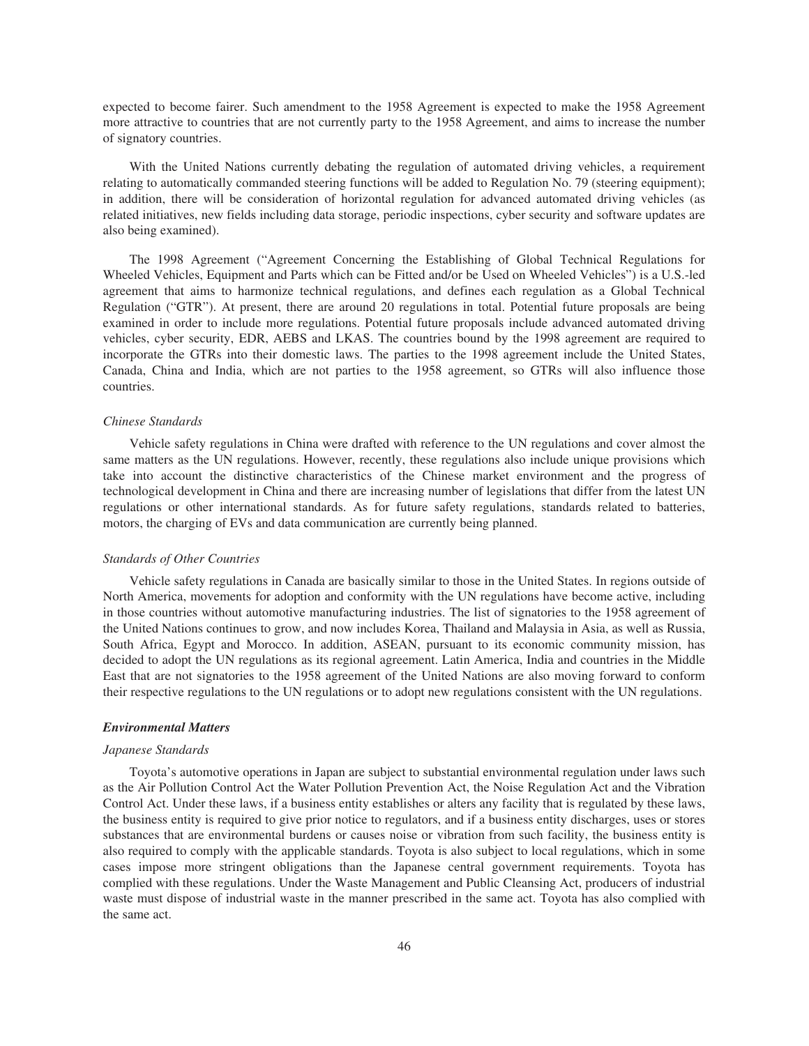expected to become fairer. Such amendment to the 1958 Agreement is expected to make the 1958 Agreement more attractive to countries that are not currently party to the 1958 Agreement, and aims to increase the number of signatory countries.

With the United Nations currently debating the regulation of automated driving vehicles, a requirement relating to automatically commanded steering functions will be added to Regulation No. 79 (steering equipment); in addition, there will be consideration of horizontal regulation for advanced automated driving vehicles (as related initiatives, new fields including data storage, periodic inspections, cyber security and software updates are also being examined).

The 1998 Agreement ("Agreement Concerning the Establishing of Global Technical Regulations for Wheeled Vehicles, Equipment and Parts which can be Fitted and/or be Used on Wheeled Vehicles") is a U.S.-led agreement that aims to harmonize technical regulations, and defines each regulation as a Global Technical Regulation ("GTR"). At present, there are around 20 regulations in total. Potential future proposals are being examined in order to include more regulations. Potential future proposals include advanced automated driving vehicles, cyber security, EDR, AEBS and LKAS. The countries bound by the 1998 agreement are required to incorporate the GTRs into their domestic laws. The parties to the 1998 agreement include the United States, Canada, China and India, which are not parties to the 1958 agreement, so GTRs will also influence those countries.

*Chinese Standards*

Vehicle safety regulations in China were drafted with reference to the UN regulations and cover almost the same matters as the UN regulations. However, recently, these regulations also include unique provisions which take into account the distinctive characteristics of the Chinese market environment and the progress of technological development in China and there are increasing number of legislations that differ from the latest UN regulations or other international standards. As for future safety regulations, standards related to batteries, motors, the charging of EVs and data communication are currently being planned.

*Standards of Other Countries*

Vehicle safety regulations in Canada are basically similar to those in the United States. In regions outside of North America, movements for adoption and conformity with the UN regulations have become active, including in those countries without automotive manufacturing industries. The list of signatories to the 1958 agreement of the United Nations continues to grow, and now includes Korea, Thailand and Malaysia in Asia, as well as Russia, South Africa, Egypt and Morocco. In addition, ASEAN, pursuant to its economic community mission, has decided to adopt the UN regulations as its regional agreement. Latin America, India and countries in the Middle East that are not signatories to the 1958 agreement of the United Nations are also moving forward to conform their respective regulations to the UN regulations or to adopt new regulations consistent with the UN regulations.

***Environmental Matters***

*Japanese Standards*

Toyota's automotive operations in Japan are subject to substantial environmental regulation under laws such as the Air Pollution Control Act the Water Pollution Prevention Act, the Noise Regulation Act and the Vibration Control Act. Under these laws, if a business entity establishes or alters any facility that is regulated by these laws, the business entity is required to give prior notice to regulators, and if a business entity discharges, uses or stores substances that are environmental burdens or causes noise or vibration from such facility, the business entity is also required to comply with the applicable standards. Toyota is also subject to local regulations, which in some cases impose more stringent obligations than the Japanese central government requirements. Toyota has complied with these regulations. Under the Waste Management and Public Cleansing Act, producers of industrial waste must dispose of industrial waste in the manner prescribed in the same act. Toyota has also complied with the same act.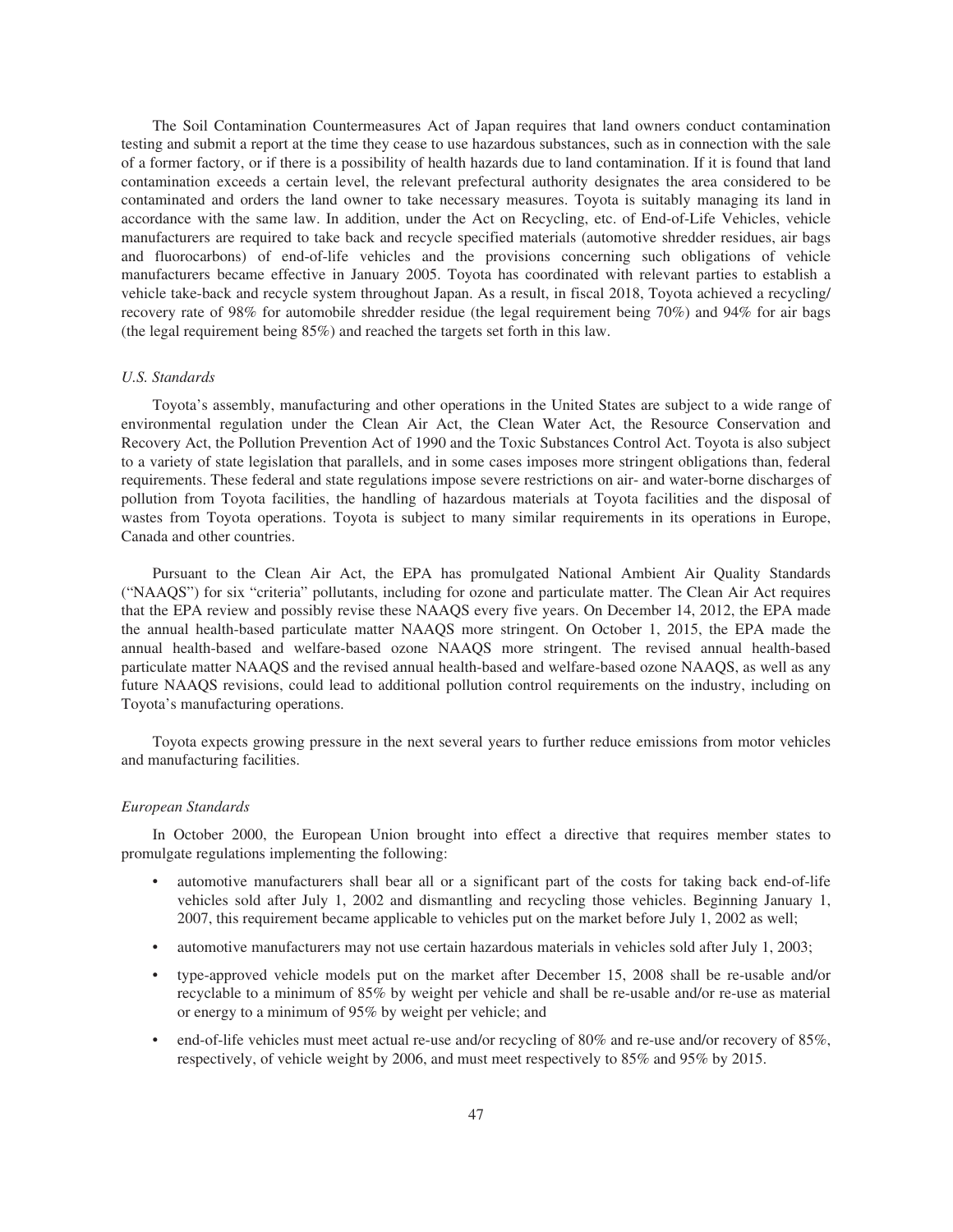The Soil Contamination Countermeasures Act of Japan requires that land owners conduct contamination testing and submit a report at the time they cease to use hazardous substances, such as in connection with the sale of a former factory, or if there is a possibility of health hazards due to land contamination. If it is found that land contamination exceeds a certain level, the relevant prefectural authority designates the area considered to be contaminated and orders the land owner to take necessary measures. Toyota is suitably managing its land in accordance with the same law. In addition, under the Act on Recycling, etc. of End-of-Life Vehicles, vehicle manufacturers are required to take back and recycle specified materials (automotive shredder residues, air bags and fluorocarbons) of end-of-life vehicles and the provisions concerning such obligations of vehicle manufacturers became effective in January 2005. Toyota has coordinated with relevant parties to establish a vehicle take-back and recycle system throughout Japan. As a result, in fiscal 2018, Toyota achieved a recycling/recovery rate of 98% for automobile shredder residue (the legal requirement being 70%) and 94% for air bags (the legal requirement being 85%) and reached the targets set forth in this law.

*U.S. Standards*

Toyota's assembly, manufacturing and other operations in the United States are subject to a wide range of environmental regulation under the Clean Air Act, the Clean Water Act, the Resource Conservation and Recovery Act, the Pollution Prevention Act of 1990 and the Toxic Substances Control Act. Toyota is also subject to a variety of state legislation that parallels, and in some cases imposes more stringent obligations than, federal requirements. These federal and state regulations impose severe restrictions on air- and water-borne discharges of pollution from Toyota facilities, the handling of hazardous materials at Toyota facilities and the disposal of wastes from Toyota operations. Toyota is subject to many similar requirements in its operations in Europe, Canada and other countries.

Pursuant to the Clean Air Act, the EPA has promulgated National Ambient Air Quality Standards ("NAAQS") for six "criteria" pollutants, including for ozone and particulate matter. The Clean Air Act requires that the EPA review and possibly revise these NAAQS every five years. On December 14, 2012, the EPA made the annual health-based particulate matter NAAQS more stringent. On October 1, 2015, the EPA made the annual health-based and welfare-based ozone NAAQS more stringent. The revised annual health-based particulate matter NAAQS and the revised annual health-based and welfare-based ozone NAAQS, as well as any future NAAQS revisions, could lead to additional pollution control requirements on the industry, including on Toyota's manufacturing operations.

Toyota expects growing pressure in the next several years to further reduce emissions from motor vehicles and manufacturing facilities.

*European Standards*

In October 2000, the European Union brought into effect a directive that requires member states to promulgate regulations implementing the following:

- automotive manufacturers shall bear all or a significant part of the costs for taking back end-of-life vehicles sold after July 1, 2002 and dismantling and recycling those vehicles. Beginning January 1, 2007, this requirement became applicable to vehicles put on the market before July 1, 2002 as well;
- automotive manufacturers may not use certain hazardous materials in vehicles sold after July 1, 2003;
- type-approved vehicle models put on the market after December 15, 2008 shall be re-usable and/or recyclable to a minimum of 85% by weight per vehicle and shall be re-usable and/or re-use as material or energy to a minimum of 95% by weight per vehicle; and
- end-of-life vehicles must meet actual re-use and/or recycling of 80% and re-use and/or recovery of 85%, respectively, of vehicle weight by 2006, and must meet respectively to 85% and 95% by 2015.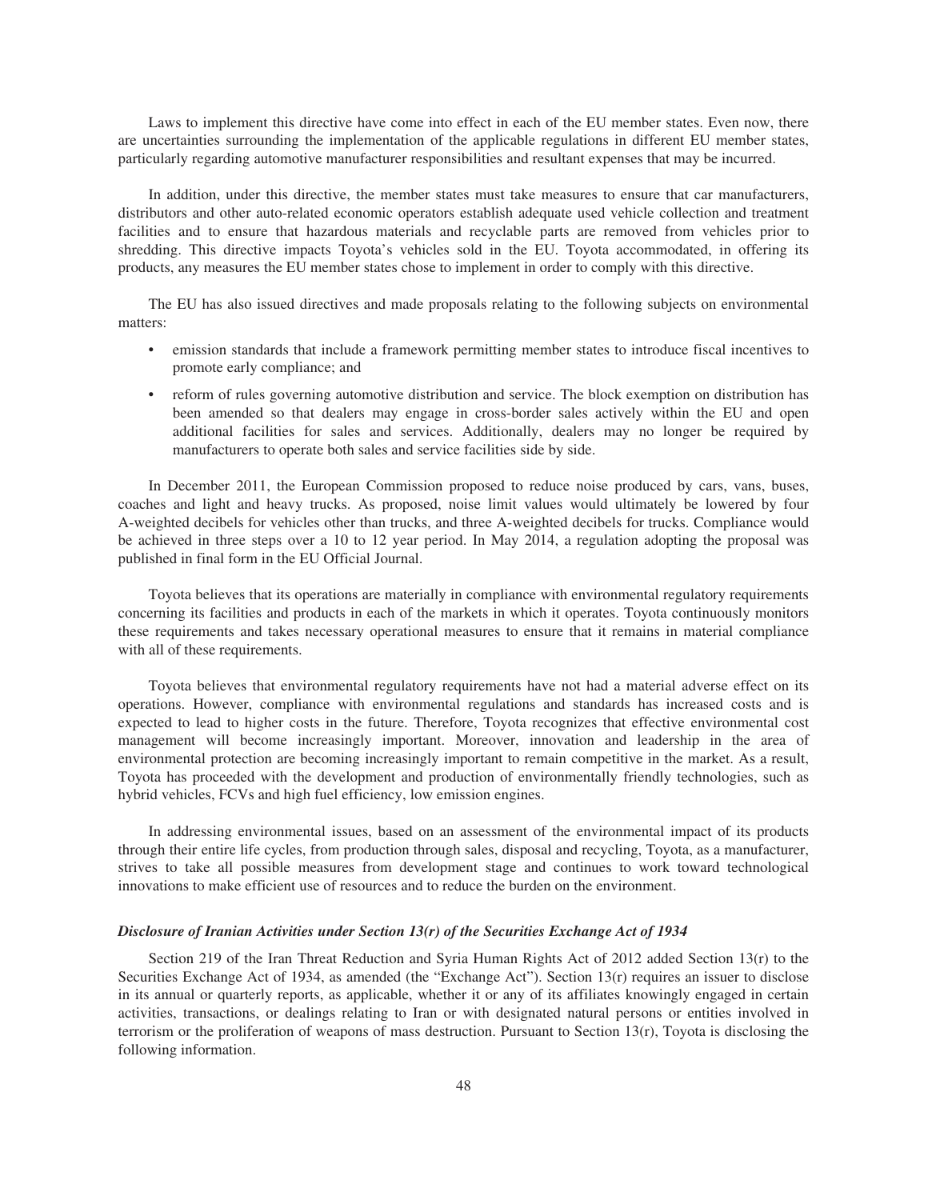Laws to implement this directive have come into effect in each of the EU member states. Even now, there are uncertainties surrounding the implementation of the applicable regulations in different EU member states, particularly regarding automotive manufacturer responsibilities and resultant expenses that may be incurred.

In addition, under this directive, the member states must take measures to ensure that car manufacturers, distributors and other auto-related economic operators establish adequate used vehicle collection and treatment facilities and to ensure that hazardous materials and recyclable parts are removed from vehicles prior to shredding. This directive impacts Toyota's vehicles sold in the EU. Toyota accommodated, in offering its products, any measures the EU member states chose to implement in order to comply with this directive.

The EU has also issued directives and made proposals relating to the following subjects on environmental matters:

- emission standards that include a framework permitting member states to introduce fiscal incentives to promote early compliance; and
- reform of rules governing automotive distribution and service. The block exemption on distribution has been amended so that dealers may engage in cross-border sales actively within the EU and open additional facilities for sales and services. Additionally, dealers may no longer be required by manufacturers to operate both sales and service facilities side by side.

In December 2011, the European Commission proposed to reduce noise produced by cars, vans, buses, coaches and light and heavy trucks. As proposed, noise limit values would ultimately be lowered by four A-weighted decibels for vehicles other than trucks, and three A-weighted decibels for trucks. Compliance would be achieved in three steps over a 10 to 12 year period. In May 2014, a regulation adopting the proposal was published in final form in the EU Official Journal.

Toyota believes that its operations are materially in compliance with environmental regulatory requirements concerning its facilities and products in each of the markets in which it operates. Toyota continuously monitors these requirements and takes necessary operational measures to ensure that it remains in material compliance with all of these requirements.

Toyota believes that environmental regulatory requirements have not had a material adverse effect on its operations. However, compliance with environmental regulations and standards has increased costs and is expected to lead to higher costs in the future. Therefore, Toyota recognizes that effective environmental cost management will become increasingly important. Moreover, innovation and leadership in the area of environmental protection are becoming increasingly important to remain competitive in the market. As a result, Toyota has proceeded with the development and production of environmentally friendly technologies, such as hybrid vehicles, FCVs and high fuel efficiency, low emission engines.

In addressing environmental issues, based on an assessment of the environmental impact of its products through their entire life cycles, from production through sales, disposal and recycling, Toyota, as a manufacturer, strives to take all possible measures from development stage and continues to work toward technological innovations to make efficient use of resources and to reduce the burden on the environment.

### *Disclosure of Iranian Activities under Section 13(r) of the Securities Exchange Act of 1934*

Section 219 of the Iran Threat Reduction and Syria Human Rights Act of 2012 added Section 13(r) to the Securities Exchange Act of 1934, as amended (the "Exchange Act"). Section 13(r) requires an issuer to disclose in its annual or quarterly reports, as applicable, whether it or any of its affiliates knowingly engaged in certain activities, transactions, or dealings relating to Iran or with designated natural persons or entities involved in terrorism or the proliferation of weapons of mass destruction. Pursuant to Section 13(r), Toyota is disclosing the following information.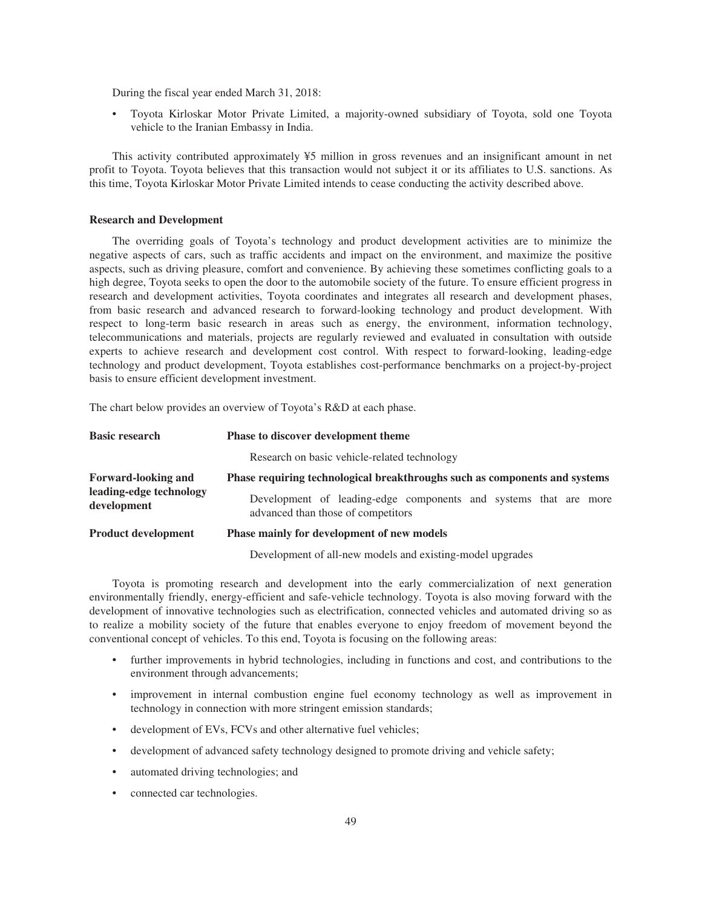During the fiscal year ended March 31, 2018:

- Toyota Kirloskar Motor Private Limited, a majority-owned subsidiary of Toyota, sold one Toyota vehicle to the Iranian Embassy in India.

This activity contributed approximately ¥5 million in gross revenues and an insignificant amount in net profit to Toyota. Toyota believes that this transaction would not subject it or its affiliates to U.S. sanctions. As this time, Toyota Kirloskar Motor Private Limited intends to cease conducting the activity described above.

**Research and Development**

The overriding goals of Toyota's technology and product development activities are to minimize the negative aspects of cars, such as traffic accidents and impact on the environment, and maximize the positive aspects, such as driving pleasure, comfort and convenience. By achieving these sometimes conflicting goals to a high degree, Toyota seeks to open the door to the automobile society of the future. To ensure efficient progress in research and development activities, Toyota coordinates and integrates all research and development phases, from basic research and advanced research to forward-looking technology and product development. With respect to long-term basic research in areas such as energy, the environment, information technology, telecommunications and materials, projects are regularly reviewed and evaluated in consultation with outside experts to achieve research and development cost control. With respect to forward-looking, leading-edge technology and product development, Toyota establishes cost-performance benchmarks on a project-by-project basis to ensure efficient development investment.

The chart below provides an overview of Toyota's R&D at each phase.

| | |
|---|---|
| **Basic research** | **Phase to discover development theme** |
| | Research on basic vehicle-related technology |
| **Forward-looking and leading-edge technology development** | **Phase requiring technological breakthroughs such as components and systems** |
| | Development of leading-edge components and systems that are more advanced than those of competitors |
| **Product development** | **Phase mainly for development of new models** |
| | Development of all-new models and existing-model upgrades |

Toyota is promoting research and development into the early commercialization of next generation environmentally friendly, energy-efficient and safe-vehicle technology. Toyota is also moving forward with the development of innovative technologies such as electrification, connected vehicles and automated driving so as to realize a mobility society of the future that enables everyone to enjoy freedom of movement beyond the conventional concept of vehicles. To this end, Toyota is focusing on the following areas:

- further improvements in hybrid technologies, including in functions and cost, and contributions to the environment through advancements;
- improvement in internal combustion engine fuel economy technology as well as improvement in technology in connection with more stringent emission standards;
- development of EVs, FCVs and other alternative fuel vehicles;
- development of advanced safety technology designed to promote driving and vehicle safety;
- automated driving technologies; and
- connected car technologies.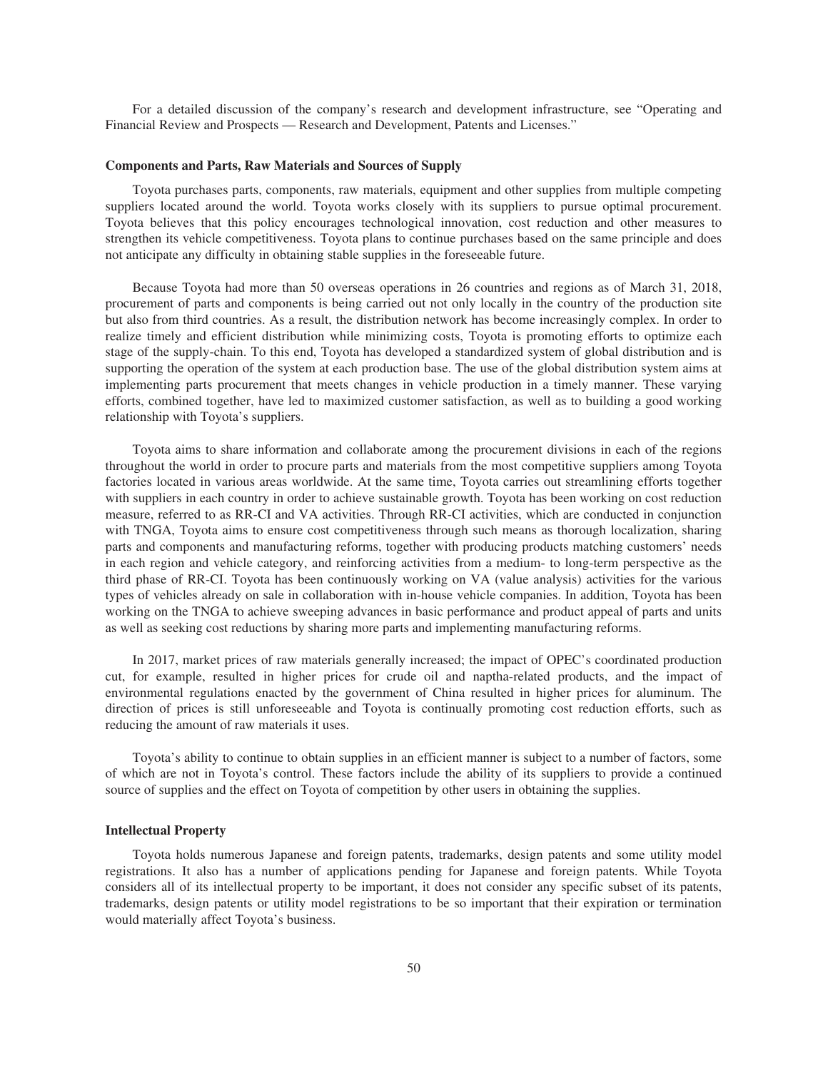For a detailed discussion of the company's research and development infrastructure, see "Operating and Financial Review and Prospects — Research and Development, Patents and Licenses."

### Components and Parts, Raw Materials and Sources of Supply

Toyota purchases parts, components, raw materials, equipment and other supplies from multiple competing suppliers located around the world. Toyota works closely with its suppliers to pursue optimal procurement. Toyota believes that this policy encourages technological innovation, cost reduction and other measures to strengthen its vehicle competitiveness. Toyota plans to continue purchases based on the same principle and does not anticipate any difficulty in obtaining stable supplies in the foreseeable future.

Because Toyota had more than 50 overseas operations in 26 countries and regions as of March 31, 2018, procurement of parts and components is being carried out not only locally in the country of the production site but also from third countries. As a result, the distribution network has become increasingly complex. In order to realize timely and efficient distribution while minimizing costs, Toyota is promoting efforts to optimize each stage of the supply-chain. To this end, Toyota has developed a standardized system of global distribution and is supporting the operation of the system at each production base. The use of the global distribution system aims at implementing parts procurement that meets changes in vehicle production in a timely manner. These varying efforts, combined together, have led to maximized customer satisfaction, as well as to building a good working relationship with Toyota's suppliers.

Toyota aims to share information and collaborate among the procurement divisions in each of the regions throughout the world in order to procure parts and materials from the most competitive suppliers among Toyota factories located in various areas worldwide. At the same time, Toyota carries out streamlining efforts together with suppliers in each country in order to achieve sustainable growth. Toyota has been working on cost reduction measure, referred to as RR-CI and VA activities. Through RR-CI activities, which are conducted in conjunction with TNGA, Toyota aims to ensure cost competitiveness through such means as thorough localization, sharing parts and components and manufacturing reforms, together with producing products matching customers' needs in each region and vehicle category, and reinforcing activities from a medium- to long-term perspective as the third phase of RR-CI. Toyota has been continuously working on VA (value analysis) activities for the various types of vehicles already on sale in collaboration with in-house vehicle companies. In addition, Toyota has been working on the TNGA to achieve sweeping advances in basic performance and product appeal of parts and units as well as seeking cost reductions by sharing more parts and implementing manufacturing reforms.

In 2017, market prices of raw materials generally increased; the impact of OPEC's coordinated production cut, for example, resulted in higher prices for crude oil and naptha-related products, and the impact of environmental regulations enacted by the government of China resulted in higher prices for aluminum. The direction of prices is still unforeseeable and Toyota is continually promoting cost reduction efforts, such as reducing the amount of raw materials it uses.

Toyota's ability to continue to obtain supplies in an efficient manner is subject to a number of factors, some of which are not in Toyota's control. These factors include the ability of its suppliers to provide a continued source of supplies and the effect on Toyota of competition by other users in obtaining the supplies.

### Intellectual Property

Toyota holds numerous Japanese and foreign patents, trademarks, design patents and some utility model registrations. It also has a number of applications pending for Japanese and foreign patents. While Toyota considers all of its intellectual property to be important, it does not consider any specific subset of its patents, trademarks, design patents or utility model registrations to be so important that their expiration or termination would materially affect Toyota's business.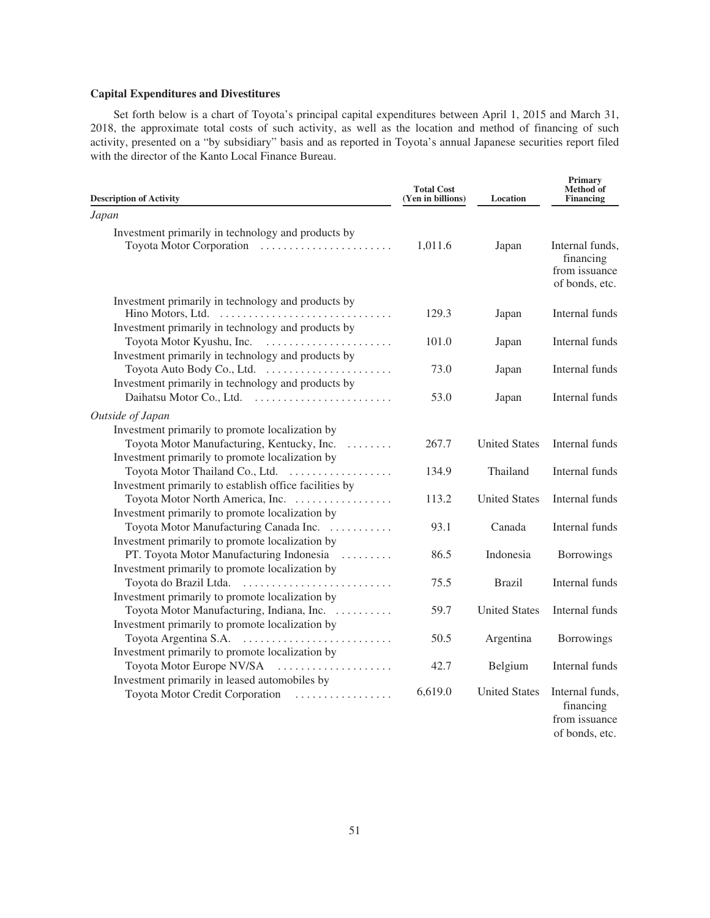### Capital Expenditures and Divestitures

Set forth below is a chart of Toyota's principal capital expenditures between April 1, 2015 and March 31, 2018, the approximate total costs of such activity, as well as the location and method of financing of such activity, presented on a "by subsidiary" basis and as reported in Toyota's annual Japanese securities report filed with the director of the Kanto Local Finance Bureau.

| Description of Activity | Total Cost (Yen in billions) | Location | Primary Method of Financing |
|---|---|---|---|
| *Japan* | | | |
| Investment primarily in technology and products by Toyota Motor Corporation | 1,011.6 | Japan | Internal funds, financing from issuance of bonds, etc. |
| Investment primarily in technology and products by Hino Motors, Ltd. | 129.3 | Japan | Internal funds |
| Investment primarily in technology and products by Toyota Motor Kyushu, Inc. | 101.0 | Japan | Internal funds |
| Investment primarily in technology and products by Toyota Auto Body Co., Ltd. | 73.0 | Japan | Internal funds |
| Investment primarily in technology and products by Daihatsu Motor Co., Ltd. | 53.0 | Japan | Internal funds |
| *Outside of Japan* | | | |
| Investment primarily to promote localization by Toyota Motor Manufacturing, Kentucky, Inc. | 267.7 | United States | Internal funds |
| Investment primarily to promote localization by Toyota Motor Thailand Co., Ltd. | 134.9 | Thailand | Internal funds |
| Investment primarily to establish office facilities by Toyota Motor North America, Inc. | 113.2 | United States | Internal funds |
| Investment primarily to promote localization by Toyota Motor Manufacturing Canada Inc. | 93.1 | Canada | Internal funds |
| Investment primarily to promote localization by PT. Toyota Motor Manufacturing Indonesia | 86.5 | Indonesia | Borrowings |
| Investment primarily to promote localization by Toyota do Brazil Ltda. | 75.5 | Brazil | Internal funds |
| Investment primarily to promote localization by Toyota Motor Manufacturing, Indiana, Inc. | 59.7 | United States | Internal funds |
| Investment primarily to promote localization by Toyota Argentina S.A. | 50.5 | Argentina | Borrowings |
| Investment primarily to promote localization by Toyota Motor Europe NV/SA | 42.7 | Belgium | Internal funds |
| Investment primarily in leased automobiles by Toyota Motor Credit Corporation | 6,619.0 | United States | Internal funds, financing from issuance of bonds, etc. |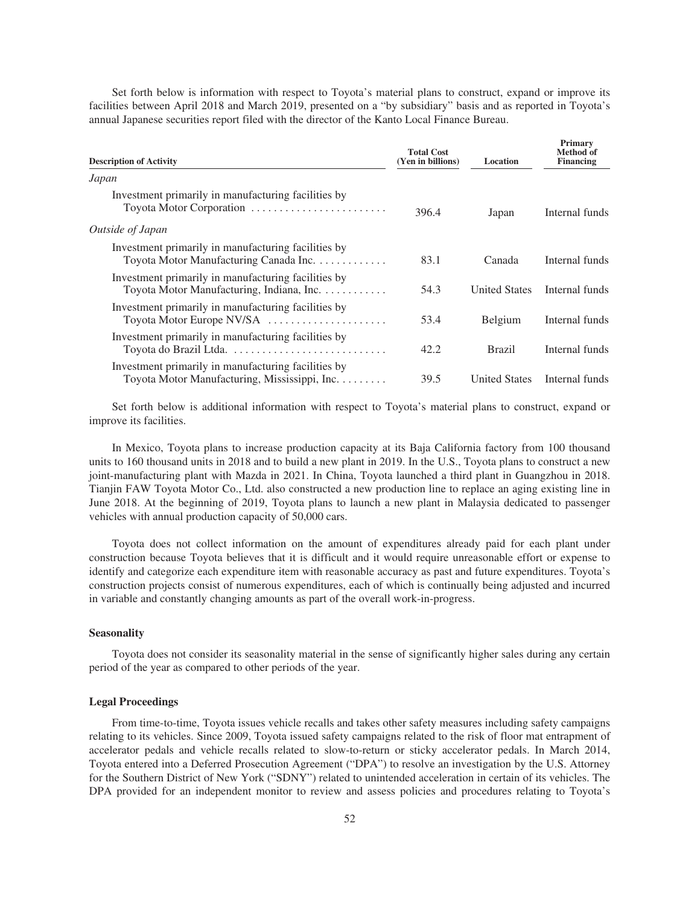Set forth below is information with respect to Toyota's material plans to construct, expand or improve its facilities between April 2018 and March 2019, presented on a "by subsidiary" basis and as reported in Toyota's annual Japanese securities report filed with the director of the Kanto Local Finance Bureau.

| Description of Activity | Total Cost (Yen in billions) | Location | Primary Method of Financing |
|---|---|---|---|
| *Japan* | | | |
| Investment primarily in manufacturing facilities by Toyota Motor Corporation | 396.4 | Japan | Internal funds |
| *Outside of Japan* | | | |
| Investment primarily in manufacturing facilities by Toyota Motor Manufacturing Canada Inc. | 83.1 | Canada | Internal funds |
| Investment primarily in manufacturing facilities by Toyota Motor Manufacturing, Indiana, Inc. | 54.3 | United States | Internal funds |
| Investment primarily in manufacturing facilities by Toyota Motor Europe NV/SA | 53.4 | Belgium | Internal funds |
| Investment primarily in manufacturing facilities by Toyota do Brazil Ltda. | 42.2 | Brazil | Internal funds |
| Investment primarily in manufacturing facilities by Toyota Motor Manufacturing, Mississippi, Inc. | 39.5 | United States | Internal funds |

Set forth below is additional information with respect to Toyota's material plans to construct, expand or improve its facilities.

In Mexico, Toyota plans to increase production capacity at its Baja California factory from 100 thousand units to 160 thousand units in 2018 and to build a new plant in 2019. In the U.S., Toyota plans to construct a new joint-manufacturing plant with Mazda in 2021. In China, Toyota launched a third plant in Guangzhou in 2018. Tianjin FAW Toyota Motor Co., Ltd. also constructed a new production line to replace an aging existing line in June 2018. At the beginning of 2019, Toyota plans to launch a new plant in Malaysia dedicated to passenger vehicles with annual production capacity of 50,000 cars.

Toyota does not collect information on the amount of expenditures already paid for each plant under construction because Toyota believes that it is difficult and it would require unreasonable effort or expense to identify and categorize each expenditure item with reasonable accuracy as past and future expenditures. Toyota's construction projects consist of numerous expenditures, each of which is continually being adjusted and incurred in variable and constantly changing amounts as part of the overall work-in-progress.

### Seasonality

Toyota does not consider its seasonality material in the sense of significantly higher sales during any certain period of the year as compared to other periods of the year.

### Legal Proceedings

From time-to-time, Toyota issues vehicle recalls and takes other safety measures including safety campaigns relating to its vehicles. Since 2009, Toyota issued safety campaigns related to the risk of floor mat entrapment of accelerator pedals and vehicle recalls related to slow-to-return or sticky accelerator pedals. In March 2014, Toyota entered into a Deferred Prosecution Agreement ("DPA") to resolve an investigation by the U.S. Attorney for the Southern District of New York ("SDNY") related to unintended acceleration in certain of its vehicles. The DPA provided for an independent monitor to review and assess policies and procedures relating to Toyota's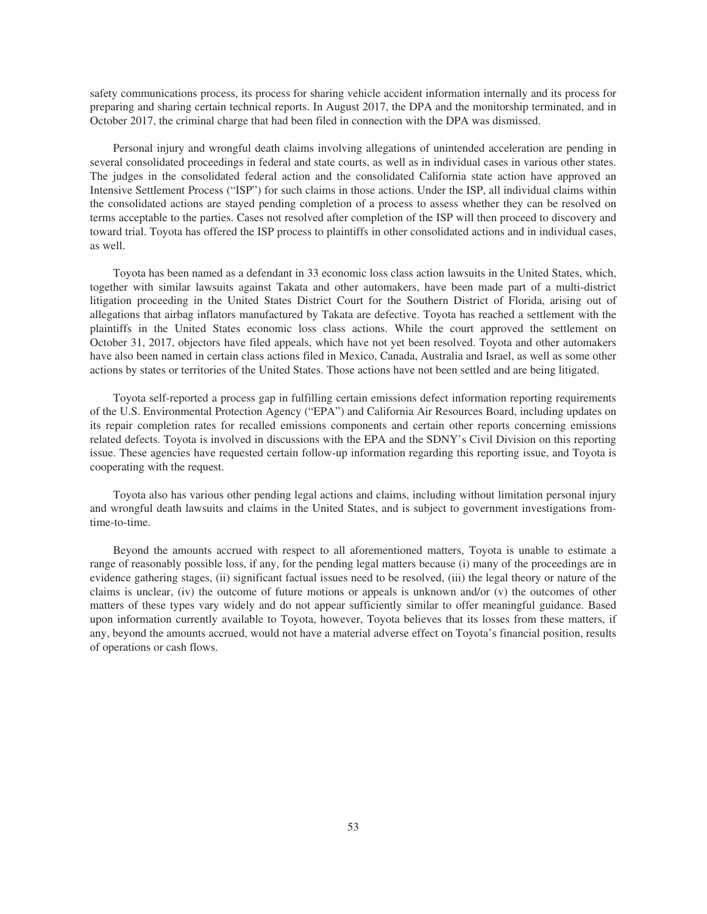safety communications process, its process for sharing vehicle accident information internally and its process for preparing and sharing certain technical reports. In August 2017, the DPA and the monitorship terminated, and in October 2017, the criminal charge that had been filed in connection with the DPA was dismissed.

Personal injury and wrongful death claims involving allegations of unintended acceleration are pending in several consolidated proceedings in federal and state courts, as well as in individual cases in various other states. The judges in the consolidated federal action and the consolidated California state action have approved an Intensive Settlement Process ("ISP") for such claims in those actions. Under the ISP, all individual claims within the consolidated actions are stayed pending completion of a process to assess whether they can be resolved on terms acceptable to the parties. Cases not resolved after completion of the ISP will then proceed to discovery and toward trial. Toyota has offered the ISP process to plaintiffs in other consolidated actions and in individual cases, as well.

Toyota has been named as a defendant in 33 economic loss class action lawsuits in the United States, which, together with similar lawsuits against Takata and other automakers, have been made part of a multi-district litigation proceeding in the United States District Court for the Southern District of Florida, arising out of allegations that airbag inflators manufactured by Takata are defective. Toyota has reached a settlement with the plaintiffs in the United States economic loss class actions. While the court approved the settlement on October 31, 2017, objectors have filed appeals, which have not yet been resolved. Toyota and other automakers have also been named in certain class actions filed in Mexico, Canada, Australia and Israel, as well as some other actions by states or territories of the United States. Those actions have not been settled and are being litigated.

Toyota self-reported a process gap in fulfilling certain emissions defect information reporting requirements of the U.S. Environmental Protection Agency ("EPA") and California Air Resources Board, including updates on its repair completion rates for recalled emissions components and certain other reports concerning emissions related defects. Toyota is involved in discussions with the EPA and the SDNY's Civil Division on this reporting issue. These agencies have requested certain follow-up information regarding this reporting issue, and Toyota is cooperating with the request.

Toyota also has various other pending legal actions and claims, including without limitation personal injury and wrongful death lawsuits and claims in the United States, and is subject to government investigations from-time-to-time.

Beyond the amounts accrued with respect to all aforementioned matters, Toyota is unable to estimate a range of reasonably possible loss, if any, for the pending legal matters because (i) many of the proceedings are in evidence gathering stages, (ii) significant factual issues need to be resolved, (iii) the legal theory or nature of the claims is unclear, (iv) the outcome of future motions or appeals is unknown and/or (v) the outcomes of other matters of these types vary widely and do not appear sufficiently similar to offer meaningful guidance. Based upon information currently available to Toyota, however, Toyota believes that its losses from these matters, if any, beyond the amounts accrued, would not have a material adverse effect on Toyota's financial position, results of operations or cash flows.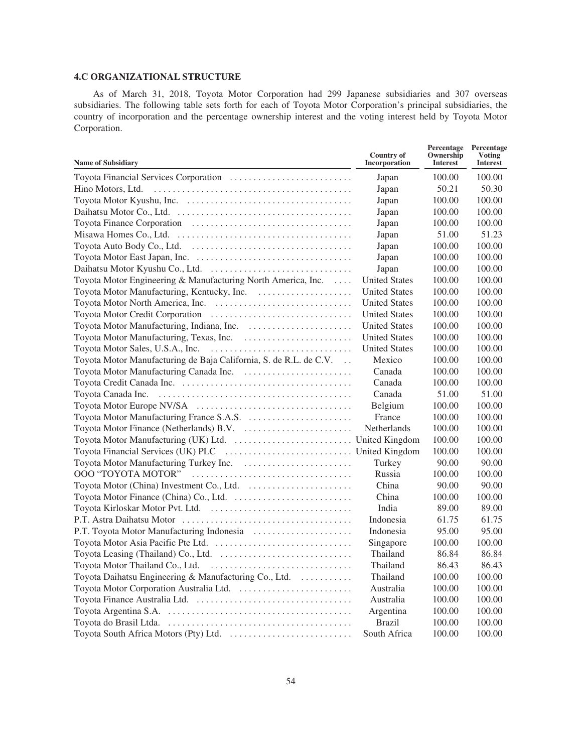### 4.C ORGANIZATIONAL STRUCTURE

As of March 31, 2018, Toyota Motor Corporation had 299 Japanese subsidiaries and 307 overseas subsidiaries. The following table sets forth for each of Toyota Motor Corporation's principal subsidiaries, the country of incorporation and the percentage ownership interest and the voting interest held by Toyota Motor Corporation.

| Name of Subsidiary | Country of Incorporation | Percentage Ownership Interest | Percentage Voting Interest |
|---|---|---|---|
| Toyota Financial Services Corporation | Japan | 100.00 | 100.00 |
| Hino Motors, Ltd. | Japan | 50.21 | 50.30 |
| Toyota Motor Kyushu, Inc. | Japan | 100.00 | 100.00 |
| Daihatsu Motor Co., Ltd. | Japan | 100.00 | 100.00 |
| Toyota Finance Corporation | Japan | 100.00 | 100.00 |
| Misawa Homes Co., Ltd. | Japan | 51.00 | 51.23 |
| Toyota Auto Body Co., Ltd. | Japan | 100.00 | 100.00 |
| Toyota Motor East Japan, Inc. | Japan | 100.00 | 100.00 |
| Daihatsu Motor Kyushu Co., Ltd. | Japan | 100.00 | 100.00 |
| Toyota Motor Engineering & Manufacturing North America, Inc. | United States | 100.00 | 100.00 |
| Toyota Motor Manufacturing, Kentucky, Inc. | United States | 100.00 | 100.00 |
| Toyota Motor North America, Inc. | United States | 100.00 | 100.00 |
| Toyota Motor Credit Corporation | United States | 100.00 | 100.00 |
| Toyota Motor Manufacturing, Indiana, Inc. | United States | 100.00 | 100.00 |
| Toyota Motor Manufacturing, Texas, Inc. | United States | 100.00 | 100.00 |
| Toyota Motor Sales, U.S.A., Inc. | United States | 100.00 | 100.00 |
| Toyota Motor Manufacturing de Baja California, S. de R.L. de C.V. | Mexico | 100.00 | 100.00 |
| Toyota Motor Manufacturing Canada Inc. | Canada | 100.00 | 100.00 |
| Toyota Credit Canada Inc. | Canada | 100.00 | 100.00 |
| Toyota Canada Inc. | Canada | 51.00 | 51.00 |
| Toyota Motor Europe NV/SA | Belgium | 100.00 | 100.00 |
| Toyota Motor Manufacturing France S.A.S. | France | 100.00 | 100.00 |
| Toyota Motor Finance (Netherlands) B.V. | Netherlands | 100.00 | 100.00 |
| Toyota Motor Manufacturing (UK) Ltd. | United Kingdom | 100.00 | 100.00 |
| Toyota Financial Services (UK) PLC | United Kingdom | 100.00 | 100.00 |
| Toyota Motor Manufacturing Turkey Inc. | Turkey | 90.00 | 90.00 |
| OOO "TOYOTA MOTOR" | Russia | 100.00 | 100.00 |
| Toyota Motor (China) Investment Co., Ltd. | China | 90.00 | 90.00 |
| Toyota Motor Finance (China) Co., Ltd. | China | 100.00 | 100.00 |
| Toyota Kirloskar Motor Pvt. Ltd. | India | 89.00 | 89.00 |
| P.T. Astra Daihatsu Motor | Indonesia | 61.75 | 61.75 |
| P.T. Toyota Motor Manufacturing Indonesia | Indonesia | 95.00 | 95.00 |
| Toyota Motor Asia Pacific Pte Ltd. | Singapore | 100.00 | 100.00 |
| Toyota Leasing (Thailand) Co., Ltd. | Thailand | 86.84 | 86.84 |
| Toyota Motor Thailand Co., Ltd. | Thailand | 86.43 | 86.43 |
| Toyota Daihatsu Engineering & Manufacturing Co., Ltd. | Thailand | 100.00 | 100.00 |
| Toyota Motor Corporation Australia Ltd. | Australia | 100.00 | 100.00 |
| Toyota Finance Australia Ltd. | Australia | 100.00 | 100.00 |
| Toyota Argentina S.A. | Argentina | 100.00 | 100.00 |
| Toyota do Brasil Ltda. | Brazil | 100.00 | 100.00 |
| Toyota South Africa Motors (Pty) Ltd. | South Africa | 100.00 | 100.00 |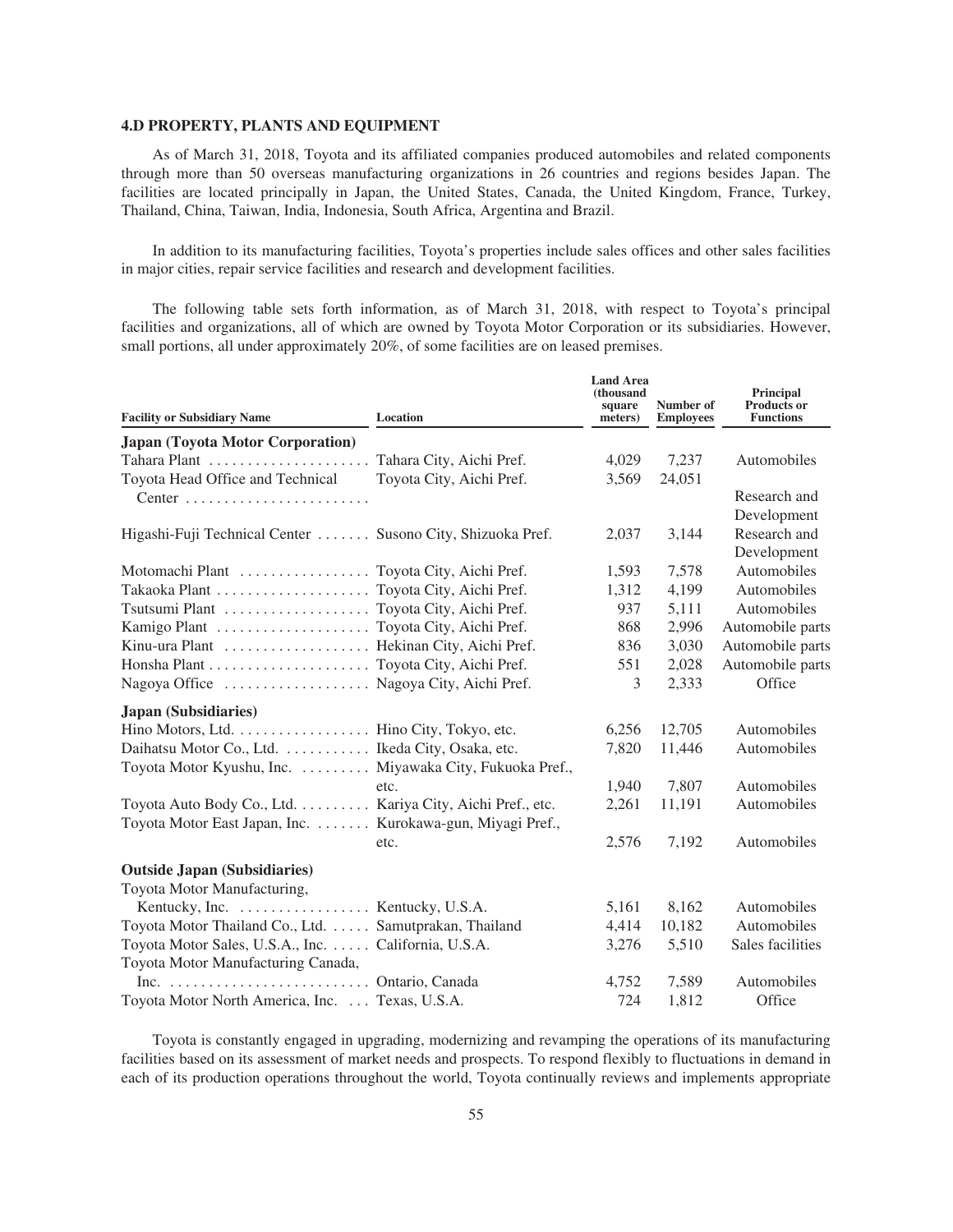### 4.D PROPERTY, PLANTS AND EQUIPMENT

As of March 31, 2018, Toyota and its affiliated companies produced automobiles and related components through more than 50 overseas manufacturing organizations in 26 countries and regions besides Japan. The facilities are located principally in Japan, the United States, Canada, the United Kingdom, France, Turkey, Thailand, China, Taiwan, India, Indonesia, South Africa, Argentina and Brazil.

In addition to its manufacturing facilities, Toyota's properties include sales offices and other sales facilities in major cities, repair service facilities and research and development facilities.

The following table sets forth information, as of March 31, 2018, with respect to Toyota's principal facilities and organizations, all of which are owned by Toyota Motor Corporation or its subsidiaries. However, small portions, all under approximately 20%, of some facilities are on leased premises.

| Facility or Subsidiary Name | Location | Land Area (thousand square meters) | Number of Employees | Principal Products or Functions |
|---|---|---|---|---|
| **Japan (Toyota Motor Corporation)** | | | | |
| Tahara Plant | Tahara City, Aichi Pref. | 4,029 | 7,237 | Automobiles |
| Toyota Head Office and Technical Center | Toyota City, Aichi Pref. | 3,569 | 24,051 | Research and Development |
| Higashi-Fuji Technical Center | Susono City, Shizuoka Pref. | 2,037 | 3,144 | Research and Development |
| Motomachi Plant | Toyota City, Aichi Pref. | 1,593 | 7,578 | Automobiles |
| Takaoka Plant | Toyota City, Aichi Pref. | 1,312 | 4,199 | Automobiles |
| Tsutsumi Plant | Toyota City, Aichi Pref. | 937 | 5,111 | Automobiles |
| Kamigo Plant | Toyota City, Aichi Pref. | 868 | 2,996 | Automobile parts |
| Kinu-ura Plant | Hekinan City, Aichi Pref. | 836 | 3,030 | Automobile parts |
| Honsha Plant | Toyota City, Aichi Pref. | 551 | 2,028 | Automobile parts |
| Nagoya Office | Nagoya City, Aichi Pref. | 3 | 2,333 | Office |
| **Japan (Subsidiaries)** | | | | |
| Hino Motors, Ltd. | Hino City, Tokyo, etc. | 6,256 | 12,705 | Automobiles |
| Daihatsu Motor Co., Ltd. | Ikeda City, Osaka, etc. | 7,820 | 11,446 | Automobiles |
| Toyota Motor Kyushu, Inc. | Miyawaka City, Fukuoka Pref., etc. | 1,940 | 7,807 | Automobiles |
| Toyota Auto Body Co., Ltd. | Kariya City, Aichi Pref., etc. | 2,261 | 11,191 | Automobiles |
| Toyota Motor East Japan, Inc. | Kurokawa-gun, Miyagi Pref., etc. | 2,576 | 7,192 | Automobiles |
| **Outside Japan (Subsidiaries)** | | | | |
| Toyota Motor Manufacturing, Kentucky, Inc. | Kentucky, U.S.A. | 5,161 | 8,162 | Automobiles |
| Toyota Motor Thailand Co., Ltd. | Samutprakan, Thailand | 4,414 | 10,182 | Automobiles |
| Toyota Motor Sales, U.S.A., Inc. | California, U.S.A. | 3,276 | 5,510 | Sales facilities |
| Toyota Motor Manufacturing Canada, Inc. | Ontario, Canada | 4,752 | 7,589 | Automobiles |
| Toyota Motor North America, Inc. | Texas, U.S.A. | 724 | 1,812 | Office |

Toyota is constantly engaged in upgrading, modernizing and revamping the operations of its manufacturing facilities based on its assessment of market needs and prospects. To respond flexibly to fluctuations in demand in each of its production operations throughout the world, Toyota continually reviews and implements appropriate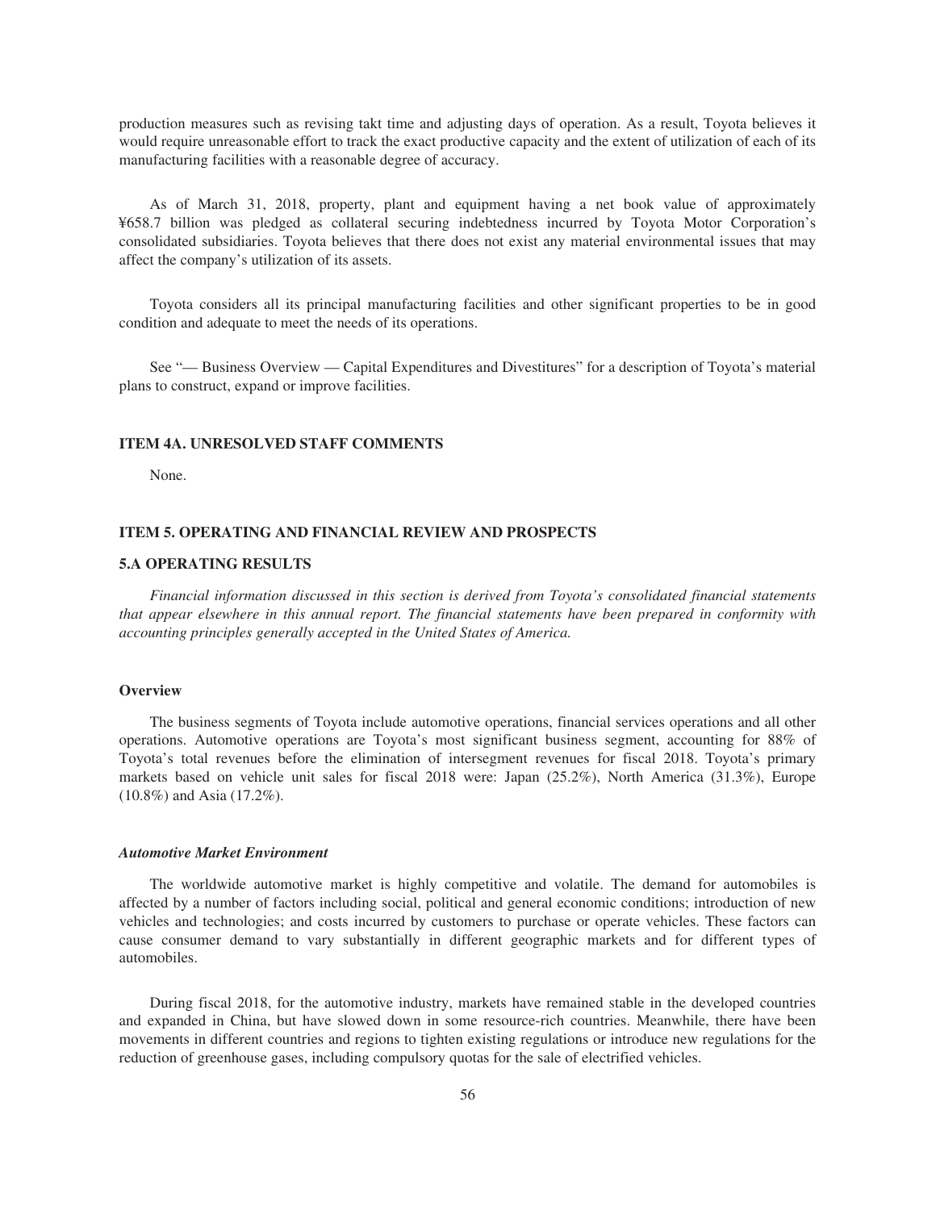production measures such as revising takt time and adjusting days of operation. As a result, Toyota believes it would require unreasonable effort to track the exact productive capacity and the extent of utilization of each of its manufacturing facilities with a reasonable degree of accuracy.

As of March 31, 2018, property, plant and equipment having a net book value of approximately ¥658.7 billion was pledged as collateral securing indebtedness incurred by Toyota Motor Corporation's consolidated subsidiaries. Toyota believes that there does not exist any material environmental issues that may affect the company's utilization of its assets.

Toyota considers all its principal manufacturing facilities and other significant properties to be in good condition and adequate to meet the needs of its operations.

See "— Business Overview — Capital Expenditures and Divestitures" for a description of Toyota's material plans to construct, expand or improve facilities.

## ITEM 4A. UNRESOLVED STAFF COMMENTS

None.

## ITEM 5. OPERATING AND FINANCIAL REVIEW AND PROSPECTS

### 5.A OPERATING RESULTS

*Financial information discussed in this section is derived from Toyota's consolidated financial statements that appear elsewhere in this annual report. The financial statements have been prepared in conformity with accounting principles generally accepted in the United States of America.*

#### Overview

The business segments of Toyota include automotive operations, financial services operations and all other operations. Automotive operations are Toyota's most significant business segment, accounting for 88% of Toyota's total revenues before the elimination of intersegment revenues for fiscal 2018. Toyota's primary markets based on vehicle unit sales for fiscal 2018 were: Japan (25.2%), North America (31.3%), Europe (10.8%) and Asia (17.2%).

#### *Automotive Market Environment*

The worldwide automotive market is highly competitive and volatile. The demand for automobiles is affected by a number of factors including social, political and general economic conditions; introduction of new vehicles and technologies; and costs incurred by customers to purchase or operate vehicles. These factors can cause consumer demand to vary substantially in different geographic markets and for different types of automobiles.

During fiscal 2018, for the automotive industry, markets have remained stable in the developed countries and expanded in China, but have slowed down in some resource-rich countries. Meanwhile, there have been movements in different countries and regions to tighten existing regulations or introduce new regulations for the reduction of greenhouse gases, including compulsory quotas for the sale of electrified vehicles.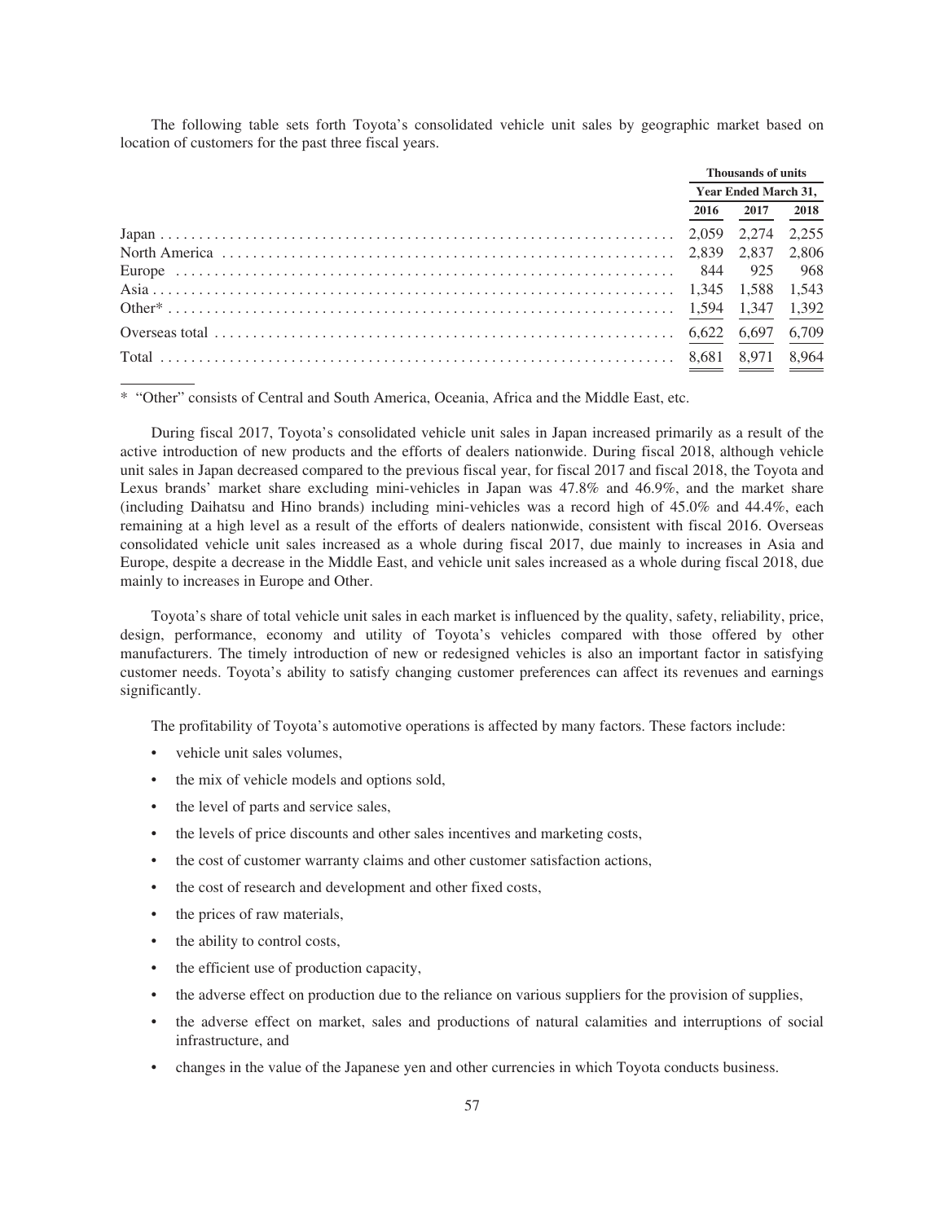The following table sets forth Toyota's consolidated vehicle unit sales by geographic market based on location of customers for the past three fiscal years.

| | Thousands of units | | |
|---|---|---|---|
| | Year Ended March 31, | | |
| | 2016 | 2017 | 2018 |
| Japan | 2,059 | 2,274 | 2,255 |
| North America | 2,839 | 2,837 | 2,806 |
| Europe | 844 | 925 | 968 |
| Asia | 1,345 | 1,588 | 1,543 |
| Other* | 1,594 | 1,347 | 1,392 |
| Overseas total | 6,622 | 6,697 | 6,709 |
| Total | 8,681 | 8,971 | 8,964 |

\* "Other" consists of Central and South America, Oceania, Africa and the Middle East, etc.

During fiscal 2017, Toyota's consolidated vehicle unit sales in Japan increased primarily as a result of the active introduction of new products and the efforts of dealers nationwide. During fiscal 2018, although vehicle unit sales in Japan decreased compared to the previous fiscal year, for fiscal 2017 and fiscal 2018, the Toyota and Lexus brands' market share excluding mini-vehicles in Japan was 47.8% and 46.9%, and the market share (including Daihatsu and Hino brands) including mini-vehicles was a record high of 45.0% and 44.4%, each remaining at a high level as a result of the efforts of dealers nationwide, consistent with fiscal 2016. Overseas consolidated vehicle unit sales increased as a whole during fiscal 2017, due mainly to increases in Asia and Europe, despite a decrease in the Middle East, and vehicle unit sales increased as a whole during fiscal 2018, due mainly to increases in Europe and Other.

Toyota's share of total vehicle unit sales in each market is influenced by the quality, safety, reliability, price, design, performance, economy and utility of Toyota's vehicles compared with those offered by other manufacturers. The timely introduction of new or redesigned vehicles is also an important factor in satisfying customer needs. Toyota's ability to satisfy changing customer preferences can affect its revenues and earnings significantly.

The profitability of Toyota's automotive operations is affected by many factors. These factors include:

- vehicle unit sales volumes,
- the mix of vehicle models and options sold,
- the level of parts and service sales,
- the levels of price discounts and other sales incentives and marketing costs,
- the cost of customer warranty claims and other customer satisfaction actions,
- the cost of research and development and other fixed costs,
- the prices of raw materials,
- the ability to control costs,
- the efficient use of production capacity,
- the adverse effect on production due to the reliance on various suppliers for the provision of supplies,
- the adverse effect on market, sales and productions of natural calamities and interruptions of social infrastructure, and
- changes in the value of the Japanese yen and other currencies in which Toyota conducts business.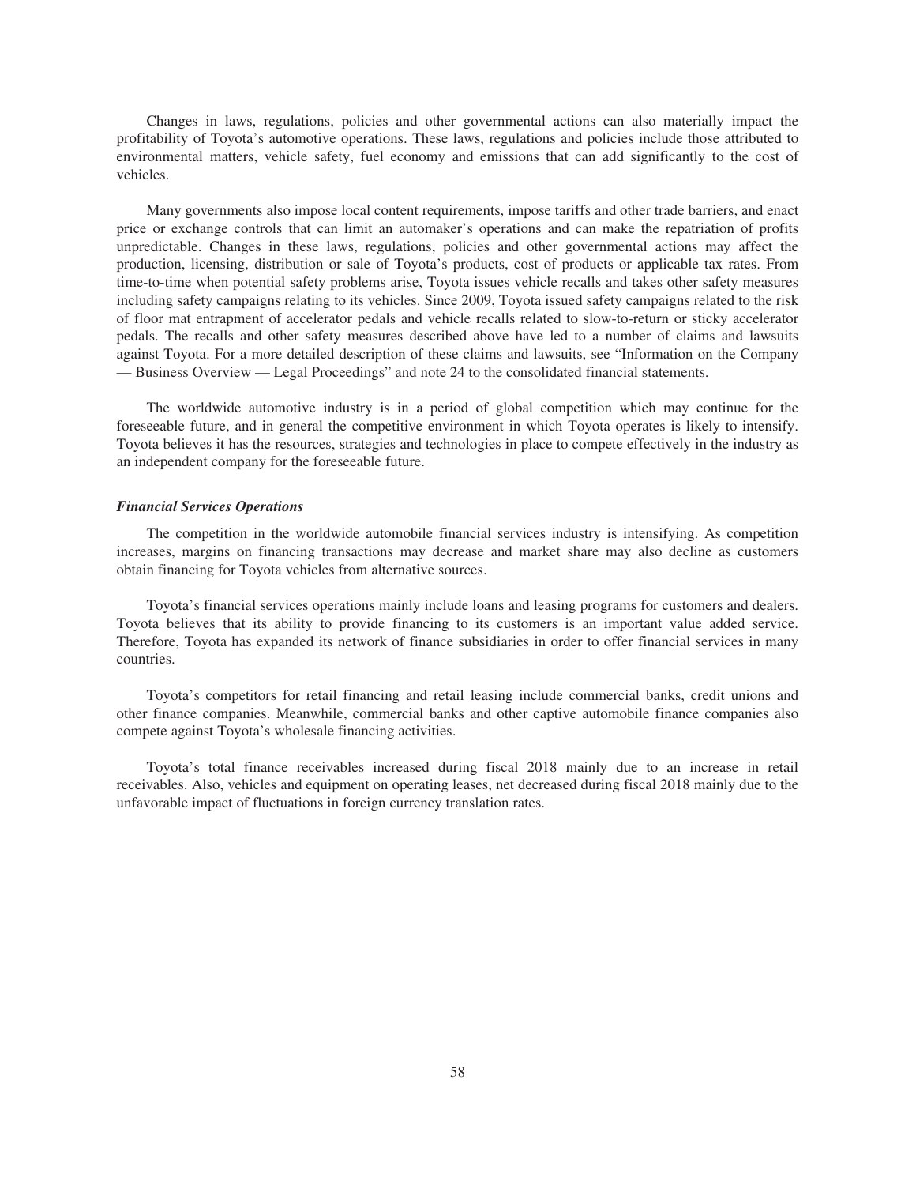Changes in laws, regulations, policies and other governmental actions can also materially impact the profitability of Toyota's automotive operations. These laws, regulations and policies include those attributed to environmental matters, vehicle safety, fuel economy and emissions that can add significantly to the cost of vehicles.

Many governments also impose local content requirements, impose tariffs and other trade barriers, and enact price or exchange controls that can limit an automaker's operations and can make the repatriation of profits unpredictable. Changes in these laws, regulations, policies and other governmental actions may affect the production, licensing, distribution or sale of Toyota's products, cost of products or applicable tax rates. From time-to-time when potential safety problems arise, Toyota issues vehicle recalls and takes other safety measures including safety campaigns relating to its vehicles. Since 2009, Toyota issued safety campaigns related to the risk of floor mat entrapment of accelerator pedals and vehicle recalls related to slow-to-return or sticky accelerator pedals. The recalls and other safety measures described above have led to a number of claims and lawsuits against Toyota. For a more detailed description of these claims and lawsuits, see "Information on the Company — Business Overview — Legal Proceedings" and note 24 to the consolidated financial statements.

The worldwide automotive industry is in a period of global competition which may continue for the foreseeable future, and in general the competitive environment in which Toyota operates is likely to intensify. Toyota believes it has the resources, strategies and technologies in place to compete effectively in the industry as an independent company for the foreseeable future.

***Financial Services Operations***

The competition in the worldwide automobile financial services industry is intensifying. As competition increases, margins on financing transactions may decrease and market share may also decline as customers obtain financing for Toyota vehicles from alternative sources.

Toyota's financial services operations mainly include loans and leasing programs for customers and dealers. Toyota believes that its ability to provide financing to its customers is an important value added service. Therefore, Toyota has expanded its network of finance subsidiaries in order to offer financial services in many countries.

Toyota's competitors for retail financing and retail leasing include commercial banks, credit unions and other finance companies. Meanwhile, commercial banks and other captive automobile finance companies also compete against Toyota's wholesale financing activities.

Toyota's total finance receivables increased during fiscal 2018 mainly due to an increase in retail receivables. Also, vehicles and equipment on operating leases, net decreased during fiscal 2018 mainly due to the unfavorable impact of fluctuations in foreign currency translation rates.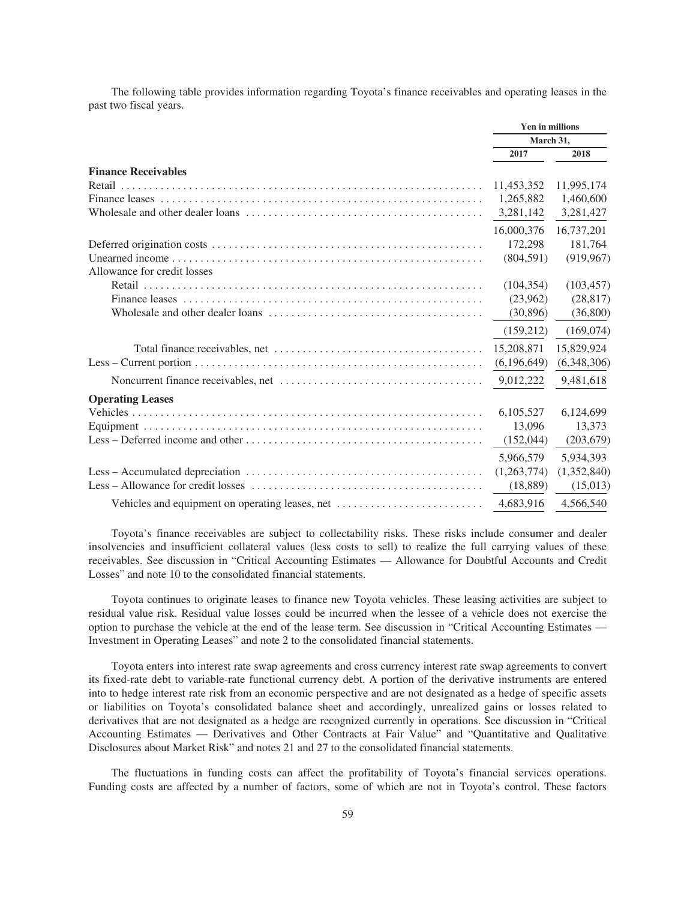The following table provides information regarding Toyota's finance receivables and operating leases in the past two fiscal years.

| | Yen in millions | |
|---|---|---|
| | March 31, | |
| | 2017 | 2018 |
| **Finance Receivables** | | |
| Retail | 11,453,352 | 11,995,174 |
| Finance leases | 1,265,882 | 1,460,600 |
| Wholesale and other dealer loans | 3,281,142 | 3,281,427 |
| | 16,000,376 | 16,737,201 |
| Deferred origination costs | 172,298 | 181,764 |
| Unearned income | (804,591) | (919,967) |
| Allowance for credit losses | | |
| Retail | (104,354) | (103,457) |
| Finance leases | (23,962) | (28,817) |
| Wholesale and other dealer loans | (30,896) | (36,800) |
| | (159,212) | (169,074) |
| Total finance receivables, net | 15,208,871 | 15,829,924 |
| Less – Current portion | (6,196,649) | (6,348,306) |
| Noncurrent finance receivables, net | 9,012,222 | 9,481,618 |
| **Operating Leases** | | |
| Vehicles | 6,105,527 | 6,124,699 |
| Equipment | 13,096 | 13,373 |
| Less – Deferred income and other | (152,044) | (203,679) |
| | 5,966,579 | 5,934,393 |
| Less – Accumulated depreciation | (1,263,774) | (1,352,840) |
| Less – Allowance for credit losses | (18,889) | (15,013) |
| Vehicles and equipment on operating leases, net | 4,683,916 | 4,566,540 |

Toyota's finance receivables are subject to collectability risks. These risks include consumer and dealer insolvencies and insufficient collateral values (less costs to sell) to realize the full carrying values of these receivables. See discussion in "Critical Accounting Estimates — Allowance for Doubtful Accounts and Credit Losses" and note 10 to the consolidated financial statements.

Toyota continues to originate leases to finance new Toyota vehicles. These leasing activities are subject to residual value risk. Residual value losses could be incurred when the lessee of a vehicle does not exercise the option to purchase the vehicle at the end of the lease term. See discussion in "Critical Accounting Estimates — Investment in Operating Leases" and note 2 to the consolidated financial statements.

Toyota enters into interest rate swap agreements and cross currency interest rate swap agreements to convert its fixed-rate debt to variable-rate functional currency debt. A portion of the derivative instruments are entered into to hedge interest rate risk from an economic perspective and are not designated as a hedge of specific assets or liabilities on Toyota's consolidated balance sheet and accordingly, unrealized gains or losses related to derivatives that are not designated as a hedge are recognized currently in operations. See discussion in "Critical Accounting Estimates — Derivatives and Other Contracts at Fair Value" and "Quantitative and Qualitative Disclosures about Market Risk" and notes 21 and 27 to the consolidated financial statements.

The fluctuations in funding costs can affect the profitability of Toyota's financial services operations. Funding costs are affected by a number of factors, some of which are not in Toyota's control. These factors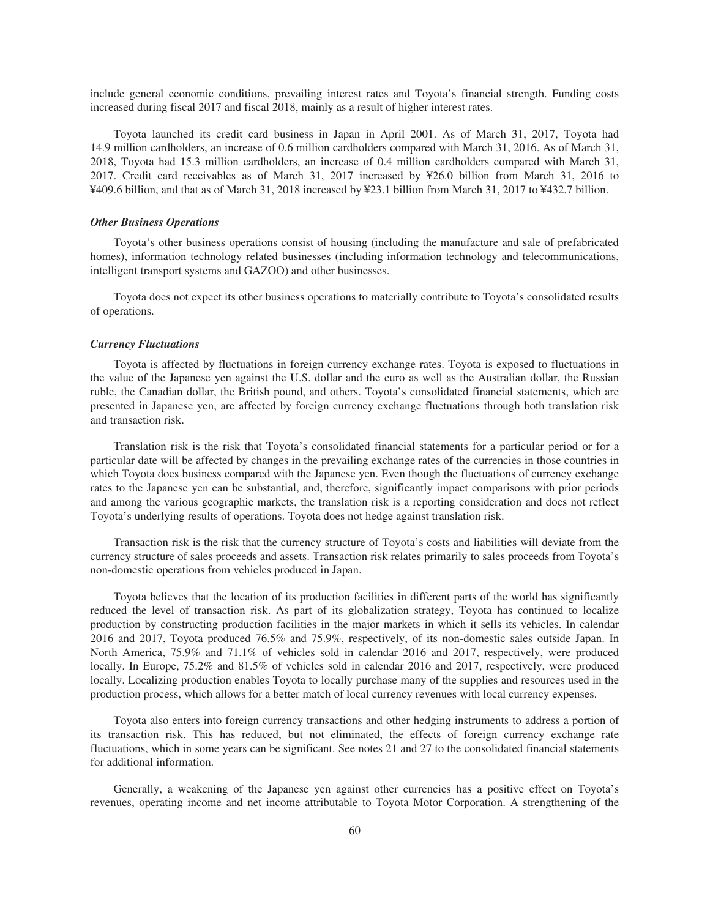include general economic conditions, prevailing interest rates and Toyota's financial strength. Funding costs increased during fiscal 2017 and fiscal 2018, mainly as a result of higher interest rates.

Toyota launched its credit card business in Japan in April 2001. As of March 31, 2017, Toyota had 14.9 million cardholders, an increase of 0.6 million cardholders compared with March 31, 2016. As of March 31, 2018, Toyota had 15.3 million cardholders, an increase of 0.4 million cardholders compared with March 31, 2017. Credit card receivables as of March 31, 2017 increased by ¥26.0 billion from March 31, 2016 to ¥409.6 billion, and that as of March 31, 2018 increased by ¥23.1 billion from March 31, 2017 to ¥432.7 billion.

***Other Business Operations***

Toyota's other business operations consist of housing (including the manufacture and sale of prefabricated homes), information technology related businesses (including information technology and telecommunications, intelligent transport systems and GAZOO) and other businesses.

Toyota does not expect its other business operations to materially contribute to Toyota's consolidated results of operations.

***Currency Fluctuations***

Toyota is affected by fluctuations in foreign currency exchange rates. Toyota is exposed to fluctuations in the value of the Japanese yen against the U.S. dollar and the euro as well as the Australian dollar, the Russian ruble, the Canadian dollar, the British pound, and others. Toyota's consolidated financial statements, which are presented in Japanese yen, are affected by foreign currency exchange fluctuations through both translation risk and transaction risk.

Translation risk is the risk that Toyota's consolidated financial statements for a particular period or for a particular date will be affected by changes in the prevailing exchange rates of the currencies in those countries in which Toyota does business compared with the Japanese yen. Even though the fluctuations of currency exchange rates to the Japanese yen can be substantial, and, therefore, significantly impact comparisons with prior periods and among the various geographic markets, the translation risk is a reporting consideration and does not reflect Toyota's underlying results of operations. Toyota does not hedge against translation risk.

Transaction risk is the risk that the currency structure of Toyota's costs and liabilities will deviate from the currency structure of sales proceeds and assets. Transaction risk relates primarily to sales proceeds from Toyota's non-domestic operations from vehicles produced in Japan.

Toyota believes that the location of its production facilities in different parts of the world has significantly reduced the level of transaction risk. As part of its globalization strategy, Toyota has continued to localize production by constructing production facilities in the major markets in which it sells its vehicles. In calendar 2016 and 2017, Toyota produced 76.5% and 75.9%, respectively, of its non-domestic sales outside Japan. In North America, 75.9% and 71.1% of vehicles sold in calendar 2016 and 2017, respectively, were produced locally. In Europe, 75.2% and 81.5% of vehicles sold in calendar 2016 and 2017, respectively, were produced locally. Localizing production enables Toyota to locally purchase many of the supplies and resources used in the production process, which allows for a better match of local currency revenues with local currency expenses.

Toyota also enters into foreign currency transactions and other hedging instruments to address a portion of its transaction risk. This has reduced, but not eliminated, the effects of foreign currency exchange rate fluctuations, which in some years can be significant. See notes 21 and 27 to the consolidated financial statements for additional information.

Generally, a weakening of the Japanese yen against other currencies has a positive effect on Toyota's revenues, operating income and net income attributable to Toyota Motor Corporation. A strengthening of the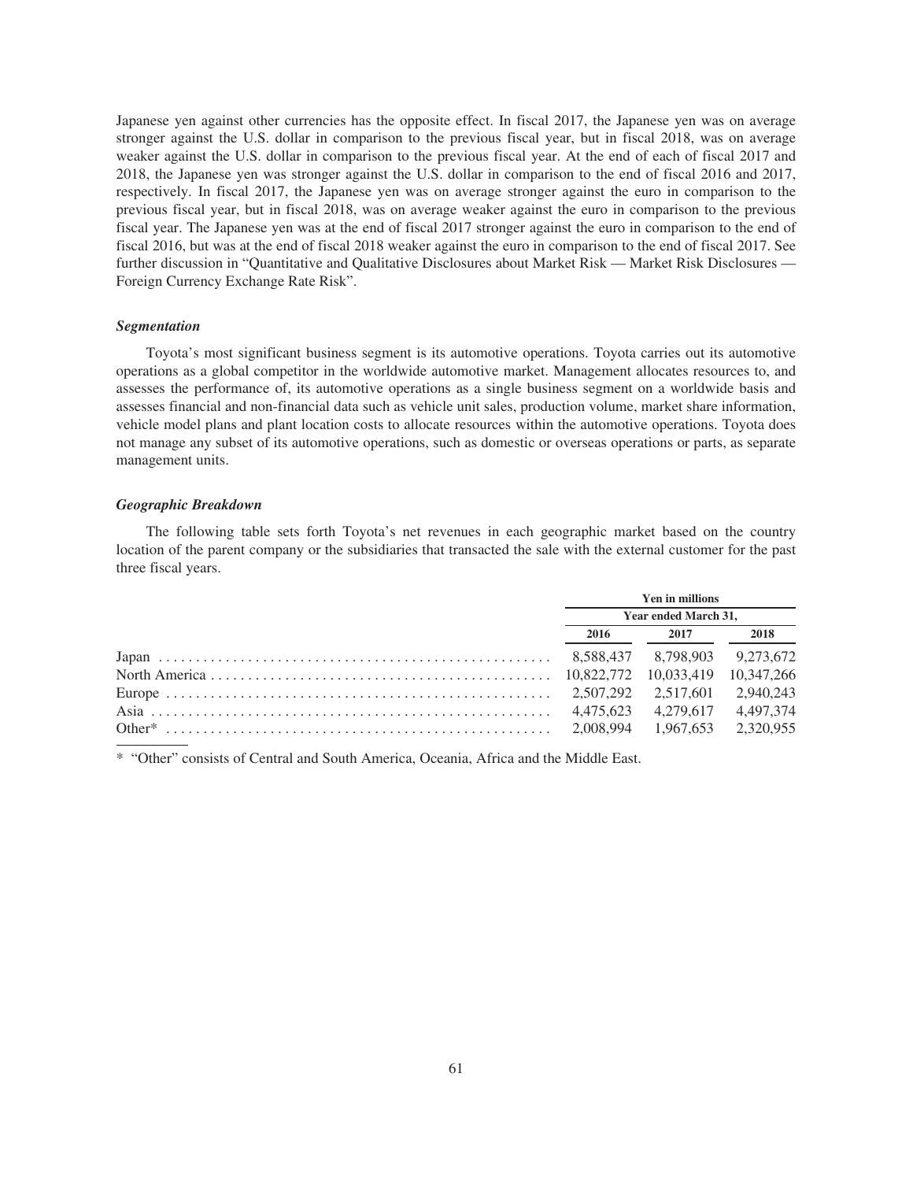Japanese yen against other currencies has the opposite effect. In fiscal 2017, the Japanese yen was on average stronger against the U.S. dollar in comparison to the previous fiscal year, but in fiscal 2018, was on average weaker against the U.S. dollar in comparison to the previous fiscal year. At the end of each of fiscal 2017 and 2018, the Japanese yen was stronger against the U.S. dollar in comparison to the end of fiscal 2016 and 2017, respectively. In fiscal 2017, the Japanese yen was on average stronger against the euro in comparison to the previous fiscal year, but in fiscal 2018, was on average weaker against the euro in comparison to the previous fiscal year. The Japanese yen was at the end of fiscal 2017 stronger against the euro in comparison to the end of fiscal 2016, but was at the end of fiscal 2018 weaker against the euro in comparison to the end of fiscal 2017. See further discussion in "Quantitative and Qualitative Disclosures about Market Risk — Market Risk Disclosures — Foreign Currency Exchange Rate Risk".

### *Segmentation*

Toyota's most significant business segment is its automotive operations. Toyota carries out its automotive operations as a global competitor in the worldwide automotive market. Management allocates resources to, and assesses the performance of, its automotive operations as a single business segment on a worldwide basis and assesses financial and non-financial data such as vehicle unit sales, production volume, market share information, vehicle model plans and plant location costs to allocate resources within the automotive operations. Toyota does not manage any subset of its automotive operations, such as domestic or overseas operations or parts, as separate management units.

### *Geographic Breakdown*

The following table sets forth Toyota's net revenues in each geographic market based on the country location of the parent company or the subsidiaries that transacted the sale with the external customer for the past three fiscal years.

| | Yen in millions | | |
|---|---|---|---|
| | Year ended March 31, | | |
| | 2016 | 2017 | 2018 |
| Japan | 8,588,437 | 8,798,903 | 9,273,672 |
| North America | 10,822,772 | 10,033,419 | 10,347,266 |
| Europe | 2,507,292 | 2,517,601 | 2,940,243 |
| Asia | 4,475,623 | 4,279,617 | 4,497,374 |
| Other* | 2,008,994 | 1,967,653 | 2,320,955 |

\* "Other" consists of Central and South America, Oceania, Africa and the Middle East.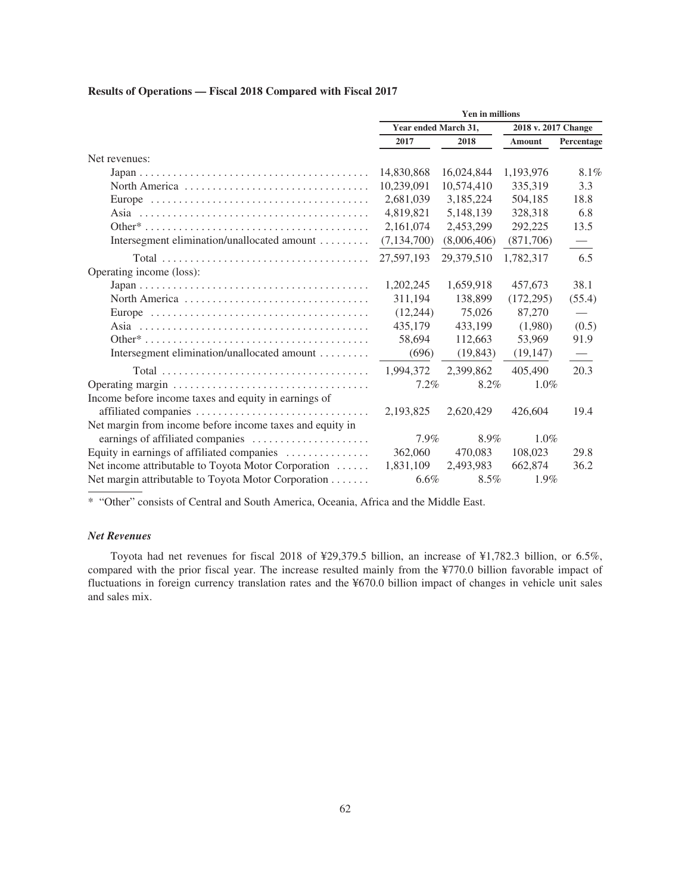### Results of Operations — Fiscal 2018 Compared with Fiscal 2017

| | Yen in millions | | | |
|---|---|---|---|---|
| | Year ended March 31, | | 2018 v. 2017 Change | |
| | 2017 | 2018 | Amount | Percentage |
| Net revenues: | | | | |
| Japan | 14,830,868 | 16,024,844 | 1,193,976 | 8.1% |
| North America | 10,239,091 | 10,574,410 | 335,319 | 3.3 |
| Europe | 2,681,039 | 3,185,224 | 504,185 | 18.8 |
| Asia | 4,819,821 | 5,148,139 | 328,318 | 6.8 |
| Other* | 2,161,074 | 2,453,299 | 292,225 | 13.5 |
| Intersegment elimination/unallocated amount | (7,134,700) | (8,006,406) | (871,706) | — |
| Total | 27,597,193 | 29,379,510 | 1,782,317 | 6.5 |
| Operating income (loss): | | | | |
| Japan | 1,202,245 | 1,659,918 | 457,673 | 38.1 |
| North America | 311,194 | 138,899 | (172,295) | (55.4) |
| Europe | (12,244) | 75,026 | 87,270 | — |
| Asia | 435,179 | 433,199 | (1,980) | (0.5) |
| Other* | 58,694 | 112,663 | 53,969 | 91.9 |
| Intersegment elimination/unallocated amount | (696) | (19,843) | (19,147) | — |
| Total | 1,994,372 | 2,399,862 | 405,490 | 20.3 |
| Operating margin | 7.2% | 8.2% | 1.0% | |
| Income before income taxes and equity in earnings of affiliated companies | 2,193,825 | 2,620,429 | 426,604 | 19.4 |
| Net margin from income before income taxes and equity in earnings of affiliated companies | 7.9% | 8.9% | 1.0% | |
| Equity in earnings of affiliated companies | 362,060 | 470,083 | 108,023 | 29.8 |
| Net income attributable to Toyota Motor Corporation | 1,831,109 | 2,493,983 | 662,874 | 36.2 |
| Net margin attributable to Toyota Motor Corporation | 6.6% | 8.5% | 1.9% | |

\* "Other" consists of Central and South America, Oceania, Africa and the Middle East.

#### *Net Revenues*

Toyota had net revenues for fiscal 2018 of ¥29,379.5 billion, an increase of ¥1,782.3 billion, or 6.5%, compared with the prior fiscal year. The increase resulted mainly from the ¥770.0 billion favorable impact of fluctuations in foreign currency translation rates and the ¥670.0 billion impact of changes in vehicle unit sales and sales mix.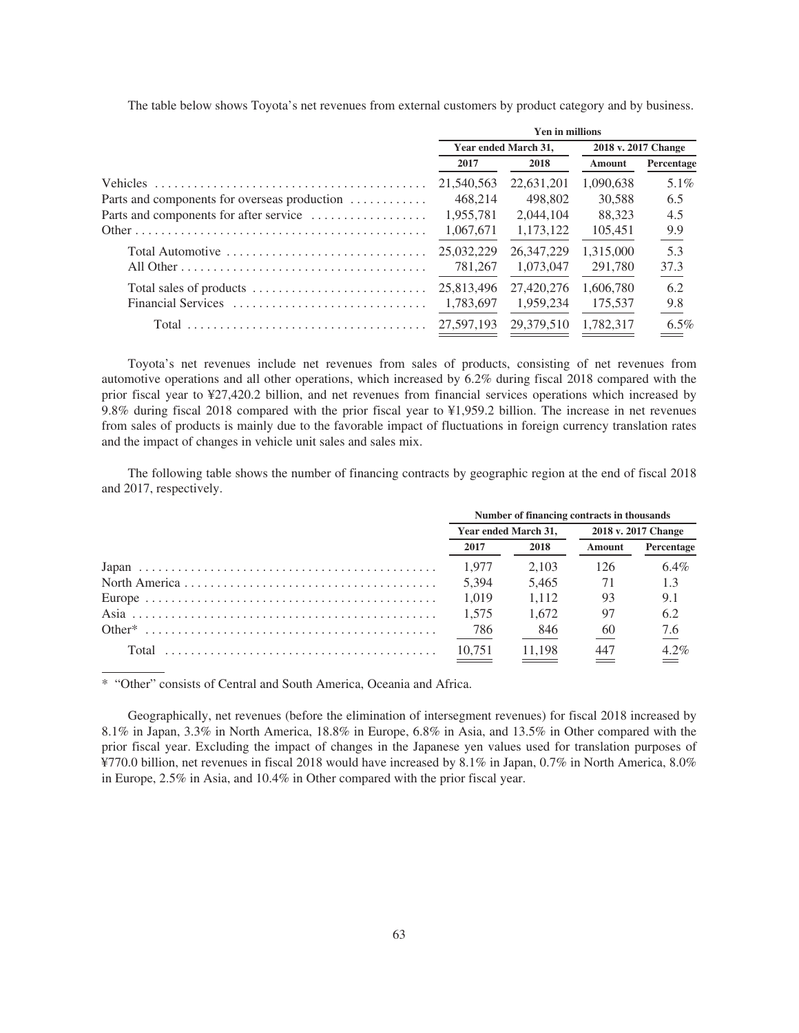The table below shows Toyota's net revenues from external customers by product category and by business.

| | Yen in millions | | | |
|---|---|---|---|---|
| | Year ended March 31, | | 2018 v. 2017 Change | |
| | 2017 | 2018 | Amount | Percentage |
| Vehicles | 21,540,563 | 22,631,201 | 1,090,638 | 5.1% |
| Parts and components for overseas production | 468,214 | 498,802 | 30,588 | 6.5 |
| Parts and components for after service | 1,955,781 | 2,044,104 | 88,323 | 4.5 |
| Other | 1,067,671 | 1,173,122 | 105,451 | 9.9 |
| Total Automotive | 25,032,229 | 26,347,229 | 1,315,000 | 5.3 |
| All Other | 781,267 | 1,073,047 | 291,780 | 37.3 |
| Total sales of products | 25,813,496 | 27,420,276 | 1,606,780 | 6.2 |
| Financial Services | 1,783,697 | 1,959,234 | 175,537 | 9.8 |
| Total | 27,597,193 | 29,379,510 | 1,782,317 | 6.5% |

Toyota's net revenues include net revenues from sales of products, consisting of net revenues from automotive operations and all other operations, which increased by 6.2% during fiscal 2018 compared with the prior fiscal year to ¥27,420.2 billion, and net revenues from financial services operations which increased by 9.8% during fiscal 2018 compared with the prior fiscal year to ¥1,959.2 billion. The increase in net revenues from sales of products is mainly due to the favorable impact of fluctuations in foreign currency translation rates and the impact of changes in vehicle unit sales and sales mix.

The following table shows the number of financing contracts by geographic region at the end of fiscal 2018 and 2017, respectively.

| | Number of financing contracts in thousands | | | |
|---|---|---|---|---|
| | Year ended March 31, | | 2018 v. 2017 Change | |
| | 2017 | 2018 | Amount | Percentage |
| Japan | 1,977 | 2,103 | 126 | 6.4% |
| North America | 5,394 | 5,465 | 71 | 1.3 |
| Europe | 1,019 | 1,112 | 93 | 9.1 |
| Asia | 1,575 | 1,672 | 97 | 6.2 |
| Other* | 786 | 846 | 60 | 7.6 |
| Total | 10,751 | 11,198 | 447 | 4.2% |

* "Other" consists of Central and South America, Oceania and Africa.

Geographically, net revenues (before the elimination of intersegment revenues) for fiscal 2018 increased by 8.1% in Japan, 3.3% in North America, 18.8% in Europe, 6.8% in Asia, and 13.5% in Other compared with the prior fiscal year. Excluding the impact of changes in the Japanese yen values used for translation purposes of ¥770.0 billion, net revenues in fiscal 2018 would have increased by 8.1% in Japan, 0.7% in North America, 8.0% in Europe, 2.5% in Asia, and 10.4% in Other compared with the prior fiscal year.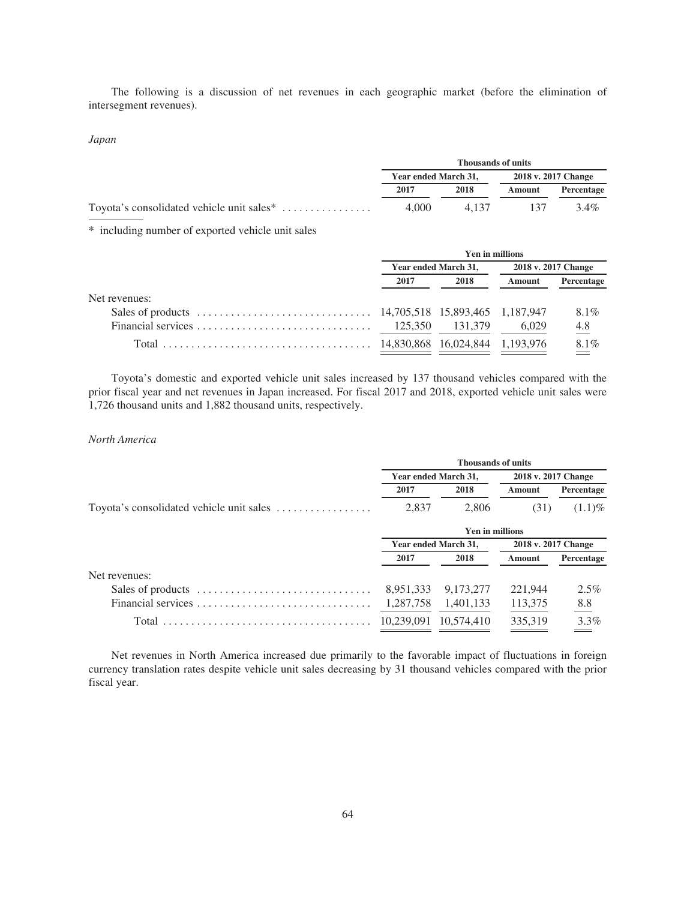The following is a discussion of net revenues in each geographic market (before the elimination of intersegment revenues).

*Japan*

| | Thousands of units | | | |
|---|---|---|---|---|
| | Year ended March 31, | | 2018 v. 2017 Change | |
| | 2017 | 2018 | Amount | Percentage |
| Toyota's consolidated vehicle unit sales* | 4,000 | 4,137 | 137 | 3.4% |

* including number of exported vehicle unit sales

| | Yen in millions | | | |
|---|---|---|---|---|
| | Year ended March 31, | | 2018 v. 2017 Change | |
| | 2017 | 2018 | Amount | Percentage |
| Net revenues: | | | | |
| Sales of products | 14,705,518 | 15,893,465 | 1,187,947 | 8.1% |
| Financial services | 125,350 | 131,379 | 6,029 | 4.8 |
| Total | 14,830,868 | 16,024,844 | 1,193,976 | 8.1% |

Toyota's domestic and exported vehicle unit sales increased by 137 thousand vehicles compared with the prior fiscal year and net revenues in Japan increased. For fiscal 2017 and 2018, exported vehicle unit sales were 1,726 thousand units and 1,882 thousand units, respectively.

*North America*

| | Thousands of units | | | |
|---|---|---|---|---|
| | Year ended March 31, | | 2018 v. 2017 Change | |
| | 2017 | 2018 | Amount | Percentage |
| Toyota's consolidated vehicle unit sales | 2,837 | 2,806 | (31) | (1.1)% |

| | Yen in millions | | | |
|---|---|---|---|---|
| | Year ended March 31, | | 2018 v. 2017 Change | |
| | 2017 | 2018 | Amount | Percentage |
| Net revenues: | | | | |
| Sales of products | 8,951,333 | 9,173,277 | 221,944 | 2.5% |
| Financial services | 1,287,758 | 1,401,133 | 113,375 | 8.8 |
| Total | 10,239,091 | 10,574,410 | 335,319 | 3.3% |

Net revenues in North America increased due primarily to the favorable impact of fluctuations in foreign currency translation rates despite vehicle unit sales decreasing by 31 thousand vehicles compared with the prior fiscal year.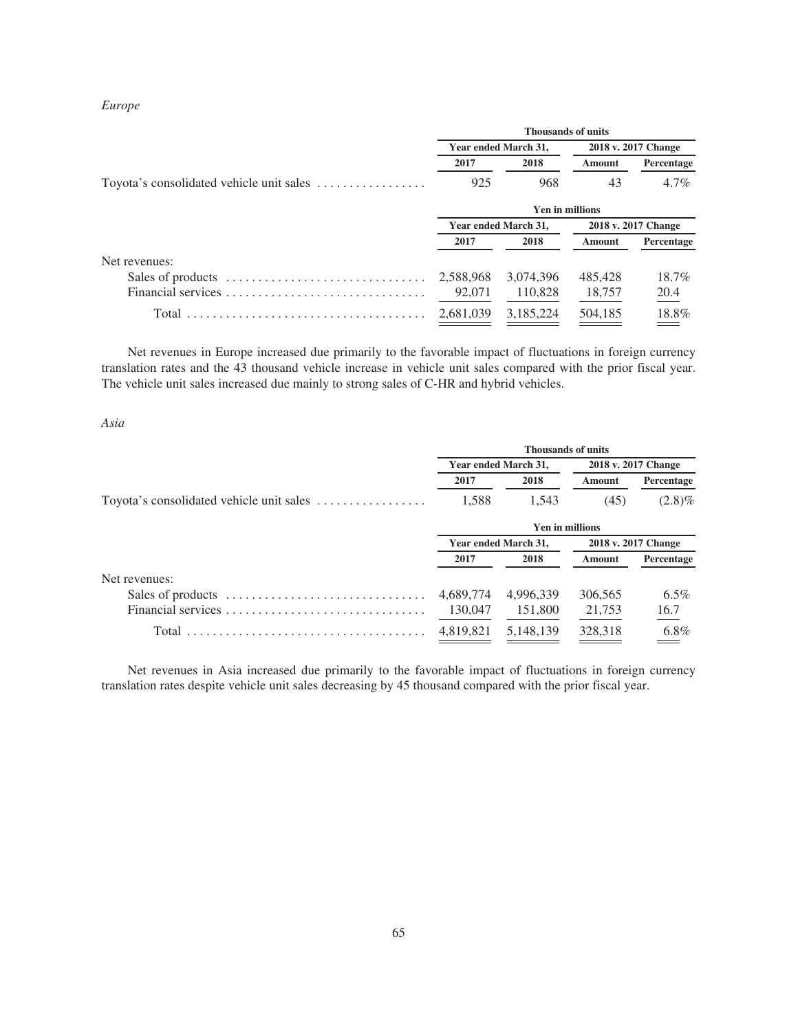*Europe*

| | Thousands of units | | | |
|---|---|---|---|---|
| | Year ended March 31, | | 2018 v. 2017 Change | |
| | 2017 | 2018 | Amount | Percentage |
| Toyota's consolidated vehicle unit sales | 925 | 968 | 43 | 4.7% |

| | Yen in millions | | | |
|---|---|---|---|---|
| | Year ended March 31, | | 2018 v. 2017 Change | |
| | 2017 | 2018 | Amount | Percentage |
| Net revenues: | | | | |
| Sales of products | 2,588,968 | 3,074,396 | 485,428 | 18.7% |
| Financial services | 92,071 | 110,828 | 18,757 | 20.4 |
| Total | 2,681,039 | 3,185,224 | 504,185 | 18.8% |

Net revenues in Europe increased due primarily to the favorable impact of fluctuations in foreign currency translation rates and the 43 thousand vehicle increase in vehicle unit sales compared with the prior fiscal year. The vehicle unit sales increased due mainly to strong sales of C-HR and hybrid vehicles.

*Asia*

| | Thousands of units | | | |
|---|---|---|---|---|
| | Year ended March 31, | | 2018 v. 2017 Change | |
| | 2017 | 2018 | Amount | Percentage |
| Toyota's consolidated vehicle unit sales | 1,588 | 1,543 | (45) | (2.8)% |

| | Yen in millions | | | |
|---|---|---|---|---|
| | Year ended March 31, | | 2018 v. 2017 Change | |
| | 2017 | 2018 | Amount | Percentage |
| Net revenues: | | | | |
| Sales of products | 4,689,774 | 4,996,339 | 306,565 | 6.5% |
| Financial services | 130,047 | 151,800 | 21,753 | 16.7 |
| Total | 4,819,821 | 5,148,139 | 328,318 | 6.8% |

Net revenues in Asia increased due primarily to the favorable impact of fluctuations in foreign currency translation rates despite vehicle unit sales decreasing by 45 thousand compared with the prior fiscal year.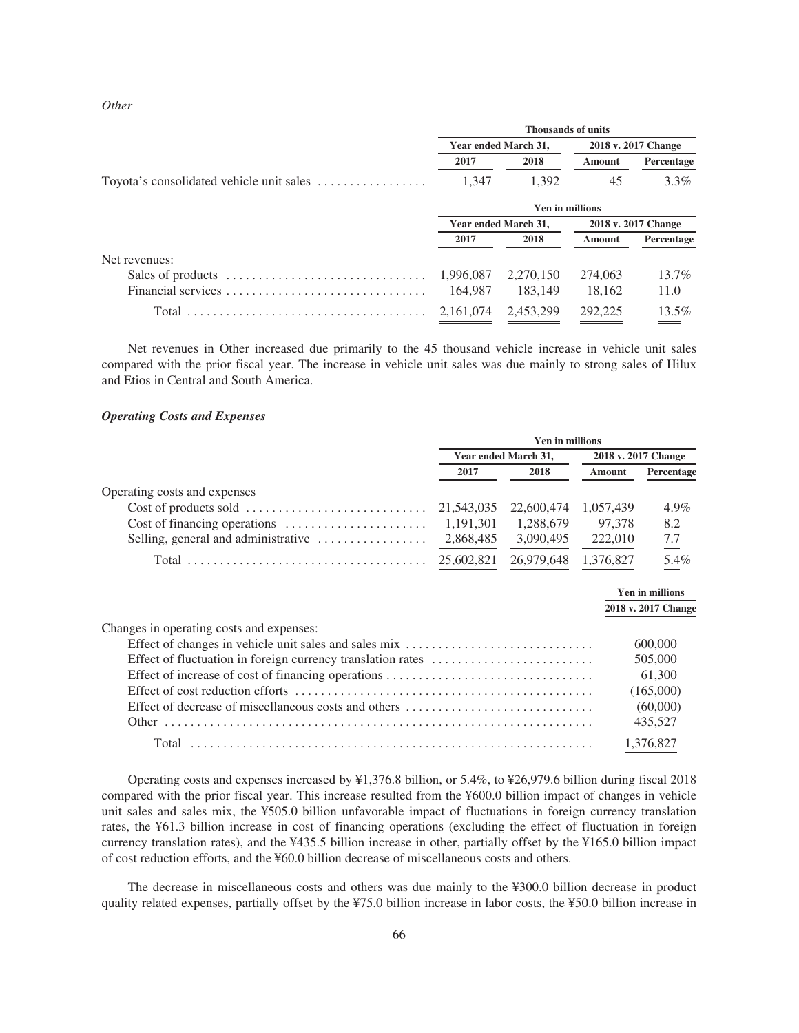*Other*

| | Thousands of units | | | |
|---|---|---|---|---|
| | Year ended March 31, | | 2018 v. 2017 Change | |
| | 2017 | 2018 | Amount | Percentage |
| Toyota's consolidated vehicle unit sales | 1,347 | 1,392 | 45 | 3.3% |

| | Yen in millions | | | |
|---|---|---|---|---|
| | Year ended March 31, | | 2018 v. 2017 Change | |
| | 2017 | 2018 | Amount | Percentage |
| Net revenues: | | | | |
| Sales of products | 1,996,087 | 2,270,150 | 274,063 | 13.7% |
| Financial services | 164,987 | 183,149 | 18,162 | 11.0 |
| Total | 2,161,074 | 2,453,299 | 292,225 | 13.5% |

Net revenues in Other increased due primarily to the 45 thousand vehicle increase in vehicle unit sales compared with the prior fiscal year. The increase in vehicle unit sales was due mainly to strong sales of Hilux and Etios in Central and South America.

### *Operating Costs and Expenses*

| | Yen in millions | | | |
|---|---|---|---|---|
| | Year ended March 31, | | 2018 v. 2017 Change | |
| | 2017 | 2018 | Amount | Percentage |
| Operating costs and expenses | | | | |
| Cost of products sold | 21,543,035 | 22,600,474 | 1,057,439 | 4.9% |
| Cost of financing operations | 1,191,301 | 1,288,679 | 97,378 | 8.2 |
| Selling, general and administrative | 2,868,485 | 3,090,495 | 222,010 | 7.7 |
| Total | 25,602,821 | 26,979,648 | 1,376,827 | 5.4% |

| | Yen in millions |
|---|---|
| | 2018 v. 2017 Change |
| Changes in operating costs and expenses: | |
| Effect of changes in vehicle unit sales and sales mix | 600,000 |
| Effect of fluctuation in foreign currency translation rates | 505,000 |
| Effect of increase of cost of financing operations | 61,300 |
| Effect of cost reduction efforts | (165,000) |
| Effect of decrease of miscellaneous costs and others | (60,000) |
| Other | 435,527 |
| Total | 1,376,827 |

Operating costs and expenses increased by ¥1,376.8 billion, or 5.4%, to ¥26,979.6 billion during fiscal 2018 compared with the prior fiscal year. This increase resulted from the ¥600.0 billion impact of changes in vehicle unit sales and sales mix, the ¥505.0 billion unfavorable impact of fluctuations in foreign currency translation rates, the ¥61.3 billion increase in cost of financing operations (excluding the effect of fluctuation in foreign currency translation rates), and the ¥435.5 billion increase in other, partially offset by the ¥165.0 billion impact of cost reduction efforts, and the ¥60.0 billion decrease of miscellaneous costs and others.

The decrease in miscellaneous costs and others was due mainly to the ¥300.0 billion decrease in product quality related expenses, partially offset by the ¥75.0 billion increase in labor costs, the ¥50.0 billion increase in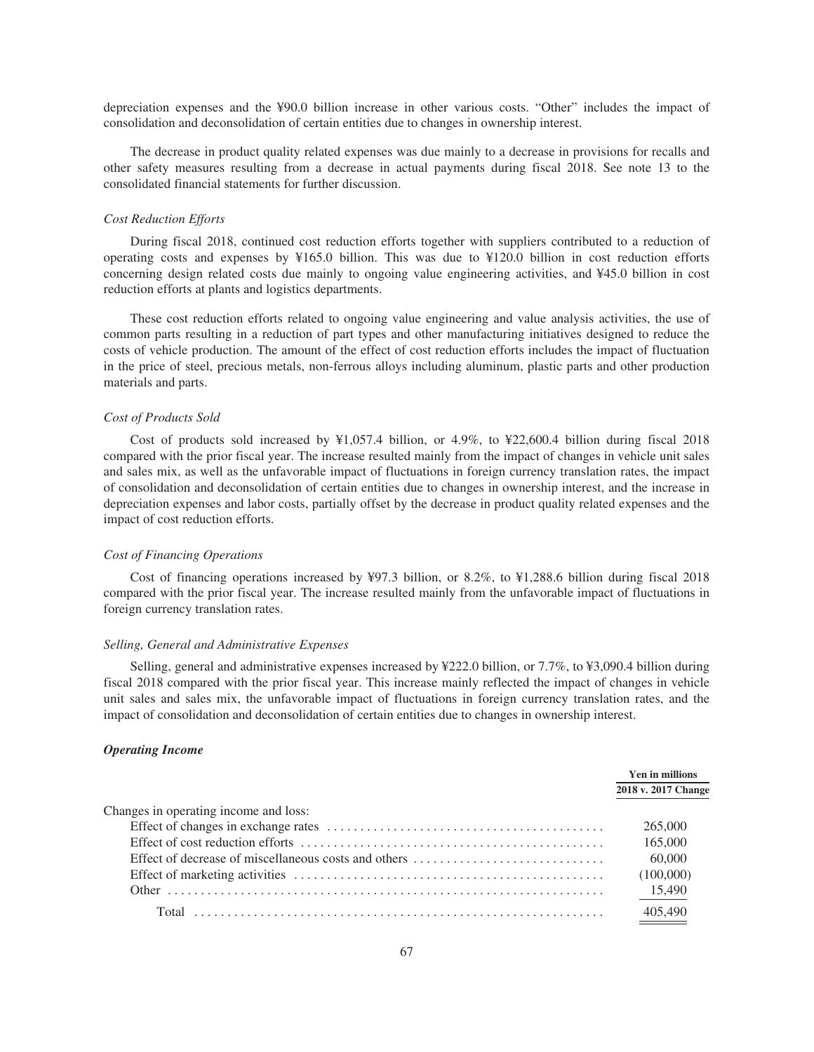depreciation expenses and the ¥90.0 billion increase in other various costs. "Other" includes the impact of consolidation and deconsolidation of certain entities due to changes in ownership interest.

The decrease in product quality related expenses was due mainly to a decrease in provisions for recalls and other safety measures resulting from a decrease in actual payments during fiscal 2018. See note 13 to the consolidated financial statements for further discussion.

*Cost Reduction Efforts*

During fiscal 2018, continued cost reduction efforts together with suppliers contributed to a reduction of operating costs and expenses by ¥165.0 billion. This was due to ¥120.0 billion in cost reduction efforts concerning design related costs due mainly to ongoing value engineering activities, and ¥45.0 billion in cost reduction efforts at plants and logistics departments.

These cost reduction efforts related to ongoing value engineering and value analysis activities, the use of common parts resulting in a reduction of part types and other manufacturing initiatives designed to reduce the costs of vehicle production. The amount of the effect of cost reduction efforts includes the impact of fluctuation in the price of steel, precious metals, non-ferrous alloys including aluminum, plastic parts and other production materials and parts.

*Cost of Products Sold*

Cost of products sold increased by ¥1,057.4 billion, or 4.9%, to ¥22,600.4 billion during fiscal 2018 compared with the prior fiscal year. The increase resulted mainly from the impact of changes in vehicle unit sales and sales mix, as well as the unfavorable impact of fluctuations in foreign currency translation rates, the impact of consolidation and deconsolidation of certain entities due to changes in ownership interest, and the increase in depreciation expenses and labor costs, partially offset by the decrease in product quality related expenses and the impact of cost reduction efforts.

*Cost of Financing Operations*

Cost of financing operations increased by ¥97.3 billion, or 8.2%, to ¥1,288.6 billion during fiscal 2018 compared with the prior fiscal year. The increase resulted mainly from the unfavorable impact of fluctuations in foreign currency translation rates.

*Selling, General and Administrative Expenses*

Selling, general and administrative expenses increased by ¥222.0 billion, or 7.7%, to ¥3,090.4 billion during fiscal 2018 compared with the prior fiscal year. This increase mainly reflected the impact of changes in vehicle unit sales and sales mix, the unfavorable impact of fluctuations in foreign currency translation rates, and the impact of consolidation and deconsolidation of certain entities due to changes in ownership interest.

***Operating Income***

| | Yen in millions |
|---|---|
| | 2018 v. 2017 Change |
| Changes in operating income and loss: | |
| Effect of changes in exchange rates | 265,000 |
| Effect of cost reduction efforts | 165,000 |
| Effect of decrease of miscellaneous costs and others | 60,000 |
| Effect of marketing activities | (100,000) |
| Other | 15,490 |
| Total | 405,490 |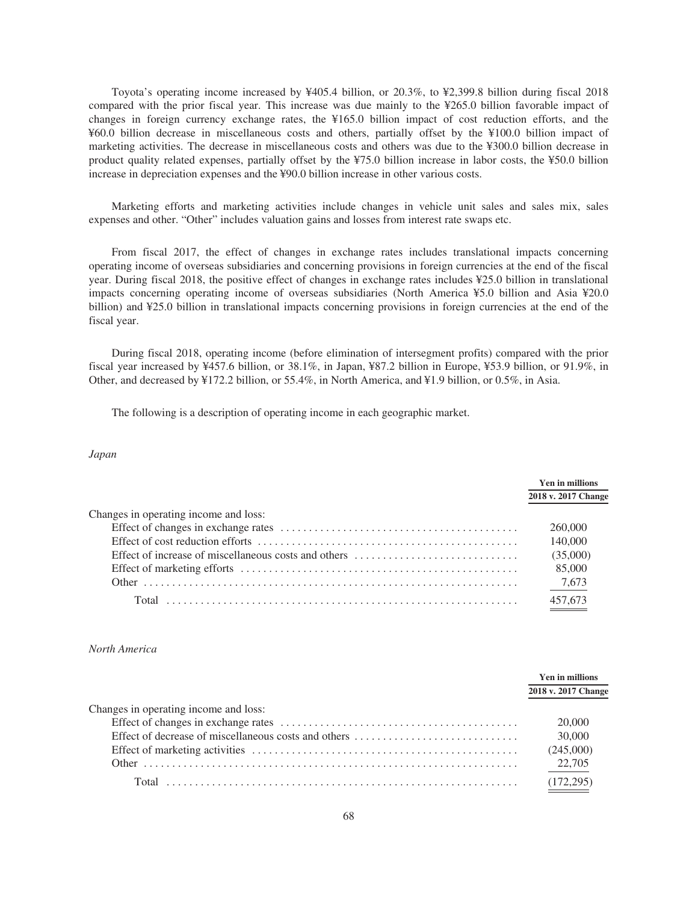Toyota's operating income increased by ¥405.4 billion, or 20.3%, to ¥2,399.8 billion during fiscal 2018 compared with the prior fiscal year. This increase was due mainly to the ¥265.0 billion favorable impact of changes in foreign currency exchange rates, the ¥165.0 billion impact of cost reduction efforts, and the ¥60.0 billion decrease in miscellaneous costs and others, partially offset by the ¥100.0 billion impact of marketing activities. The decrease in miscellaneous costs and others was due to the ¥300.0 billion decrease in product quality related expenses, partially offset by the ¥75.0 billion increase in labor costs, the ¥50.0 billion increase in depreciation expenses and the ¥90.0 billion increase in other various costs.

Marketing efforts and marketing activities include changes in vehicle unit sales and sales mix, sales expenses and other. "Other" includes valuation gains and losses from interest rate swaps etc.

From fiscal 2017, the effect of changes in exchange rates includes translational impacts concerning operating income of overseas subsidiaries and concerning provisions in foreign currencies at the end of the fiscal year. During fiscal 2018, the positive effect of changes in exchange rates includes ¥25.0 billion in translational impacts concerning operating income of overseas subsidiaries (North America ¥5.0 billion and Asia ¥20.0 billion) and ¥25.0 billion in translational impacts concerning provisions in foreign currencies at the end of the fiscal year.

During fiscal 2018, operating income (before elimination of intersegment profits) compared with the prior fiscal year increased by ¥457.6 billion, or 38.1%, in Japan, ¥87.2 billion in Europe, ¥53.9 billion, or 91.9%, in Other, and decreased by ¥172.2 billion, or 55.4%, in North America, and ¥1.9 billion, or 0.5%, in Asia.

The following is a description of operating income in each geographic market.

*Japan*

| | Yen in millions |
|---|---|
| | **2018 v. 2017 Change** |
| Changes in operating income and loss: | |
| Effect of changes in exchange rates | 260,000 |
| Effect of cost reduction efforts | 140,000 |
| Effect of increase of miscellaneous costs and others | (35,000) |
| Effect of marketing efforts | 85,000 |
| Other | 7,673 |
| Total | 457,673 |

*North America*

| | Yen in millions |
|---|---|
| | **2018 v. 2017 Change** |
| Changes in operating income and loss: | |
| Effect of changes in exchange rates | 20,000 |
| Effect of decrease of miscellaneous costs and others | 30,000 |
| Effect of marketing activities | (245,000) |
| Other | 22,705 |
| Total | (172,295) |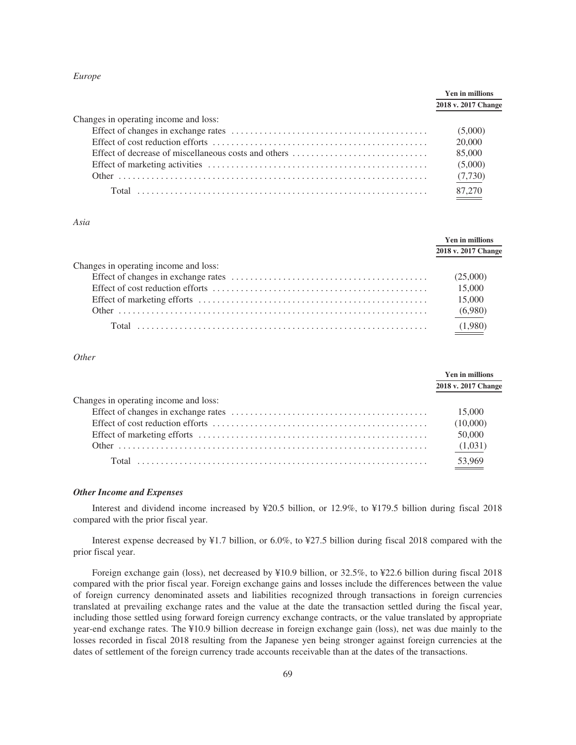*Europe*

| | Yen in millions |
|---|---|
| | 2018 v. 2017 Change |
| Changes in operating income and loss: | |
| Effect of changes in exchange rates | (5,000) |
| Effect of cost reduction efforts | 20,000 |
| Effect of decrease of miscellaneous costs and others | 85,000 |
| Effect of marketing activities | (5,000) |
| Other | (7,730) |
| Total | 87,270 |

*Asia*

| | Yen in millions |
|---|---|
| | 2018 v. 2017 Change |
| Changes in operating income and loss: | |
| Effect of changes in exchange rates | (25,000) |
| Effect of cost reduction efforts | 15,000 |
| Effect of marketing efforts | 15,000 |
| Other | (6,980) |
| Total | (1,980) |

*Other*

| | Yen in millions |
|---|---|
| | 2018 v. 2017 Change |
| Changes in operating income and loss: | |
| Effect of changes in exchange rates | 15,000 |
| Effect of cost reduction efforts | (10,000) |
| Effect of marketing efforts | 50,000 |
| Other | (1,031) |
| Total | 53,969 |

### *Other Income and Expenses*

Interest and dividend income increased by ¥20.5 billion, or 12.9%, to ¥179.5 billion during fiscal 2018 compared with the prior fiscal year.

Interest expense decreased by ¥1.7 billion, or 6.0%, to ¥27.5 billion during fiscal 2018 compared with the prior fiscal year.

Foreign exchange gain (loss), net decreased by ¥10.9 billion, or 32.5%, to ¥22.6 billion during fiscal 2018 compared with the prior fiscal year. Foreign exchange gains and losses include the differences between the value of foreign currency denominated assets and liabilities recognized through transactions in foreign currencies translated at prevailing exchange rates and the value at the date the transaction settled during the fiscal year, including those settled using forward foreign currency exchange contracts, or the value translated by appropriate year-end exchange rates. The ¥10.9 billion decrease in foreign exchange gain (loss), net was due mainly to the losses recorded in fiscal 2018 resulting from the Japanese yen being stronger against foreign currencies at the dates of settlement of the foreign currency trade accounts receivable than at the dates of the transactions.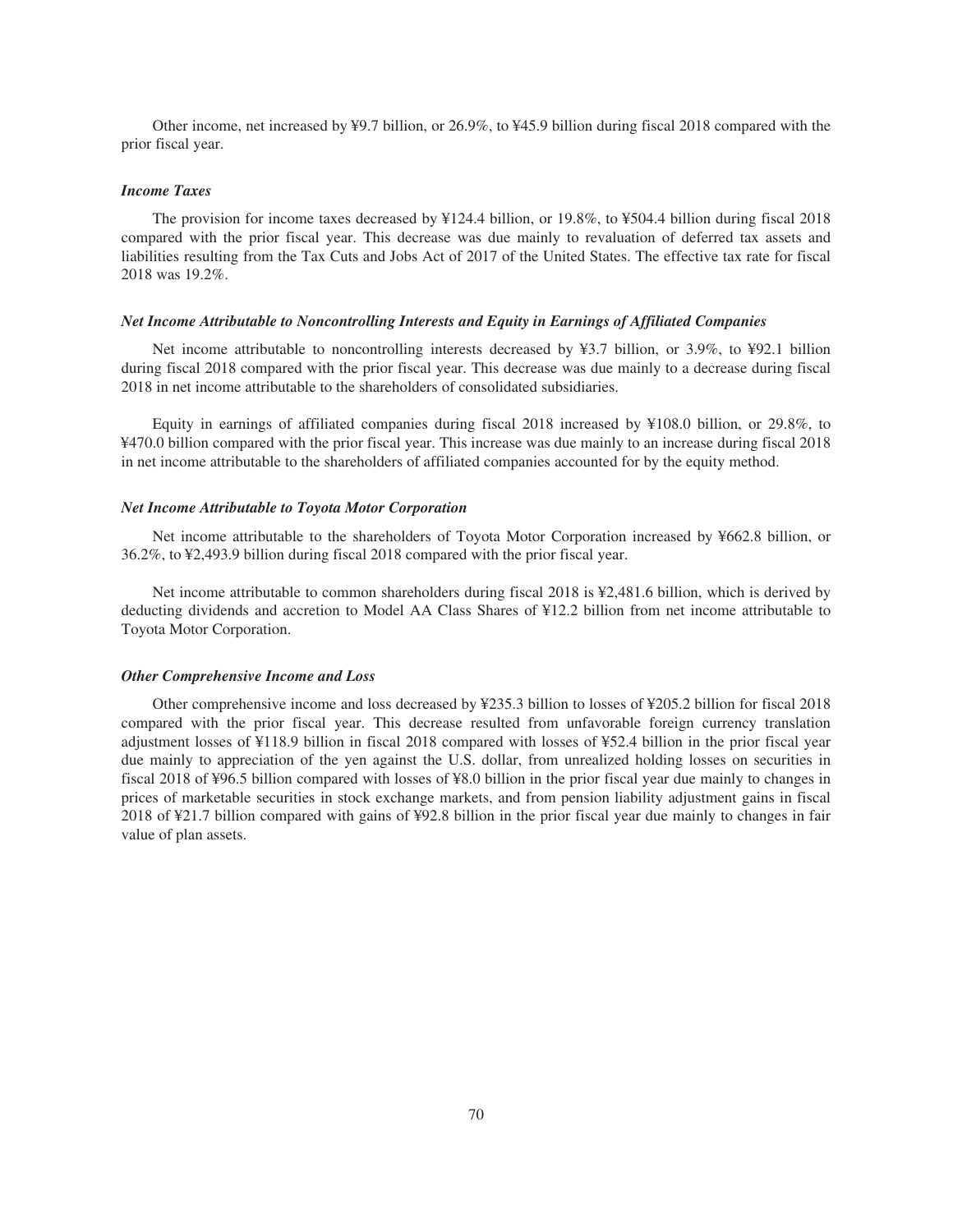Other income, net increased by ¥9.7 billion, or 26.9%, to ¥45.9 billion during fiscal 2018 compared with the prior fiscal year.

### *Income Taxes*

The provision for income taxes decreased by ¥124.4 billion, or 19.8%, to ¥504.4 billion during fiscal 2018 compared with the prior fiscal year. This decrease was due mainly to revaluation of deferred tax assets and liabilities resulting from the Tax Cuts and Jobs Act of 2017 of the United States. The effective tax rate for fiscal 2018 was 19.2%.

### *Net Income Attributable to Noncontrolling Interests and Equity in Earnings of Affiliated Companies*

Net income attributable to noncontrolling interests decreased by ¥3.7 billion, or 3.9%, to ¥92.1 billion during fiscal 2018 compared with the prior fiscal year. This decrease was due mainly to a decrease during fiscal 2018 in net income attributable to the shareholders of consolidated subsidiaries.

Equity in earnings of affiliated companies during fiscal 2018 increased by ¥108.0 billion, or 29.8%, to ¥470.0 billion compared with the prior fiscal year. This increase was due mainly to an increase during fiscal 2018 in net income attributable to the shareholders of affiliated companies accounted for by the equity method.

### *Net Income Attributable to Toyota Motor Corporation*

Net income attributable to the shareholders of Toyota Motor Corporation increased by ¥662.8 billion, or 36.2%, to ¥2,493.9 billion during fiscal 2018 compared with the prior fiscal year.

Net income attributable to common shareholders during fiscal 2018 is ¥2,481.6 billion, which is derived by deducting dividends and accretion to Model AA Class Shares of ¥12.2 billion from net income attributable to Toyota Motor Corporation.

### *Other Comprehensive Income and Loss*

Other comprehensive income and loss decreased by ¥235.3 billion to losses of ¥205.2 billion for fiscal 2018 compared with the prior fiscal year. This decrease resulted from unfavorable foreign currency translation adjustment losses of ¥118.9 billion in fiscal 2018 compared with losses of ¥52.4 billion in the prior fiscal year due mainly to appreciation of the yen against the U.S. dollar, from unrealized holding losses on securities in fiscal 2018 of ¥96.5 billion compared with losses of ¥8.0 billion in the prior fiscal year due mainly to changes in prices of marketable securities in stock exchange markets, and from pension liability adjustment gains in fiscal 2018 of ¥21.7 billion compared with gains of ¥92.8 billion in the prior fiscal year due mainly to changes in fair value of plan assets.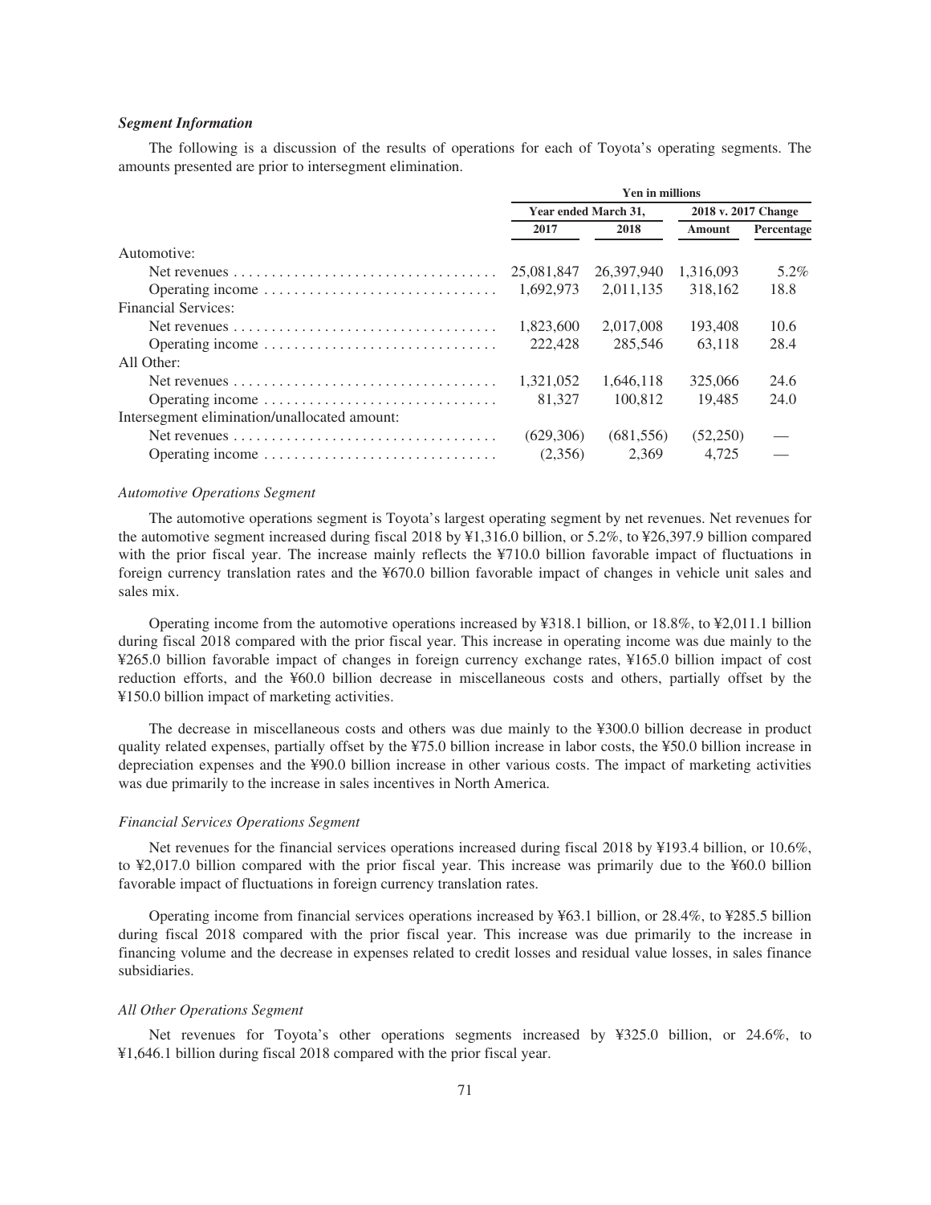***Segment Information***

The following is a discussion of the results of operations for each of Toyota's operating segments. The amounts presented are prior to intersegment elimination.

| | Yen in millions | | | |
|---|---|---|---|---|
| | Year ended March 31, | | 2018 v. 2017 Change | |
| | 2017 | 2018 | Amount | Percentage |
| Automotive: | | | | |
| Net revenues | 25,081,847 | 26,397,940 | 1,316,093 | 5.2% |
| Operating income | 1,692,973 | 2,011,135 | 318,162 | 18.8 |
| Financial Services: | | | | |
| Net revenues | 1,823,600 | 2,017,008 | 193,408 | 10.6 |
| Operating income | 222,428 | 285,546 | 63,118 | 28.4 |
| All Other: | | | | |
| Net revenues | 1,321,052 | 1,646,118 | 325,066 | 24.6 |
| Operating income | 81,327 | 100,812 | 19,485 | 24.0 |
| Intersegment elimination/unallocated amount: | | | | |
| Net revenues | (629,306) | (681,556) | (52,250) | — |
| Operating income | (2,356) | 2,369 | 4,725 | — |

*Automotive Operations Segment*

The automotive operations segment is Toyota's largest operating segment by net revenues. Net revenues for the automotive segment increased during fiscal 2018 by ¥1,316.0 billion, or 5.2%, to ¥26,397.9 billion compared with the prior fiscal year. The increase mainly reflects the ¥710.0 billion favorable impact of fluctuations in foreign currency translation rates and the ¥670.0 billion favorable impact of changes in vehicle unit sales and sales mix.

Operating income from the automotive operations increased by ¥318.1 billion, or 18.8%, to ¥2,011.1 billion during fiscal 2018 compared with the prior fiscal year. This increase in operating income was due mainly to the ¥265.0 billion favorable impact of changes in foreign currency exchange rates, ¥165.0 billion impact of cost reduction efforts, and the ¥60.0 billion decrease in miscellaneous costs and others, partially offset by the ¥150.0 billion impact of marketing activities.

The decrease in miscellaneous costs and others was due mainly to the ¥300.0 billion decrease in product quality related expenses, partially offset by the ¥75.0 billion increase in labor costs, the ¥50.0 billion increase in depreciation expenses and the ¥90.0 billion increase in other various costs. The impact of marketing activities was due primarily to the increase in sales incentives in North America.

*Financial Services Operations Segment*

Net revenues for the financial services operations increased during fiscal 2018 by ¥193.4 billion, or 10.6%, to ¥2,017.0 billion compared with the prior fiscal year. This increase was primarily due to the ¥60.0 billion favorable impact of fluctuations in foreign currency translation rates.

Operating income from financial services operations increased by ¥63.1 billion, or 28.4%, to ¥285.5 billion during fiscal 2018 compared with the prior fiscal year. This increase was due primarily to the increase in financing volume and the decrease in expenses related to credit losses and residual value losses, in sales finance subsidiaries.

*All Other Operations Segment*

Net revenues for Toyota's other operations segments increased by ¥325.0 billion, or 24.6%, to ¥1,646.1 billion during fiscal 2018 compared with the prior fiscal year.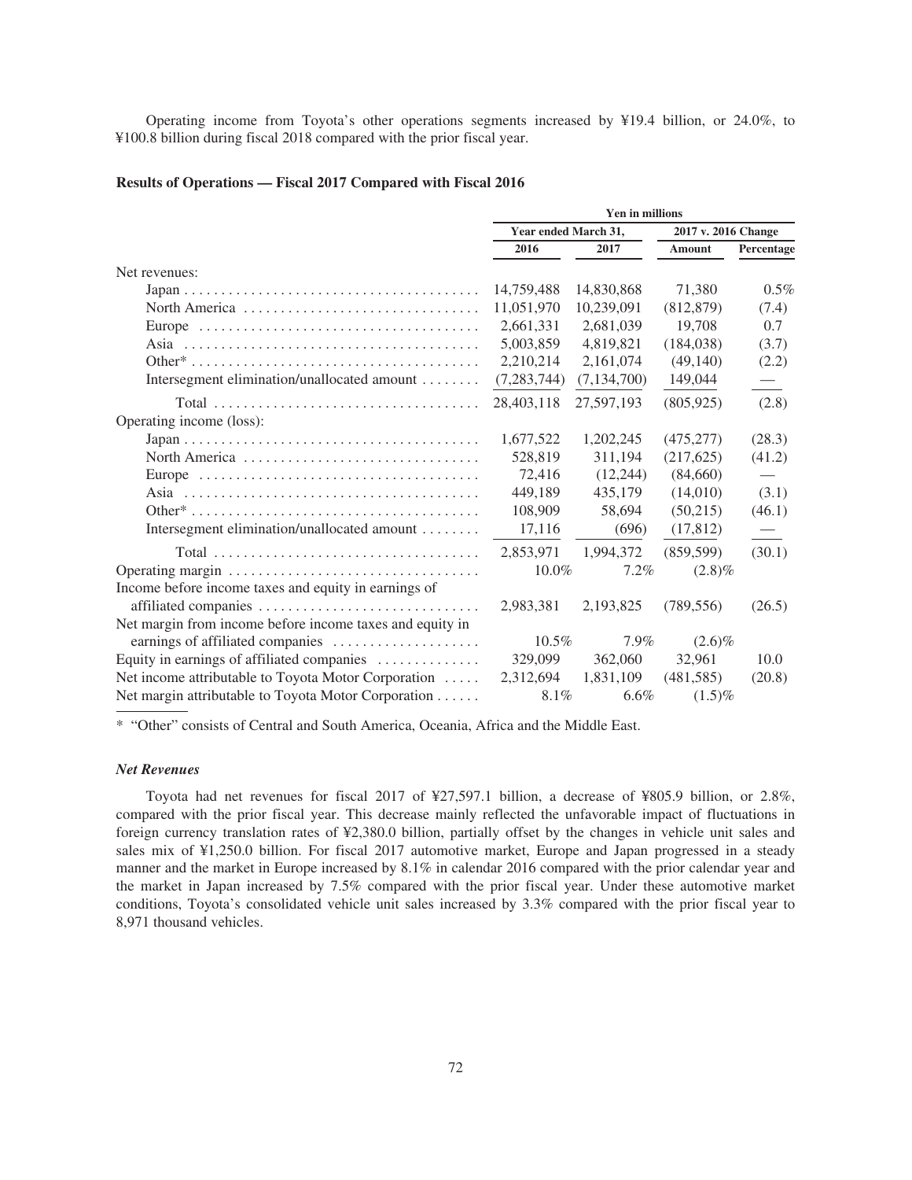Operating income from Toyota's other operations segments increased by ¥19.4 billion, or 24.0%, to ¥100.8 billion during fiscal 2018 compared with the prior fiscal year.

**Results of Operations — Fiscal 2017 Compared with Fiscal 2016**

| | Yen in millions | | | |
|---|---|---|---|---|
| | Year ended March 31, | | 2017 v. 2016 Change | |
| | 2016 | 2017 | Amount | Percentage |
| Net revenues: | | | | |
| Japan | 14,759,488 | 14,830,868 | 71,380 | 0.5% |
| North America | 11,051,970 | 10,239,091 | (812,879) | (7.4) |
| Europe | 2,661,331 | 2,681,039 | 19,708 | 0.7 |
| Asia | 5,003,859 | 4,819,821 | (184,038) | (3.7) |
| Other* | 2,210,214 | 2,161,074 | (49,140) | (2.2) |
| Intersegment elimination/unallocated amount | (7,283,744) | (7,134,700) | 149,044 | — |
| Total | 28,403,118 | 27,597,193 | (805,925) | (2.8) |
| Operating income (loss): | | | | |
| Japan | 1,677,522 | 1,202,245 | (475,277) | (28.3) |
| North America | 528,819 | 311,194 | (217,625) | (41.2) |
| Europe | 72,416 | (12,244) | (84,660) | — |
| Asia | 449,189 | 435,179 | (14,010) | (3.1) |
| Other* | 108,909 | 58,694 | (50,215) | (46.1) |
| Intersegment elimination/unallocated amount | 17,116 | (696) | (17,812) | — |
| Total | 2,853,971 | 1,994,372 | (859,599) | (30.1) |
| Operating margin | 10.0% | 7.2% | (2.8)% | |
| Income before income taxes and equity in earnings of affiliated companies | 2,983,381 | 2,193,825 | (789,556) | (26.5) |
| Net margin from income before income taxes and equity in earnings of affiliated companies | 10.5% | 7.9% | (2.6)% | |
| Equity in earnings of affiliated companies | 329,099 | 362,060 | 32,961 | 10.0 |
| Net income attributable to Toyota Motor Corporation | 2,312,694 | 1,831,109 | (481,585) | (20.8) |
| Net margin attributable to Toyota Motor Corporation | 8.1% | 6.6% | (1.5)% | |

\* "Other" consists of Central and South America, Oceania, Africa and the Middle East.

### *Net Revenues*

Toyota had net revenues for fiscal 2017 of ¥27,597.1 billion, a decrease of ¥805.9 billion, or 2.8%, compared with the prior fiscal year. This decrease mainly reflected the unfavorable impact of fluctuations in foreign currency translation rates of ¥2,380.0 billion, partially offset by the changes in vehicle unit sales and sales mix of ¥1,250.0 billion. For fiscal 2017 automotive market, Europe and Japan progressed in a steady manner and the market in Europe increased by 8.1% in calendar 2016 compared with the prior calendar year and the market in Japan increased by 7.5% compared with the prior fiscal year. Under these automotive market conditions, Toyota's consolidated vehicle unit sales increased by 3.3% compared with the prior fiscal year to 8,971 thousand vehicles.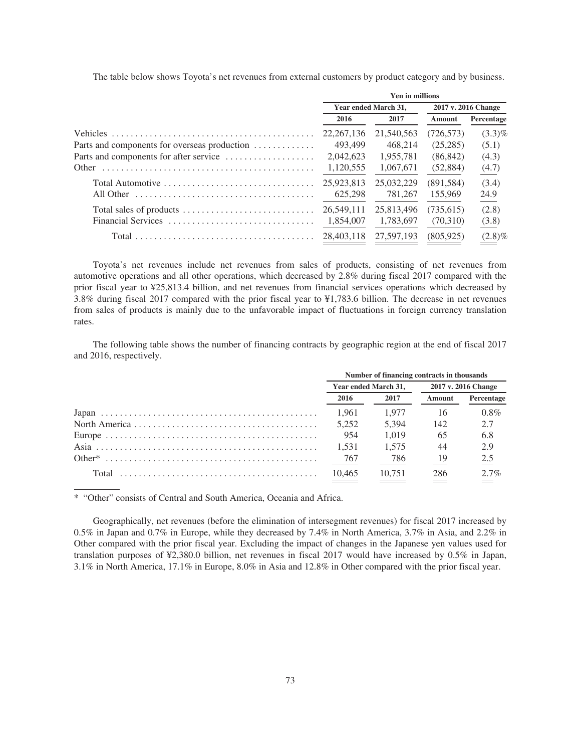The table below shows Toyota's net revenues from external customers by product category and by business.

| | Yen in millions | | | |
|---|---|---|---|---|
| | Year ended March 31, | | 2017 v. 2016 Change | |
| | 2016 | 2017 | Amount | Percentage |
| Vehicles | 22,267,136 | 21,540,563 | (726,573) | (3.3)% |
| Parts and components for overseas production | 493,499 | 468,214 | (25,285) | (5.1) |
| Parts and components for after service | 2,042,623 | 1,955,781 | (86,842) | (4.3) |
| Other | 1,120,555 | 1,067,671 | (52,884) | (4.7) |
| Total Automotive | 25,923,813 | 25,032,229 | (891,584) | (3.4) |
| All Other | 625,298 | 781,267 | 155,969 | 24.9 |
| Total sales of products | 26,549,111 | 25,813,496 | (735,615) | (2.8) |
| Financial Services | 1,854,007 | 1,783,697 | (70,310) | (3.8) |
| Total | 28,403,118 | 27,597,193 | (805,925) | (2.8)% |

Toyota's net revenues include net revenues from sales of products, consisting of net revenues from automotive operations and all other operations, which decreased by 2.8% during fiscal 2017 compared with the prior fiscal year to ¥25,813.4 billion, and net revenues from financial services operations which decreased by 3.8% during fiscal 2017 compared with the prior fiscal year to ¥1,783.6 billion. The decrease in net revenues from sales of products is mainly due to the unfavorable impact of fluctuations in foreign currency translation rates.

The following table shows the number of financing contracts by geographic region at the end of fiscal 2017 and 2016, respectively.

| | Number of financing contracts in thousands | | | |
|---|---|---|---|---|
| | Year ended March 31, | | 2017 v. 2016 Change | |
| | 2016 | 2017 | Amount | Percentage |
| Japan | 1,961 | 1,977 | 16 | 0.8% |
| North America | 5,252 | 5,394 | 142 | 2.7 |
| Europe | 954 | 1,019 | 65 | 6.8 |
| Asia | 1,531 | 1,575 | 44 | 2.9 |
| Other* | 767 | 786 | 19 | 2.5 |
| Total | 10,465 | 10,751 | 286 | 2.7% |

\* "Other" consists of Central and South America, Oceania and Africa.

Geographically, net revenues (before the elimination of intersegment revenues) for fiscal 2017 increased by 0.5% in Japan and 0.7% in Europe, while they decreased by 7.4% in North America, 3.7% in Asia, and 2.2% in Other compared with the prior fiscal year. Excluding the impact of changes in the Japanese yen values used for translation purposes of ¥2,380.0 billion, net revenues in fiscal 2017 would have increased by 0.5% in Japan, 3.1% in North America, 17.1% in Europe, 8.0% in Asia and 12.8% in Other compared with the prior fiscal year.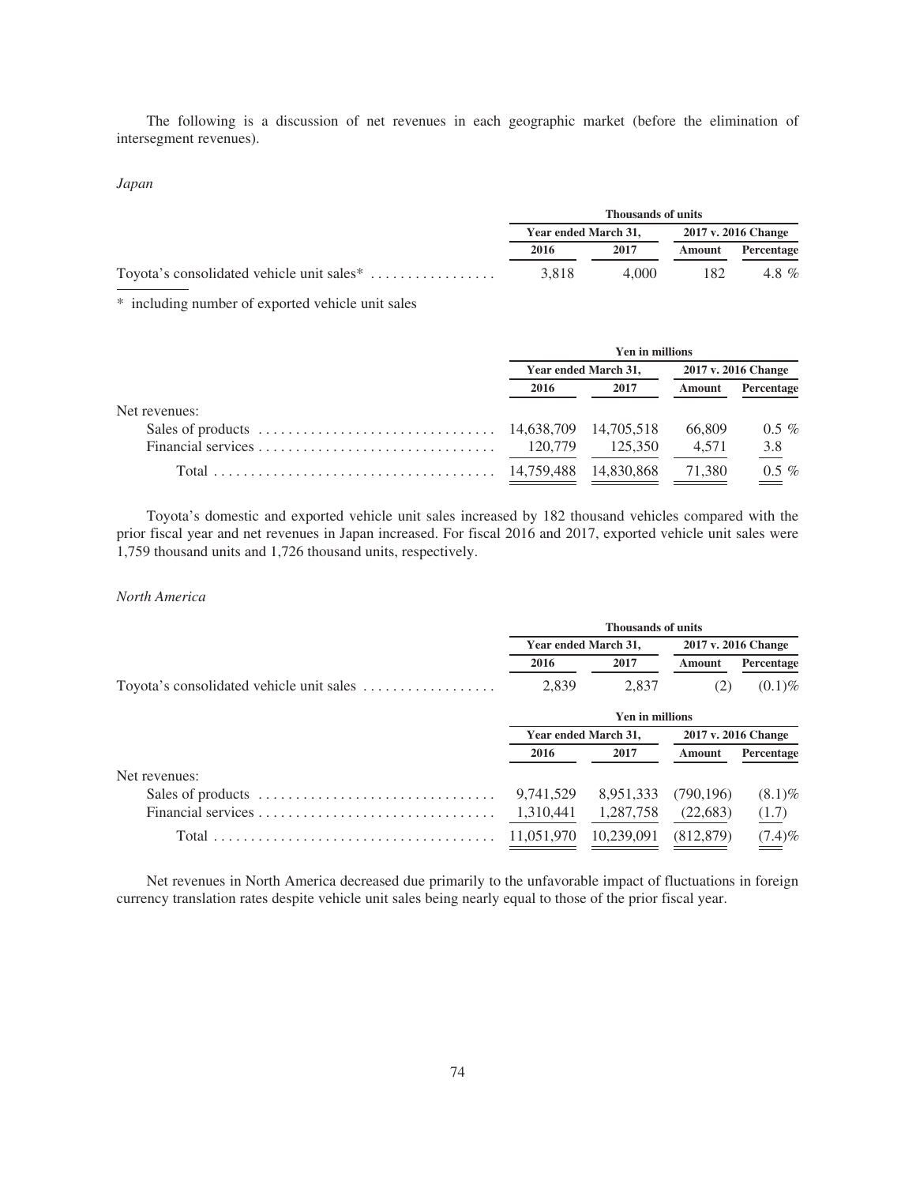The following is a discussion of net revenues in each geographic market (before the elimination of intersegment revenues).

*Japan*

| | Thousands of units | | | |
|---|---|---|---|---|
| | Year ended March 31, | | 2017 v. 2016 Change | |
| | 2016 | 2017 | Amount | Percentage |
| Toyota's consolidated vehicle unit sales* | 3,818 | 4,000 | 182 | 4.8 % |

\* including number of exported vehicle unit sales

| | Yen in millions | | | |
|---|---|---|---|---|
| | Year ended March 31, | | 2017 v. 2016 Change | |
| | 2016 | 2017 | Amount | Percentage |
| Net revenues: | | | | |
| Sales of products | 14,638,709 | 14,705,518 | 66,809 | 0.5 % |
| Financial services | 120,779 | 125,350 | 4,571 | 3.8 |
| Total | 14,759,488 | 14,830,868 | 71,380 | 0.5 % |

Toyota's domestic and exported vehicle unit sales increased by 182 thousand vehicles compared with the prior fiscal year and net revenues in Japan increased. For fiscal 2016 and 2017, exported vehicle unit sales were 1,759 thousand units and 1,726 thousand units, respectively.

*North America*

| | Thousands of units | | | |
|---|---|---|---|---|
| | Year ended March 31, | | 2017 v. 2016 Change | |
| | 2016 | 2017 | Amount | Percentage |
| Toyota's consolidated vehicle unit sales | 2,839 | 2,837 | (2) | (0.1)% |
| | Yen in millions | | | |
| | Year ended March 31, | | 2017 v. 2016 Change | |
| | 2016 | 2017 | Amount | Percentage |
| Net revenues: | | | | |
| Sales of products | 9,741,529 | 8,951,333 | (790,196) | (8.1)% |
| Financial services | 1,310,441 | 1,287,758 | (22,683) | (1.7) |
| Total | 11,051,970 | 10,239,091 | (812,879) | (7.4)% |

Net revenues in North America decreased due primarily to the unfavorable impact of fluctuations in foreign currency translation rates despite vehicle unit sales being nearly equal to those of the prior fiscal year.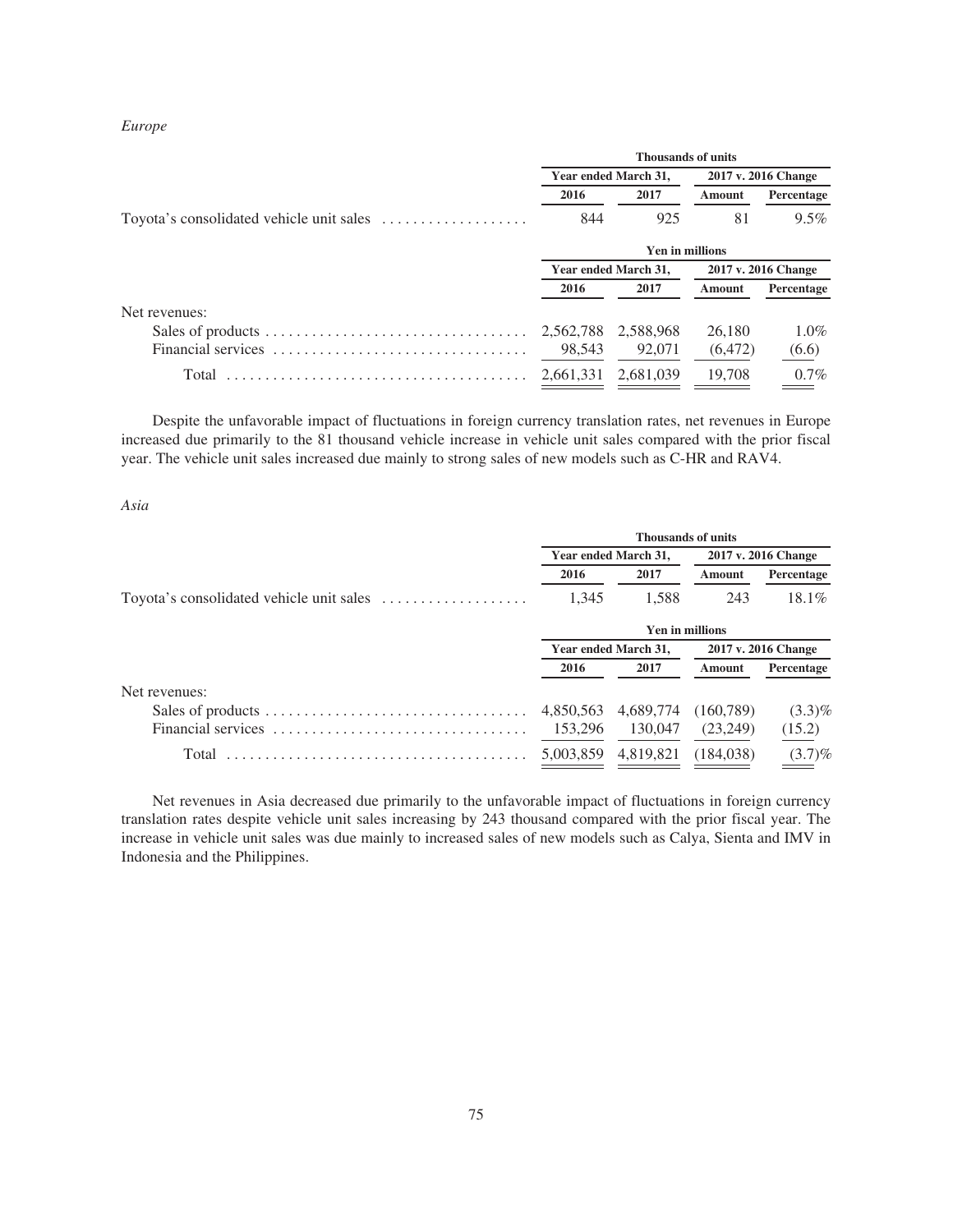*Europe*

| | Thousands of units | | | |
|---|---|---|---|---|
| | Year ended March 31, | | 2017 v. 2016 Change | |
| | 2016 | 2017 | Amount | Percentage |
| Toyota's consolidated vehicle unit sales | 844 | 925 | 81 | 9.5% |

| | Yen in millions | | | |
|---|---|---|---|---|
| | Year ended March 31, | | 2017 v. 2016 Change | |
| | 2016 | 2017 | Amount | Percentage |
| Net revenues: | | | | |
| Sales of products | 2,562,788 | 2,588,968 | 26,180 | 1.0% |
| Financial services | 98,543 | 92,071 | (6,472) | (6.6) |
| Total | 2,661,331 | 2,681,039 | 19,708 | 0.7% |

Despite the unfavorable impact of fluctuations in foreign currency translation rates, net revenues in Europe increased due primarily to the 81 thousand vehicle increase in vehicle unit sales compared with the prior fiscal year. The vehicle unit sales increased due mainly to strong sales of new models such as C-HR and RAV4.

*Asia*

| | Thousands of units | | | |
|---|---|---|---|---|
| | Year ended March 31, | | 2017 v. 2016 Change | |
| | 2016 | 2017 | Amount | Percentage |
| Toyota's consolidated vehicle unit sales | 1,345 | 1,588 | 243 | 18.1% |

| | Yen in millions | | | |
|---|---|---|---|---|
| | Year ended March 31, | | 2017 v. 2016 Change | |
| | 2016 | 2017 | Amount | Percentage |
| Net revenues: | | | | |
| Sales of products | 4,850,563 | 4,689,774 | (160,789) | (3.3)% |
| Financial services | 153,296 | 130,047 | (23,249) | (15.2) |
| Total | 5,003,859 | 4,819,821 | (184,038) | (3.7)% |

Net revenues in Asia decreased due primarily to the unfavorable impact of fluctuations in foreign currency translation rates despite vehicle unit sales increasing by 243 thousand compared with the prior fiscal year. The increase in vehicle unit sales was due mainly to increased sales of new models such as Calya, Sienta and IMV in Indonesia and the Philippines.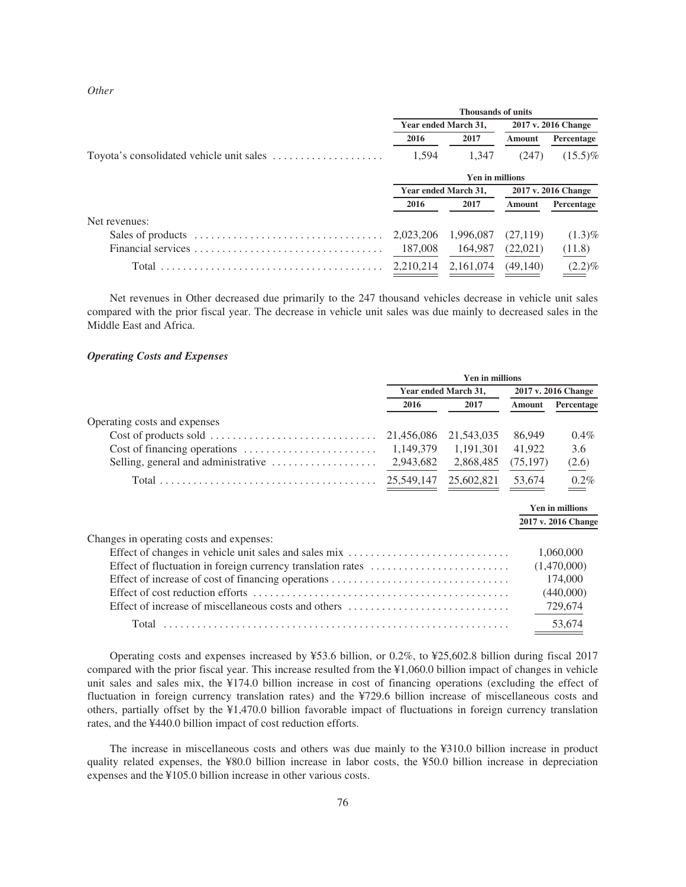*Other*

| | Thousands of units | | | |
|---|---|---|---|---|
| | Year ended March 31, | | 2017 v. 2016 Change | |
| | 2016 | 2017 | Amount | Percentage |
| Toyota's consolidated vehicle unit sales | 1,594 | 1,347 | (247) | (15.5)% |

| | Yen in millions | | | |
|---|---|---|---|---|
| | Year ended March 31, | | 2017 v. 2016 Change | |
| | 2016 | 2017 | Amount | Percentage |
| Net revenues: | | | | |
| Sales of products | 2,023,206 | 1,996,087 | (27,119) | (1.3)% |
| Financial services | 187,008 | 164,987 | (22,021) | (11.8) |
| Total | 2,210,214 | 2,161,074 | (49,140) | (2.2)% |

Net revenues in Other decreased due primarily to the 247 thousand vehicles decrease in vehicle unit sales compared with the prior fiscal year. The decrease in vehicle unit sales was due mainly to decreased sales in the Middle East and Africa.

### *Operating Costs and Expenses*

| | Yen in millions | | | |
|---|---|---|---|---|
| | Year ended March 31, | | 2017 v. 2016 Change | |
| | 2016 | 2017 | Amount | Percentage |
| Operating costs and expenses | | | | |
| Cost of products sold | 21,456,086 | 21,543,035 | 86,949 | 0.4% |
| Cost of financing operations | 1,149,379 | 1,191,301 | 41,922 | 3.6 |
| Selling, general and administrative | 2,943,682 | 2,868,485 | (75,197) | (2.6) |
| Total | 25,549,147 | 25,602,821 | 53,674 | 0.2% |

| | Yen in millions |
|---|---|
| | 2017 v. 2016 Change |
| Changes in operating costs and expenses: | |
| Effect of changes in vehicle unit sales and sales mix | 1,060,000 |
| Effect of fluctuation in foreign currency translation rates | (1,470,000) |
| Effect of increase of cost of financing operations | 174,000 |
| Effect of cost reduction efforts | (440,000) |
| Effect of increase of miscellaneous costs and others | 729,674 |
| Total | 53,674 |

Operating costs and expenses increased by ¥53.6 billion, or 0.2%, to ¥25,602.8 billion during fiscal 2017 compared with the prior fiscal year. This increase resulted from the ¥1,060.0 billion impact of changes in vehicle unit sales and sales mix, the ¥174.0 billion increase in cost of financing operations (excluding the effect of fluctuation in foreign currency translation rates) and the ¥729.6 billion increase of miscellaneous costs and others, partially offset by the ¥1,470.0 billion favorable impact of fluctuations in foreign currency translation rates, and the ¥440.0 billion impact of cost reduction efforts.

The increase in miscellaneous costs and others was due mainly to the ¥310.0 billion increase in product quality related expenses, the ¥80.0 billion increase in labor costs, the ¥50.0 billion increase in depreciation expenses and the ¥105.0 billion increase in other various costs.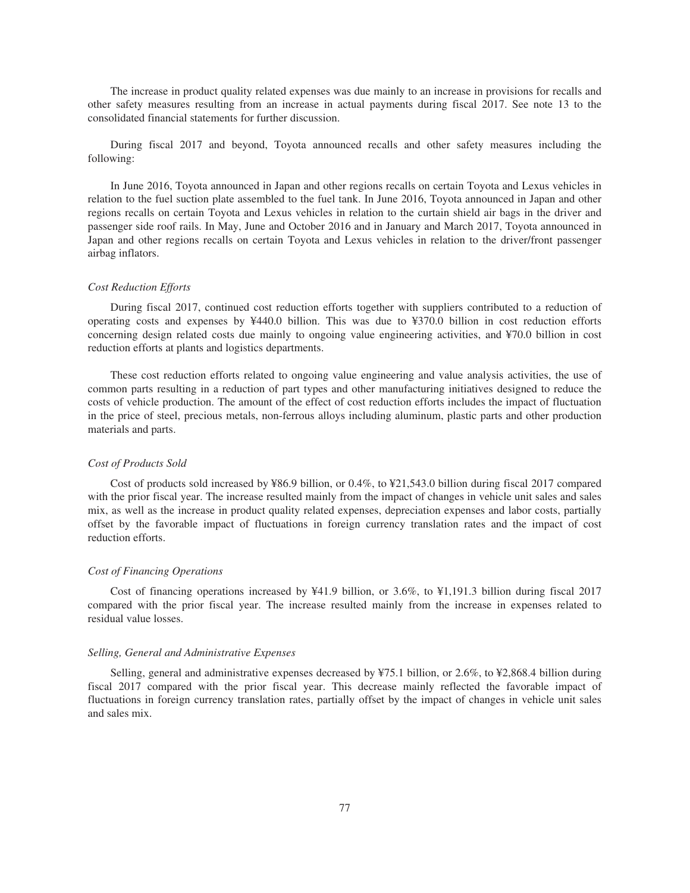The increase in product quality related expenses was due mainly to an increase in provisions for recalls and other safety measures resulting from an increase in actual payments during fiscal 2017. See note 13 to the consolidated financial statements for further discussion.

During fiscal 2017 and beyond, Toyota announced recalls and other safety measures including the following:

In June 2016, Toyota announced in Japan and other regions recalls on certain Toyota and Lexus vehicles in relation to the fuel suction plate assembled to the fuel tank. In June 2016, Toyota announced in Japan and other regions recalls on certain Toyota and Lexus vehicles in relation to the curtain shield air bags in the driver and passenger side roof rails. In May, June and October 2016 and in January and March 2017, Toyota announced in Japan and other regions recalls on certain Toyota and Lexus vehicles in relation to the driver/front passenger airbag inflators.

*Cost Reduction Efforts*

During fiscal 2017, continued cost reduction efforts together with suppliers contributed to a reduction of operating costs and expenses by ¥440.0 billion. This was due to ¥370.0 billion in cost reduction efforts concerning design related costs due mainly to ongoing value engineering activities, and ¥70.0 billion in cost reduction efforts at plants and logistics departments.

These cost reduction efforts related to ongoing value engineering and value analysis activities, the use of common parts resulting in a reduction of part types and other manufacturing initiatives designed to reduce the costs of vehicle production. The amount of the effect of cost reduction efforts includes the impact of fluctuation in the price of steel, precious metals, non-ferrous alloys including aluminum, plastic parts and other production materials and parts.

*Cost of Products Sold*

Cost of products sold increased by ¥86.9 billion, or 0.4%, to ¥21,543.0 billion during fiscal 2017 compared with the prior fiscal year. The increase resulted mainly from the impact of changes in vehicle unit sales and sales mix, as well as the increase in product quality related expenses, depreciation expenses and labor costs, partially offset by the favorable impact of fluctuations in foreign currency translation rates and the impact of cost reduction efforts.

*Cost of Financing Operations*

Cost of financing operations increased by ¥41.9 billion, or 3.6%, to ¥1,191.3 billion during fiscal 2017 compared with the prior fiscal year. The increase resulted mainly from the increase in expenses related to residual value losses.

*Selling, General and Administrative Expenses*

Selling, general and administrative expenses decreased by ¥75.1 billion, or 2.6%, to ¥2,868.4 billion during fiscal 2017 compared with the prior fiscal year. This decrease mainly reflected the favorable impact of fluctuations in foreign currency translation rates, partially offset by the impact of changes in vehicle unit sales and sales mix.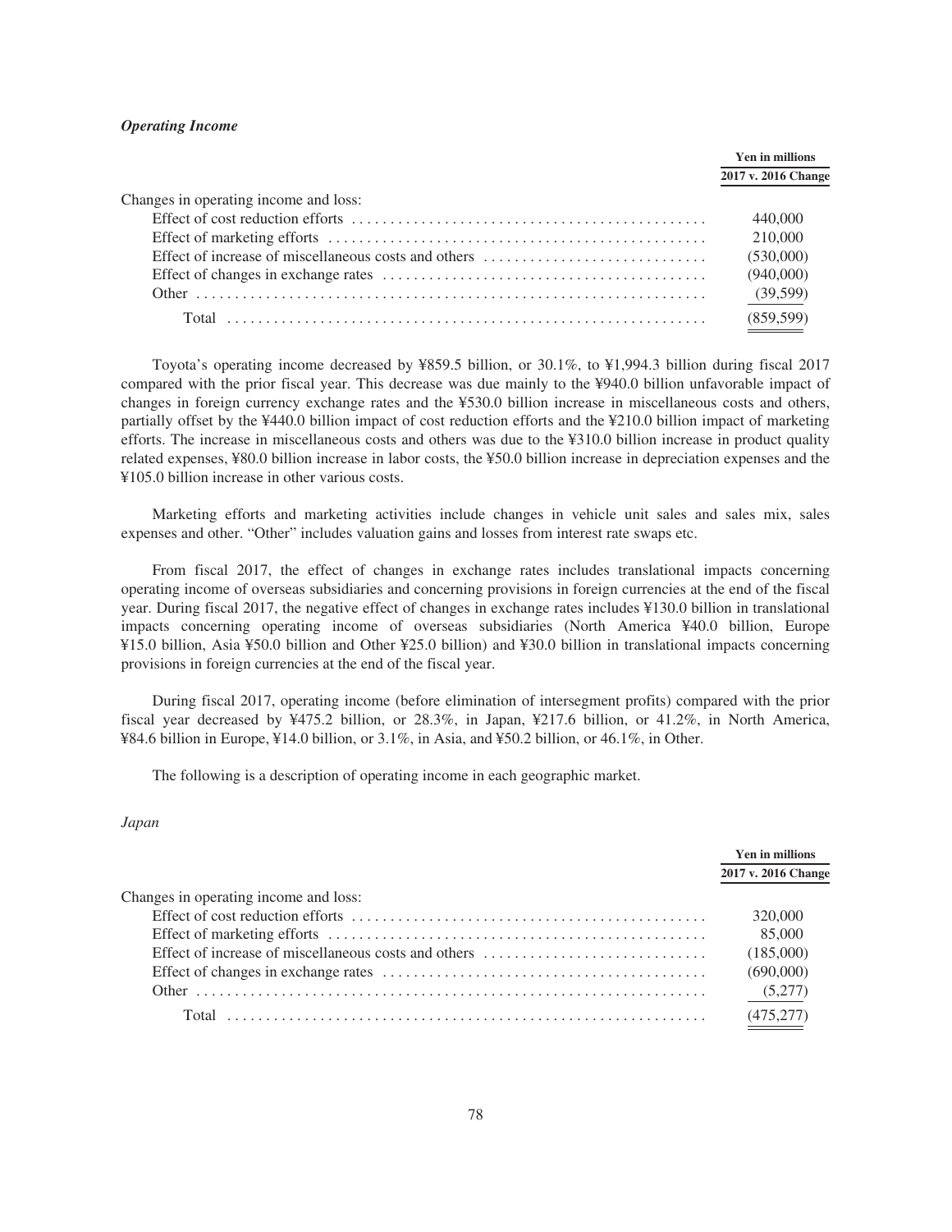***Operating Income***

| | Yen in millions |
|---|---|
| | 2017 v. 2016 Change |
| Changes in operating income and loss: | |
| Effect of cost reduction efforts | 440,000 |
| Effect of marketing efforts | 210,000 |
| Effect of increase of miscellaneous costs and others | (530,000) |
| Effect of changes in exchange rates | (940,000) |
| Other | (39,599) |
| Total | (859,599) |

Toyota's operating income decreased by ¥859.5 billion, or 30.1%, to ¥1,994.3 billion during fiscal 2017 compared with the prior fiscal year. This decrease was due mainly to the ¥940.0 billion unfavorable impact of changes in foreign currency exchange rates and the ¥530.0 billion increase in miscellaneous costs and others, partially offset by the ¥440.0 billion impact of cost reduction efforts and the ¥210.0 billion impact of marketing efforts. The increase in miscellaneous costs and others was due to the ¥310.0 billion increase in product quality related expenses, ¥80.0 billion increase in labor costs, the ¥50.0 billion increase in depreciation expenses and the ¥105.0 billion increase in other various costs.

Marketing efforts and marketing activities include changes in vehicle unit sales and sales mix, sales expenses and other. "Other" includes valuation gains and losses from interest rate swaps etc.

From fiscal 2017, the effect of changes in exchange rates includes translational impacts concerning operating income of overseas subsidiaries and concerning provisions in foreign currencies at the end of the fiscal year. During fiscal 2017, the negative effect of changes in exchange rates includes ¥130.0 billion in translational impacts concerning operating income of overseas subsidiaries (North America ¥40.0 billion, Europe ¥15.0 billion, Asia ¥50.0 billion and Other ¥25.0 billion) and ¥30.0 billion in translational impacts concerning provisions in foreign currencies at the end of the fiscal year.

During fiscal 2017, operating income (before elimination of intersegment profits) compared with the prior fiscal year decreased by ¥475.2 billion, or 28.3%, in Japan, ¥217.6 billion, or 41.2%, in North America, ¥84.6 billion in Europe, ¥14.0 billion, or 3.1%, in Asia, and ¥50.2 billion, or 46.1%, in Other.

The following is a description of operating income in each geographic market.

*Japan*

| | Yen in millions |
|---|---|
| | 2017 v. 2016 Change |
| Changes in operating income and loss: | |
| Effect of cost reduction efforts | 320,000 |
| Effect of marketing efforts | 85,000 |
| Effect of increase of miscellaneous costs and others | (185,000) |
| Effect of changes in exchange rates | (690,000) |
| Other | (5,277) |
| Total | (475,277) |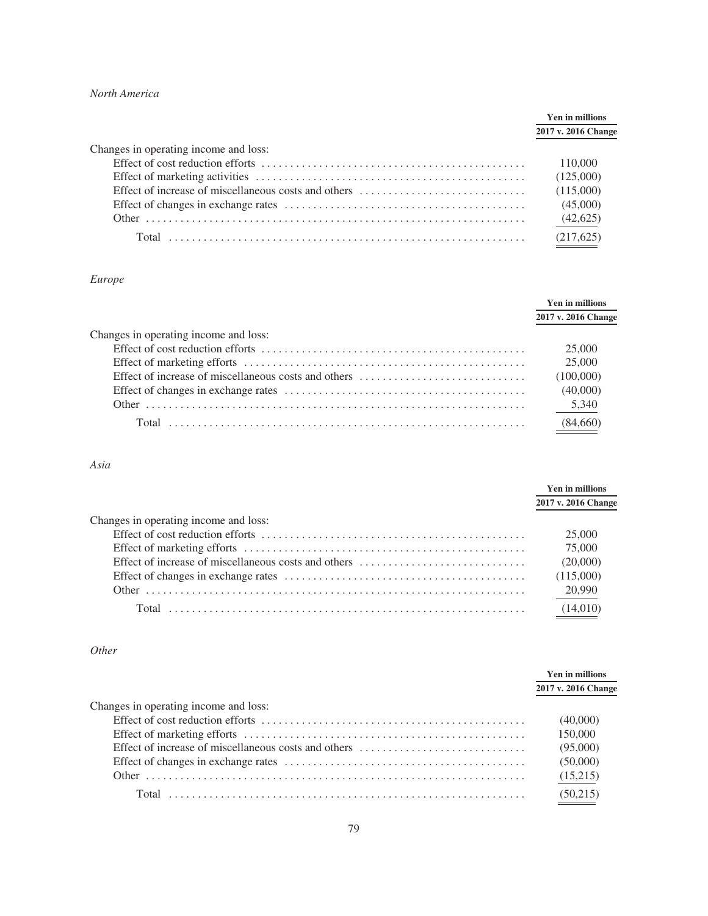*North America*

| | Yen in millions |
|---|---|
| | 2017 v. 2016 Change |
| Changes in operating income and loss: | |
| Effect of cost reduction efforts | 110,000 |
| Effect of marketing activities | (125,000) |
| Effect of increase of miscellaneous costs and others | (115,000) |
| Effect of changes in exchange rates | (45,000) |
| Other | (42,625) |
| Total | (217,625) |

*Europe*

| | Yen in millions |
|---|---|
| | 2017 v. 2016 Change |
| Changes in operating income and loss: | |
| Effect of cost reduction efforts | 25,000 |
| Effect of marketing efforts | 25,000 |
| Effect of increase of miscellaneous costs and others | (100,000) |
| Effect of changes in exchange rates | (40,000) |
| Other | 5,340 |
| Total | (84,660) |

*Asia*

| | Yen in millions |
|---|---|
| | 2017 v. 2016 Change |
| Changes in operating income and loss: | |
| Effect of cost reduction efforts | 25,000 |
| Effect of marketing efforts | 75,000 |
| Effect of increase of miscellaneous costs and others | (20,000) |
| Effect of changes in exchange rates | (115,000) |
| Other | 20,990 |
| Total | (14,010) |

*Other*

| | Yen in millions |
|---|---|
| | 2017 v. 2016 Change |
| Changes in operating income and loss: | |
| Effect of cost reduction efforts | (40,000) |
| Effect of marketing efforts | 150,000 |
| Effect of increase of miscellaneous costs and others | (95,000) |
| Effect of changes in exchange rates | (50,000) |
| Other | (15,215) |
| Total | (50,215) |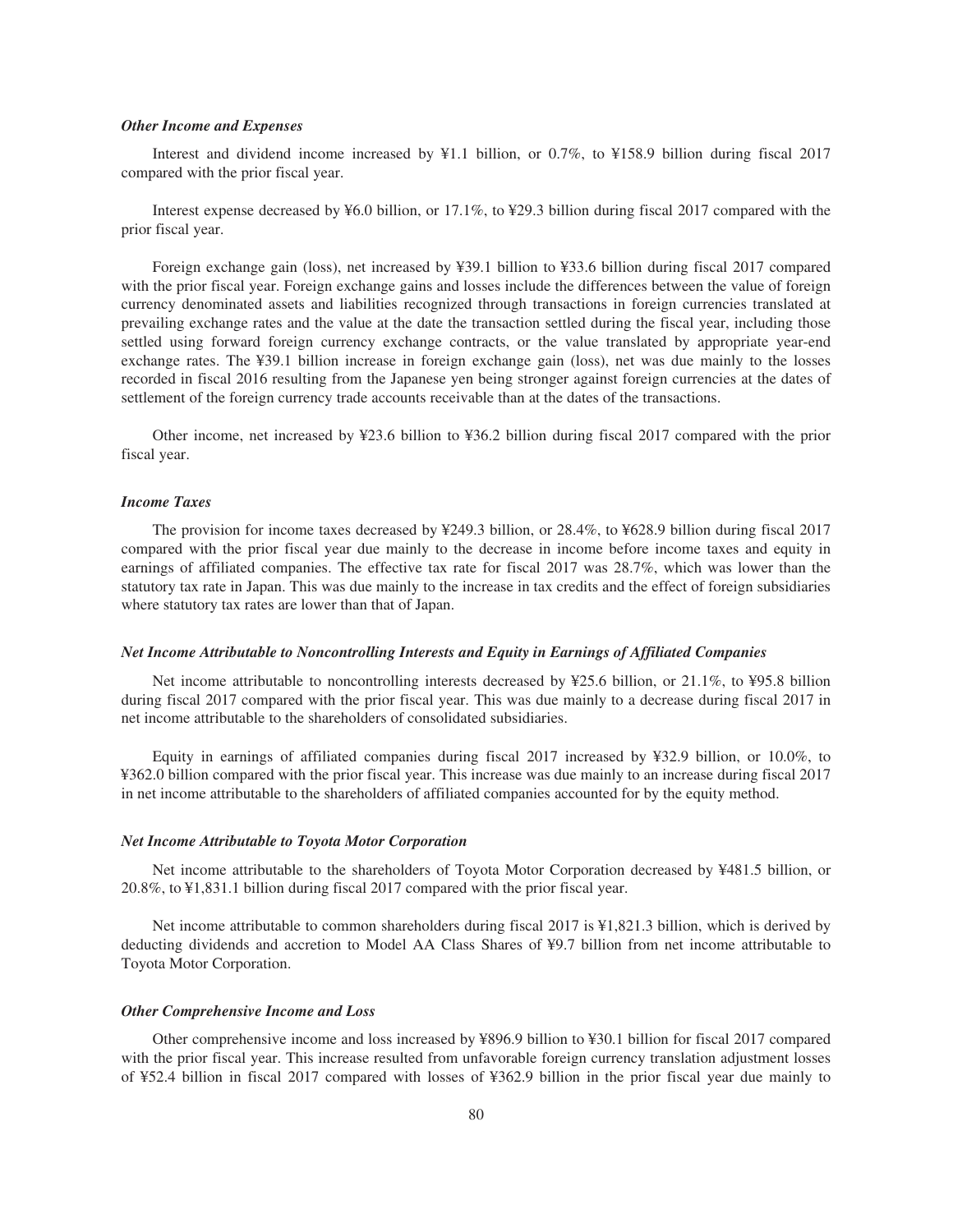*Other Income and Expenses*

Interest and dividend income increased by ¥1.1 billion, or 0.7%, to ¥158.9 billion during fiscal 2017 compared with the prior fiscal year.

Interest expense decreased by ¥6.0 billion, or 17.1%, to ¥29.3 billion during fiscal 2017 compared with the prior fiscal year.

Foreign exchange gain (loss), net increased by ¥39.1 billion to ¥33.6 billion during fiscal 2017 compared with the prior fiscal year. Foreign exchange gains and losses include the differences between the value of foreign currency denominated assets and liabilities recognized through transactions in foreign currencies translated at prevailing exchange rates and the value at the date the transaction settled during the fiscal year, including those settled using forward foreign currency exchange contracts, or the value translated by appropriate year-end exchange rates. The ¥39.1 billion increase in foreign exchange gain (loss), net was due mainly to the losses recorded in fiscal 2016 resulting from the Japanese yen being stronger against foreign currencies at the dates of settlement of the foreign currency trade accounts receivable than at the dates of the transactions.

Other income, net increased by ¥23.6 billion to ¥36.2 billion during fiscal 2017 compared with the prior fiscal year.

*Income Taxes*

The provision for income taxes decreased by ¥249.3 billion, or 28.4%, to ¥628.9 billion during fiscal 2017 compared with the prior fiscal year due mainly to the decrease in income before income taxes and equity in earnings of affiliated companies. The effective tax rate for fiscal 2017 was 28.7%, which was lower than the statutory tax rate in Japan. This was due mainly to the increase in tax credits and the effect of foreign subsidiaries where statutory tax rates are lower than that of Japan.

*Net Income Attributable to Noncontrolling Interests and Equity in Earnings of Affiliated Companies*

Net income attributable to noncontrolling interests decreased by ¥25.6 billion, or 21.1%, to ¥95.8 billion during fiscal 2017 compared with the prior fiscal year. This was due mainly to a decrease during fiscal 2017 in net income attributable to the shareholders of consolidated subsidiaries.

Equity in earnings of affiliated companies during fiscal 2017 increased by ¥32.9 billion, or 10.0%, to ¥362.0 billion compared with the prior fiscal year. This increase was due mainly to an increase during fiscal 2017 in net income attributable to the shareholders of affiliated companies accounted for by the equity method.

*Net Income Attributable to Toyota Motor Corporation*

Net income attributable to the shareholders of Toyota Motor Corporation decreased by ¥481.5 billion, or 20.8%, to ¥1,831.1 billion during fiscal 2017 compared with the prior fiscal year.

Net income attributable to common shareholders during fiscal 2017 is ¥1,821.3 billion, which is derived by deducting dividends and accretion to Model AA Class Shares of ¥9.7 billion from net income attributable to Toyota Motor Corporation.

*Other Comprehensive Income and Loss*

Other comprehensive income and loss increased by ¥896.9 billion to ¥30.1 billion for fiscal 2017 compared with the prior fiscal year. This increase resulted from unfavorable foreign currency translation adjustment losses of ¥52.4 billion in fiscal 2017 compared with losses of ¥362.9 billion in the prior fiscal year due mainly to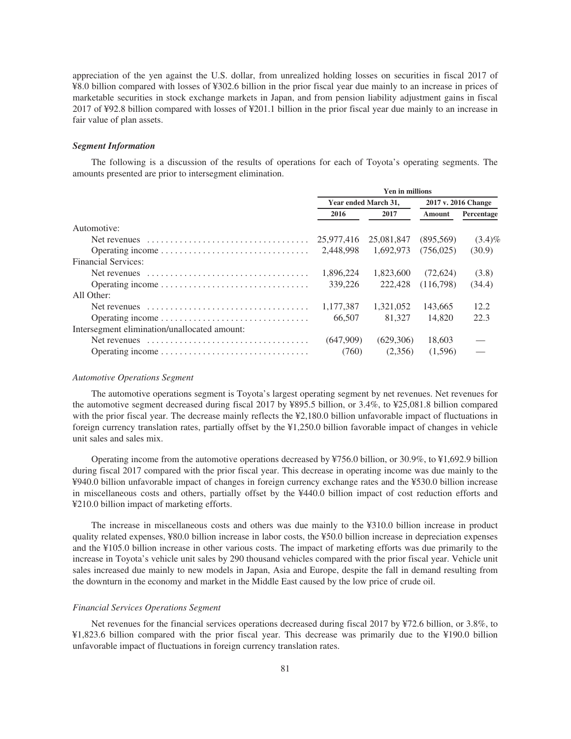appreciation of the yen against the U.S. dollar, from unrealized holding losses on securities in fiscal 2017 of ¥8.0 billion compared with losses of ¥302.6 billion in the prior fiscal year due mainly to an increase in prices of marketable securities in stock exchange markets in Japan, and from pension liability adjustment gains in fiscal 2017 of ¥92.8 billion compared with losses of ¥201.1 billion in the prior fiscal year due mainly to an increase in fair value of plan assets.

### *Segment Information*

The following is a discussion of the results of operations for each of Toyota's operating segments. The amounts presented are prior to intersegment elimination.

| | Yen in millions | | | |
|---|---|---|---|---|
| | Year ended March 31, | | 2017 v. 2016 Change | |
| | 2016 | 2017 | Amount | Percentage |
| Automotive: | | | | |
| Net revenues | 25,977,416 | 25,081,847 | (895,569) | (3.4)% |
| Operating income | 2,448,998 | 1,692,973 | (756,025) | (30.9) |
| Financial Services: | | | | |
| Net revenues | 1,896,224 | 1,823,600 | (72,624) | (3.8) |
| Operating income | 339,226 | 222,428 | (116,798) | (34.4) |
| All Other: | | | | |
| Net revenues | 1,177,387 | 1,321,052 | 143,665 | 12.2 |
| Operating income | 66,507 | 81,327 | 14,820 | 22.3 |
| Intersegment elimination/unallocated amount: | | | | |
| Net revenues | (647,909) | (629,306) | 18,603 | — |
| Operating income | (760) | (2,356) | (1,596) | — |

*Automotive Operations Segment*

The automotive operations segment is Toyota's largest operating segment by net revenues. Net revenues for the automotive segment decreased during fiscal 2017 by ¥895.5 billion, or 3.4%, to ¥25,081.8 billion compared with the prior fiscal year. The decrease mainly reflects the ¥2,180.0 billion unfavorable impact of fluctuations in foreign currency translation rates, partially offset by the ¥1,250.0 billion favorable impact of changes in vehicle unit sales and sales mix.

Operating income from the automotive operations decreased by ¥756.0 billion, or 30.9%, to ¥1,692.9 billion during fiscal 2017 compared with the prior fiscal year. This decrease in operating income was due mainly to the ¥940.0 billion unfavorable impact of changes in foreign currency exchange rates and the ¥530.0 billion increase in miscellaneous costs and others, partially offset by the ¥440.0 billion impact of cost reduction efforts and ¥210.0 billion impact of marketing efforts.

The increase in miscellaneous costs and others was due mainly to the ¥310.0 billion increase in product quality related expenses, ¥80.0 billion increase in labor costs, the ¥50.0 billion increase in depreciation expenses and the ¥105.0 billion increase in other various costs. The impact of marketing efforts was due primarily to the increase in Toyota's vehicle unit sales by 290 thousand vehicles compared with the prior fiscal year. Vehicle unit sales increased due mainly to new models in Japan, Asia and Europe, despite the fall in demand resulting from the downturn in the economy and market in the Middle East caused by the low price of crude oil.

*Financial Services Operations Segment*

Net revenues for the financial services operations decreased during fiscal 2017 by ¥72.6 billion, or 3.8%, to ¥1,823.6 billion compared with the prior fiscal year. This decrease was primarily due to the ¥190.0 billion unfavorable impact of fluctuations in foreign currency translation rates.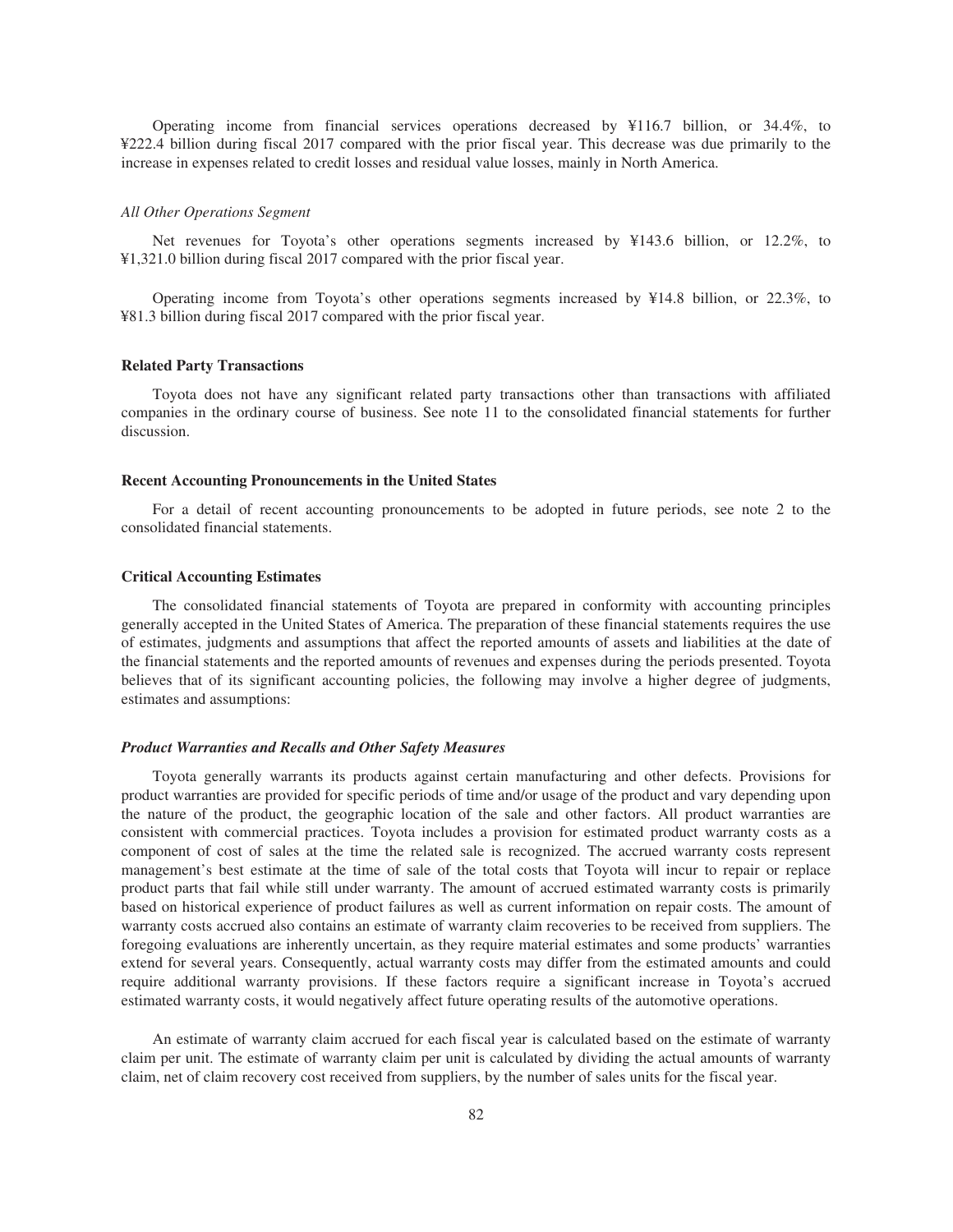Operating income from financial services operations decreased by ¥116.7 billion, or 34.4%, to ¥222.4 billion during fiscal 2017 compared with the prior fiscal year. This decrease was due primarily to the increase in expenses related to credit losses and residual value losses, mainly in North America.

*All Other Operations Segment*

Net revenues for Toyota's other operations segments increased by ¥143.6 billion, or 12.2%, to ¥1,321.0 billion during fiscal 2017 compared with the prior fiscal year.

Operating income from Toyota's other operations segments increased by ¥14.8 billion, or 22.3%, to ¥81.3 billion during fiscal 2017 compared with the prior fiscal year.

**Related Party Transactions**

Toyota does not have any significant related party transactions other than transactions with affiliated companies in the ordinary course of business. See note 11 to the consolidated financial statements for further discussion.

**Recent Accounting Pronouncements in the United States**

For a detail of recent accounting pronouncements to be adopted in future periods, see note 2 to the consolidated financial statements.

**Critical Accounting Estimates**

The consolidated financial statements of Toyota are prepared in conformity with accounting principles generally accepted in the United States of America. The preparation of these financial statements requires the use of estimates, judgments and assumptions that affect the reported amounts of assets and liabilities at the date of the financial statements and the reported amounts of revenues and expenses during the periods presented. Toyota believes that of its significant accounting policies, the following may involve a higher degree of judgments, estimates and assumptions:

***Product Warranties and Recalls and Other Safety Measures***

Toyota generally warrants its products against certain manufacturing and other defects. Provisions for product warranties are provided for specific periods of time and/or usage of the product and vary depending upon the nature of the product, the geographic location of the sale and other factors. All product warranties are consistent with commercial practices. Toyota includes a provision for estimated product warranty costs as a component of cost of sales at the time the related sale is recognized. The accrued warranty costs represent management's best estimate at the time of sale of the total costs that Toyota will incur to repair or replace product parts that fail while still under warranty. The amount of accrued estimated warranty costs is primarily based on historical experience of product failures as well as current information on repair costs. The amount of warranty costs accrued also contains an estimate of warranty claim recoveries to be received from suppliers. The foregoing evaluations are inherently uncertain, as they require material estimates and some products' warranties extend for several years. Consequently, actual warranty costs may differ from the estimated amounts and could require additional warranty provisions. If these factors require a significant increase in Toyota's accrued estimated warranty costs, it would negatively affect future operating results of the automotive operations.

An estimate of warranty claim accrued for each fiscal year is calculated based on the estimate of warranty claim per unit. The estimate of warranty claim per unit is calculated by dividing the actual amounts of warranty claim, net of claim recovery cost received from suppliers, by the number of sales units for the fiscal year.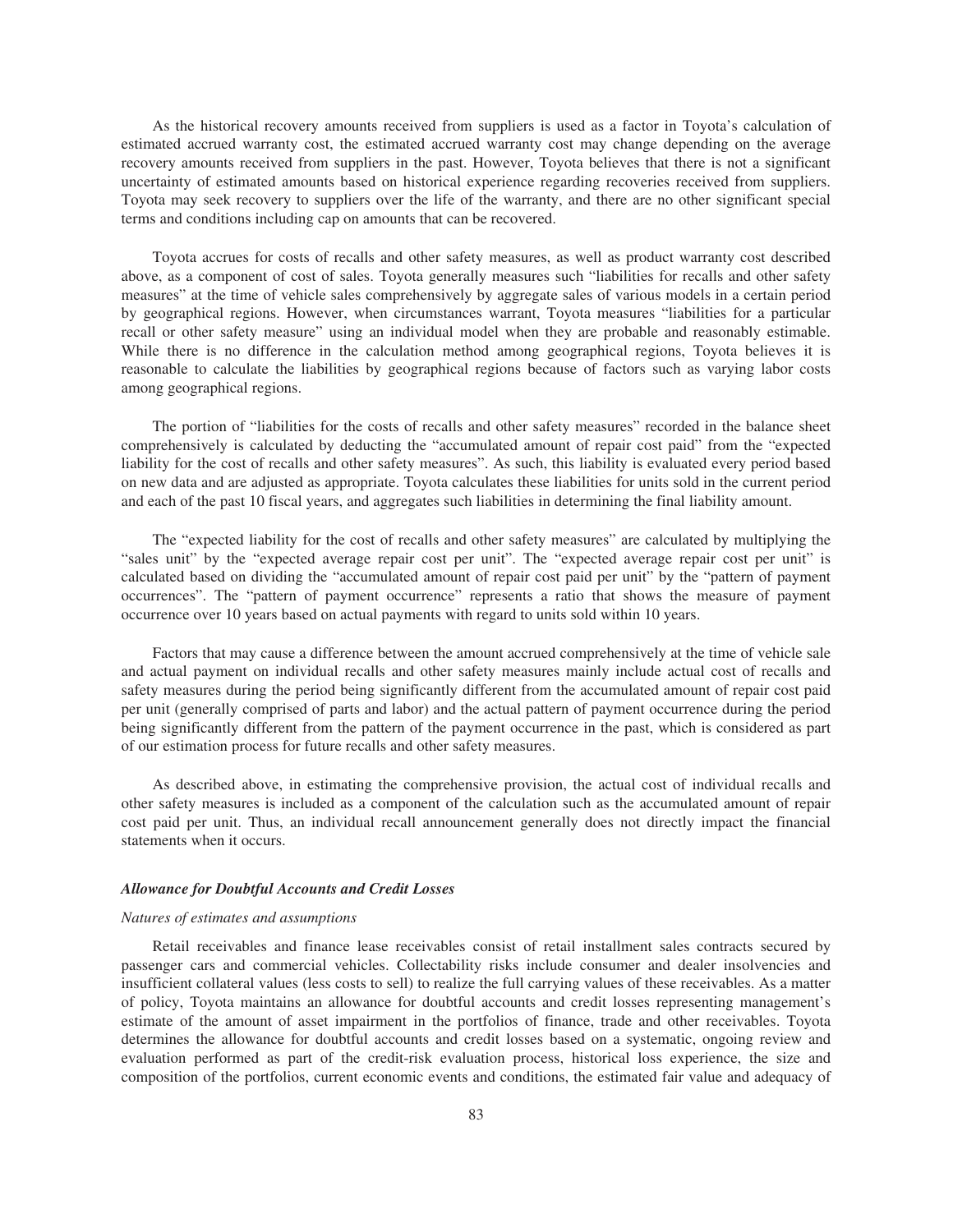As the historical recovery amounts received from suppliers is used as a factor in Toyota's calculation of estimated accrued warranty cost, the estimated accrued warranty cost may change depending on the average recovery amounts received from suppliers in the past. However, Toyota believes that there is not a significant uncertainty of estimated amounts based on historical experience regarding recoveries received from suppliers. Toyota may seek recovery to suppliers over the life of the warranty, and there are no other significant special terms and conditions including cap on amounts that can be recovered.

Toyota accrues for costs of recalls and other safety measures, as well as product warranty cost described above, as a component of cost of sales. Toyota generally measures such "liabilities for recalls and other safety measures" at the time of vehicle sales comprehensively by aggregate sales of various models in a certain period by geographical regions. However, when circumstances warrant, Toyota measures "liabilities for a particular recall or other safety measure" using an individual model when they are probable and reasonably estimable. While there is no difference in the calculation method among geographical regions, Toyota believes it is reasonable to calculate the liabilities by geographical regions because of factors such as varying labor costs among geographical regions.

The portion of "liabilities for the costs of recalls and other safety measures" recorded in the balance sheet comprehensively is calculated by deducting the "accumulated amount of repair cost paid" from the "expected liability for the cost of recalls and other safety measures". As such, this liability is evaluated every period based on new data and are adjusted as appropriate. Toyota calculates these liabilities for units sold in the current period and each of the past 10 fiscal years, and aggregates such liabilities in determining the final liability amount.

The "expected liability for the cost of recalls and other safety measures" are calculated by multiplying the "sales unit" by the "expected average repair cost per unit". The "expected average repair cost per unit" is calculated based on dividing the "accumulated amount of repair cost paid per unit" by the "pattern of payment occurrences". The "pattern of payment occurrence" represents a ratio that shows the measure of payment occurrence over 10 years based on actual payments with regard to units sold within 10 years.

Factors that may cause a difference between the amount accrued comprehensively at the time of vehicle sale and actual payment on individual recalls and other safety measures mainly include actual cost of recalls and safety measures during the period being significantly different from the accumulated amount of repair cost paid per unit (generally comprised of parts and labor) and the actual pattern of payment occurrence during the period being significantly different from the pattern of the payment occurrence in the past, which is considered as part of our estimation process for future recalls and other safety measures.

As described above, in estimating the comprehensive provision, the actual cost of individual recalls and other safety measures is included as a component of the calculation such as the accumulated amount of repair cost paid per unit. Thus, an individual recall announcement generally does not directly impact the financial statements when it occurs.

### *Allowance for Doubtful Accounts and Credit Losses*

*Natures of estimates and assumptions*

Retail receivables and finance lease receivables consist of retail installment sales contracts secured by passenger cars and commercial vehicles. Collectability risks include consumer and dealer insolvencies and insufficient collateral values (less costs to sell) to realize the full carrying values of these receivables. As a matter of policy, Toyota maintains an allowance for doubtful accounts and credit losses representing management's estimate of the amount of asset impairment in the portfolios of finance, trade and other receivables. Toyota determines the allowance for doubtful accounts and credit losses based on a systematic, ongoing review and evaluation performed as part of the credit-risk evaluation process, historical loss experience, the size and composition of the portfolios, current economic events and conditions, the estimated fair value and adequacy of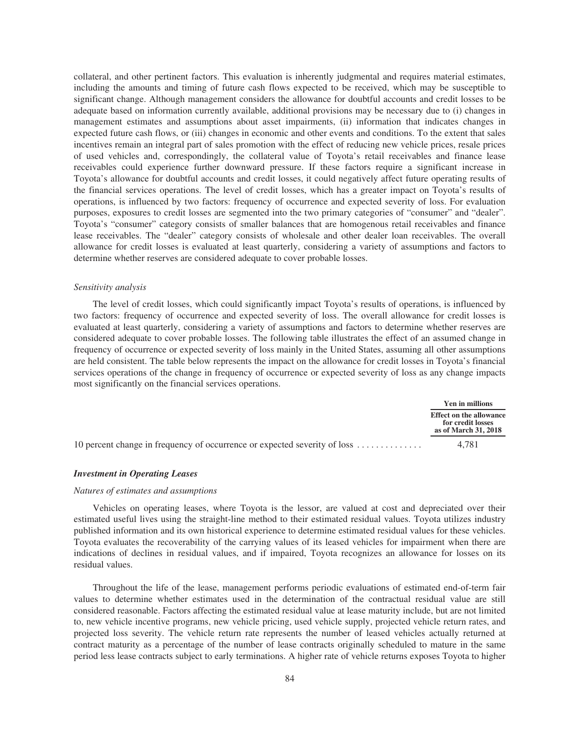collateral, and other pertinent factors. This evaluation is inherently judgmental and requires material estimates, including the amounts and timing of future cash flows expected to be received, which may be susceptible to significant change. Although management considers the allowance for doubtful accounts and credit losses to be adequate based on information currently available, additional provisions may be necessary due to (i) changes in management estimates and assumptions about asset impairments, (ii) information that indicates changes in expected future cash flows, or (iii) changes in economic and other events and conditions. To the extent that sales incentives remain an integral part of sales promotion with the effect of reducing new vehicle prices, resale prices of used vehicles and, correspondingly, the collateral value of Toyota's retail receivables and finance lease receivables could experience further downward pressure. If these factors require a significant increase in Toyota's allowance for doubtful accounts and credit losses, it could negatively affect future operating results of the financial services operations. The level of credit losses, which has a greater impact on Toyota's results of operations, is influenced by two factors: frequency of occurrence and expected severity of loss. For evaluation purposes, exposures to credit losses are segmented into the two primary categories of "consumer" and "dealer". Toyota's "consumer" category consists of smaller balances that are homogenous retail receivables and finance lease receivables. The "dealer" category consists of wholesale and other dealer loan receivables. The overall allowance for credit losses is evaluated at least quarterly, considering a variety of assumptions and factors to determine whether reserves are considered adequate to cover probable losses.

*Sensitivity analysis*

The level of credit losses, which could significantly impact Toyota's results of operations, is influenced by two factors: frequency of occurrence and expected severity of loss. The overall allowance for credit losses is evaluated at least quarterly, considering a variety of assumptions and factors to determine whether reserves are considered adequate to cover probable losses. The following table illustrates the effect of an assumed change in frequency of occurrence or expected severity of loss mainly in the United States, assuming all other assumptions are held consistent. The table below represents the impact on the allowance for credit losses in Toyota's financial services operations of the change in frequency of occurrence or expected severity of loss as any change impacts most significantly on the financial services operations.

| | Yen in millions |
|---|---|
| | Effect on the allowance for credit losses as of March 31, 2018 |
| 10 percent change in frequency of occurrence or expected severity of loss | 4,781 |

### *Investment in Operating Leases*

*Natures of estimates and assumptions*

Vehicles on operating leases, where Toyota is the lessor, are valued at cost and depreciated over their estimated useful lives using the straight-line method to their estimated residual values. Toyota utilizes industry published information and its own historical experience to determine estimated residual values for these vehicles. Toyota evaluates the recoverability of the carrying values of its leased vehicles for impairment when there are indications of declines in residual values, and if impaired, Toyota recognizes an allowance for losses on its residual values.

Throughout the life of the lease, management performs periodic evaluations of estimated end-of-term fair values to determine whether estimates used in the determination of the contractual residual value are still considered reasonable. Factors affecting the estimated residual value at lease maturity include, but are not limited to, new vehicle incentive programs, new vehicle pricing, used vehicle supply, projected vehicle return rates, and projected loss severity. The vehicle return rate represents the number of leased vehicles actually returned at contract maturity as a percentage of the number of lease contracts originally scheduled to mature in the same period less lease contracts subject to early terminations. A higher rate of vehicle returns exposes Toyota to higher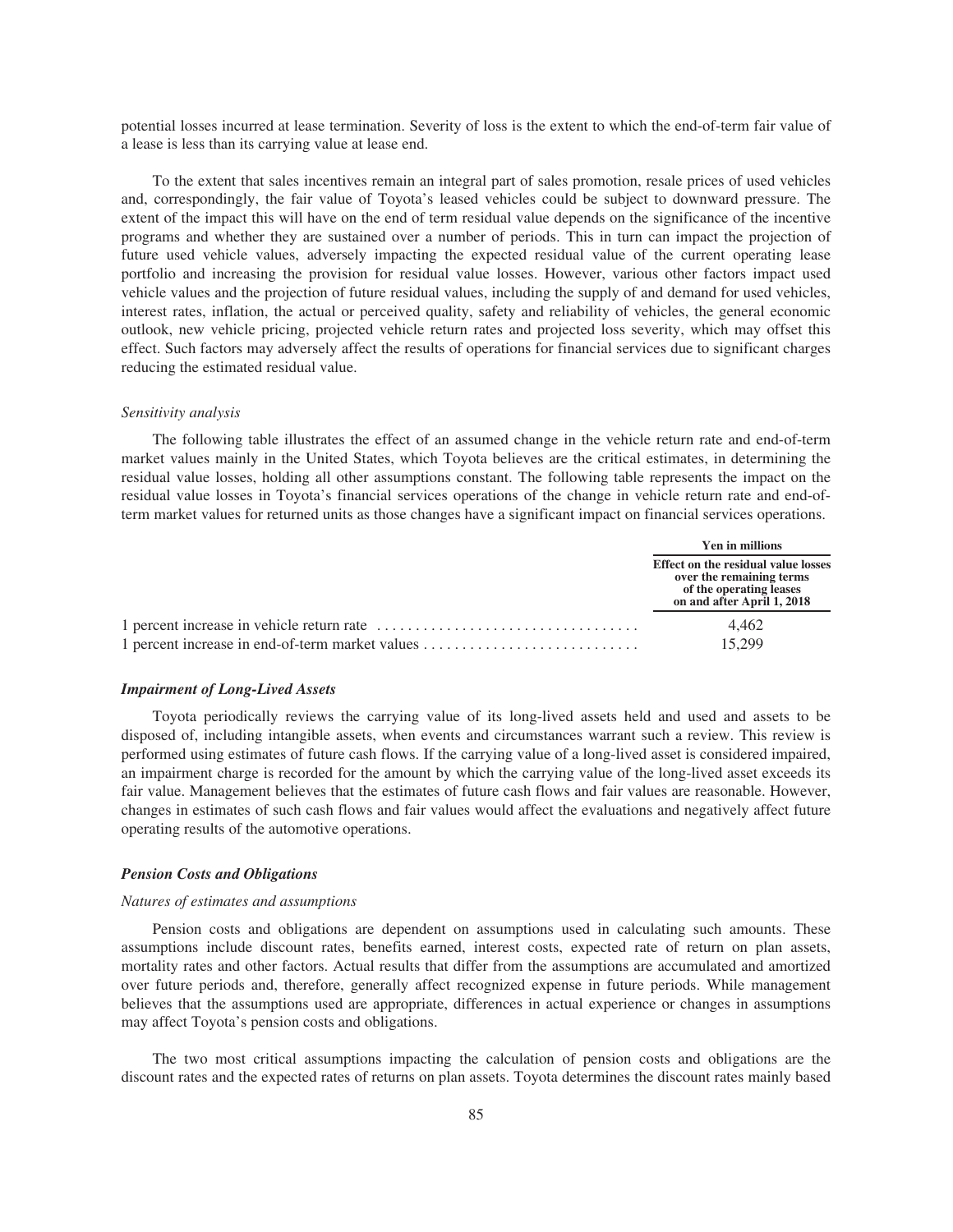potential losses incurred at lease termination. Severity of loss is the extent to which the end-of-term fair value of a lease is less than its carrying value at lease end.

To the extent that sales incentives remain an integral part of sales promotion, resale prices of used vehicles and, correspondingly, the fair value of Toyota's leased vehicles could be subject to downward pressure. The extent of the impact this will have on the end of term residual value depends on the significance of the incentive programs and whether they are sustained over a number of periods. This in turn can impact the projection of future used vehicle values, adversely impacting the expected residual value of the current operating lease portfolio and increasing the provision for residual value losses. However, various other factors impact used vehicle values and the projection of future residual values, including the supply of and demand for used vehicles, interest rates, inflation, the actual or perceived quality, safety and reliability of vehicles, the general economic outlook, new vehicle pricing, projected vehicle return rates and projected loss severity, which may offset this effect. Such factors may adversely affect the results of operations for financial services due to significant charges reducing the estimated residual value.

*Sensitivity analysis*

The following table illustrates the effect of an assumed change in the vehicle return rate and end-of-term market values mainly in the United States, which Toyota believes are the critical estimates, in determining the residual value losses, holding all other assumptions constant. The following table represents the impact on the residual value losses in Toyota's financial services operations of the change in vehicle return rate and end-of-term market values for returned units as those changes have a significant impact on financial services operations.

| | Yen in millions |
|---|---|
| | **Effect on the residual value losses over the remaining terms of the operating leases on and after April 1, 2018** |
| 1 percent increase in vehicle return rate | 4,462 |
| 1 percent increase in end-of-term market values | 15,299 |

### *Impairment of Long-Lived Assets*

Toyota periodically reviews the carrying value of its long-lived assets held and used and assets to be disposed of, including intangible assets, when events and circumstances warrant such a review. This review is performed using estimates of future cash flows. If the carrying value of a long-lived asset is considered impaired, an impairment charge is recorded for the amount by which the carrying value of the long-lived asset exceeds its fair value. Management believes that the estimates of future cash flows and fair values are reasonable. However, changes in estimates of such cash flows and fair values would affect the evaluations and negatively affect future operating results of the automotive operations.

### *Pension Costs and Obligations*

*Natures of estimates and assumptions*

Pension costs and obligations are dependent on assumptions used in calculating such amounts. These assumptions include discount rates, benefits earned, interest costs, expected rate of return on plan assets, mortality rates and other factors. Actual results that differ from the assumptions are accumulated and amortized over future periods and, therefore, generally affect recognized expense in future periods. While management believes that the assumptions used are appropriate, differences in actual experience or changes in assumptions may affect Toyota's pension costs and obligations.

The two most critical assumptions impacting the calculation of pension costs and obligations are the discount rates and the expected rates of returns on plan assets. Toyota determines the discount rates mainly based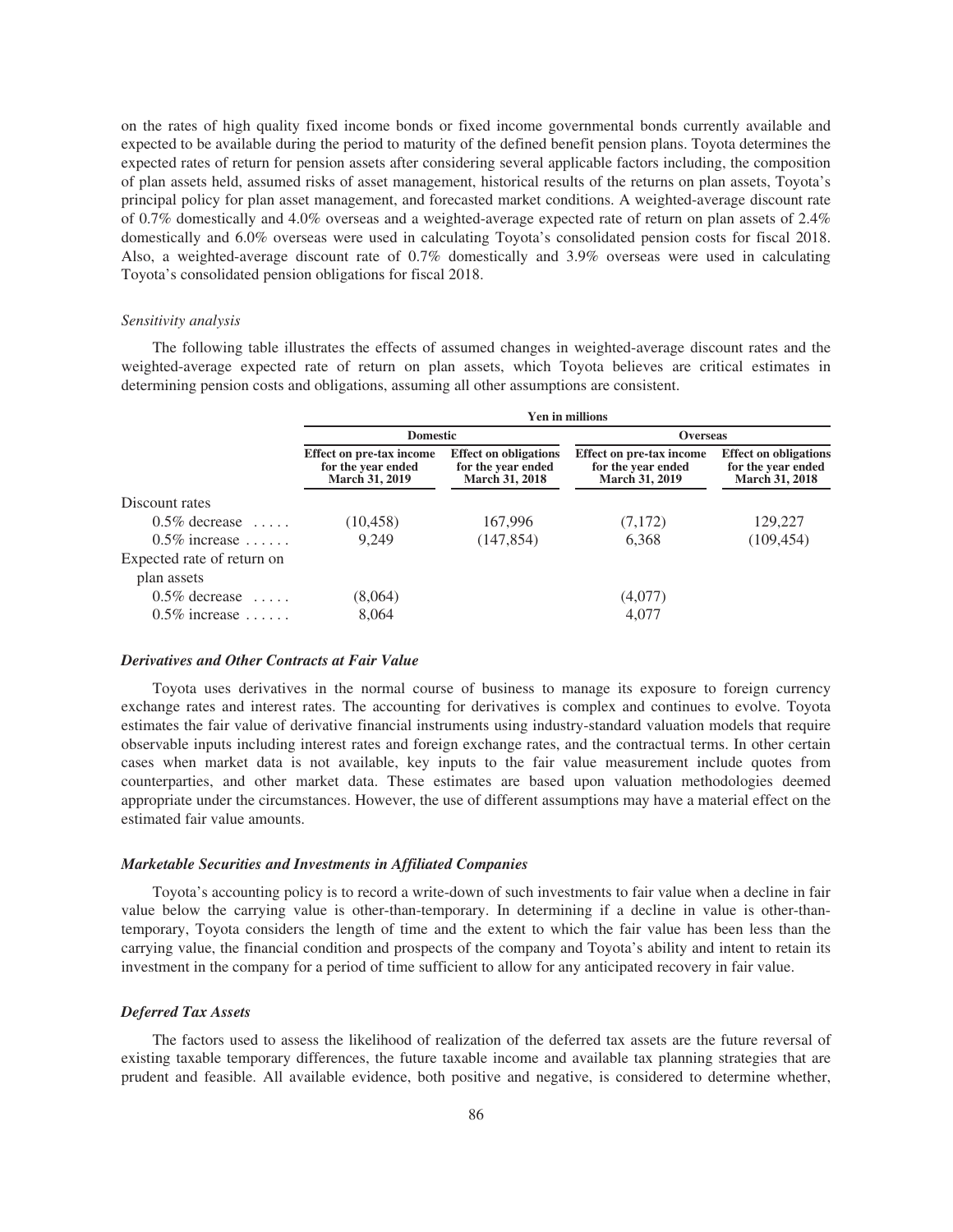on the rates of high quality fixed income bonds or fixed income governmental bonds currently available and expected to be available during the period to maturity of the defined benefit pension plans. Toyota determines the expected rates of return for pension assets after considering several applicable factors including, the composition of plan assets held, assumed risks of asset management, historical results of the returns on plan assets, Toyota's principal policy for plan asset management, and forecasted market conditions. A weighted-average discount rate of 0.7% domestically and 4.0% overseas and a weighted-average expected rate of return on plan assets of 2.4% domestically and 6.0% overseas were used in calculating Toyota's consolidated pension costs for fiscal 2018. Also, a weighted-average discount rate of 0.7% domestically and 3.9% overseas were used in calculating Toyota's consolidated pension obligations for fiscal 2018.

*Sensitivity analysis*

The following table illustrates the effects of assumed changes in weighted-average discount rates and the weighted-average expected rate of return on plan assets, which Toyota believes are critical estimates in determining pension costs and obligations, assuming all other assumptions are consistent.

| | Yen in millions | | | |
|---|---|---|---|---|
| | Domestic | | Overseas | |
| | Effect on pre-tax income for the year ended March 31, 2019 | Effect on obligations for the year ended March 31, 2018 | Effect on pre-tax income for the year ended March 31, 2019 | Effect on obligations for the year ended March 31, 2018 |
| Discount rates | | | | |
| 0.5% decrease | (10,458) | 167,996 | (7,172) | 129,227 |
| 0.5% increase | 9,249 | (147,854) | 6,368 | (109,454) |
| Expected rate of return on plan assets | | | | |
| 0.5% decrease | (8,064) | | (4,077) | |
| 0.5% increase | 8,064 | | 4,077 | |

***Derivatives and Other Contracts at Fair Value***

Toyota uses derivatives in the normal course of business to manage its exposure to foreign currency exchange rates and interest rates. The accounting for derivatives is complex and continues to evolve. Toyota estimates the fair value of derivative financial instruments using industry-standard valuation models that require observable inputs including interest rates and foreign exchange rates, and the contractual terms. In other certain cases when market data is not available, key inputs to the fair value measurement include quotes from counterparties, and other market data. These estimates are based upon valuation methodologies deemed appropriate under the circumstances. However, the use of different assumptions may have a material effect on the estimated fair value amounts.

***Marketable Securities and Investments in Affiliated Companies***

Toyota's accounting policy is to record a write-down of such investments to fair value when a decline in fair value below the carrying value is other-than-temporary. In determining if a decline in value is other-than-temporary, Toyota considers the length of time and the extent to which the fair value has been less than the carrying value, the financial condition and prospects of the company and Toyota's ability and intent to retain its investment in the company for a period of time sufficient to allow for any anticipated recovery in fair value.

***Deferred Tax Assets***

The factors used to assess the likelihood of realization of the deferred tax assets are the future reversal of existing taxable temporary differences, the future taxable income and available tax planning strategies that are prudent and feasible. All available evidence, both positive and negative, is considered to determine whether,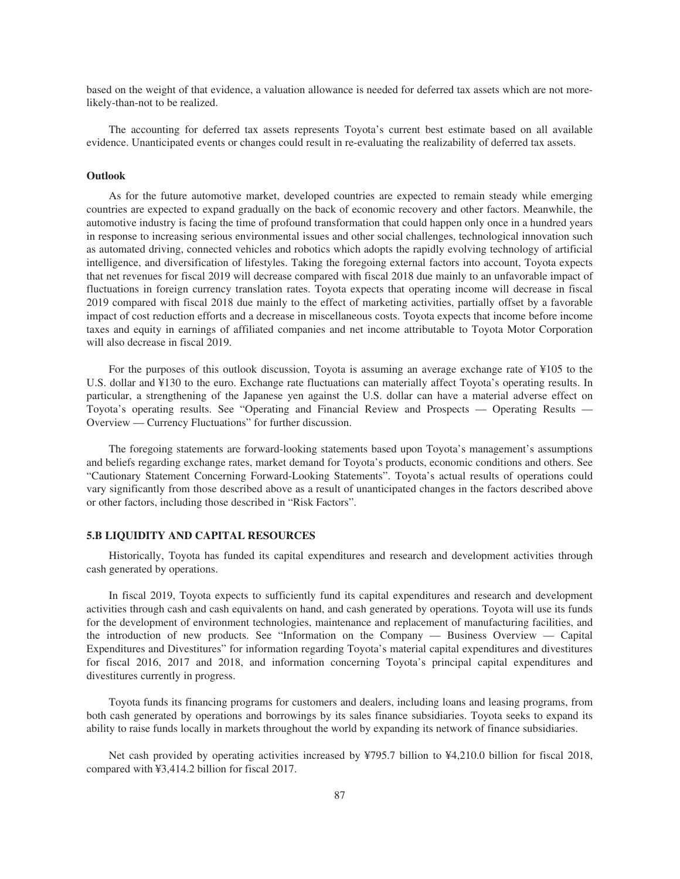based on the weight of that evidence, a valuation allowance is needed for deferred tax assets which are not more-likely-than-not to be realized.

The accounting for deferred tax assets represents Toyota's current best estimate based on all available evidence. Unanticipated events or changes could result in re-evaluating the realizability of deferred tax assets.

**Outlook**

As for the future automotive market, developed countries are expected to remain steady while emerging countries are expected to expand gradually on the back of economic recovery and other factors. Meanwhile, the automotive industry is facing the time of profound transformation that could happen only once in a hundred years in response to increasing serious environmental issues and other social challenges, technological innovation such as automated driving, connected vehicles and robotics which adopts the rapidly evolving technology of artificial intelligence, and diversification of lifestyles. Taking the foregoing external factors into account, Toyota expects that net revenues for fiscal 2019 will decrease compared with fiscal 2018 due mainly to an unfavorable impact of fluctuations in foreign currency translation rates. Toyota expects that operating income will decrease in fiscal 2019 compared with fiscal 2018 due mainly to the effect of marketing activities, partially offset by a favorable impact of cost reduction efforts and a decrease in miscellaneous costs. Toyota expects that income before income taxes and equity in earnings of affiliated companies and net income attributable to Toyota Motor Corporation will also decrease in fiscal 2019.

For the purposes of this outlook discussion, Toyota is assuming an average exchange rate of ¥105 to the U.S. dollar and ¥130 to the euro. Exchange rate fluctuations can materially affect Toyota's operating results. In particular, a strengthening of the Japanese yen against the U.S. dollar can have a material adverse effect on Toyota's operating results. See "Operating and Financial Review and Prospects — Operating Results — Overview — Currency Fluctuations" for further discussion.

The foregoing statements are forward-looking statements based upon Toyota's management's assumptions and beliefs regarding exchange rates, market demand for Toyota's products, economic conditions and others. See "Cautionary Statement Concerning Forward-Looking Statements". Toyota's actual results of operations could vary significantly from those described above as a result of unanticipated changes in the factors described above or other factors, including those described in "Risk Factors".

**5.B LIQUIDITY AND CAPITAL RESOURCES**

Historically, Toyota has funded its capital expenditures and research and development activities through cash generated by operations.

In fiscal 2019, Toyota expects to sufficiently fund its capital expenditures and research and development activities through cash and cash equivalents on hand, and cash generated by operations. Toyota will use its funds for the development of environment technologies, maintenance and replacement of manufacturing facilities, and the introduction of new products. See "Information on the Company — Business Overview — Capital Expenditures and Divestitures" for information regarding Toyota's material capital expenditures and divestitures for fiscal 2016, 2017 and 2018, and information concerning Toyota's principal capital expenditures and divestitures currently in progress.

Toyota funds its financing programs for customers and dealers, including loans and leasing programs, from both cash generated by operations and borrowings by its sales finance subsidiaries. Toyota seeks to expand its ability to raise funds locally in markets throughout the world by expanding its network of finance subsidiaries.

Net cash provided by operating activities increased by ¥795.7 billion to ¥4,210.0 billion for fiscal 2018, compared with ¥3,414.2 billion for fiscal 2017.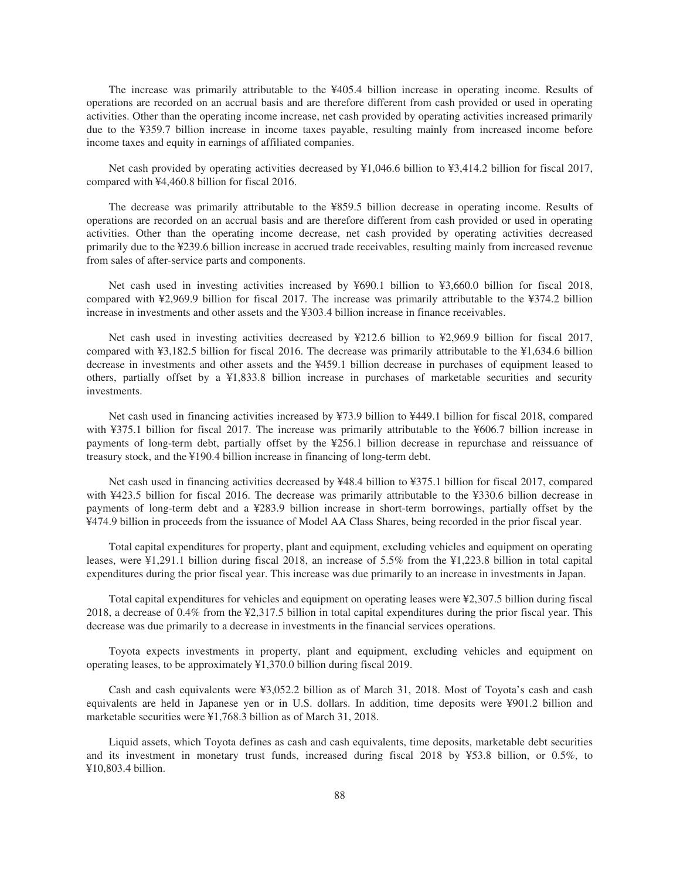The increase was primarily attributable to the ¥405.4 billion increase in operating income. Results of operations are recorded on an accrual basis and are therefore different from cash provided or used in operating activities. Other than the operating income increase, net cash provided by operating activities increased primarily due to the ¥359.7 billion increase in income taxes payable, resulting mainly from increased income before income taxes and equity in earnings of affiliated companies.

Net cash provided by operating activities decreased by ¥1,046.6 billion to ¥3,414.2 billion for fiscal 2017, compared with ¥4,460.8 billion for fiscal 2016.

The decrease was primarily attributable to the ¥859.5 billion decrease in operating income. Results of operations are recorded on an accrual basis and are therefore different from cash provided or used in operating activities. Other than the operating income decrease, net cash provided by operating activities decreased primarily due to the ¥239.6 billion increase in accrued trade receivables, resulting mainly from increased revenue from sales of after-service parts and components.

Net cash used in investing activities increased by ¥690.1 billion to ¥3,660.0 billion for fiscal 2018, compared with ¥2,969.9 billion for fiscal 2017. The increase was primarily attributable to the ¥374.2 billion increase in investments and other assets and the ¥303.4 billion increase in finance receivables.

Net cash used in investing activities decreased by ¥212.6 billion to ¥2,969.9 billion for fiscal 2017, compared with ¥3,182.5 billion for fiscal 2016. The decrease was primarily attributable to the ¥1,634.6 billion decrease in investments and other assets and the ¥459.1 billion decrease in purchases of equipment leased to others, partially offset by a ¥1,833.8 billion increase in purchases of marketable securities and security investments.

Net cash used in financing activities increased by ¥73.9 billion to ¥449.1 billion for fiscal 2018, compared with ¥375.1 billion for fiscal 2017. The increase was primarily attributable to the ¥606.7 billion increase in payments of long-term debt, partially offset by the ¥256.1 billion decrease in repurchase and reissuance of treasury stock, and the ¥190.4 billion increase in financing of long-term debt.

Net cash used in financing activities decreased by ¥48.4 billion to ¥375.1 billion for fiscal 2017, compared with ¥423.5 billion for fiscal 2016. The decrease was primarily attributable to the ¥330.6 billion decrease in payments of long-term debt and a ¥283.9 billion increase in short-term borrowings, partially offset by the ¥474.9 billion in proceeds from the issuance of Model AA Class Shares, being recorded in the prior fiscal year.

Total capital expenditures for property, plant and equipment, excluding vehicles and equipment on operating leases, were ¥1,291.1 billion during fiscal 2018, an increase of 5.5% from the ¥1,223.8 billion in total capital expenditures during the prior fiscal year. This increase was due primarily to an increase in investments in Japan.

Total capital expenditures for vehicles and equipment on operating leases were ¥2,307.5 billion during fiscal 2018, a decrease of 0.4% from the ¥2,317.5 billion in total capital expenditures during the prior fiscal year. This decrease was due primarily to a decrease in investments in the financial services operations.

Toyota expects investments in property, plant and equipment, excluding vehicles and equipment on operating leases, to be approximately ¥1,370.0 billion during fiscal 2019.

Cash and cash equivalents were ¥3,052.2 billion as of March 31, 2018. Most of Toyota's cash and cash equivalents are held in Japanese yen or in U.S. dollars. In addition, time deposits were ¥901.2 billion and marketable securities were ¥1,768.3 billion as of March 31, 2018.

Liquid assets, which Toyota defines as cash and cash equivalents, time deposits, marketable debt securities and its investment in monetary trust funds, increased during fiscal 2018 by ¥53.8 billion, or 0.5%, to ¥10,803.4 billion.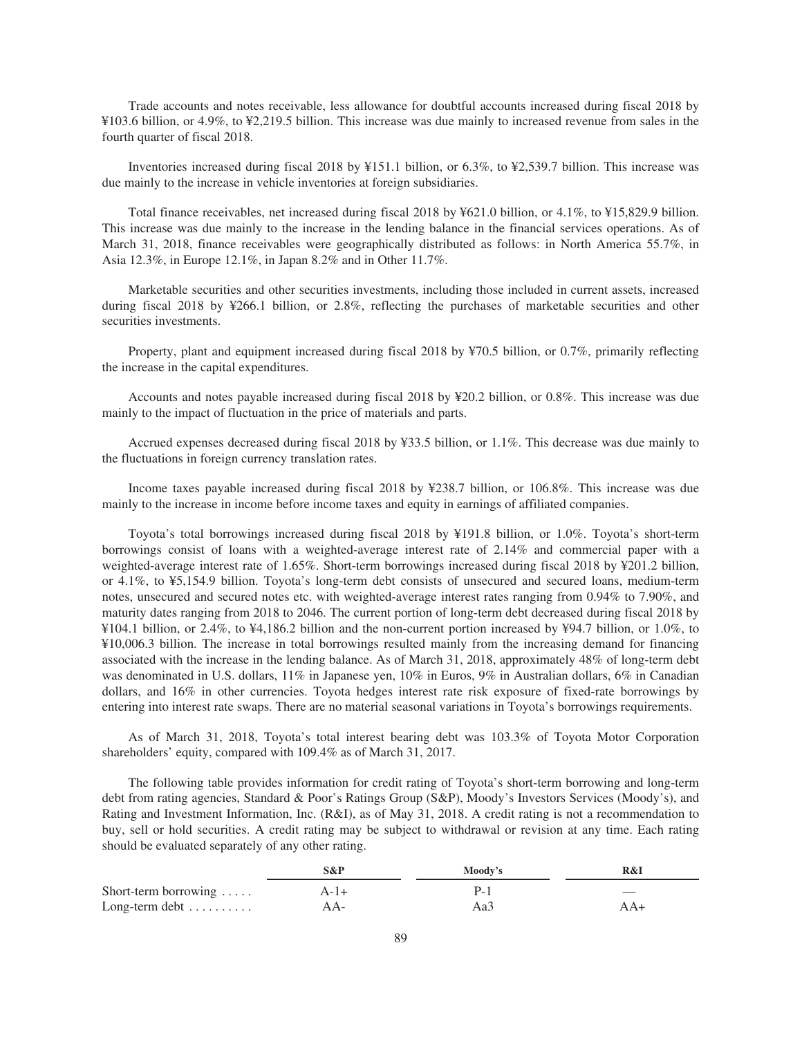Trade accounts and notes receivable, less allowance for doubtful accounts increased during fiscal 2018 by ¥103.6 billion, or 4.9%, to ¥2,219.5 billion. This increase was due mainly to increased revenue from sales in the fourth quarter of fiscal 2018.

Inventories increased during fiscal 2018 by ¥151.1 billion, or 6.3%, to ¥2,539.7 billion. This increase was due mainly to the increase in vehicle inventories at foreign subsidiaries.

Total finance receivables, net increased during fiscal 2018 by ¥621.0 billion, or 4.1%, to ¥15,829.9 billion. This increase was due mainly to the increase in the lending balance in the financial services operations. As of March 31, 2018, finance receivables were geographically distributed as follows: in North America 55.7%, in Asia 12.3%, in Europe 12.1%, in Japan 8.2% and in Other 11.7%.

Marketable securities and other securities investments, including those included in current assets, increased during fiscal 2018 by ¥266.1 billion, or 2.8%, reflecting the purchases of marketable securities and other securities investments.

Property, plant and equipment increased during fiscal 2018 by ¥70.5 billion, or 0.7%, primarily reflecting the increase in the capital expenditures.

Accounts and notes payable increased during fiscal 2018 by ¥20.2 billion, or 0.8%. This increase was due mainly to the impact of fluctuation in the price of materials and parts.

Accrued expenses decreased during fiscal 2018 by ¥33.5 billion, or 1.1%. This decrease was due mainly to the fluctuations in foreign currency translation rates.

Income taxes payable increased during fiscal 2018 by ¥238.7 billion, or 106.8%. This increase was due mainly to the increase in income before income taxes and equity in earnings of affiliated companies.

Toyota's total borrowings increased during fiscal 2018 by ¥191.8 billion, or 1.0%. Toyota's short-term borrowings consist of loans with a weighted-average interest rate of 2.14% and commercial paper with a weighted-average interest rate of 1.65%. Short-term borrowings increased during fiscal 2018 by ¥201.2 billion, or 4.1%, to ¥5,154.9 billion. Toyota's long-term debt consists of unsecured and secured loans, medium-term notes, unsecured and secured notes etc. with weighted-average interest rates ranging from 0.94% to 7.90%, and maturity dates ranging from 2018 to 2046. The current portion of long-term debt decreased during fiscal 2018 by ¥104.1 billion, or 2.4%, to ¥4,186.2 billion and the non-current portion increased by ¥94.7 billion, or 1.0%, to ¥10,006.3 billion. The increase in total borrowings resulted mainly from the increasing demand for financing associated with the increase in the lending balance. As of March 31, 2018, approximately 48% of long-term debt was denominated in U.S. dollars, 11% in Japanese yen, 10% in Euros, 9% in Australian dollars, 6% in Canadian dollars, and 16% in other currencies. Toyota hedges interest rate risk exposure of fixed-rate borrowings by entering into interest rate swaps. There are no material seasonal variations in Toyota's borrowings requirements.

As of March 31, 2018, Toyota's total interest bearing debt was 103.3% of Toyota Motor Corporation shareholders' equity, compared with 109.4% as of March 31, 2017.

The following table provides information for credit rating of Toyota's short-term borrowing and long-term debt from rating agencies, Standard & Poor's Ratings Group (S&P), Moody's Investors Services (Moody's), and Rating and Investment Information, Inc. (R&I), as of May 31, 2018. A credit rating is not a recommendation to buy, sell or hold securities. A credit rating may be subject to withdrawal or revision at any time. Each rating should be evaluated separately of any other rating.

| | S&P | Moody's | R&I |
|---|---|---|---|
| Short-term borrowing | A-1+ | P-1 | — |
| Long-term debt | AA- | Aa3 | AA+ |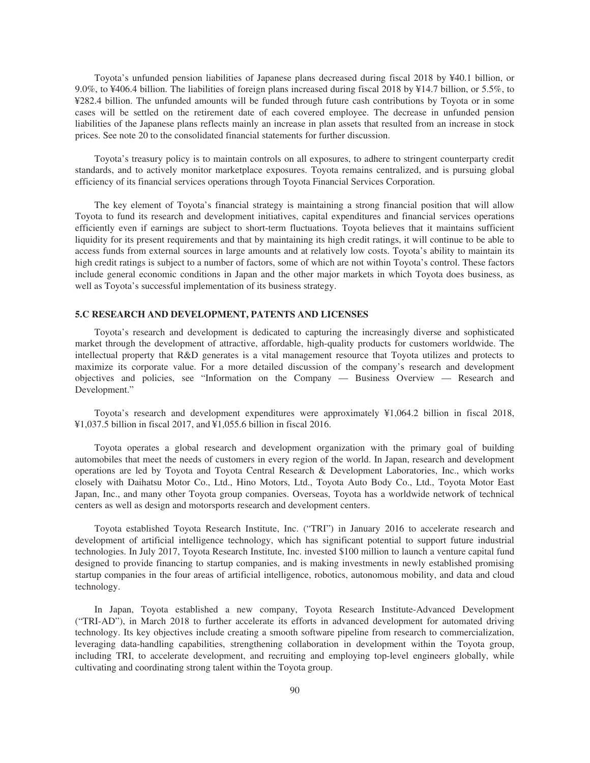Toyota's unfunded pension liabilities of Japanese plans decreased during fiscal 2018 by ¥40.1 billion, or 9.0%, to ¥406.4 billion. The liabilities of foreign plans increased during fiscal 2018 by ¥14.7 billion, or 5.5%, to ¥282.4 billion. The unfunded amounts will be funded through future cash contributions by Toyota or in some cases will be settled on the retirement date of each covered employee. The decrease in unfunded pension liabilities of the Japanese plans reflects mainly an increase in plan assets that resulted from an increase in stock prices. See note 20 to the consolidated financial statements for further discussion.

Toyota's treasury policy is to maintain controls on all exposures, to adhere to stringent counterparty credit standards, and to actively monitor marketplace exposures. Toyota remains centralized, and is pursuing global efficiency of its financial services operations through Toyota Financial Services Corporation.

The key element of Toyota's financial strategy is maintaining a strong financial position that will allow Toyota to fund its research and development initiatives, capital expenditures and financial services operations efficiently even if earnings are subject to short-term fluctuations. Toyota believes that it maintains sufficient liquidity for its present requirements and that by maintaining its high credit ratings, it will continue to be able to access funds from external sources in large amounts and at relatively low costs. Toyota's ability to maintain its high credit ratings is subject to a number of factors, some of which are not within Toyota's control. These factors include general economic conditions in Japan and the other major markets in which Toyota does business, as well as Toyota's successful implementation of its business strategy.

### 5.C RESEARCH AND DEVELOPMENT, PATENTS AND LICENSES

Toyota's research and development is dedicated to capturing the increasingly diverse and sophisticated market through the development of attractive, affordable, high-quality products for customers worldwide. The intellectual property that R&D generates is a vital management resource that Toyota utilizes and protects to maximize its corporate value. For a more detailed discussion of the company's research and development objectives and policies, see "Information on the Company — Business Overview — Research and Development."

Toyota's research and development expenditures were approximately ¥1,064.2 billion in fiscal 2018, ¥1,037.5 billion in fiscal 2017, and ¥1,055.6 billion in fiscal 2016.

Toyota operates a global research and development organization with the primary goal of building automobiles that meet the needs of customers in every region of the world. In Japan, research and development operations are led by Toyota and Toyota Central Research & Development Laboratories, Inc., which works closely with Daihatsu Motor Co., Ltd., Hino Motors, Ltd., Toyota Auto Body Co., Ltd., Toyota Motor East Japan, Inc., and many other Toyota group companies. Overseas, Toyota has a worldwide network of technical centers as well as design and motorsports research and development centers.

Toyota established Toyota Research Institute, Inc. ("TRI") in January 2016 to accelerate research and development of artificial intelligence technology, which has significant potential to support future industrial technologies. In July 2017, Toyota Research Institute, Inc. invested $100 million to launch a venture capital fund designed to provide financing to startup companies, and is making investments in newly established promising startup companies in the four areas of artificial intelligence, robotics, autonomous mobility, and data and cloud technology.

In Japan, Toyota established a new company, Toyota Research Institute-Advanced Development ("TRI-AD"), in March 2018 to further accelerate its efforts in advanced development for automated driving technology. Its key objectives include creating a smooth software pipeline from research to commercialization, leveraging data-handling capabilities, strengthening collaboration in development within the Toyota group, including TRI, to accelerate development, and recruiting and employing top-level engineers globally, while cultivating and coordinating strong talent within the Toyota group.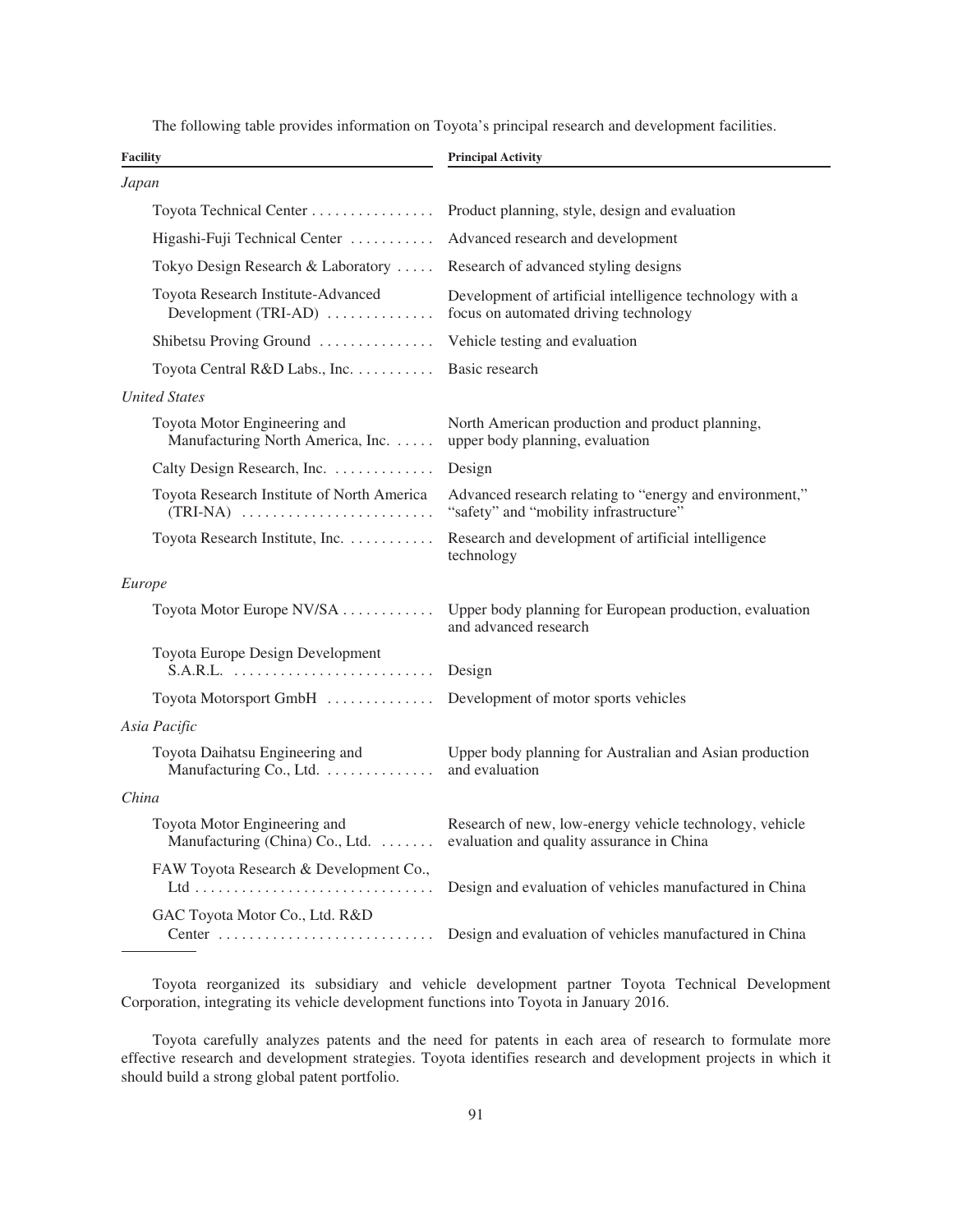The following table provides information on Toyota's principal research and development facilities.

| Facility | Principal Activity |
|---|---|
| *Japan* | |
| Toyota Technical Center | Product planning, style, design and evaluation |
| Higashi-Fuji Technical Center | Advanced research and development |
| Tokyo Design Research & Laboratory | Research of advanced styling designs |
| Toyota Research Institute-Advanced Development (TRI-AD) | Development of artificial intelligence technology with a focus on automated driving technology |
| Shibetsu Proving Ground | Vehicle testing and evaluation |
| Toyota Central R&D Labs., Inc. | Basic research |
| *United States* | |
| Toyota Motor Engineering and Manufacturing North America, Inc. | North American production and product planning, upper body planning, evaluation |
| Calty Design Research, Inc. | Design |
| Toyota Research Institute of North America (TRI-NA) | Advanced research relating to "energy and environment," "safety" and "mobility infrastructure" |
| Toyota Research Institute, Inc. | Research and development of artificial intelligence technology |
| *Europe* | |
| Toyota Motor Europe NV/SA | Upper body planning for European production, evaluation and advanced research |
| Toyota Europe Design Development S.A.R.L. | Design |
| Toyota Motorsport GmbH | Development of motor sports vehicles |
| *Asia Pacific* | |
| Toyota Daihatsu Engineering and Manufacturing Co., Ltd. | Upper body planning for Australian and Asian production and evaluation |
| *China* | |
| Toyota Motor Engineering and Manufacturing (China) Co., Ltd. | Research of new, low-energy vehicle technology, vehicle evaluation and quality assurance in China |
| FAW Toyota Research & Development Co., Ltd | Design and evaluation of vehicles manufactured in China |
| GAC Toyota Motor Co., Ltd. R&D Center | Design and evaluation of vehicles manufactured in China |

Toyota reorganized its subsidiary and vehicle development partner Toyota Technical Development Corporation, integrating its vehicle development functions into Toyota in January 2016.

Toyota carefully analyzes patents and the need for patents in each area of research to formulate more effective research and development strategies. Toyota identifies research and development projects in which it should build a strong global patent portfolio.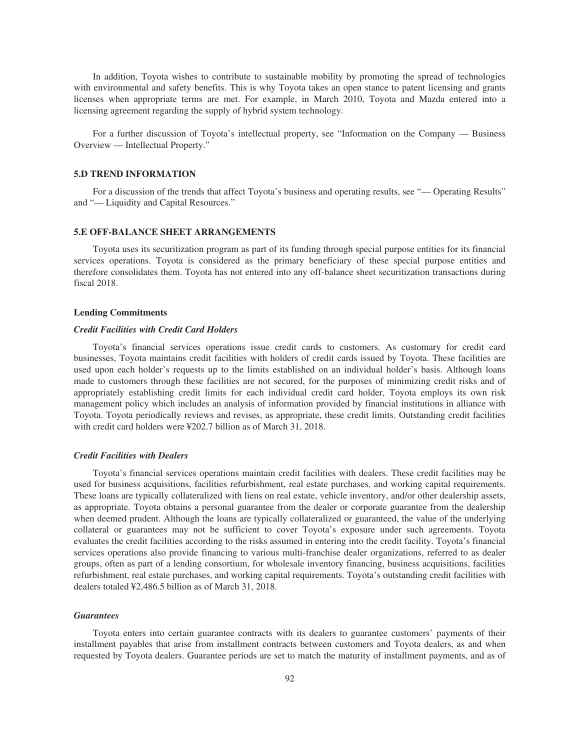In addition, Toyota wishes to contribute to sustainable mobility by promoting the spread of technologies with environmental and safety benefits. This is why Toyota takes an open stance to patent licensing and grants licenses when appropriate terms are met. For example, in March 2010, Toyota and Mazda entered into a licensing agreement regarding the supply of hybrid system technology.

For a further discussion of Toyota's intellectual property, see "Information on the Company — Business Overview — Intellectual Property."

## 5.D TREND INFORMATION

For a discussion of the trends that affect Toyota's business and operating results, see "— Operating Results" and "— Liquidity and Capital Resources."

## 5.E OFF-BALANCE SHEET ARRANGEMENTS

Toyota uses its securitization program as part of its funding through special purpose entities for its financial services operations. Toyota is considered as the primary beneficiary of these special purpose entities and therefore consolidates them. Toyota has not entered into any off-balance sheet securitization transactions during fiscal 2018.

### Lending Commitments

#### *Credit Facilities with Credit Card Holders*

Toyota's financial services operations issue credit cards to customers. As customary for credit card businesses, Toyota maintains credit facilities with holders of credit cards issued by Toyota. These facilities are used upon each holder's requests up to the limits established on an individual holder's basis. Although loans made to customers through these facilities are not secured, for the purposes of minimizing credit risks and of appropriately establishing credit limits for each individual credit card holder, Toyota employs its own risk management policy which includes an analysis of information provided by financial institutions in alliance with Toyota. Toyota periodically reviews and revises, as appropriate, these credit limits. Outstanding credit facilities with credit card holders were ¥202.7 billion as of March 31, 2018.

#### *Credit Facilities with Dealers*

Toyota's financial services operations maintain credit facilities with dealers. These credit facilities may be used for business acquisitions, facilities refurbishment, real estate purchases, and working capital requirements. These loans are typically collateralized with liens on real estate, vehicle inventory, and/or other dealership assets, as appropriate. Toyota obtains a personal guarantee from the dealer or corporate guarantee from the dealership when deemed prudent. Although the loans are typically collateralized or guaranteed, the value of the underlying collateral or guarantees may not be sufficient to cover Toyota's exposure under such agreements. Toyota evaluates the credit facilities according to the risks assumed in entering into the credit facility. Toyota's financial services operations also provide financing to various multi-franchise dealer organizations, referred to as dealer groups, often as part of a lending consortium, for wholesale inventory financing, business acquisitions, facilities refurbishment, real estate purchases, and working capital requirements. Toyota's outstanding credit facilities with dealers totaled ¥2,486.5 billion as of March 31, 2018.

#### *Guarantees*

Toyota enters into certain guarantee contracts with its dealers to guarantee customers' payments of their installment payables that arise from installment contracts between customers and Toyota dealers, as and when requested by Toyota dealers. Guarantee periods are set to match the maturity of installment payments, and as of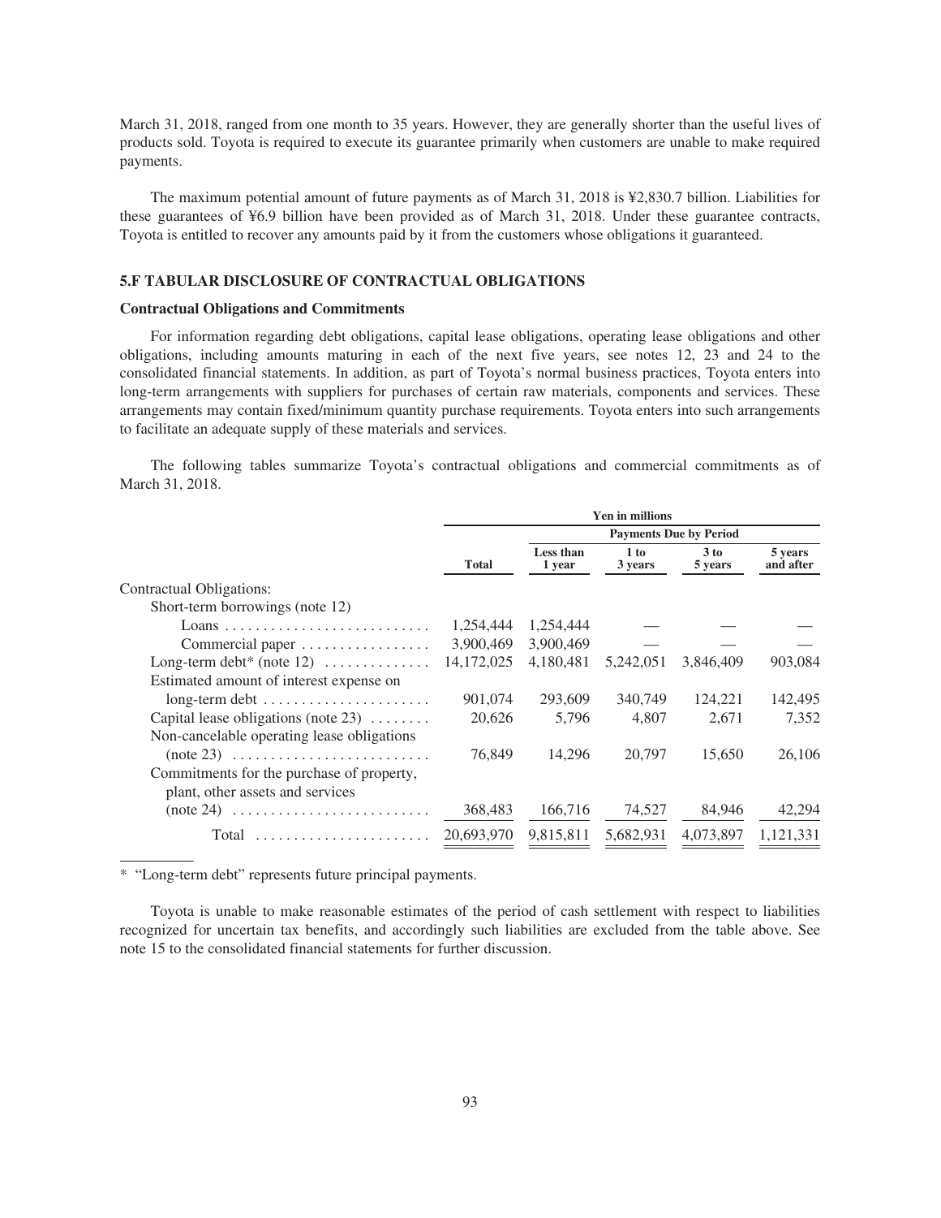March 31, 2018, ranged from one month to 35 years. However, they are generally shorter than the useful lives of products sold. Toyota is required to execute its guarantee primarily when customers are unable to make required payments.

The maximum potential amount of future payments as of March 31, 2018 is ¥2,830.7 billion. Liabilities for these guarantees of ¥6.9 billion have been provided as of March 31, 2018. Under these guarantee contracts, Toyota is entitled to recover any amounts paid by it from the customers whose obligations it guaranteed.

## 5.F TABULAR DISCLOSURE OF CONTRACTUAL OBLIGATIONS

### Contractual Obligations and Commitments

For information regarding debt obligations, capital lease obligations, operating lease obligations and other obligations, including amounts maturing in each of the next five years, see notes 12, 23 and 24 to the consolidated financial statements. In addition, as part of Toyota's normal business practices, Toyota enters into long-term arrangements with suppliers for purchases of certain raw materials, components and services. These arrangements may contain fixed/minimum quantity purchase requirements. Toyota enters into such arrangements to facilitate an adequate supply of these materials and services.

The following tables summarize Toyota's contractual obligations and commercial commitments as of March 31, 2018.

| | Yen in millions | | | | |
|---|---|---|---|---|---|
| | | Payments Due by Period | | | |
| | Total | Less than 1 year | 1 to 3 years | 3 to 5 years | 5 years and after |
| Contractual Obligations: | | | | | |
| Short-term borrowings (note 12) | | | | | |
| Loans | 1,254,444 | 1,254,444 | — | — | — |
| Commercial paper | 3,900,469 | 3,900,469 | — | — | — |
| Long-term debt* (note 12) | 14,172,025 | 4,180,481 | 5,242,051 | 3,846,409 | 903,084 |
| Estimated amount of interest expense on long-term debt | 901,074 | 293,609 | 340,749 | 124,221 | 142,495 |
| Capital lease obligations (note 23) | 20,626 | 5,796 | 4,807 | 2,671 | 7,352 |
| Non-cancelable operating lease obligations (note 23) | 76,849 | 14,296 | 20,797 | 15,650 | 26,106 |
| Commitments for the purchase of property, plant, other assets and services (note 24) | 368,483 | 166,716 | 74,527 | 84,946 | 42,294 |
| Total | 20,693,970 | 9,815,811 | 5,682,931 | 4,073,897 | 1,121,331 |

\* "Long-term debt" represents future principal payments.

Toyota is unable to make reasonable estimates of the period of cash settlement with respect to liabilities recognized for uncertain tax benefits, and accordingly such liabilities are excluded from the table above. See note 15 to the consolidated financial statements for further discussion.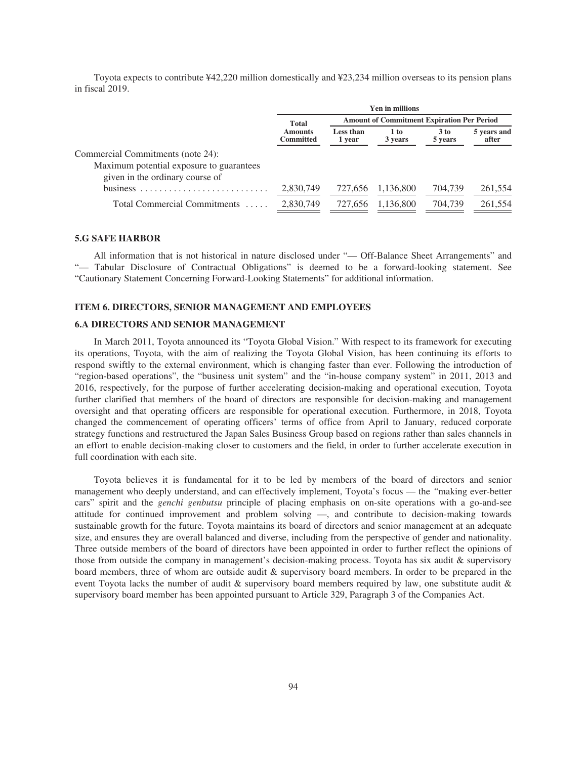Toyota expects to contribute ¥42,220 million domestically and ¥23,234 million overseas to its pension plans in fiscal 2019.

| | Yen in millions | | | | |
|---|---|---|---|---|---|
| | Total | Amount of Commitment Expiration Per Period | | | |
| | Amounts Committed | Less than 1 year | 1 to 3 years | 3 to 5 years | 5 years and after |
| Commercial Commitments (note 24): | | | | | |
| Maximum potential exposure to guarantees given in the ordinary course of business | 2,830,749 | 727,656 | 1,136,800 | 704,739 | 261,554 |
| Total Commercial Commitments | 2,830,749 | 727,656 | 1,136,800 | 704,739 | 261,554 |

### 5.G SAFE HARBOR

All information that is not historical in nature disclosed under "— Off-Balance Sheet Arrangements" and "— Tabular Disclosure of Contractual Obligations" is deemed to be a forward-looking statement. See "Cautionary Statement Concerning Forward-Looking Statements" for additional information.

## ITEM 6. DIRECTORS, SENIOR MANAGEMENT AND EMPLOYEES

### 6.A DIRECTORS AND SENIOR MANAGEMENT

In March 2011, Toyota announced its "Toyota Global Vision." With respect to its framework for executing its operations, Toyota, with the aim of realizing the Toyota Global Vision, has been continuing its efforts to respond swiftly to the external environment, which is changing faster than ever. Following the introduction of "region-based operations", the "business unit system" and the "in-house company system" in 2011, 2013 and 2016, respectively, for the purpose of further accelerating decision-making and operational execution, Toyota further clarified that members of the board of directors are responsible for decision-making and management oversight and that operating officers are responsible for operational execution. Furthermore, in 2018, Toyota changed the commencement of operating officers' terms of office from April to January, reduced corporate strategy functions and restructured the Japan Sales Business Group based on regions rather than sales channels in an effort to enable decision-making closer to customers and the field, in order to further accelerate execution in full coordination with each site.

Toyota believes it is fundamental for it to be led by members of the board of directors and senior management who deeply understand, and can effectively implement, Toyota's focus — the "making ever-better cars" spirit and the *genchi genbutsu* principle of placing emphasis on on-site operations with a go-and-see attitude for continued improvement and problem solving —, and contribute to decision-making towards sustainable growth for the future. Toyota maintains its board of directors and senior management at an adequate size, and ensures they are overall balanced and diverse, including from the perspective of gender and nationality. Three outside members of the board of directors have been appointed in order to further reflect the opinions of those from outside the company in management's decision-making process. Toyota has six audit & supervisory board members, three of whom are outside audit & supervisory board members. In order to be prepared in the event Toyota lacks the number of audit & supervisory board members required by law, one substitute audit & supervisory board member has been appointed pursuant to Article 329, Paragraph 3 of the Companies Act.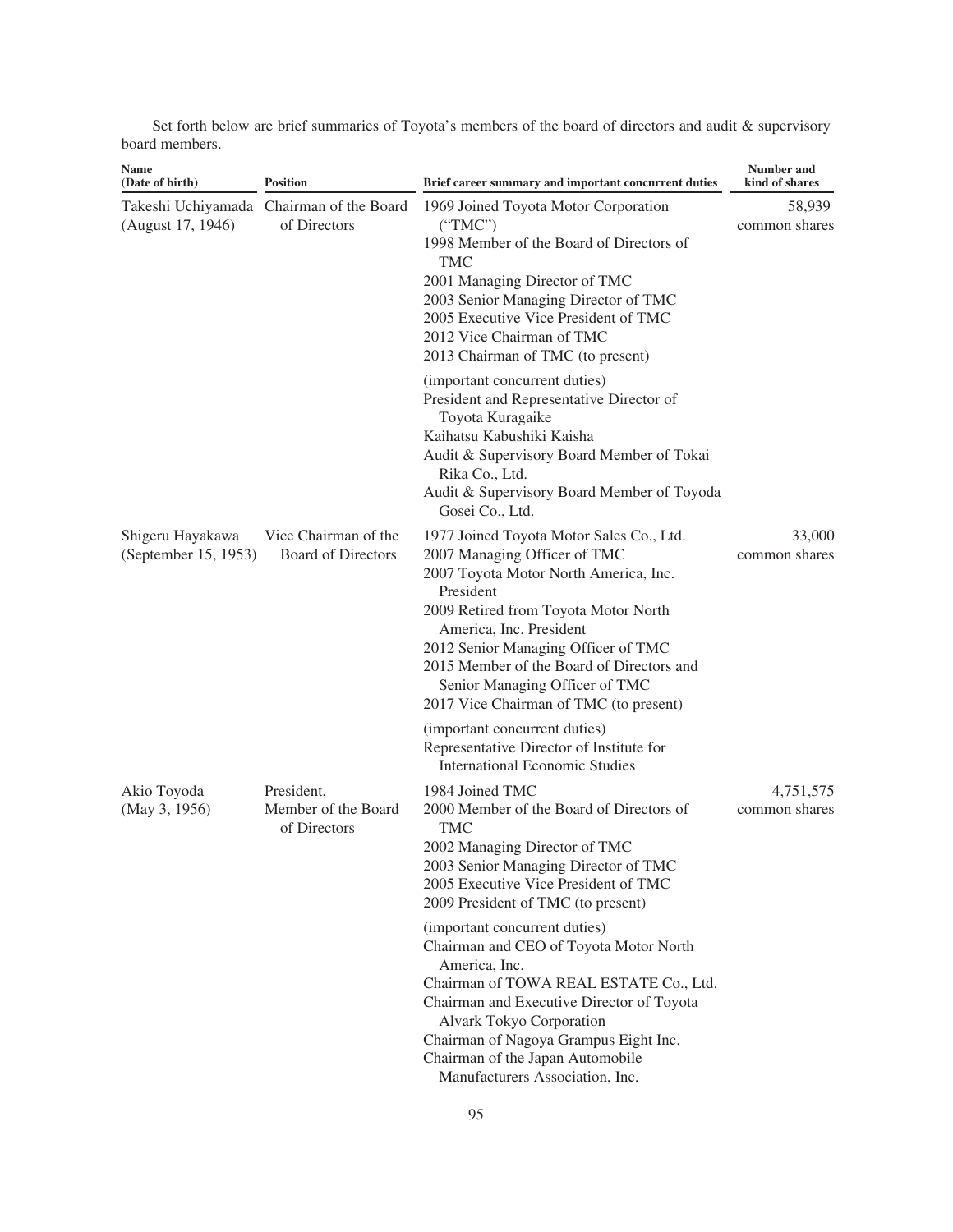Set forth below are brief summaries of Toyota's members of the board of directors and audit & supervisory board members.

| Name (Date of birth) | Position | Brief career summary and important concurrent duties | Number and kind of shares |
|---|---|---|---|
| Takeshi Uchiyamada (August 17, 1946) | Chairman of the Board of Directors | 1969 Joined Toyota Motor Corporation ("TMC")<br>1998 Member of the Board of Directors of TMC<br>2001 Managing Director of TMC<br>2003 Senior Managing Director of TMC<br>2005 Executive Vice President of TMC<br>2012 Vice Chairman of TMC<br>2013 Chairman of TMC (to present)<br><br>(important concurrent duties)<br>President and Representative Director of Toyota Kuragaike<br>Kaihatsu Kabushiki Kaisha<br>Audit & Supervisory Board Member of Tokai Rika Co., Ltd.<br>Audit & Supervisory Board Member of Toyoda Gosei Co., Ltd. | 58,939 common shares |
| Shigeru Hayakawa (September 15, 1953) | Vice Chairman of the Board of Directors | 1977 Joined Toyota Motor Sales Co., Ltd.<br>2007 Managing Officer of TMC<br>2007 Toyota Motor North America, Inc. President<br>2009 Retired from Toyota Motor North America, Inc. President<br>2012 Senior Managing Officer of TMC<br>2015 Member of the Board of Directors and Senior Managing Officer of TMC<br>2017 Vice Chairman of TMC (to present)<br><br>(important concurrent duties)<br>Representative Director of Institute for International Economic Studies | 33,000 common shares |
| Akio Toyoda (May 3, 1956) | President, Member of the Board of Directors | 1984 Joined TMC<br>2000 Member of the Board of Directors of TMC<br>2002 Managing Director of TMC<br>2003 Senior Managing Director of TMC<br>2005 Executive Vice President of TMC<br>2009 President of TMC (to present)<br><br>(important concurrent duties)<br>Chairman and CEO of Toyota Motor North America, Inc.<br>Chairman of TOWA REAL ESTATE Co., Ltd.<br>Chairman and Executive Director of Toyota Alvark Tokyo Corporation<br>Chairman of Nagoya Grampus Eight Inc.<br>Chairman of the Japan Automobile Manufacturers Association, Inc. | 4,751,575 common shares |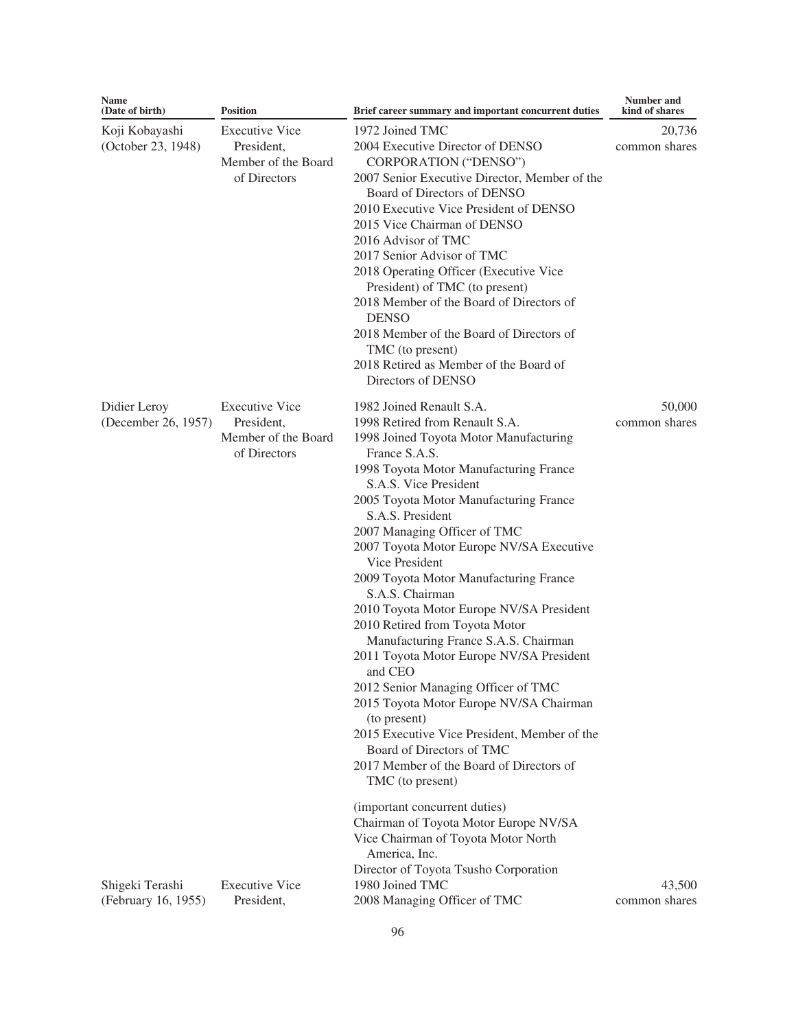| Name (Date of birth) | Position | Brief career summary and important concurrent duties | Number and kind of shares |
|---|---|---|---|
| Koji Kobayashi (October 23, 1948) | Executive Vice President, Member of the Board of Directors | 1972 Joined TMC<br>2004 Executive Director of DENSO CORPORATION ("DENSO")<br>2007 Senior Executive Director, Member of the Board of Directors of DENSO<br>2010 Executive Vice President of DENSO<br>2015 Vice Chairman of DENSO<br>2016 Advisor of TMC<br>2017 Senior Advisor of TMC<br>2018 Operating Officer (Executive Vice President) of TMC (to present)<br>2018 Member of the Board of Directors of DENSO<br>2018 Member of the Board of Directors of TMC (to present)<br>2018 Retired as Member of the Board of Directors of DENSO | 20,736 common shares |
| Didier Leroy (December 26, 1957) | Executive Vice President, Member of the Board of Directors | 1982 Joined Renault S.A.<br>1998 Retired from Renault S.A.<br>1998 Joined Toyota Motor Manufacturing France S.A.S.<br>1998 Toyota Motor Manufacturing France S.A.S. Vice President<br>2005 Toyota Motor Manufacturing France S.A.S. President<br>2007 Managing Officer of TMC<br>2007 Toyota Motor Europe NV/SA Executive Vice President<br>2009 Toyota Motor Manufacturing France S.A.S. Chairman<br>2010 Toyota Motor Europe NV/SA President<br>2010 Retired from Toyota Motor Manufacturing France S.A.S. Chairman<br>2011 Toyota Motor Europe NV/SA President and CEO<br>2012 Senior Managing Officer of TMC<br>2015 Toyota Motor Europe NV/SA Chairman (to present)<br>2015 Executive Vice President, Member of the Board of Directors of TMC<br>2017 Member of the Board of Directors of TMC (to present)<br><br>(important concurrent duties)<br>Chairman of Toyota Motor Europe NV/SA<br>Vice Chairman of Toyota Motor North America, Inc.<br>Director of Toyota Tsusho Corporation | 50,000 common shares |
| Shigeki Terashi (February 16, 1955) | Executive Vice President, | 1980 Joined TMC<br>2008 Managing Officer of TMC | 43,500 common shares |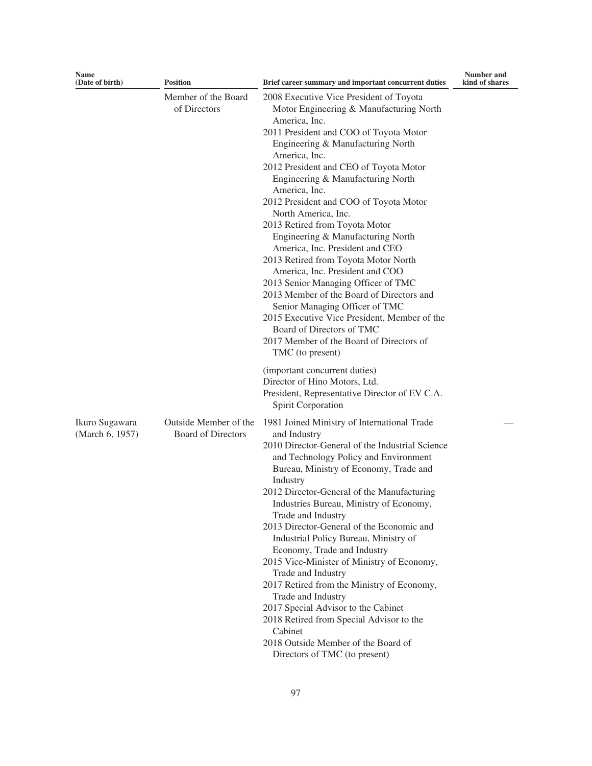| Name (Date of birth) | Position | Brief career summary and important concurrent duties | Number and kind of shares |
|---|---|---|---|
| | Member of the Board of Directors | 2008 Executive Vice President of Toyota Motor Engineering & Manufacturing North America, Inc.<br>2011 President and COO of Toyota Motor Engineering & Manufacturing North America, Inc.<br>2012 President and CEO of Toyota Motor Engineering & Manufacturing North America, Inc.<br>2012 President and COO of Toyota Motor North America, Inc.<br>2013 Retired from Toyota Motor Engineering & Manufacturing North America, Inc. President and CEO<br>2013 Retired from Toyota Motor North America, Inc. President and COO<br>2013 Senior Managing Officer of TMC<br>2013 Member of the Board of Directors and Senior Managing Officer of TMC<br>2015 Executive Vice President, Member of the Board of Directors of TMC<br>2017 Member of the Board of Directors of TMC (to present)<br><br>(important concurrent duties)<br>Director of Hino Motors, Ltd.<br>President, Representative Director of EV C.A. Spirit Corporation | |
| Ikuro Sugawara (March 6, 1957) | Outside Member of the Board of Directors | 1981 Joined Ministry of International Trade and Industry<br>2010 Director-General of the Industrial Science and Technology Policy and Environment Bureau, Ministry of Economy, Trade and Industry<br>2012 Director-General of the Manufacturing Industries Bureau, Ministry of Economy, Trade and Industry<br>2013 Director-General of the Economic and Industrial Policy Bureau, Ministry of Economy, Trade and Industry<br>2015 Vice-Minister of Ministry of Economy, Trade and Industry<br>2017 Retired from the Ministry of Economy, Trade and Industry<br>2017 Special Advisor to the Cabinet<br>2018 Retired from Special Advisor to the Cabinet<br>2018 Outside Member of the Board of Directors of TMC (to present) | — |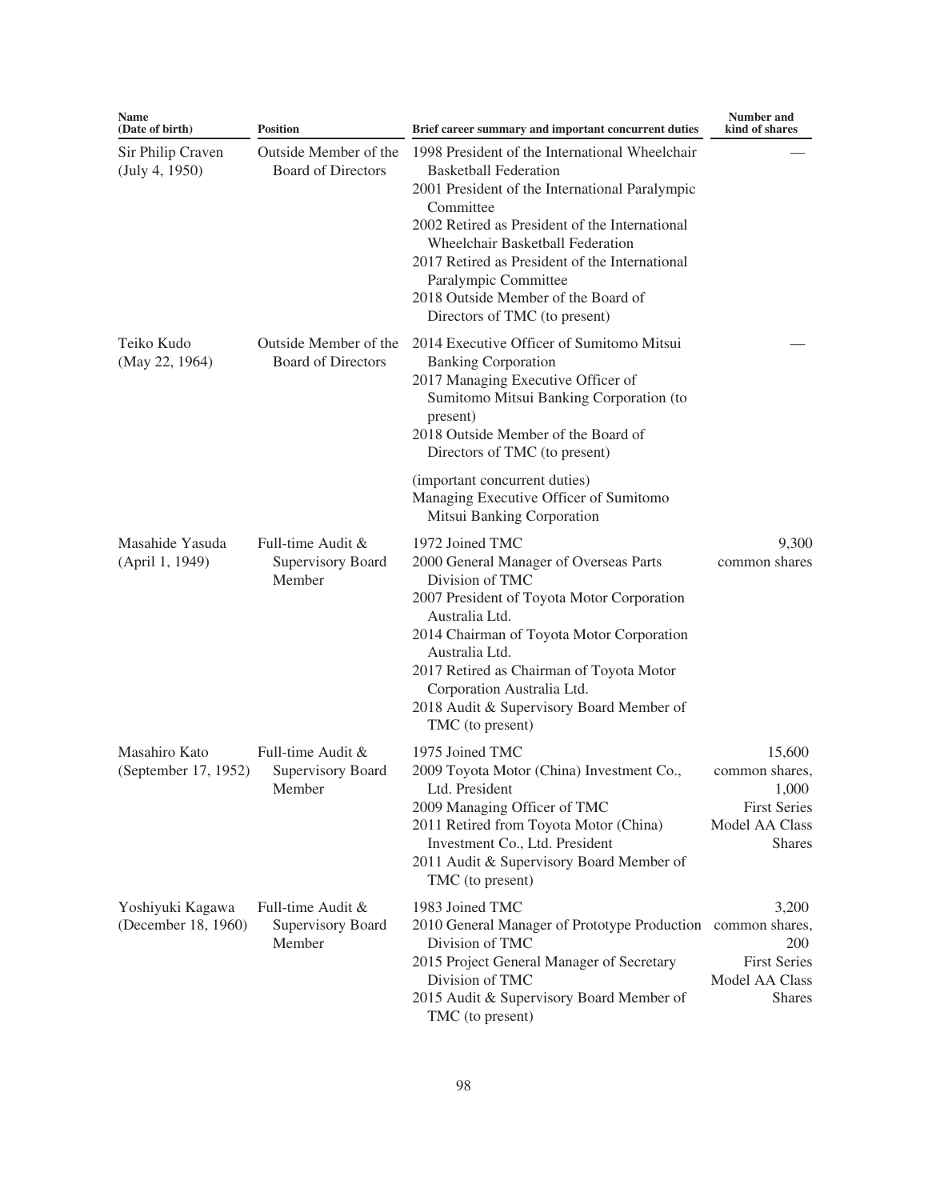| Name (Date of birth) | Position | Brief career summary and important concurrent duties | Number and kind of shares |
|---|---|---|---|
| Sir Philip Craven (July 4, 1950) | Outside Member of the Board of Directors | 1998 President of the International Wheelchair Basketball Federation<br>2001 President of the International Paralympic Committee<br>2002 Retired as President of the International Wheelchair Basketball Federation<br>2017 Retired as President of the International Paralympic Committee<br>2018 Outside Member of the Board of Directors of TMC (to present) | — |
| Teiko Kudo (May 22, 1964) | Outside Member of the Board of Directors | 2014 Executive Officer of Sumitomo Mitsui Banking Corporation<br>2017 Managing Executive Officer of Sumitomo Mitsui Banking Corporation (to present)<br>2018 Outside Member of the Board of Directors of TMC (to present)<br><br>(important concurrent duties)<br>Managing Executive Officer of Sumitomo Mitsui Banking Corporation | — |
| Masahide Yasuda (April 1, 1949) | Full-time Audit & Supervisory Board Member | 1972 Joined TMC<br>2000 General Manager of Overseas Parts Division of TMC<br>2007 President of Toyota Motor Corporation Australia Ltd.<br>2014 Chairman of Toyota Motor Corporation Australia Ltd.<br>2017 Retired as Chairman of Toyota Motor Corporation Australia Ltd.<br>2018 Audit & Supervisory Board Member of TMC (to present) | 9,300 common shares |
| Masahiro Kato (September 17, 1952) | Full-time Audit & Supervisory Board Member | 1975 Joined TMC<br>2009 Toyota Motor (China) Investment Co., Ltd. President<br>2009 Managing Officer of TMC<br>2011 Retired from Toyota Motor (China) Investment Co., Ltd. President<br>2011 Audit & Supervisory Board Member of TMC (to present) | 15,600 common shares, 1,000 First Series Model AA Class Shares |
| Yoshiyuki Kagawa (December 18, 1960) | Full-time Audit & Supervisory Board Member | 1983 Joined TMC<br>2010 General Manager of Prototype Production Division of TMC<br>2015 Project General Manager of Secretary Division of TMC<br>2015 Audit & Supervisory Board Member of TMC (to present) | 3,200 common shares, 200 First Series Model AA Class Shares |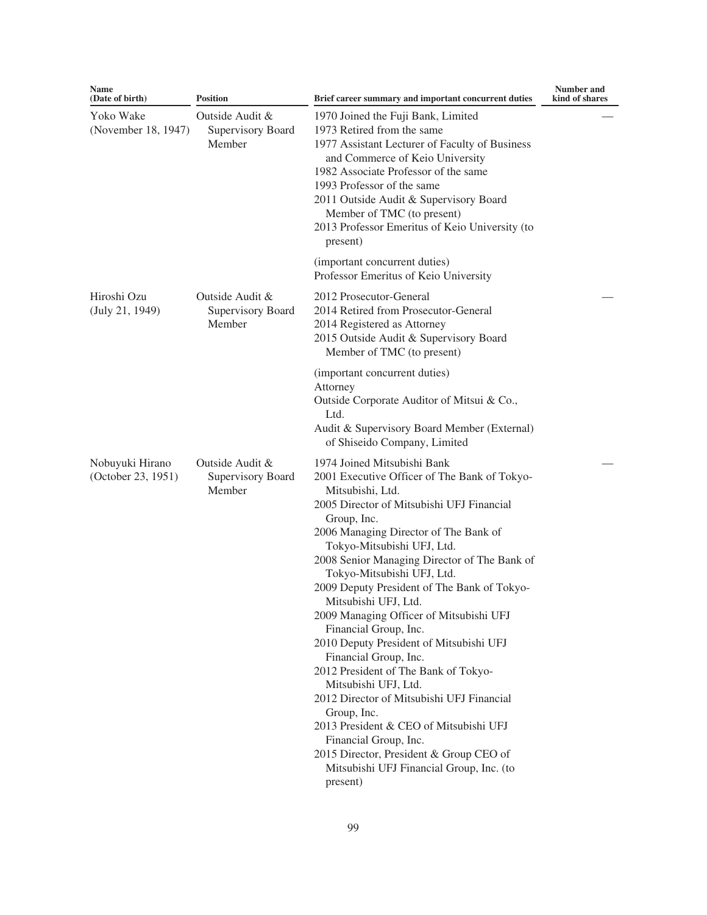| Name (Date of birth) | Position | Brief career summary and important concurrent duties | Number and kind of shares |
|---|---|---|---|
| Yoko Wake (November 18, 1947) | Outside Audit & Supervisory Board Member | 1970 Joined the Fuji Bank, Limited<br>1973 Retired from the same<br>1977 Assistant Lecturer of Faculty of Business and Commerce of Keio University<br>1982 Associate Professor of the same<br>1993 Professor of the same<br>2011 Outside Audit & Supervisory Board Member of TMC (to present)<br>2013 Professor Emeritus of Keio University (to present)<br><br>(important concurrent duties)<br>Professor Emeritus of Keio University | — |
| Hiroshi Ozu (July 21, 1949) | Outside Audit & Supervisory Board Member | 2012 Prosecutor-General<br>2014 Retired from Prosecutor-General<br>2014 Registered as Attorney<br>2015 Outside Audit & Supervisory Board Member of TMC (to present)<br><br>(important concurrent duties)<br>Attorney<br>Outside Corporate Auditor of Mitsui & Co., Ltd.<br>Audit & Supervisory Board Member (External) of Shiseido Company, Limited | — |
| Nobuyuki Hirano (October 23, 1951) | Outside Audit & Supervisory Board Member | 1974 Joined Mitsubishi Bank<br>2001 Executive Officer of The Bank of Tokyo-Mitsubishi, Ltd.<br>2005 Director of Mitsubishi UFJ Financial Group, Inc.<br>2006 Managing Director of The Bank of Tokyo-Mitsubishi UFJ, Ltd.<br>2008 Senior Managing Director of The Bank of Tokyo-Mitsubishi UFJ, Ltd.<br>2009 Deputy President of The Bank of Tokyo-Mitsubishi UFJ, Ltd.<br>2009 Managing Officer of Mitsubishi UFJ Financial Group, Inc.<br>2010 Deputy President of Mitsubishi UFJ Financial Group, Inc.<br>2012 President of The Bank of Tokyo-Mitsubishi UFJ, Ltd.<br>2012 Director of Mitsubishi UFJ Financial Group, Inc.<br>2013 President & CEO of Mitsubishi UFJ Financial Group, Inc.<br>2015 Director, President & Group CEO of Mitsubishi UFJ Financial Group, Inc. (to present) | — |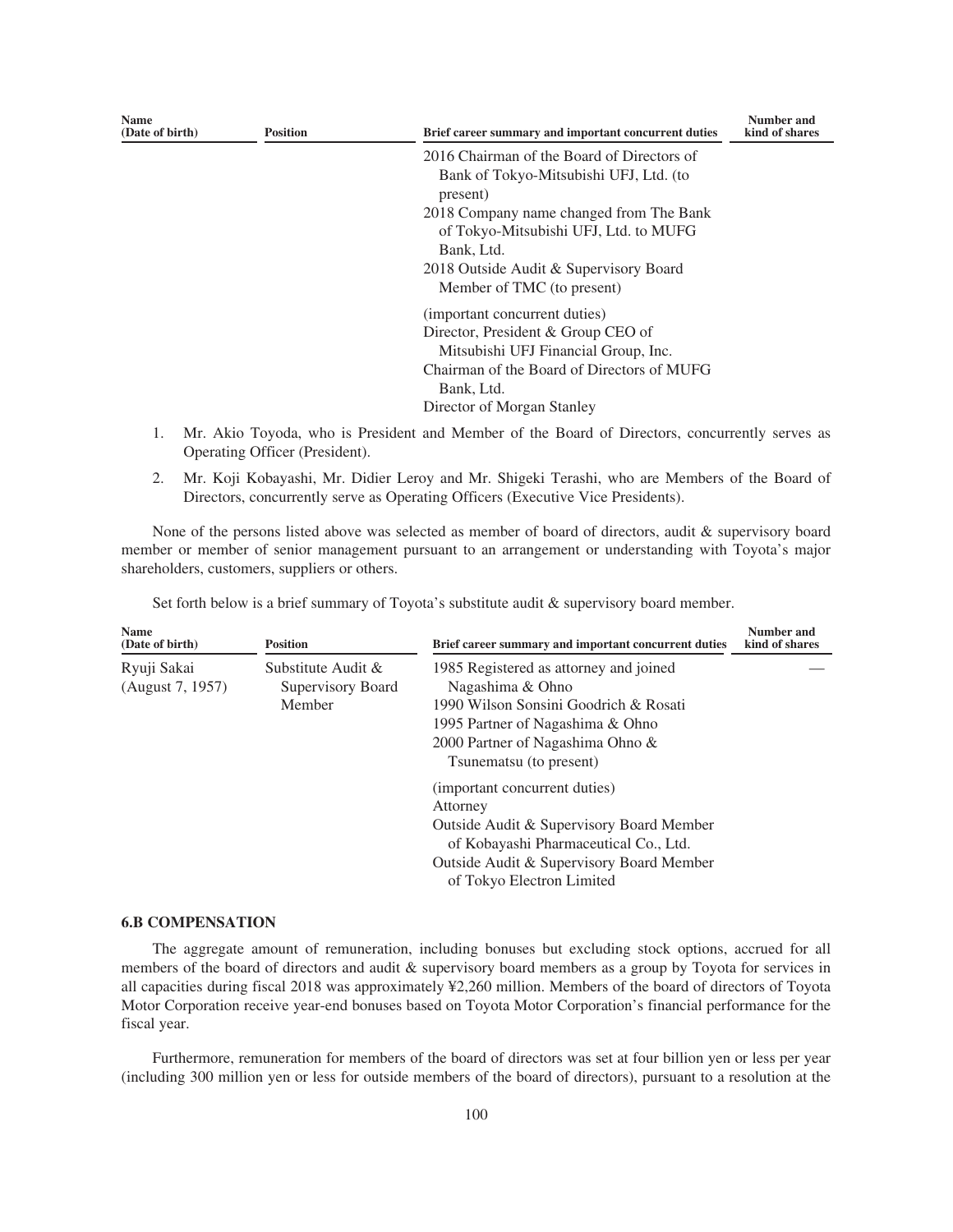| Name (Date of birth) | Position | Brief career summary and important concurrent duties | Number and kind of shares |
|---|---|---|---|
| | | 2016 Chairman of the Board of Directors of Bank of Tokyo-Mitsubishi UFJ, Ltd. (to present)<br>2018 Company name changed from The Bank of Tokyo-Mitsubishi UFJ, Ltd. to MUFG Bank, Ltd.<br>2018 Outside Audit & Supervisory Board Member of TMC (to present)<br><br>(important concurrent duties)<br>Director, President & Group CEO of Mitsubishi UFJ Financial Group, Inc.<br>Chairman of the Board of Directors of MUFG Bank, Ltd.<br>Director of Morgan Stanley | |

1. Mr. Akio Toyoda, who is President and Member of the Board of Directors, concurrently serves as Operating Officer (President).
2. Mr. Koji Kobayashi, Mr. Didier Leroy and Mr. Shigeki Terashi, who are Members of the Board of Directors, concurrently serve as Operating Officers (Executive Vice Presidents).

None of the persons listed above was selected as member of board of directors, audit & supervisory board member or member of senior management pursuant to an arrangement or understanding with Toyota's major shareholders, customers, suppliers or others.

Set forth below is a brief summary of Toyota's substitute audit & supervisory board member.

| Name (Date of birth) | Position | Brief career summary and important concurrent duties | Number and kind of shares |
|---|---|---|---|
| Ryuji Sakai (August 7, 1957) | Substitute Audit & Supervisory Board Member | 1985 Registered as attorney and joined Nagashima & Ohno<br>1990 Wilson Sonsini Goodrich & Rosati<br>1995 Partner of Nagashima & Ohno<br>2000 Partner of Nagashima Ohno & Tsunematsu (to present)<br><br>(important concurrent duties)<br>Attorney<br>Outside Audit & Supervisory Board Member of Kobayashi Pharmaceutical Co., Ltd.<br>Outside Audit & Supervisory Board Member of Tokyo Electron Limited | — |

### 6.B COMPENSATION

The aggregate amount of remuneration, including bonuses but excluding stock options, accrued for all members of the board of directors and audit & supervisory board members as a group by Toyota for services in all capacities during fiscal 2018 was approximately ¥2,260 million. Members of the board of directors of Toyota Motor Corporation receive year-end bonuses based on Toyota Motor Corporation's financial performance for the fiscal year.

Furthermore, remuneration for members of the board of directors was set at four billion yen or less per year (including 300 million yen or less for outside members of the board of directors), pursuant to a resolution at the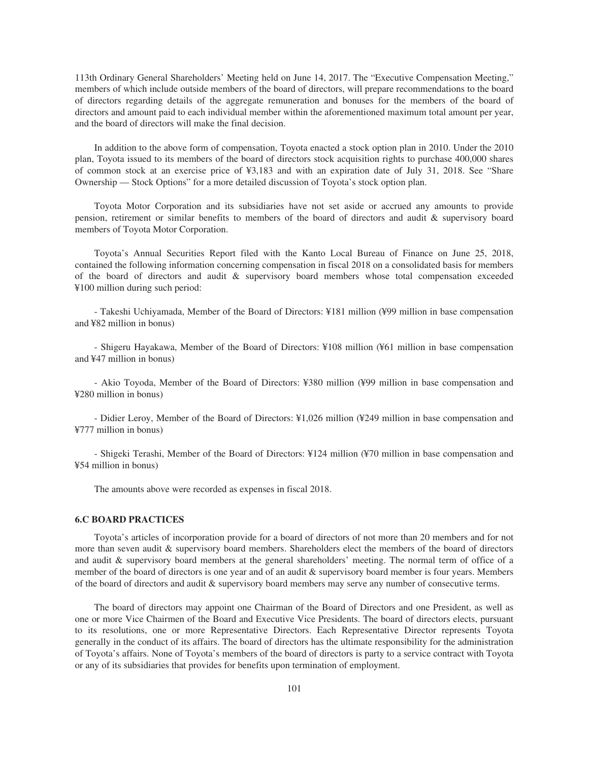113th Ordinary General Shareholders' Meeting held on June 14, 2017. The "Executive Compensation Meeting," members of which include outside members of the board of directors, will prepare recommendations to the board of directors regarding details of the aggregate remuneration and bonuses for the members of the board of directors and amount paid to each individual member within the aforementioned maximum total amount per year, and the board of directors will make the final decision.

In addition to the above form of compensation, Toyota enacted a stock option plan in 2010. Under the 2010 plan, Toyota issued to its members of the board of directors stock acquisition rights to purchase 400,000 shares of common stock at an exercise price of ¥3,183 and with an expiration date of July 31, 2018. See "Share Ownership — Stock Options" for a more detailed discussion of Toyota's stock option plan.

Toyota Motor Corporation and its subsidiaries have not set aside or accrued any amounts to provide pension, retirement or similar benefits to members of the board of directors and audit & supervisory board members of Toyota Motor Corporation.

Toyota's Annual Securities Report filed with the Kanto Local Bureau of Finance on June 25, 2018, contained the following information concerning compensation in fiscal 2018 on a consolidated basis for members of the board of directors and audit & supervisory board members whose total compensation exceeded ¥100 million during such period:

- Takeshi Uchiyamada, Member of the Board of Directors: ¥181 million (¥99 million in base compensation and ¥82 million in bonus)

- Shigeru Hayakawa, Member of the Board of Directors: ¥108 million (¥61 million in base compensation and ¥47 million in bonus)

- Akio Toyoda, Member of the Board of Directors: ¥380 million (¥99 million in base compensation and ¥280 million in bonus)

- Didier Leroy, Member of the Board of Directors: ¥1,026 million (¥249 million in base compensation and ¥777 million in bonus)

- Shigeki Terashi, Member of the Board of Directors: ¥124 million (¥70 million in base compensation and ¥54 million in bonus)

The amounts above were recorded as expenses in fiscal 2018.

### 6.C BOARD PRACTICES

Toyota's articles of incorporation provide for a board of directors of not more than 20 members and for not more than seven audit & supervisory board members. Shareholders elect the members of the board of directors and audit & supervisory board members at the general shareholders' meeting. The normal term of office of a member of the board of directors is one year and of an audit & supervisory board member is four years. Members of the board of directors and audit & supervisory board members may serve any number of consecutive terms.

The board of directors may appoint one Chairman of the Board of Directors and one President, as well as one or more Vice Chairmen of the Board and Executive Vice Presidents. The board of directors elects, pursuant to its resolutions, one or more Representative Directors. Each Representative Director represents Toyota generally in the conduct of its affairs. The board of directors has the ultimate responsibility for the administration of Toyota's affairs. None of Toyota's members of the board of directors is party to a service contract with Toyota or any of its subsidiaries that provides for benefits upon termination of employment.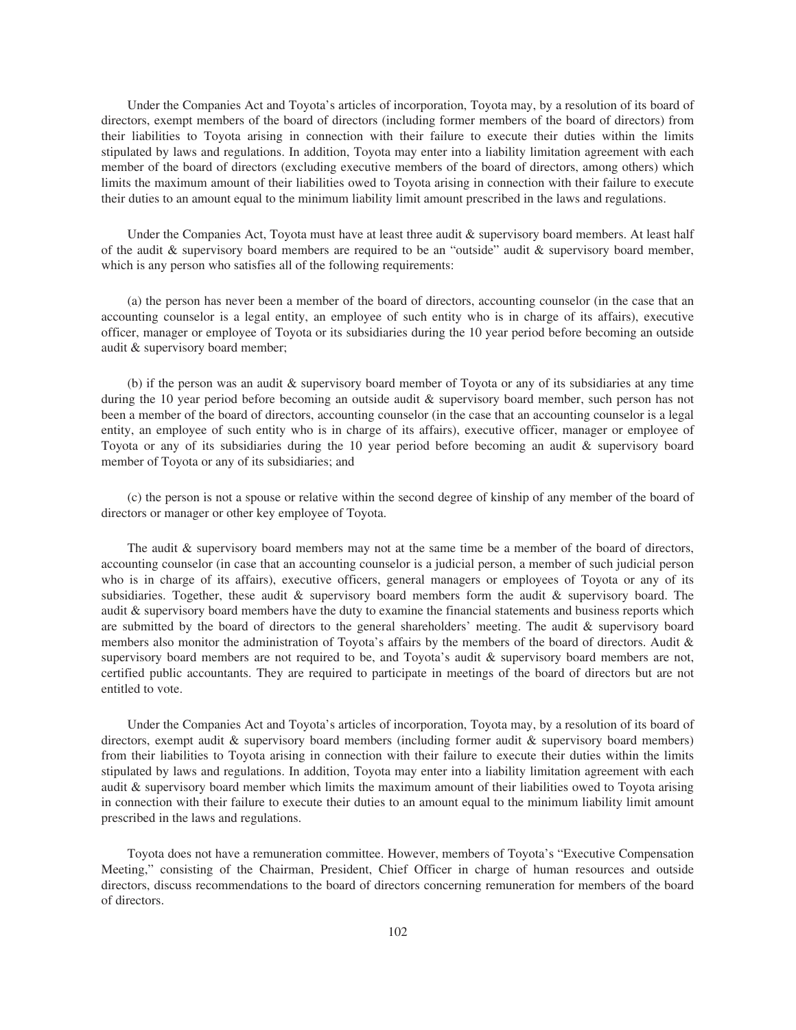Under the Companies Act and Toyota's articles of incorporation, Toyota may, by a resolution of its board of directors, exempt members of the board of directors (including former members of the board of directors) from their liabilities to Toyota arising in connection with their failure to execute their duties within the limits stipulated by laws and regulations. In addition, Toyota may enter into a liability limitation agreement with each member of the board of directors (excluding executive members of the board of directors, among others) which limits the maximum amount of their liabilities owed to Toyota arising in connection with their failure to execute their duties to an amount equal to the minimum liability limit amount prescribed in the laws and regulations.

Under the Companies Act, Toyota must have at least three audit & supervisory board members. At least half of the audit & supervisory board members are required to be an "outside" audit & supervisory board member, which is any person who satisfies all of the following requirements:

(a) the person has never been a member of the board of directors, accounting counselor (in the case that an accounting counselor is a legal entity, an employee of such entity who is in charge of its affairs), executive officer, manager or employee of Toyota or its subsidiaries during the 10 year period before becoming an outside audit & supervisory board member;

(b) if the person was an audit & supervisory board member of Toyota or any of its subsidiaries at any time during the 10 year period before becoming an outside audit & supervisory board member, such person has not been a member of the board of directors, accounting counselor (in the case that an accounting counselor is a legal entity, an employee of such entity who is in charge of its affairs), executive officer, manager or employee of Toyota or any of its subsidiaries during the 10 year period before becoming an audit & supervisory board member of Toyota or any of its subsidiaries; and

(c) the person is not a spouse or relative within the second degree of kinship of any member of the board of directors or manager or other key employee of Toyota.

The audit & supervisory board members may not at the same time be a member of the board of directors, accounting counselor (in case that an accounting counselor is a judicial person, a member of such judicial person who is in charge of its affairs), executive officers, general managers or employees of Toyota or any of its subsidiaries. Together, these audit & supervisory board members form the audit & supervisory board. The audit & supervisory board members have the duty to examine the financial statements and business reports which are submitted by the board of directors to the general shareholders' meeting. The audit & supervisory board members also monitor the administration of Toyota's affairs by the members of the board of directors. Audit & supervisory board members are not required to be, and Toyota's audit & supervisory board members are not, certified public accountants. They are required to participate in meetings of the board of directors but are not entitled to vote.

Under the Companies Act and Toyota's articles of incorporation, Toyota may, by a resolution of its board of directors, exempt audit & supervisory board members (including former audit & supervisory board members) from their liabilities to Toyota arising in connection with their failure to execute their duties within the limits stipulated by laws and regulations. In addition, Toyota may enter into a liability limitation agreement with each audit & supervisory board member which limits the maximum amount of their liabilities owed to Toyota arising in connection with their failure to execute their duties to an amount equal to the minimum liability limit amount prescribed in the laws and regulations.

Toyota does not have a remuneration committee. However, members of Toyota's "Executive Compensation Meeting," consisting of the Chairman, President, Chief Officer in charge of human resources and outside directors, discuss recommendations to the board of directors concerning remuneration for members of the board of directors.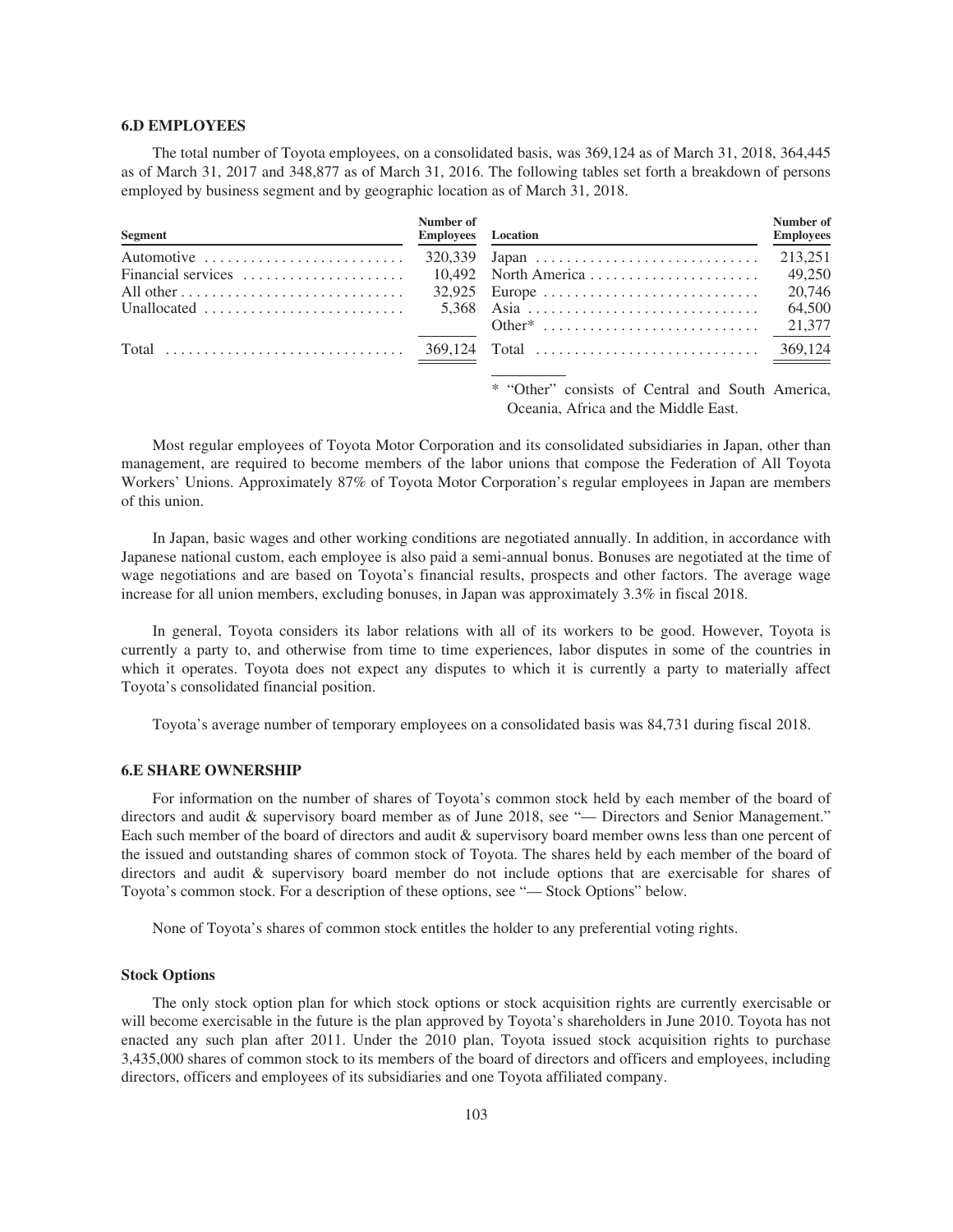## 6.D EMPLOYEES

The total number of Toyota employees, on a consolidated basis, was 369,124 as of March 31, 2018, 364,445 as of March 31, 2017 and 348,877 as of March 31, 2016. The following tables set forth a breakdown of persons employed by business segment and by geographic location as of March 31, 2018.

| Segment | Number of Employees |
|---|---|
| Automotive | 320,339 |
| Financial services | 10,492 |
| All other | 32,925 |
| Unallocated | 5,368 |
| Total | 369,124 |

| Location | Number of Employees |
|---|---|
| Japan | 213,251 |
| North America | 49,250 |
| Europe | 20,746 |
| Asia | 64,500 |
| Other* | 21,377 |
| Total | 369,124 |

\* "Other" consists of Central and South America, Oceania, Africa and the Middle East.

Most regular employees of Toyota Motor Corporation and its consolidated subsidiaries in Japan, other than management, are required to become members of the labor unions that compose the Federation of All Toyota Workers' Unions. Approximately 87% of Toyota Motor Corporation's regular employees in Japan are members of this union.

In Japan, basic wages and other working conditions are negotiated annually. In addition, in accordance with Japanese national custom, each employee is also paid a semi-annual bonus. Bonuses are negotiated at the time of wage negotiations and are based on Toyota's financial results, prospects and other factors. The average wage increase for all union members, excluding bonuses, in Japan was approximately 3.3% in fiscal 2018.

In general, Toyota considers its labor relations with all of its workers to be good. However, Toyota is currently a party to, and otherwise from time to time experiences, labor disputes in some of the countries in which it operates. Toyota does not expect any disputes to which it is currently a party to materially affect Toyota's consolidated financial position.

Toyota's average number of temporary employees on a consolidated basis was 84,731 during fiscal 2018.

## 6.E SHARE OWNERSHIP

For information on the number of shares of Toyota's common stock held by each member of the board of directors and audit & supervisory board member as of June 2018, see "— Directors and Senior Management." Each such member of the board of directors and audit & supervisory board member owns less than one percent of the issued and outstanding shares of common stock of Toyota. The shares held by each member of the board of directors and audit & supervisory board member do not include options that are exercisable for shares of Toyota's common stock. For a description of these options, see "— Stock Options" below.

None of Toyota's shares of common stock entitles the holder to any preferential voting rights.

### Stock Options

The only stock option plan for which stock options or stock acquisition rights are currently exercisable or will become exercisable in the future is the plan approved by Toyota's shareholders in June 2010. Toyota has not enacted any such plan after 2011. Under the 2010 plan, Toyota issued stock acquisition rights to purchase 3,435,000 shares of common stock to its members of the board of directors and officers and employees, including directors, officers and employees of its subsidiaries and one Toyota affiliated company.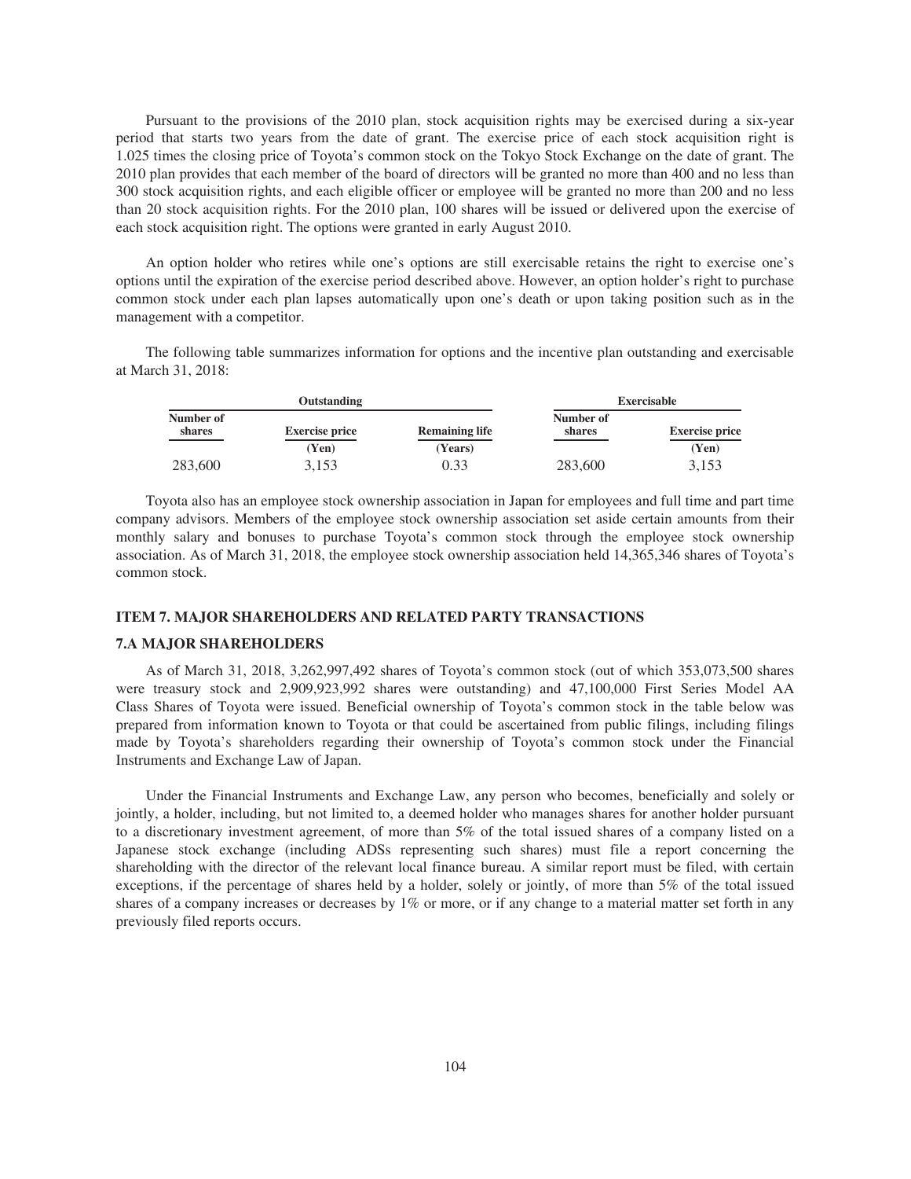Pursuant to the provisions of the 2010 plan, stock acquisition rights may be exercised during a six-year period that starts two years from the date of grant. The exercise price of each stock acquisition right is 1.025 times the closing price of Toyota's common stock on the Tokyo Stock Exchange on the date of grant. The 2010 plan provides that each member of the board of directors will be granted no more than 400 and no less than 300 stock acquisition rights, and each eligible officer or employee will be granted no more than 200 and no less than 20 stock acquisition rights. For the 2010 plan, 100 shares will be issued or delivered upon the exercise of each stock acquisition right. The options were granted in early August 2010.

An option holder who retires while one's options are still exercisable retains the right to exercise one's options until the expiration of the exercise period described above. However, an option holder's right to purchase common stock under each plan lapses automatically upon one's death or upon taking position such as in the management with a competitor.

The following table summarizes information for options and the incentive plan outstanding and exercisable at March 31, 2018:

| Outstanding | | | Exercisable | |
|---|---|---|---|---|
| Number of shares | Exercise price | Remaining life | Number of shares | Exercise price |
| | (Yen) | (Years) | | (Yen) |
| 283,600 | 3,153 | 0.33 | 283,600 | 3,153 |

Toyota also has an employee stock ownership association in Japan for employees and full time and part time company advisors. Members of the employee stock ownership association set aside certain amounts from their monthly salary and bonuses to purchase Toyota's common stock through the employee stock ownership association. As of March 31, 2018, the employee stock ownership association held 14,365,346 shares of Toyota's common stock.

## ITEM 7. MAJOR SHAREHOLDERS AND RELATED PARTY TRANSACTIONS

### 7.A MAJOR SHAREHOLDERS

As of March 31, 2018, 3,262,997,492 shares of Toyota's common stock (out of which 353,073,500 shares were treasury stock and 2,909,923,992 shares were outstanding) and 47,100,000 First Series Model AA Class Shares of Toyota were issued. Beneficial ownership of Toyota's common stock in the table below was prepared from information known to Toyota or that could be ascertained from public filings, including filings made by Toyota's shareholders regarding their ownership of Toyota's common stock under the Financial Instruments and Exchange Law of Japan.

Under the Financial Instruments and Exchange Law, any person who becomes, beneficially and solely or jointly, a holder, including, but not limited to, a deemed holder who manages shares for another holder pursuant to a discretionary investment agreement, of more than 5% of the total issued shares of a company listed on a Japanese stock exchange (including ADSs representing such shares) must file a report concerning the shareholding with the director of the relevant local finance bureau. A similar report must be filed, with certain exceptions, if the percentage of shares held by a holder, solely or jointly, of more than 5% of the total issued shares of a company increases or decreases by 1% or more, or if any change to a material matter set forth in any previously filed reports occurs.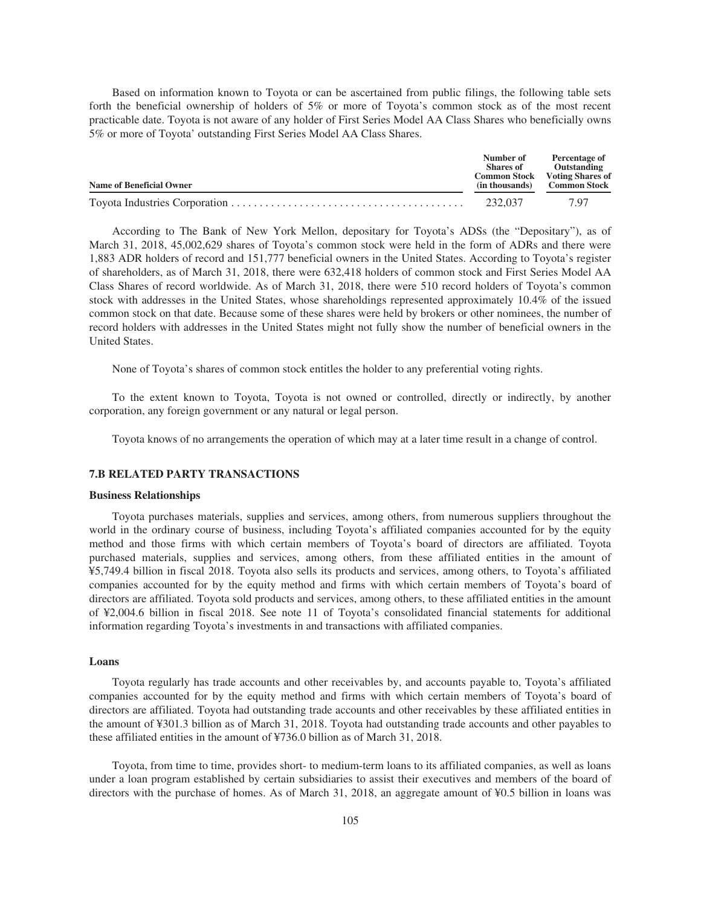Based on information known to Toyota or can be ascertained from public filings, the following table sets forth the beneficial ownership of holders of 5% or more of Toyota's common stock as of the most recent practicable date. Toyota is not aware of any holder of First Series Model AA Class Shares who beneficially owns 5% or more of Toyota' outstanding First Series Model AA Class Shares.

| Name of Beneficial Owner | Number of Shares of Common Stock (in thousands) | Percentage of Outstanding Voting Shares of Common Stock |
|---|---|---|
| Toyota Industries Corporation | 232,037 | 7.97 |

According to The Bank of New York Mellon, depositary for Toyota's ADSs (the "Depositary"), as of March 31, 2018, 45,002,629 shares of Toyota's common stock were held in the form of ADRs and there were 1,883 ADR holders of record and 151,777 beneficial owners in the United States. According to Toyota's register of shareholders, as of March 31, 2018, there were 632,418 holders of common stock and First Series Model AA Class Shares of record worldwide. As of March 31, 2018, there were 510 record holders of Toyota's common stock with addresses in the United States, whose shareholdings represented approximately 10.4% of the issued common stock on that date. Because some of these shares were held by brokers or other nominees, the number of record holders with addresses in the United States might not fully show the number of beneficial owners in the United States.

None of Toyota's shares of common stock entitles the holder to any preferential voting rights.

To the extent known to Toyota, Toyota is not owned or controlled, directly or indirectly, by another corporation, any foreign government or any natural or legal person.

Toyota knows of no arrangements the operation of which may at a later time result in a change of control.

### 7.B RELATED PARTY TRANSACTIONS

#### Business Relationships

Toyota purchases materials, supplies and services, among others, from numerous suppliers throughout the world in the ordinary course of business, including Toyota's affiliated companies accounted for by the equity method and those firms with which certain members of Toyota's board of directors are affiliated. Toyota purchased materials, supplies and services, among others, from these affiliated entities in the amount of ¥5,749.4 billion in fiscal 2018. Toyota also sells its products and services, among others, to Toyota's affiliated companies accounted for by the equity method and firms with which certain members of Toyota's board of directors are affiliated. Toyota sold products and services, among others, to these affiliated entities in the amount of ¥2,004.6 billion in fiscal 2018. See note 11 of Toyota's consolidated financial statements for additional information regarding Toyota's investments in and transactions with affiliated companies.

#### Loans

Toyota regularly has trade accounts and other receivables by, and accounts payable to, Toyota's affiliated companies accounted for by the equity method and firms with which certain members of Toyota's board of directors are affiliated. Toyota had outstanding trade accounts and other receivables by these affiliated entities in the amount of ¥301.3 billion as of March 31, 2018. Toyota had outstanding trade accounts and other payables to these affiliated entities in the amount of ¥736.0 billion as of March 31, 2018.

Toyota, from time to time, provides short- to medium-term loans to its affiliated companies, as well as loans under a loan program established by certain subsidiaries to assist their executives and members of the board of directors with the purchase of homes. As of March 31, 2018, an aggregate amount of ¥0.5 billion in loans was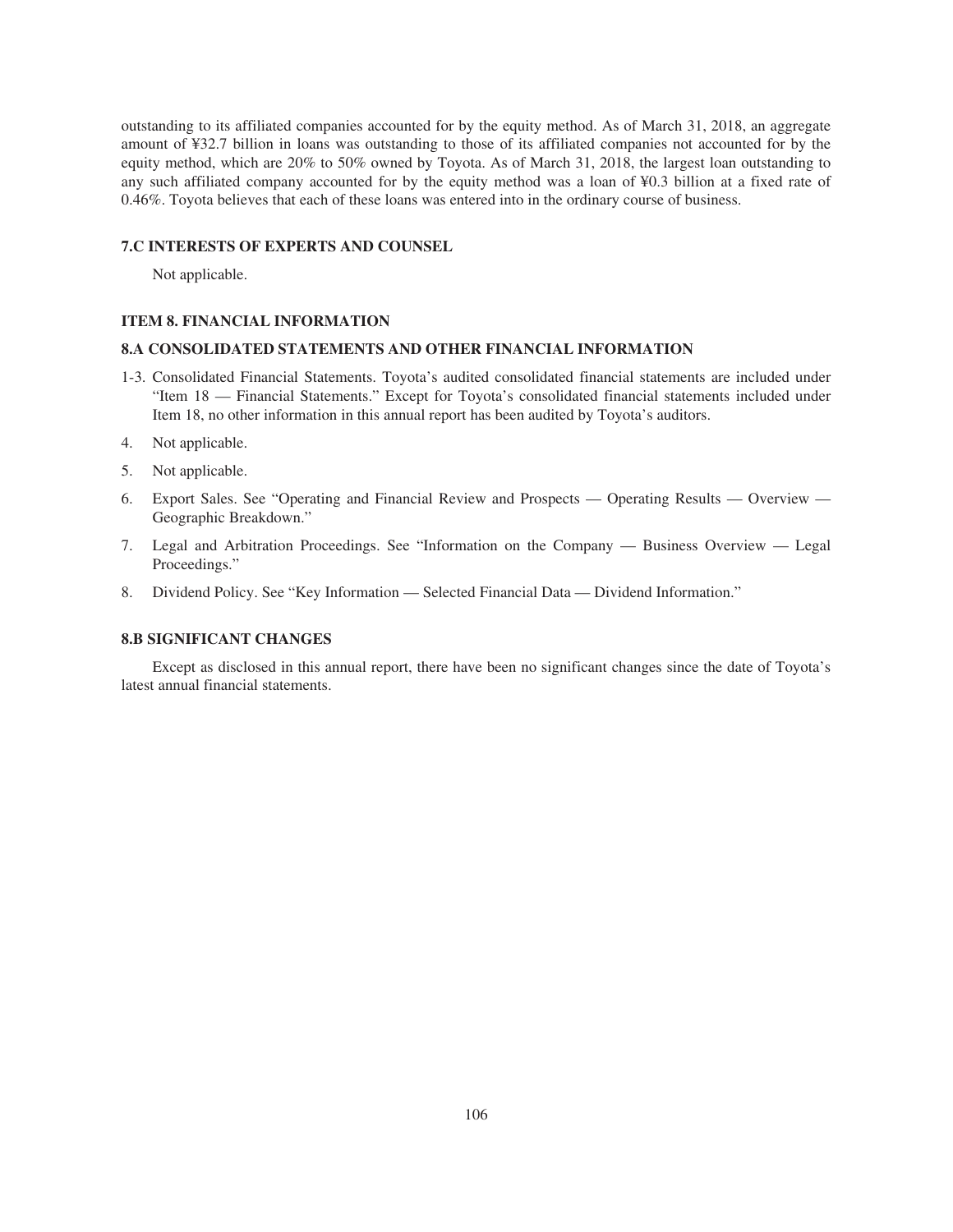outstanding to its affiliated companies accounted for by the equity method. As of March 31, 2018, an aggregate amount of ¥32.7 billion in loans was outstanding to those of its affiliated companies not accounted for by the equity method, which are 20% to 50% owned by Toyota. As of March 31, 2018, the largest loan outstanding to any such affiliated company accounted for by the equity method was a loan of ¥0.3 billion at a fixed rate of 0.46%. Toyota believes that each of these loans was entered into in the ordinary course of business.

### 7.C INTERESTS OF EXPERTS AND COUNSEL

Not applicable.

## ITEM 8. FINANCIAL INFORMATION

### 8.A CONSOLIDATED STATEMENTS AND OTHER FINANCIAL INFORMATION

1-3. Consolidated Financial Statements. Toyota's audited consolidated financial statements are included under "Item 18 — Financial Statements." Except for Toyota's consolidated financial statements included under Item 18, no other information in this annual report has been audited by Toyota's auditors.

4. Not applicable.

5. Not applicable.

6. Export Sales. See "Operating and Financial Review and Prospects — Operating Results — Overview — Geographic Breakdown."

7. Legal and Arbitration Proceedings. See "Information on the Company — Business Overview — Legal Proceedings."

8. Dividend Policy. See "Key Information — Selected Financial Data — Dividend Information."

### 8.B SIGNIFICANT CHANGES

Except as disclosed in this annual report, there have been no significant changes since the date of Toyota's latest annual financial statements.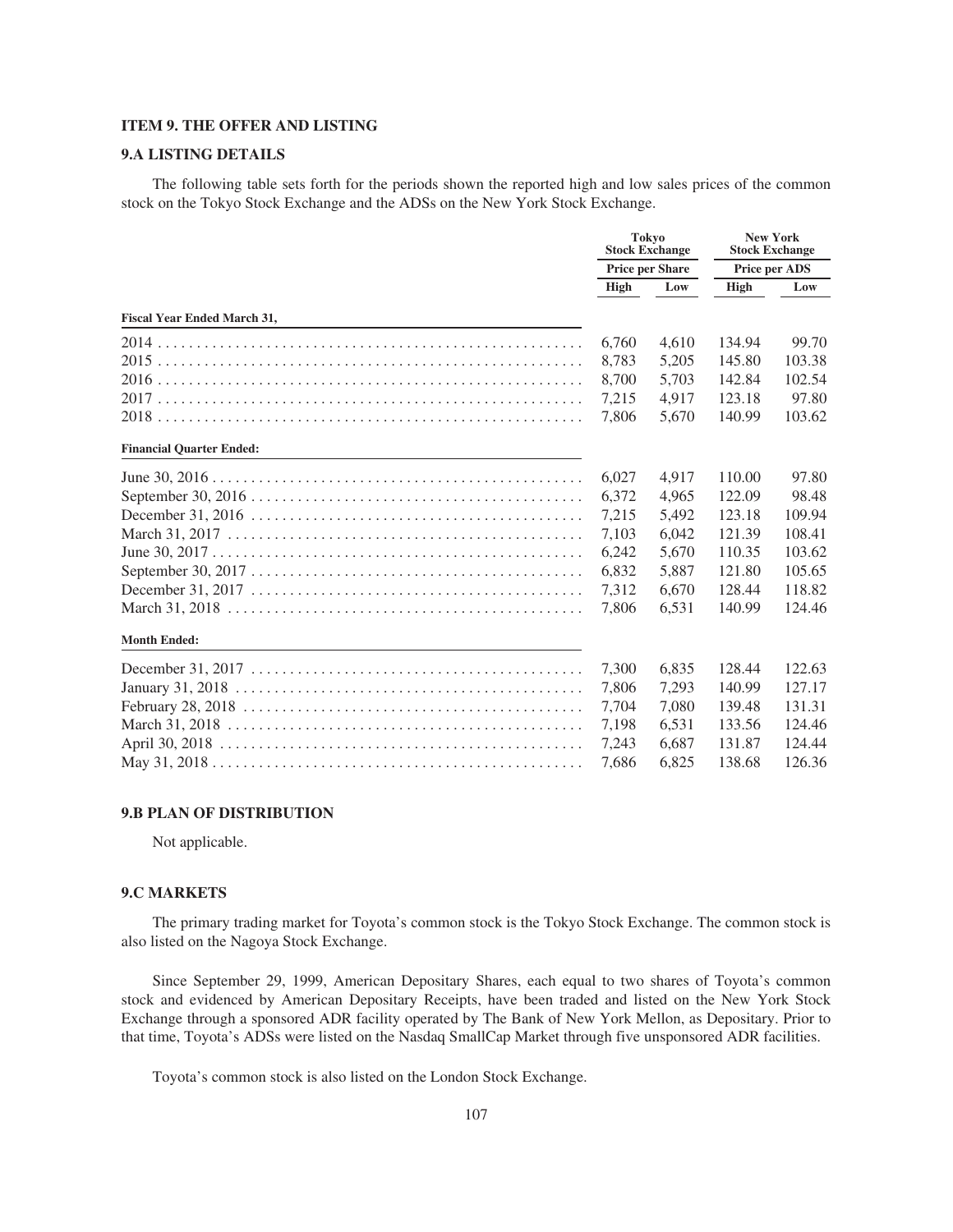### ITEM 9. THE OFFER AND LISTING

### 9.A LISTING DETAILS

The following table sets forth for the periods shown the reported high and low sales prices of the common stock on the Tokyo Stock Exchange and the ADSs on the New York Stock Exchange.

| | Tokyo Stock Exchange | | New York Stock Exchange | |
|---|---|---|---|---|
| | Price per Share | | Price per ADS | |
| | High | Low | High | Low |
| **Fiscal Year Ended March 31,** | | | | |
| 2014 | 6,760 | 4,610 | 134.94 | 99.70 |
| 2015 | 8,783 | 5,205 | 145.80 | 103.38 |
| 2016 | 8,700 | 5,703 | 142.84 | 102.54 |
| 2017 | 7,215 | 4,917 | 123.18 | 97.80 |
| 2018 | 7,806 | 5,670 | 140.99 | 103.62 |
| **Financial Quarter Ended:** | | | | |
| June 30, 2016 | 6,027 | 4,917 | 110.00 | 97.80 |
| September 30, 2016 | 6,372 | 4,965 | 122.09 | 98.48 |
| December 31, 2016 | 7,215 | 5,492 | 123.18 | 109.94 |
| March 31, 2017 | 7,103 | 6,042 | 121.39 | 108.41 |
| June 30, 2017 | 6,242 | 5,670 | 110.35 | 103.62 |
| September 30, 2017 | 6,832 | 5,887 | 121.80 | 105.65 |
| December 31, 2017 | 7,312 | 6,670 | 128.44 | 118.82 |
| March 31, 2018 | 7,806 | 6,531 | 140.99 | 124.46 |
| **Month Ended:** | | | | |
| December 31, 2017 | 7,300 | 6,835 | 128.44 | 122.63 |
| January 31, 2018 | 7,806 | 7,293 | 140.99 | 127.17 |
| February 28, 2018 | 7,704 | 7,080 | 139.48 | 131.31 |
| March 31, 2018 | 7,198 | 6,531 | 133.56 | 124.46 |
| April 30, 2018 | 7,243 | 6,687 | 131.87 | 124.44 |
| May 31, 2018 | 7,686 | 6,825 | 138.68 | 126.36 |

### 9.B PLAN OF DISTRIBUTION

Not applicable.

### 9.C MARKETS

The primary trading market for Toyota's common stock is the Tokyo Stock Exchange. The common stock is also listed on the Nagoya Stock Exchange.

Since September 29, 1999, American Depositary Shares, each equal to two shares of Toyota's common stock and evidenced by American Depositary Receipts, have been traded and listed on the New York Stock Exchange through a sponsored ADR facility operated by The Bank of New York Mellon, as Depositary. Prior to that time, Toyota's ADSs were listed on the Nasdaq SmallCap Market through five unsponsored ADR facilities.

Toyota's common stock is also listed on the London Stock Exchange.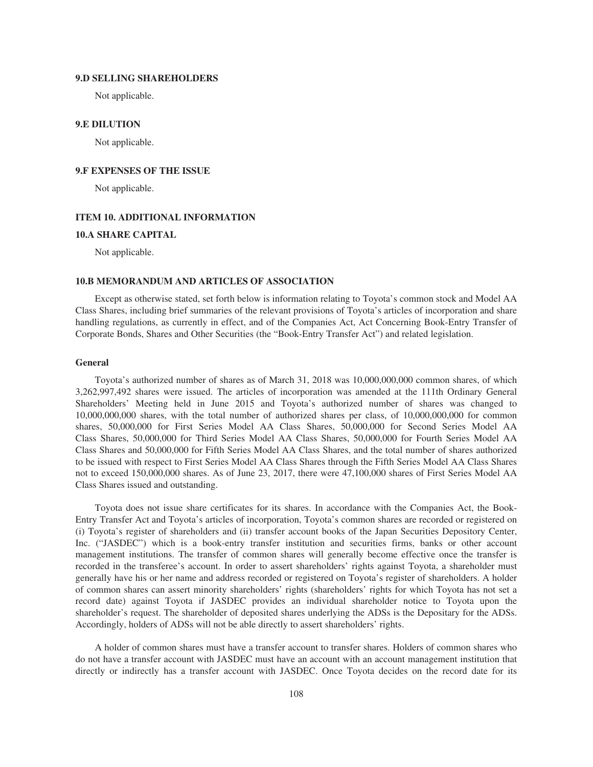### 9.D SELLING SHAREHOLDERS

Not applicable.

### 9.E DILUTION

Not applicable.

### 9.F EXPENSES OF THE ISSUE

Not applicable.

## ITEM 10. ADDITIONAL INFORMATION

### 10.A SHARE CAPITAL

Not applicable.

### 10.B MEMORANDUM AND ARTICLES OF ASSOCIATION

Except as otherwise stated, set forth below is information relating to Toyota's common stock and Model AA Class Shares, including brief summaries of the relevant provisions of Toyota's articles of incorporation and share handling regulations, as currently in effect, and of the Companies Act, Act Concerning Book-Entry Transfer of Corporate Bonds, Shares and Other Securities (the "Book-Entry Transfer Act") and related legislation.

#### General

Toyota's authorized number of shares as of March 31, 2018 was 10,000,000,000 common shares, of which 3,262,997,492 shares were issued. The articles of incorporation was amended at the 111th Ordinary General Shareholders' Meeting held in June 2015 and Toyota's authorized number of shares was changed to 10,000,000,000 shares, with the total number of authorized shares per class, of 10,000,000,000 for common shares, 50,000,000 for First Series Model AA Class Shares, 50,000,000 for Second Series Model AA Class Shares, 50,000,000 for Third Series Model AA Class Shares, 50,000,000 for Fourth Series Model AA Class Shares and 50,000,000 for Fifth Series Model AA Class Shares, and the total number of shares authorized to be issued with respect to First Series Model AA Class Shares through the Fifth Series Model AA Class Shares not to exceed 150,000,000 shares. As of June 23, 2017, there were 47,100,000 shares of First Series Model AA Class Shares issued and outstanding.

Toyota does not issue share certificates for its shares. In accordance with the Companies Act, the Book-Entry Transfer Act and Toyota's articles of incorporation, Toyota's common shares are recorded or registered on (i) Toyota's register of shareholders and (ii) transfer account books of the Japan Securities Depository Center, Inc. ("JASDEC") which is a book-entry transfer institution and securities firms, banks or other account management institutions. The transfer of common shares will generally become effective once the transfer is recorded in the transferee's account. In order to assert shareholders' rights against Toyota, a shareholder must generally have his or her name and address recorded or registered on Toyota's register of shareholders. A holder of common shares can assert minority shareholders' rights (shareholders' rights for which Toyota has not set a record date) against Toyota if JASDEC provides an individual shareholder notice to Toyota upon the shareholder's request. The shareholder of deposited shares underlying the ADSs is the Depositary for the ADSs. Accordingly, holders of ADSs will not be able directly to assert shareholders' rights.

A holder of common shares must have a transfer account to transfer shares. Holders of common shares who do not have a transfer account with JASDEC must have an account with an account management institution that directly or indirectly has a transfer account with JASDEC. Once Toyota decides on the record date for its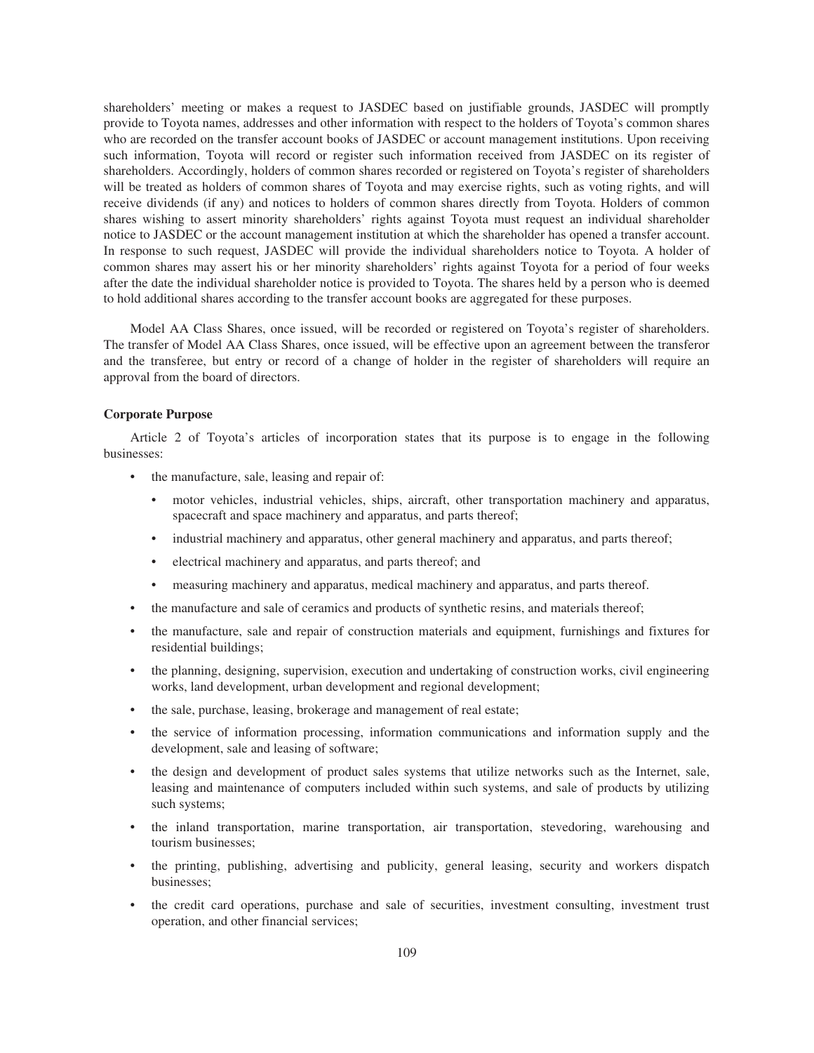shareholders' meeting or makes a request to JASDEC based on justifiable grounds, JASDEC will promptly provide to Toyota names, addresses and other information with respect to the holders of Toyota's common shares who are recorded on the transfer account books of JASDEC or account management institutions. Upon receiving such information, Toyota will record or register such information received from JASDEC on its register of shareholders. Accordingly, holders of common shares recorded or registered on Toyota's register of shareholders will be treated as holders of common shares of Toyota and may exercise rights, such as voting rights, and will receive dividends (if any) and notices to holders of common shares directly from Toyota. Holders of common shares wishing to assert minority shareholders' rights against Toyota must request an individual shareholder notice to JASDEC or the account management institution at which the shareholder has opened a transfer account. In response to such request, JASDEC will provide the individual shareholders notice to Toyota. A holder of common shares may assert his or her minority shareholders' rights against Toyota for a period of four weeks after the date the individual shareholder notice is provided to Toyota. The shares held by a person who is deemed to hold additional shares according to the transfer account books are aggregated for these purposes.

Model AA Class Shares, once issued, will be recorded or registered on Toyota's register of shareholders. The transfer of Model AA Class Shares, once issued, will be effective upon an agreement between the transferor and the transferee, but entry or record of a change of holder in the register of shareholders will require an approval from the board of directors.

**Corporate Purpose**

Article 2 of Toyota's articles of incorporation states that its purpose is to engage in the following businesses:

- the manufacture, sale, leasing and repair of:
  - motor vehicles, industrial vehicles, ships, aircraft, other transportation machinery and apparatus, spacecraft and space machinery and apparatus, and parts thereof;
  - industrial machinery and apparatus, other general machinery and apparatus, and parts thereof;
  - electrical machinery and apparatus, and parts thereof; and
  - measuring machinery and apparatus, medical machinery and apparatus, and parts thereof.
- the manufacture and sale of ceramics and products of synthetic resins, and materials thereof;
- the manufacture, sale and repair of construction materials and equipment, furnishings and fixtures for residential buildings;
- the planning, designing, supervision, execution and undertaking of construction works, civil engineering works, land development, urban development and regional development;
- the sale, purchase, leasing, brokerage and management of real estate;
- the service of information processing, information communications and information supply and the development, sale and leasing of software;
- the design and development of product sales systems that utilize networks such as the Internet, sale, leasing and maintenance of computers included within such systems, and sale of products by utilizing such systems;
- the inland transportation, marine transportation, air transportation, stevedoring, warehousing and tourism businesses;
- the printing, publishing, advertising and publicity, general leasing, security and workers dispatch businesses;
- the credit card operations, purchase and sale of securities, investment consulting, investment trust operation, and other financial services;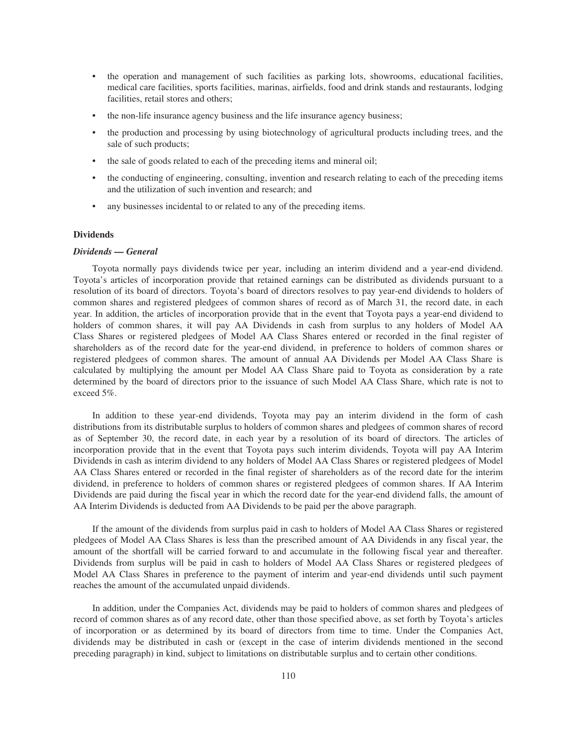- the operation and management of such facilities as parking lots, showrooms, educational facilities, medical care facilities, sports facilities, marinas, airfields, food and drink stands and restaurants, lodging facilities, retail stores and others;
- the non-life insurance agency business and the life insurance agency business;
- the production and processing by using biotechnology of agricultural products including trees, and the sale of such products;
- the sale of goods related to each of the preceding items and mineral oil;
- the conducting of engineering, consulting, invention and research relating to each of the preceding items and the utilization of such invention and research; and
- any businesses incidental to or related to any of the preceding items.

**Dividends**

***Dividends — General***

Toyota normally pays dividends twice per year, including an interim dividend and a year-end dividend. Toyota's articles of incorporation provide that retained earnings can be distributed as dividends pursuant to a resolution of its board of directors. Toyota's board of directors resolves to pay year-end dividends to holders of common shares and registered pledgees of common shares of record as of March 31, the record date, in each year. In addition, the articles of incorporation provide that in the event that Toyota pays a year-end dividend to holders of common shares, it will pay AA Dividends in cash from surplus to any holders of Model AA Class Shares or registered pledgees of Model AA Class Shares entered or recorded in the final register of shareholders as of the record date for the year-end dividend, in preference to holders of common shares or registered pledgees of common shares. The amount of annual AA Dividends per Model AA Class Share is calculated by multiplying the amount per Model AA Class Share paid to Toyota as consideration by a rate determined by the board of directors prior to the issuance of such Model AA Class Share, which rate is not to exceed 5%.

In addition to these year-end dividends, Toyota may pay an interim dividend in the form of cash distributions from its distributable surplus to holders of common shares and pledgees of common shares of record as of September 30, the record date, in each year by a resolution of its board of directors. The articles of incorporation provide that in the event that Toyota pays such interim dividends, Toyota will pay AA Interim Dividends in cash as interim dividend to any holders of Model AA Class Shares or registered pledgees of Model AA Class Shares entered or recorded in the final register of shareholders as of the record date for the interim dividend, in preference to holders of common shares or registered pledgees of common shares. If AA Interim Dividends are paid during the fiscal year in which the record date for the year-end dividend falls, the amount of AA Interim Dividends is deducted from AA Dividends to be paid per the above paragraph.

If the amount of the dividends from surplus paid in cash to holders of Model AA Class Shares or registered pledgees of Model AA Class Shares is less than the prescribed amount of AA Dividends in any fiscal year, the amount of the shortfall will be carried forward to and accumulate in the following fiscal year and thereafter. Dividends from surplus will be paid in cash to holders of Model AA Class Shares or registered pledgees of Model AA Class Shares in preference to the payment of interim and year-end dividends until such payment reaches the amount of the accumulated unpaid dividends.

In addition, under the Companies Act, dividends may be paid to holders of common shares and pledgees of record of common shares as of any record date, other than those specified above, as set forth by Toyota's articles of incorporation or as determined by its board of directors from time to time. Under the Companies Act, dividends may be distributed in cash or (except in the case of interim dividends mentioned in the second preceding paragraph) in kind, subject to limitations on distributable surplus and to certain other conditions.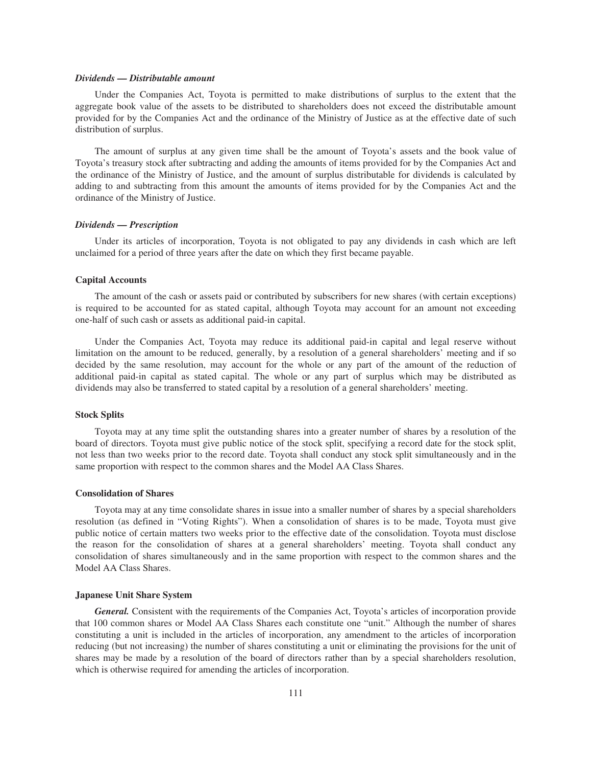***Dividends — Distributable amount***

Under the Companies Act, Toyota is permitted to make distributions of surplus to the extent that the aggregate book value of the assets to be distributed to shareholders does not exceed the distributable amount provided for by the Companies Act and the ordinance of the Ministry of Justice as at the effective date of such distribution of surplus.

The amount of surplus at any given time shall be the amount of Toyota's assets and the book value of Toyota's treasury stock after subtracting and adding the amounts of items provided for by the Companies Act and the ordinance of the Ministry of Justice, and the amount of surplus distributable for dividends is calculated by adding to and subtracting from this amount the amounts of items provided for by the Companies Act and the ordinance of the Ministry of Justice.

***Dividends — Prescription***

Under its articles of incorporation, Toyota is not obligated to pay any dividends in cash which are left unclaimed for a period of three years after the date on which they first became payable.

**Capital Accounts**

The amount of the cash or assets paid or contributed by subscribers for new shares (with certain exceptions) is required to be accounted for as stated capital, although Toyota may account for an amount not exceeding one-half of such cash or assets as additional paid-in capital.

Under the Companies Act, Toyota may reduce its additional paid-in capital and legal reserve without limitation on the amount to be reduced, generally, by a resolution of a general shareholders' meeting and if so decided by the same resolution, may account for the whole or any part of the amount of the reduction of additional paid-in capital as stated capital. The whole or any part of surplus which may be distributed as dividends may also be transferred to stated capital by a resolution of a general shareholders' meeting.

**Stock Splits**

Toyota may at any time split the outstanding shares into a greater number of shares by a resolution of the board of directors. Toyota must give public notice of the stock split, specifying a record date for the stock split, not less than two weeks prior to the record date. Toyota shall conduct any stock split simultaneously and in the same proportion with respect to the common shares and the Model AA Class Shares.

**Consolidation of Shares**

Toyota may at any time consolidate shares in issue into a smaller number of shares by a special shareholders resolution (as defined in "Voting Rights"). When a consolidation of shares is to be made, Toyota must give public notice of certain matters two weeks prior to the effective date of the consolidation. Toyota must disclose the reason for the consolidation of shares at a general shareholders' meeting. Toyota shall conduct any consolidation of shares simultaneously and in the same proportion with respect to the common shares and the Model AA Class Shares.

**Japanese Unit Share System**

***General.*** Consistent with the requirements of the Companies Act, Toyota's articles of incorporation provide that 100 common shares or Model AA Class Shares each constitute one "unit." Although the number of shares constituting a unit is included in the articles of incorporation, any amendment to the articles of incorporation reducing (but not increasing) the number of shares constituting a unit or eliminating the provisions for the unit of shares may be made by a resolution of the board of directors rather than by a special shareholders resolution, which is otherwise required for amending the articles of incorporation.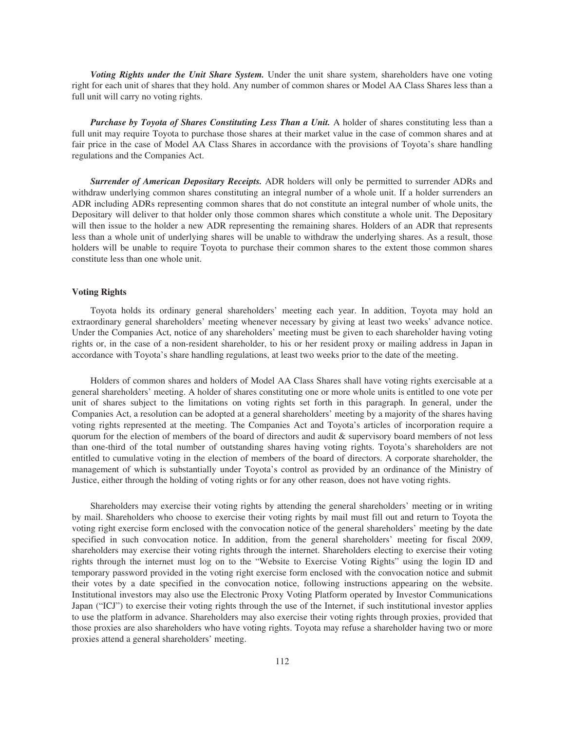***Voting Rights under the Unit Share System.*** Under the unit share system, shareholders have one voting right for each unit of shares that they hold. Any number of common shares or Model AA Class Shares less than a full unit will carry no voting rights.

***Purchase by Toyota of Shares Constituting Less Than a Unit.*** A holder of shares constituting less than a full unit may require Toyota to purchase those shares at their market value in the case of common shares and at fair price in the case of Model AA Class Shares in accordance with the provisions of Toyota's share handling regulations and the Companies Act.

***Surrender of American Depositary Receipts.*** ADR holders will only be permitted to surrender ADRs and withdraw underlying common shares constituting an integral number of a whole unit. If a holder surrenders an ADR including ADRs representing common shares that do not constitute an integral number of whole units, the Depositary will deliver to that holder only those common shares which constitute a whole unit. The Depositary will then issue to the holder a new ADR representing the remaining shares. Holders of an ADR that represents less than a whole unit of underlying shares will be unable to withdraw the underlying shares. As a result, those holders will be unable to require Toyota to purchase their common shares to the extent those common shares constitute less than one whole unit.

**Voting Rights**

Toyota holds its ordinary general shareholders' meeting each year. In addition, Toyota may hold an extraordinary general shareholders' meeting whenever necessary by giving at least two weeks' advance notice. Under the Companies Act, notice of any shareholders' meeting must be given to each shareholder having voting rights or, in the case of a non-resident shareholder, to his or her resident proxy or mailing address in Japan in accordance with Toyota's share handling regulations, at least two weeks prior to the date of the meeting.

Holders of common shares and holders of Model AA Class Shares shall have voting rights exercisable at a general shareholders' meeting. A holder of shares constituting one or more whole units is entitled to one vote per unit of shares subject to the limitations on voting rights set forth in this paragraph. In general, under the Companies Act, a resolution can be adopted at a general shareholders' meeting by a majority of the shares having voting rights represented at the meeting. The Companies Act and Toyota's articles of incorporation require a quorum for the election of members of the board of directors and audit & supervisory board members of not less than one-third of the total number of outstanding shares having voting rights. Toyota's shareholders are not entitled to cumulative voting in the election of members of the board of directors. A corporate shareholder, the management of which is substantially under Toyota's control as provided by an ordinance of the Ministry of Justice, either through the holding of voting rights or for any other reason, does not have voting rights.

Shareholders may exercise their voting rights by attending the general shareholders' meeting or in writing by mail. Shareholders who choose to exercise their voting rights by mail must fill out and return to Toyota the voting right exercise form enclosed with the convocation notice of the general shareholders' meeting by the date specified in such convocation notice. In addition, from the general shareholders' meeting for fiscal 2009, shareholders may exercise their voting rights through the internet. Shareholders electing to exercise their voting rights through the internet must log on to the "Website to Exercise Voting Rights" using the login ID and temporary password provided in the voting right exercise form enclosed with the convocation notice and submit their votes by a date specified in the convocation notice, following instructions appearing on the website. Institutional investors may also use the Electronic Proxy Voting Platform operated by Investor Communications Japan ("ICJ") to exercise their voting rights through the use of the Internet, if such institutional investor applies to use the platform in advance. Shareholders may also exercise their voting rights through proxies, provided that those proxies are also shareholders who have voting rights. Toyota may refuse a shareholder having two or more proxies attend a general shareholders' meeting.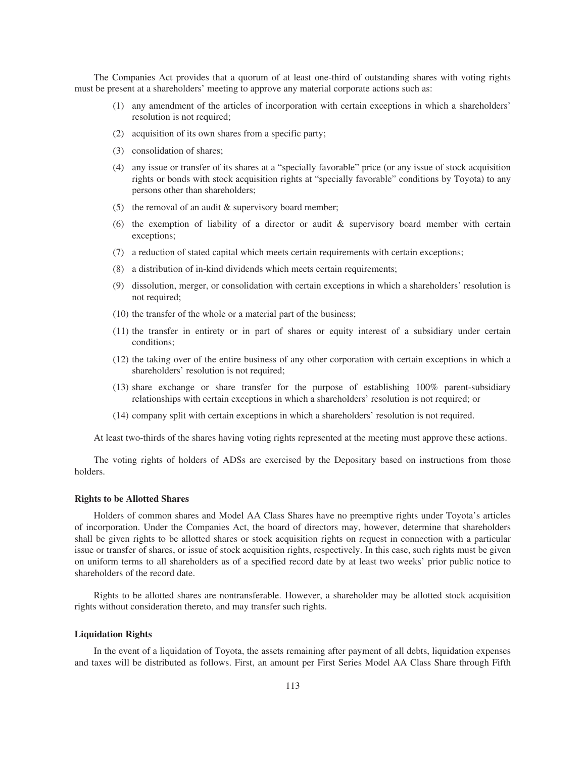The Companies Act provides that a quorum of at least one-third of outstanding shares with voting rights must be present at a shareholders' meeting to approve any material corporate actions such as:

(1) any amendment of the articles of incorporation with certain exceptions in which a shareholders' resolution is not required;

(2) acquisition of its own shares from a specific party;

(3) consolidation of shares;

(4) any issue or transfer of its shares at a "specially favorable" price (or any issue of stock acquisition rights or bonds with stock acquisition rights at "specially favorable" conditions by Toyota) to any persons other than shareholders;

(5) the removal of an audit & supervisory board member;

(6) the exemption of liability of a director or audit & supervisory board member with certain exceptions;

(7) a reduction of stated capital which meets certain requirements with certain exceptions;

(8) a distribution of in-kind dividends which meets certain requirements;

(9) dissolution, merger, or consolidation with certain exceptions in which a shareholders' resolution is not required;

(10) the transfer of the whole or a material part of the business;

(11) the transfer in entirety or in part of shares or equity interest of a subsidiary under certain conditions;

(12) the taking over of the entire business of any other corporation with certain exceptions in which a shareholders' resolution is not required;

(13) share exchange or share transfer for the purpose of establishing 100% parent-subsidiary relationships with certain exceptions in which a shareholders' resolution is not required; or

(14) company split with certain exceptions in which a shareholders' resolution is not required.

At least two-thirds of the shares having voting rights represented at the meeting must approve these actions.

The voting rights of holders of ADSs are exercised by the Depositary based on instructions from those holders.

**Rights to be Allotted Shares**

Holders of common shares and Model AA Class Shares have no preemptive rights under Toyota's articles of incorporation. Under the Companies Act, the board of directors may, however, determine that shareholders shall be given rights to be allotted shares or stock acquisition rights on request in connection with a particular issue or transfer of shares, or issue of stock acquisition rights, respectively. In this case, such rights must be given on uniform terms to all shareholders as of a specified record date by at least two weeks' prior public notice to shareholders of the record date.

Rights to be allotted shares are nontransferable. However, a shareholder may be allotted stock acquisition rights without consideration thereto, and may transfer such rights.

**Liquidation Rights**

In the event of a liquidation of Toyota, the assets remaining after payment of all debts, liquidation expenses and taxes will be distributed as follows. First, an amount per First Series Model AA Class Share through Fifth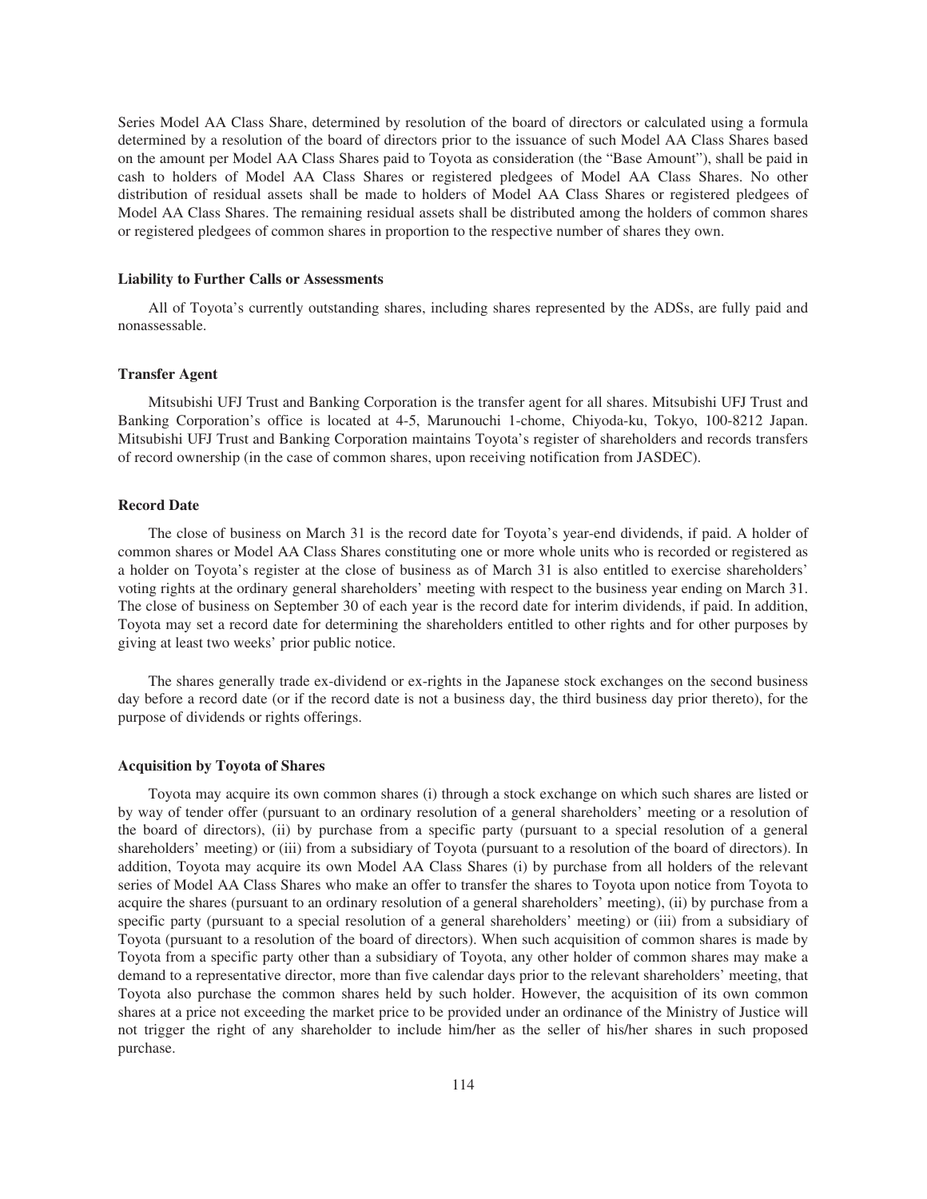Series Model AA Class Share, determined by resolution of the board of directors or calculated using a formula determined by a resolution of the board of directors prior to the issuance of such Model AA Class Shares based on the amount per Model AA Class Shares paid to Toyota as consideration (the "Base Amount"), shall be paid in cash to holders of Model AA Class Shares or registered pledgees of Model AA Class Shares. No other distribution of residual assets shall be made to holders of Model AA Class Shares or registered pledgees of Model AA Class Shares. The remaining residual assets shall be distributed among the holders of common shares or registered pledgees of common shares in proportion to the respective number of shares they own.

**Liability to Further Calls or Assessments**

All of Toyota's currently outstanding shares, including shares represented by the ADSs, are fully paid and nonassessable.

**Transfer Agent**

Mitsubishi UFJ Trust and Banking Corporation is the transfer agent for all shares. Mitsubishi UFJ Trust and Banking Corporation's office is located at 4-5, Marunouchi 1-chome, Chiyoda-ku, Tokyo, 100-8212 Japan. Mitsubishi UFJ Trust and Banking Corporation maintains Toyota's register of shareholders and records transfers of record ownership (in the case of common shares, upon receiving notification from JASDEC).

**Record Date**

The close of business on March 31 is the record date for Toyota's year-end dividends, if paid. A holder of common shares or Model AA Class Shares constituting one or more whole units who is recorded or registered as a holder on Toyota's register at the close of business as of March 31 is also entitled to exercise shareholders' voting rights at the ordinary general shareholders' meeting with respect to the business year ending on March 31. The close of business on September 30 of each year is the record date for interim dividends, if paid. In addition, Toyota may set a record date for determining the shareholders entitled to other rights and for other purposes by giving at least two weeks' prior public notice.

The shares generally trade ex-dividend or ex-rights in the Japanese stock exchanges on the second business day before a record date (or if the record date is not a business day, the third business day prior thereto), for the purpose of dividends or rights offerings.

**Acquisition by Toyota of Shares**

Toyota may acquire its own common shares (i) through a stock exchange on which such shares are listed or by way of tender offer (pursuant to an ordinary resolution of a general shareholders' meeting or a resolution of the board of directors), (ii) by purchase from a specific party (pursuant to a special resolution of a general shareholders' meeting) or (iii) from a subsidiary of Toyota (pursuant to a resolution of the board of directors). In addition, Toyota may acquire its own Model AA Class Shares (i) by purchase from all holders of the relevant series of Model AA Class Shares who make an offer to transfer the shares to Toyota upon notice from Toyota to acquire the shares (pursuant to an ordinary resolution of a general shareholders' meeting), (ii) by purchase from a specific party (pursuant to a special resolution of a general shareholders' meeting) or (iii) from a subsidiary of Toyota (pursuant to a resolution of the board of directors). When such acquisition of common shares is made by Toyota from a specific party other than a subsidiary of Toyota, any other holder of common shares may make a demand to a representative director, more than five calendar days prior to the relevant shareholders' meeting, that Toyota also purchase the common shares held by such holder. However, the acquisition of its own common shares at a price not exceeding the market price to be provided under an ordinance of the Ministry of Justice will not trigger the right of any shareholder to include him/her as the seller of his/her shares in such proposed purchase.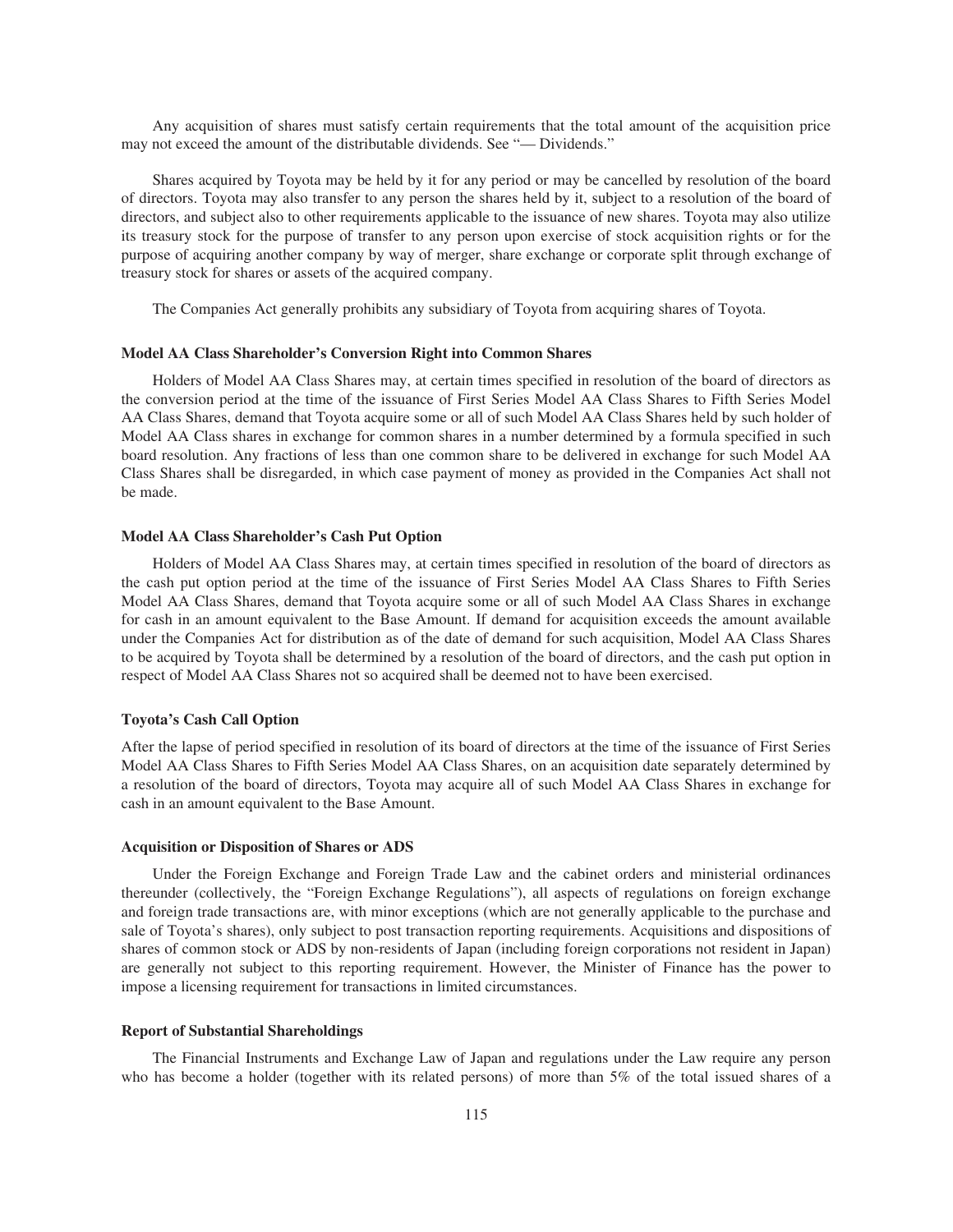Any acquisition of shares must satisfy certain requirements that the total amount of the acquisition price may not exceed the amount of the distributable dividends. See "— Dividends."

Shares acquired by Toyota may be held by it for any period or may be cancelled by resolution of the board of directors. Toyota may also transfer to any person the shares held by it, subject to a resolution of the board of directors, and subject also to other requirements applicable to the issuance of new shares. Toyota may also utilize its treasury stock for the purpose of transfer to any person upon exercise of stock acquisition rights or for the purpose of acquiring another company by way of merger, share exchange or corporate split through exchange of treasury stock for shares or assets of the acquired company.

The Companies Act generally prohibits any subsidiary of Toyota from acquiring shares of Toyota.

#### Model AA Class Shareholder's Conversion Right into Common Shares

Holders of Model AA Class Shares may, at certain times specified in resolution of the board of directors as the conversion period at the time of the issuance of First Series Model AA Class Shares to Fifth Series Model AA Class Shares, demand that Toyota acquire some or all of such Model AA Class Shares held by such holder of Model AA Class shares in exchange for common shares in a number determined by a formula specified in such board resolution. Any fractions of less than one common share to be delivered in exchange for such Model AA Class Shares shall be disregarded, in which case payment of money as provided in the Companies Act shall not be made.

#### Model AA Class Shareholder's Cash Put Option

Holders of Model AA Class Shares may, at certain times specified in resolution of the board of directors as the cash put option period at the time of the issuance of First Series Model AA Class Shares to Fifth Series Model AA Class Shares, demand that Toyota acquire some or all of such Model AA Class Shares in exchange for cash in an amount equivalent to the Base Amount. If demand for acquisition exceeds the amount available under the Companies Act for distribution as of the date of demand for such acquisition, Model AA Class Shares to be acquired by Toyota shall be determined by a resolution of the board of directors, and the cash put option in respect of Model AA Class Shares not so acquired shall be deemed not to have been exercised.

#### Toyota's Cash Call Option

After the lapse of period specified in resolution of its board of directors at the time of the issuance of First Series Model AA Class Shares to Fifth Series Model AA Class Shares, on an acquisition date separately determined by a resolution of the board of directors, Toyota may acquire all of such Model AA Class Shares in exchange for cash in an amount equivalent to the Base Amount.

#### Acquisition or Disposition of Shares or ADS

Under the Foreign Exchange and Foreign Trade Law and the cabinet orders and ministerial ordinances thereunder (collectively, the "Foreign Exchange Regulations"), all aspects of regulations on foreign exchange and foreign trade transactions are, with minor exceptions (which are not generally applicable to the purchase and sale of Toyota's shares), only subject to post transaction reporting requirements. Acquisitions and dispositions of shares of common stock or ADS by non-residents of Japan (including foreign corporations not resident in Japan) are generally not subject to this reporting requirement. However, the Minister of Finance has the power to impose a licensing requirement for transactions in limited circumstances.

#### Report of Substantial Shareholdings

The Financial Instruments and Exchange Law of Japan and regulations under the Law require any person who has become a holder (together with its related persons) of more than 5% of the total issued shares of a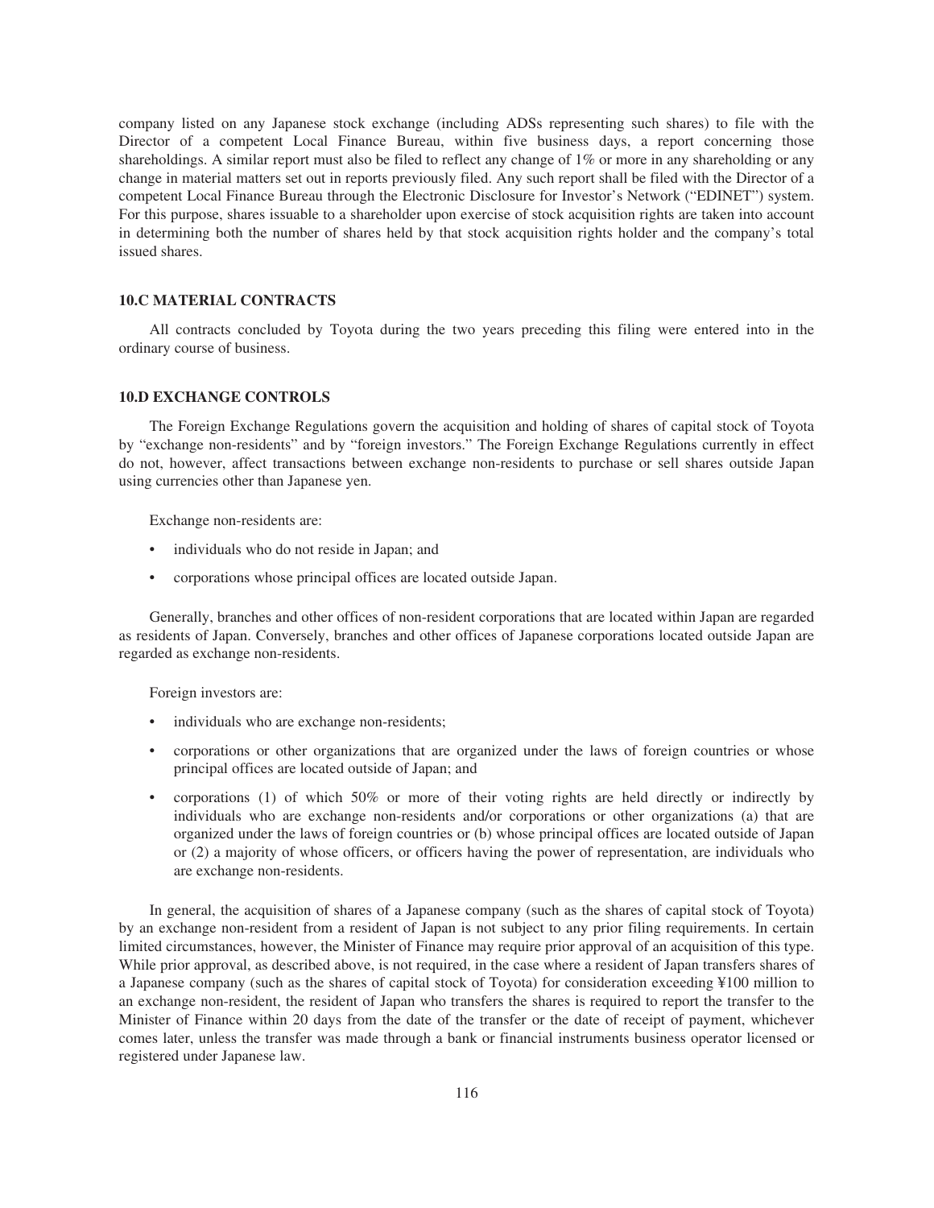company listed on any Japanese stock exchange (including ADSs representing such shares) to file with the Director of a competent Local Finance Bureau, within five business days, a report concerning those shareholdings. A similar report must also be filed to reflect any change of 1% or more in any shareholding or any change in material matters set out in reports previously filed. Any such report shall be filed with the Director of a competent Local Finance Bureau through the Electronic Disclosure for Investor's Network ("EDINET") system. For this purpose, shares issuable to a shareholder upon exercise of stock acquisition rights are taken into account in determining both the number of shares held by that stock acquisition rights holder and the company's total issued shares.

### 10.C MATERIAL CONTRACTS

All contracts concluded by Toyota during the two years preceding this filing were entered into in the ordinary course of business.

### 10.D EXCHANGE CONTROLS

The Foreign Exchange Regulations govern the acquisition and holding of shares of capital stock of Toyota by "exchange non-residents" and by "foreign investors." The Foreign Exchange Regulations currently in effect do not, however, affect transactions between exchange non-residents to purchase or sell shares outside Japan using currencies other than Japanese yen.

Exchange non-residents are:

- individuals who do not reside in Japan; and
- corporations whose principal offices are located outside Japan.

Generally, branches and other offices of non-resident corporations that are located within Japan are regarded as residents of Japan. Conversely, branches and other offices of Japanese corporations located outside Japan are regarded as exchange non-residents.

Foreign investors are:

- individuals who are exchange non-residents;
- corporations or other organizations that are organized under the laws of foreign countries or whose principal offices are located outside of Japan; and
- corporations (1) of which 50% or more of their voting rights are held directly or indirectly by individuals who are exchange non-residents and/or corporations or other organizations (a) that are organized under the laws of foreign countries or (b) whose principal offices are located outside of Japan or (2) a majority of whose officers, or officers having the power of representation, are individuals who are exchange non-residents.

In general, the acquisition of shares of a Japanese company (such as the shares of capital stock of Toyota) by an exchange non-resident from a resident of Japan is not subject to any prior filing requirements. In certain limited circumstances, however, the Minister of Finance may require prior approval of an acquisition of this type. While prior approval, as described above, is not required, in the case where a resident of Japan transfers shares of a Japanese company (such as the shares of capital stock of Toyota) for consideration exceeding ¥100 million to an exchange non-resident, the resident of Japan who transfers the shares is required to report the transfer to the Minister of Finance within 20 days from the date of the transfer or the date of receipt of payment, whichever comes later, unless the transfer was made through a bank or financial instruments business operator licensed or registered under Japanese law.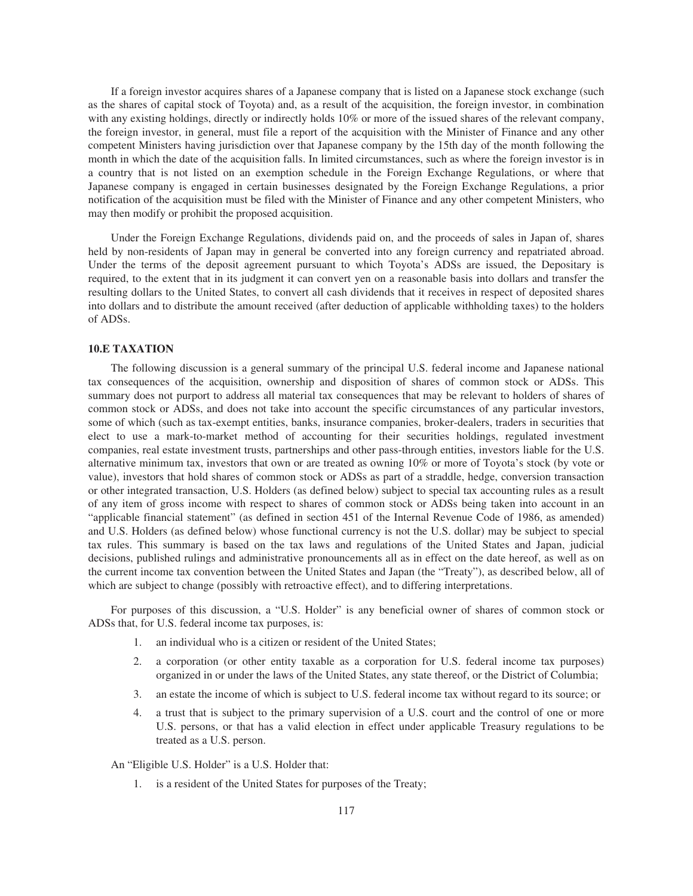If a foreign investor acquires shares of a Japanese company that is listed on a Japanese stock exchange (such as the shares of capital stock of Toyota) and, as a result of the acquisition, the foreign investor, in combination with any existing holdings, directly or indirectly holds 10% or more of the issued shares of the relevant company, the foreign investor, in general, must file a report of the acquisition with the Minister of Finance and any other competent Ministers having jurisdiction over that Japanese company by the 15th day of the month following the month in which the date of the acquisition falls. In limited circumstances, such as where the foreign investor is in a country that is not listed on an exemption schedule in the Foreign Exchange Regulations, or where that Japanese company is engaged in certain businesses designated by the Foreign Exchange Regulations, a prior notification of the acquisition must be filed with the Minister of Finance and any other competent Ministers, who may then modify or prohibit the proposed acquisition.

Under the Foreign Exchange Regulations, dividends paid on, and the proceeds of sales in Japan of, shares held by non-residents of Japan may in general be converted into any foreign currency and repatriated abroad. Under the terms of the deposit agreement pursuant to which Toyota's ADSs are issued, the Depositary is required, to the extent that in its judgment it can convert yen on a reasonable basis into dollars and transfer the resulting dollars to the United States, to convert all cash dividends that it receives in respect of deposited shares into dollars and to distribute the amount received (after deduction of applicable withholding taxes) to the holders of ADSs.

### 10.E TAXATION

The following discussion is a general summary of the principal U.S. federal income and Japanese national tax consequences of the acquisition, ownership and disposition of shares of common stock or ADSs. This summary does not purport to address all material tax consequences that may be relevant to holders of shares of common stock or ADSs, and does not take into account the specific circumstances of any particular investors, some of which (such as tax-exempt entities, banks, insurance companies, broker-dealers, traders in securities that elect to use a mark-to-market method of accounting for their securities holdings, regulated investment companies, real estate investment trusts, partnerships and other pass-through entities, investors liable for the U.S. alternative minimum tax, investors that own or are treated as owning 10% or more of Toyota's stock (by vote or value), investors that hold shares of common stock or ADSs as part of a straddle, hedge, conversion transaction or other integrated transaction, U.S. Holders (as defined below) subject to special tax accounting rules as a result of any item of gross income with respect to shares of common stock or ADSs being taken into account in an "applicable financial statement" (as defined in section 451 of the Internal Revenue Code of 1986, as amended) and U.S. Holders (as defined below) whose functional currency is not the U.S. dollar) may be subject to special tax rules. This summary is based on the tax laws and regulations of the United States and Japan, judicial decisions, published rulings and administrative pronouncements all as in effect on the date hereof, as well as on the current income tax convention between the United States and Japan (the "Treaty"), as described below, all of which are subject to change (possibly with retroactive effect), and to differing interpretations.

For purposes of this discussion, a "U.S. Holder" is any beneficial owner of shares of common stock or ADSs that, for U.S. federal income tax purposes, is:

1. an individual who is a citizen or resident of the United States;
2. a corporation (or other entity taxable as a corporation for U.S. federal income tax purposes) organized in or under the laws of the United States, any state thereof, or the District of Columbia;
3. an estate the income of which is subject to U.S. federal income tax without regard to its source; or
4. a trust that is subject to the primary supervision of a U.S. court and the control of one or more U.S. persons, or that has a valid election in effect under applicable Treasury regulations to be treated as a U.S. person.

An "Eligible U.S. Holder" is a U.S. Holder that:

1. is a resident of the United States for purposes of the Treaty;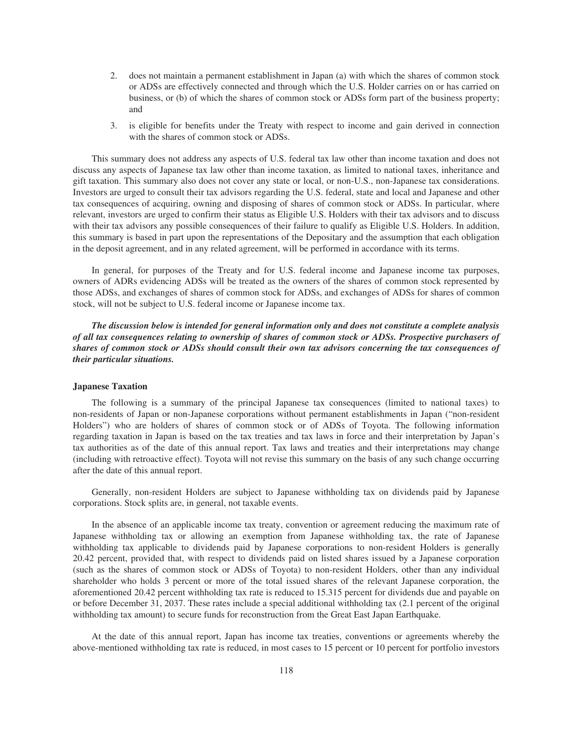2. does not maintain a permanent establishment in Japan (a) with which the shares of common stock or ADSs are effectively connected and through which the U.S. Holder carries on or has carried on business, or (b) of which the shares of common stock or ADSs form part of the business property; and

3. is eligible for benefits under the Treaty with respect to income and gain derived in connection with the shares of common stock or ADSs.

This summary does not address any aspects of U.S. federal tax law other than income taxation and does not discuss any aspects of Japanese tax law other than income taxation, as limited to national taxes, inheritance and gift taxation. This summary also does not cover any state or local, or non-U.S., non-Japanese tax considerations. Investors are urged to consult their tax advisors regarding the U.S. federal, state and local and Japanese and other tax consequences of acquiring, owning and disposing of shares of common stock or ADSs. In particular, where relevant, investors are urged to confirm their status as Eligible U.S. Holders with their tax advisors and to discuss with their tax advisors any possible consequences of their failure to qualify as Eligible U.S. Holders. In addition, this summary is based in part upon the representations of the Depositary and the assumption that each obligation in the deposit agreement, and in any related agreement, will be performed in accordance with its terms.

In general, for purposes of the Treaty and for U.S. federal income and Japanese income tax purposes, owners of ADRs evidencing ADSs will be treated as the owners of the shares of common stock represented by those ADSs, and exchanges of shares of common stock for ADSs, and exchanges of ADSs for shares of common stock, will not be subject to U.S. federal income or Japanese income tax.

***The discussion below is intended for general information only and does not constitute a complete analysis of all tax consequences relating to ownership of shares of common stock or ADSs. Prospective purchasers of shares of common stock or ADSs should consult their own tax advisors concerning the tax consequences of their particular situations.***

**Japanese Taxation**

The following is a summary of the principal Japanese tax consequences (limited to national taxes) to non-residents of Japan or non-Japanese corporations without permanent establishments in Japan ("non-resident Holders") who are holders of shares of common stock or of ADSs of Toyota. The following information regarding taxation in Japan is based on the tax treaties and tax laws in force and their interpretation by Japan's tax authorities as of the date of this annual report. Tax laws and treaties and their interpretations may change (including with retroactive effect). Toyota will not revise this summary on the basis of any such change occurring after the date of this annual report.

Generally, non-resident Holders are subject to Japanese withholding tax on dividends paid by Japanese corporations. Stock splits are, in general, not taxable events.

In the absence of an applicable income tax treaty, convention or agreement reducing the maximum rate of Japanese withholding tax or allowing an exemption from Japanese withholding tax, the rate of Japanese withholding tax applicable to dividends paid by Japanese corporations to non-resident Holders is generally 20.42 percent, provided that, with respect to dividends paid on listed shares issued by a Japanese corporation (such as the shares of common stock or ADSs of Toyota) to non-resident Holders, other than any individual shareholder who holds 3 percent or more of the total issued shares of the relevant Japanese corporation, the aforementioned 20.42 percent withholding tax rate is reduced to 15.315 percent for dividends due and payable on or before December 31, 2037. These rates include a special additional withholding tax (2.1 percent of the original withholding tax amount) to secure funds for reconstruction from the Great East Japan Earthquake.

At the date of this annual report, Japan has income tax treaties, conventions or agreements whereby the above-mentioned withholding tax rate is reduced, in most cases to 15 percent or 10 percent for portfolio investors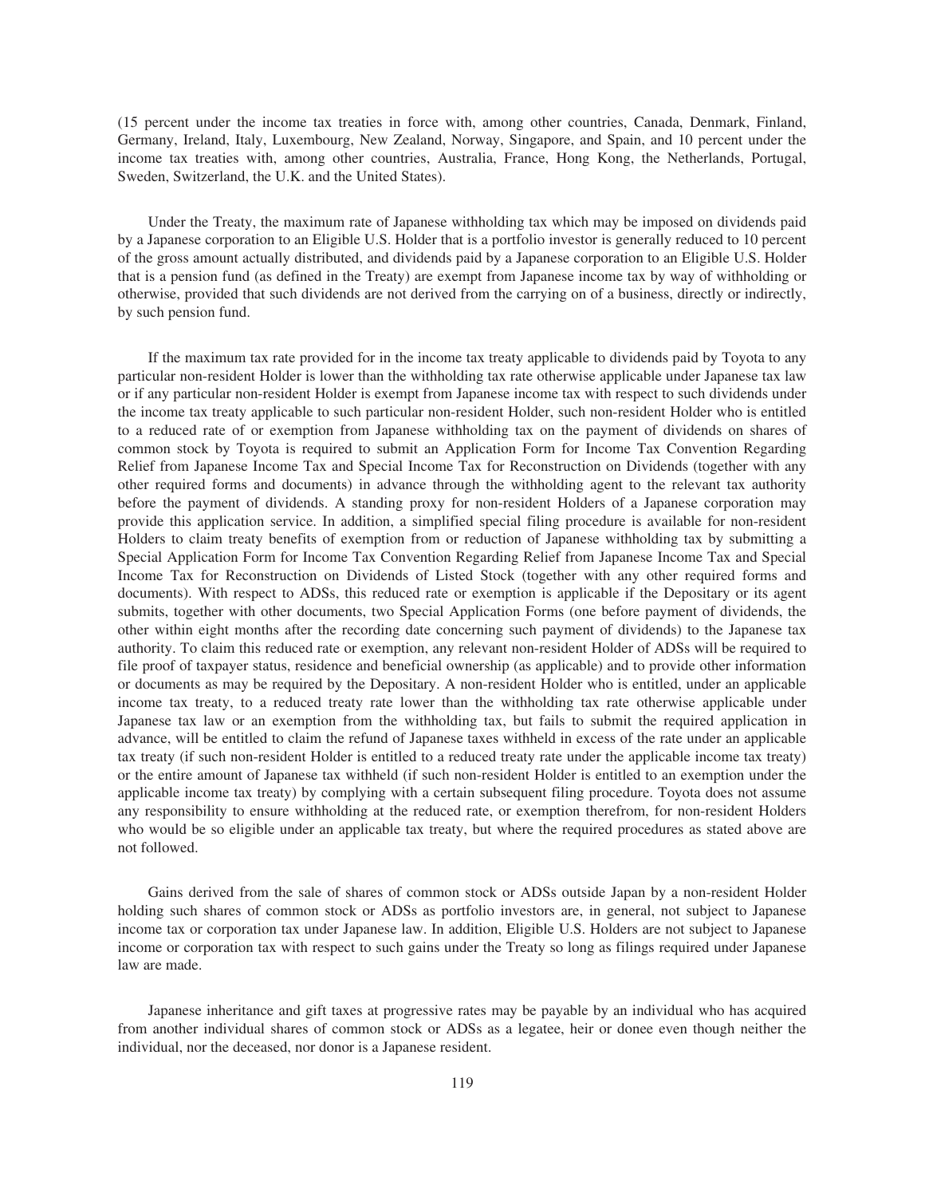(15 percent under the income tax treaties in force with, among other countries, Canada, Denmark, Finland, Germany, Ireland, Italy, Luxembourg, New Zealand, Norway, Singapore, and Spain, and 10 percent under the income tax treaties with, among other countries, Australia, France, Hong Kong, the Netherlands, Portugal, Sweden, Switzerland, the U.K. and the United States).

Under the Treaty, the maximum rate of Japanese withholding tax which may be imposed on dividends paid by a Japanese corporation to an Eligible U.S. Holder that is a portfolio investor is generally reduced to 10 percent of the gross amount actually distributed, and dividends paid by a Japanese corporation to an Eligible U.S. Holder that is a pension fund (as defined in the Treaty) are exempt from Japanese income tax by way of withholding or otherwise, provided that such dividends are not derived from the carrying on of a business, directly or indirectly, by such pension fund.

If the maximum tax rate provided for in the income tax treaty applicable to dividends paid by Toyota to any particular non-resident Holder is lower than the withholding tax rate otherwise applicable under Japanese tax law or if any particular non-resident Holder is exempt from Japanese income tax with respect to such dividends under the income tax treaty applicable to such particular non-resident Holder, such non-resident Holder who is entitled to a reduced rate of or exemption from Japanese withholding tax on the payment of dividends on shares of common stock by Toyota is required to submit an Application Form for Income Tax Convention Regarding Relief from Japanese Income Tax and Special Income Tax for Reconstruction on Dividends (together with any other required forms and documents) in advance through the withholding agent to the relevant tax authority before the payment of dividends. A standing proxy for non-resident Holders of a Japanese corporation may provide this application service. In addition, a simplified special filing procedure is available for non-resident Holders to claim treaty benefits of exemption from or reduction of Japanese withholding tax by submitting a Special Application Form for Income Tax Convention Regarding Relief from Japanese Income Tax and Special Income Tax for Reconstruction on Dividends of Listed Stock (together with any other required forms and documents). With respect to ADSs, this reduced rate or exemption is applicable if the Depositary or its agent submits, together with other documents, two Special Application Forms (one before payment of dividends, the other within eight months after the recording date concerning such payment of dividends) to the Japanese tax authority. To claim this reduced rate or exemption, any relevant non-resident Holder of ADSs will be required to file proof of taxpayer status, residence and beneficial ownership (as applicable) and to provide other information or documents as may be required by the Depositary. A non-resident Holder who is entitled, under an applicable income tax treaty, to a reduced treaty rate lower than the withholding tax rate otherwise applicable under Japanese tax law or an exemption from the withholding tax, but fails to submit the required application in advance, will be entitled to claim the refund of Japanese taxes withheld in excess of the rate under an applicable tax treaty (if such non-resident Holder is entitled to a reduced treaty rate under the applicable income tax treaty) or the entire amount of Japanese tax withheld (if such non-resident Holder is entitled to an exemption under the applicable income tax treaty) by complying with a certain subsequent filing procedure. Toyota does not assume any responsibility to ensure withholding at the reduced rate, or exemption therefrom, for non-resident Holders who would be so eligible under an applicable tax treaty, but where the required procedures as stated above are not followed.

Gains derived from the sale of shares of common stock or ADSs outside Japan by a non-resident Holder holding such shares of common stock or ADSs as portfolio investors are, in general, not subject to Japanese income tax or corporation tax under Japanese law. In addition, Eligible U.S. Holders are not subject to Japanese income or corporation tax with respect to such gains under the Treaty so long as filings required under Japanese law are made.

Japanese inheritance and gift taxes at progressive rates may be payable by an individual who has acquired from another individual shares of common stock or ADSs as a legatee, heir or donee even though neither the individual, nor the deceased, nor donor is a Japanese resident.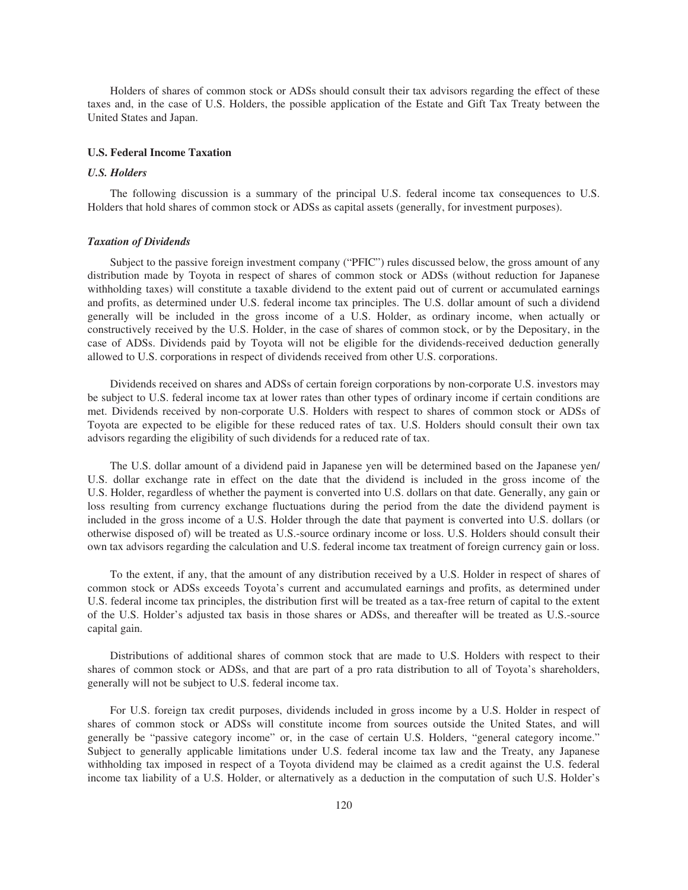Holders of shares of common stock or ADSs should consult their tax advisors regarding the effect of these taxes and, in the case of U.S. Holders, the possible application of the Estate and Gift Tax Treaty between the United States and Japan.

### U.S. Federal Income Taxation

#### *U.S. Holders*

The following discussion is a summary of the principal U.S. federal income tax consequences to U.S. Holders that hold shares of common stock or ADSs as capital assets (generally, for investment purposes).

#### *Taxation of Dividends*

Subject to the passive foreign investment company ("PFIC") rules discussed below, the gross amount of any distribution made by Toyota in respect of shares of common stock or ADSs (without reduction for Japanese withholding taxes) will constitute a taxable dividend to the extent paid out of current or accumulated earnings and profits, as determined under U.S. federal income tax principles. The U.S. dollar amount of such a dividend generally will be included in the gross income of a U.S. Holder, as ordinary income, when actually or constructively received by the U.S. Holder, in the case of shares of common stock, or by the Depositary, in the case of ADSs. Dividends paid by Toyota will not be eligible for the dividends-received deduction generally allowed to U.S. corporations in respect of dividends received from other U.S. corporations.

Dividends received on shares and ADSs of certain foreign corporations by non-corporate U.S. investors may be subject to U.S. federal income tax at lower rates than other types of ordinary income if certain conditions are met. Dividends received by non-corporate U.S. Holders with respect to shares of common stock or ADSs of Toyota are expected to be eligible for these reduced rates of tax. U.S. Holders should consult their own tax advisors regarding the eligibility of such dividends for a reduced rate of tax.

The U.S. dollar amount of a dividend paid in Japanese yen will be determined based on the Japanese yen/ U.S. dollar exchange rate in effect on the date that the dividend is included in the gross income of the U.S. Holder, regardless of whether the payment is converted into U.S. dollars on that date. Generally, any gain or loss resulting from currency exchange fluctuations during the period from the date the dividend payment is included in the gross income of a U.S. Holder through the date that payment is converted into U.S. dollars (or otherwise disposed of) will be treated as U.S.-source ordinary income or loss. U.S. Holders should consult their own tax advisors regarding the calculation and U.S. federal income tax treatment of foreign currency gain or loss.

To the extent, if any, that the amount of any distribution received by a U.S. Holder in respect of shares of common stock or ADSs exceeds Toyota's current and accumulated earnings and profits, as determined under U.S. federal income tax principles, the distribution first will be treated as a tax-free return of capital to the extent of the U.S. Holder's adjusted tax basis in those shares or ADSs, and thereafter will be treated as U.S.-source capital gain.

Distributions of additional shares of common stock that are made to U.S. Holders with respect to their shares of common stock or ADSs, and that are part of a pro rata distribution to all of Toyota's shareholders, generally will not be subject to U.S. federal income tax.

For U.S. foreign tax credit purposes, dividends included in gross income by a U.S. Holder in respect of shares of common stock or ADSs will constitute income from sources outside the United States, and will generally be "passive category income" or, in the case of certain U.S. Holders, "general category income." Subject to generally applicable limitations under U.S. federal income tax law and the Treaty, any Japanese withholding tax imposed in respect of a Toyota dividend may be claimed as a credit against the U.S. federal income tax liability of a U.S. Holder, or alternatively as a deduction in the computation of such U.S. Holder's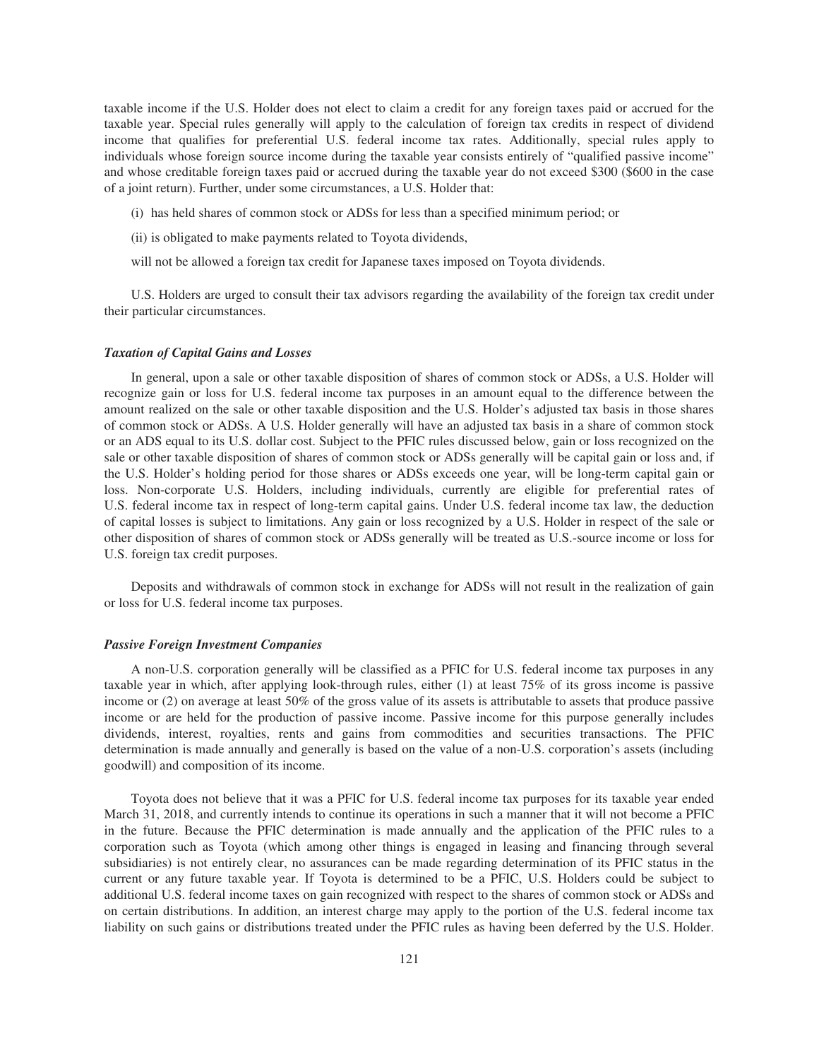taxable income if the U.S. Holder does not elect to claim a credit for any foreign taxes paid or accrued for the taxable year. Special rules generally will apply to the calculation of foreign tax credits in respect of dividend income that qualifies for preferential U.S. federal income tax rates. Additionally, special rules apply to individuals whose foreign source income during the taxable year consists entirely of "qualified passive income" and whose creditable foreign taxes paid or accrued during the taxable year do not exceed $300 ($600 in the case of a joint return). Further, under some circumstances, a U.S. Holder that:

(i) has held shares of common stock or ADSs for less than a specified minimum period; or

(ii) is obligated to make payments related to Toyota dividends,

will not be allowed a foreign tax credit for Japanese taxes imposed on Toyota dividends.

U.S. Holders are urged to consult their tax advisors regarding the availability of the foreign tax credit under their particular circumstances.

### *Taxation of Capital Gains and Losses*

In general, upon a sale or other taxable disposition of shares of common stock or ADSs, a U.S. Holder will recognize gain or loss for U.S. federal income tax purposes in an amount equal to the difference between the amount realized on the sale or other taxable disposition and the U.S. Holder's adjusted tax basis in those shares of common stock or ADSs. A U.S. Holder generally will have an adjusted tax basis in a share of common stock or an ADS equal to its U.S. dollar cost. Subject to the PFIC rules discussed below, gain or loss recognized on the sale or other taxable disposition of shares of common stock or ADSs generally will be capital gain or loss and, if the U.S. Holder's holding period for those shares or ADSs exceeds one year, will be long-term capital gain or loss. Non-corporate U.S. Holders, including individuals, currently are eligible for preferential rates of U.S. federal income tax in respect of long-term capital gains. Under U.S. federal income tax law, the deduction of capital losses is subject to limitations. Any gain or loss recognized by a U.S. Holder in respect of the sale or other disposition of shares of common stock or ADSs generally will be treated as U.S.-source income or loss for U.S. foreign tax credit purposes.

Deposits and withdrawals of common stock in exchange for ADSs will not result in the realization of gain or loss for U.S. federal income tax purposes.

### *Passive Foreign Investment Companies*

A non-U.S. corporation generally will be classified as a PFIC for U.S. federal income tax purposes in any taxable year in which, after applying look-through rules, either (1) at least 75% of its gross income is passive income or (2) on average at least 50% of the gross value of its assets is attributable to assets that produce passive income or are held for the production of passive income. Passive income for this purpose generally includes dividends, interest, royalties, rents and gains from commodities and securities transactions. The PFIC determination is made annually and generally is based on the value of a non-U.S. corporation's assets (including goodwill) and composition of its income.

Toyota does not believe that it was a PFIC for U.S. federal income tax purposes for its taxable year ended March 31, 2018, and currently intends to continue its operations in such a manner that it will not become a PFIC in the future. Because the PFIC determination is made annually and the application of the PFIC rules to a corporation such as Toyota (which among other things is engaged in leasing and financing through several subsidiaries) is not entirely clear, no assurances can be made regarding determination of its PFIC status in the current or any future taxable year. If Toyota is determined to be a PFIC, U.S. Holders could be subject to additional U.S. federal income taxes on gain recognized with respect to the shares of common stock or ADSs and on certain distributions. In addition, an interest charge may apply to the portion of the U.S. federal income tax liability on such gains or distributions treated under the PFIC rules as having been deferred by the U.S. Holder.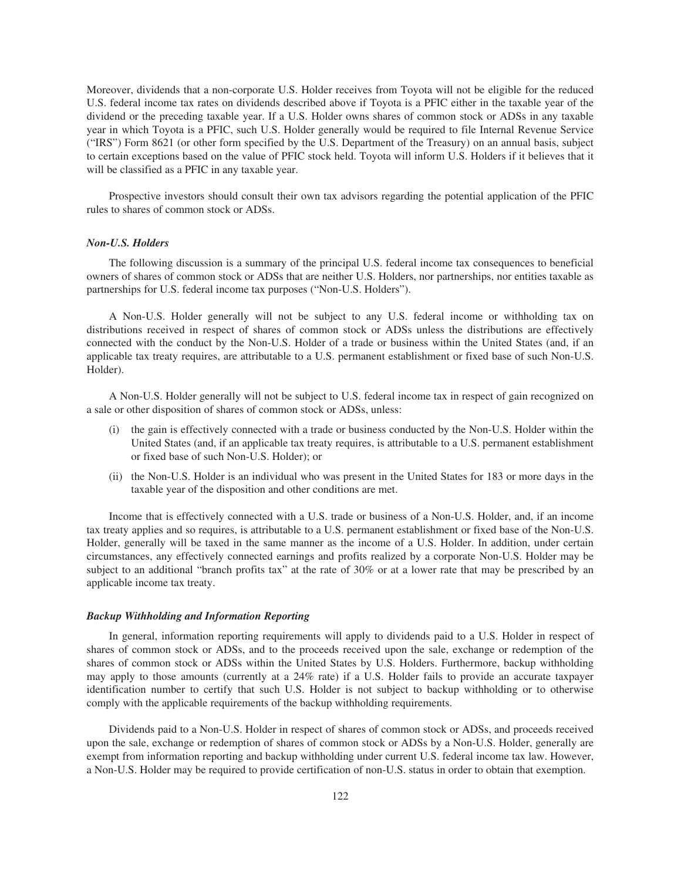Moreover, dividends that a non-corporate U.S. Holder receives from Toyota will not be eligible for the reduced U.S. federal income tax rates on dividends described above if Toyota is a PFIC either in the taxable year of the dividend or the preceding taxable year. If a U.S. Holder owns shares of common stock or ADSs in any taxable year in which Toyota is a PFIC, such U.S. Holder generally would be required to file Internal Revenue Service ("IRS") Form 8621 (or other form specified by the U.S. Department of the Treasury) on an annual basis, subject to certain exceptions based on the value of PFIC stock held. Toyota will inform U.S. Holders if it believes that it will be classified as a PFIC in any taxable year.

Prospective investors should consult their own tax advisors regarding the potential application of the PFIC rules to shares of common stock or ADSs.

### *Non-U.S. Holders*

The following discussion is a summary of the principal U.S. federal income tax consequences to beneficial owners of shares of common stock or ADSs that are neither U.S. Holders, nor partnerships, nor entities taxable as partnerships for U.S. federal income tax purposes ("Non-U.S. Holders").

A Non-U.S. Holder generally will not be subject to any U.S. federal income or withholding tax on distributions received in respect of shares of common stock or ADSs unless the distributions are effectively connected with the conduct by the Non-U.S. Holder of a trade or business within the United States (and, if an applicable tax treaty requires, are attributable to a U.S. permanent establishment or fixed base of such Non-U.S. Holder).

A Non-U.S. Holder generally will not be subject to U.S. federal income tax in respect of gain recognized on a sale or other disposition of shares of common stock or ADSs, unless:

(i) the gain is effectively connected with a trade or business conducted by the Non-U.S. Holder within the United States (and, if an applicable tax treaty requires, is attributable to a U.S. permanent establishment or fixed base of such Non-U.S. Holder); or

(ii) the Non-U.S. Holder is an individual who was present in the United States for 183 or more days in the taxable year of the disposition and other conditions are met.

Income that is effectively connected with a U.S. trade or business of a Non-U.S. Holder, and, if an income tax treaty applies and so requires, is attributable to a U.S. permanent establishment or fixed base of the Non-U.S. Holder, generally will be taxed in the same manner as the income of a U.S. Holder. In addition, under certain circumstances, any effectively connected earnings and profits realized by a corporate Non-U.S. Holder may be subject to an additional "branch profits tax" at the rate of 30% or at a lower rate that may be prescribed by an applicable income tax treaty.

### *Backup Withholding and Information Reporting*

In general, information reporting requirements will apply to dividends paid to a U.S. Holder in respect of shares of common stock or ADSs, and to the proceeds received upon the sale, exchange or redemption of the shares of common stock or ADSs within the United States by U.S. Holders. Furthermore, backup withholding may apply to those amounts (currently at a 24% rate) if a U.S. Holder fails to provide an accurate taxpayer identification number to certify that such U.S. Holder is not subject to backup withholding or to otherwise comply with the applicable requirements of the backup withholding requirements.

Dividends paid to a Non-U.S. Holder in respect of shares of common stock or ADSs, and proceeds received upon the sale, exchange or redemption of shares of common stock or ADSs by a Non-U.S. Holder, generally are exempt from information reporting and backup withholding under current U.S. federal income tax law. However, a Non-U.S. Holder may be required to provide certification of non-U.S. status in order to obtain that exemption.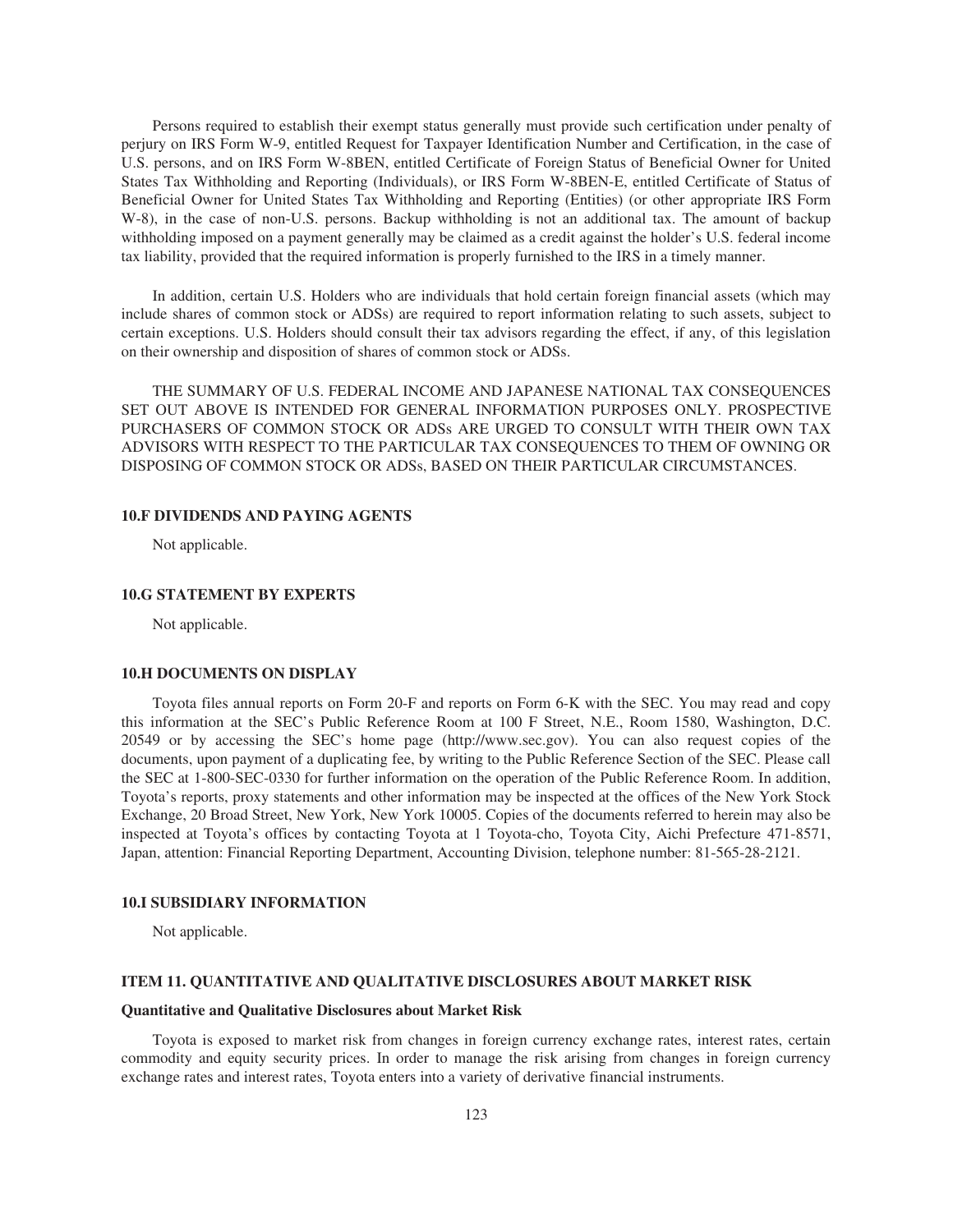Persons required to establish their exempt status generally must provide such certification under penalty of perjury on IRS Form W-9, entitled Request for Taxpayer Identification Number and Certification, in the case of U.S. persons, and on IRS Form W-8BEN, entitled Certificate of Foreign Status of Beneficial Owner for United States Tax Withholding and Reporting (Individuals), or IRS Form W-8BEN-E, entitled Certificate of Status of Beneficial Owner for United States Tax Withholding and Reporting (Entities) (or other appropriate IRS Form W-8), in the case of non-U.S. persons. Backup withholding is not an additional tax. The amount of backup withholding imposed on a payment generally may be claimed as a credit against the holder's U.S. federal income tax liability, provided that the required information is properly furnished to the IRS in a timely manner.

In addition, certain U.S. Holders who are individuals that hold certain foreign financial assets (which may include shares of common stock or ADSs) are required to report information relating to such assets, subject to certain exceptions. U.S. Holders should consult their tax advisors regarding the effect, if any, of this legislation on their ownership and disposition of shares of common stock or ADSs.

THE SUMMARY OF U.S. FEDERAL INCOME AND JAPANESE NATIONAL TAX CONSEQUENCES SET OUT ABOVE IS INTENDED FOR GENERAL INFORMATION PURPOSES ONLY. PROSPECTIVE PURCHASERS OF COMMON STOCK OR ADSs ARE URGED TO CONSULT WITH THEIR OWN TAX ADVISORS WITH RESPECT TO THE PARTICULAR TAX CONSEQUENCES TO THEM OF OWNING OR DISPOSING OF COMMON STOCK OR ADSs, BASED ON THEIR PARTICULAR CIRCUMSTANCES.

### 10.F DIVIDENDS AND PAYING AGENTS

Not applicable.

### 10.G STATEMENT BY EXPERTS

Not applicable.

### 10.H DOCUMENTS ON DISPLAY

Toyota files annual reports on Form 20-F and reports on Form 6-K with the SEC. You may read and copy this information at the SEC's Public Reference Room at 100 F Street, N.E., Room 1580, Washington, D.C. 20549 or by accessing the SEC's home page (http://www.sec.gov). You can also request copies of the documents, upon payment of a duplicating fee, by writing to the Public Reference Section of the SEC. Please call the SEC at 1-800-SEC-0330 for further information on the operation of the Public Reference Room. In addition, Toyota's reports, proxy statements and other information may be inspected at the offices of the New York Stock Exchange, 20 Broad Street, New York, New York 10005. Copies of the documents referred to herein may also be inspected at Toyota's offices by contacting Toyota at 1 Toyota-cho, Toyota City, Aichi Prefecture 471-8571, Japan, attention: Financial Reporting Department, Accounting Division, telephone number: 81-565-28-2121.

### 10.I SUBSIDIARY INFORMATION

Not applicable.

## ITEM 11. QUANTITATIVE AND QUALITATIVE DISCLOSURES ABOUT MARKET RISK

### Quantitative and Qualitative Disclosures about Market Risk

Toyota is exposed to market risk from changes in foreign currency exchange rates, interest rates, certain commodity and equity security prices. In order to manage the risk arising from changes in foreign currency exchange rates and interest rates, Toyota enters into a variety of derivative financial instruments.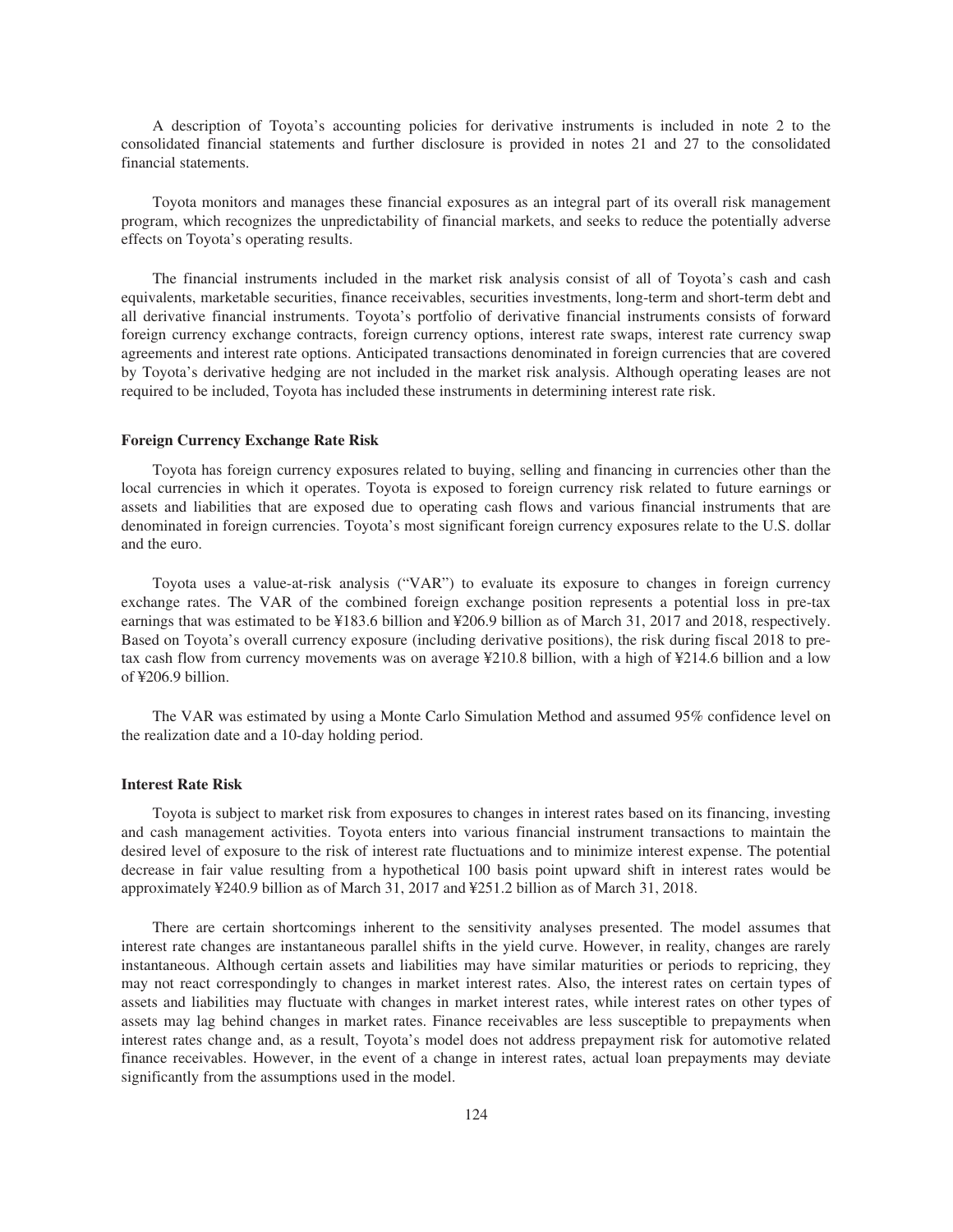A description of Toyota's accounting policies for derivative instruments is included in note 2 to the consolidated financial statements and further disclosure is provided in notes 21 and 27 to the consolidated financial statements.

Toyota monitors and manages these financial exposures as an integral part of its overall risk management program, which recognizes the unpredictability of financial markets, and seeks to reduce the potentially adverse effects on Toyota's operating results.

The financial instruments included in the market risk analysis consist of all of Toyota's cash and cash equivalents, marketable securities, finance receivables, securities investments, long-term and short-term debt and all derivative financial instruments. Toyota's portfolio of derivative financial instruments consists of forward foreign currency exchange contracts, foreign currency options, interest rate swaps, interest rate currency swap agreements and interest rate options. Anticipated transactions denominated in foreign currencies that are covered by Toyota's derivative hedging are not included in the market risk analysis. Although operating leases are not required to be included, Toyota has included these instruments in determining interest rate risk.

**Foreign Currency Exchange Rate Risk**

Toyota has foreign currency exposures related to buying, selling and financing in currencies other than the local currencies in which it operates. Toyota is exposed to foreign currency risk related to future earnings or assets and liabilities that are exposed due to operating cash flows and various financial instruments that are denominated in foreign currencies. Toyota's most significant foreign currency exposures relate to the U.S. dollar and the euro.

Toyota uses a value-at-risk analysis ("VAR") to evaluate its exposure to changes in foreign currency exchange rates. The VAR of the combined foreign exchange position represents a potential loss in pre-tax earnings that was estimated to be ¥183.6 billion and ¥206.9 billion as of March 31, 2017 and 2018, respectively. Based on Toyota's overall currency exposure (including derivative positions), the risk during fiscal 2018 to pre-tax cash flow from currency movements was on average ¥210.8 billion, with a high of ¥214.6 billion and a low of ¥206.9 billion.

The VAR was estimated by using a Monte Carlo Simulation Method and assumed 95% confidence level on the realization date and a 10-day holding period.

**Interest Rate Risk**

Toyota is subject to market risk from exposures to changes in interest rates based on its financing, investing and cash management activities. Toyota enters into various financial instrument transactions to maintain the desired level of exposure to the risk of interest rate fluctuations and to minimize interest expense. The potential decrease in fair value resulting from a hypothetical 100 basis point upward shift in interest rates would be approximately ¥240.9 billion as of March 31, 2017 and ¥251.2 billion as of March 31, 2018.

There are certain shortcomings inherent to the sensitivity analyses presented. The model assumes that interest rate changes are instantaneous parallel shifts in the yield curve. However, in reality, changes are rarely instantaneous. Although certain assets and liabilities may have similar maturities or periods to repricing, they may not react correspondingly to changes in market interest rates. Also, the interest rates on certain types of assets and liabilities may fluctuate with changes in market interest rates, while interest rates on other types of assets may lag behind changes in market rates. Finance receivables are less susceptible to prepayments when interest rates change and, as a result, Toyota's model does not address prepayment risk for automotive related finance receivables. However, in the event of a change in interest rates, actual loan prepayments may deviate significantly from the assumptions used in the model.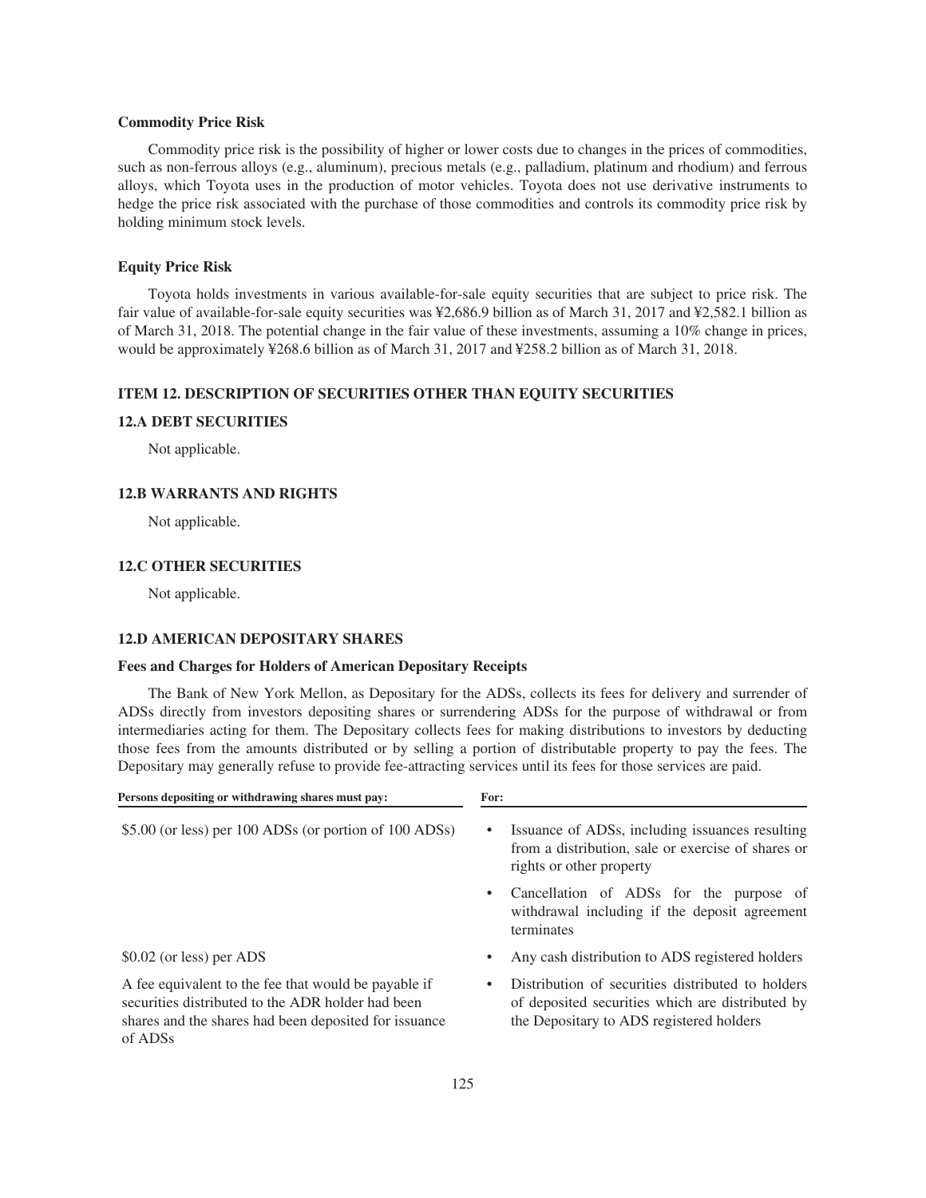### Commodity Price Risk

Commodity price risk is the possibility of higher or lower costs due to changes in the prices of commodities, such as non-ferrous alloys (e.g., aluminum), precious metals (e.g., palladium, platinum and rhodium) and ferrous alloys, which Toyota uses in the production of motor vehicles. Toyota does not use derivative instruments to hedge the price risk associated with the purchase of those commodities and controls its commodity price risk by holding minimum stock levels.

### Equity Price Risk

Toyota holds investments in various available-for-sale equity securities that are subject to price risk. The fair value of available-for-sale equity securities was ¥2,686.9 billion as of March 31, 2017 and ¥2,582.1 billion as of March 31, 2018. The potential change in the fair value of these investments, assuming a 10% change in prices, would be approximately ¥268.6 billion as of March 31, 2017 and ¥258.2 billion as of March 31, 2018.

## ITEM 12. DESCRIPTION OF SECURITIES OTHER THAN EQUITY SECURITIES

### 12.A DEBT SECURITIES

Not applicable.

### 12.B WARRANTS AND RIGHTS

Not applicable.

### 12.C OTHER SECURITIES

Not applicable.

### 12.D AMERICAN DEPOSITARY SHARES

#### Fees and Charges for Holders of American Depositary Receipts

The Bank of New York Mellon, as Depositary for the ADSs, collects its fees for delivery and surrender of ADSs directly from investors depositing shares or surrendering ADSs for the purpose of withdrawal or from intermediaries acting for them. The Depositary collects fees for making distributions to investors by deducting those fees from the amounts distributed or by selling a portion of distributable property to pay the fees. The Depositary may generally refuse to provide fee-attracting services until its fees for those services are paid.

| Persons depositing or withdrawing shares must pay: | For: |
|---|---|
| $5.00 (or less) per 100 ADSs (or portion of 100 ADSs) | • Issuance of ADSs, including issuances resulting from a distribution, sale or exercise of shares or rights or other property<br>• Cancellation of ADSs for the purpose of withdrawal including if the deposit agreement terminates |
| $0.02 (or less) per ADS | • Any cash distribution to ADS registered holders |
| A fee equivalent to the fee that would be payable if securities distributed to the ADR holder had been shares and the shares had been deposited for issuance of ADSs | • Distribution of securities distributed to holders of deposited securities which are distributed by the Depositary to ADS registered holders |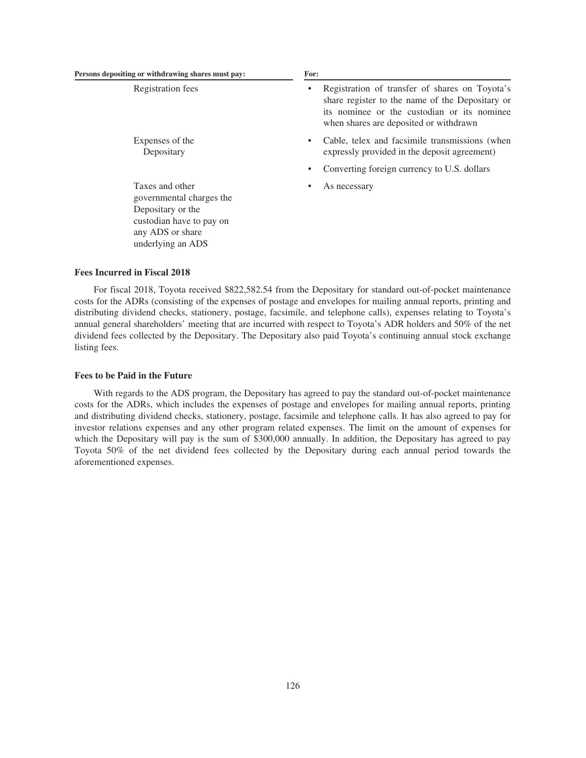| Persons depositing or withdrawing shares must pay: | For: |
| --- | --- |
| Registration fees | • Registration of transfer of shares on Toyota's share register to the name of the Depositary or its nominee or the custodian or its nominee when shares are deposited or withdrawn |
| Expenses of the Depositary | • Cable, telex and facsimile transmissions (when expressly provided in the deposit agreement) |
| | • Converting foreign currency to U.S. dollars |
| Taxes and other governmental charges the Depositary or the custodian have to pay on any ADS or share underlying an ADS | • As necessary |

### Fees Incurred in Fiscal 2018

For fiscal 2018, Toyota received $822,582.54 from the Depositary for standard out-of-pocket maintenance costs for the ADRs (consisting of the expenses of postage and envelopes for mailing annual reports, printing and distributing dividend checks, stationery, postage, facsimile, and telephone calls), expenses relating to Toyota's annual general shareholders' meeting that are incurred with respect to Toyota's ADR holders and 50% of the net dividend fees collected by the Depositary. The Depositary also paid Toyota's continuing annual stock exchange listing fees.

### Fees to be Paid in the Future

With regards to the ADS program, the Depositary has agreed to pay the standard out-of-pocket maintenance costs for the ADRs, which includes the expenses of postage and envelopes for mailing annual reports, printing and distributing dividend checks, stationery, postage, facsimile and telephone calls. It has also agreed to pay for investor relations expenses and any other program related expenses. The limit on the amount of expenses for which the Depositary will pay is the sum of $300,000 annually. In addition, the Depositary has agreed to pay Toyota 50% of the net dividend fees collected by the Depositary during each annual period towards the aforementioned expenses.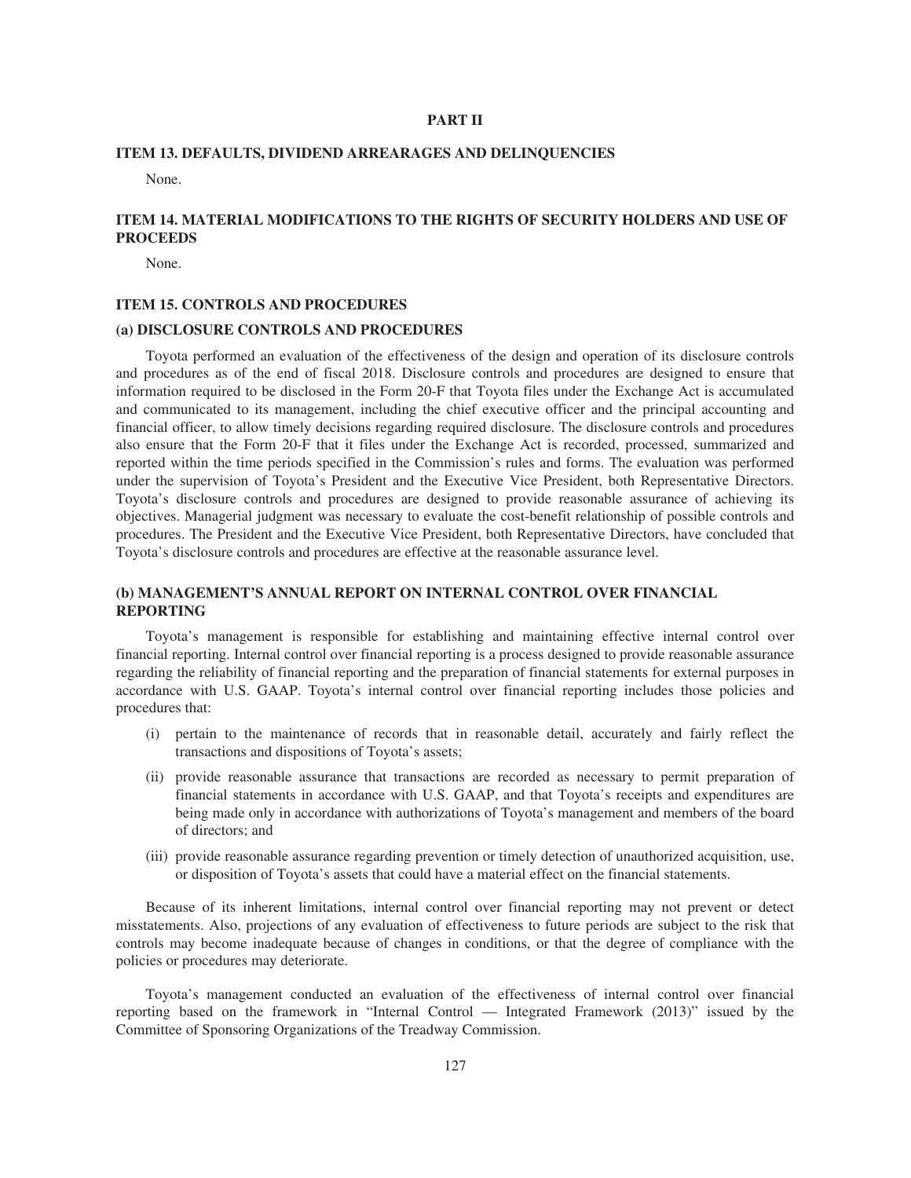# PART II

## ITEM 13. DEFAULTS, DIVIDEND ARREARAGES AND DELINQUENCIES

None.

## ITEM 14. MATERIAL MODIFICATIONS TO THE RIGHTS OF SECURITY HOLDERS AND USE OF PROCEEDS

None.

## ITEM 15. CONTROLS AND PROCEDURES

### (a) DISCLOSURE CONTROLS AND PROCEDURES

Toyota performed an evaluation of the effectiveness of the design and operation of its disclosure controls and procedures as of the end of fiscal 2018. Disclosure controls and procedures are designed to ensure that information required to be disclosed in the Form 20-F that Toyota files under the Exchange Act is accumulated and communicated to its management, including the chief executive officer and the principal accounting and financial officer, to allow timely decisions regarding required disclosure. The disclosure controls and procedures also ensure that the Form 20-F that it files under the Exchange Act is recorded, processed, summarized and reported within the time periods specified in the Commission's rules and forms. The evaluation was performed under the supervision of Toyota's President and the Executive Vice President, both Representative Directors. Toyota's disclosure controls and procedures are designed to provide reasonable assurance of achieving its objectives. Managerial judgment was necessary to evaluate the cost-benefit relationship of possible controls and procedures. The President and the Executive Vice President, both Representative Directors, have concluded that Toyota's disclosure controls and procedures are effective at the reasonable assurance level.

### (b) MANAGEMENT'S ANNUAL REPORT ON INTERNAL CONTROL OVER FINANCIAL REPORTING

Toyota's management is responsible for establishing and maintaining effective internal control over financial reporting. Internal control over financial reporting is a process designed to provide reasonable assurance regarding the reliability of financial reporting and the preparation of financial statements for external purposes in accordance with U.S. GAAP. Toyota's internal control over financial reporting includes those policies and procedures that:

(i) pertain to the maintenance of records that in reasonable detail, accurately and fairly reflect the transactions and dispositions of Toyota's assets;

(ii) provide reasonable assurance that transactions are recorded as necessary to permit preparation of financial statements in accordance with U.S. GAAP, and that Toyota's receipts and expenditures are being made only in accordance with authorizations of Toyota's management and members of the board of directors; and

(iii) provide reasonable assurance regarding prevention or timely detection of unauthorized acquisition, use, or disposition of Toyota's assets that could have a material effect on the financial statements.

Because of its inherent limitations, internal control over financial reporting may not prevent or detect misstatements. Also, projections of any evaluation of effectiveness to future periods are subject to the risk that controls may become inadequate because of changes in conditions, or that the degree of compliance with the policies or procedures may deteriorate.

Toyota's management conducted an evaluation of the effectiveness of internal control over financial reporting based on the framework in "Internal Control — Integrated Framework (2013)" issued by the Committee of Sponsoring Organizations of the Treadway Commission.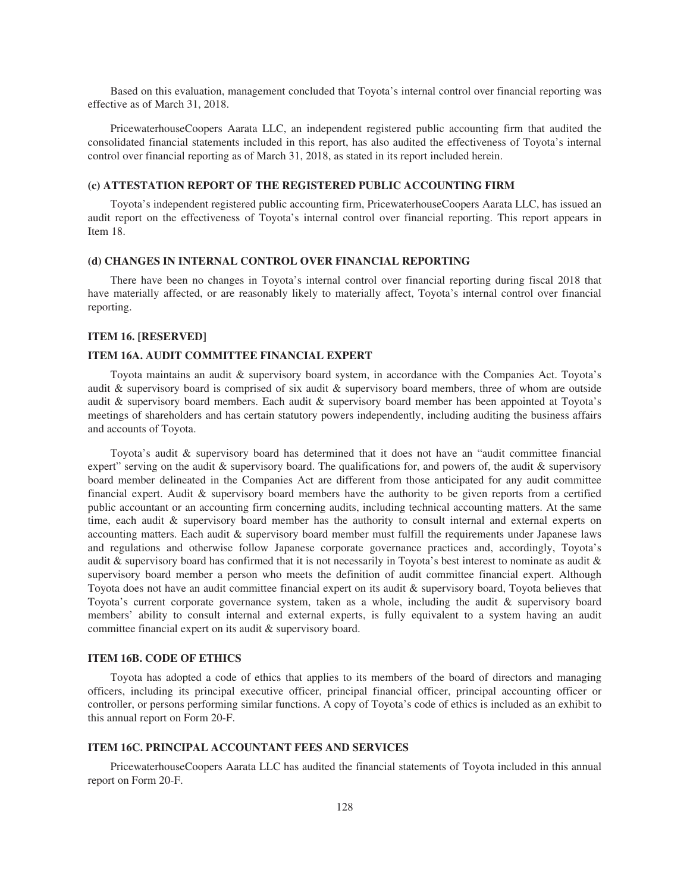Based on this evaluation, management concluded that Toyota's internal control over financial reporting was effective as of March 31, 2018.

PricewaterhouseCoopers Aarata LLC, an independent registered public accounting firm that audited the consolidated financial statements included in this report, has also audited the effectiveness of Toyota's internal control over financial reporting as of March 31, 2018, as stated in its report included herein.

#### (c) ATTESTATION REPORT OF THE REGISTERED PUBLIC ACCOUNTING FIRM

Toyota's independent registered public accounting firm, PricewaterhouseCoopers Aarata LLC, has issued an audit report on the effectiveness of Toyota's internal control over financial reporting. This report appears in Item 18.

#### (d) CHANGES IN INTERNAL CONTROL OVER FINANCIAL REPORTING

There have been no changes in Toyota's internal control over financial reporting during fiscal 2018 that have materially affected, or are reasonably likely to materially affect, Toyota's internal control over financial reporting.

## ITEM 16. [RESERVED]

## ITEM 16A. AUDIT COMMITTEE FINANCIAL EXPERT

Toyota maintains an audit & supervisory board system, in accordance with the Companies Act. Toyota's audit & supervisory board is comprised of six audit & supervisory board members, three of whom are outside audit & supervisory board members. Each audit & supervisory board member has been appointed at Toyota's meetings of shareholders and has certain statutory powers independently, including auditing the business affairs and accounts of Toyota.

Toyota's audit & supervisory board has determined that it does not have an "audit committee financial expert" serving on the audit & supervisory board. The qualifications for, and powers of, the audit & supervisory board member delineated in the Companies Act are different from those anticipated for any audit committee financial expert. Audit & supervisory board members have the authority to be given reports from a certified public accountant or an accounting firm concerning audits, including technical accounting matters. At the same time, each audit & supervisory board member has the authority to consult internal and external experts on accounting matters. Each audit & supervisory board member must fulfill the requirements under Japanese laws and regulations and otherwise follow Japanese corporate governance practices and, accordingly, Toyota's audit & supervisory board has confirmed that it is not necessarily in Toyota's best interest to nominate as audit & supervisory board member a person who meets the definition of audit committee financial expert. Although Toyota does not have an audit committee financial expert on its audit & supervisory board, Toyota believes that Toyota's current corporate governance system, taken as a whole, including the audit & supervisory board members' ability to consult internal and external experts, is fully equivalent to a system having an audit committee financial expert on its audit & supervisory board.

## ITEM 16B. CODE OF ETHICS

Toyota has adopted a code of ethics that applies to its members of the board of directors and managing officers, including its principal executive officer, principal financial officer, principal accounting officer or controller, or persons performing similar functions. A copy of Toyota's code of ethics is included as an exhibit to this annual report on Form 20-F.

## ITEM 16C. PRINCIPAL ACCOUNTANT FEES AND SERVICES

PricewaterhouseCoopers Aarata LLC has audited the financial statements of Toyota included in this annual report on Form 20-F.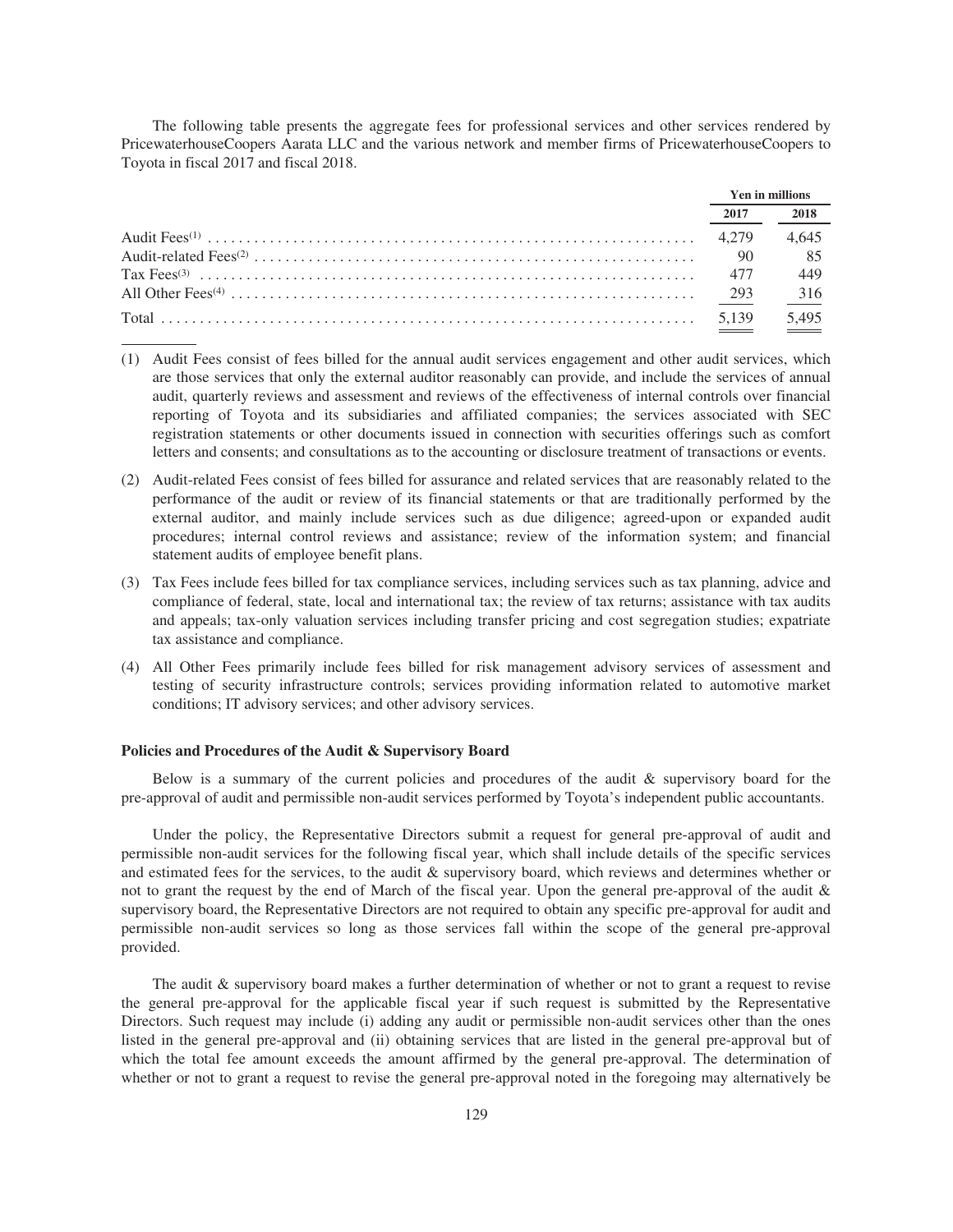The following table presents the aggregate fees for professional services and other services rendered by PricewaterhouseCoopers Aarata LLC and the various network and member firms of PricewaterhouseCoopers to Toyota in fiscal 2017 and fiscal 2018.

| | Yen in millions | |
|---|---|---|
| | 2017 | 2018 |
| Audit Fees[(1)] | 4,279 | 4,645 |
| Audit-related Fees[(2)] | 90 | 85 |
| Tax Fees[(3)] | 477 | 449 |
| All Other Fees[(4)] | 293 | 316 |
| Total | 5,139 | 5,495 |

(1) Audit Fees consist of fees billed for the annual audit services engagement and other audit services, which are those services that only the external auditor reasonably can provide, and include the services of annual audit, quarterly reviews and assessment and reviews of the effectiveness of internal controls over financial reporting of Toyota and its subsidiaries and affiliated companies; the services associated with SEC registration statements or other documents issued in connection with securities offerings such as comfort letters and consents; and consultations as to the accounting or disclosure treatment of transactions or events.

(2) Audit-related Fees consist of fees billed for assurance and related services that are reasonably related to the performance of the audit or review of its financial statements or that are traditionally performed by the external auditor, and mainly include services such as due diligence; agreed-upon or expanded audit procedures; internal control reviews and assistance; review of the information system; and financial statement audits of employee benefit plans.

(3) Tax Fees include fees billed for tax compliance services, including services such as tax planning, advice and compliance of federal, state, local and international tax; the review of tax returns; assistance with tax audits and appeals; tax-only valuation services including transfer pricing and cost segregation studies; expatriate tax assistance and compliance.

(4) All Other Fees primarily include fees billed for risk management advisory services of assessment and testing of security infrastructure controls; services providing information related to automotive market conditions; IT advisory services; and other advisory services.

**Policies and Procedures of the Audit & Supervisory Board**

Below is a summary of the current policies and procedures of the audit & supervisory board for the pre-approval of audit and permissible non-audit services performed by Toyota's independent public accountants.

Under the policy, the Representative Directors submit a request for general pre-approval of audit and permissible non-audit services for the following fiscal year, which shall include details of the specific services and estimated fees for the services, to the audit & supervisory board, which reviews and determines whether or not to grant the request by the end of March of the fiscal year. Upon the general pre-approval of the audit & supervisory board, the Representative Directors are not required to obtain any specific pre-approval for audit and permissible non-audit services so long as those services fall within the scope of the general pre-approval provided.

The audit & supervisory board makes a further determination of whether or not to grant a request to revise the general pre-approval for the applicable fiscal year if such request is submitted by the Representative Directors. Such request may include (i) adding any audit or permissible non-audit services other than the ones listed in the general pre-approval and (ii) obtaining services that are listed in the general pre-approval but of which the total fee amount exceeds the amount affirmed by the general pre-approval. The determination of whether or not to grant a request to revise the general pre-approval noted in the foregoing may alternatively be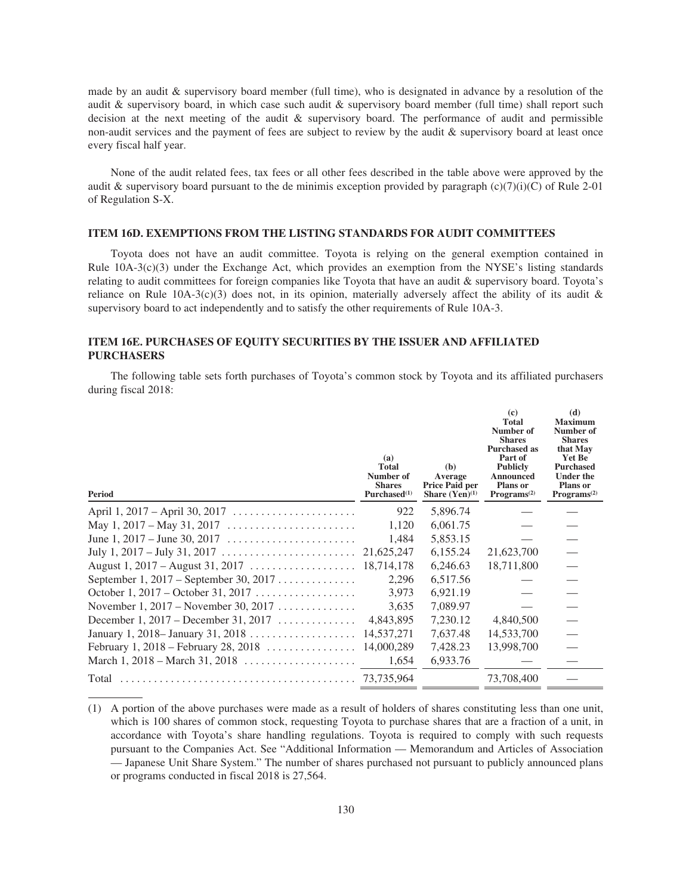made by an audit & supervisory board member (full time), who is designated in advance by a resolution of the audit & supervisory board, in which case such audit & supervisory board member (full time) shall report such decision at the next meeting of the audit & supervisory board. The performance of audit and permissible non-audit services and the payment of fees are subject to review by the audit & supervisory board at least once every fiscal half year.

None of the audit related fees, tax fees or all other fees described in the table above were approved by the audit & supervisory board pursuant to the de minimis exception provided by paragraph (c)(7)(i)(C) of Rule 2-01 of Regulation S-X.

### ITEM 16D. EXEMPTIONS FROM THE LISTING STANDARDS FOR AUDIT COMMITTEES

Toyota does not have an audit committee. Toyota is relying on the general exemption contained in Rule 10A-3(c)(3) under the Exchange Act, which provides an exemption from the NYSE's listing standards relating to audit committees for foreign companies like Toyota that have an audit & supervisory board. Toyota's reliance on Rule 10A-3(c)(3) does not, in its opinion, materially adversely affect the ability of its audit & supervisory board to act independently and to satisfy the other requirements of Rule 10A-3.

### ITEM 16E. PURCHASES OF EQUITY SECURITIES BY THE ISSUER AND AFFILIATED PURCHASERS

The following table sets forth purchases of Toyota's common stock by Toyota and its affiliated purchasers during fiscal 2018:

| Period | (a) Total Number of Shares Purchased(1) | (b) Average Price Paid per Share (Yen)(1) | (c) Total Number of Shares Purchased as Part of Publicly Announced Plans or Programs(2) | (d) Maximum Number of Shares that May Yet Be Purchased Under the Plans or Programs(2) |
|---|---|---|---|---|
| April 1, 2017 – April 30, 2017 | 922 | 5,896.74 | — | — |
| May 1, 2017 – May 31, 2017 | 1,120 | 6,061.75 | — | — |
| June 1, 2017 – June 30, 2017 | 1,484 | 5,853.15 | — | — |
| July 1, 2017 – July 31, 2017 | 21,625,247 | 6,155.24 | 21,623,700 | — |
| August 1, 2017 – August 31, 2017 | 18,714,178 | 6,246.63 | 18,711,800 | — |
| September 1, 2017 – September 30, 2017 | 2,296 | 6,517.56 | — | — |
| October 1, 2017 – October 31, 2017 | 3,973 | 6,921.19 | — | — |
| November 1, 2017 – November 30, 2017 | 3,635 | 7,089.97 | — | — |
| December 1, 2017 – December 31, 2017 | 4,843,895 | 7,230.12 | 4,840,500 | — |
| January 1, 2018– January 31, 2018 | 14,537,271 | 7,637.48 | 14,533,700 | — |
| February 1, 2018 – February 28, 2018 | 14,000,289 | 7,428.23 | 13,998,700 | — |
| March 1, 2018 – March 31, 2018 | 1,654 | 6,933.76 | — | — |
| Total | 73,735,964 | | 73,708,400 | — |

(1) A portion of the above purchases were made as a result of holders of shares constituting less than one unit, which is 100 shares of common stock, requesting Toyota to purchase shares that are a fraction of a unit, in accordance with Toyota's share handling regulations. Toyota is required to comply with such requests pursuant to the Companies Act. See "Additional Information — Memorandum and Articles of Association — Japanese Unit Share System." The number of shares purchased not pursuant to publicly announced plans or programs conducted in fiscal 2018 is 27,564.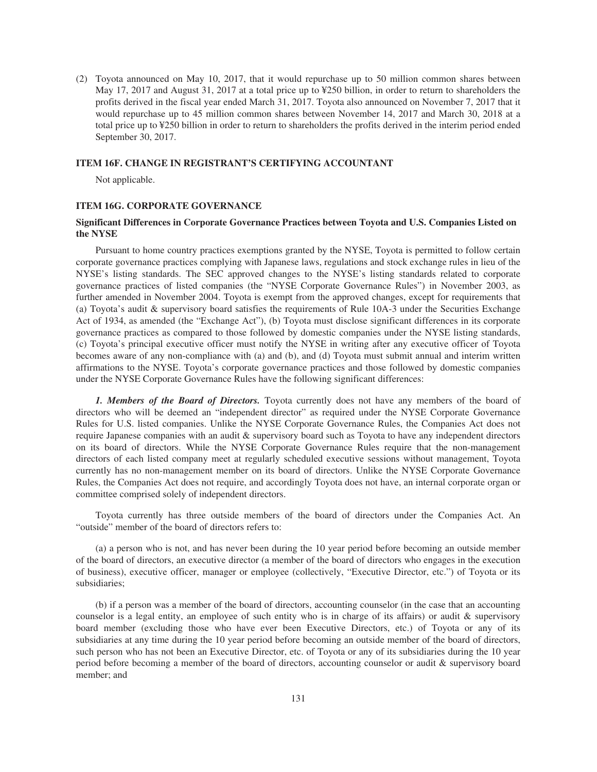(2) Toyota announced on May 10, 2017, that it would repurchase up to 50 million common shares between May 17, 2017 and August 31, 2017 at a total price up to ¥250 billion, in order to return to shareholders the profits derived in the fiscal year ended March 31, 2017. Toyota also announced on November 7, 2017 that it would repurchase up to 45 million common shares between November 14, 2017 and March 30, 2018 at a total price up to ¥250 billion in order to return to shareholders the profits derived in the interim period ended September 30, 2017.

## ITEM 16F. CHANGE IN REGISTRANT'S CERTIFYING ACCOUNTANT

Not applicable.

## ITEM 16G. CORPORATE GOVERNANCE

### Significant Differences in Corporate Governance Practices between Toyota and U.S. Companies Listed on the NYSE

Pursuant to home country practices exemptions granted by the NYSE, Toyota is permitted to follow certain corporate governance practices complying with Japanese laws, regulations and stock exchange rules in lieu of the NYSE's listing standards. The SEC approved changes to the NYSE's listing standards related to corporate governance practices of listed companies (the "NYSE Corporate Governance Rules") in November 2003, as further amended in November 2004. Toyota is exempt from the approved changes, except for requirements that (a) Toyota's audit & supervisory board satisfies the requirements of Rule 10A-3 under the Securities Exchange Act of 1934, as amended (the "Exchange Act"), (b) Toyota must disclose significant differences in its corporate governance practices as compared to those followed by domestic companies under the NYSE listing standards, (c) Toyota's principal executive officer must notify the NYSE in writing after any executive officer of Toyota becomes aware of any non-compliance with (a) and (b), and (d) Toyota must submit annual and interim written affirmations to the NYSE. Toyota's corporate governance practices and those followed by domestic companies under the NYSE Corporate Governance Rules have the following significant differences:

***1. Members of the Board of Directors.*** Toyota currently does not have any members of the board of directors who will be deemed an "independent director" as required under the NYSE Corporate Governance Rules for U.S. listed companies. Unlike the NYSE Corporate Governance Rules, the Companies Act does not require Japanese companies with an audit & supervisory board such as Toyota to have any independent directors on its board of directors. While the NYSE Corporate Governance Rules require that the non-management directors of each listed company meet at regularly scheduled executive sessions without management, Toyota currently has no non-management member on its board of directors. Unlike the NYSE Corporate Governance Rules, the Companies Act does not require, and accordingly Toyota does not have, an internal corporate organ or committee comprised solely of independent directors.

Toyota currently has three outside members of the board of directors under the Companies Act. An "outside" member of the board of directors refers to:

(a) a person who is not, and has never been during the 10 year period before becoming an outside member of the board of directors, an executive director (a member of the board of directors who engages in the execution of business), executive officer, manager or employee (collectively, "Executive Director, etc.") of Toyota or its subsidiaries;

(b) if a person was a member of the board of directors, accounting counselor (in the case that an accounting counselor is a legal entity, an employee of such entity who is in charge of its affairs) or audit & supervisory board member (excluding those who have ever been Executive Directors, etc.) of Toyota or any of its subsidiaries at any time during the 10 year period before becoming an outside member of the board of directors, such person who has not been an Executive Director, etc. of Toyota or any of its subsidiaries during the 10 year period before becoming a member of the board of directors, accounting counselor or audit & supervisory board member; and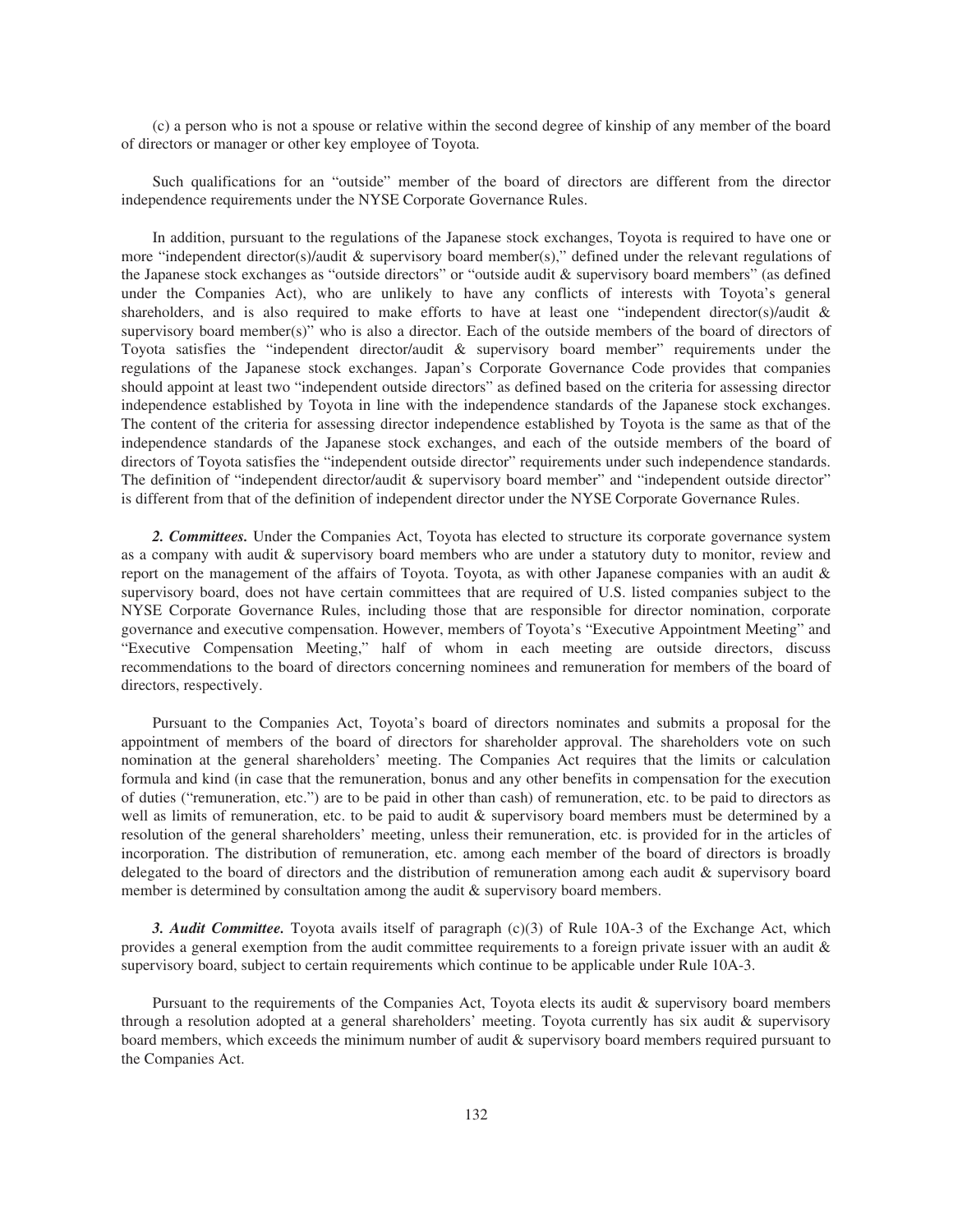(c) a person who is not a spouse or relative within the second degree of kinship of any member of the board of directors or manager or other key employee of Toyota.

Such qualifications for an "outside" member of the board of directors are different from the director independence requirements under the NYSE Corporate Governance Rules.

In addition, pursuant to the regulations of the Japanese stock exchanges, Toyota is required to have one or more "independent director(s)/audit & supervisory board member(s)," defined under the relevant regulations of the Japanese stock exchanges as "outside directors" or "outside audit & supervisory board members" (as defined under the Companies Act), who are unlikely to have any conflicts of interests with Toyota's general shareholders, and is also required to make efforts to have at least one "independent director(s)/audit & supervisory board member(s)" who is also a director. Each of the outside members of the board of directors of Toyota satisfies the "independent director/audit & supervisory board member" requirements under the regulations of the Japanese stock exchanges. Japan's Corporate Governance Code provides that companies should appoint at least two "independent outside directors" as defined based on the criteria for assessing director independence established by Toyota in line with the independence standards of the Japanese stock exchanges. The content of the criteria for assessing director independence established by Toyota is the same as that of the independence standards of the Japanese stock exchanges, and each of the outside members of the board of directors of Toyota satisfies the "independent outside director" requirements under such independence standards. The definition of "independent director/audit & supervisory board member" and "independent outside director" is different from that of the definition of independent director under the NYSE Corporate Governance Rules.

***2. Committees.*** Under the Companies Act, Toyota has elected to structure its corporate governance system as a company with audit & supervisory board members who are under a statutory duty to monitor, review and report on the management of the affairs of Toyota. Toyota, as with other Japanese companies with an audit & supervisory board, does not have certain committees that are required of U.S. listed companies subject to the NYSE Corporate Governance Rules, including those that are responsible for director nomination, corporate governance and executive compensation. However, members of Toyota's "Executive Appointment Meeting" and "Executive Compensation Meeting," half of whom in each meeting are outside directors, discuss recommendations to the board of directors concerning nominees and remuneration for members of the board of directors, respectively.

Pursuant to the Companies Act, Toyota's board of directors nominates and submits a proposal for the appointment of members of the board of directors for shareholder approval. The shareholders vote on such nomination at the general shareholders' meeting. The Companies Act requires that the limits or calculation formula and kind (in case that the remuneration, bonus and any other benefits in compensation for the execution of duties ("remuneration, etc.") are to be paid in other than cash) of remuneration, etc. to be paid to directors as well as limits of remuneration, etc. to be paid to audit & supervisory board members must be determined by a resolution of the general shareholders' meeting, unless their remuneration, etc. is provided for in the articles of incorporation. The distribution of remuneration, etc. among each member of the board of directors is broadly delegated to the board of directors and the distribution of remuneration among each audit & supervisory board member is determined by consultation among the audit & supervisory board members.

***3. Audit Committee.*** Toyota avails itself of paragraph (c)(3) of Rule 10A-3 of the Exchange Act, which provides a general exemption from the audit committee requirements to a foreign private issuer with an audit & supervisory board, subject to certain requirements which continue to be applicable under Rule 10A-3.

Pursuant to the requirements of the Companies Act, Toyota elects its audit & supervisory board members through a resolution adopted at a general shareholders' meeting. Toyota currently has six audit & supervisory board members, which exceeds the minimum number of audit & supervisory board members required pursuant to the Companies Act.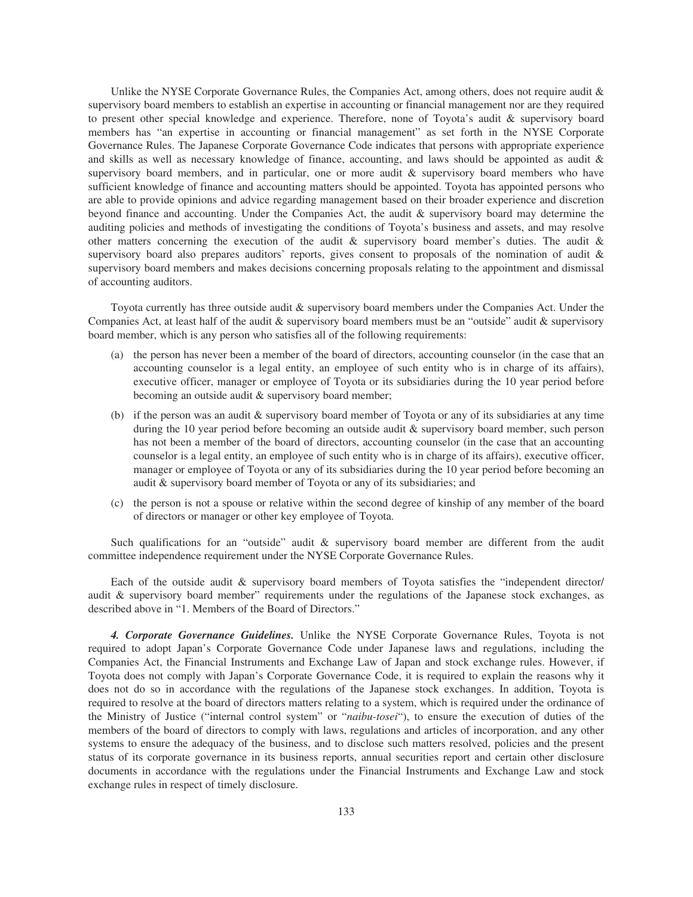Unlike the NYSE Corporate Governance Rules, the Companies Act, among others, does not require audit & supervisory board members to establish an expertise in accounting or financial management nor are they required to present other special knowledge and experience. Therefore, none of Toyota's audit & supervisory board members has "an expertise in accounting or financial management" as set forth in the NYSE Corporate Governance Rules. The Japanese Corporate Governance Code indicates that persons with appropriate experience and skills as well as necessary knowledge of finance, accounting, and laws should be appointed as audit & supervisory board members, and in particular, one or more audit & supervisory board members who have sufficient knowledge of finance and accounting matters should be appointed. Toyota has appointed persons who are able to provide opinions and advice regarding management based on their broader experience and discretion beyond finance and accounting. Under the Companies Act, the audit & supervisory board may determine the auditing policies and methods of investigating the conditions of Toyota's business and assets, and may resolve other matters concerning the execution of the audit & supervisory board member's duties. The audit & supervisory board also prepares auditors' reports, gives consent to proposals of the nomination of audit & supervisory board members and makes decisions concerning proposals relating to the appointment and dismissal of accounting auditors.

Toyota currently has three outside audit & supervisory board members under the Companies Act. Under the Companies Act, at least half of the audit & supervisory board members must be an "outside" audit & supervisory board member, which is any person who satisfies all of the following requirements:

(a) the person has never been a member of the board of directors, accounting counselor (in the case that an accounting counselor is a legal entity, an employee of such entity who is in charge of its affairs), executive officer, manager or employee of Toyota or its subsidiaries during the 10 year period before becoming an outside audit & supervisory board member;

(b) if the person was an audit & supervisory board member of Toyota or any of its subsidiaries at any time during the 10 year period before becoming an outside audit & supervisory board member, such person has not been a member of the board of directors, accounting counselor (in the case that an accounting counselor is a legal entity, an employee of such entity who is in charge of its affairs), executive officer, manager or employee of Toyota or any of its subsidiaries during the 10 year period before becoming an audit & supervisory board member of Toyota or any of its subsidiaries; and

(c) the person is not a spouse or relative within the second degree of kinship of any member of the board of directors or manager or other key employee of Toyota.

Such qualifications for an "outside" audit & supervisory board member are different from the audit committee independence requirement under the NYSE Corporate Governance Rules.

Each of the outside audit & supervisory board members of Toyota satisfies the "independent director/ audit & supervisory board member" requirements under the regulations of the Japanese stock exchanges, as described above in "1. Members of the Board of Directors."

***4. Corporate Governance Guidelines.*** Unlike the NYSE Corporate Governance Rules, Toyota is not required to adopt Japan's Corporate Governance Code under Japanese laws and regulations, including the Companies Act, the Financial Instruments and Exchange Law of Japan and stock exchange rules. However, if Toyota does not comply with Japan's Corporate Governance Code, it is required to explain the reasons why it does not do so in accordance with the regulations of the Japanese stock exchanges. In addition, Toyota is required to resolve at the board of directors matters relating to a system, which is required under the ordinance of the Ministry of Justice ("internal control system" or "*naibu-tosei*"), to ensure the execution of duties of the members of the board of directors to comply with laws, regulations and articles of incorporation, and any other systems to ensure the adequacy of the business, and to disclose such matters resolved, policies and the present status of its corporate governance in its business reports, annual securities report and certain other disclosure documents in accordance with the regulations under the Financial Instruments and Exchange Law and stock exchange rules in respect of timely disclosure.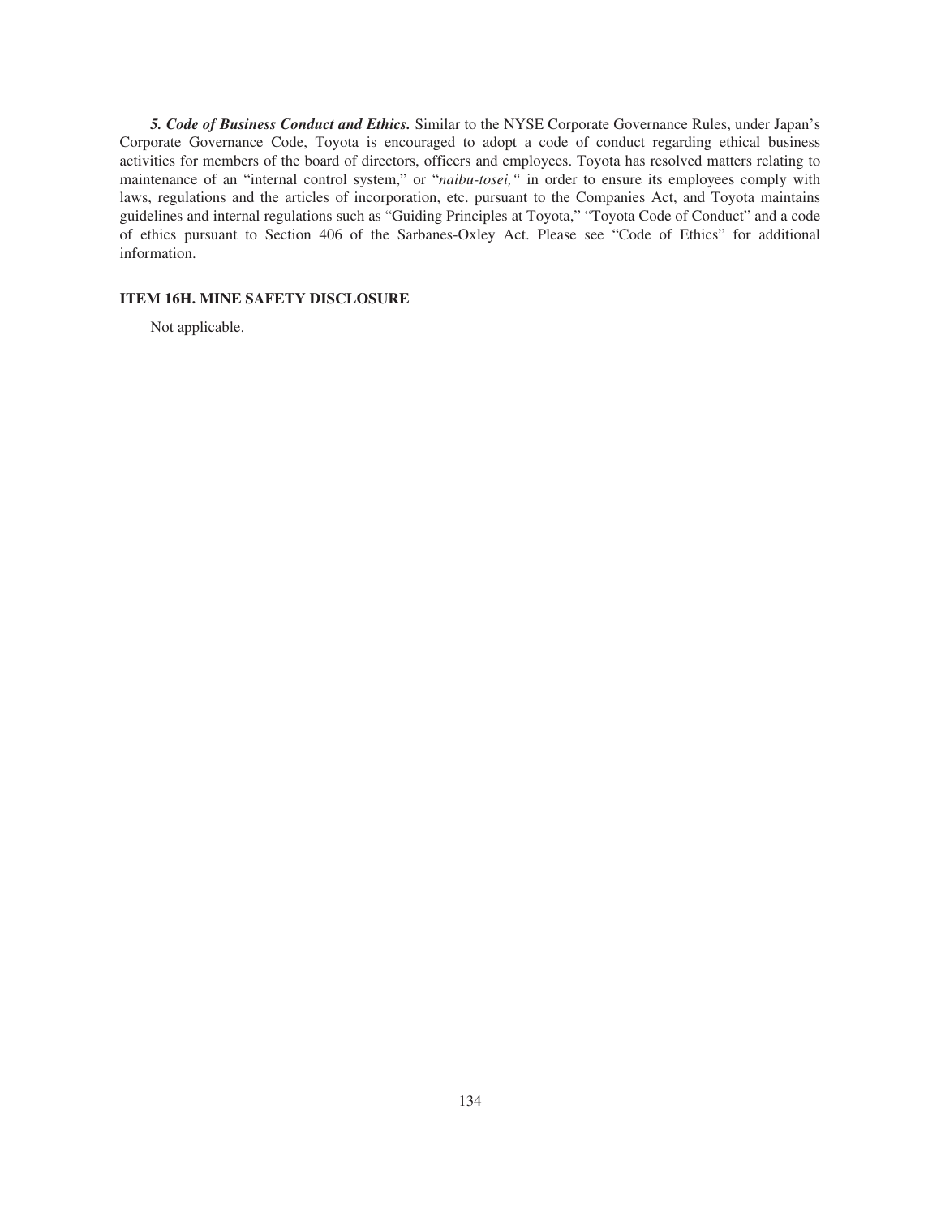***5. Code of Business Conduct and Ethics.*** Similar to the NYSE Corporate Governance Rules, under Japan's Corporate Governance Code, Toyota is encouraged to adopt a code of conduct regarding ethical business activities for members of the board of directors, officers and employees. Toyota has resolved matters relating to maintenance of an "internal control system," or "*naibu-tosei,"* in order to ensure its employees comply with laws, regulations and the articles of incorporation, etc. pursuant to the Companies Act, and Toyota maintains guidelines and internal regulations such as "Guiding Principles at Toyota," "Toyota Code of Conduct" and a code of ethics pursuant to Section 406 of the Sarbanes-Oxley Act. Please see "Code of Ethics" for additional information.

### ITEM 16H. MINE SAFETY DISCLOSURE

Not applicable.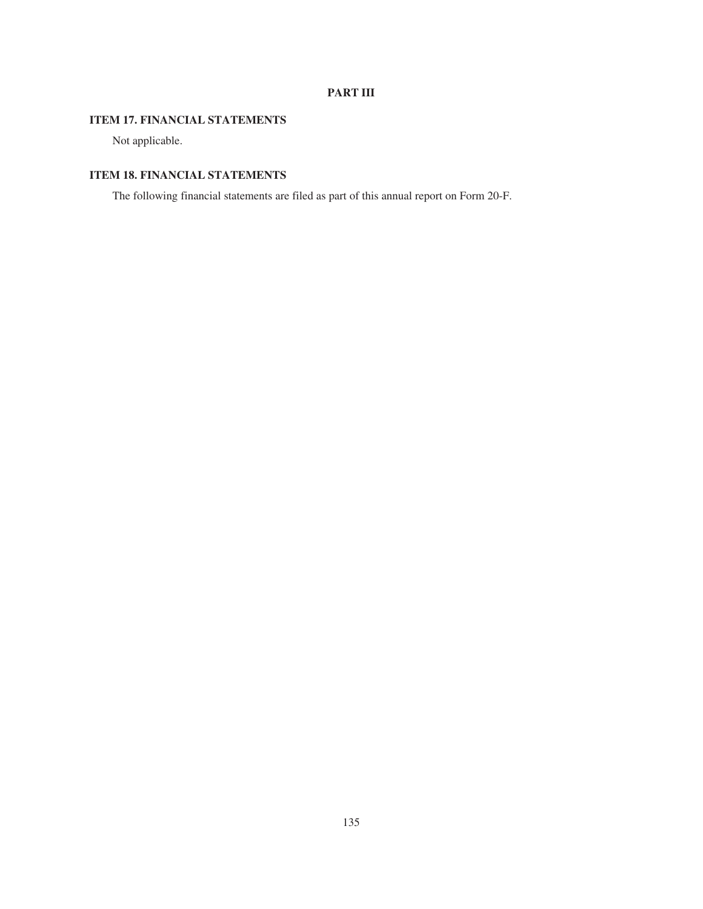# PART III

## ITEM 17. FINANCIAL STATEMENTS

Not applicable.

## ITEM 18. FINANCIAL STATEMENTS

The following financial statements are filed as part of this annual report on Form 20-F.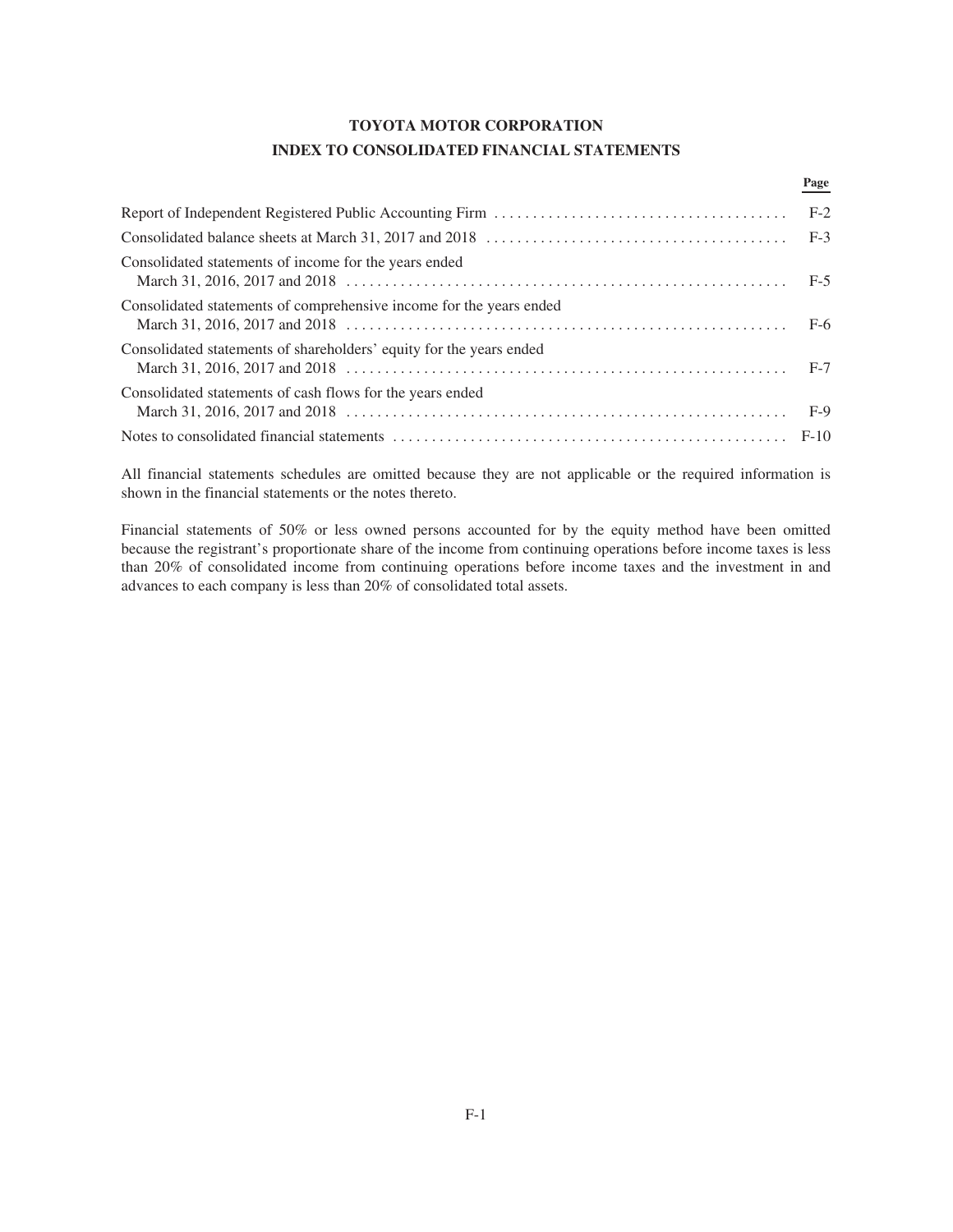# TOYOTA MOTOR CORPORATION

## INDEX TO CONSOLIDATED FINANCIAL STATEMENTS

| | Page |
|---|---|
| Report of Independent Registered Public Accounting Firm | F-2 |
| Consolidated balance sheets at March 31, 2017 and 2018 | F-3 |
| Consolidated statements of income for the years ended March 31, 2016, 2017 and 2018 | F-5 |
| Consolidated statements of comprehensive income for the years ended March 31, 2016, 2017 and 2018 | F-6 |
| Consolidated statements of shareholders' equity for the years ended March 31, 2016, 2017 and 2018 | F-7 |
| Consolidated statements of cash flows for the years ended March 31, 2016, 2017 and 2018 | F-9 |
| Notes to consolidated financial statements | F-10 |

All financial statements schedules are omitted because they are not applicable or the required information is shown in the financial statements or the notes thereto.

Financial statements of 50% or less owned persons accounted for by the equity method have been omitted because the registrant's proportionate share of the income from continuing operations before income taxes is less than 20% of consolidated income from continuing operations before income taxes and the investment in and advances to each company is less than 20% of consolidated total assets.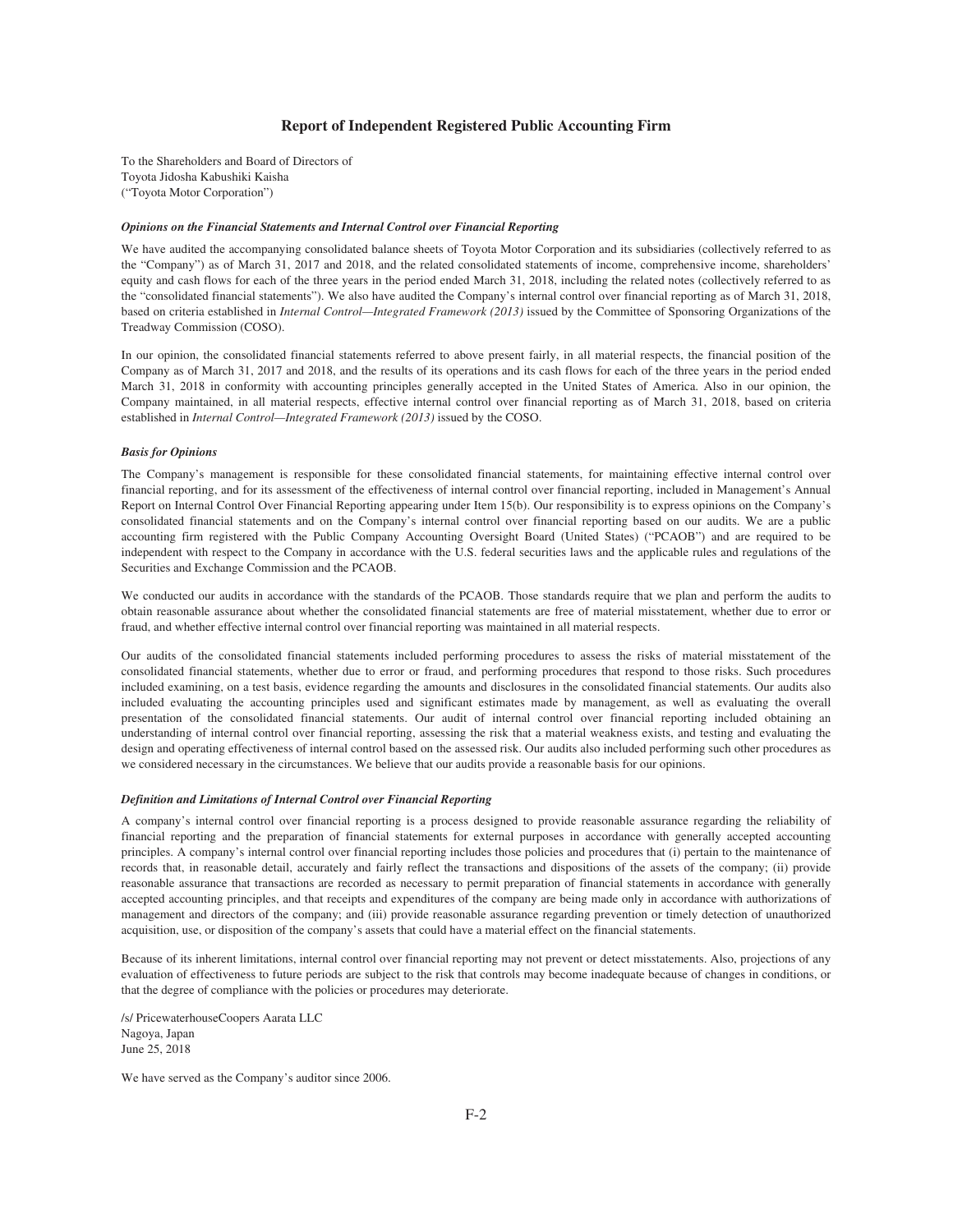## Report of Independent Registered Public Accounting Firm

To the Shareholders and Board of Directors of
Toyota Jidosha Kabushiki Kaisha
("Toyota Motor Corporation")

### *Opinions on the Financial Statements and Internal Control over Financial Reporting*

We have audited the accompanying consolidated balance sheets of Toyota Motor Corporation and its subsidiaries (collectively referred to as the "Company") as of March 31, 2017 and 2018, and the related consolidated statements of income, comprehensive income, shareholders' equity and cash flows for each of the three years in the period ended March 31, 2018, including the related notes (collectively referred to as the "consolidated financial statements"). We also have audited the Company's internal control over financial reporting as of March 31, 2018, based on criteria established in *Internal Control—Integrated Framework (2013)* issued by the Committee of Sponsoring Organizations of the Treadway Commission (COSO).

In our opinion, the consolidated financial statements referred to above present fairly, in all material respects, the financial position of the Company as of March 31, 2017 and 2018, and the results of its operations and its cash flows for each of the three years in the period ended March 31, 2018 in conformity with accounting principles generally accepted in the United States of America. Also in our opinion, the Company maintained, in all material respects, effective internal control over financial reporting as of March 31, 2018, based on criteria established in *Internal Control—Integrated Framework (2013)* issued by the COSO.

### *Basis for Opinions*

The Company's management is responsible for these consolidated financial statements, for maintaining effective internal control over financial reporting, and for its assessment of the effectiveness of internal control over financial reporting, included in Management's Annual Report on Internal Control Over Financial Reporting appearing under Item 15(b). Our responsibility is to express opinions on the Company's consolidated financial statements and on the Company's internal control over financial reporting based on our audits. We are a public accounting firm registered with the Public Company Accounting Oversight Board (United States) ("PCAOB") and are required to be independent with respect to the Company in accordance with the U.S. federal securities laws and the applicable rules and regulations of the Securities and Exchange Commission and the PCAOB.

We conducted our audits in accordance with the standards of the PCAOB. Those standards require that we plan and perform the audits to obtain reasonable assurance about whether the consolidated financial statements are free of material misstatement, whether due to error or fraud, and whether effective internal control over financial reporting was maintained in all material respects.

Our audits of the consolidated financial statements included performing procedures to assess the risks of material misstatement of the consolidated financial statements, whether due to error or fraud, and performing procedures that respond to those risks. Such procedures included examining, on a test basis, evidence regarding the amounts and disclosures in the consolidated financial statements. Our audits also included evaluating the accounting principles used and significant estimates made by management, as well as evaluating the overall presentation of the consolidated financial statements. Our audit of internal control over financial reporting included obtaining an understanding of internal control over financial reporting, assessing the risk that a material weakness exists, and testing and evaluating the design and operating effectiveness of internal control based on the assessed risk. Our audits also included performing such other procedures as we considered necessary in the circumstances. We believe that our audits provide a reasonable basis for our opinions.

### *Definition and Limitations of Internal Control over Financial Reporting*

A company's internal control over financial reporting is a process designed to provide reasonable assurance regarding the reliability of financial reporting and the preparation of financial statements for external purposes in accordance with generally accepted accounting principles. A company's internal control over financial reporting includes those policies and procedures that (i) pertain to the maintenance of records that, in reasonable detail, accurately and fairly reflect the transactions and dispositions of the assets of the company; (ii) provide reasonable assurance that transactions are recorded as necessary to permit preparation of financial statements in accordance with generally accepted accounting principles, and that receipts and expenditures of the company are being made only in accordance with authorizations of management and directors of the company; and (iii) provide reasonable assurance regarding prevention or timely detection of unauthorized acquisition, use, or disposition of the company's assets that could have a material effect on the financial statements.

Because of its inherent limitations, internal control over financial reporting may not prevent or detect misstatements. Also, projections of any evaluation of effectiveness to future periods are subject to the risk that controls may become inadequate because of changes in conditions, or that the degree of compliance with the policies or procedures may deteriorate.

/s/ PricewaterhouseCoopers Aarata LLC
Nagoya, Japan
June 25, 2018

We have served as the Company's auditor since 2006.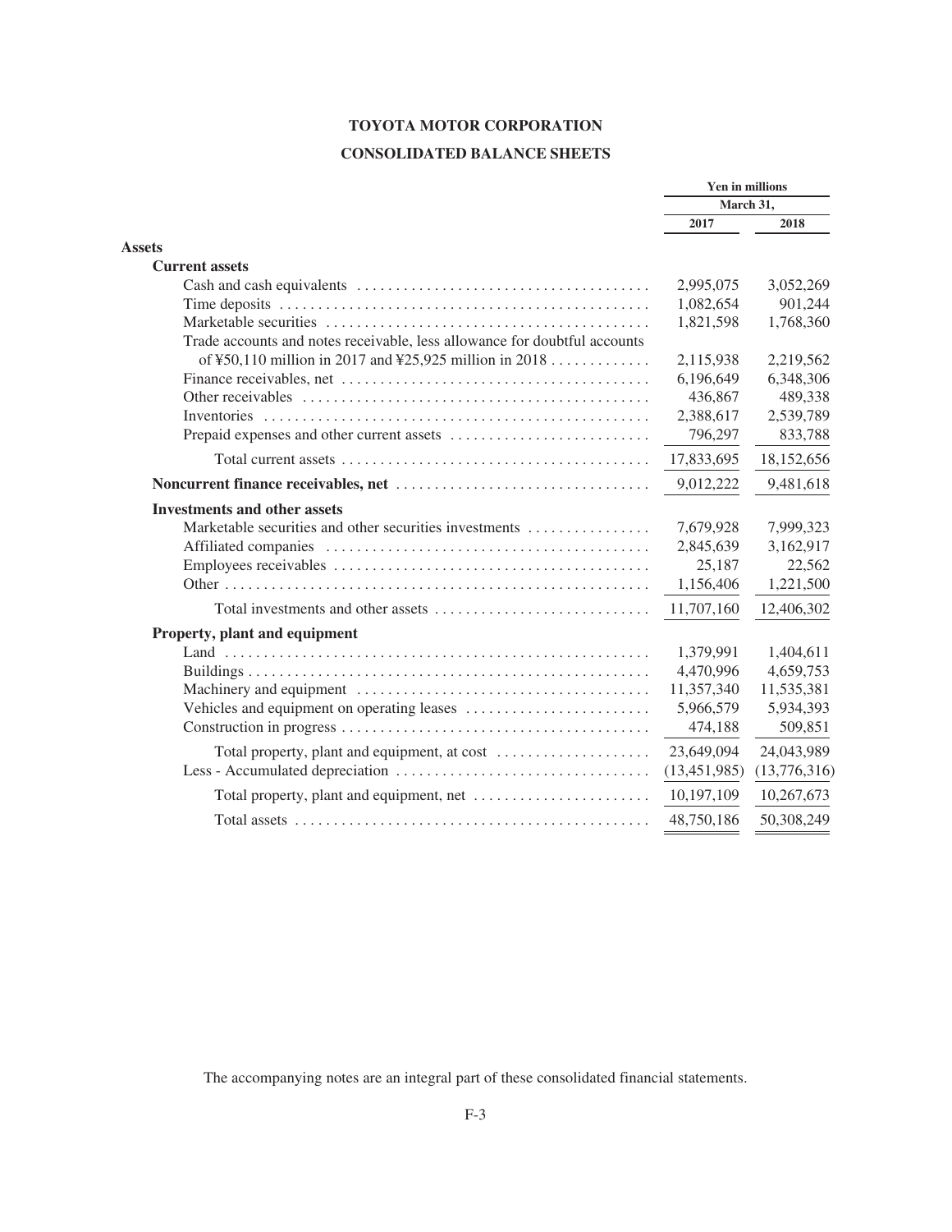# TOYOTA MOTOR CORPORATION

## CONSOLIDATED BALANCE SHEETS

| | Yen in millions | |
|---|---|---|
| | March 31, | |
| | 2017 | 2018 |
| **Assets** | | |
| **Current assets** | | |
| Cash and cash equivalents | 2,995,075 | 3,052,269 |
| Time deposits | 1,082,654 | 901,244 |
| Marketable securities | 1,821,598 | 1,768,360 |
| Trade accounts and notes receivable, less allowance for doubtful accounts of ¥50,110 million in 2017 and ¥25,925 million in 2018 | 2,115,938 | 2,219,562 |
| Finance receivables, net | 6,196,649 | 6,348,306 |
| Other receivables | 436,867 | 489,338 |
| Inventories | 2,388,617 | 2,539,789 |
| Prepaid expenses and other current assets | 796,297 | 833,788 |
| Total current assets | 17,833,695 | 18,152,656 |
| **Noncurrent finance receivables, net** | 9,012,222 | 9,481,618 |
| **Investments and other assets** | | |
| Marketable securities and other securities investments | 7,679,928 | 7,999,323 |
| Affiliated companies | 2,845,639 | 3,162,917 |
| Employees receivables | 25,187 | 22,562 |
| Other | 1,156,406 | 1,221,500 |
| Total investments and other assets | 11,707,160 | 12,406,302 |
| **Property, plant and equipment** | | |
| Land | 1,379,991 | 1,404,611 |
| Buildings | 4,470,996 | 4,659,753 |
| Machinery and equipment | 11,357,340 | 11,535,381 |
| Vehicles and equipment on operating leases | 5,966,579 | 5,934,393 |
| Construction in progress | 474,188 | 509,851 |
| Total property, plant and equipment, at cost | 23,649,094 | 24,043,989 |
| Less - Accumulated depreciation | (13,451,985) | (13,776,316) |
| Total property, plant and equipment, net | 10,197,109 | 10,267,673 |
| Total assets | 48,750,186 | 50,308,249 |

The accompanying notes are an integral part of these consolidated financial statements.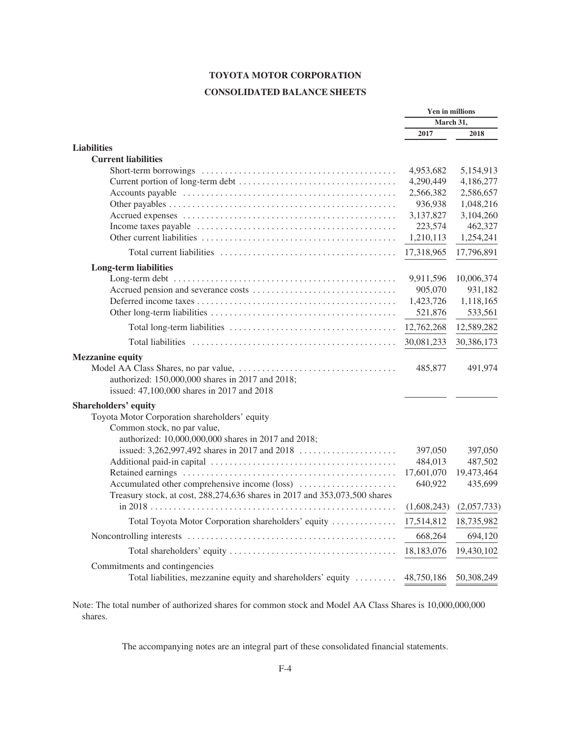# TOYOTA MOTOR CORPORATION

## CONSOLIDATED BALANCE SHEETS

| | Yen in millions | |
|---|---|---|
| | March 31, | |
| | 2017 | 2018 |
| **Liabilities** | | |
| **Current liabilities** | | |
| Short-term borrowings | 4,953,682 | 5,154,913 |
| Current portion of long-term debt | 4,290,449 | 4,186,277 |
| Accounts payable | 2,566,382 | 2,586,657 |
| Other payables | 936,938 | 1,048,216 |
| Accrued expenses | 3,137,827 | 3,104,260 |
| Income taxes payable | 223,574 | 462,327 |
| Other current liabilities | 1,210,113 | 1,254,241 |
| Total current liabilities | 17,318,965 | 17,796,891 |
| **Long-term liabilities** | | |
| Long-term debt | 9,911,596 | 10,006,374 |
| Accrued pension and severance costs | 905,070 | 931,182 |
| Deferred income taxes | 1,423,726 | 1,118,165 |
| Other long-term liabilities | 521,876 | 533,561 |
| Total long-term liabilities | 12,762,268 | 12,589,282 |
| Total liabilities | 30,081,233 | 30,386,173 |
| **Mezzanine equity** | | |
| Model AA Class Shares, no par value, authorized: 150,000,000 shares in 2017 and 2018; issued: 47,100,000 shares in 2017 and 2018 | 485,877 | 491,974 |
| **Shareholders' equity** | | |
| Toyota Motor Corporation shareholders' equity | | |
| Common stock, no par value, authorized: 10,000,000,000 shares in 2017 and 2018; issued: 3,262,997,492 shares in 2017 and 2018 | 397,050 | 397,050 |
| Additional paid-in capital | 484,013 | 487,502 |
| Retained earnings | 17,601,070 | 19,473,464 |
| Accumulated other comprehensive income (loss) | 640,922 | 435,699 |
| Treasury stock, at cost, 288,274,636 shares in 2017 and 353,073,500 shares in 2018 | (1,608,243) | (2,057,733) |
| Total Toyota Motor Corporation shareholders' equity | 17,514,812 | 18,735,982 |
| Noncontrolling interests | 668,264 | 694,120 |
| Total shareholders' equity | 18,183,076 | 19,430,102 |
| Commitments and contingencies | | |
| Total liabilities, mezzanine equity and shareholders' equity | 48,750,186 | 50,308,249 |

Note: The total number of authorized shares for common stock and Model AA Class Shares is 10,000,000,000 shares.

The accompanying notes are an integral part of these consolidated financial statements.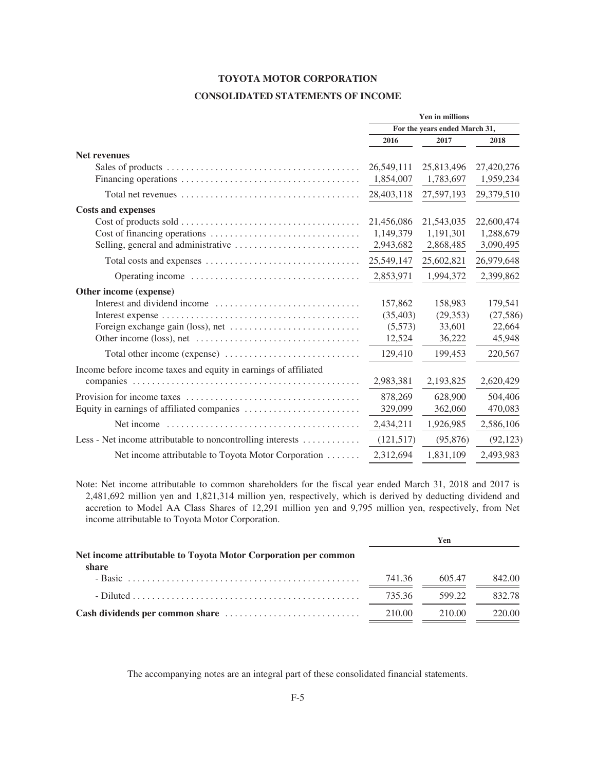# TOYOTA MOTOR CORPORATION

## CONSOLIDATED STATEMENTS OF INCOME

| | Yen in millions | | |
|---|---|---|---|
| | For the years ended March 31, | | |
| | 2016 | 2017 | 2018 |
| **Net revenues** | | | |
| Sales of products | 26,549,111 | 25,813,496 | 27,420,276 |
| Financing operations | 1,854,007 | 1,783,697 | 1,959,234 |
| Total net revenues | 28,403,118 | 27,597,193 | 29,379,510 |
| **Costs and expenses** | | | |
| Cost of products sold | 21,456,086 | 21,543,035 | 22,600,474 |
| Cost of financing operations | 1,149,379 | 1,191,301 | 1,288,679 |
| Selling, general and administrative | 2,943,682 | 2,868,485 | 3,090,495 |
| Total costs and expenses | 25,549,147 | 25,602,821 | 26,979,648 |
| Operating income | 2,853,971 | 1,994,372 | 2,399,862 |
| **Other income (expense)** | | | |
| Interest and dividend income | 157,862 | 158,983 | 179,541 |
| Interest expense | (35,403) | (29,353) | (27,586) |
| Foreign exchange gain (loss), net | (5,573) | 33,601 | 22,664 |
| Other income (loss), net | 12,524 | 36,222 | 45,948 |
| Total other income (expense) | 129,410 | 199,453 | 220,567 |
| Income before income taxes and equity in earnings of affiliated companies | 2,983,381 | 2,193,825 | 2,620,429 |
| Provision for income taxes | 878,269 | 628,900 | 504,406 |
| Equity in earnings of affiliated companies | 329,099 | 362,060 | 470,083 |
| Net income | 2,434,211 | 1,926,985 | 2,586,106 |
| Less - Net income attributable to noncontrolling interests | (121,517) | (95,876) | (92,123) |
| Net income attributable to Toyota Motor Corporation | 2,312,694 | 1,831,109 | 2,493,983 |

Note: Net income attributable to common shareholders for the fiscal year ended March 31, 2018 and 2017 is 2,481,692 million yen and 1,821,314 million yen, respectively, which is derived by deducting dividend and accretion to Model AA Class Shares of 12,291 million yen and 9,795 million yen, respectively, from Net income attributable to Toyota Motor Corporation.

| | Yen | | |
|---|---|---|---|
| **Net income attributable to Toyota Motor Corporation per common share** | | | |
| - Basic | 741.36 | 605.47 | 842.00 |
| - Diluted | 735.36 | 599.22 | 832.78 |
| **Cash dividends per common share** | 210.00 | 210.00 | 220.00 |

The accompanying notes are an integral part of these consolidated financial statements.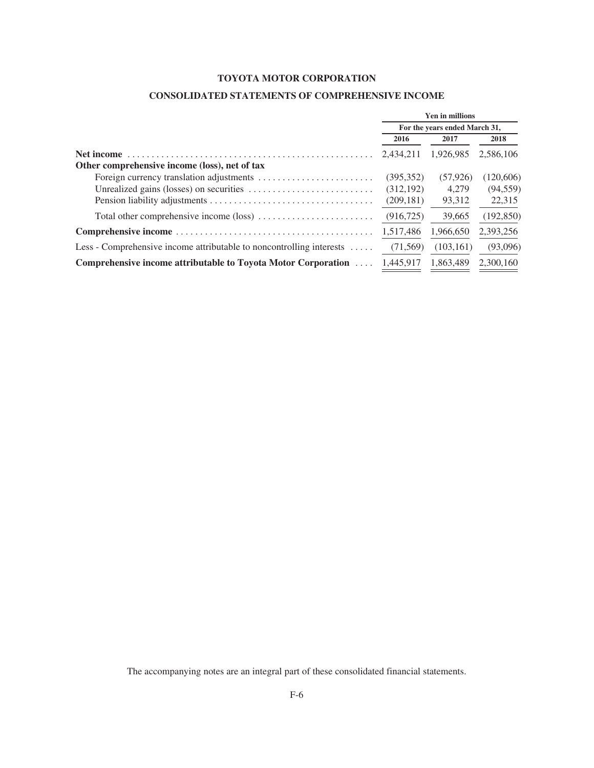# TOYOTA MOTOR CORPORATION

## CONSOLIDATED STATEMENTS OF COMPREHENSIVE INCOME

| | Yen in millions | | |
|---|---|---|---|
| | For the years ended March 31, | | |
| | 2016 | 2017 | 2018 |
| **Net income** | 2,434,211 | 1,926,985 | 2,586,106 |
| **Other comprehensive income (loss), net of tax** | | | |
| Foreign currency translation adjustments | (395,352) | (57,926) | (120,606) |
| Unrealized gains (losses) on securities | (312,192) | 4,279 | (94,559) |
| Pension liability adjustments | (209,181) | 93,312 | 22,315 |
| Total other comprehensive income (loss) | (916,725) | 39,665 | (192,850) |
| **Comprehensive income** | 1,517,486 | 1,966,650 | 2,393,256 |
| Less - Comprehensive income attributable to noncontrolling interests | (71,569) | (103,161) | (93,096) |
| **Comprehensive income attributable to Toyota Motor Corporation** | 1,445,917 | 1,863,489 | 2,300,160 |

The accompanying notes are an integral part of these consolidated financial statements.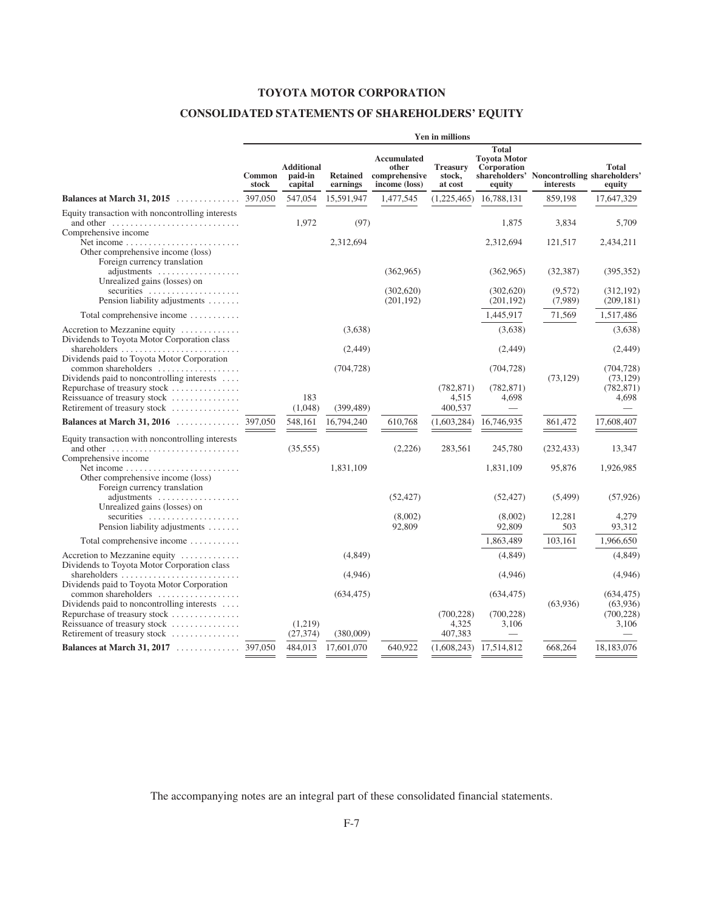# TOYOTA MOTOR CORPORATION

## CONSOLIDATED STATEMENTS OF SHAREHOLDERS' EQUITY

| | Yen in millions | | | | | | | |
|---|---|---|---|---|---|---|---|---|
| | Common stock | Additional paid-in capital | Retained earnings | Accumulated other comprehensive income (loss) | Treasury stock, at cost | Total Toyota Motor Corporation shareholders' equity | Noncontrolling interests | Total shareholders' equity |
| **Balances at March 31, 2015** | 397,050 | 547,054 | 15,591,947 | 1,477,545 | (1,225,465) | 16,788,131 | 859,198 | 17,647,329 |
| Equity transaction with noncontrolling interests and other | | 1,972 | (97) | | | 1,875 | 3,834 | 5,709 |
| Comprehensive income | | | | | | | | |
| Net income | | | 2,312,694 | | | 2,312,694 | 121,517 | 2,434,211 |
| Other comprehensive income (loss) | | | | | | | | |
| Foreign currency translation adjustments | | | | (362,965) | | (362,965) | (32,387) | (395,352) |
| Unrealized gains (losses) on securities | | | | (302,620) | | (302,620) | (9,572) | (312,192) |
| Pension liability adjustments | | | | (201,192) | | (201,192) | (7,989) | (209,181) |
| Total comprehensive income | | | | | | 1,445,917 | 71,569 | 1,517,486 |
| Accretion to Mezzanine equity | | | (3,638) | | | (3,638) | | (3,638) |
| Dividends to Toyota Motor Corporation class shareholders | | | (2,449) | | | (2,449) | | (2,449) |
| Dividends paid to Toyota Motor Corporation common shareholders | | | (704,728) | | | (704,728) | | (704,728) |
| Dividends paid to noncontrolling interests | | | | | | | (73,129) | (73,129) |
| Repurchase of treasury stock | | | | | (782,871) | (782,871) | | (782,871) |
| Reissuance of treasury stock | | 183 | | | 4,515 | 4,698 | | 4,698 |
| Retirement of treasury stock | | (1,048) | (399,489) | | 400,537 | — | | — |
| **Balances at March 31, 2016** | 397,050 | 548,161 | 16,794,240 | 610,768 | (1,603,284) | 16,746,935 | 861,472 | 17,608,407 |
| Equity transaction with noncontrolling interests and other | | (35,555) | | (2,226) | 283,561 | 245,780 | (232,433) | 13,347 |
| Comprehensive income | | | | | | | | |
| Net income | | | 1,831,109 | | | 1,831,109 | 95,876 | 1,926,985 |
| Other comprehensive income (loss) | | | | | | | | |
| Foreign currency translation adjustments | | | | (52,427) | | (52,427) | (5,499) | (57,926) |
| Unrealized gains (losses) on securities | | | | (8,002) | | (8,002) | 12,281 | 4,279 |
| Pension liability adjustments | | | | 92,809 | | 92,809 | 503 | 93,312 |
| Total comprehensive income | | | | | | 1,863,489 | 103,161 | 1,966,650 |
| Accretion to Mezzanine equity | | | (4,849) | | | (4,849) | | (4,849) |
| Dividends to Toyota Motor Corporation class shareholders | | | (4,946) | | | (4,946) | | (4,946) |
| Dividends paid to Toyota Motor Corporation common shareholders | | | (634,475) | | | (634,475) | | (634,475) |
| Dividends paid to noncontrolling interests | | | | | | | (63,936) | (63,936) |
| Repurchase of treasury stock | | | | | (700,228) | (700,228) | | (700,228) |
| Reissuance of treasury stock | | (1,219) | | | 4,325 | 3,106 | | 3,106 |
| Retirement of treasury stock | | (27,374) | (380,009) | | 407,383 | — | | — |
| **Balances at March 31, 2017** | 397,050 | 484,013 | 17,601,070 | 640,922 | (1,608,243) | 17,514,812 | 668,264 | 18,183,076 |

The accompanying notes are an integral part of these consolidated financial statements.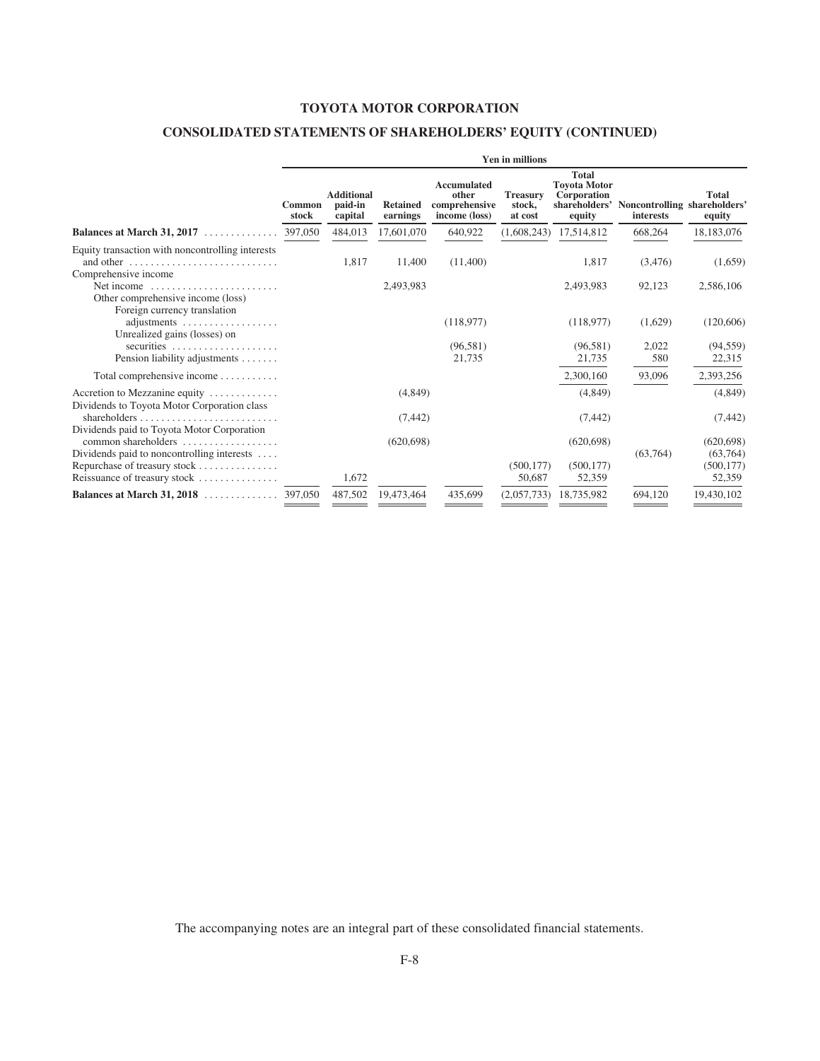# TOYOTA MOTOR CORPORATION

## CONSOLIDATED STATEMENTS OF SHAREHOLDERS' EQUITY (CONTINUED)

| | Yen in millions | | | | | | | |
|---|---|---|---|---|---|---|---|---|
| | Common stock | Additional paid-in capital | Retained earnings | Accumulated other comprehensive income (loss) | Treasury stock, at cost | Total Toyota Motor Corporation shareholders' equity | Noncontrolling interests | Total shareholders' equity |
| **Balances at March 31, 2017** | 397,050 | 484,013 | 17,601,070 | 640,922 | (1,608,243) | 17,514,812 | 668,264 | 18,183,076 |
| Equity transaction with noncontrolling interests and other | | 1,817 | 11,400 | (11,400) | | 1,817 | (3,476) | (1,659) |
| Comprehensive income | | | | | | | | |
| Net income | | | 2,493,983 | | | 2,493,983 | 92,123 | 2,586,106 |
| Other comprehensive income (loss) | | | | | | | | |
| Foreign currency translation adjustments | | | | (118,977) | | (118,977) | (1,629) | (120,606) |
| Unrealized gains (losses) on securities | | | | (96,581) | | (96,581) | 2,022 | (94,559) |
| Pension liability adjustments | | | | 21,735 | | 21,735 | 580 | 22,315 |
| Total comprehensive income | | | | | | 2,300,160 | 93,096 | 2,393,256 |
| Accretion to Mezzanine equity | | | (4,849) | | | (4,849) | | (4,849) |
| Dividends to Toyota Motor Corporation class shareholders | | | (7,442) | | | (7,442) | | (7,442) |
| Dividends paid to Toyota Motor Corporation common shareholders | | | (620,698) | | | (620,698) | | (620,698) |
| Dividends paid to noncontrolling interests | | | | | | | (63,764) | (63,764) |
| Repurchase of treasury stock | | | | | (500,177) | (500,177) | | (500,177) |
| Reissuance of treasury stock | | 1,672 | | | 50,687 | 52,359 | | 52,359 |
| **Balances at March 31, 2018** | 397,050 | 487,502 | 19,473,464 | 435,699 | (2,057,733) | 18,735,982 | 694,120 | 19,430,102 |

The accompanying notes are an integral part of these consolidated financial statements.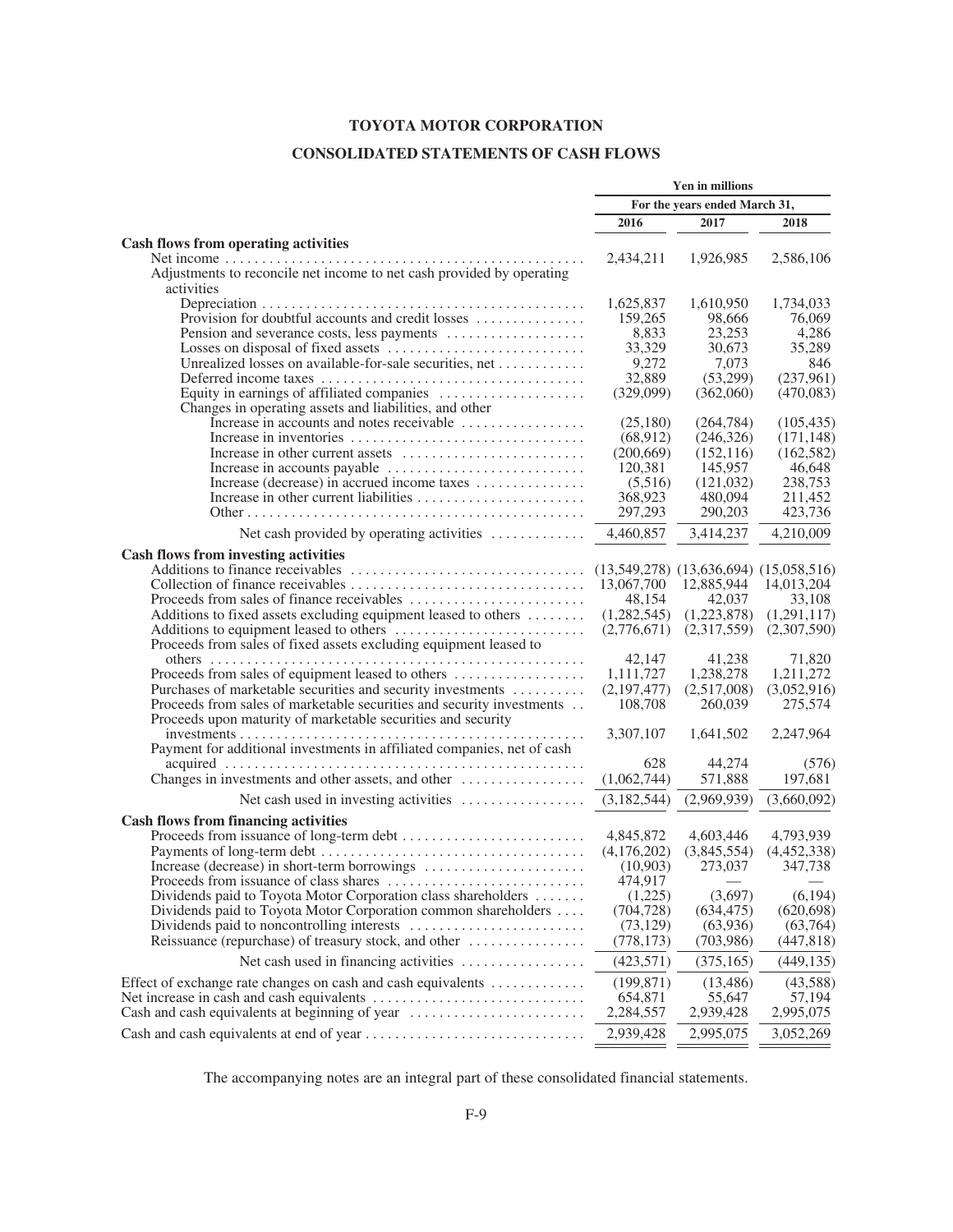# TOYOTA MOTOR CORPORATION

## CONSOLIDATED STATEMENTS OF CASH FLOWS

| | Yen in millions | | |
|---|---|---|---|
| | For the years ended March 31, | | |
| | 2016 | 2017 | 2018 |
| **Cash flows from operating activities** | | | |
| Net income | 2,434,211 | 1,926,985 | 2,586,106 |
| Adjustments to reconcile net income to net cash provided by operating activities | | | |
| Depreciation | 1,625,837 | 1,610,950 | 1,734,033 |
| Provision for doubtful accounts and credit losses | 159,265 | 98,666 | 76,069 |
| Pension and severance costs, less payments | 8,833 | 23,253 | 4,286 |
| Losses on disposal of fixed assets | 33,329 | 30,673 | 35,289 |
| Unrealized losses on available-for-sale securities, net | 9,272 | 7,073 | 846 |
| Deferred income taxes | 32,889 | (53,299) | (237,961) |
| Equity in earnings of affiliated companies | (329,099) | (362,060) | (470,083) |
| Changes in operating assets and liabilities, and other | | | |
| Increase in accounts and notes receivable | (25,180) | (264,784) | (105,435) |
| Increase in inventories | (68,912) | (246,326) | (171,148) |
| Increase in other current assets | (200,669) | (152,116) | (162,582) |
| Increase in accounts payable | 120,381 | 145,957 | 46,648 |
| Increase (decrease) in accrued income taxes | (5,516) | (121,032) | 238,753 |
| Increase in other current liabilities | 368,923 | 480,094 | 211,452 |
| Other | 297,293 | 290,203 | 423,736 |
| Net cash provided by operating activities | 4,460,857 | 3,414,237 | 4,210,009 |
| **Cash flows from investing activities** | | | |
| Additions to finance receivables | (13,549,278) | (13,636,694) | (15,058,516) |
| Collection of finance receivables | 13,067,700 | 12,885,944 | 14,013,204 |
| Proceeds from sales of finance receivables | 48,154 | 42,037 | 33,108 |
| Additions to fixed assets excluding equipment leased to others | (1,282,545) | (1,223,878) | (1,291,117) |
| Additions to equipment leased to others | (2,776,671) | (2,317,559) | (2,307,590) |
| Proceeds from sales of fixed assets excluding equipment leased to others | 42,147 | 41,238 | 71,820 |
| Proceeds from sales of equipment leased to others | 1,111,727 | 1,238,278 | 1,211,272 |
| Purchases of marketable securities and security investments | (2,197,477) | (2,517,008) | (3,052,916) |
| Proceeds from sales of marketable securities and security investments | 108,708 | 260,039 | 275,574 |
| Proceeds upon maturity of marketable securities and security investments | 3,307,107 | 1,641,502 | 2,247,964 |
| Payment for additional investments in affiliated companies, net of cash acquired | 628 | 44,274 | (576) |
| Changes in investments and other assets, and other | (1,062,744) | 571,888 | 197,681 |
| Net cash used in investing activities | (3,182,544) | (2,969,939) | (3,660,092) |
| **Cash flows from financing activities** | | | |
| Proceeds from issuance of long-term debt | 4,845,872 | 4,603,446 | 4,793,939 |
| Payments of long-term debt | (4,176,202) | (3,845,554) | (4,452,338) |
| Increase (decrease) in short-term borrowings | (10,903) | 273,037 | 347,738 |
| Proceeds from issuance of class shares | 474,917 | — | — |
| Dividends paid to Toyota Motor Corporation class shareholders | (1,225) | (3,697) | (6,194) |
| Dividends paid to Toyota Motor Corporation common shareholders | (704,728) | (634,475) | (620,698) |
| Dividends paid to noncontrolling interests | (73,129) | (63,936) | (63,764) |
| Reissuance (repurchase) of treasury stock, and other | (778,173) | (703,986) | (447,818) |
| Net cash used in financing activities | (423,571) | (375,165) | (449,135) |
| Effect of exchange rate changes on cash and cash equivalents | (199,871) | (13,486) | (43,588) |
| Net increase in cash and cash equivalents | 654,871 | 55,647 | 57,194 |
| Cash and cash equivalents at beginning of year | 2,284,557 | 2,939,428 | 2,995,075 |
| Cash and cash equivalents at end of year | 2,939,428 | 2,995,075 | 3,052,269 |

The accompanying notes are an integral part of these consolidated financial statements.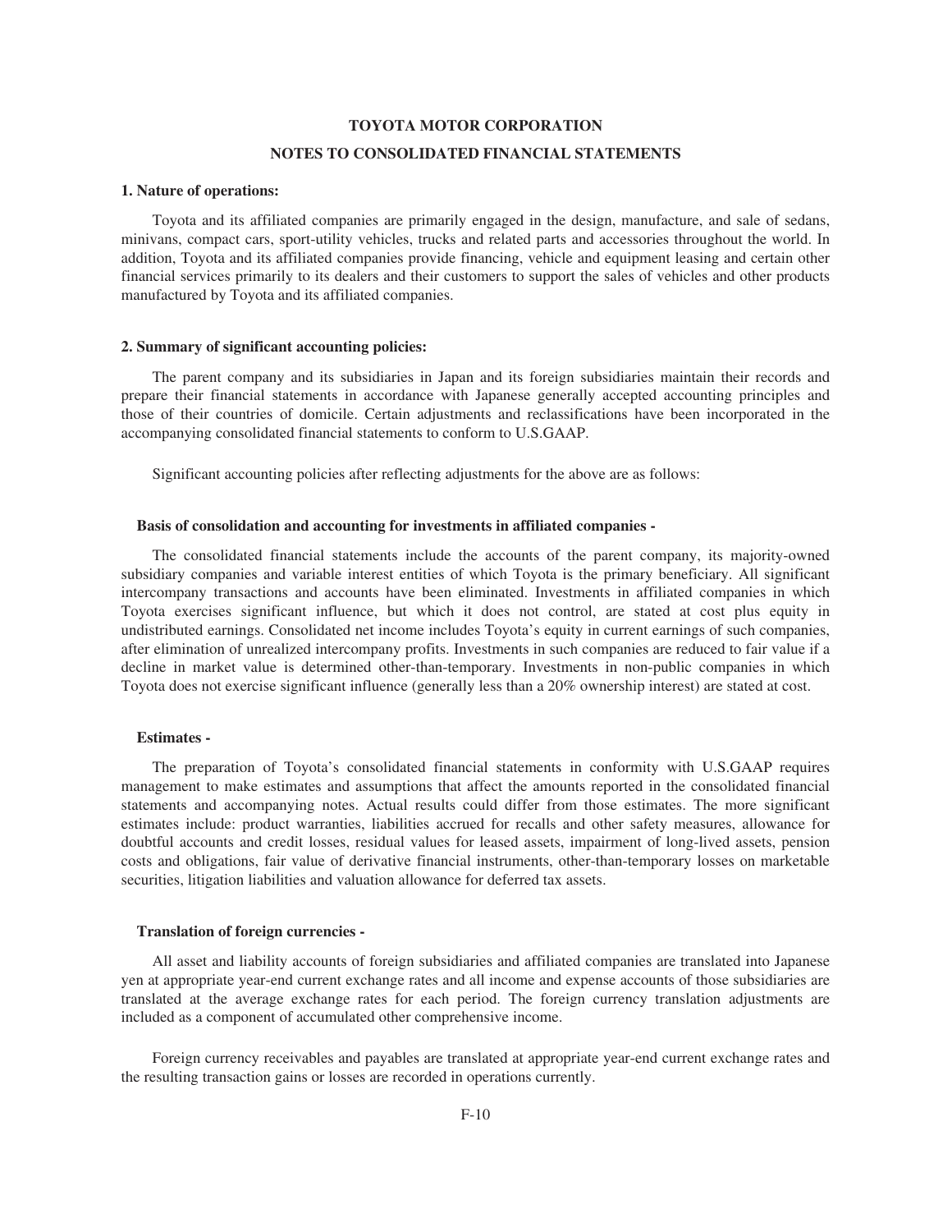# TOYOTA MOTOR CORPORATION

## NOTES TO CONSOLIDATED FINANCIAL STATEMENTS

### 1. Nature of operations:

Toyota and its affiliated companies are primarily engaged in the design, manufacture, and sale of sedans, minivans, compact cars, sport-utility vehicles, trucks and related parts and accessories throughout the world. In addition, Toyota and its affiliated companies provide financing, vehicle and equipment leasing and certain other financial services primarily to its dealers and their customers to support the sales of vehicles and other products manufactured by Toyota and its affiliated companies.

### 2. Summary of significant accounting policies:

The parent company and its subsidiaries in Japan and its foreign subsidiaries maintain their records and prepare their financial statements in accordance with Japanese generally accepted accounting principles and those of their countries of domicile. Certain adjustments and reclassifications have been incorporated in the accompanying consolidated financial statements to conform to U.S.GAAP.

Significant accounting policies after reflecting adjustments for the above are as follows:

#### Basis of consolidation and accounting for investments in affiliated companies -

The consolidated financial statements include the accounts of the parent company, its majority-owned subsidiary companies and variable interest entities of which Toyota is the primary beneficiary. All significant intercompany transactions and accounts have been eliminated. Investments in affiliated companies in which Toyota exercises significant influence, but which it does not control, are stated at cost plus equity in undistributed earnings. Consolidated net income includes Toyota's equity in current earnings of such companies, after elimination of unrealized intercompany profits. Investments in such companies are reduced to fair value if a decline in market value is determined other-than-temporary. Investments in non-public companies in which Toyota does not exercise significant influence (generally less than a 20% ownership interest) are stated at cost.

#### Estimates -

The preparation of Toyota's consolidated financial statements in conformity with U.S.GAAP requires management to make estimates and assumptions that affect the amounts reported in the consolidated financial statements and accompanying notes. Actual results could differ from those estimates. The more significant estimates include: product warranties, liabilities accrued for recalls and other safety measures, allowance for doubtful accounts and credit losses, residual values for leased assets, impairment of long-lived assets, pension costs and obligations, fair value of derivative financial instruments, other-than-temporary losses on marketable securities, litigation liabilities and valuation allowance for deferred tax assets.

#### Translation of foreign currencies -

All asset and liability accounts of foreign subsidiaries and affiliated companies are translated into Japanese yen at appropriate year-end current exchange rates and all income and expense accounts of those subsidiaries are translated at the average exchange rates for each period. The foreign currency translation adjustments are included as a component of accumulated other comprehensive income.

Foreign currency receivables and payables are translated at appropriate year-end current exchange rates and the resulting transaction gains or losses are recorded in operations currently.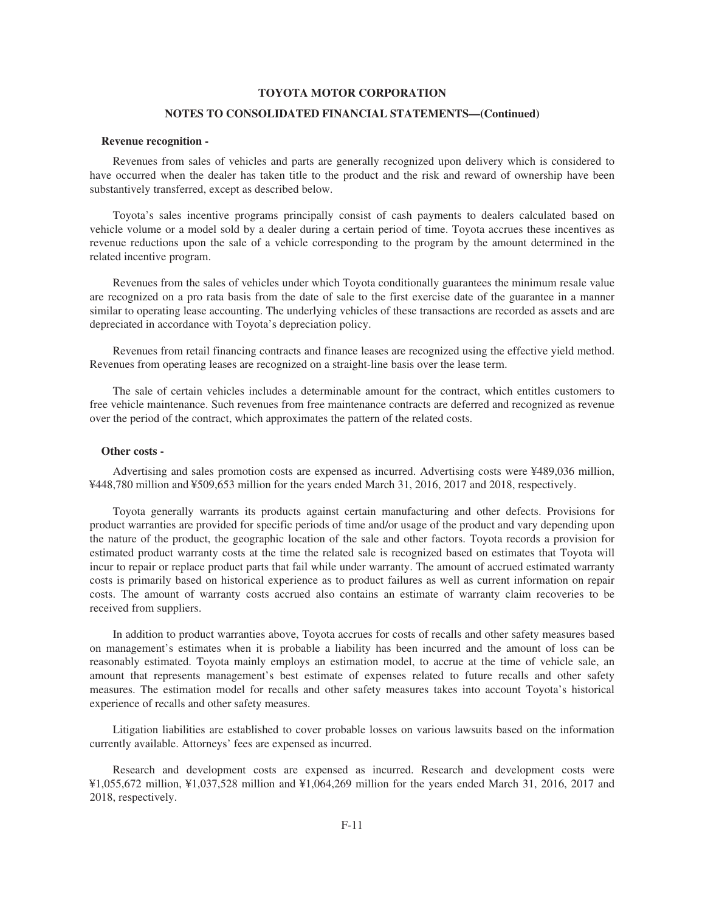**Revenue recognition -**

Revenues from sales of vehicles and parts are generally recognized upon delivery which is considered to have occurred when the dealer has taken title to the product and the risk and reward of ownership have been substantively transferred, except as described below.

Toyota's sales incentive programs principally consist of cash payments to dealers calculated based on vehicle volume or a model sold by a dealer during a certain period of time. Toyota accrues these incentives as revenue reductions upon the sale of a vehicle corresponding to the program by the amount determined in the related incentive program.

Revenues from the sales of vehicles under which Toyota conditionally guarantees the minimum resale value are recognized on a pro rata basis from the date of sale to the first exercise date of the guarantee in a manner similar to operating lease accounting. The underlying vehicles of these transactions are recorded as assets and are depreciated in accordance with Toyota's depreciation policy.

Revenues from retail financing contracts and finance leases are recognized using the effective yield method. Revenues from operating leases are recognized on a straight-line basis over the lease term.

The sale of certain vehicles includes a determinable amount for the contract, which entitles customers to free vehicle maintenance. Such revenues from free maintenance contracts are deferred and recognized as revenue over the period of the contract, which approximates the pattern of the related costs.

**Other costs -**

Advertising and sales promotion costs are expensed as incurred. Advertising costs were ¥489,036 million, ¥448,780 million and ¥509,653 million for the years ended March 31, 2016, 2017 and 2018, respectively.

Toyota generally warrants its products against certain manufacturing and other defects. Provisions for product warranties are provided for specific periods of time and/or usage of the product and vary depending upon the nature of the product, the geographic location of the sale and other factors. Toyota records a provision for estimated product warranty costs at the time the related sale is recognized based on estimates that Toyota will incur to repair or replace product parts that fail while under warranty. The amount of accrued estimated warranty costs is primarily based on historical experience as to product failures as well as current information on repair costs. The amount of warranty costs accrued also contains an estimate of warranty claim recoveries to be received from suppliers.

In addition to product warranties above, Toyota accrues for costs of recalls and other safety measures based on management's estimates when it is probable a liability has been incurred and the amount of loss can be reasonably estimated. Toyota mainly employs an estimation model, to accrue at the time of vehicle sale, an amount that represents management's best estimate of expenses related to future recalls and other safety measures. The estimation model for recalls and other safety measures takes into account Toyota's historical experience of recalls and other safety measures.

Litigation liabilities are established to cover probable losses on various lawsuits based on the information currently available. Attorneys' fees are expensed as incurred.

Research and development costs are expensed as incurred. Research and development costs were ¥1,055,672 million, ¥1,037,528 million and ¥1,064,269 million for the years ended March 31, 2016, 2017 and 2018, respectively.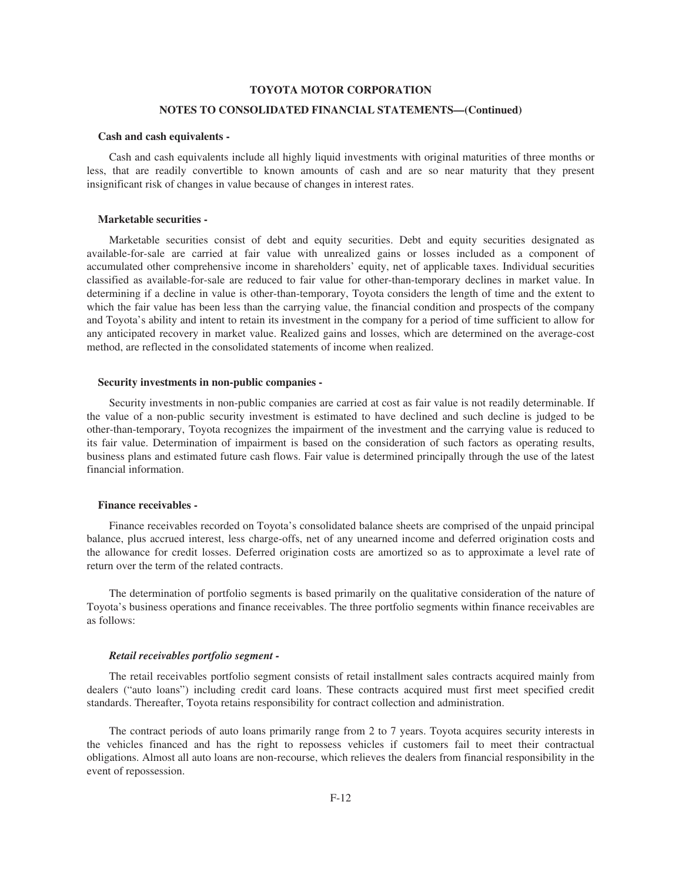**Cash and cash equivalents -**

Cash and cash equivalents include all highly liquid investments with original maturities of three months or less, that are readily convertible to known amounts of cash and are so near maturity that they present insignificant risk of changes in value because of changes in interest rates.

**Marketable securities -**

Marketable securities consist of debt and equity securities. Debt and equity securities designated as available-for-sale are carried at fair value with unrealized gains or losses included as a component of accumulated other comprehensive income in shareholders' equity, net of applicable taxes. Individual securities classified as available-for-sale are reduced to fair value for other-than-temporary declines in market value. In determining if a decline in value is other-than-temporary, Toyota considers the length of time and the extent to which the fair value has been less than the carrying value, the financial condition and prospects of the company and Toyota's ability and intent to retain its investment in the company for a period of time sufficient to allow for any anticipated recovery in market value. Realized gains and losses, which are determined on the average-cost method, are reflected in the consolidated statements of income when realized.

**Security investments in non-public companies -**

Security investments in non-public companies are carried at cost as fair value is not readily determinable. If the value of a non-public security investment is estimated to have declined and such decline is judged to be other-than-temporary, Toyota recognizes the impairment of the investment and the carrying value is reduced to its fair value. Determination of impairment is based on the consideration of such factors as operating results, business plans and estimated future cash flows. Fair value is determined principally through the use of the latest financial information.

**Finance receivables -**

Finance receivables recorded on Toyota's consolidated balance sheets are comprised of the unpaid principal balance, plus accrued interest, less charge-offs, net of any unearned income and deferred origination costs and the allowance for credit losses. Deferred origination costs are amortized so as to approximate a level rate of return over the term of the related contracts.

The determination of portfolio segments is based primarily on the qualitative consideration of the nature of Toyota's business operations and finance receivables. The three portfolio segments within finance receivables are as follows:

***Retail receivables portfolio segment -***

The retail receivables portfolio segment consists of retail installment sales contracts acquired mainly from dealers ("auto loans") including credit card loans. These contracts acquired must first meet specified credit standards. Thereafter, Toyota retains responsibility for contract collection and administration.

The contract periods of auto loans primarily range from 2 to 7 years. Toyota acquires security interests in the vehicles financed and has the right to repossess vehicles if customers fail to meet their contractual obligations. Almost all auto loans are non-recourse, which relieves the dealers from financial responsibility in the event of repossession.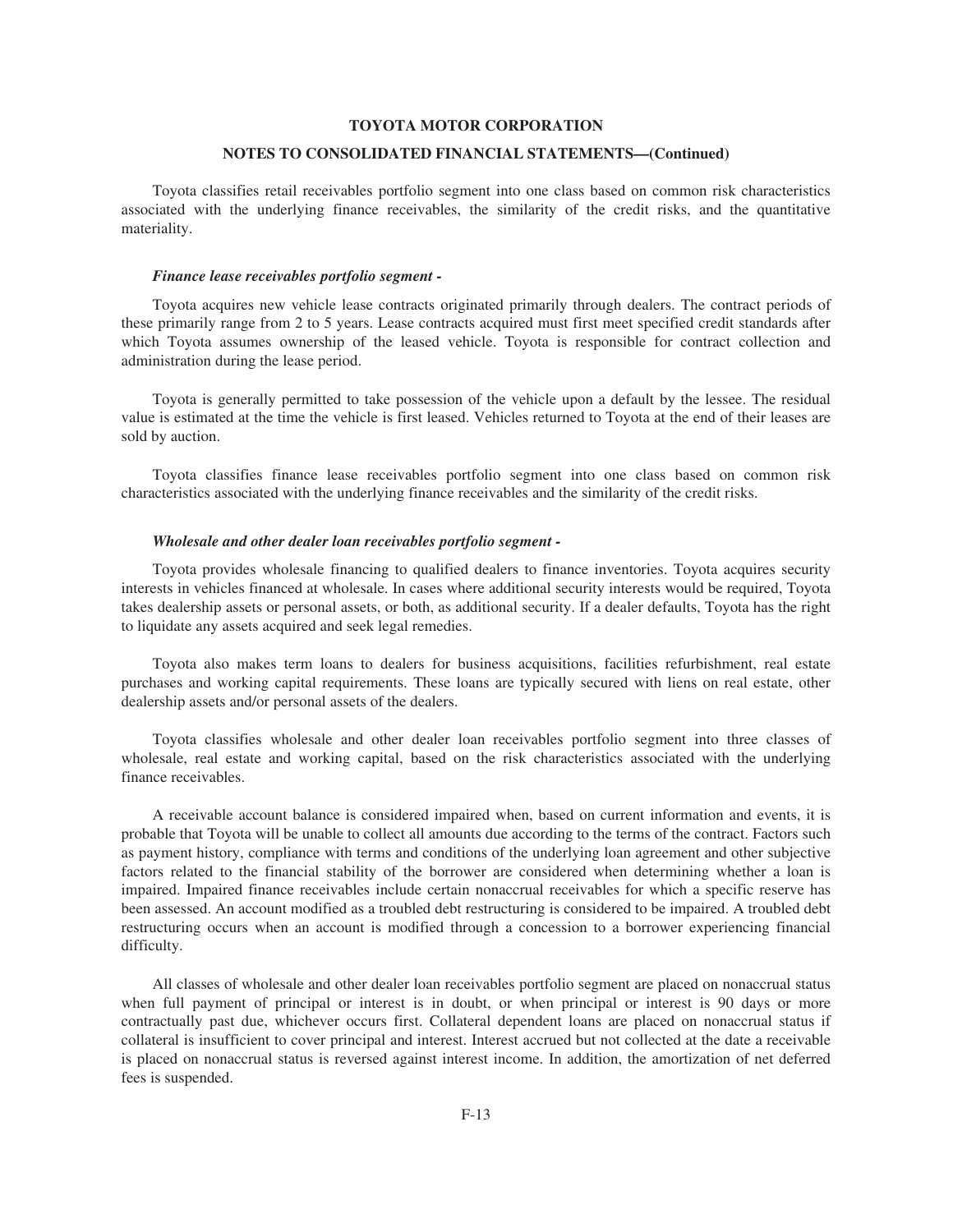Toyota classifies retail receivables portfolio segment into one class based on common risk characteristics associated with the underlying finance receivables, the similarity of the credit risks, and the quantitative materiality.

***Finance lease receivables portfolio segment -***

Toyota acquires new vehicle lease contracts originated primarily through dealers. The contract periods of these primarily range from 2 to 5 years. Lease contracts acquired must first meet specified credit standards after which Toyota assumes ownership of the leased vehicle. Toyota is responsible for contract collection and administration during the lease period.

Toyota is generally permitted to take possession of the vehicle upon a default by the lessee. The residual value is estimated at the time the vehicle is first leased. Vehicles returned to Toyota at the end of their leases are sold by auction.

Toyota classifies finance lease receivables portfolio segment into one class based on common risk characteristics associated with the underlying finance receivables and the similarity of the credit risks.

***Wholesale and other dealer loan receivables portfolio segment -***

Toyota provides wholesale financing to qualified dealers to finance inventories. Toyota acquires security interests in vehicles financed at wholesale. In cases where additional security interests would be required, Toyota takes dealership assets or personal assets, or both, as additional security. If a dealer defaults, Toyota has the right to liquidate any assets acquired and seek legal remedies.

Toyota also makes term loans to dealers for business acquisitions, facilities refurbishment, real estate purchases and working capital requirements. These loans are typically secured with liens on real estate, other dealership assets and/or personal assets of the dealers.

Toyota classifies wholesale and other dealer loan receivables portfolio segment into three classes of wholesale, real estate and working capital, based on the risk characteristics associated with the underlying finance receivables.

A receivable account balance is considered impaired when, based on current information and events, it is probable that Toyota will be unable to collect all amounts due according to the terms of the contract. Factors such as payment history, compliance with terms and conditions of the underlying loan agreement and other subjective factors related to the financial stability of the borrower are considered when determining whether a loan is impaired. Impaired finance receivables include certain nonaccrual receivables for which a specific reserve has been assessed. An account modified as a troubled debt restructuring is considered to be impaired. A troubled debt restructuring occurs when an account is modified through a concession to a borrower experiencing financial difficulty.

All classes of wholesale and other dealer loan receivables portfolio segment are placed on nonaccrual status when full payment of principal or interest is in doubt, or when principal or interest is 90 days or more contractually past due, whichever occurs first. Collateral dependent loans are placed on nonaccrual status if collateral is insufficient to cover principal and interest. Interest accrued but not collected at the date a receivable is placed on nonaccrual status is reversed against interest income. In addition, the amortization of net deferred fees is suspended.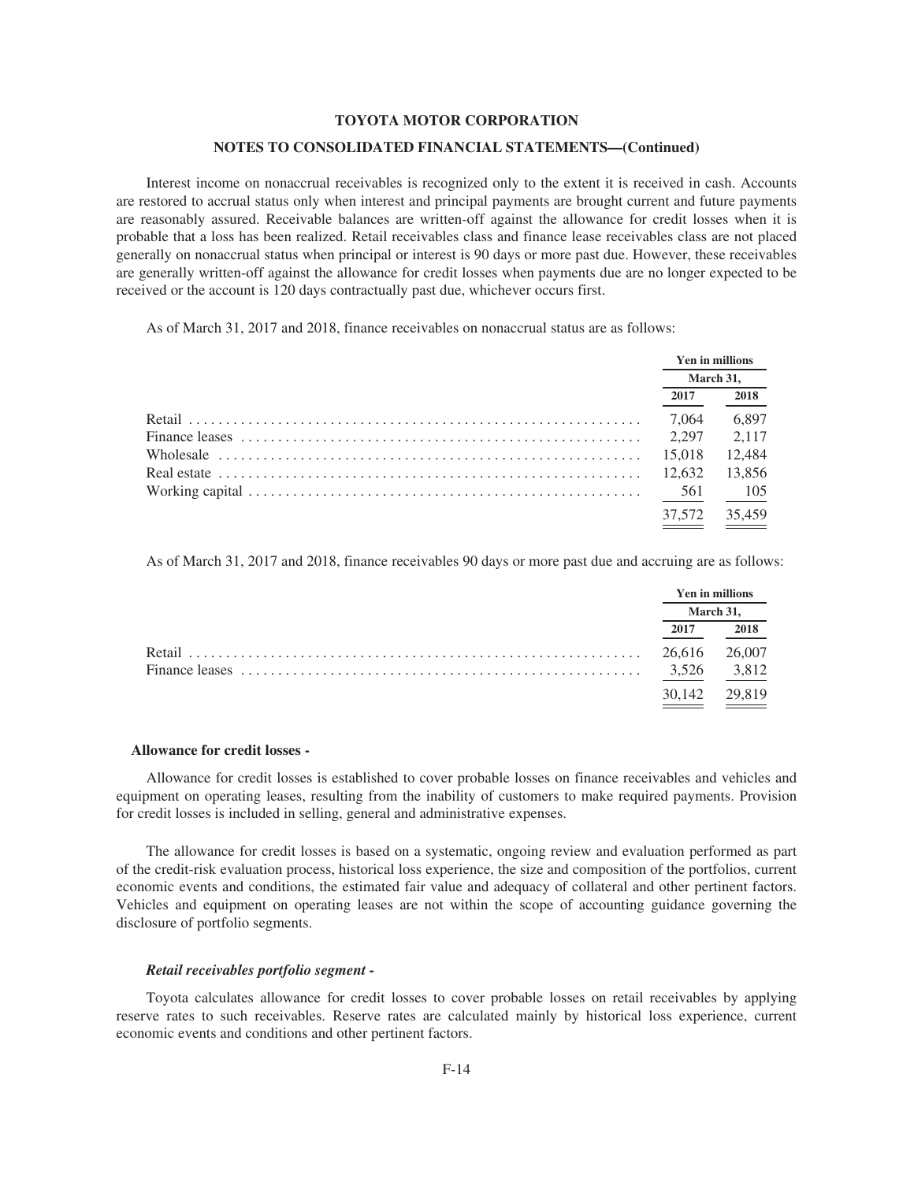Interest income on nonaccrual receivables is recognized only to the extent it is received in cash. Accounts are restored to accrual status only when interest and principal payments are brought current and future payments are reasonably assured. Receivable balances are written-off against the allowance for credit losses when it is probable that a loss has been realized. Retail receivables class and finance lease receivables class are not placed generally on nonaccrual status when principal or interest is 90 days or more past due. However, these receivables are generally written-off against the allowance for credit losses when payments due are no longer expected to be received or the account is 120 days contractually past due, whichever occurs first.

As of March 31, 2017 and 2018, finance receivables on nonaccrual status are as follows:

| | Yen in millions | |
|---|---|---|
| | March 31, | |
| | 2017 | 2018 |
| Retail | 7,064 | 6,897 |
| Finance leases | 2,297 | 2,117 |
| Wholesale | 15,018 | 12,484 |
| Real estate | 12,632 | 13,856 |
| Working capital | 561 | 105 |
| | 37,572 | 35,459 |

As of March 31, 2017 and 2018, finance receivables 90 days or more past due and accruing are as follows:

| | Yen in millions | |
|---|---|---|
| | March 31, | |
| | 2017 | 2018 |
| Retail | 26,616 | 26,007 |
| Finance leases | 3,526 | 3,812 |
| | 30,142 | 29,819 |

**Allowance for credit losses -**

Allowance for credit losses is established to cover probable losses on finance receivables and vehicles and equipment on operating leases, resulting from the inability of customers to make required payments. Provision for credit losses is included in selling, general and administrative expenses.

The allowance for credit losses is based on a systematic, ongoing review and evaluation performed as part of the credit-risk evaluation process, historical loss experience, the size and composition of the portfolios, current economic events and conditions, the estimated fair value and adequacy of collateral and other pertinent factors. Vehicles and equipment on operating leases are not within the scope of accounting guidance governing the disclosure of portfolio segments.

***Retail receivables portfolio segment -***

Toyota calculates allowance for credit losses to cover probable losses on retail receivables by applying reserve rates to such receivables. Reserve rates are calculated mainly by historical loss experience, current economic events and conditions and other pertinent factors.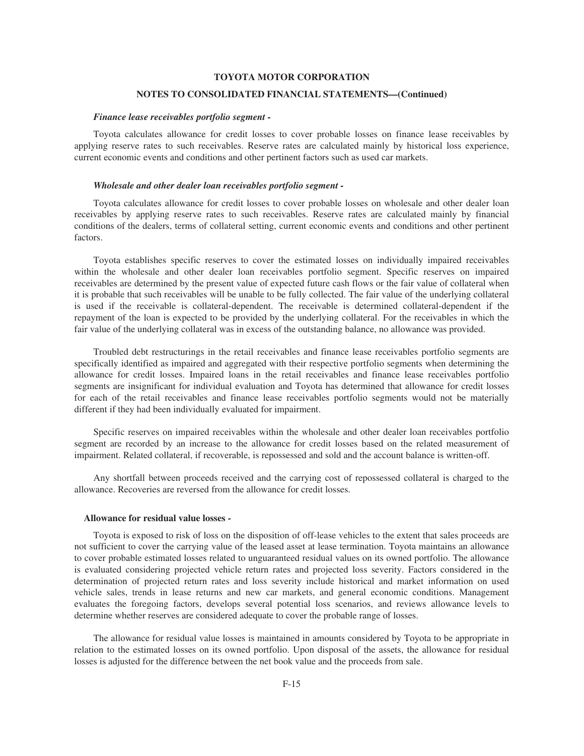*Finance lease receivables portfolio segment -*

Toyota calculates allowance for credit losses to cover probable losses on finance lease receivables by applying reserve rates to such receivables. Reserve rates are calculated mainly by historical loss experience, current economic events and conditions and other pertinent factors such as used car markets.

*Wholesale and other dealer loan receivables portfolio segment -*

Toyota calculates allowance for credit losses to cover probable losses on wholesale and other dealer loan receivables by applying reserve rates to such receivables. Reserve rates are calculated mainly by financial conditions of the dealers, terms of collateral setting, current economic events and conditions and other pertinent factors.

Toyota establishes specific reserves to cover the estimated losses on individually impaired receivables within the wholesale and other dealer loan receivables portfolio segment. Specific reserves on impaired receivables are determined by the present value of expected future cash flows or the fair value of collateral when it is probable that such receivables will be unable to be fully collected. The fair value of the underlying collateral is used if the receivable is collateral-dependent. The receivable is determined collateral-dependent if the repayment of the loan is expected to be provided by the underlying collateral. For the receivables in which the fair value of the underlying collateral was in excess of the outstanding balance, no allowance was provided.

Troubled debt restructurings in the retail receivables and finance lease receivables portfolio segments are specifically identified as impaired and aggregated with their respective portfolio segments when determining the allowance for credit losses. Impaired loans in the retail receivables and finance lease receivables portfolio segments are insignificant for individual evaluation and Toyota has determined that allowance for credit losses for each of the retail receivables and finance lease receivables portfolio segments would not be materially different if they had been individually evaluated for impairment.

Specific reserves on impaired receivables within the wholesale and other dealer loan receivables portfolio segment are recorded by an increase to the allowance for credit losses based on the related measurement of impairment. Related collateral, if recoverable, is repossessed and sold and the account balance is written-off.

Any shortfall between proceeds received and the carrying cost of repossessed collateral is charged to the allowance. Recoveries are reversed from the allowance for credit losses.

**Allowance for residual value losses -**

Toyota is exposed to risk of loss on the disposition of off-lease vehicles to the extent that sales proceeds are not sufficient to cover the carrying value of the leased asset at lease termination. Toyota maintains an allowance to cover probable estimated losses related to unguaranteed residual values on its owned portfolio. The allowance is evaluated considering projected vehicle return rates and projected loss severity. Factors considered in the determination of projected return rates and loss severity include historical and market information on used vehicle sales, trends in lease returns and new car markets, and general economic conditions. Management evaluates the foregoing factors, develops several potential loss scenarios, and reviews allowance levels to determine whether reserves are considered adequate to cover the probable range of losses.

The allowance for residual value losses is maintained in amounts considered by Toyota to be appropriate in relation to the estimated losses on its owned portfolio. Upon disposal of the assets, the allowance for residual losses is adjusted for the difference between the net book value and the proceeds from sale.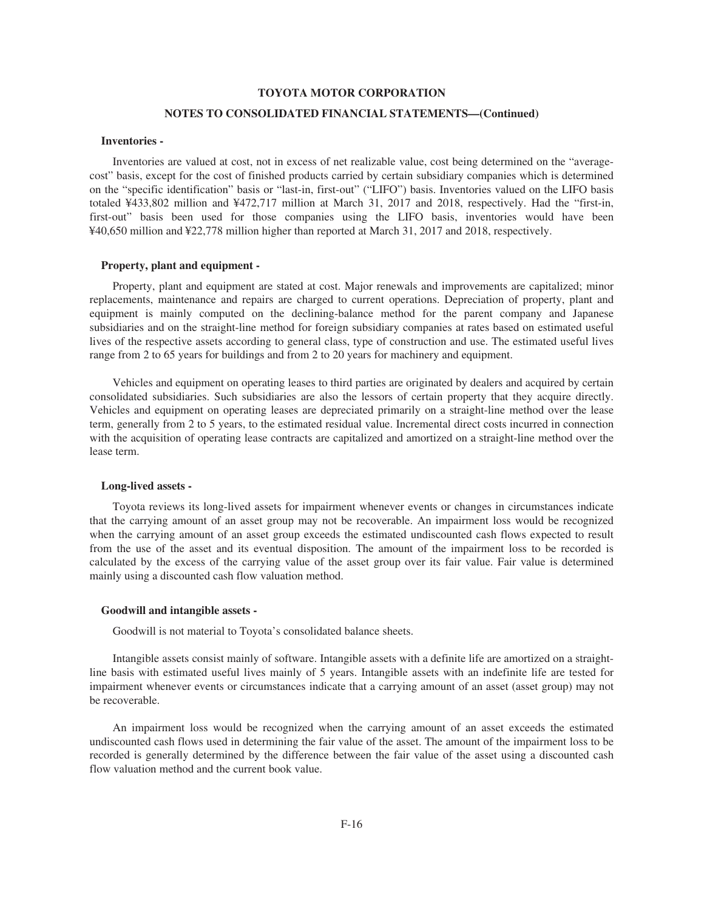**Inventories -**

Inventories are valued at cost, not in excess of net realizable value, cost being determined on the "average-cost" basis, except for the cost of finished products carried by certain subsidiary companies which is determined on the "specific identification" basis or "last-in, first-out" ("LIFO") basis. Inventories valued on the LIFO basis totaled ¥433,802 million and ¥472,717 million at March 31, 2017 and 2018, respectively. Had the "first-in, first-out" basis been used for those companies using the LIFO basis, inventories would have been ¥40,650 million and ¥22,778 million higher than reported at March 31, 2017 and 2018, respectively.

**Property, plant and equipment -**

Property, plant and equipment are stated at cost. Major renewals and improvements are capitalized; minor replacements, maintenance and repairs are charged to current operations. Depreciation of property, plant and equipment is mainly computed on the declining-balance method for the parent company and Japanese subsidiaries and on the straight-line method for foreign subsidiary companies at rates based on estimated useful lives of the respective assets according to general class, type of construction and use. The estimated useful lives range from 2 to 65 years for buildings and from 2 to 20 years for machinery and equipment.

Vehicles and equipment on operating leases to third parties are originated by dealers and acquired by certain consolidated subsidiaries. Such subsidiaries are also the lessors of certain property that they acquire directly. Vehicles and equipment on operating leases are depreciated primarily on a straight-line method over the lease term, generally from 2 to 5 years, to the estimated residual value. Incremental direct costs incurred in connection with the acquisition of operating lease contracts are capitalized and amortized on a straight-line method over the lease term.

**Long-lived assets -**

Toyota reviews its long-lived assets for impairment whenever events or changes in circumstances indicate that the carrying amount of an asset group may not be recoverable. An impairment loss would be recognized when the carrying amount of an asset group exceeds the estimated undiscounted cash flows expected to result from the use of the asset and its eventual disposition. The amount of the impairment loss to be recorded is calculated by the excess of the carrying value of the asset group over its fair value. Fair value is determined mainly using a discounted cash flow valuation method.

**Goodwill and intangible assets -**

Goodwill is not material to Toyota's consolidated balance sheets.

Intangible assets consist mainly of software. Intangible assets with a definite life are amortized on a straight-line basis with estimated useful lives mainly of 5 years. Intangible assets with an indefinite life are tested for impairment whenever events or circumstances indicate that a carrying amount of an asset (asset group) may not be recoverable.

An impairment loss would be recognized when the carrying amount of an asset exceeds the estimated undiscounted cash flows used in determining the fair value of the asset. The amount of the impairment loss to be recorded is generally determined by the difference between the fair value of the asset using a discounted cash flow valuation method and the current book value.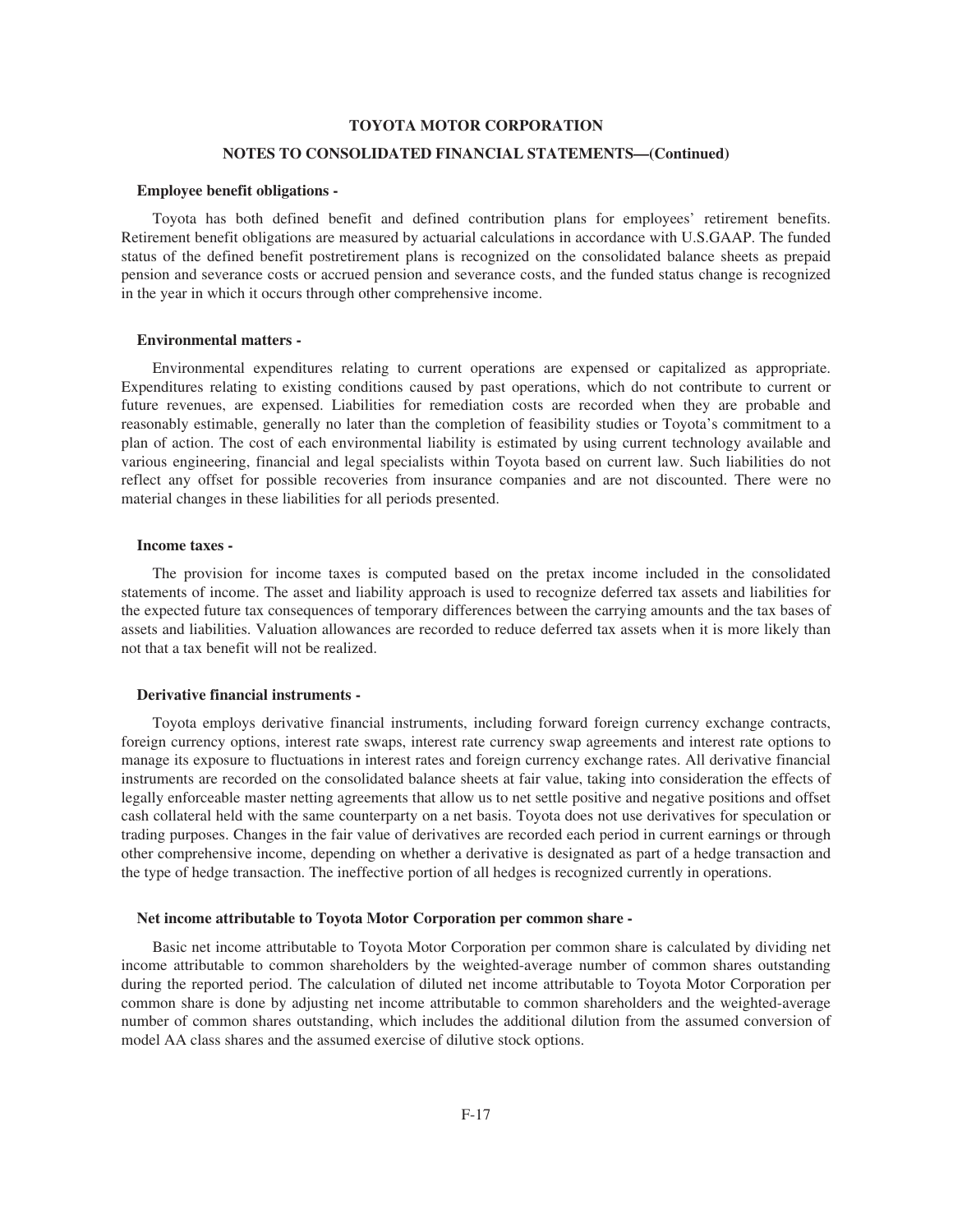**Employee benefit obligations -**

Toyota has both defined benefit and defined contribution plans for employees' retirement benefits. Retirement benefit obligations are measured by actuarial calculations in accordance with U.S.GAAP. The funded status of the defined benefit postretirement plans is recognized on the consolidated balance sheets as prepaid pension and severance costs or accrued pension and severance costs, and the funded status change is recognized in the year in which it occurs through other comprehensive income.

**Environmental matters -**

Environmental expenditures relating to current operations are expensed or capitalized as appropriate. Expenditures relating to existing conditions caused by past operations, which do not contribute to current or future revenues, are expensed. Liabilities for remediation costs are recorded when they are probable and reasonably estimable, generally no later than the completion of feasibility studies or Toyota's commitment to a plan of action. The cost of each environmental liability is estimated by using current technology available and various engineering, financial and legal specialists within Toyota based on current law. Such liabilities do not reflect any offset for possible recoveries from insurance companies and are not discounted. There were no material changes in these liabilities for all periods presented.

**Income taxes -**

The provision for income taxes is computed based on the pretax income included in the consolidated statements of income. The asset and liability approach is used to recognize deferred tax assets and liabilities for the expected future tax consequences of temporary differences between the carrying amounts and the tax bases of assets and liabilities. Valuation allowances are recorded to reduce deferred tax assets when it is more likely than not that a tax benefit will not be realized.

**Derivative financial instruments -**

Toyota employs derivative financial instruments, including forward foreign currency exchange contracts, foreign currency options, interest rate swaps, interest rate currency swap agreements and interest rate options to manage its exposure to fluctuations in interest rates and foreign currency exchange rates. All derivative financial instruments are recorded on the consolidated balance sheets at fair value, taking into consideration the effects of legally enforceable master netting agreements that allow us to net settle positive and negative positions and offset cash collateral held with the same counterparty on a net basis. Toyota does not use derivatives for speculation or trading purposes. Changes in the fair value of derivatives are recorded each period in current earnings or through other comprehensive income, depending on whether a derivative is designated as part of a hedge transaction and the type of hedge transaction. The ineffective portion of all hedges is recognized currently in operations.

**Net income attributable to Toyota Motor Corporation per common share -**

Basic net income attributable to Toyota Motor Corporation per common share is calculated by dividing net income attributable to common shareholders by the weighted-average number of common shares outstanding during the reported period. The calculation of diluted net income attributable to Toyota Motor Corporation per common share is done by adjusting net income attributable to common shareholders and the weighted-average number of common shares outstanding, which includes the additional dilution from the assumed conversion of model AA class shares and the assumed exercise of dilutive stock options.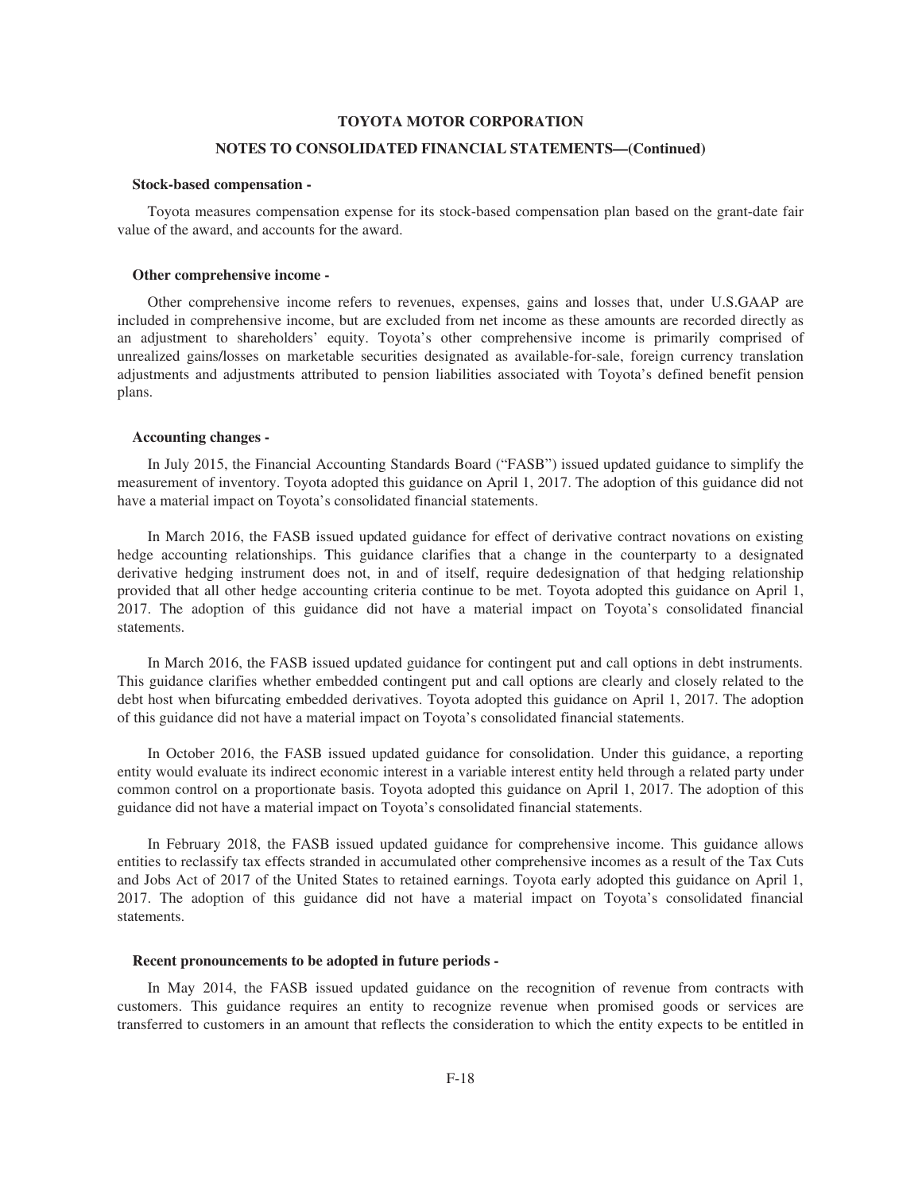**Stock-based compensation -**

Toyota measures compensation expense for its stock-based compensation plan based on the grant-date fair value of the award, and accounts for the award.

**Other comprehensive income -**

Other comprehensive income refers to revenues, expenses, gains and losses that, under U.S.GAAP are included in comprehensive income, but are excluded from net income as these amounts are recorded directly as an adjustment to shareholders' equity. Toyota's other comprehensive income is primarily comprised of unrealized gains/losses on marketable securities designated as available-for-sale, foreign currency translation adjustments and adjustments attributed to pension liabilities associated with Toyota's defined benefit pension plans.

**Accounting changes -**

In July 2015, the Financial Accounting Standards Board ("FASB") issued updated guidance to simplify the measurement of inventory. Toyota adopted this guidance on April 1, 2017. The adoption of this guidance did not have a material impact on Toyota's consolidated financial statements.

In March 2016, the FASB issued updated guidance for effect of derivative contract novations on existing hedge accounting relationships. This guidance clarifies that a change in the counterparty to a designated derivative hedging instrument does not, in and of itself, require dedesignation of that hedging relationship provided that all other hedge accounting criteria continue to be met. Toyota adopted this guidance on April 1, 2017. The adoption of this guidance did not have a material impact on Toyota's consolidated financial statements.

In March 2016, the FASB issued updated guidance for contingent put and call options in debt instruments. This guidance clarifies whether embedded contingent put and call options are clearly and closely related to the debt host when bifurcating embedded derivatives. Toyota adopted this guidance on April 1, 2017. The adoption of this guidance did not have a material impact on Toyota's consolidated financial statements.

In October 2016, the FASB issued updated guidance for consolidation. Under this guidance, a reporting entity would evaluate its indirect economic interest in a variable interest entity held through a related party under common control on a proportionate basis. Toyota adopted this guidance on April 1, 2017. The adoption of this guidance did not have a material impact on Toyota's consolidated financial statements.

In February 2018, the FASB issued updated guidance for comprehensive income. This guidance allows entities to reclassify tax effects stranded in accumulated other comprehensive incomes as a result of the Tax Cuts and Jobs Act of 2017 of the United States to retained earnings. Toyota early adopted this guidance on April 1, 2017. The adoption of this guidance did not have a material impact on Toyota's consolidated financial statements.

**Recent pronouncements to be adopted in future periods -**

In May 2014, the FASB issued updated guidance on the recognition of revenue from contracts with customers. This guidance requires an entity to recognize revenue when promised goods or services are transferred to customers in an amount that reflects the consideration to which the entity expects to be entitled in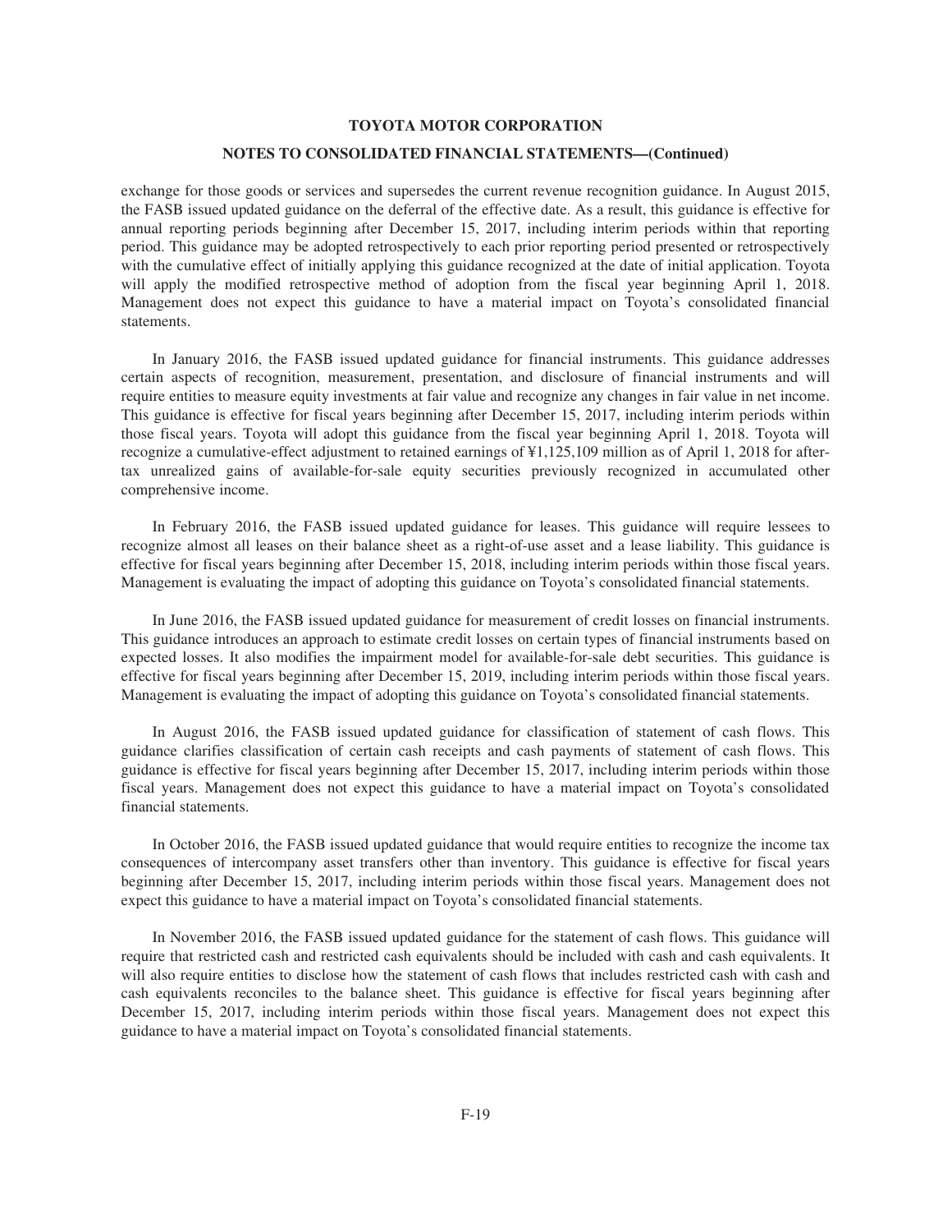exchange for those goods or services and supersedes the current revenue recognition guidance. In August 2015, the FASB issued updated guidance on the deferral of the effective date. As a result, this guidance is effective for annual reporting periods beginning after December 15, 2017, including interim periods within that reporting period. This guidance may be adopted retrospectively to each prior reporting period presented or retrospectively with the cumulative effect of initially applying this guidance recognized at the date of initial application. Toyota will apply the modified retrospective method of adoption from the fiscal year beginning April 1, 2018. Management does not expect this guidance to have a material impact on Toyota's consolidated financial statements.

In January 2016, the FASB issued updated guidance for financial instruments. This guidance addresses certain aspects of recognition, measurement, presentation, and disclosure of financial instruments and will require entities to measure equity investments at fair value and recognize any changes in fair value in net income. This guidance is effective for fiscal years beginning after December 15, 2017, including interim periods within those fiscal years. Toyota will adopt this guidance from the fiscal year beginning April 1, 2018. Toyota will recognize a cumulative-effect adjustment to retained earnings of ¥1,125,109 million as of April 1, 2018 for after-tax unrealized gains of available-for-sale equity securities previously recognized in accumulated other comprehensive income.

In February 2016, the FASB issued updated guidance for leases. This guidance will require lessees to recognize almost all leases on their balance sheet as a right-of-use asset and a lease liability. This guidance is effective for fiscal years beginning after December 15, 2018, including interim periods within those fiscal years. Management is evaluating the impact of adopting this guidance on Toyota's consolidated financial statements.

In June 2016, the FASB issued updated guidance for measurement of credit losses on financial instruments. This guidance introduces an approach to estimate credit losses on certain types of financial instruments based on expected losses. It also modifies the impairment model for available-for-sale debt securities. This guidance is effective for fiscal years beginning after December 15, 2019, including interim periods within those fiscal years. Management is evaluating the impact of adopting this guidance on Toyota's consolidated financial statements.

In August 2016, the FASB issued updated guidance for classification of statement of cash flows. This guidance clarifies classification of certain cash receipts and cash payments of statement of cash flows. This guidance is effective for fiscal years beginning after December 15, 2017, including interim periods within those fiscal years. Management does not expect this guidance to have a material impact on Toyota's consolidated financial statements.

In October 2016, the FASB issued updated guidance that would require entities to recognize the income tax consequences of intercompany asset transfers other than inventory. This guidance is effective for fiscal years beginning after December 15, 2017, including interim periods within those fiscal years. Management does not expect this guidance to have a material impact on Toyota's consolidated financial statements.

In November 2016, the FASB issued updated guidance for the statement of cash flows. This guidance will require that restricted cash and restricted cash equivalents should be included with cash and cash equivalents. It will also require entities to disclose how the statement of cash flows that includes restricted cash with cash and cash equivalents reconciles to the balance sheet. This guidance is effective for fiscal years beginning after December 15, 2017, including interim periods within those fiscal years. Management does not expect this guidance to have a material impact on Toyota's consolidated financial statements.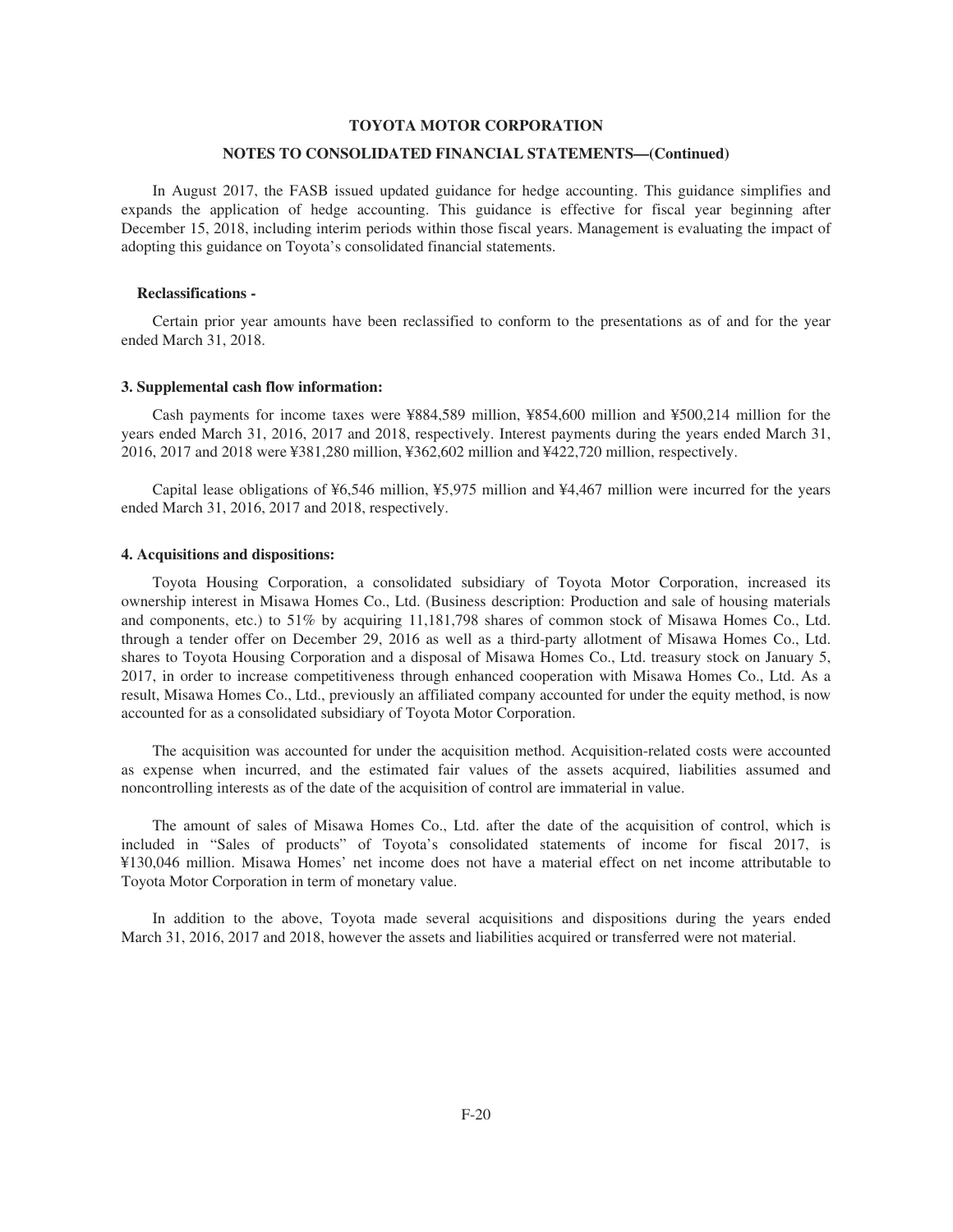In August 2017, the FASB issued updated guidance for hedge accounting. This guidance simplifies and expands the application of hedge accounting. This guidance is effective for fiscal year beginning after December 15, 2018, including interim periods within those fiscal years. Management is evaluating the impact of adopting this guidance on Toyota's consolidated financial statements.

**Reclassifications -**

Certain prior year amounts have been reclassified to conform to the presentations as of and for the year ended March 31, 2018.

### 3. Supplemental cash flow information:

Cash payments for income taxes were ¥884,589 million, ¥854,600 million and ¥500,214 million for the years ended March 31, 2016, 2017 and 2018, respectively. Interest payments during the years ended March 31, 2016, 2017 and 2018 were ¥381,280 million, ¥362,602 million and ¥422,720 million, respectively.

Capital lease obligations of ¥6,546 million, ¥5,975 million and ¥4,467 million were incurred for the years ended March 31, 2016, 2017 and 2018, respectively.

### 4. Acquisitions and dispositions:

Toyota Housing Corporation, a consolidated subsidiary of Toyota Motor Corporation, increased its ownership interest in Misawa Homes Co., Ltd. (Business description: Production and sale of housing materials and components, etc.) to 51% by acquiring 11,181,798 shares of common stock of Misawa Homes Co., Ltd. through a tender offer on December 29, 2016 as well as a third-party allotment of Misawa Homes Co., Ltd. shares to Toyota Housing Corporation and a disposal of Misawa Homes Co., Ltd. treasury stock on January 5, 2017, in order to increase competitiveness through enhanced cooperation with Misawa Homes Co., Ltd. As a result, Misawa Homes Co., Ltd., previously an affiliated company accounted for under the equity method, is now accounted for as a consolidated subsidiary of Toyota Motor Corporation.

The acquisition was accounted for under the acquisition method. Acquisition-related costs were accounted as expense when incurred, and the estimated fair values of the assets acquired, liabilities assumed and noncontrolling interests as of the date of the acquisition of control are immaterial in value.

The amount of sales of Misawa Homes Co., Ltd. after the date of the acquisition of control, which is included in "Sales of products" of Toyota's consolidated statements of income for fiscal 2017, is ¥130,046 million. Misawa Homes' net income does not have a material effect on net income attributable to Toyota Motor Corporation in term of monetary value.

In addition to the above, Toyota made several acquisitions and dispositions during the years ended March 31, 2016, 2017 and 2018, however the assets and liabilities acquired or transferred were not material.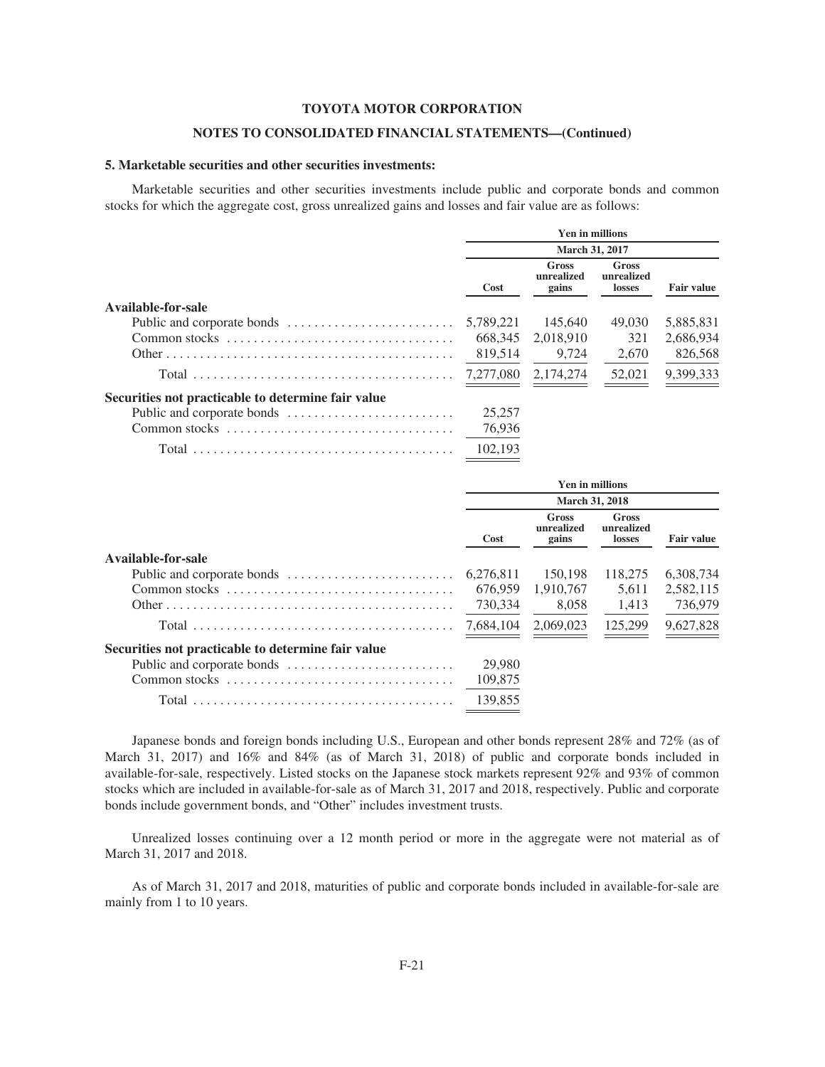# TOYOTA MOTOR CORPORATION

## NOTES TO CONSOLIDATED FINANCIAL STATEMENTS—(Continued)

### 5. Marketable securities and other securities investments:

Marketable securities and other securities investments include public and corporate bonds and common stocks for which the aggregate cost, gross unrealized gains and losses and fair value are as follows:

| | Yen in millions | | | |
|---|---|---|---|---|
| | March 31, 2017 | | | |
| | Cost | Gross unrealized gains | Gross unrealized losses | Fair value |
| **Available-for-sale** | | | | |
| Public and corporate bonds | 5,789,221 | 145,640 | 49,030 | 5,885,831 |
| Common stocks | 668,345 | 2,018,910 | 321 | 2,686,934 |
| Other | 819,514 | 9,724 | 2,670 | 826,568 |
| Total | 7,277,080 | 2,174,274 | 52,021 | 9,399,333 |
| **Securities not practicable to determine fair value** | | | | |
| Public and corporate bonds | 25,257 | | | |
| Common stocks | 76,936 | | | |
| Total | 102,193 | | | |

| | Yen in millions | | | |
|---|---|---|---|---|
| | March 31, 2018 | | | |
| | Cost | Gross unrealized gains | Gross unrealized losses | Fair value |
| **Available-for-sale** | | | | |
| Public and corporate bonds | 6,276,811 | 150,198 | 118,275 | 6,308,734 |
| Common stocks | 676,959 | 1,910,767 | 5,611 | 2,582,115 |
| Other | 730,334 | 8,058 | 1,413 | 736,979 |
| Total | 7,684,104 | 2,069,023 | 125,299 | 9,627,828 |
| **Securities not practicable to determine fair value** | | | | |
| Public and corporate bonds | 29,980 | | | |
| Common stocks | 109,875 | | | |
| Total | 139,855 | | | |

Japanese bonds and foreign bonds including U.S., European and other bonds represent 28% and 72% (as of March 31, 2017) and 16% and 84% (as of March 31, 2018) of public and corporate bonds included in available-for-sale, respectively. Listed stocks on the Japanese stock markets represent 92% and 93% of common stocks which are included in available-for-sale as of March 31, 2017 and 2018, respectively. Public and corporate bonds include government bonds, and "Other" includes investment trusts.

Unrealized losses continuing over a 12 month period or more in the aggregate were not material as of March 31, 2017 and 2018.

As of March 31, 2017 and 2018, maturities of public and corporate bonds included in available-for-sale are mainly from 1 to 10 years.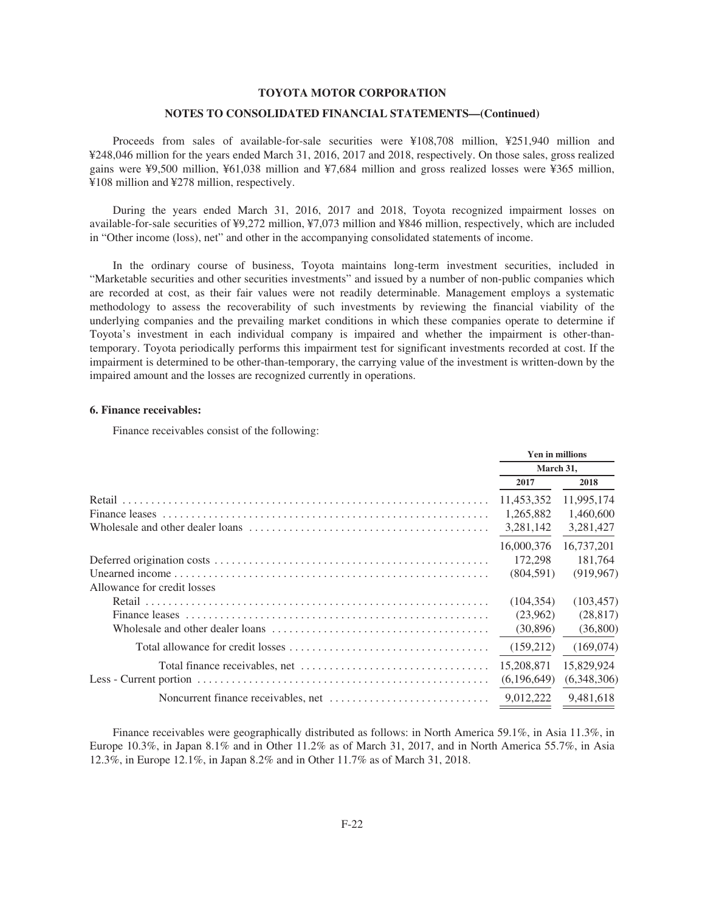Proceeds from sales of available-for-sale securities were ¥108,708 million, ¥251,940 million and ¥248,046 million for the years ended March 31, 2016, 2017 and 2018, respectively. On those sales, gross realized gains were ¥9,500 million, ¥61,038 million and ¥7,684 million and gross realized losses were ¥365 million, ¥108 million and ¥278 million, respectively.

During the years ended March 31, 2016, 2017 and 2018, Toyota recognized impairment losses on available-for-sale securities of ¥9,272 million, ¥7,073 million and ¥846 million, respectively, which are included in "Other income (loss), net" and other in the accompanying consolidated statements of income.

In the ordinary course of business, Toyota maintains long-term investment securities, included in "Marketable securities and other securities investments" and issued by a number of non-public companies which are recorded at cost, as their fair values were not readily determinable. Management employs a systematic methodology to assess the recoverability of such investments by reviewing the financial viability of the underlying companies and the prevailing market conditions in which these companies operate to determine if Toyota's investment in each individual company is impaired and whether the impairment is other-than-temporary. Toyota periodically performs this impairment test for significant investments recorded at cost. If the impairment is determined to be other-than-temporary, the carrying value of the investment is written-down by the impaired amount and the losses are recognized currently in operations.

**6. Finance receivables:**

Finance receivables consist of the following:

| | Yen in millions | |
|---|---|---|
| | March 31, | |
| | 2017 | 2018 |
| Retail | 11,453,352 | 11,995,174 |
| Finance leases | 1,265,882 | 1,460,600 |
| Wholesale and other dealer loans | 3,281,142 | 3,281,427 |
| | 16,000,376 | 16,737,201 |
| Deferred origination costs | 172,298 | 181,764 |
| Unearned income | (804,591) | (919,967) |
| Allowance for credit losses | | |
| Retail | (104,354) | (103,457) |
| Finance leases | (23,962) | (28,817) |
| Wholesale and other dealer loans | (30,896) | (36,800) |
| Total allowance for credit losses | (159,212) | (169,074) |
| Total finance receivables, net | 15,208,871 | 15,829,924 |
| Less - Current portion | (6,196,649) | (6,348,306) |
| Noncurrent finance receivables, net | 9,012,222 | 9,481,618 |

Finance receivables were geographically distributed as follows: in North America 59.1%, in Asia 11.3%, in Europe 10.3%, in Japan 8.1% and in Other 11.2% as of March 31, 2017, and in North America 55.7%, in Asia 12.3%, in Europe 12.1%, in Japan 8.2% and in Other 11.7% as of March 31, 2018.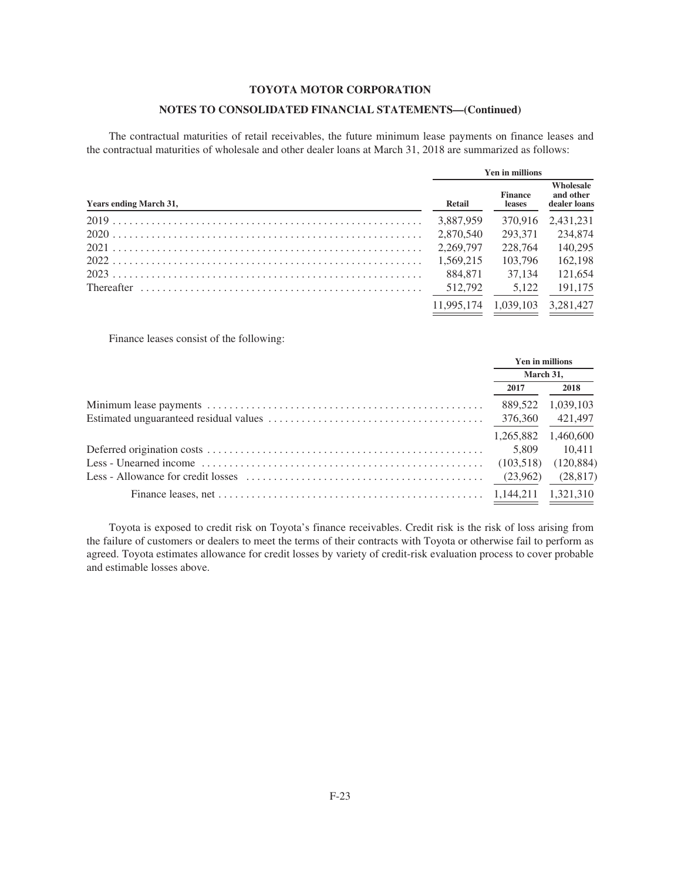**TOYOTA MOTOR CORPORATION**

**NOTES TO CONSOLIDATED FINANCIAL STATEMENTS—(Continued)**

The contractual maturities of retail receivables, the future minimum lease payments on finance leases and the contractual maturities of wholesale and other dealer loans at March 31, 2018 are summarized as follows:

| | Yen in millions | | |
|---|---|---|---|
| **Years ending March 31,** | **Retail** | **Finance leases** | **Wholesale and other dealer loans** |
| 2019 | 3,887,959 | 370,916 | 2,431,231 |
| 2020 | 2,870,540 | 293,371 | 234,874 |
| 2021 | 2,269,797 | 228,764 | 140,295 |
| 2022 | 1,569,215 | 103,796 | 162,198 |
| 2023 | 884,871 | 37,134 | 121,654 |
| Thereafter | 512,792 | 5,122 | 191,175 |
| | 11,995,174 | 1,039,103 | 3,281,427 |

Finance leases consist of the following:

| | Yen in millions | |
|---|---|---|
| | March 31, | |
| | **2017** | **2018** |
| Minimum lease payments | 889,522 | 1,039,103 |
| Estimated unguaranteed residual values | 376,360 | 421,497 |
| | 1,265,882 | 1,460,600 |
| Deferred origination costs | 5,809 | 10,411 |
| Less - Unearned income | (103,518) | (120,884) |
| Less - Allowance for credit losses | (23,962) | (28,817) |
| Finance leases, net | 1,144,211 | 1,321,310 |

Toyota is exposed to credit risk on Toyota's finance receivables. Credit risk is the risk of loss arising from the failure of customers or dealers to meet the terms of their contracts with Toyota or otherwise fail to perform as agreed. Toyota estimates allowance for credit losses by variety of credit-risk evaluation process to cover probable and estimable losses above.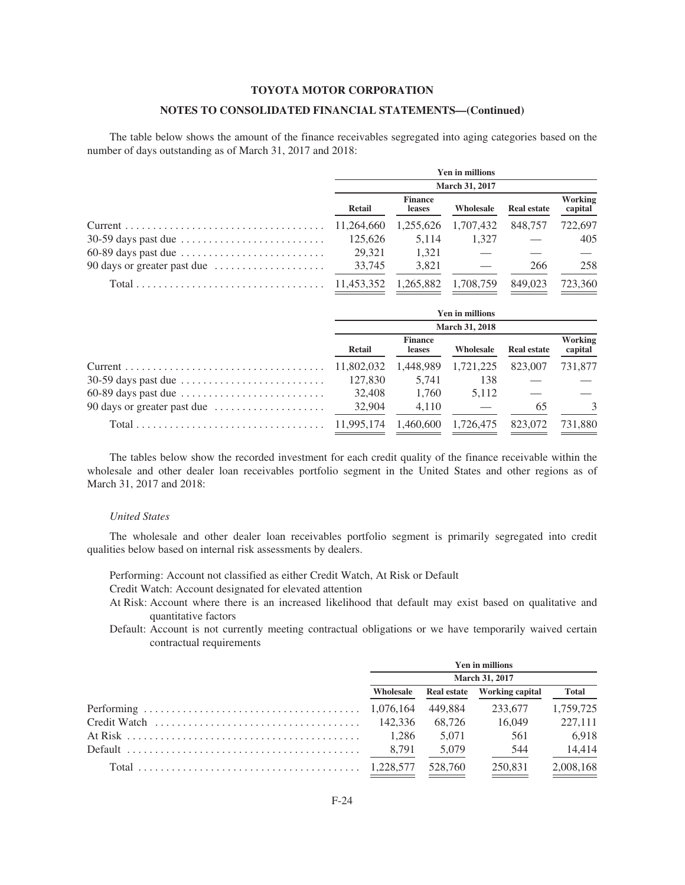**TOYOTA MOTOR CORPORATION**

**NOTES TO CONSOLIDATED FINANCIAL STATEMENTS—(Continued)**

The table below shows the amount of the finance receivables segregated into aging categories based on the number of days outstanding as of March 31, 2017 and 2018:

| | Yen in millions | | | | |
|---|---|---|---|---|---|
| | March 31, 2017 | | | | |
| | Retail | Finance leases | Wholesale | Real estate | Working capital |
| Current | 11,264,660 | 1,255,626 | 1,707,432 | 848,757 | 722,697 |
| 30-59 days past due | 125,626 | 5,114 | 1,327 | — | 405 |
| 60-89 days past due | 29,321 | 1,321 | — | — | — |
| 90 days or greater past due | 33,745 | 3,821 | — | 266 | 258 |
| Total | 11,453,352 | 1,265,882 | 1,708,759 | 849,023 | 723,360 |

| | Yen in millions | | | | |
|---|---|---|---|---|---|
| | March 31, 2018 | | | | |
| | Retail | Finance leases | Wholesale | Real estate | Working capital |
| Current | 11,802,032 | 1,448,989 | 1,721,225 | 823,007 | 731,877 |
| 30-59 days past due | 127,830 | 5,741 | 138 | — | — |
| 60-89 days past due | 32,408 | 1,760 | 5,112 | — | — |
| 90 days or greater past due | 32,904 | 4,110 | — | 65 | 3 |
| Total | 11,995,174 | 1,460,600 | 1,726,475 | 823,072 | 731,880 |

The tables below show the recorded investment for each credit quality of the finance receivable within the wholesale and other dealer loan receivables portfolio segment in the United States and other regions as of March 31, 2017 and 2018:

*United States*

The wholesale and other dealer loan receivables portfolio segment is primarily segregated into credit qualities below based on internal risk assessments by dealers.

Performing: Account not classified as either Credit Watch, At Risk or Default

Credit Watch: Account designated for elevated attention

At Risk: Account where there is an increased likelihood that default may exist based on qualitative and quantitative factors

Default: Account is not currently meeting contractual obligations or we have temporarily waived certain contractual requirements

| | Yen in millions | | | |
|---|---|---|---|---|
| | March 31, 2017 | | | |
| | Wholesale | Real estate | Working capital | Total |
| Performing | 1,076,164 | 449,884 | 233,677 | 1,759,725 |
| Credit Watch | 142,336 | 68,726 | 16,049 | 227,111 |
| At Risk | 1,286 | 5,071 | 561 | 6,918 |
| Default | 8,791 | 5,079 | 544 | 14,414 |
| Total | 1,228,577 | 528,760 | 250,831 | 2,008,168 |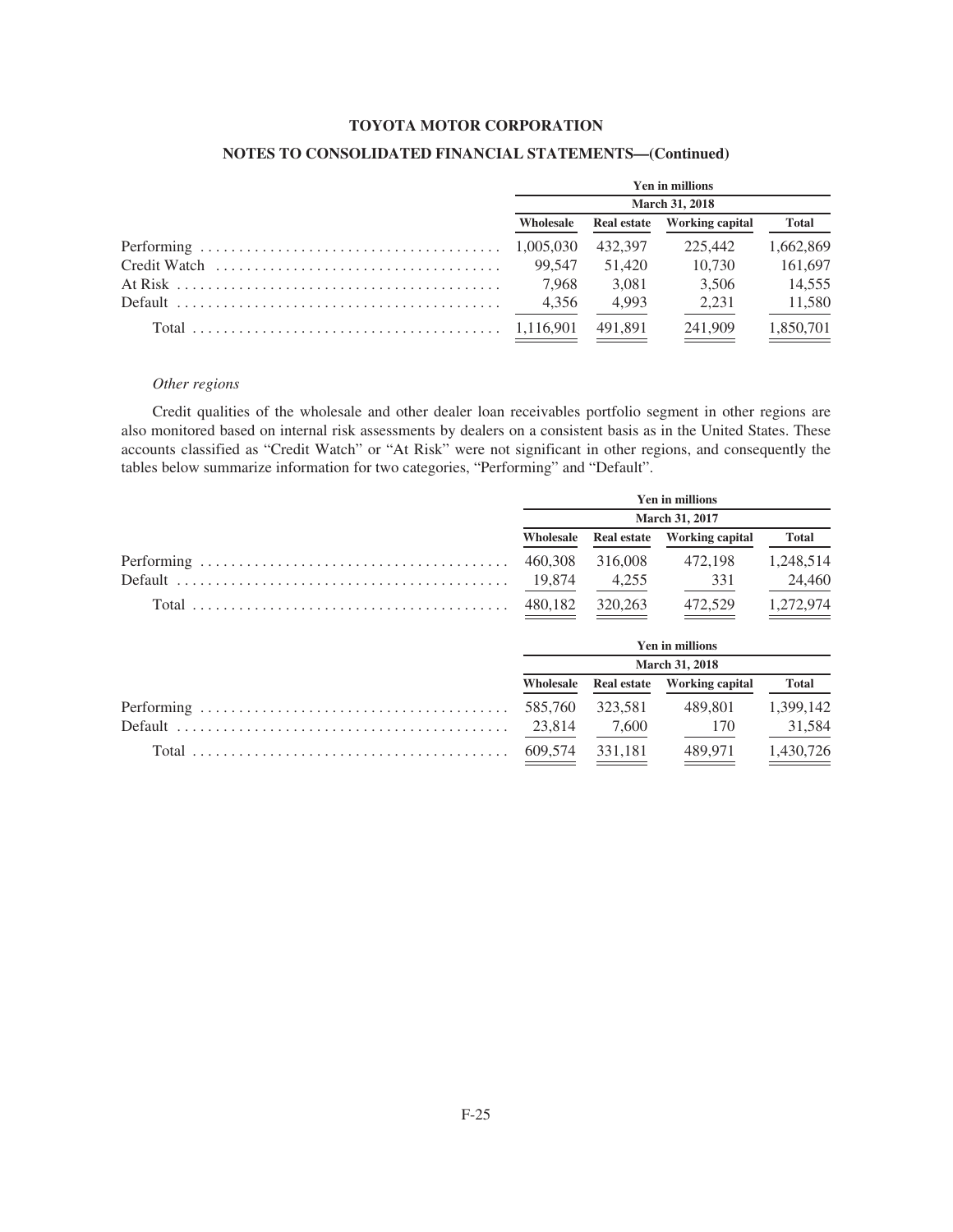| | Yen in millions | | | |
|---|---|---|---|---|
| | March 31, 2018 | | | |
| | Wholesale | Real estate | Working capital | Total |
| Performing | 1,005,030 | 432,397 | 225,442 | 1,662,869 |
| Credit Watch | 99,547 | 51,420 | 10,730 | 161,697 |
| At Risk | 7,968 | 3,081 | 3,506 | 14,555 |
| Default | 4,356 | 4,993 | 2,231 | 11,580 |
| Total | 1,116,901 | 491,891 | 241,909 | 1,850,701 |

*Other regions*

Credit qualities of the wholesale and other dealer loan receivables portfolio segment in other regions are also monitored based on internal risk assessments by dealers on a consistent basis as in the United States. These accounts classified as "Credit Watch" or "At Risk" were not significant in other regions, and consequently the tables below summarize information for two categories, "Performing" and "Default".

| | Yen in millions | | | |
|---|---|---|---|---|
| | March 31, 2017 | | | |
| | Wholesale | Real estate | Working capital | Total |
| Performing | 460,308 | 316,008 | 472,198 | 1,248,514 |
| Default | 19,874 | 4,255 | 331 | 24,460 |
| Total | 480,182 | 320,263 | 472,529 | 1,272,974 |

| | Yen in millions | | | |
|---|---|---|---|---|
| | March 31, 2018 | | | |
| | Wholesale | Real estate | Working capital | Total |
| Performing | 585,760 | 323,581 | 489,801 | 1,399,142 |
| Default | 23,814 | 7,600 | 170 | 31,584 |
| Total | 609,574 | 331,181 | 489,971 | 1,430,726 |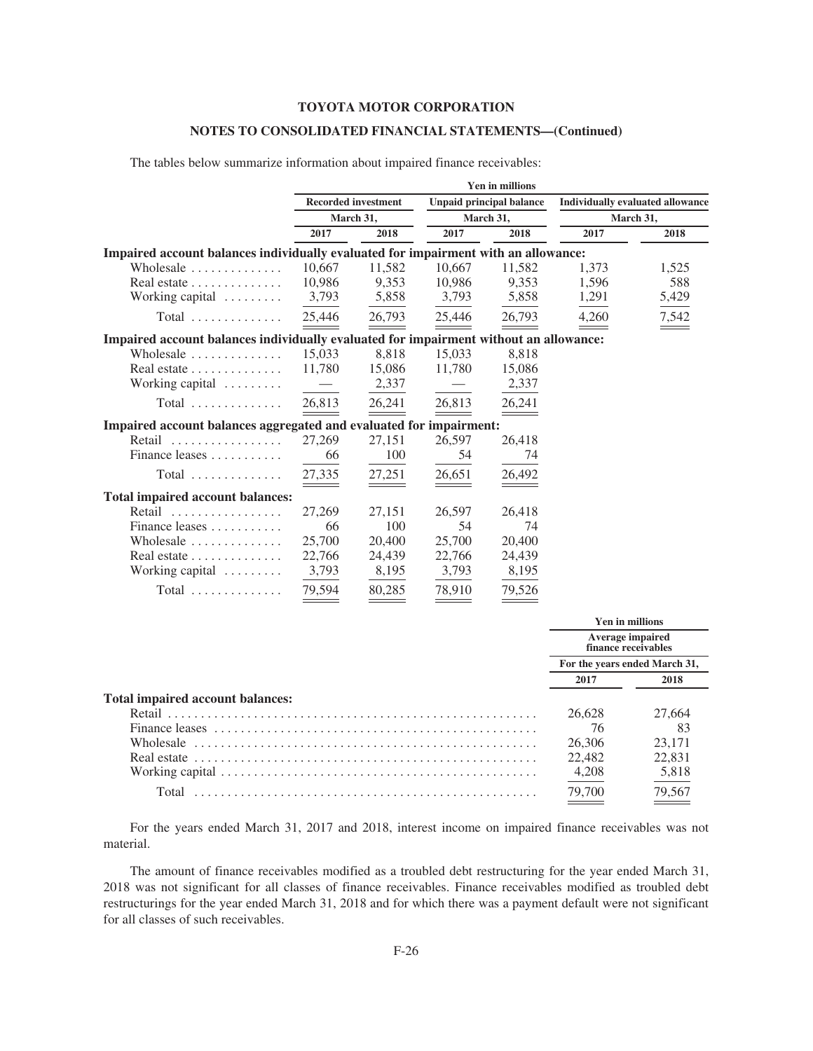The tables below summarize information about impaired finance receivables:

| | Yen in millions | | | | | |
|---|---|---|---|---|---|---|
| | Recorded investment | | Unpaid principal balance | | Individually evaluated allowance | |
| | March 31, | | March 31, | | March 31, | |
| | 2017 | 2018 | 2017 | 2018 | 2017 | 2018 |
| **Impaired account balances individually evaluated for impairment with an allowance:** | | | | | | |
| Wholesale | 10,667 | 11,582 | 10,667 | 11,582 | 1,373 | 1,525 |
| Real estate | 10,986 | 9,353 | 10,986 | 9,353 | 1,596 | 588 |
| Working capital | 3,793 | 5,858 | 3,793 | 5,858 | 1,291 | 5,429 |
| Total | 25,446 | 26,793 | 25,446 | 26,793 | 4,260 | 7,542 |
| **Impaired account balances individually evaluated for impairment without an allowance:** | | | | | | |
| Wholesale | 15,033 | 8,818 | 15,033 | 8,818 | | |
| Real estate | 11,780 | 15,086 | 11,780 | 15,086 | | |
| Working capital | — | 2,337 | — | 2,337 | | |
| Total | 26,813 | 26,241 | 26,813 | 26,241 | | |
| **Impaired account balances aggregated and evaluated for impairment:** | | | | | | |
| Retail | 27,269 | 27,151 | 26,597 | 26,418 | | |
| Finance leases | 66 | 100 | 54 | 74 | | |
| Total | 27,335 | 27,251 | 26,651 | 26,492 | | |
| **Total impaired account balances:** | | | | | | |
| Retail | 27,269 | 27,151 | 26,597 | 26,418 | | |
| Finance leases | 66 | 100 | 54 | 74 | | |
| Wholesale | 25,700 | 20,400 | 25,700 | 20,400 | | |
| Real estate | 22,766 | 24,439 | 22,766 | 24,439 | | |
| Working capital | 3,793 | 8,195 | 3,793 | 8,195 | | |
| Total | 79,594 | 80,285 | 78,910 | 79,526 | | |

| | Yen in millions | |
|---|---|---|
| | Average impaired finance receivables | |
| | For the years ended March 31, | |
| | 2017 | 2018 |
| **Total impaired account balances:** | | |
| Retail | 26,628 | 27,664 |
| Finance leases | 76 | 83 |
| Wholesale | 26,306 | 23,171 |
| Real estate | 22,482 | 22,831 |
| Working capital | 4,208 | 5,818 |
| Total | 79,700 | 79,567 |

For the years ended March 31, 2017 and 2018, interest income on impaired finance receivables was not material.

The amount of finance receivables modified as a troubled debt restructuring for the year ended March 31, 2018 was not significant for all classes of finance receivables. Finance receivables modified as troubled debt restructurings for the year ended March 31, 2018 and for which there was a payment default were not significant for all classes of such receivables.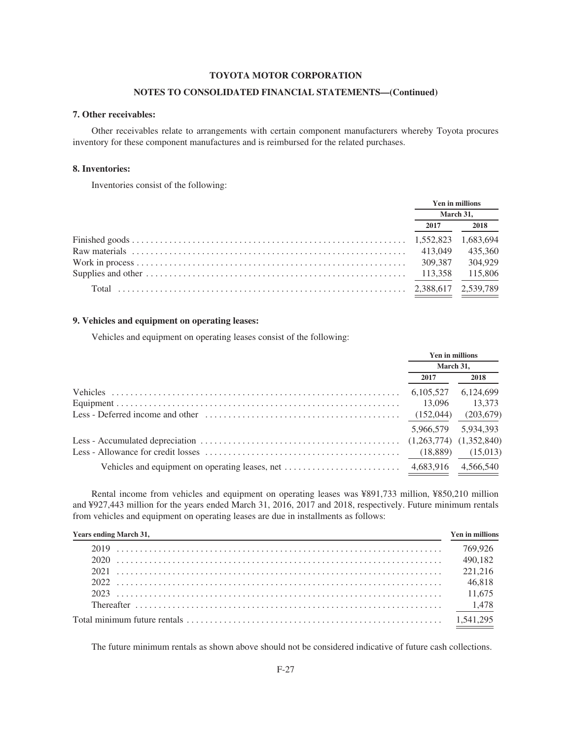**TOYOTA MOTOR CORPORATION**

**NOTES TO CONSOLIDATED FINANCIAL STATEMENTS—(Continued)**

### 7. Other receivables:

Other receivables relate to arrangements with certain component manufacturers whereby Toyota procures inventory for these component manufactures and is reimbursed for the related purchases.

### 8. Inventories:

Inventories consist of the following:

| | Yen in millions | |
|---|---|---|
| | March 31, | |
| | 2017 | 2018 |
| Finished goods | 1,552,823 | 1,683,694 |
| Raw materials | 413,049 | 435,360 |
| Work in process | 309,387 | 304,929 |
| Supplies and other | 113,358 | 115,806 |
| Total | 2,388,617 | 2,539,789 |

### 9. Vehicles and equipment on operating leases:

Vehicles and equipment on operating leases consist of the following:

| | Yen in millions | |
|---|---|---|
| | March 31, | |
| | 2017 | 2018 |
| Vehicles | 6,105,527 | 6,124,699 |
| Equipment | 13,096 | 13,373 |
| Less - Deferred income and other | (152,044) | (203,679) |
| | 5,966,579 | 5,934,393 |
| Less - Accumulated depreciation | (1,263,774) | (1,352,840) |
| Less - Allowance for credit losses | (18,889) | (15,013) |
| Vehicles and equipment on operating leases, net | 4,683,916 | 4,566,540 |

Rental income from vehicles and equipment on operating leases was ¥891,733 million, ¥850,210 million and ¥927,443 million for the years ended March 31, 2016, 2017 and 2018, respectively. Future minimum rentals from vehicles and equipment on operating leases are due in installments as follows:

| Years ending March 31, | Yen in millions |
|---|---|
| 2019 | 769,926 |
| 2020 | 490,182 |
| 2021 | 221,216 |
| 2022 | 46,818 |
| 2023 | 11,675 |
| Thereafter | 1,478 |
| Total minimum future rentals | 1,541,295 |

The future minimum rentals as shown above should not be considered indicative of future cash collections.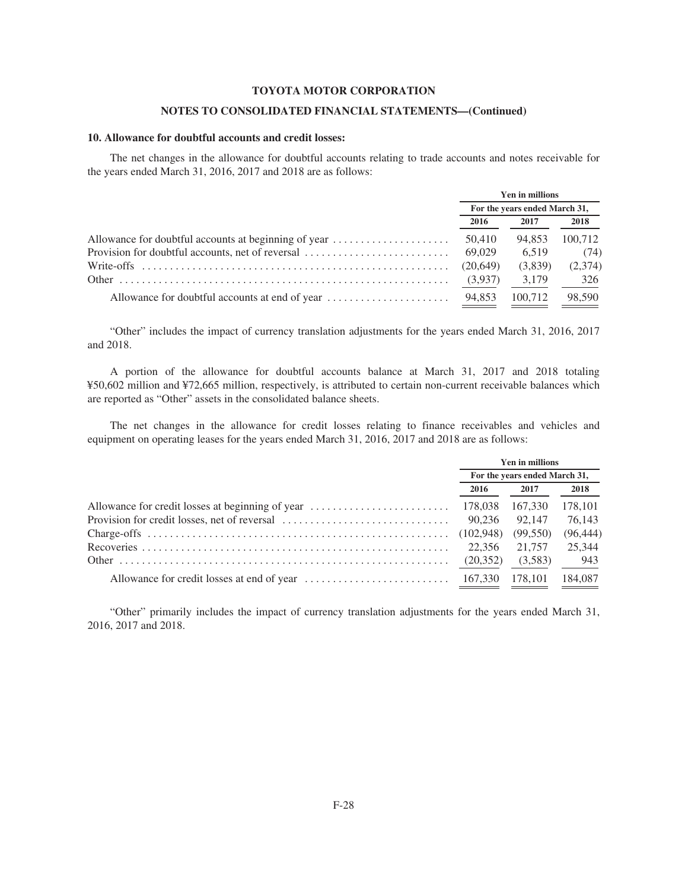**TOYOTA MOTOR CORPORATION**

**NOTES TO CONSOLIDATED FINANCIAL STATEMENTS—(Continued)**

### 10. Allowance for doubtful accounts and credit losses:

The net changes in the allowance for doubtful accounts relating to trade accounts and notes receivable for the years ended March 31, 2016, 2017 and 2018 are as follows:

| | Yen in millions | | |
|---|---|---|---|
| | For the years ended March 31, | | |
| | 2016 | 2017 | 2018 |
| Allowance for doubtful accounts at beginning of year | 50,410 | 94,853 | 100,712 |
| Provision for doubtful accounts, net of reversal | 69,029 | 6,519 | (74) |
| Write-offs | (20,649) | (3,839) | (2,374) |
| Other | (3,937) | 3,179 | 326 |
| Allowance for doubtful accounts at end of year | 94,853 | 100,712 | 98,590 |

"Other" includes the impact of currency translation adjustments for the years ended March 31, 2016, 2017 and 2018.

A portion of the allowance for doubtful accounts balance at March 31, 2017 and 2018 totaling ¥50,602 million and ¥72,665 million, respectively, is attributed to certain non-current receivable balances which are reported as "Other" assets in the consolidated balance sheets.

The net changes in the allowance for credit losses relating to finance receivables and vehicles and equipment on operating leases for the years ended March 31, 2016, 2017 and 2018 are as follows:

| | Yen in millions | | |
|---|---|---|---|
| | For the years ended March 31, | | |
| | 2016 | 2017 | 2018 |
| Allowance for credit losses at beginning of year | 178,038 | 167,330 | 178,101 |
| Provision for credit losses, net of reversal | 90,236 | 92,147 | 76,143 |
| Charge-offs | (102,948) | (99,550) | (96,444) |
| Recoveries | 22,356 | 21,757 | 25,344 |
| Other | (20,352) | (3,583) | 943 |
| Allowance for credit losses at end of year | 167,330 | 178,101 | 184,087 |

"Other" primarily includes the impact of currency translation adjustments for the years ended March 31, 2016, 2017 and 2018.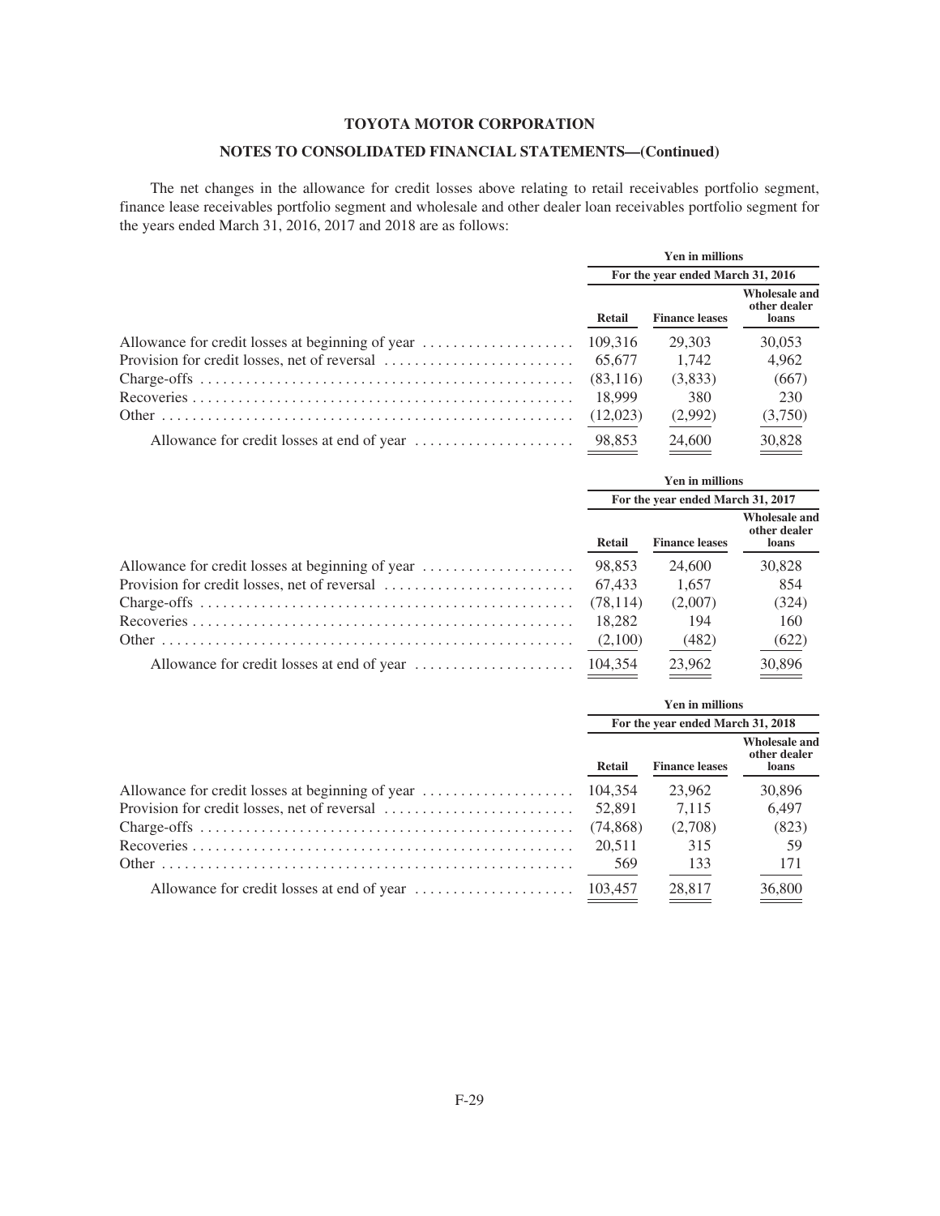**TOYOTA MOTOR CORPORATION**

**NOTES TO CONSOLIDATED FINANCIAL STATEMENTS—(Continued)**

The net changes in the allowance for credit losses above relating to retail receivables portfolio segment, finance lease receivables portfolio segment and wholesale and other dealer loan receivables portfolio segment for the years ended March 31, 2016, 2017 and 2018 are as follows:

| | Yen in millions | | |
|---|---|---|---|
| | For the year ended March 31, 2016 | | |
| | Retail | Finance leases | Wholesale and other dealer loans |
| Allowance for credit losses at beginning of year | 109,316 | 29,303 | 30,053 |
| Provision for credit losses, net of reversal | 65,677 | 1,742 | 4,962 |
| Charge-offs | (83,116) | (3,833) | (667) |
| Recoveries | 18,999 | 380 | 230 |
| Other | (12,023) | (2,992) | (3,750) |
| Allowance for credit losses at end of year | 98,853 | 24,600 | 30,828 |

| | Yen in millions | | |
|---|---|---|---|
| | For the year ended March 31, 2017 | | |
| | Retail | Finance leases | Wholesale and other dealer loans |
| Allowance for credit losses at beginning of year | 98,853 | 24,600 | 30,828 |
| Provision for credit losses, net of reversal | 67,433 | 1,657 | 854 |
| Charge-offs | (78,114) | (2,007) | (324) |
| Recoveries | 18,282 | 194 | 160 |
| Other | (2,100) | (482) | (622) |
| Allowance for credit losses at end of year | 104,354 | 23,962 | 30,896 |

| | Yen in millions | | |
|---|---|---|---|
| | For the year ended March 31, 2018 | | |
| | Retail | Finance leases | Wholesale and other dealer loans |
| Allowance for credit losses at beginning of year | 104,354 | 23,962 | 30,896 |
| Provision for credit losses, net of reversal | 52,891 | 7,115 | 6,497 |
| Charge-offs | (74,868) | (2,708) | (823) |
| Recoveries | 20,511 | 315 | 59 |
| Other | 569 | 133 | 171 |
| Allowance for credit losses at end of year | 103,457 | 28,817 | 36,800 |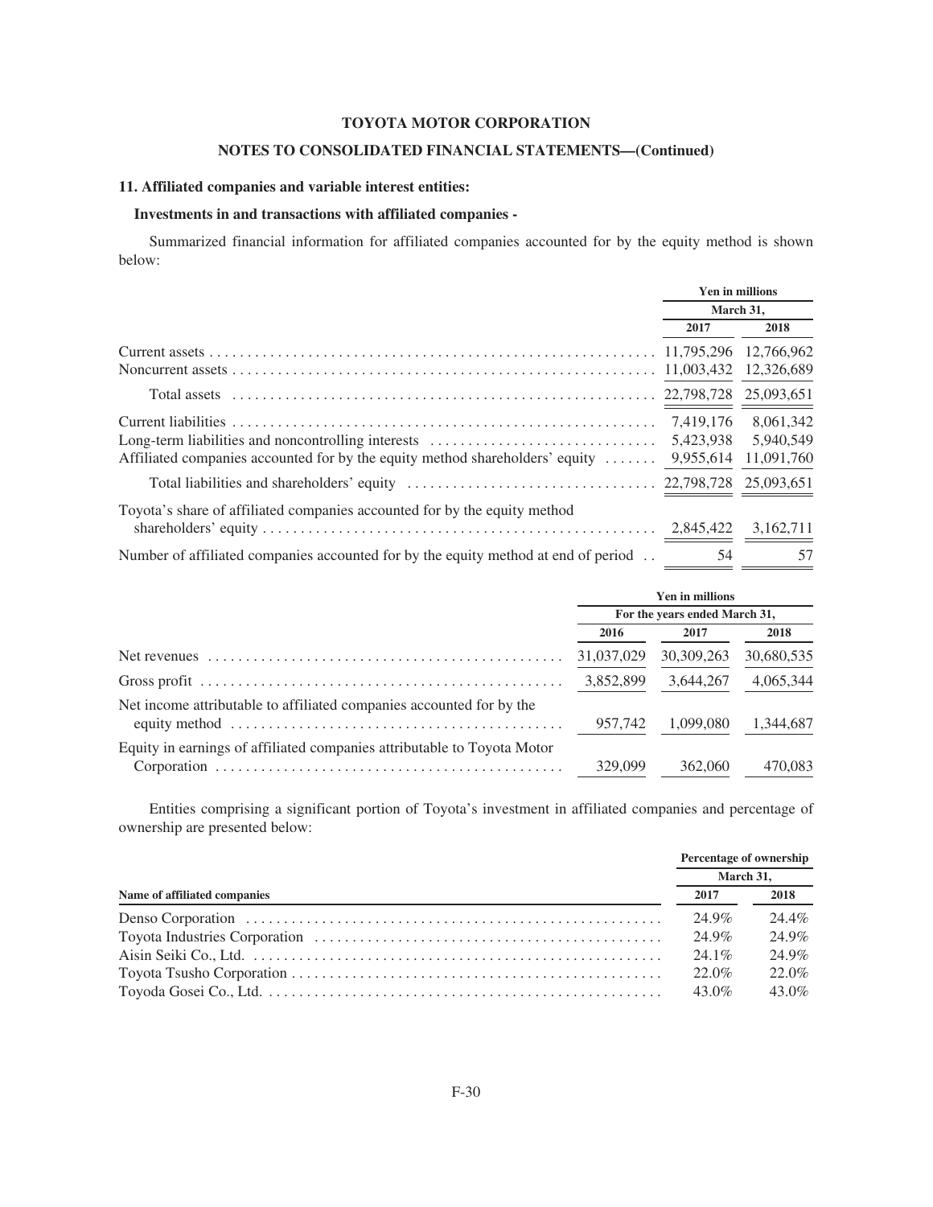**TOYOTA MOTOR CORPORATION**

**NOTES TO CONSOLIDATED FINANCIAL STATEMENTS—(Continued)**

## 11. Affiliated companies and variable interest entities:

### Investments in and transactions with affiliated companies -

Summarized financial information for affiliated companies accounted for by the equity method is shown below:

| | Yen in millions | |
|---|---|---|
| | March 31, | |
| | 2017 | 2018 |
| Current assets | 11,795,296 | 12,766,962 |
| Noncurrent assets | 11,003,432 | 12,326,689 |
| Total assets | 22,798,728 | 25,093,651 |
| Current liabilities | 7,419,176 | 8,061,342 |
| Long-term liabilities and noncontrolling interests | 5,423,938 | 5,940,549 |
| Affiliated companies accounted for by the equity method shareholders' equity | 9,955,614 | 11,091,760 |
| Total liabilities and shareholders' equity | 22,798,728 | 25,093,651 |
| Toyota's share of affiliated companies accounted for by the equity method shareholders' equity | 2,845,422 | 3,162,711 |
| Number of affiliated companies accounted for by the equity method at end of period | 54 | 57 |

| | Yen in millions | | |
|---|---|---|---|
| | For the years ended March 31, | | |
| | 2016 | 2017 | 2018 |
| Net revenues | 31,037,029 | 30,309,263 | 30,680,535 |
| Gross profit | 3,852,899 | 3,644,267 | 4,065,344 |
| Net income attributable to affiliated companies accounted for by the equity method | 957,742 | 1,099,080 | 1,344,687 |
| Equity in earnings of affiliated companies attributable to Toyota Motor Corporation | 329,099 | 362,060 | 470,083 |

Entities comprising a significant portion of Toyota's investment in affiliated companies and percentage of ownership are presented below:

| | Percentage of ownership | |
|---|---|---|
| | March 31, | |
| Name of affiliated companies | 2017 | 2018 |
| Denso Corporation | 24.9% | 24.4% |
| Toyota Industries Corporation | 24.9% | 24.9% |
| Aisin Seiki Co., Ltd. | 24.1% | 24.9% |
| Toyota Tsusho Corporation | 22.0% | 22.0% |
| Toyoda Gosei Co., Ltd. | 43.0% | 43.0% |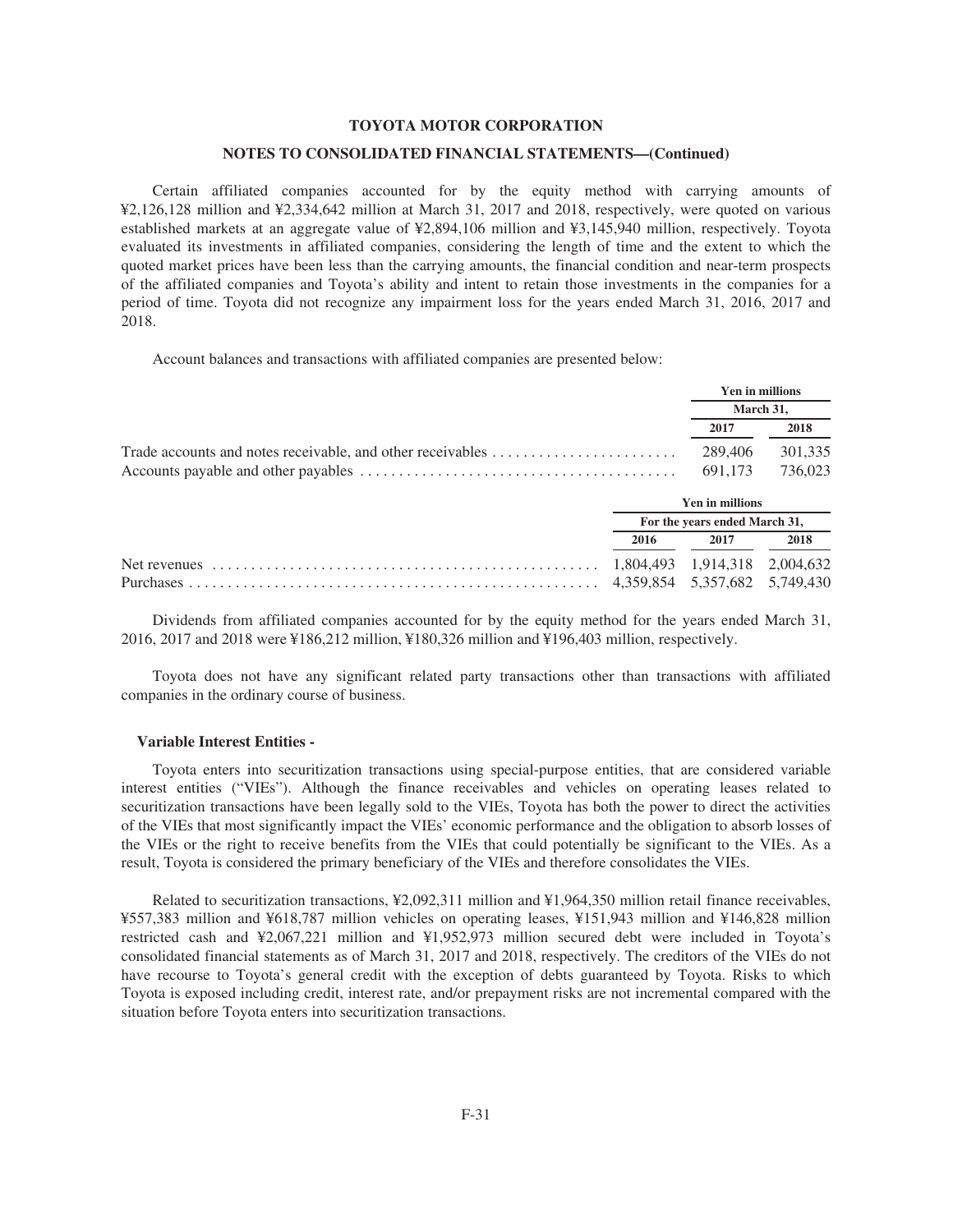Certain affiliated companies accounted for by the equity method with carrying amounts of ¥2,126,128 million and ¥2,334,642 million at March 31, 2017 and 2018, respectively, were quoted on various established markets at an aggregate value of ¥2,894,106 million and ¥3,145,940 million, respectively. Toyota evaluated its investments in affiliated companies, considering the length of time and the extent to which the quoted market prices have been less than the carrying amounts, the financial condition and near-term prospects of the affiliated companies and Toyota's ability and intent to retain those investments in the companies for a period of time. Toyota did not recognize any impairment loss for the years ended March 31, 2016, 2017 and 2018.

Account balances and transactions with affiliated companies are presented below:

| | Yen in millions | |
|---|---|---|
| | March 31, | |
| | 2017 | 2018 |
| Trade accounts and notes receivable, and other receivables | 289,406 | 301,335 |
| Accounts payable and other payables | 691,173 | 736,023 |

| | Yen in millions | | |
|---|---|---|---|
| | For the years ended March 31, | | |
| | 2016 | 2017 | 2018 |
| Net revenues | 1,804,493 | 1,914,318 | 2,004,632 |
| Purchases | 4,359,854 | 5,357,682 | 5,749,430 |

Dividends from affiliated companies accounted for by the equity method for the years ended March 31, 2016, 2017 and 2018 were ¥186,212 million, ¥180,326 million and ¥196,403 million, respectively.

Toyota does not have any significant related party transactions other than transactions with affiliated companies in the ordinary course of business.

**Variable Interest Entities -**

Toyota enters into securitization transactions using special-purpose entities, that are considered variable interest entities ("VIEs"). Although the finance receivables and vehicles on operating leases related to securitization transactions have been legally sold to the VIEs, Toyota has both the power to direct the activities of the VIEs that most significantly impact the VIEs' economic performance and the obligation to absorb losses of the VIEs or the right to receive benefits from the VIEs that could potentially be significant to the VIEs. As a result, Toyota is considered the primary beneficiary of the VIEs and therefore consolidates the VIEs.

Related to securitization transactions, ¥2,092,311 million and ¥1,964,350 million retail finance receivables, ¥557,383 million and ¥618,787 million vehicles on operating leases, ¥151,943 million and ¥146,828 million restricted cash and ¥2,067,221 million and ¥1,952,973 million secured debt were included in Toyota's consolidated financial statements as of March 31, 2017 and 2018, respectively. The creditors of the VIEs do not have recourse to Toyota's general credit with the exception of debts guaranteed by Toyota. Risks to which Toyota is exposed including credit, interest rate, and/or prepayment risks are not incremental compared with the situation before Toyota enters into securitization transactions.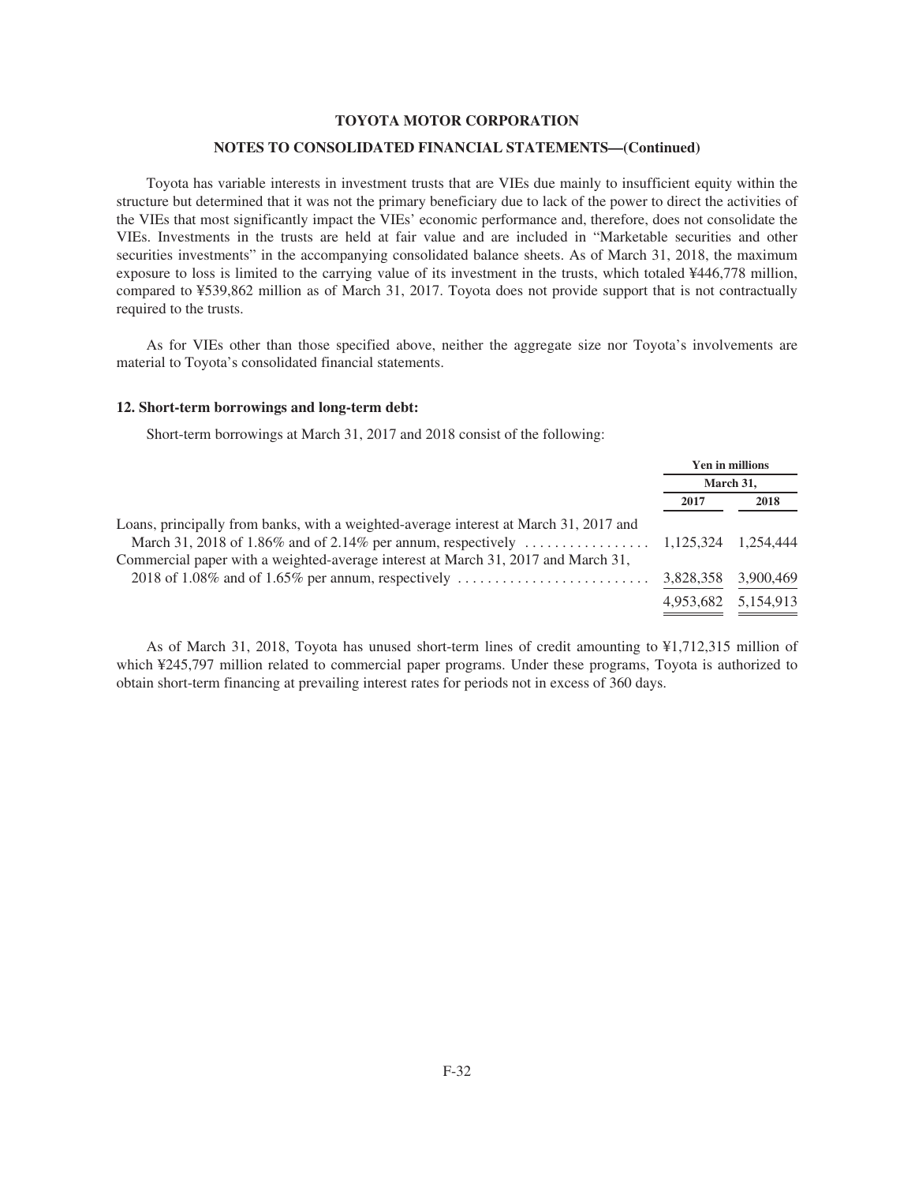Toyota has variable interests in investment trusts that are VIEs due mainly to insufficient equity within the structure but determined that it was not the primary beneficiary due to lack of the power to direct the activities of the VIEs that most significantly impact the VIEs' economic performance and, therefore, does not consolidate the VIEs. Investments in the trusts are held at fair value and are included in "Marketable securities and other securities investments" in the accompanying consolidated balance sheets. As of March 31, 2018, the maximum exposure to loss is limited to the carrying value of its investment in the trusts, which totaled ¥446,778 million, compared to ¥539,862 million as of March 31, 2017. Toyota does not provide support that is not contractually required to the trusts.

As for VIEs other than those specified above, neither the aggregate size nor Toyota's involvements are material to Toyota's consolidated financial statements.

### 12. Short-term borrowings and long-term debt:

Short-term borrowings at March 31, 2017 and 2018 consist of the following:

| | Yen in millions | |
|---|---|---|
| | March 31, | |
| | 2017 | 2018 |
| Loans, principally from banks, with a weighted-average interest at March 31, 2017 and March 31, 2018 of 1.86% and of 2.14% per annum, respectively | 1,125,324 | 1,254,444 |
| Commercial paper with a weighted-average interest at March 31, 2017 and March 31, 2018 of 1.08% and of 1.65% per annum, respectively | 3,828,358 | 3,900,469 |
| | 4,953,682 | 5,154,913 |

As of March 31, 2018, Toyota has unused short-term lines of credit amounting to ¥1,712,315 million of which ¥245,797 million related to commercial paper programs. Under these programs, Toyota is authorized to obtain short-term financing at prevailing interest rates for periods not in excess of 360 days.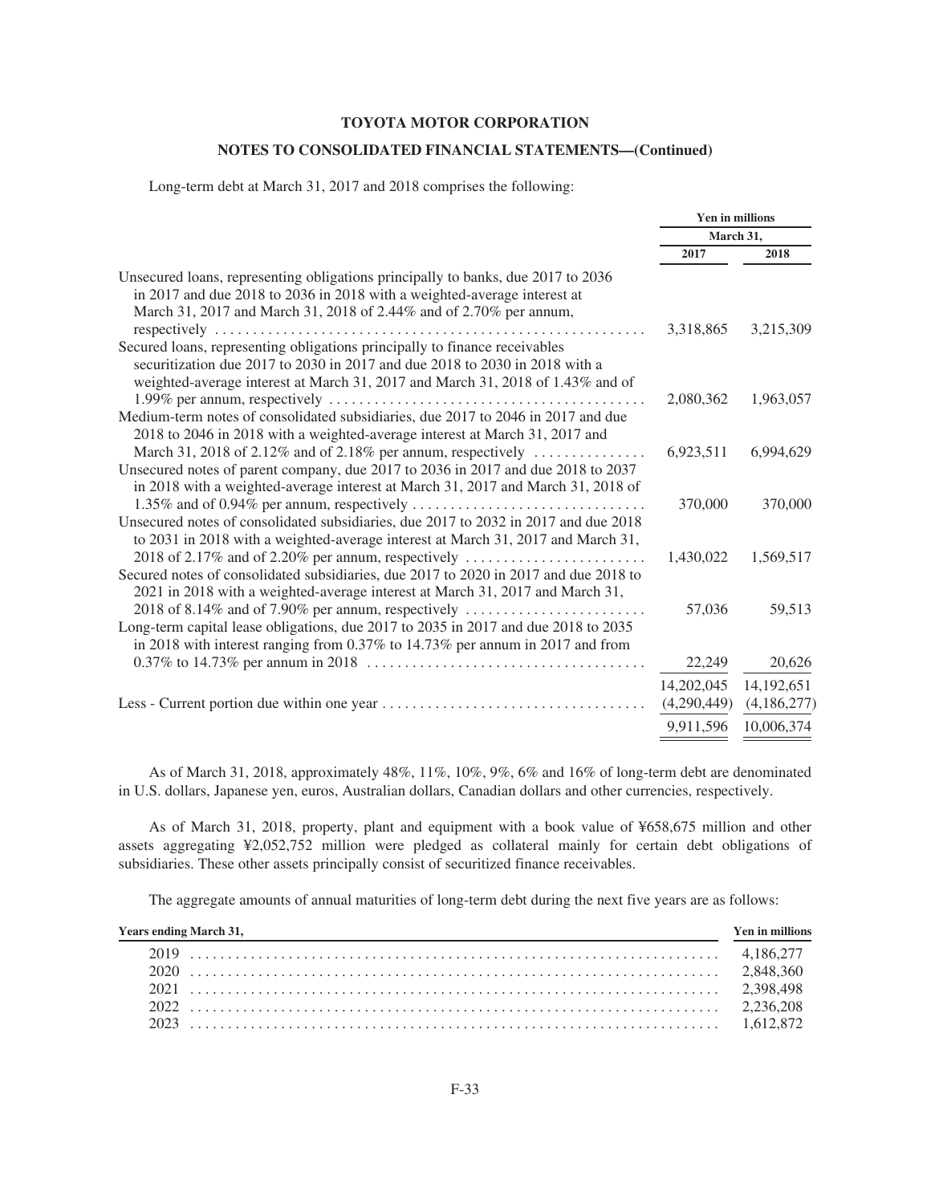## TOYOTA MOTOR CORPORATION

## NOTES TO CONSOLIDATED FINANCIAL STATEMENTS—(Continued)

Long-term debt at March 31, 2017 and 2018 comprises the following:

| | Yen in millions | |
|---|---|---|
| | March 31, | |
| | 2017 | 2018 |
| Unsecured loans, representing obligations principally to banks, due 2017 to 2036 in 2017 and due 2018 to 2036 in 2018 with a weighted-average interest at March 31, 2017 and March 31, 2018 of 2.44% and of 2.70% per annum, respectively | 3,318,865 | 3,215,309 |
| Secured loans, representing obligations principally to finance receivables securitization due 2017 to 2030 in 2017 and due 2018 to 2030 in 2018 with a weighted-average interest at March 31, 2017 and March 31, 2018 of 1.43% and of 1.99% per annum, respectively | 2,080,362 | 1,963,057 |
| Medium-term notes of consolidated subsidiaries, due 2017 to 2046 in 2017 and due 2018 to 2046 in 2018 with a weighted-average interest at March 31, 2017 and March 31, 2018 of 2.12% and of 2.18% per annum, respectively | 6,923,511 | 6,994,629 |
| Unsecured notes of parent company, due 2017 to 2036 in 2017 and due 2018 to 2037 in 2018 with a weighted-average interest at March 31, 2017 and March 31, 2018 of 1.35% and of 0.94% per annum, respectively | 370,000 | 370,000 |
| Unsecured notes of consolidated subsidiaries, due 2017 to 2032 in 2017 and due 2018 to 2031 in 2018 with a weighted-average interest at March 31, 2017 and March 31, 2018 of 2.17% and of 2.20% per annum, respectively | 1,430,022 | 1,569,517 |
| Secured notes of consolidated subsidiaries, due 2017 to 2020 in 2017 and due 2018 to 2021 in 2018 with a weighted-average interest at March 31, 2017 and March 31, 2018 of 8.14% and of 7.90% per annum, respectively | 57,036 | 59,513 |
| Long-term capital lease obligations, due 2017 to 2035 in 2017 and due 2018 to 2035 in 2018 with interest ranging from 0.37% to 14.73% per annum in 2017 and from 0.37% to 14.73% per annum in 2018 | 22,249 | 20,626 |
| | 14,202,045 | 14,192,651 |
| Less - Current portion due within one year | (4,290,449) | (4,186,277) |
| | 9,911,596 | 10,006,374 |

As of March 31, 2018, approximately 48%, 11%, 10%, 9%, 6% and 16% of long-term debt are denominated in U.S. dollars, Japanese yen, euros, Australian dollars, Canadian dollars and other currencies, respectively.

As of March 31, 2018, property, plant and equipment with a book value of ¥658,675 million and other assets aggregating ¥2,052,752 million were pledged as collateral mainly for certain debt obligations of subsidiaries. These other assets principally consist of securitized finance receivables.

The aggregate amounts of annual maturities of long-term debt during the next five years are as follows:

| Years ending March 31, | Yen in millions |
|---|---|
| 2019 | 4,186,277 |
| 2020 | 2,848,360 |
| 2021 | 2,398,498 |
| 2022 | 2,236,208 |
| 2023 | 1,612,872 |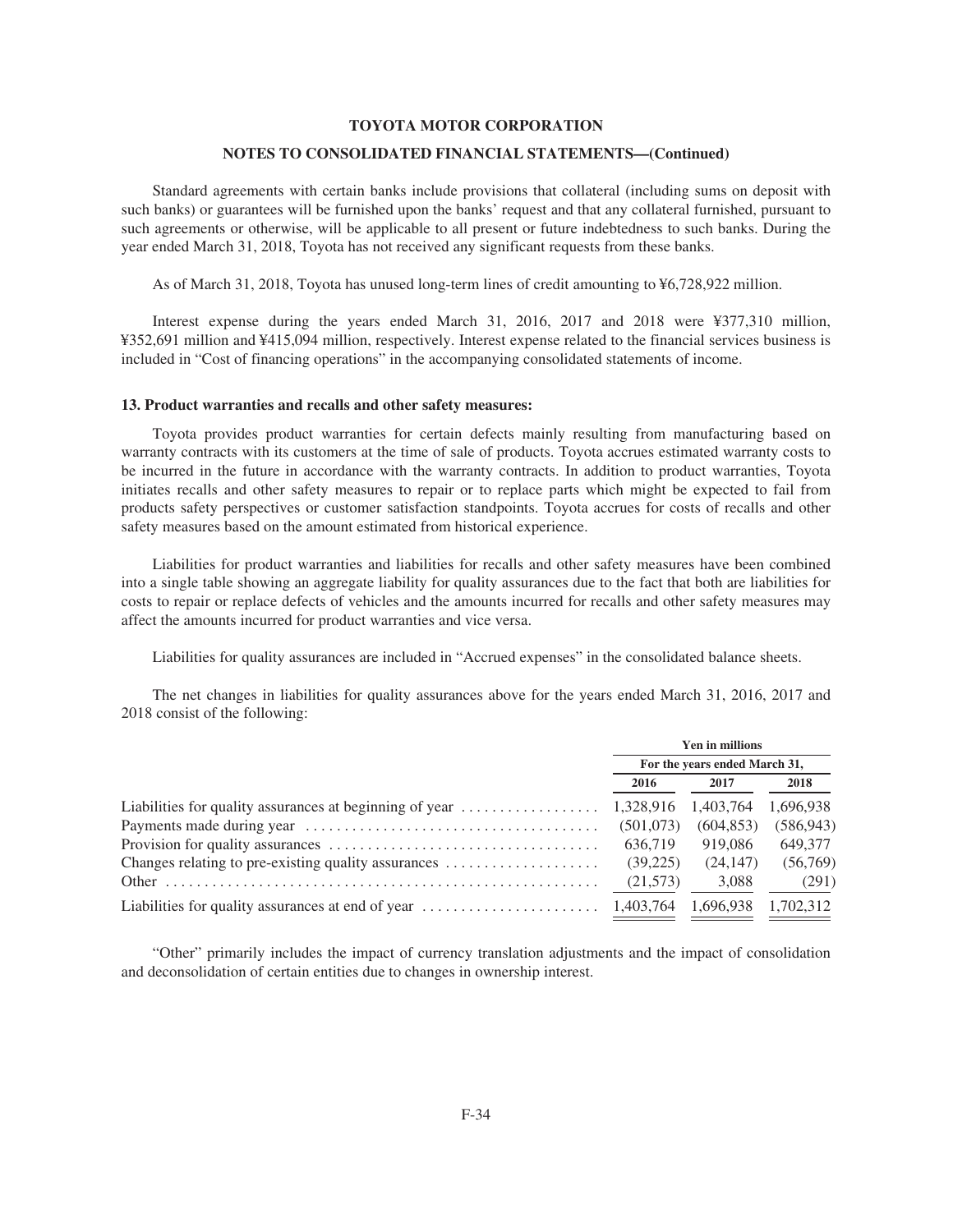Standard agreements with certain banks include provisions that collateral (including sums on deposit with such banks) or guarantees will be furnished upon the banks' request and that any collateral furnished, pursuant to such agreements or otherwise, will be applicable to all present or future indebtedness to such banks. During the year ended March 31, 2018, Toyota has not received any significant requests from these banks.

As of March 31, 2018, Toyota has unused long-term lines of credit amounting to ¥6,728,922 million.

Interest expense during the years ended March 31, 2016, 2017 and 2018 were ¥377,310 million, ¥352,691 million and ¥415,094 million, respectively. Interest expense related to the financial services business is included in "Cost of financing operations" in the accompanying consolidated statements of income.

### 13. Product warranties and recalls and other safety measures:

Toyota provides product warranties for certain defects mainly resulting from manufacturing based on warranty contracts with its customers at the time of sale of products. Toyota accrues estimated warranty costs to be incurred in the future in accordance with the warranty contracts. In addition to product warranties, Toyota initiates recalls and other safety measures to repair or to replace parts which might be expected to fail from products safety perspectives or customer satisfaction standpoints. Toyota accrues for costs of recalls and other safety measures based on the amount estimated from historical experience.

Liabilities for product warranties and liabilities for recalls and other safety measures have been combined into a single table showing an aggregate liability for quality assurances due to the fact that both are liabilities for costs to repair or replace defects of vehicles and the amounts incurred for recalls and other safety measures may affect the amounts incurred for product warranties and vice versa.

Liabilities for quality assurances are included in "Accrued expenses" in the consolidated balance sheets.

The net changes in liabilities for quality assurances above for the years ended March 31, 2016, 2017 and 2018 consist of the following:

| | Yen in millions | | |
|---|---|---|---|
| | For the years ended March 31, | | |
| | 2016 | 2017 | 2018 |
| Liabilities for quality assurances at beginning of year | 1,328,916 | 1,403,764 | 1,696,938 |
| Payments made during year | (501,073) | (604,853) | (586,943) |
| Provision for quality assurances | 636,719 | 919,086 | 649,377 |
| Changes relating to pre-existing quality assurances | (39,225) | (24,147) | (56,769) |
| Other | (21,573) | 3,088 | (291) |
| Liabilities for quality assurances at end of year | 1,403,764 | 1,696,938 | 1,702,312 |

"Other" primarily includes the impact of currency translation adjustments and the impact of consolidation and deconsolidation of certain entities due to changes in ownership interest.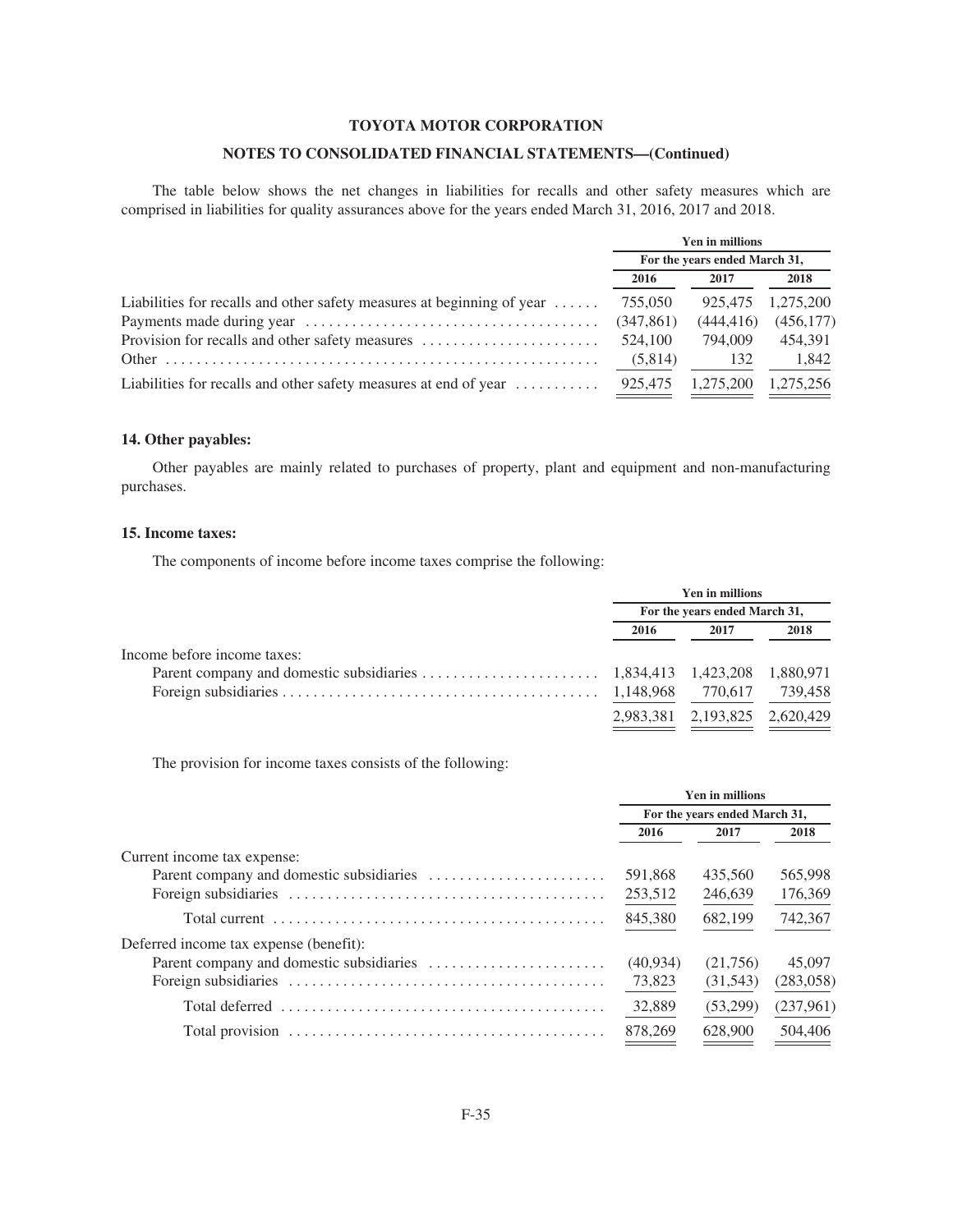The table below shows the net changes in liabilities for recalls and other safety measures which are comprised in liabilities for quality assurances above for the years ended March 31, 2016, 2017 and 2018.

| | Yen in millions | | |
|---|---|---|---|
| | For the years ended March 31, | | |
| | 2016 | 2017 | 2018 |
| Liabilities for recalls and other safety measures at beginning of year | 755,050 | 925,475 | 1,275,200 |
| Payments made during year | (347,861) | (444,416) | (456,177) |
| Provision for recalls and other safety measures | 524,100 | 794,009 | 454,391 |
| Other | (5,814) | 132 | 1,842 |
| Liabilities for recalls and other safety measures at end of year | 925,475 | 1,275,200 | 1,275,256 |

### 14. Other payables:

Other payables are mainly related to purchases of property, plant and equipment and non-manufacturing purchases.

### 15. Income taxes:

The components of income before income taxes comprise the following:

| | Yen in millions | | |
|---|---|---|---|
| | For the years ended March 31, | | |
| | 2016 | 2017 | 2018 |
| Income before income taxes: | | | |
| Parent company and domestic subsidiaries | 1,834,413 | 1,423,208 | 1,880,971 |
| Foreign subsidiaries | 1,148,968 | 770,617 | 739,458 |
| | 2,983,381 | 2,193,825 | 2,620,429 |

The provision for income taxes consists of the following:

| | Yen in millions | | |
|---|---|---|---|
| | For the years ended March 31, | | |
| | 2016 | 2017 | 2018 |
| Current income tax expense: | | | |
| Parent company and domestic subsidiaries | 591,868 | 435,560 | 565,998 |
| Foreign subsidiaries | 253,512 | 246,639 | 176,369 |
| Total current | 845,380 | 682,199 | 742,367 |
| Deferred income tax expense (benefit): | | | |
| Parent company and domestic subsidiaries | (40,934) | (21,756) | 45,097 |
| Foreign subsidiaries | 73,823 | (31,543) | (283,058) |
| Total deferred | 32,889 | (53,299) | (237,961) |
| Total provision | 878,269 | 628,900 | 504,406 |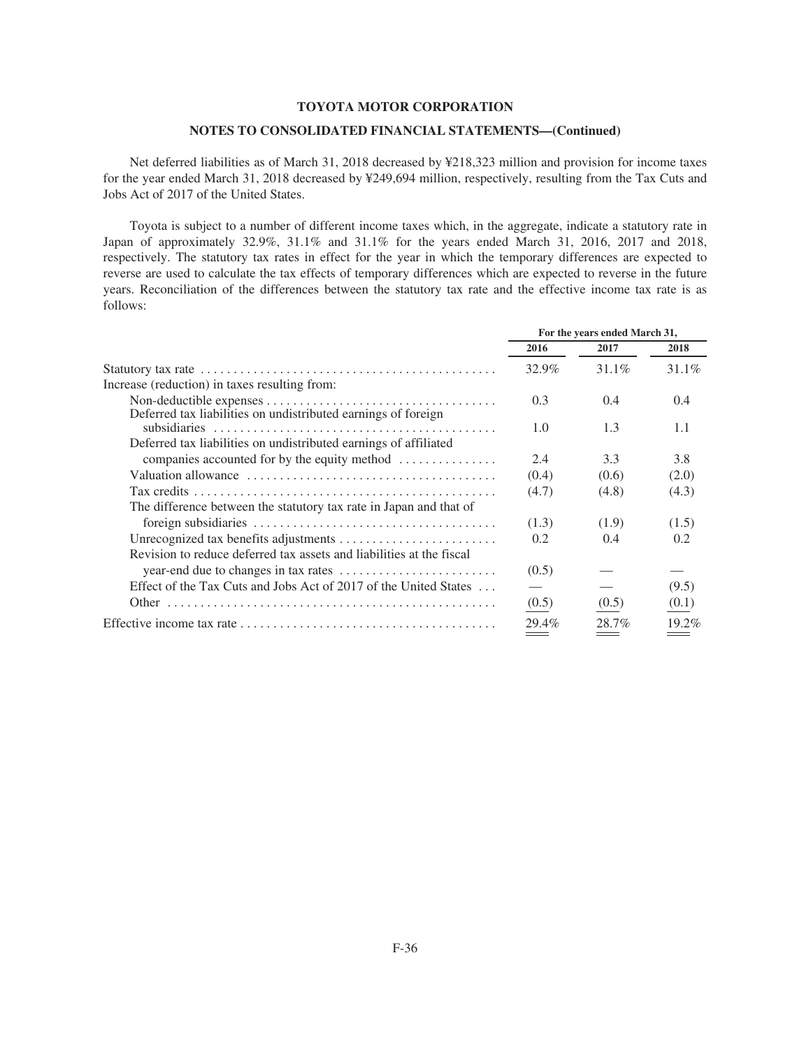**TOYOTA MOTOR CORPORATION**

**NOTES TO CONSOLIDATED FINANCIAL STATEMENTS—(Continued)**

Net deferred liabilities as of March 31, 2018 decreased by ¥218,323 million and provision for income taxes for the year ended March 31, 2018 decreased by ¥249,694 million, respectively, resulting from the Tax Cuts and Jobs Act of 2017 of the United States.

Toyota is subject to a number of different income taxes which, in the aggregate, indicate a statutory rate in Japan of approximately 32.9%, 31.1% and 31.1% for the years ended March 31, 2016, 2017 and 2018, respectively. The statutory tax rates in effect for the year in which the temporary differences are expected to reverse are used to calculate the tax effects of temporary differences which are expected to reverse in the future years. Reconciliation of the differences between the statutory tax rate and the effective income tax rate is as follows:

| | For the years ended March 31, | | |
|---|---|---|---|
| | 2016 | 2017 | 2018 |
| Statutory tax rate | 32.9% | 31.1% | 31.1% |
| Increase (reduction) in taxes resulting from: | | | |
| Non-deductible expenses | 0.3 | 0.4 | 0.4 |
| Deferred tax liabilities on undistributed earnings of foreign subsidiaries | 1.0 | 1.3 | 1.1 |
| Deferred tax liabilities on undistributed earnings of affiliated companies accounted for by the equity method | 2.4 | 3.3 | 3.8 |
| Valuation allowance | (0.4) | (0.6) | (2.0) |
| Tax credits | (4.7) | (4.8) | (4.3) |
| The difference between the statutory tax rate in Japan and that of foreign subsidiaries | (1.3) | (1.9) | (1.5) |
| Unrecognized tax benefits adjustments | 0.2 | 0.4 | 0.2 |
| Revision to reduce deferred tax assets and liabilities at the fiscal year-end due to changes in tax rates | (0.5) | — | — |
| Effect of the Tax Cuts and Jobs Act of 2017 of the United States | — | — | (9.5) |
| Other | (0.5) | (0.5) | (0.1) |
| Effective income tax rate | 29.4% | 28.7% | 19.2% |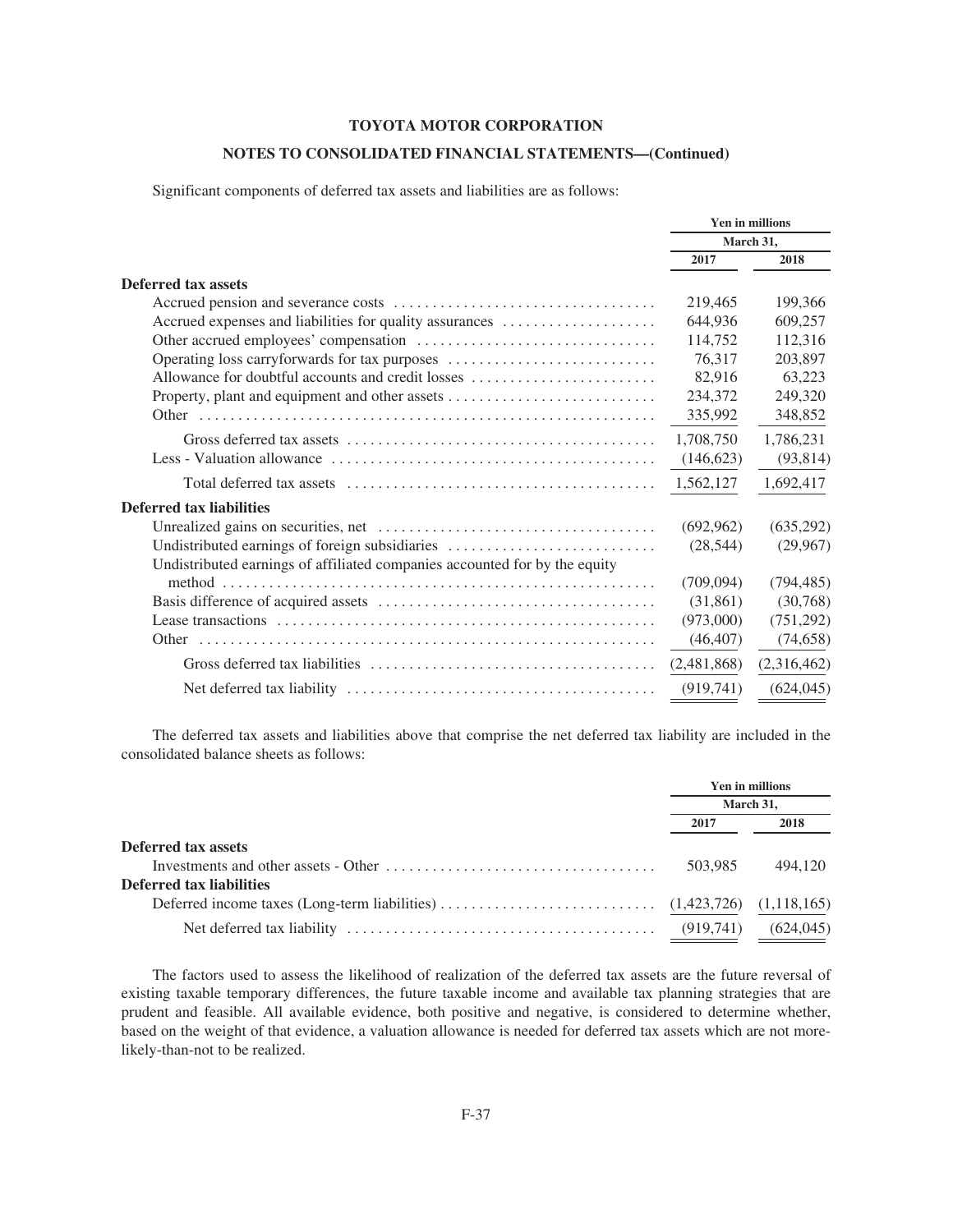**TOYOTA MOTOR CORPORATION**

**NOTES TO CONSOLIDATED FINANCIAL STATEMENTS—(Continued)**

Significant components of deferred tax assets and liabilities are as follows:

| | Yen in millions | |
|---|---|---|
| | March 31, | |
| | 2017 | 2018 |
| **Deferred tax assets** | | |
| Accrued pension and severance costs | 219,465 | 199,366 |
| Accrued expenses and liabilities for quality assurances | 644,936 | 609,257 |
| Other accrued employees' compensation | 114,752 | 112,316 |
| Operating loss carryforwards for tax purposes | 76,317 | 203,897 |
| Allowance for doubtful accounts and credit losses | 82,916 | 63,223 |
| Property, plant and equipment and other assets | 234,372 | 249,320 |
| Other | 335,992 | 348,852 |
| Gross deferred tax assets | 1,708,750 | 1,786,231 |
| Less - Valuation allowance | (146,623) | (93,814) |
| Total deferred tax assets | 1,562,127 | 1,692,417 |
| **Deferred tax liabilities** | | |
| Unrealized gains on securities, net | (692,962) | (635,292) |
| Undistributed earnings of foreign subsidiaries | (28,544) | (29,967) |
| Undistributed earnings of affiliated companies accounted for by the equity method | (709,094) | (794,485) |
| Basis difference of acquired assets | (31,861) | (30,768) |
| Lease transactions | (973,000) | (751,292) |
| Other | (46,407) | (74,658) |
| Gross deferred tax liabilities | (2,481,868) | (2,316,462) |
| Net deferred tax liability | (919,741) | (624,045) |

The deferred tax assets and liabilities above that comprise the net deferred tax liability are included in the consolidated balance sheets as follows:

| | Yen in millions | |
|---|---|---|
| | March 31, | |
| | 2017 | 2018 |
| **Deferred tax assets** | | |
| Investments and other assets - Other | 503,985 | 494,120 |
| **Deferred tax liabilities** | | |
| Deferred income taxes (Long-term liabilities) | (1,423,726) | (1,118,165) |
| Net deferred tax liability | (919,741) | (624,045) |

The factors used to assess the likelihood of realization of the deferred tax assets are the future reversal of existing taxable temporary differences, the future taxable income and available tax planning strategies that are prudent and feasible. All available evidence, both positive and negative, is considered to determine whether, based on the weight of that evidence, a valuation allowance is needed for deferred tax assets which are not more-likely-than-not to be realized.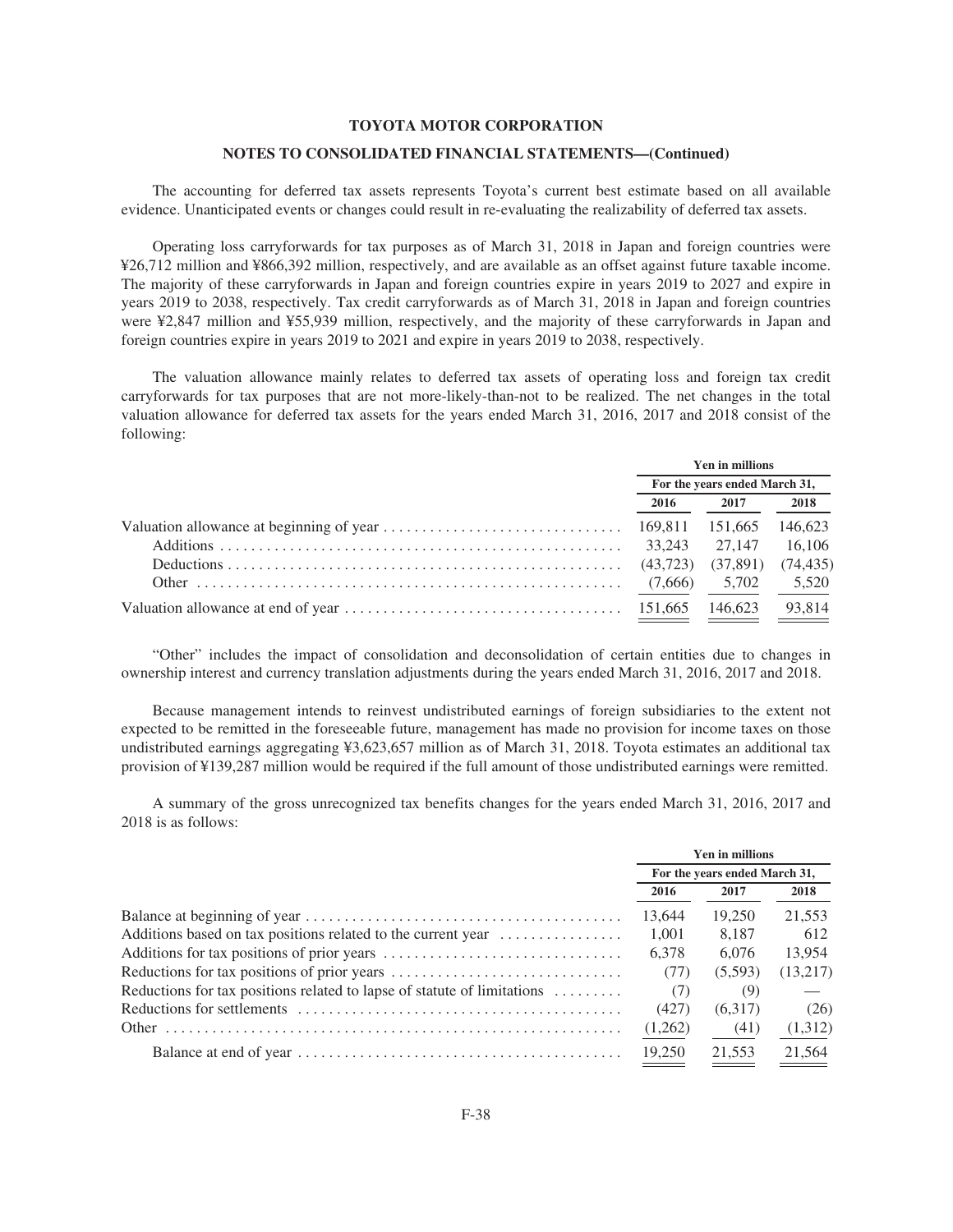The accounting for deferred tax assets represents Toyota's current best estimate based on all available evidence. Unanticipated events or changes could result in re-evaluating the realizability of deferred tax assets.

Operating loss carryforwards for tax purposes as of March 31, 2018 in Japan and foreign countries were ¥26,712 million and ¥866,392 million, respectively, and are available as an offset against future taxable income. The majority of these carryforwards in Japan and foreign countries expire in years 2019 to 2027 and expire in years 2019 to 2038, respectively. Tax credit carryforwards as of March 31, 2018 in Japan and foreign countries were ¥2,847 million and ¥55,939 million, respectively, and the majority of these carryforwards in Japan and foreign countries expire in years 2019 to 2021 and expire in years 2019 to 2038, respectively.

The valuation allowance mainly relates to deferred tax assets of operating loss and foreign tax credit carryforwards for tax purposes that are not more-likely-than-not to be realized. The net changes in the total valuation allowance for deferred tax assets for the years ended March 31, 2016, 2017 and 2018 consist of the following:

| | Yen in millions | | |
|---|---|---|---|
| | For the years ended March 31, | | |
| | 2016 | 2017 | 2018 |
| Valuation allowance at beginning of year | 169,811 | 151,665 | 146,623 |
| Additions | 33,243 | 27,147 | 16,106 |
| Deductions | (43,723) | (37,891) | (74,435) |
| Other | (7,666) | 5,702 | 5,520 |
| Valuation allowance at end of year | 151,665 | 146,623 | 93,814 |

"Other" includes the impact of consolidation and deconsolidation of certain entities due to changes in ownership interest and currency translation adjustments during the years ended March 31, 2016, 2017 and 2018.

Because management intends to reinvest undistributed earnings of foreign subsidiaries to the extent not expected to be remitted in the foreseeable future, management has made no provision for income taxes on those undistributed earnings aggregating ¥3,623,657 million as of March 31, 2018. Toyota estimates an additional tax provision of ¥139,287 million would be required if the full amount of those undistributed earnings were remitted.

A summary of the gross unrecognized tax benefits changes for the years ended March 31, 2016, 2017 and 2018 is as follows:

| | Yen in millions | | |
|---|---|---|---|
| | For the years ended March 31, | | |
| | 2016 | 2017 | 2018 |
| Balance at beginning of year | 13,644 | 19,250 | 21,553 |
| Additions based on tax positions related to the current year | 1,001 | 8,187 | 612 |
| Additions for tax positions of prior years | 6,378 | 6,076 | 13,954 |
| Reductions for tax positions of prior years | (77) | (5,593) | (13,217) |
| Reductions for tax positions related to lapse of statute of limitations | (7) | (9) | — |
| Reductions for settlements | (427) | (6,317) | (26) |
| Other | (1,262) | (41) | (1,312) |
| Balance at end of year | 19,250 | 21,553 | 21,564 |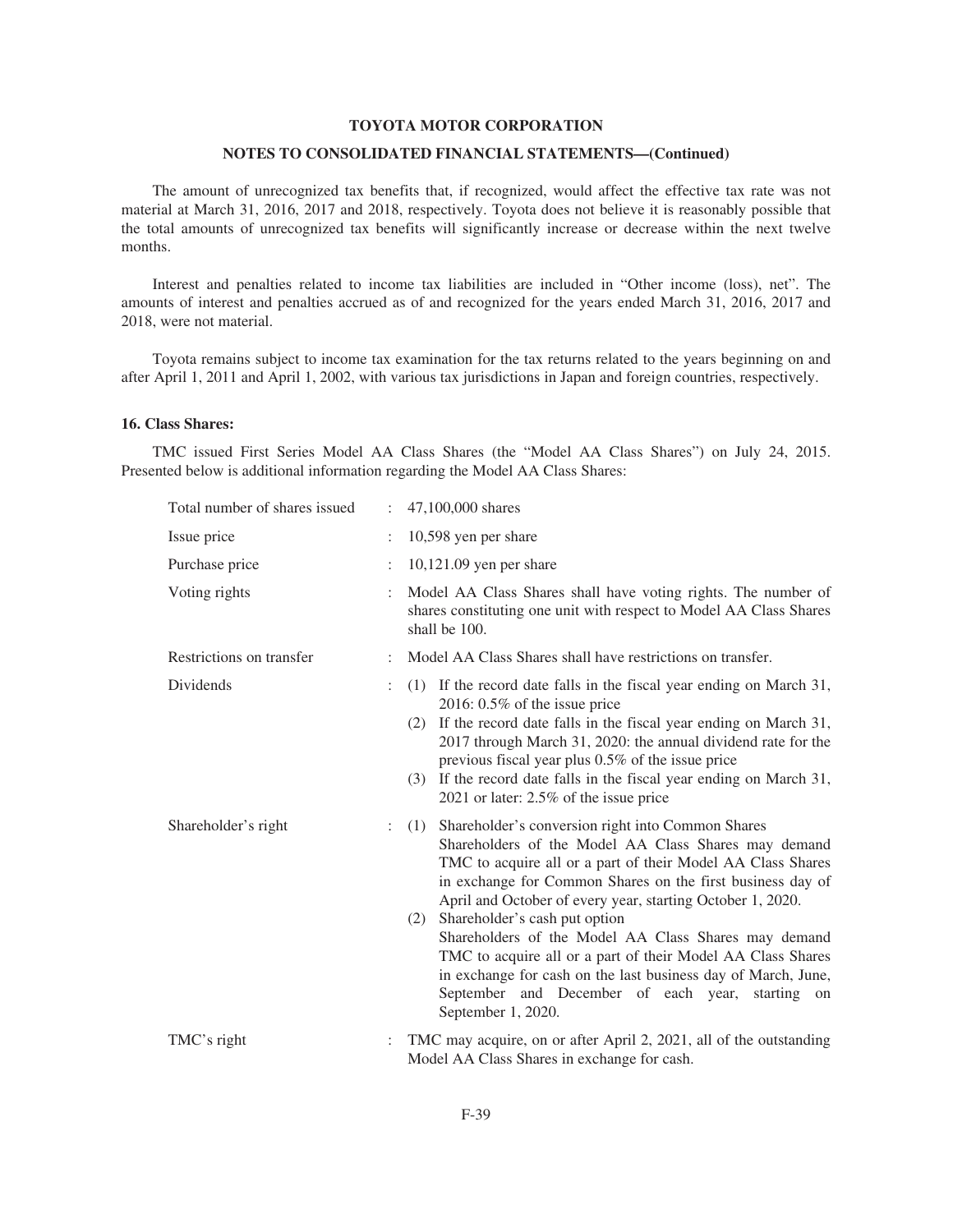The amount of unrecognized tax benefits that, if recognized, would affect the effective tax rate was not material at March 31, 2016, 2017 and 2018, respectively. Toyota does not believe it is reasonably possible that the total amounts of unrecognized tax benefits will significantly increase or decrease within the next twelve months.

Interest and penalties related to income tax liabilities are included in "Other income (loss), net". The amounts of interest and penalties accrued as of and recognized for the years ended March 31, 2016, 2017 and 2018, were not material.

Toyota remains subject to income tax examination for the tax returns related to the years beginning on and after April 1, 2011 and April 1, 2002, with various tax jurisdictions in Japan and foreign countries, respectively.

### 16. Class Shares:

TMC issued First Series Model AA Class Shares (the "Model AA Class Shares") on July 24, 2015. Presented below is additional information regarding the Model AA Class Shares:

| | | |
|---|---|---|
| Total number of shares issued | : | 47,100,000 shares |
| Issue price | : | 10,598 yen per share |
| Purchase price | : | 10,121.09 yen per share |
| Voting rights | : | Model AA Class Shares shall have voting rights. The number of shares constituting one unit with respect to Model AA Class Shares shall be 100. |
| Restrictions on transfer | : | Model AA Class Shares shall have restrictions on transfer. |
| Dividends | : | (1) If the record date falls in the fiscal year ending on March 31, 2016: 0.5% of the issue price<br>(2) If the record date falls in the fiscal year ending on March 31, 2017 through March 31, 2020: the annual dividend rate for the previous fiscal year plus 0.5% of the issue price<br>(3) If the record date falls in the fiscal year ending on March 31, 2021 or later: 2.5% of the issue price |
| Shareholder's right | : | (1) Shareholder's conversion right into Common Shares<br>Shareholders of the Model AA Class Shares may demand TMC to acquire all or a part of their Model AA Class Shares in exchange for Common Shares on the first business day of April and October of every year, starting October 1, 2020.<br>(2) Shareholder's cash put option<br>Shareholders of the Model AA Class Shares may demand TMC to acquire all or a part of their Model AA Class Shares in exchange for cash on the last business day of March, June, September and December of each year, starting on September 1, 2020. |
| TMC's right | : | TMC may acquire, on or after April 2, 2021, all of the outstanding Model AA Class Shares in exchange for cash. |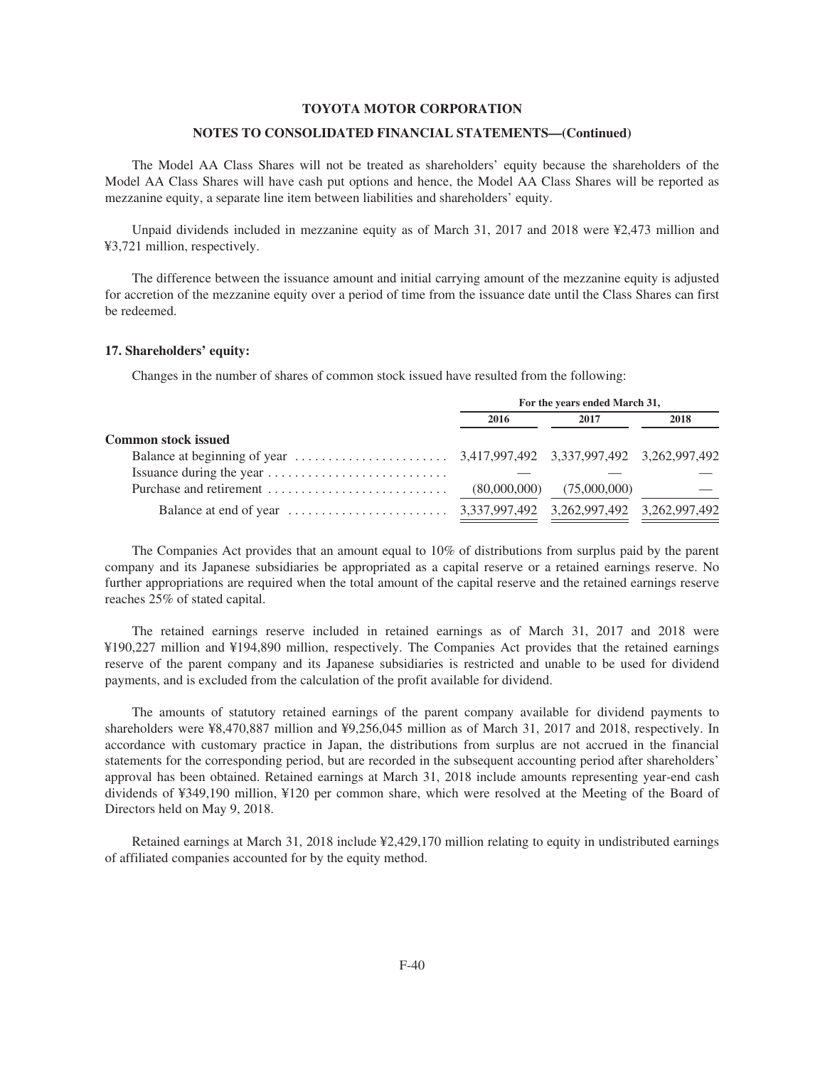The Model AA Class Shares will not be treated as shareholders' equity because the shareholders of the Model AA Class Shares will have cash put options and hence, the Model AA Class Shares will be reported as mezzanine equity, a separate line item between liabilities and shareholders' equity.

Unpaid dividends included in mezzanine equity as of March 31, 2017 and 2018 were ¥2,473 million and ¥3,721 million, respectively.

The difference between the issuance amount and initial carrying amount of the mezzanine equity is adjusted for accretion of the mezzanine equity over a period of time from the issuance date until the Class Shares can first be redeemed.

### 17. Shareholders' equity:

Changes in the number of shares of common stock issued have resulted from the following:

| | For the years ended March 31, | | |
|---|---|---|---|
| | 2016 | 2017 | 2018 |
| **Common stock issued** | | | |
| Balance at beginning of year | 3,417,997,492 | 3,337,997,492 | 3,262,997,492 |
| Issuance during the year | — | — | — |
| Purchase and retirement | (80,000,000) | (75,000,000) | — |
| Balance at end of year | 3,337,997,492 | 3,262,997,492 | 3,262,997,492 |

The Companies Act provides that an amount equal to 10% of distributions from surplus paid by the parent company and its Japanese subsidiaries be appropriated as a capital reserve or a retained earnings reserve. No further appropriations are required when the total amount of the capital reserve and the retained earnings reserve reaches 25% of stated capital.

The retained earnings reserve included in retained earnings as of March 31, 2017 and 2018 were ¥190,227 million and ¥194,890 million, respectively. The Companies Act provides that the retained earnings reserve of the parent company and its Japanese subsidiaries is restricted and unable to be used for dividend payments, and is excluded from the calculation of the profit available for dividend.

The amounts of statutory retained earnings of the parent company available for dividend payments to shareholders were ¥8,470,887 million and ¥9,256,045 million as of March 31, 2017 and 2018, respectively. In accordance with customary practice in Japan, the distributions from surplus are not accrued in the financial statements for the corresponding period, but are recorded in the subsequent accounting period after shareholders' approval has been obtained. Retained earnings at March 31, 2018 include amounts representing year-end cash dividends of ¥349,190 million, ¥120 per common share, which were resolved at the Meeting of the Board of Directors held on May 9, 2018.

Retained earnings at March 31, 2018 include ¥2,429,170 million relating to equity in undistributed earnings of affiliated companies accounted for by the equity method.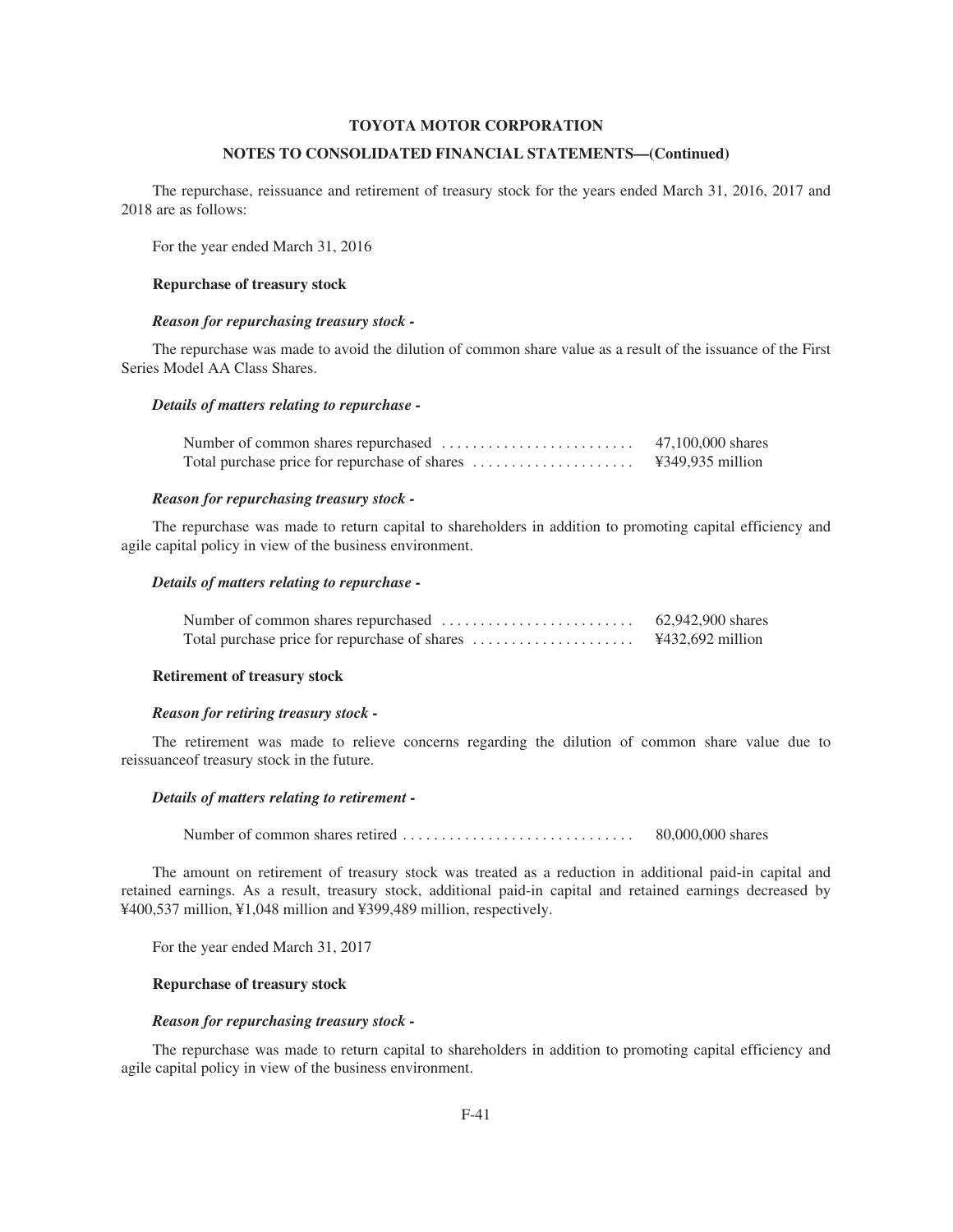**TOYOTA MOTOR CORPORATION**

**NOTES TO CONSOLIDATED FINANCIAL STATEMENTS—(Continued)**

The repurchase, reissuance and retirement of treasury stock for the years ended March 31, 2016, 2017 and 2018 are as follows:

For the year ended March 31, 2016

**Repurchase of treasury stock**

***Reason for repurchasing treasury stock -***

The repurchase was made to avoid the dilution of common share value as a result of the issuance of the First Series Model AA Class Shares.

***Details of matters relating to repurchase -***

| | |
|---|---|
| Number of common shares repurchased | 47,100,000 shares |
| Total purchase price for repurchase of shares | ¥349,935 million |

***Reason for repurchasing treasury stock -***

The repurchase was made to return capital to shareholders in addition to promoting capital efficiency and agile capital policy in view of the business environment.

***Details of matters relating to repurchase -***

| | |
|---|---|
| Number of common shares repurchased | 62,942,900 shares |
| Total purchase price for repurchase of shares | ¥432,692 million |

**Retirement of treasury stock**

***Reason for retiring treasury stock -***

The retirement was made to relieve concerns regarding the dilution of common share value due to reissuanceof treasury stock in the future.

***Details of matters relating to retirement -***

| | |
|---|---|
| Number of common shares retired | 80,000,000 shares |

The amount on retirement of treasury stock was treated as a reduction in additional paid-in capital and retained earnings. As a result, treasury stock, additional paid-in capital and retained earnings decreased by ¥400,537 million, ¥1,048 million and ¥399,489 million, respectively.

For the year ended March 31, 2017

**Repurchase of treasury stock**

***Reason for repurchasing treasury stock -***

The repurchase was made to return capital to shareholders in addition to promoting capital efficiency and agile capital policy in view of the business environment.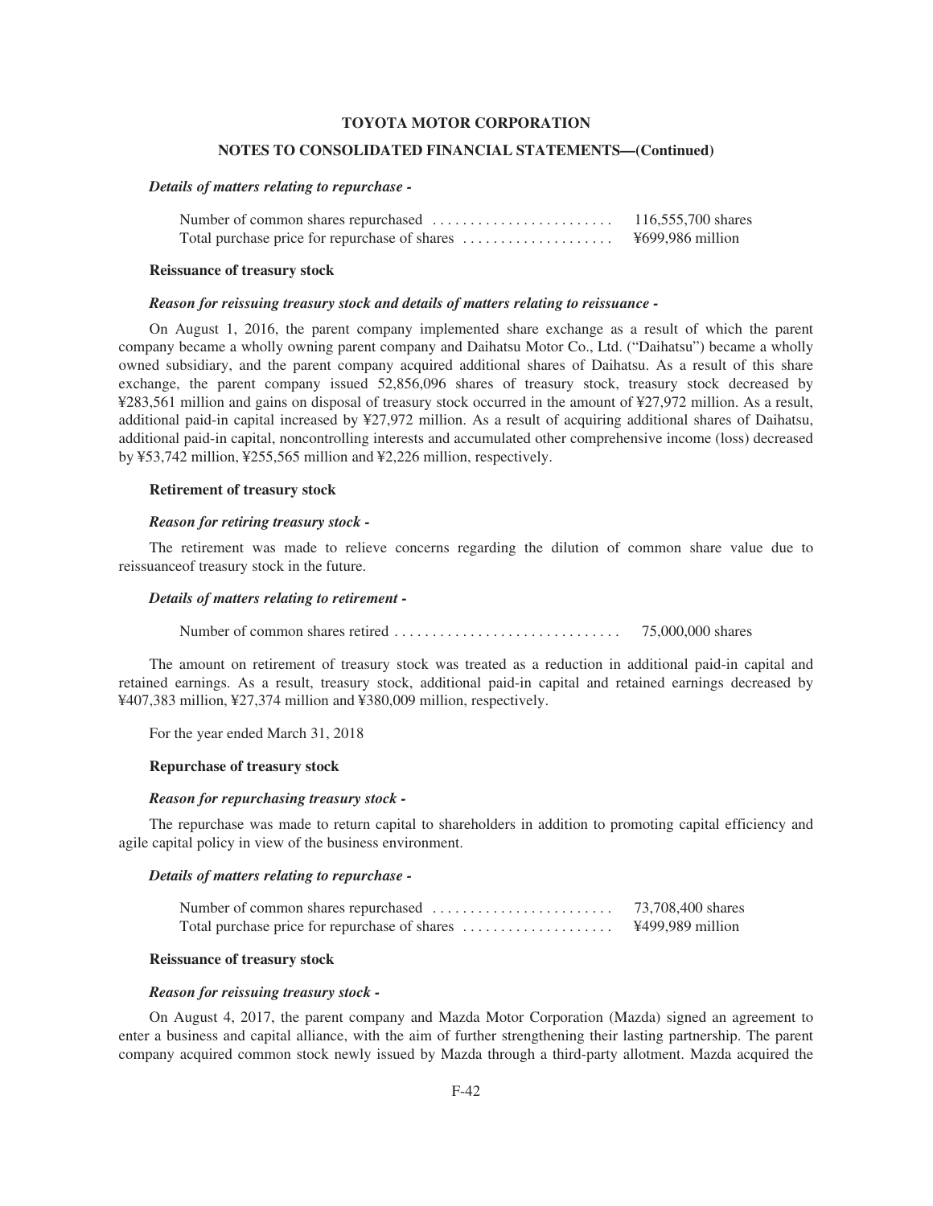***Details of matters relating to repurchase -***

| | |
|---|---|
| Number of common shares repurchased | 116,555,700 shares |
| Total purchase price for repurchase of shares | ¥699,986 million |

**Reissuance of treasury stock**

***Reason for reissuing treasury stock and details of matters relating to reissuance -***

On August 1, 2016, the parent company implemented share exchange as a result of which the parent company became a wholly owning parent company and Daihatsu Motor Co., Ltd. ("Daihatsu") became a wholly owned subsidiary, and the parent company acquired additional shares of Daihatsu. As a result of this share exchange, the parent company issued 52,856,096 shares of treasury stock, treasury stock decreased by ¥283,561 million and gains on disposal of treasury stock occurred in the amount of ¥27,972 million. As a result, additional paid-in capital increased by ¥27,972 million. As a result of acquiring additional shares of Daihatsu, additional paid-in capital, noncontrolling interests and accumulated other comprehensive income (loss) decreased by ¥53,742 million, ¥255,565 million and ¥2,226 million, respectively.

**Retirement of treasury stock**

***Reason for retiring treasury stock -***

The retirement was made to relieve concerns regarding the dilution of common share value due to reissuanceof treasury stock in the future.

***Details of matters relating to retirement -***

| | |
|---|---|
| Number of common shares retired | 75,000,000 shares |

The amount on retirement of treasury stock was treated as a reduction in additional paid-in capital and retained earnings. As a result, treasury stock, additional paid-in capital and retained earnings decreased by ¥407,383 million, ¥27,374 million and ¥380,009 million, respectively.

For the year ended March 31, 2018

**Repurchase of treasury stock**

***Reason for repurchasing treasury stock -***

The repurchase was made to return capital to shareholders in addition to promoting capital efficiency and agile capital policy in view of the business environment.

***Details of matters relating to repurchase -***

| | |
|---|---|
| Number of common shares repurchased | 73,708,400 shares |
| Total purchase price for repurchase of shares | ¥499,989 million |

**Reissuance of treasury stock**

***Reason for reissuing treasury stock -***

On August 4, 2017, the parent company and Mazda Motor Corporation (Mazda) signed an agreement to enter a business and capital alliance, with the aim of further strengthening their lasting partnership. The parent company acquired common stock newly issued by Mazda through a third-party allotment. Mazda acquired the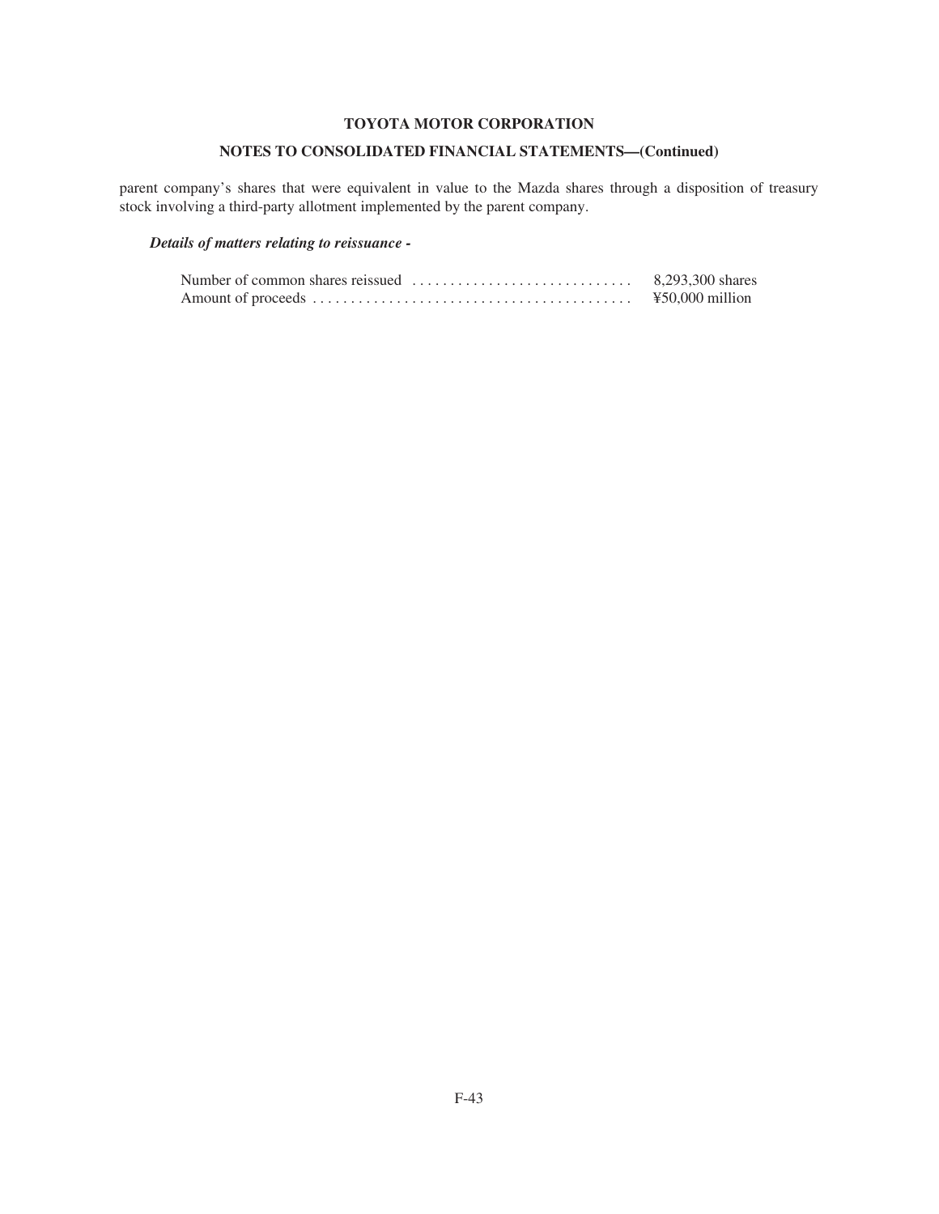parent company's shares that were equivalent in value to the Mazda shares through a disposition of treasury stock involving a third-party allotment implemented by the parent company.

***Details of matters relating to reissuance -***

| | |
|---|---|
| Number of common shares reissued | 8,293,300 shares |
| Amount of proceeds | ¥50,000 million |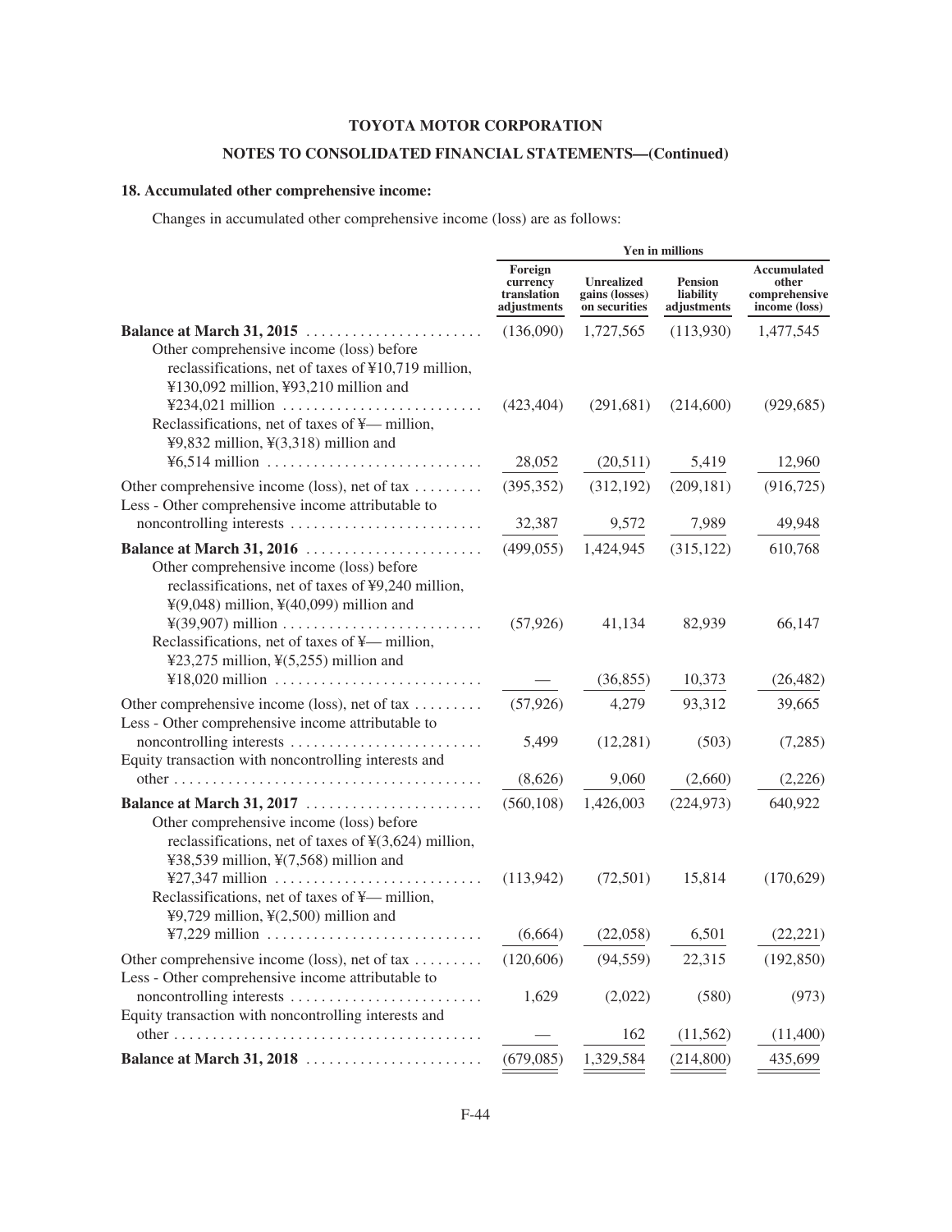## TOYOTA MOTOR CORPORATION

## NOTES TO CONSOLIDATED FINANCIAL STATEMENTS—(Continued)

### 18. Accumulated other comprehensive income:

Changes in accumulated other comprehensive income (loss) are as follows:

| | Yen in millions | | | |
|---|---|---|---|---|
| | Foreign currency translation adjustments | Unrealized gains (losses) on securities | Pension liability adjustments | Accumulated other comprehensive income (loss) |
| **Balance at March 31, 2015** | (136,090) | 1,727,565 | (113,930) | 1,477,545 |
| Other comprehensive income (loss) before reclassifications, net of taxes of ¥10,719 million, ¥130,092 million, ¥93,210 million and ¥234,021 million | (423,404) | (291,681) | (214,600) | (929,685) |
| Reclassifications, net of taxes of ¥— million, ¥9,832 million, ¥(3,318) million and ¥6,514 million | 28,052 | (20,511) | 5,419 | 12,960 |
| Other comprehensive income (loss), net of tax | (395,352) | (312,192) | (209,181) | (916,725) |
| Less - Other comprehensive income attributable to noncontrolling interests | 32,387 | 9,572 | 7,989 | 49,948 |
| **Balance at March 31, 2016** | (499,055) | 1,424,945 | (315,122) | 610,768 |
| Other comprehensive income (loss) before reclassifications, net of taxes of ¥9,240 million, ¥(9,048) million, ¥(40,099) million and ¥(39,907) million | (57,926) | 41,134 | 82,939 | 66,147 |
| Reclassifications, net of taxes of ¥— million, ¥23,275 million, ¥(5,255) million and ¥18,020 million | — | (36,855) | 10,373 | (26,482) |
| Other comprehensive income (loss), net of tax | (57,926) | 4,279 | 93,312 | 39,665 |
| Less - Other comprehensive income attributable to noncontrolling interests | 5,499 | (12,281) | (503) | (7,285) |
| Equity transaction with noncontrolling interests and other | (8,626) | 9,060 | (2,660) | (2,226) |
| **Balance at March 31, 2017** | (560,108) | 1,426,003 | (224,973) | 640,922 |
| Other comprehensive income (loss) before reclassifications, net of taxes of ¥(3,624) million, ¥38,539 million, ¥(7,568) million and ¥27,347 million | (113,942) | (72,501) | 15,814 | (170,629) |
| Reclassifications, net of taxes of ¥— million, ¥9,729 million, ¥(2,500) million and ¥7,229 million | (6,664) | (22,058) | 6,501 | (22,221) |
| Other comprehensive income (loss), net of tax | (120,606) | (94,559) | 22,315 | (192,850) |
| Less - Other comprehensive income attributable to noncontrolling interests | 1,629 | (2,022) | (580) | (973) |
| Equity transaction with noncontrolling interests and other | — | 162 | (11,562) | (11,400) |
| **Balance at March 31, 2018** | (679,085) | 1,329,584 | (214,800) | 435,699 |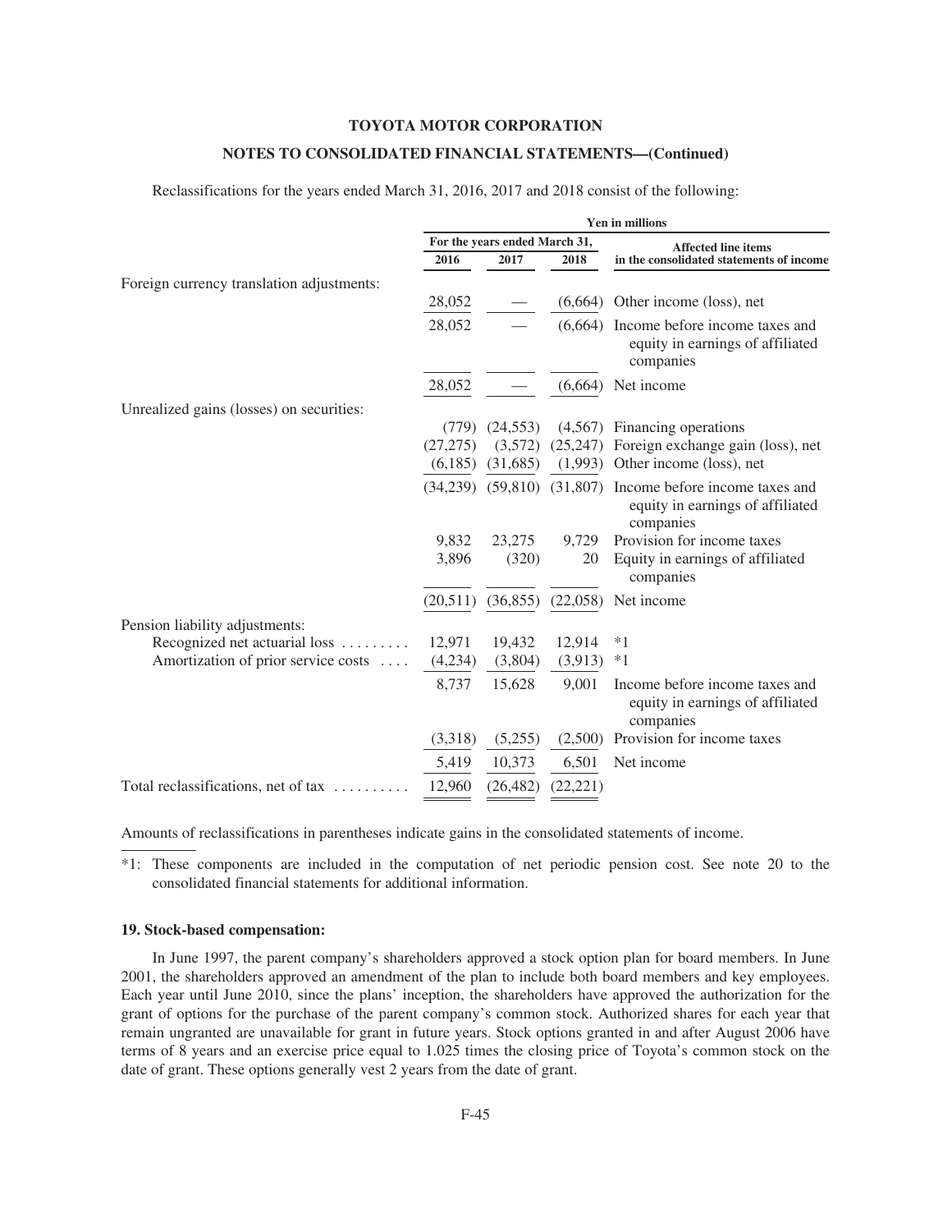Reclassifications for the years ended March 31, 2016, 2017 and 2018 consist of the following:

| | Yen in millions | | | |
|---|---|---|---|---|
| | For the years ended March 31, | | | Affected line items in the consolidated statements of income |
| | 2016 | 2017 | 2018 | |
| Foreign currency translation adjustments: | | | | |
| | 28,052 | — | (6,664) | Other income (loss), net |
| | 28,052 | — | (6,664) | Income before income taxes and equity in earnings of affiliated companies |
| | 28,052 | — | (6,664) | Net income |
| Unrealized gains (losses) on securities: | | | | |
| | (779) | (24,553) | (4,567) | Financing operations |
| | (27,275) | (3,572) | (25,247) | Foreign exchange gain (loss), net |
| | (6,185) | (31,685) | (1,993) | Other income (loss), net |
| | (34,239) | (59,810) | (31,807) | Income before income taxes and equity in earnings of affiliated companies |
| | 9,832 | 23,275 | 9,729 | Provision for income taxes |
| | 3,896 | (320) | 20 | Equity in earnings of affiliated companies |
| | (20,511) | (36,855) | (22,058) | Net income |
| Pension liability adjustments: | | | | |
| Recognized net actuarial loss | 12,971 | 19,432 | 12,914 | *1 |
| Amortization of prior service costs | (4,234) | (3,804) | (3,913) | *1 |
| | 8,737 | 15,628 | 9,001 | Income before income taxes and equity in earnings of affiliated companies |
| | (3,318) | (5,255) | (2,500) | Provision for income taxes |
| | 5,419 | 10,373 | 6,501 | Net income |
| Total reclassifications, net of tax | 12,960 | (26,482) | (22,221) | |

Amounts of reclassifications in parentheses indicate gains in the consolidated statements of income.

*1: These components are included in the computation of net periodic pension cost. See note 20 to the consolidated financial statements for additional information.

### 19. Stock-based compensation:

In June 1997, the parent company's shareholders approved a stock option plan for board members. In June 2001, the shareholders approved an amendment of the plan to include both board members and key employees. Each year until June 2010, since the plans' inception, the shareholders have approved the authorization for the grant of options for the purchase of the parent company's common stock. Authorized shares for each year that remain ungranted are unavailable for grant in future years. Stock options granted in and after August 2006 have terms of 8 years and an exercise price equal to 1.025 times the closing price of Toyota's common stock on the date of grant. These options generally vest 2 years from the date of grant.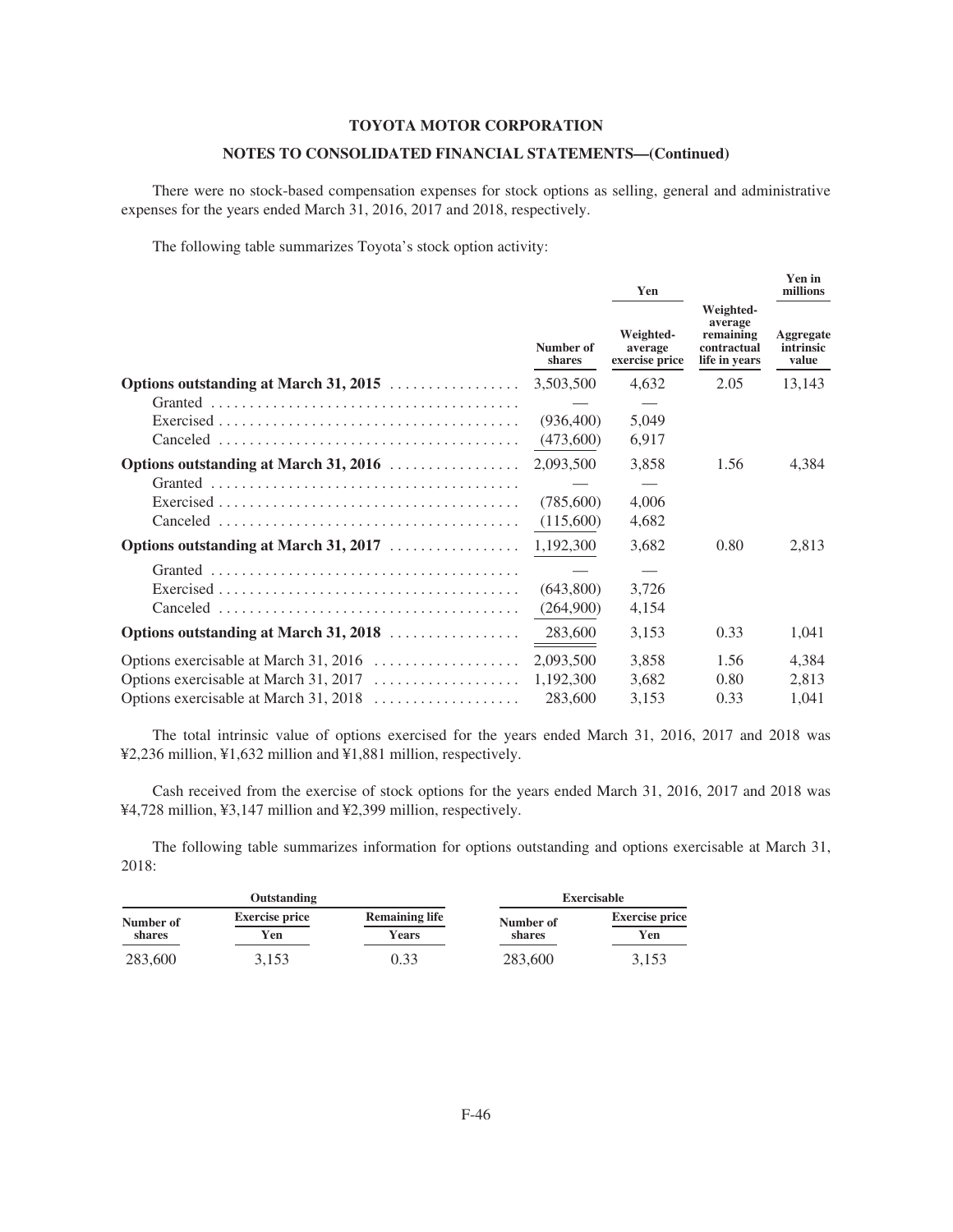There were no stock-based compensation expenses for stock options as selling, general and administrative expenses for the years ended March 31, 2016, 2017 and 2018, respectively.

The following table summarizes Toyota's stock option activity:

| | Number of shares | Yen | Weighted-average remaining contractual life in years | Yen in millions |
|---|---|---|---|---|
| | | Weighted-average exercise price | | Aggregate intrinsic value |
| **Options outstanding at March 31, 2015** | 3,503,500 | 4,632 | 2.05 | 13,143 |
| Granted | — | — | | |
| Exercised | (936,400) | 5,049 | | |
| Canceled | (473,600) | 6,917 | | |
| **Options outstanding at March 31, 2016** | 2,093,500 | 3,858 | 1.56 | 4,384 |
| Granted | — | — | | |
| Exercised | (785,600) | 4,006 | | |
| Canceled | (115,600) | 4,682 | | |
| **Options outstanding at March 31, 2017** | 1,192,300 | 3,682 | 0.80 | 2,813 |
| Granted | — | — | | |
| Exercised | (643,800) | 3,726 | | |
| Canceled | (264,900) | 4,154 | | |
| **Options outstanding at March 31, 2018** | 283,600 | 3,153 | 0.33 | 1,041 |
| Options exercisable at March 31, 2016 | 2,093,500 | 3,858 | 1.56 | 4,384 |
| Options exercisable at March 31, 2017 | 1,192,300 | 3,682 | 0.80 | 2,813 |
| Options exercisable at March 31, 2018 | 283,600 | 3,153 | 0.33 | 1,041 |

The total intrinsic value of options exercised for the years ended March 31, 2016, 2017 and 2018 was ¥2,236 million, ¥1,632 million and ¥1,881 million, respectively.

Cash received from the exercise of stock options for the years ended March 31, 2016, 2017 and 2018 was ¥4,728 million, ¥3,147 million and ¥2,399 million, respectively.

The following table summarizes information for options outstanding and options exercisable at March 31, 2018:

| Outstanding | | | Exercisable | |
|---|---|---|---|---|
| Number of shares | Exercise price | Remaining life | Number of shares | Exercise price |
| | Yen | Years | | Yen |
| 283,600 | 3,153 | 0.33 | 283,600 | 3,153 |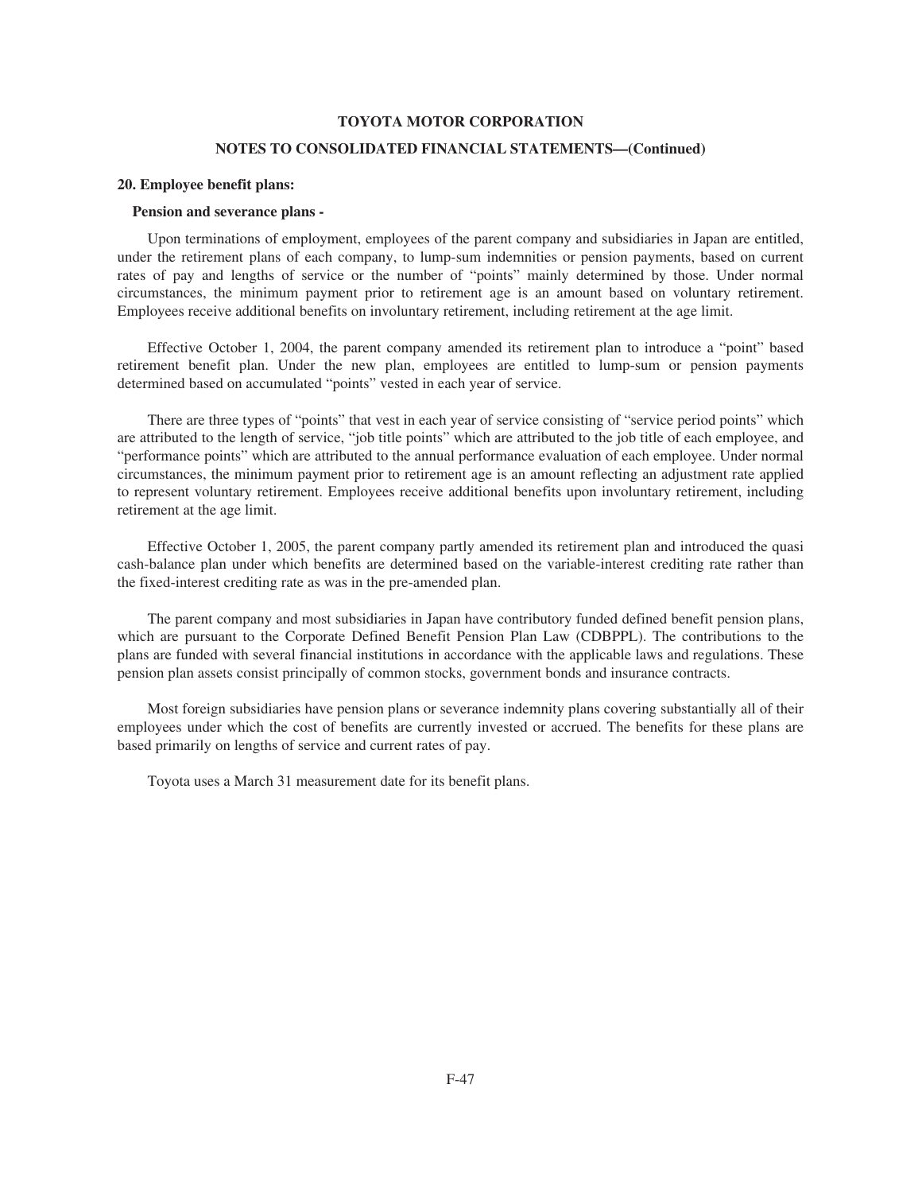**TOYOTA MOTOR CORPORATION**

**NOTES TO CONSOLIDATED FINANCIAL STATEMENTS—(Continued)**

**20. Employee benefit plans:**

**Pension and severance plans -**

Upon terminations of employment, employees of the parent company and subsidiaries in Japan are entitled, under the retirement plans of each company, to lump-sum indemnities or pension payments, based on current rates of pay and lengths of service or the number of "points" mainly determined by those. Under normal circumstances, the minimum payment prior to retirement age is an amount based on voluntary retirement. Employees receive additional benefits on involuntary retirement, including retirement at the age limit.

Effective October 1, 2004, the parent company amended its retirement plan to introduce a "point" based retirement benefit plan. Under the new plan, employees are entitled to lump-sum or pension payments determined based on accumulated "points" vested in each year of service.

There are three types of "points" that vest in each year of service consisting of "service period points" which are attributed to the length of service, "job title points" which are attributed to the job title of each employee, and "performance points" which are attributed to the annual performance evaluation of each employee. Under normal circumstances, the minimum payment prior to retirement age is an amount reflecting an adjustment rate applied to represent voluntary retirement. Employees receive additional benefits upon involuntary retirement, including retirement at the age limit.

Effective October 1, 2005, the parent company partly amended its retirement plan and introduced the quasi cash-balance plan under which benefits are determined based on the variable-interest crediting rate rather than the fixed-interest crediting rate as was in the pre-amended plan.

The parent company and most subsidiaries in Japan have contributory funded defined benefit pension plans, which are pursuant to the Corporate Defined Benefit Pension Plan Law (CDBPPL). The contributions to the plans are funded with several financial institutions in accordance with the applicable laws and regulations. These pension plan assets consist principally of common stocks, government bonds and insurance contracts.

Most foreign subsidiaries have pension plans or severance indemnity plans covering substantially all of their employees under which the cost of benefits are currently invested or accrued. The benefits for these plans are based primarily on lengths of service and current rates of pay.

Toyota uses a March 31 measurement date for its benefit plans.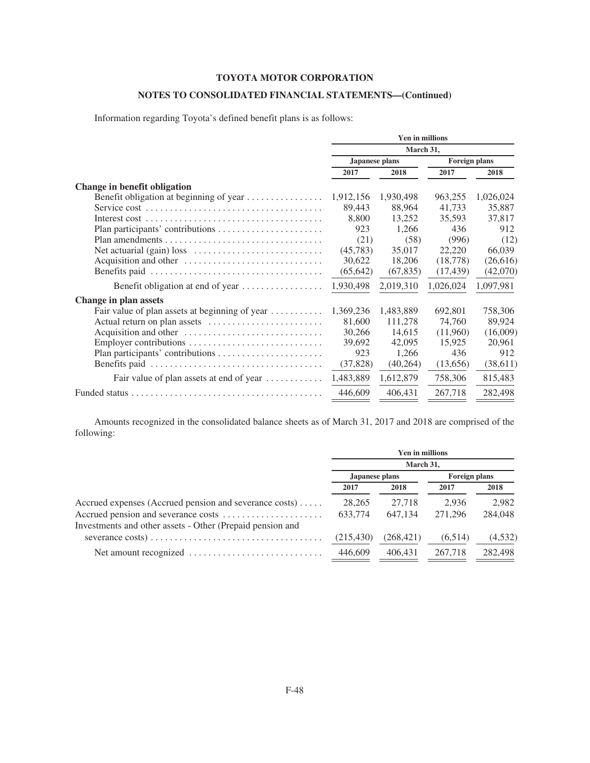## TOYOTA MOTOR CORPORATION

## NOTES TO CONSOLIDATED FINANCIAL STATEMENTS—(Continued)

Information regarding Toyota's defined benefit plans is as follows:

| | Yen in millions | | | |
|---|---|---|---|---|
| | March 31, | | | |
| | Japanese plans | | Foreign plans | |
| | 2017 | 2018 | 2017 | 2018 |
| **Change in benefit obligation** | | | | |
| Benefit obligation at beginning of year | 1,912,156 | 1,930,498 | 963,255 | 1,026,024 |
| Service cost | 89,443 | 88,964 | 41,733 | 35,887 |
| Interest cost | 8,800 | 13,252 | 35,593 | 37,817 |
| Plan participants' contributions | 923 | 1,266 | 436 | 912 |
| Plan amendments | (21) | (58) | (996) | (12) |
| Net actuarial (gain) loss | (45,783) | 35,017 | 22,220 | 66,039 |
| Acquisition and other | 30,622 | 18,206 | (18,778) | (26,616) |
| Benefits paid | (65,642) | (67,835) | (17,439) | (42,070) |
| Benefit obligation at end of year | 1,930,498 | 2,019,310 | 1,026,024 | 1,097,981 |
| **Change in plan assets** | | | | |
| Fair value of plan assets at beginning of year | 1,369,236 | 1,483,889 | 692,801 | 758,306 |
| Actual return on plan assets | 81,600 | 111,278 | 74,760 | 89,924 |
| Acquisition and other | 30,266 | 14,615 | (11,960) | (16,009) |
| Employer contributions | 39,692 | 42,095 | 15,925 | 20,961 |
| Plan participants' contributions | 923 | 1,266 | 436 | 912 |
| Benefits paid | (37,828) | (40,264) | (13,656) | (38,611) |
| Fair value of plan assets at end of year | 1,483,889 | 1,612,879 | 758,306 | 815,483 |
| Funded status | 446,609 | 406,431 | 267,718 | 282,498 |

Amounts recognized in the consolidated balance sheets as of March 31, 2017 and 2018 are comprised of the following:

| | Yen in millions | | | |
|---|---|---|---|---|
| | March 31, | | | |
| | Japanese plans | | Foreign plans | |
| | 2017 | 2018 | 2017 | 2018 |
| Accrued expenses (Accrued pension and severance costs) | 28,265 | 27,718 | 2,936 | 2,982 |
| Accrued pension and severance costs | 633,774 | 647,134 | 271,296 | 284,048 |
| Investments and other assets - Other (Prepaid pension and severance costs) | (215,430) | (268,421) | (6,514) | (4,532) |
| Net amount recognized | 446,609 | 406,431 | 267,718 | 282,498 |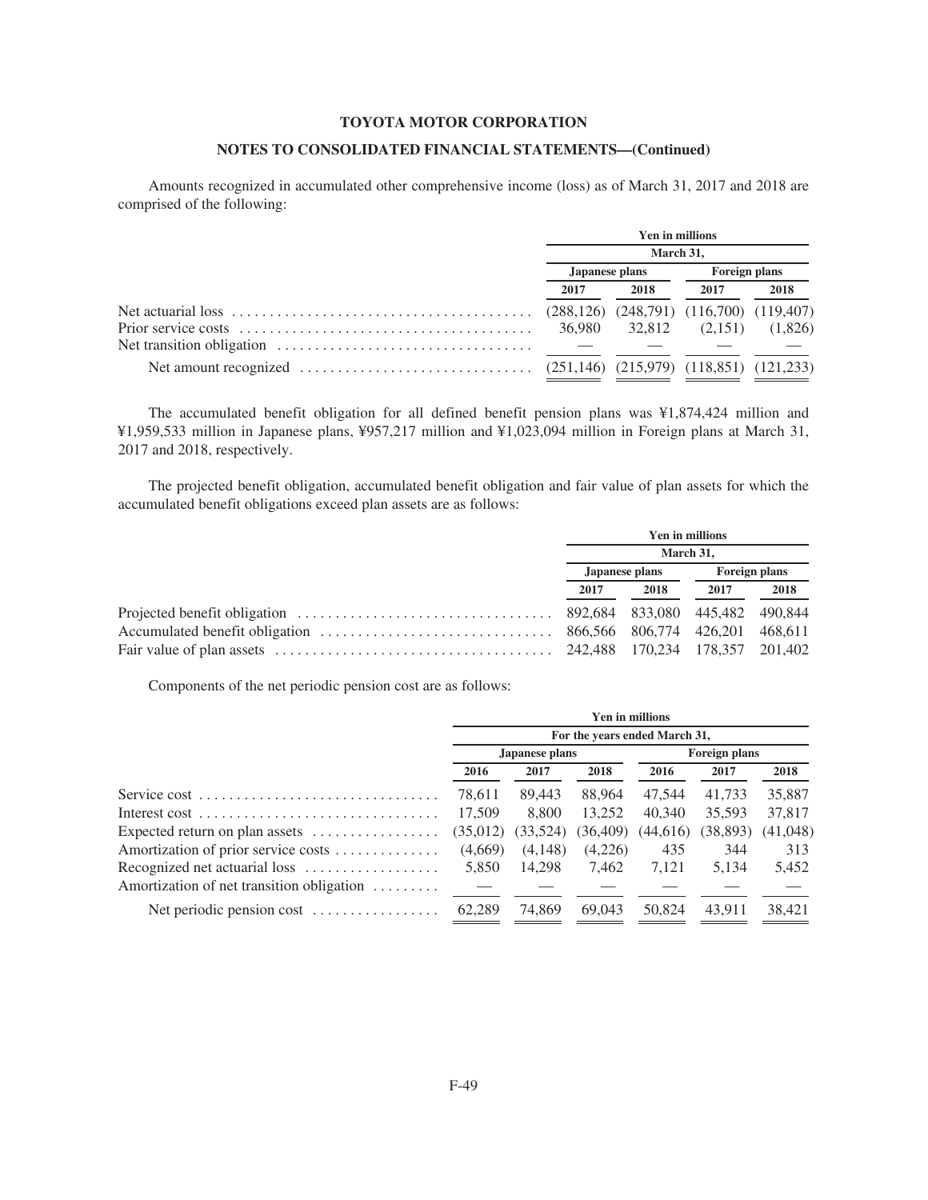**TOYOTA MOTOR CORPORATION**

**NOTES TO CONSOLIDATED FINANCIAL STATEMENTS—(Continued)**

Amounts recognized in accumulated other comprehensive income (loss) as of March 31, 2017 and 2018 are comprised of the following:

| | Yen in millions | | | |
|---|---|---|---|---|
| | March 31, | | | |
| | Japanese plans | | Foreign plans | |
| | 2017 | 2018 | 2017 | 2018 |
| Net actuarial loss | (288,126) | (248,791) | (116,700) | (119,407) |
| Prior service costs | 36,980 | 32,812 | (2,151) | (1,826) |
| Net transition obligation | — | — | — | — |
| Net amount recognized | (251,146) | (215,979) | (118,851) | (121,233) |

The accumulated benefit obligation for all defined benefit pension plans was ¥1,874,424 million and ¥1,959,533 million in Japanese plans, ¥957,217 million and ¥1,023,094 million in Foreign plans at March 31, 2017 and 2018, respectively.

The projected benefit obligation, accumulated benefit obligation and fair value of plan assets for which the accumulated benefit obligations exceed plan assets are as follows:

| | Yen in millions | | | |
|---|---|---|---|---|
| | March 31, | | | |
| | Japanese plans | | Foreign plans | |
| | 2017 | 2018 | 2017 | 2018 |
| Projected benefit obligation | 892,684 | 833,080 | 445,482 | 490,844 |
| Accumulated benefit obligation | 866,566 | 806,774 | 426,201 | 468,611 |
| Fair value of plan assets | 242,488 | 170,234 | 178,357 | 201,402 |

Components of the net periodic pension cost are as follows:

| | Yen in millions | | | | | |
|---|---|---|---|---|---|---|
| | For the years ended March 31, | | | | | |
| | Japanese plans | | | Foreign plans | | |
| | 2016 | 2017 | 2018 | 2016 | 2017 | 2018 |
| Service cost | 78,611 | 89,443 | 88,964 | 47,544 | 41,733 | 35,887 |
| Interest cost | 17,509 | 8,800 | 13,252 | 40,340 | 35,593 | 37,817 |
| Expected return on plan assets | (35,012) | (33,524) | (36,409) | (44,616) | (38,893) | (41,048) |
| Amortization of prior service costs | (4,669) | (4,148) | (4,226) | 435 | 344 | 313 |
| Recognized net actuarial loss | 5,850 | 14,298 | 7,462 | 7,121 | 5,134 | 5,452 |
| Amortization of net transition obligation | — | — | — | — | — | — |
| Net periodic pension cost | 62,289 | 74,869 | 69,043 | 50,824 | 43,911 | 38,421 |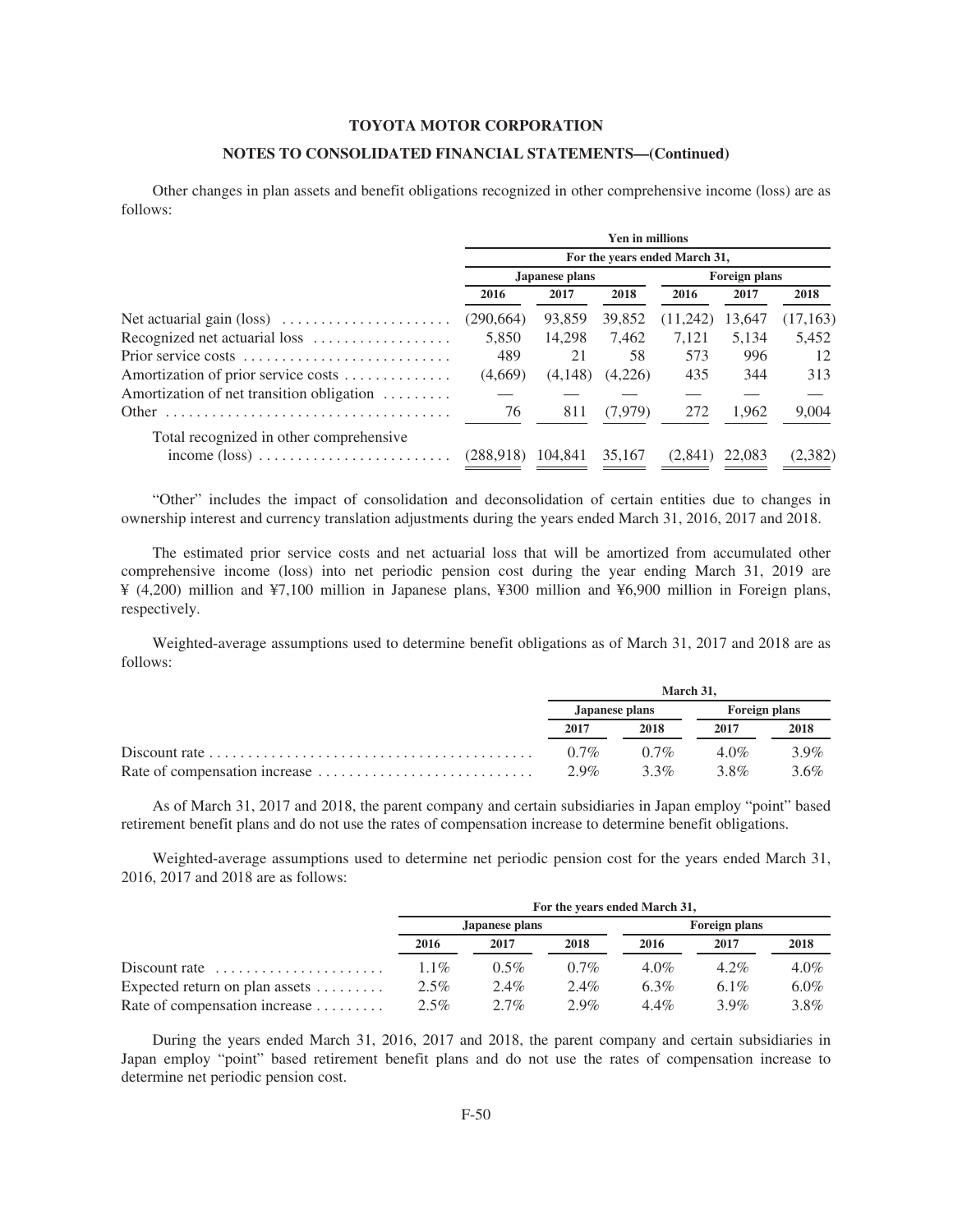**TOYOTA MOTOR CORPORATION**

**NOTES TO CONSOLIDATED FINANCIAL STATEMENTS—(Continued)**

Other changes in plan assets and benefit obligations recognized in other comprehensive income (loss) are as follows:

| | Yen in millions | | | | | |
|---|---|---|---|---|---|---|
| | For the years ended March 31, | | | | | |
| | Japanese plans | | | Foreign plans | | |
| | 2016 | 2017 | 2018 | 2016 | 2017 | 2018 |
| Net actuarial gain (loss) | (290,664) | 93,859 | 39,852 | (11,242) | 13,647 | (17,163) |
| Recognized net actuarial loss | 5,850 | 14,298 | 7,462 | 7,121 | 5,134 | 5,452 |
| Prior service costs | 489 | 21 | 58 | 573 | 996 | 12 |
| Amortization of prior service costs | (4,669) | (4,148) | (4,226) | 435 | 344 | 313 |
| Amortization of net transition obligation | — | — | — | — | — | — |
| Other | 76 | 811 | (7,979) | 272 | 1,962 | 9,004 |
| Total recognized in other comprehensive income (loss) | (288,918) | 104,841 | 35,167 | (2,841) | 22,083 | (2,382) |

"Other" includes the impact of consolidation and deconsolidation of certain entities due to changes in ownership interest and currency translation adjustments during the years ended March 31, 2016, 2017 and 2018.

The estimated prior service costs and net actuarial loss that will be amortized from accumulated other comprehensive income (loss) into net periodic pension cost during the year ending March 31, 2019 are ¥ (4,200) million and ¥7,100 million in Japanese plans, ¥300 million and ¥6,900 million in Foreign plans, respectively.

Weighted-average assumptions used to determine benefit obligations as of March 31, 2017 and 2018 are as follows:

| | March 31, | | | |
|---|---|---|---|---|
| | Japanese plans | | Foreign plans | |
| | 2017 | 2018 | 2017 | 2018 |
| Discount rate | 0.7% | 0.7% | 4.0% | 3.9% |
| Rate of compensation increase | 2.9% | 3.3% | 3.8% | 3.6% |

As of March 31, 2017 and 2018, the parent company and certain subsidiaries in Japan employ "point" based retirement benefit plans and do not use the rates of compensation increase to determine benefit obligations.

Weighted-average assumptions used to determine net periodic pension cost for the years ended March 31, 2016, 2017 and 2018 are as follows:

| | For the years ended March 31, | | | | | |
|---|---|---|---|---|---|---|
| | Japanese plans | | | Foreign plans | | |
| | 2016 | 2017 | 2018 | 2016 | 2017 | 2018 |
| Discount rate | 1.1% | 0.5% | 0.7% | 4.0% | 4.2% | 4.0% |
| Expected return on plan assets | 2.5% | 2.4% | 2.4% | 6.3% | 6.1% | 6.0% |
| Rate of compensation increase | 2.5% | 2.7% | 2.9% | 4.4% | 3.9% | 3.8% |

During the years ended March 31, 2016, 2017 and 2018, the parent company and certain subsidiaries in Japan employ "point" based retirement benefit plans and do not use the rates of compensation increase to determine net periodic pension cost.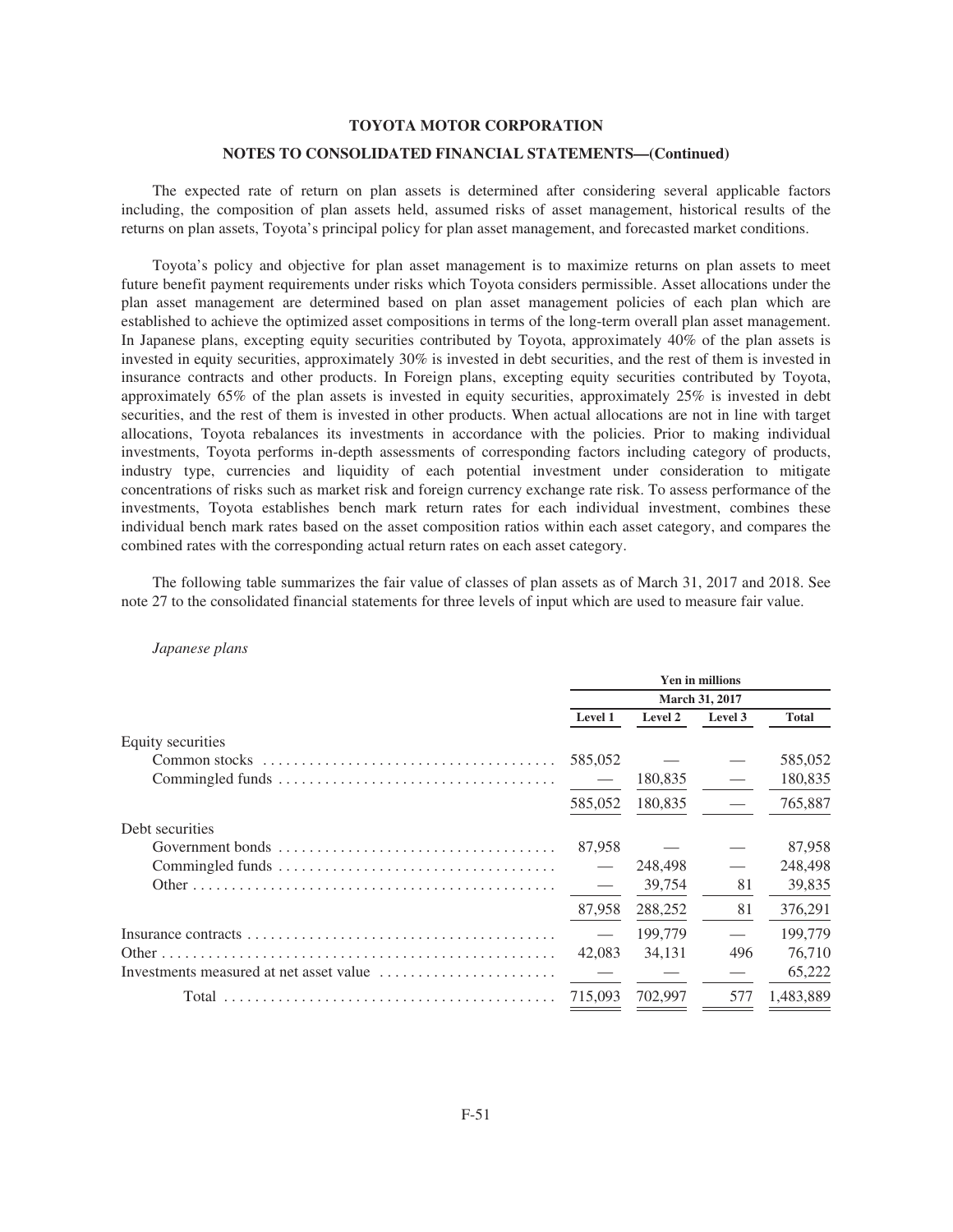The expected rate of return on plan assets is determined after considering several applicable factors including, the composition of plan assets held, assumed risks of asset management, historical results of the returns on plan assets, Toyota's principal policy for plan asset management, and forecasted market conditions.

Toyota's policy and objective for plan asset management is to maximize returns on plan assets to meet future benefit payment requirements under risks which Toyota considers permissible. Asset allocations under the plan asset management are determined based on plan asset management policies of each plan which are established to achieve the optimized asset compositions in terms of the long-term overall plan asset management. In Japanese plans, excepting equity securities contributed by Toyota, approximately 40% of the plan assets is invested in equity securities, approximately 30% is invested in debt securities, and the rest of them is invested in insurance contracts and other products. In Foreign plans, excepting equity securities contributed by Toyota, approximately 65% of the plan assets is invested in equity securities, approximately 25% is invested in debt securities, and the rest of them is invested in other products. When actual allocations are not in line with target allocations, Toyota rebalances its investments in accordance with the policies. Prior to making individual investments, Toyota performs in-depth assessments of corresponding factors including category of products, industry type, currencies and liquidity of each potential investment under consideration to mitigate concentrations of risks such as market risk and foreign currency exchange rate risk. To assess performance of the investments, Toyota establishes bench mark return rates for each individual investment, combines these individual bench mark rates based on the asset composition ratios within each asset category, and compares the combined rates with the corresponding actual return rates on each asset category.

The following table summarizes the fair value of classes of plan assets as of March 31, 2017 and 2018. See note 27 to the consolidated financial statements for three levels of input which are used to measure fair value.

*Japanese plans*

| | Yen in millions | | | |
|---|---|---|---|---|
| | March 31, 2017 | | | |
| | Level 1 | Level 2 | Level 3 | Total |
| Equity securities | | | | |
| Common stocks | 585,052 | — | — | 585,052 |
| Commingled funds | — | 180,835 | — | 180,835 |
| | 585,052 | 180,835 | — | 765,887 |
| Debt securities | | | | |
| Government bonds | 87,958 | — | — | 87,958 |
| Commingled funds | — | 248,498 | — | 248,498 |
| Other | — | 39,754 | 81 | 39,835 |
| | 87,958 | 288,252 | 81 | 376,291 |
| Insurance contracts | — | 199,779 | — | 199,779 |
| Other | 42,083 | 34,131 | 496 | 76,710 |
| Investments measured at net asset value | — | — | — | 65,222 |
| Total | 715,093 | 702,997 | 577 | 1,483,889 |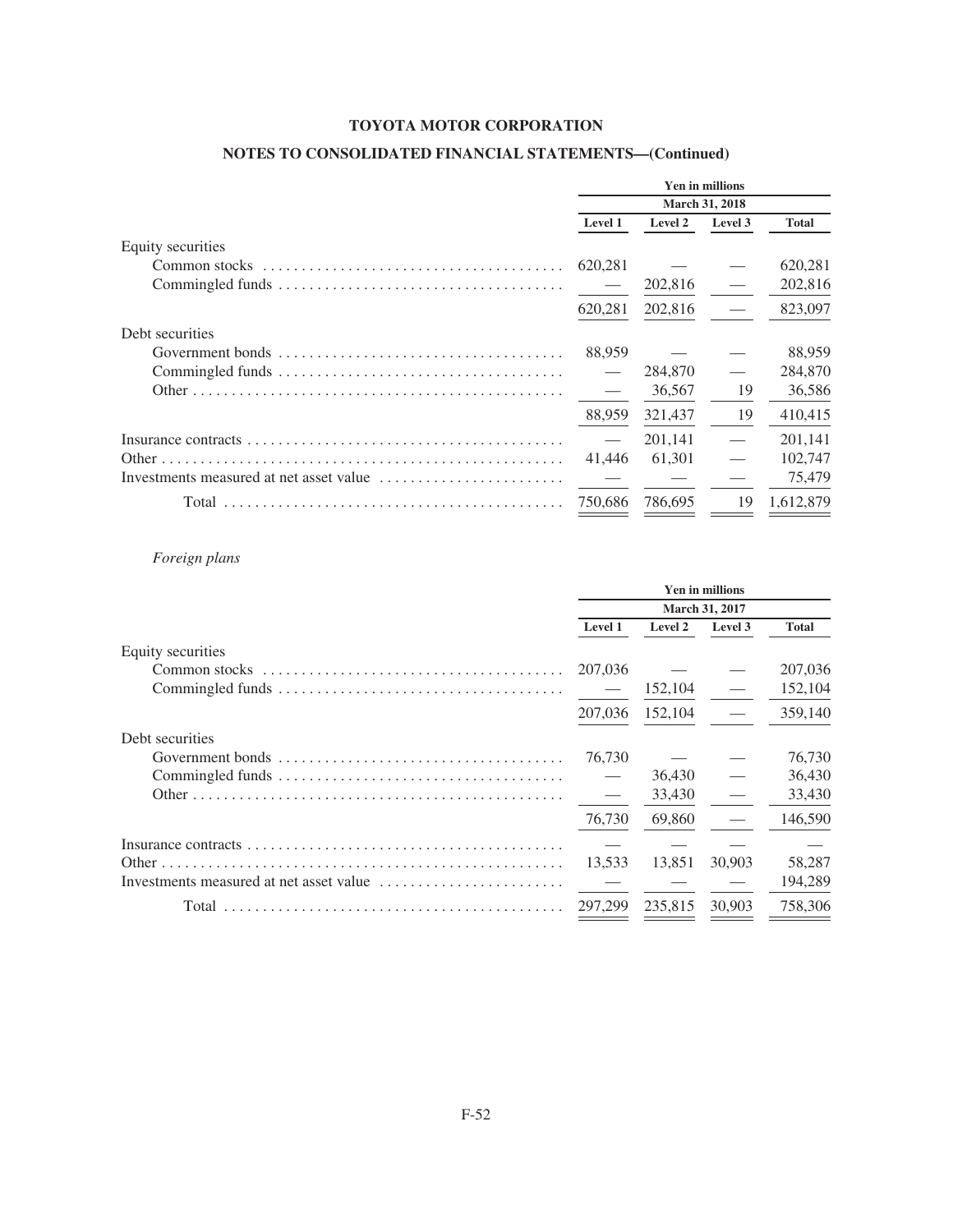**TOYOTA MOTOR CORPORATION**

**NOTES TO CONSOLIDATED FINANCIAL STATEMENTS—(Continued)**

| | Yen in millions | | | |
|---|---|---|---|---|
| | March 31, 2018 | | | |
| | Level 1 | Level 2 | Level 3 | Total |
| Equity securities | | | | |
| Common stocks | 620,281 | — | — | 620,281 |
| Commingled funds | — | 202,816 | — | 202,816 |
| | 620,281 | 202,816 | — | 823,097 |
| Debt securities | | | | |
| Government bonds | 88,959 | — | — | 88,959 |
| Commingled funds | — | 284,870 | — | 284,870 |
| Other | — | 36,567 | 19 | 36,586 |
| | 88,959 | 321,437 | 19 | 410,415 |
| Insurance contracts | — | 201,141 | — | 201,141 |
| Other | 41,446 | 61,301 | — | 102,747 |
| Investments measured at net asset value | — | — | — | 75,479 |
| Total | 750,686 | 786,695 | 19 | 1,612,879 |

*Foreign plans*

| | Yen in millions | | | |
|---|---|---|---|---|
| | March 31, 2017 | | | |
| | Level 1 | Level 2 | Level 3 | Total |
| Equity securities | | | | |
| Common stocks | 207,036 | — | — | 207,036 |
| Commingled funds | — | 152,104 | — | 152,104 |
| | 207,036 | 152,104 | — | 359,140 |
| Debt securities | | | | |
| Government bonds | 76,730 | — | — | 76,730 |
| Commingled funds | — | 36,430 | — | 36,430 |
| Other | — | 33,430 | — | 33,430 |
| | 76,730 | 69,860 | — | 146,590 |
| Insurance contracts | — | — | — | — |
| Other | 13,533 | 13,851 | 30,903 | 58,287 |
| Investments measured at net asset value | — | — | — | 194,289 |
| Total | 297,299 | 235,815 | 30,903 | 758,306 |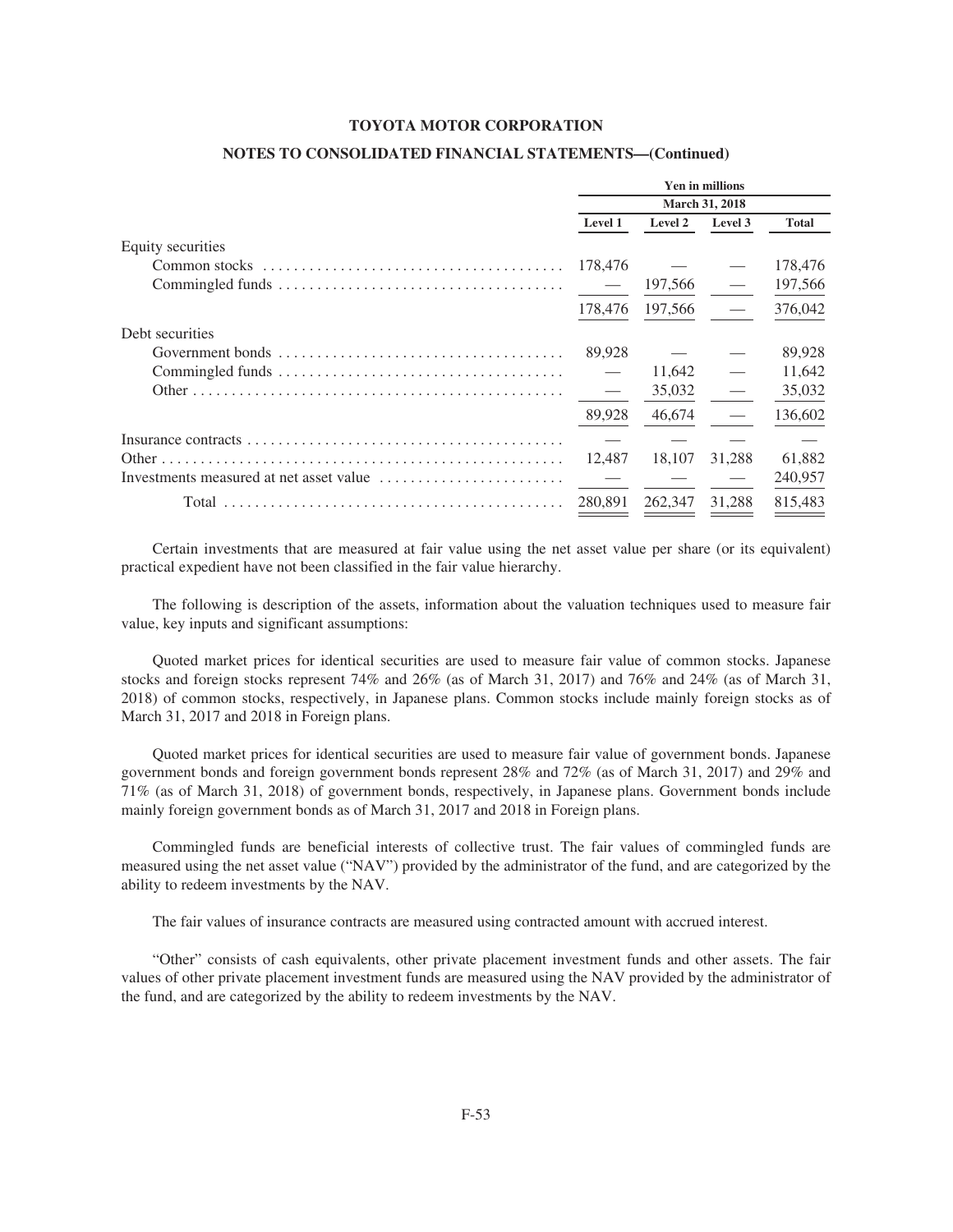**TOYOTA MOTOR CORPORATION**

**NOTES TO CONSOLIDATED FINANCIAL STATEMENTS—(Continued)**

| | Yen in millions | | | |
|---|---|---|---|---|
| | March 31, 2018 | | | |
| | Level 1 | Level 2 | Level 3 | Total |
| Equity securities | | | | |
| Common stocks | 178,476 | — | — | 178,476 |
| Commingled funds | — | 197,566 | — | 197,566 |
| | 178,476 | 197,566 | — | 376,042 |
| Debt securities | | | | |
| Government bonds | 89,928 | — | — | 89,928 |
| Commingled funds | — | 11,642 | — | 11,642 |
| Other | — | 35,032 | — | 35,032 |
| | 89,928 | 46,674 | — | 136,602 |
| Insurance contracts | — | — | — | — |
| Other | 12,487 | 18,107 | 31,288 | 61,882 |
| Investments measured at net asset value | — | — | — | 240,957 |
| Total | 280,891 | 262,347 | 31,288 | 815,483 |

Certain investments that are measured at fair value using the net asset value per share (or its equivalent) practical expedient have not been classified in the fair value hierarchy.

The following is description of the assets, information about the valuation techniques used to measure fair value, key inputs and significant assumptions:

Quoted market prices for identical securities are used to measure fair value of common stocks. Japanese stocks and foreign stocks represent 74% and 26% (as of March 31, 2017) and 76% and 24% (as of March 31, 2018) of common stocks, respectively, in Japanese plans. Common stocks include mainly foreign stocks as of March 31, 2017 and 2018 in Foreign plans.

Quoted market prices for identical securities are used to measure fair value of government bonds. Japanese government bonds and foreign government bonds represent 28% and 72% (as of March 31, 2017) and 29% and 71% (as of March 31, 2018) of government bonds, respectively, in Japanese plans. Government bonds include mainly foreign government bonds as of March 31, 2017 and 2018 in Foreign plans.

Commingled funds are beneficial interests of collective trust. The fair values of commingled funds are measured using the net asset value ("NAV") provided by the administrator of the fund, and are categorized by the ability to redeem investments by the NAV.

The fair values of insurance contracts are measured using contracted amount with accrued interest.

"Other" consists of cash equivalents, other private placement investment funds and other assets. The fair values of other private placement investment funds are measured using the NAV provided by the administrator of the fund, and are categorized by the ability to redeem investments by the NAV.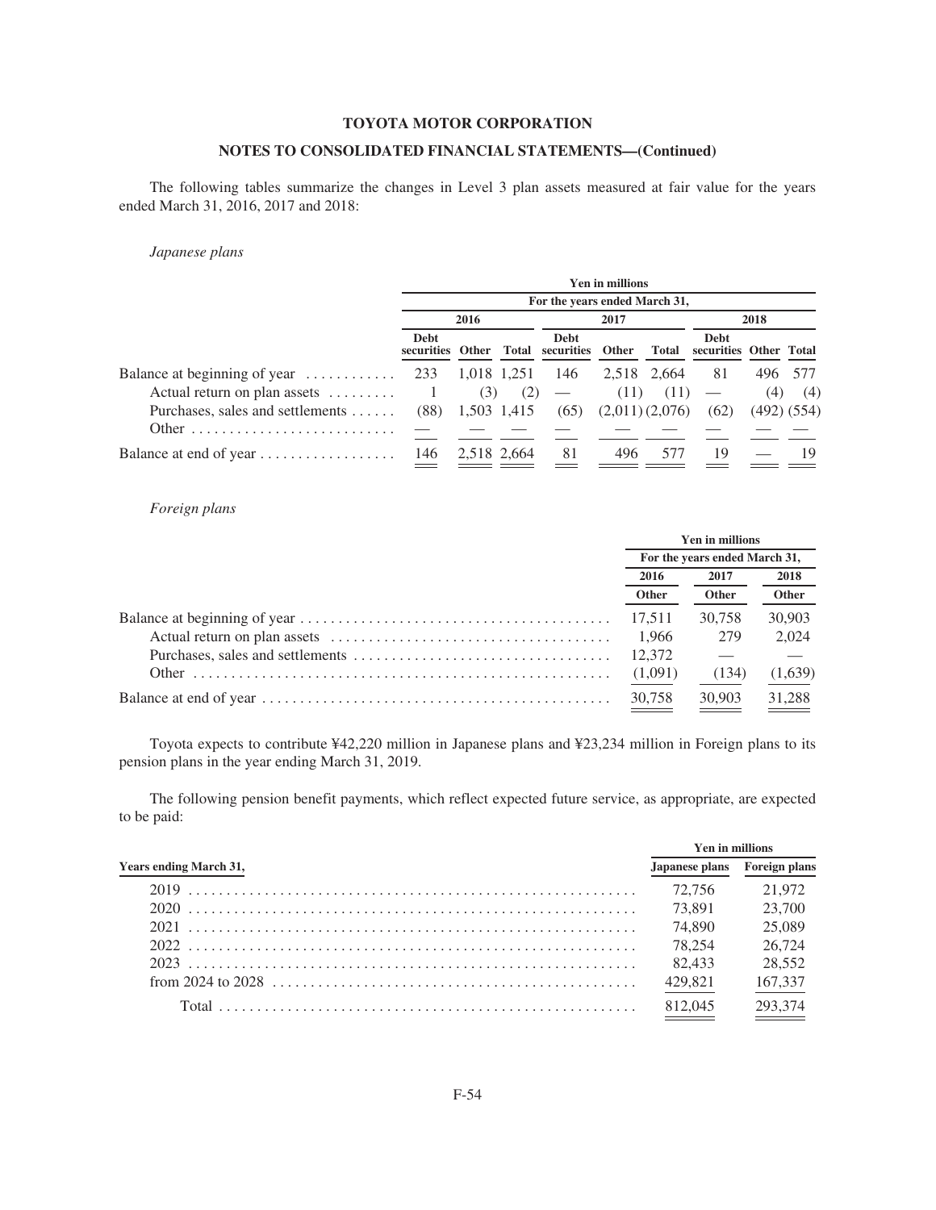The following tables summarize the changes in Level 3 plan assets measured at fair value for the years ended March 31, 2016, 2017 and 2018:

*Japanese plans*

| | Yen in millions | | | | | | | | |
|---|---|---|---|---|---|---|---|---|---|
| | For the years ended March 31, | | | | | | | | |
| | 2016 | | | 2017 | | | 2018 | | |
| | Debt securities | Other | Total | Debt securities | Other | Total | Debt securities | Other | Total |
| Balance at beginning of year | 233 | 1,018 | 1,251 | 146 | 2,518 | 2,664 | 81 | 496 | 577 |
| Actual return on plan assets | 1 | (3) | (2) | — | (11) | (11) | — | (4) | (4) |
| Purchases, sales and settlements | (88) | 1,503 | 1,415 | (65) | (2,011) | (2,076) | (62) | (492) | (554) |
| Other | — | — | — | — | — | — | — | — | — |
| Balance at end of year | 146 | 2,518 | 2,664 | 81 | 496 | 577 | 19 | — | 19 |

*Foreign plans*

| | Yen in millions | | |
|---|---|---|---|
| | For the years ended March 31, | | |
| | 2016 | 2017 | 2018 |
| | Other | Other | Other |
| Balance at beginning of year | 17,511 | 30,758 | 30,903 |
| Actual return on plan assets | 1,966 | 279 | 2,024 |
| Purchases, sales and settlements | 12,372 | — | — |
| Other | (1,091) | (134) | (1,639) |
| Balance at end of year | 30,758 | 30,903 | 31,288 |

Toyota expects to contribute ¥42,220 million in Japanese plans and ¥23,234 million in Foreign plans to its pension plans in the year ending March 31, 2019.

The following pension benefit payments, which reflect expected future service, as appropriate, are expected to be paid:

| | Yen in millions | |
|---|---|---|
| Years ending March 31, | Japanese plans | Foreign plans |
| 2019 | 72,756 | 21,972 |
| 2020 | 73,891 | 23,700 |
| 2021 | 74,890 | 25,089 |
| 2022 | 78,254 | 26,724 |
| 2023 | 82,433 | 28,552 |
| from 2024 to 2028 | 429,821 | 167,337 |
| Total | 812,045 | 293,374 |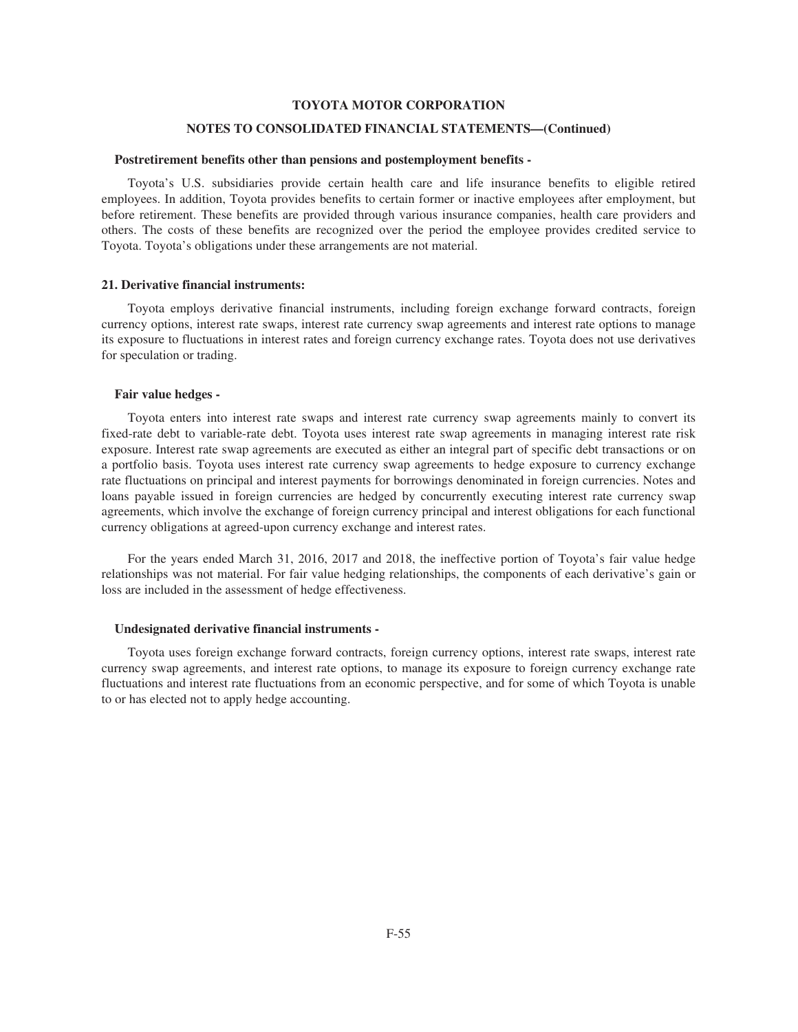**Postretirement benefits other than pensions and postemployment benefits -**

Toyota's U.S. subsidiaries provide certain health care and life insurance benefits to eligible retired employees. In addition, Toyota provides benefits to certain former or inactive employees after employment, but before retirement. These benefits are provided through various insurance companies, health care providers and others. The costs of these benefits are recognized over the period the employee provides credited service to Toyota. Toyota's obligations under these arrangements are not material.

## 21. Derivative financial instruments:

Toyota employs derivative financial instruments, including foreign exchange forward contracts, foreign currency options, interest rate swaps, interest rate currency swap agreements and interest rate options to manage its exposure to fluctuations in interest rates and foreign currency exchange rates. Toyota does not use derivatives for speculation or trading.

**Fair value hedges -**

Toyota enters into interest rate swaps and interest rate currency swap agreements mainly to convert its fixed-rate debt to variable-rate debt. Toyota uses interest rate swap agreements in managing interest rate risk exposure. Interest rate swap agreements are executed as either an integral part of specific debt transactions or on a portfolio basis. Toyota uses interest rate currency swap agreements to hedge exposure to currency exchange rate fluctuations on principal and interest payments for borrowings denominated in foreign currencies. Notes and loans payable issued in foreign currencies are hedged by concurrently executing interest rate currency swap agreements, which involve the exchange of foreign currency principal and interest obligations for each functional currency obligations at agreed-upon currency exchange and interest rates.

For the years ended March 31, 2016, 2017 and 2018, the ineffective portion of Toyota's fair value hedge relationships was not material. For fair value hedging relationships, the components of each derivative's gain or loss are included in the assessment of hedge effectiveness.

**Undesignated derivative financial instruments -**

Toyota uses foreign exchange forward contracts, foreign currency options, interest rate swaps, interest rate currency swap agreements, and interest rate options, to manage its exposure to foreign currency exchange rate fluctuations and interest rate fluctuations from an economic perspective, and for some of which Toyota is unable to or has elected not to apply hedge accounting.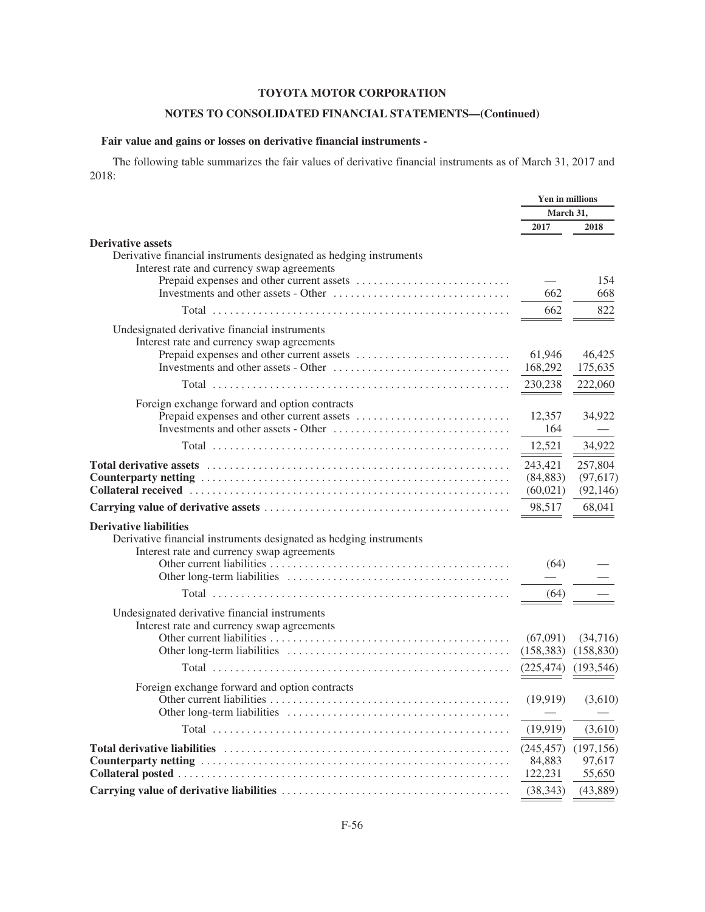## TOYOTA MOTOR CORPORATION

## NOTES TO CONSOLIDATED FINANCIAL STATEMENTS—(Continued)

### Fair value and gains or losses on derivative financial instruments -

The following table summarizes the fair values of derivative financial instruments as of March 31, 2017 and 2018:

| | Yen in millions | |
|---|---|---|
| | March 31, | |
| | 2017 | 2018 |
| **Derivative assets** | | |
| Derivative financial instruments designated as hedging instruments | | |
| Interest rate and currency swap agreements | | |
| Prepaid expenses and other current assets | — | 154 |
| Investments and other assets - Other | 662 | 668 |
| Total | 662 | 822 |
| Undesignated derivative financial instruments | | |
| Interest rate and currency swap agreements | | |
| Prepaid expenses and other current assets | 61,946 | 46,425 |
| Investments and other assets - Other | 168,292 | 175,635 |
| Total | 230,238 | 222,060 |
| Foreign exchange forward and option contracts | | |
| Prepaid expenses and other current assets | 12,357 | 34,922 |
| Investments and other assets - Other | 164 | — |
| Total | 12,521 | 34,922 |
| **Total derivative assets** | 243,421 | 257,804 |
| **Counterparty netting** | (84,883) | (97,617) |
| **Collateral received** | (60,021) | (92,146) |
| **Carrying value of derivative assets** | 98,517 | 68,041 |
| **Derivative liabilities** | | |
| Derivative financial instruments designated as hedging instruments | | |
| Interest rate and currency swap agreements | | |
| Other current liabilities | (64) | — |
| Other long-term liabilities | — | — |
| Total | (64) | — |
| Undesignated derivative financial instruments | | |
| Interest rate and currency swap agreements | | |
| Other current liabilities | (67,091) | (34,716) |
| Other long-term liabilities | (158,383) | (158,830) |
| Total | (225,474) | (193,546) |
| Foreign exchange forward and option contracts | | |
| Other current liabilities | (19,919) | (3,610) |
| Other long-term liabilities | — | — |
| Total | (19,919) | (3,610) |
| **Total derivative liabilities** | (245,457) | (197,156) |
| **Counterparty netting** | 84,883 | 97,617 |
| **Collateral posted** | 122,231 | 55,650 |
| **Carrying value of derivative liabilities** | (38,343) | (43,889) |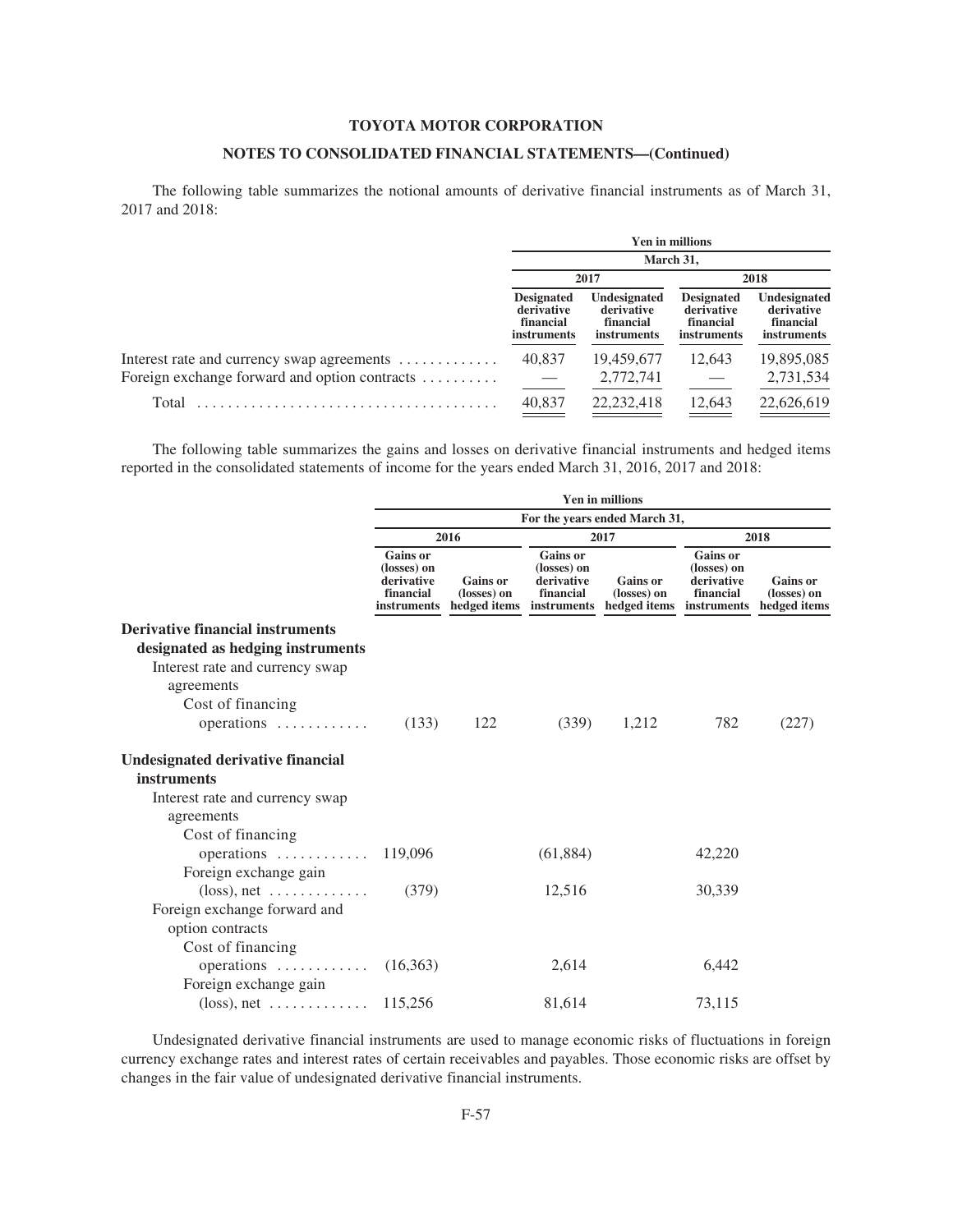TOYOTA MOTOR CORPORATION

NOTES TO CONSOLIDATED FINANCIAL STATEMENTS—(Continued)

The following table summarizes the notional amounts of derivative financial instruments as of March 31, 2017 and 2018:

| | Yen in millions | | | |
|---|---|---|---|---|
| | March 31, | | | |
| | 2017 | | 2018 | |
| | Designated derivative financial instruments | Undesignated derivative financial instruments | Designated derivative financial instruments | Undesignated derivative financial instruments |
| Interest rate and currency swap agreements | 40,837 | 19,459,677 | 12,643 | 19,895,085 |
| Foreign exchange forward and option contracts | — | 2,772,741 | — | 2,731,534 |
| Total | 40,837 | 22,232,418 | 12,643 | 22,626,619 |

The following table summarizes the gains and losses on derivative financial instruments and hedged items reported in the consolidated statements of income for the years ended March 31, 2016, 2017 and 2018:

| | Yen in millions | | | | | |
|---|---|---|---|---|---|---|
| | For the years ended March 31, | | | | | |
| | 2016 | | 2017 | | 2018 | |
| | Gains or (losses) on derivative financial instruments | Gains or (losses) on hedged items | Gains or (losses) on derivative financial instruments | Gains or (losses) on hedged items | Gains or (losses) on derivative financial instruments | Gains or (losses) on hedged items |
| **Derivative financial instruments designated as hedging instruments** | | | | | | |
| Interest rate and currency swap agreements | | | | | | |
| Cost of financing operations | (133) | 122 | (339) | 1,212 | 782 | (227) |
| **Undesignated derivative financial instruments** | | | | | | |
| Interest rate and currency swap agreements | | | | | | |
| Cost of financing operations | 119,096 | | (61,884) | | 42,220 | |
| Foreign exchange gain (loss), net | (379) | | 12,516 | | 30,339 | |
| Foreign exchange forward and option contracts | | | | | | |
| Cost of financing operations | (16,363) | | 2,614 | | 6,442 | |
| Foreign exchange gain (loss), net | 115,256 | | 81,614 | | 73,115 | |

Undesignated derivative financial instruments are used to manage economic risks of fluctuations in foreign currency exchange rates and interest rates of certain receivables and payables. Those economic risks are offset by changes in the fair value of undesignated derivative financial instruments.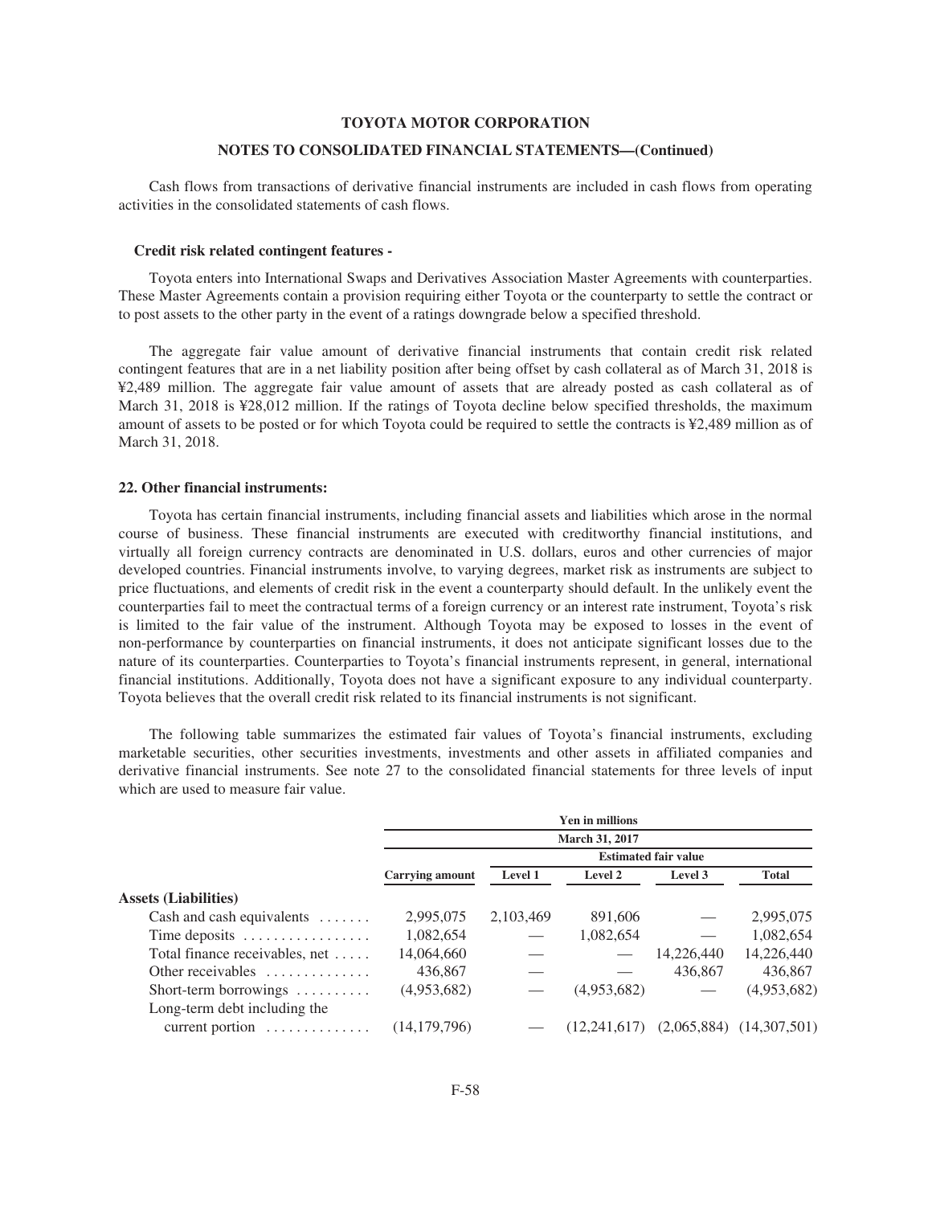Cash flows from transactions of derivative financial instruments are included in cash flows from operating activities in the consolidated statements of cash flows.

**Credit risk related contingent features -**

Toyota enters into International Swaps and Derivatives Association Master Agreements with counterparties. These Master Agreements contain a provision requiring either Toyota or the counterparty to settle the contract or to post assets to the other party in the event of a ratings downgrade below a specified threshold.

The aggregate fair value amount of derivative financial instruments that contain credit risk related contingent features that are in a net liability position after being offset by cash collateral as of March 31, 2018 is ¥2,489 million. The aggregate fair value amount of assets that are already posted as cash collateral as of March 31, 2018 is ¥28,012 million. If the ratings of Toyota decline below specified thresholds, the maximum amount of assets to be posted or for which Toyota could be required to settle the contracts is ¥2,489 million as of March 31, 2018.

### 22. Other financial instruments:

Toyota has certain financial instruments, including financial assets and liabilities which arose in the normal course of business. These financial instruments are executed with creditworthy financial institutions, and virtually all foreign currency contracts are denominated in U.S. dollars, euros and other currencies of major developed countries. Financial instruments involve, to varying degrees, market risk as instruments are subject to price fluctuations, and elements of credit risk in the event a counterparty should default. In the unlikely event the counterparties fail to meet the contractual terms of a foreign currency or an interest rate instrument, Toyota's risk is limited to the fair value of the instrument. Although Toyota may be exposed to losses in the event of non-performance by counterparties on financial instruments, it does not anticipate significant losses due to the nature of its counterparties. Counterparties to Toyota's financial instruments represent, in general, international financial institutions. Additionally, Toyota does not have a significant exposure to any individual counterparty. Toyota believes that the overall credit risk related to its financial instruments is not significant.

The following table summarizes the estimated fair values of Toyota's financial instruments, excluding marketable securities, other securities investments, investments and other assets in affiliated companies and derivative financial instruments. See note 27 to the consolidated financial statements for three levels of input which are used to measure fair value.

| | Yen in millions | | | | |
|---|---|---|---|---|---|
| | March 31, 2017 | | | | |
| | | Estimated fair value | | | |
| | Carrying amount | Level 1 | Level 2 | Level 3 | Total |
| **Assets (Liabilities)** | | | | | |
| Cash and cash equivalents | 2,995,075 | 2,103,469 | 891,606 | — | 2,995,075 |
| Time deposits | 1,082,654 | — | 1,082,654 | — | 1,082,654 |
| Total finance receivables, net | 14,064,660 | — | — | 14,226,440 | 14,226,440 |
| Other receivables | 436,867 | — | — | 436,867 | 436,867 |
| Short-term borrowings | (4,953,682) | — | (4,953,682) | — | (4,953,682) |
| Long-term debt including the current portion | (14,179,796) | — | (12,241,617) | (2,065,884) | (14,307,501) |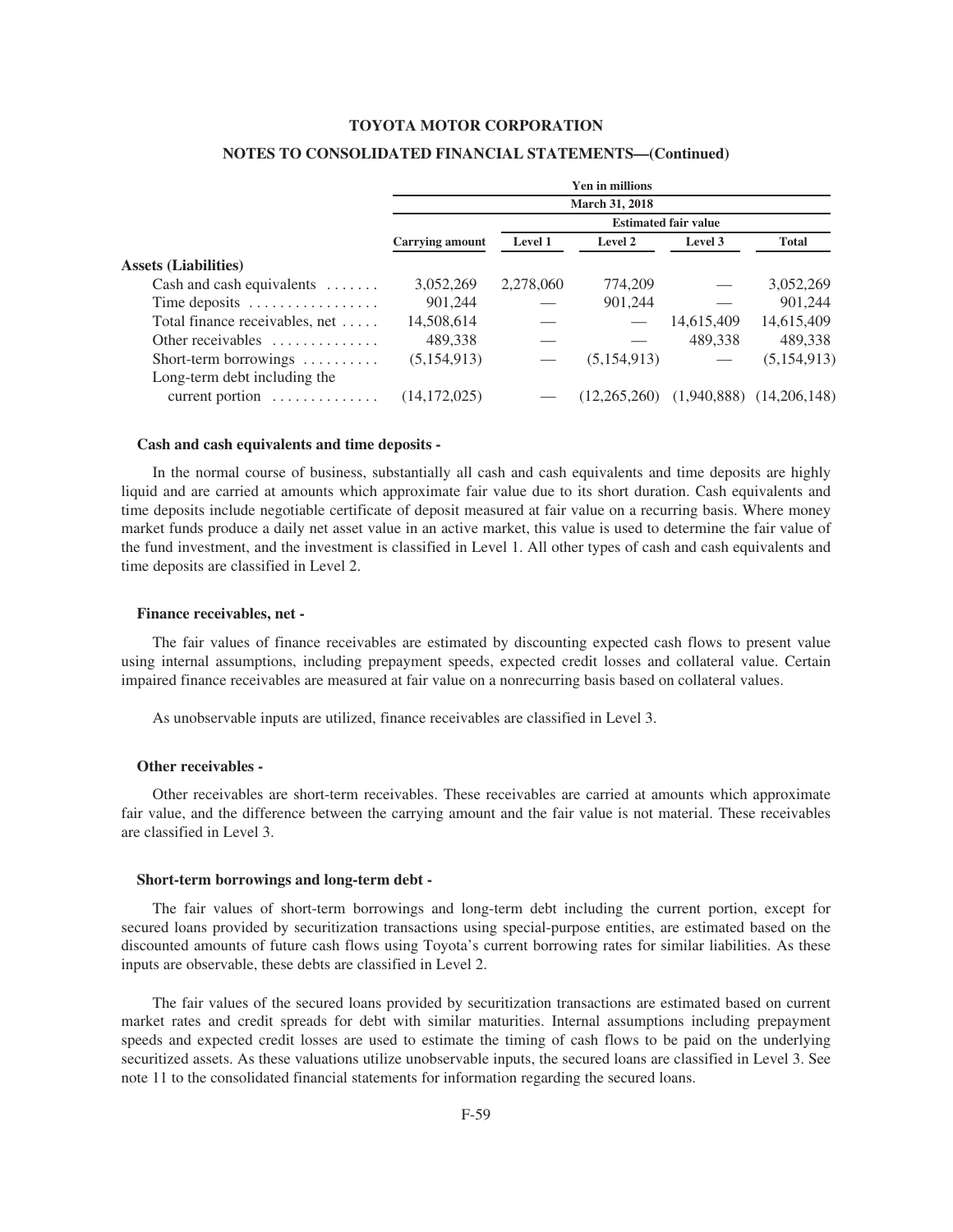| | Yen in millions | | | | |
|---|---|---|---|---|---|
| | March 31, 2018 | | | | |
| | | Estimated fair value | | | |
| | Carrying amount | Level 1 | Level 2 | Level 3 | Total |
| **Assets (Liabilities)** | | | | | |
| Cash and cash equivalents | 3,052,269 | 2,278,060 | 774,209 | — | 3,052,269 |
| Time deposits | 901,244 | — | 901,244 | — | 901,244 |
| Total finance receivables, net | 14,508,614 | — | — | 14,615,409 | 14,615,409 |
| Other receivables | 489,338 | — | — | 489,338 | 489,338 |
| Short-term borrowings | (5,154,913) | — | (5,154,913) | — | (5,154,913) |
| Long-term debt including the current portion | (14,172,025) | — | (12,265,260) | (1,940,888) | (14,206,148) |

**Cash and cash equivalents and time deposits -**

In the normal course of business, substantially all cash and cash equivalents and time deposits are highly liquid and are carried at amounts which approximate fair value due to its short duration. Cash equivalents and time deposits include negotiable certificate of deposit measured at fair value on a recurring basis. Where money market funds produce a daily net asset value in an active market, this value is used to determine the fair value of the fund investment, and the investment is classified in Level 1. All other types of cash and cash equivalents and time deposits are classified in Level 2.

**Finance receivables, net -**

The fair values of finance receivables are estimated by discounting expected cash flows to present value using internal assumptions, including prepayment speeds, expected credit losses and collateral value. Certain impaired finance receivables are measured at fair value on a nonrecurring basis based on collateral values.

As unobservable inputs are utilized, finance receivables are classified in Level 3.

**Other receivables -**

Other receivables are short-term receivables. These receivables are carried at amounts which approximate fair value, and the difference between the carrying amount and the fair value is not material. These receivables are classified in Level 3.

**Short-term borrowings and long-term debt -**

The fair values of short-term borrowings and long-term debt including the current portion, except for secured loans provided by securitization transactions using special-purpose entities, are estimated based on the discounted amounts of future cash flows using Toyota's current borrowing rates for similar liabilities. As these inputs are observable, these debts are classified in Level 2.

The fair values of the secured loans provided by securitization transactions are estimated based on current market rates and credit spreads for debt with similar maturities. Internal assumptions including prepayment speeds and expected credit losses are used to estimate the timing of cash flows to be paid on the underlying securitized assets. As these valuations utilize unobservable inputs, the secured loans are classified in Level 3. See note 11 to the consolidated financial statements for information regarding the secured loans.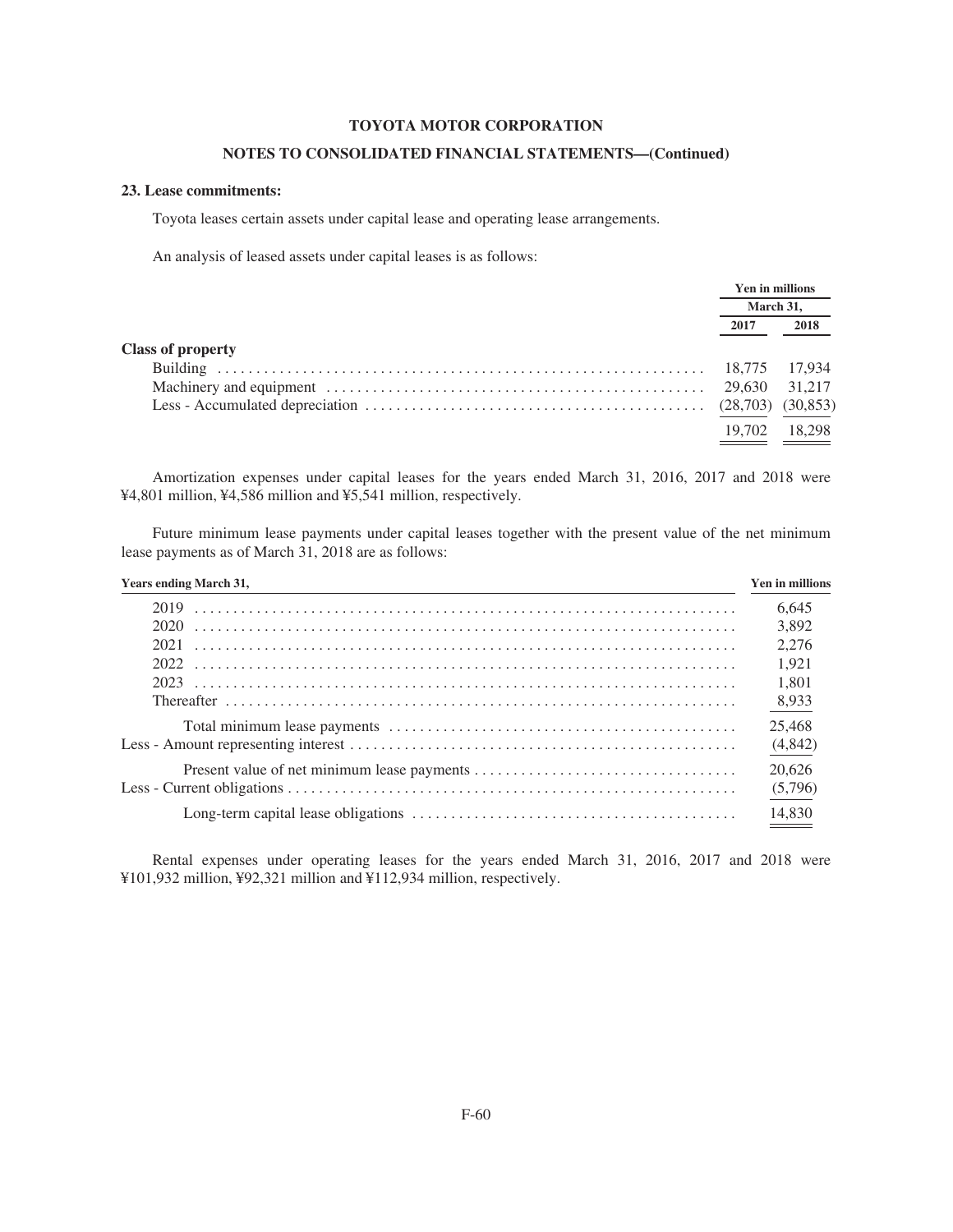**TOYOTA MOTOR CORPORATION**

**NOTES TO CONSOLIDATED FINANCIAL STATEMENTS—(Continued)**

## 23. Lease commitments:

Toyota leases certain assets under capital lease and operating lease arrangements.

An analysis of leased assets under capital leases is as follows:

| | Yen in millions | |
|---|---|---|
| | March 31, | |
| | 2017 | 2018 |
| **Class of property** | | |
| Building | 18,775 | 17,934 |
| Machinery and equipment | 29,630 | 31,217 |
| Less - Accumulated depreciation | (28,703) | (30,853) |
| | 19,702 | 18,298 |

Amortization expenses under capital leases for the years ended March 31, 2016, 2017 and 2018 were ¥4,801 million, ¥4,586 million and ¥5,541 million, respectively.

Future minimum lease payments under capital leases together with the present value of the net minimum lease payments as of March 31, 2018 are as follows:

| Years ending March 31, | Yen in millions |
|---|---|
| 2019 | 6,645 |
| 2020 | 3,892 |
| 2021 | 2,276 |
| 2022 | 1,921 |
| 2023 | 1,801 |
| Thereafter | 8,933 |
| Total minimum lease payments | 25,468 |
| Less - Amount representing interest | (4,842) |
| Present value of net minimum lease payments | 20,626 |
| Less - Current obligations | (5,796) |
| Long-term capital lease obligations | 14,830 |

Rental expenses under operating leases for the years ended March 31, 2016, 2017 and 2018 were ¥101,932 million, ¥92,321 million and ¥112,934 million, respectively.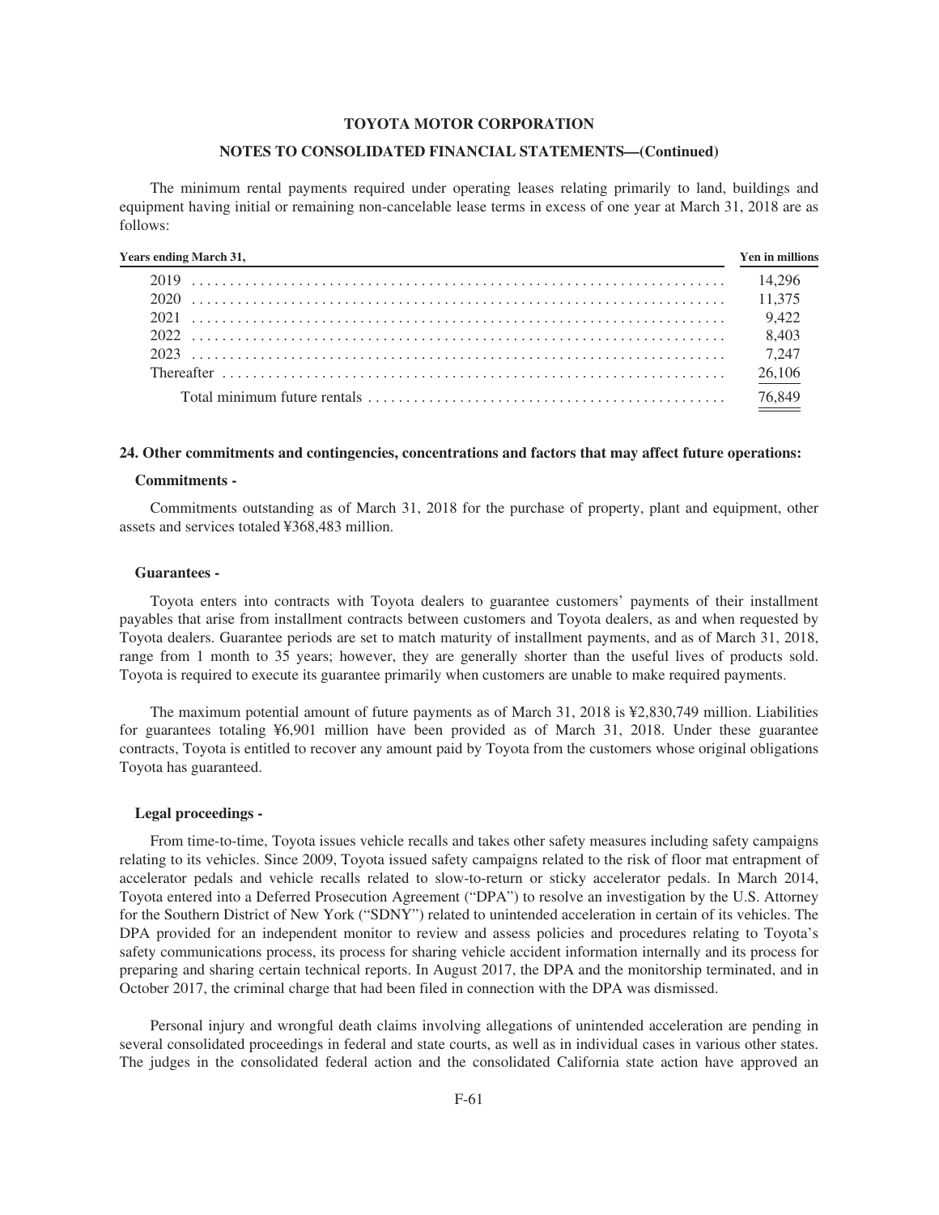The minimum rental payments required under operating leases relating primarily to land, buildings and equipment having initial or remaining non-cancelable lease terms in excess of one year at March 31, 2018 are as follows:

| Years ending March 31, | Yen in millions |
|---|---|
| 2019 | 14,296 |
| 2020 | 11,375 |
| 2021 | 9,422 |
| 2022 | 8,403 |
| 2023 | 7,247 |
| Thereafter | 26,106 |
| Total minimum future rentals | 76,849 |

## 24. Other commitments and contingencies, concentrations and factors that may affect future operations:

### Commitments -

Commitments outstanding as of March 31, 2018 for the purchase of property, plant and equipment, other assets and services totaled ¥368,483 million.

### Guarantees -

Toyota enters into contracts with Toyota dealers to guarantee customers' payments of their installment payables that arise from installment contracts between customers and Toyota dealers, as and when requested by Toyota dealers. Guarantee periods are set to match maturity of installment payments, and as of March 31, 2018, range from 1 month to 35 years; however, they are generally shorter than the useful lives of products sold. Toyota is required to execute its guarantee primarily when customers are unable to make required payments.

The maximum potential amount of future payments as of March 31, 2018 is ¥2,830,749 million. Liabilities for guarantees totaling ¥6,901 million have been provided as of March 31, 2018. Under these guarantee contracts, Toyota is entitled to recover any amount paid by Toyota from the customers whose original obligations Toyota has guaranteed.

### Legal proceedings -

From time-to-time, Toyota issues vehicle recalls and takes other safety measures including safety campaigns relating to its vehicles. Since 2009, Toyota issued safety campaigns related to the risk of floor mat entrapment of accelerator pedals and vehicle recalls related to slow-to-return or sticky accelerator pedals. In March 2014, Toyota entered into a Deferred Prosecution Agreement ("DPA") to resolve an investigation by the U.S. Attorney for the Southern District of New York ("SDNY") related to unintended acceleration in certain of its vehicles. The DPA provided for an independent monitor to review and assess policies and procedures relating to Toyota's safety communications process, its process for sharing vehicle accident information internally and its process for preparing and sharing certain technical reports. In August 2017, the DPA and the monitorship terminated, and in October 2017, the criminal charge that had been filed in connection with the DPA was dismissed.

Personal injury and wrongful death claims involving allegations of unintended acceleration are pending in several consolidated proceedings in federal and state courts, as well as in individual cases in various other states. The judges in the consolidated federal action and the consolidated California state action have approved an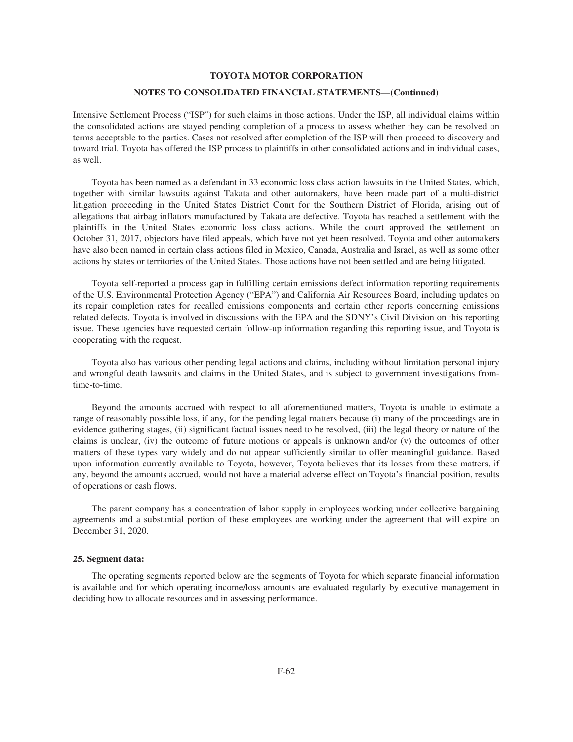Intensive Settlement Process ("ISP") for such claims in those actions. Under the ISP, all individual claims within the consolidated actions are stayed pending completion of a process to assess whether they can be resolved on terms acceptable to the parties. Cases not resolved after completion of the ISP will then proceed to discovery and toward trial. Toyota has offered the ISP process to plaintiffs in other consolidated actions and in individual cases, as well.

Toyota has been named as a defendant in 33 economic loss class action lawsuits in the United States, which, together with similar lawsuits against Takata and other automakers, have been made part of a multi-district litigation proceeding in the United States District Court for the Southern District of Florida, arising out of allegations that airbag inflators manufactured by Takata are defective. Toyota has reached a settlement with the plaintiffs in the United States economic loss class actions. While the court approved the settlement on October 31, 2017, objectors have filed appeals, which have not yet been resolved. Toyota and other automakers have also been named in certain class actions filed in Mexico, Canada, Australia and Israel, as well as some other actions by states or territories of the United States. Those actions have not been settled and are being litigated.

Toyota self-reported a process gap in fulfilling certain emissions defect information reporting requirements of the U.S. Environmental Protection Agency ("EPA") and California Air Resources Board, including updates on its repair completion rates for recalled emissions components and certain other reports concerning emissions related defects. Toyota is involved in discussions with the EPA and the SDNY's Civil Division on this reporting issue. These agencies have requested certain follow-up information regarding this reporting issue, and Toyota is cooperating with the request.

Toyota also has various other pending legal actions and claims, including without limitation personal injury and wrongful death lawsuits and claims in the United States, and is subject to government investigations from-time-to-time.

Beyond the amounts accrued with respect to all aforementioned matters, Toyota is unable to estimate a range of reasonably possible loss, if any, for the pending legal matters because (i) many of the proceedings are in evidence gathering stages, (ii) significant factual issues need to be resolved, (iii) the legal theory or nature of the claims is unclear, (iv) the outcome of future motions or appeals is unknown and/or (v) the outcomes of other matters of these types vary widely and do not appear sufficiently similar to offer meaningful guidance. Based upon information currently available to Toyota, however, Toyota believes that its losses from these matters, if any, beyond the amounts accrued, would not have a material adverse effect on Toyota's financial position, results of operations or cash flows.

The parent company has a concentration of labor supply in employees working under collective bargaining agreements and a substantial portion of these employees are working under the agreement that will expire on December 31, 2020.

### 25. Segment data:

The operating segments reported below are the segments of Toyota for which separate financial information is available and for which operating income/loss amounts are evaluated regularly by executive management in deciding how to allocate resources and in assessing performance.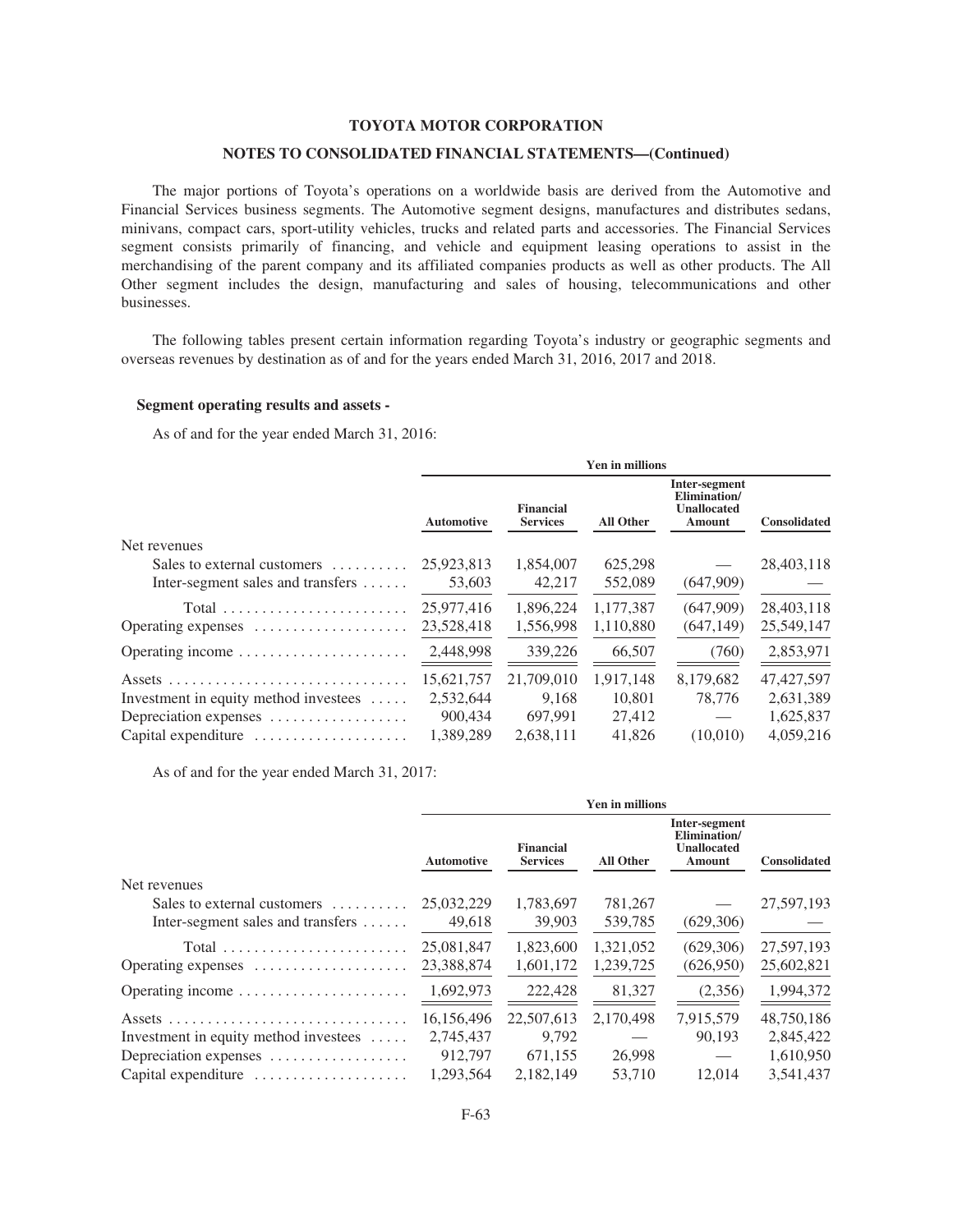**TOYOTA MOTOR CORPORATION**

**NOTES TO CONSOLIDATED FINANCIAL STATEMENTS—(Continued)**

The major portions of Toyota's operations on a worldwide basis are derived from the Automotive and Financial Services business segments. The Automotive segment designs, manufactures and distributes sedans, minivans, compact cars, sport-utility vehicles, trucks and related parts and accessories. The Financial Services segment consists primarily of financing, and vehicle and equipment leasing operations to assist in the merchandising of the parent company and its affiliated companies products as well as other products. The All Other segment includes the design, manufacturing and sales of housing, telecommunications and other businesses.

The following tables present certain information regarding Toyota's industry or geographic segments and overseas revenues by destination as of and for the years ended March 31, 2016, 2017 and 2018.

**Segment operating results and assets -**

As of and for the year ended March 31, 2016:

| | Yen in millions | | | | |
|---|---|---|---|---|---|
| | Automotive | Financial Services | All Other | Inter-segment Elimination/ Unallocated Amount | Consolidated |
| Net revenues | | | | | |
| Sales to external customers | 25,923,813 | 1,854,007 | 625,298 | — | 28,403,118 |
| Inter-segment sales and transfers | 53,603 | 42,217 | 552,089 | (647,909) | — |
| Total | 25,977,416 | 1,896,224 | 1,177,387 | (647,909) | 28,403,118 |
| Operating expenses | 23,528,418 | 1,556,998 | 1,110,880 | (647,149) | 25,549,147 |
| Operating income | 2,448,998 | 339,226 | 66,507 | (760) | 2,853,971 |
| Assets | 15,621,757 | 21,709,010 | 1,917,148 | 8,179,682 | 47,427,597 |
| Investment in equity method investees | 2,532,644 | 9,168 | 10,801 | 78,776 | 2,631,389 |
| Depreciation expenses | 900,434 | 697,991 | 27,412 | — | 1,625,837 |
| Capital expenditure | 1,389,289 | 2,638,111 | 41,826 | (10,010) | 4,059,216 |

As of and for the year ended March 31, 2017:

| | Yen in millions | | | | |
|---|---|---|---|---|---|
| | Automotive | Financial Services | All Other | Inter-segment Elimination/ Unallocated Amount | Consolidated |
| Net revenues | | | | | |
| Sales to external customers | 25,032,229 | 1,783,697 | 781,267 | — | 27,597,193 |
| Inter-segment sales and transfers | 49,618 | 39,903 | 539,785 | (629,306) | — |
| Total | 25,081,847 | 1,823,600 | 1,321,052 | (629,306) | 27,597,193 |
| Operating expenses | 23,388,874 | 1,601,172 | 1,239,725 | (626,950) | 25,602,821 |
| Operating income | 1,692,973 | 222,428 | 81,327 | (2,356) | 1,994,372 |
| Assets | 16,156,496 | 22,507,613 | 2,170,498 | 7,915,579 | 48,750,186 |
| Investment in equity method investees | 2,745,437 | 9,792 | — | 90,193 | 2,845,422 |
| Depreciation expenses | 912,797 | 671,155 | 26,998 | — | 1,610,950 |
| Capital expenditure | 1,293,564 | 2,182,149 | 53,710 | 12,014 | 3,541,437 |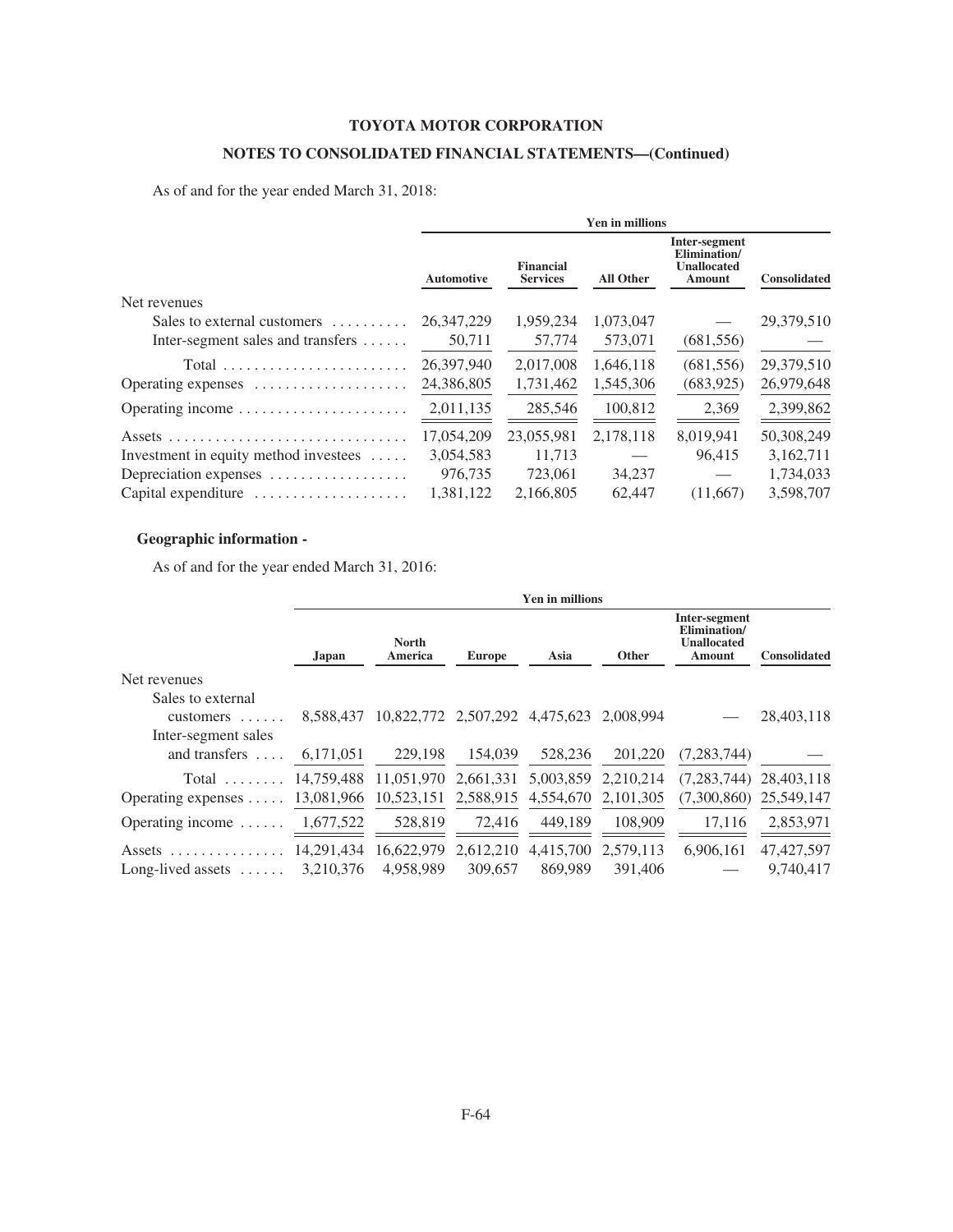As of and for the year ended March 31, 2018:

| | Yen in millions | | | | |
|---|---|---|---|---|---|
| | Automotive | Financial Services | All Other | Inter-segment Elimination/ Unallocated Amount | Consolidated |
| Net revenues | | | | | |
| Sales to external customers | 26,347,229 | 1,959,234 | 1,073,047 | — | 29,379,510 |
| Inter-segment sales and transfers | 50,711 | 57,774 | 573,071 | (681,556) | — |
| Total | 26,397,940 | 2,017,008 | 1,646,118 | (681,556) | 29,379,510 |
| Operating expenses | 24,386,805 | 1,731,462 | 1,545,306 | (683,925) | 26,979,648 |
| Operating income | 2,011,135 | 285,546 | 100,812 | 2,369 | 2,399,862 |
| Assets | 17,054,209 | 23,055,981 | 2,178,118 | 8,019,941 | 50,308,249 |
| Investment in equity method investees | 3,054,583 | 11,713 | — | 96,415 | 3,162,711 |
| Depreciation expenses | 976,735 | 723,061 | 34,237 | — | 1,734,033 |
| Capital expenditure | 1,381,122 | 2,166,805 | 62,447 | (11,667) | 3,598,707 |

**Geographic information -**

As of and for the year ended March 31, 2016:

| | Yen in millions | | | | | | |
|---|---|---|---|---|---|---|---|
| | Japan | North America | Europe | Asia | Other | Inter-segment Elimination/ Unallocated Amount | Consolidated |
| Net revenues | | | | | | | |
| Sales to external customers | 8,588,437 | 10,822,772 | 2,507,292 | 4,475,623 | 2,008,994 | — | 28,403,118 |
| Inter-segment sales and transfers | 6,171,051 | 229,198 | 154,039 | 528,236 | 201,220 | (7,283,744) | — |
| Total | 14,759,488 | 11,051,970 | 2,661,331 | 5,003,859 | 2,210,214 | (7,283,744) | 28,403,118 |
| Operating expenses | 13,081,966 | 10,523,151 | 2,588,915 | 4,554,670 | 2,101,305 | (7,300,860) | 25,549,147 |
| Operating income | 1,677,522 | 528,819 | 72,416 | 449,189 | 108,909 | 17,116 | 2,853,971 |
| Assets | 14,291,434 | 16,622,979 | 2,612,210 | 4,415,700 | 2,579,113 | 6,906,161 | 47,427,597 |
| Long-lived assets | 3,210,376 | 4,958,989 | 309,657 | 869,989 | 391,406 | — | 9,740,417 |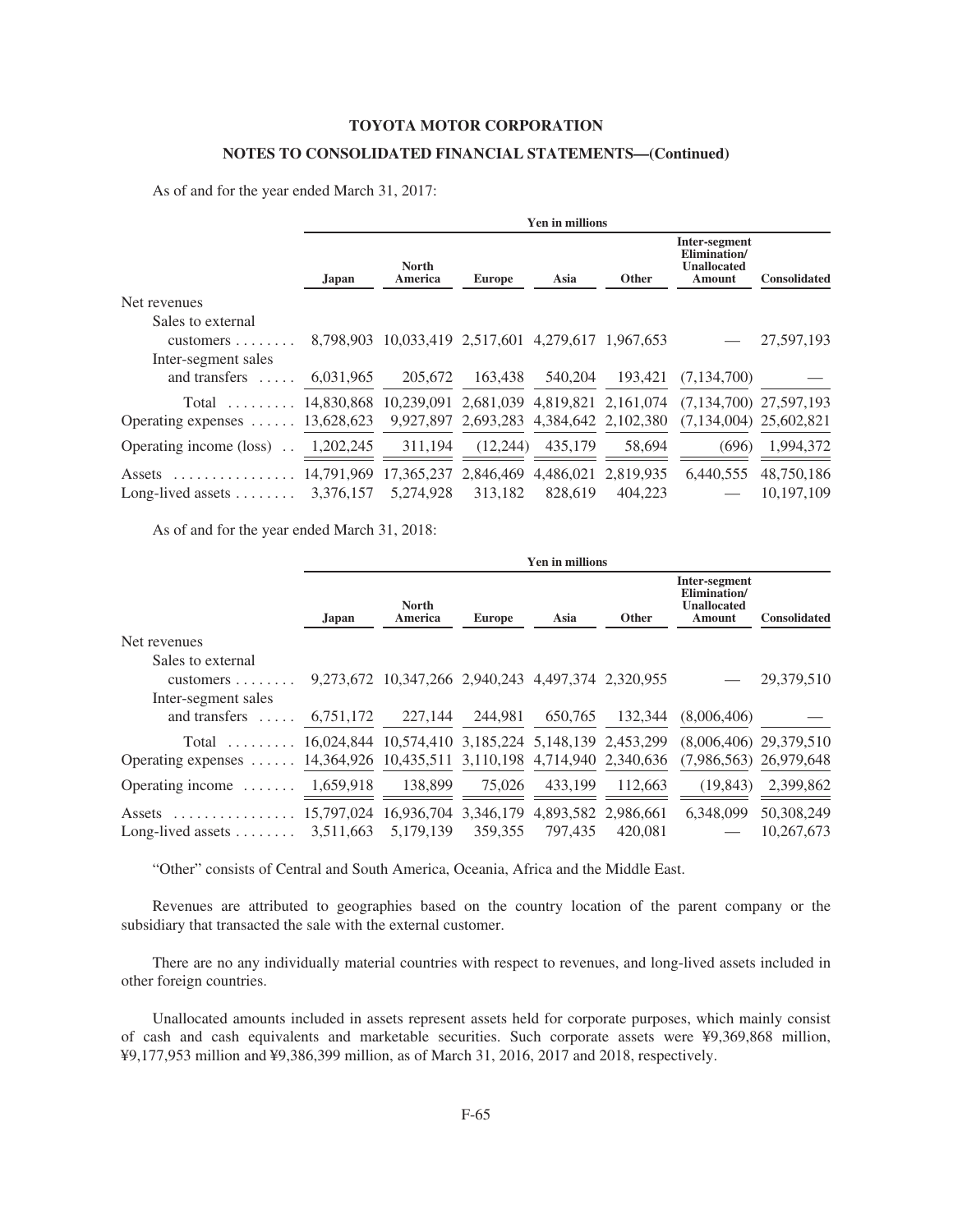As of and for the year ended March 31, 2017:

| | Yen in millions | | | | | | |
|---|---|---|---|---|---|---|---|
| | Japan | North America | Europe | Asia | Other | Inter-segment Elimination/ Unallocated Amount | Consolidated |
| Net revenues | | | | | | | |
| Sales to external customers | 8,798,903 | 10,033,419 | 2,517,601 | 4,279,617 | 1,967,653 | — | 27,597,193 |
| Inter-segment sales and transfers | 6,031,965 | 205,672 | 163,438 | 540,204 | 193,421 | (7,134,700) | — |
| Total | 14,830,868 | 10,239,091 | 2,681,039 | 4,819,821 | 2,161,074 | (7,134,700) | 27,597,193 |
| Operating expenses | 13,628,623 | 9,927,897 | 2,693,283 | 4,384,642 | 2,102,380 | (7,134,004) | 25,602,821 |
| Operating income (loss) | 1,202,245 | 311,194 | (12,244) | 435,179 | 58,694 | (696) | 1,994,372 |
| Assets | 14,791,969 | 17,365,237 | 2,846,469 | 4,486,021 | 2,819,935 | 6,440,555 | 48,750,186 |
| Long-lived assets | 3,376,157 | 5,274,928 | 313,182 | 828,619 | 404,223 | — | 10,197,109 |

As of and for the year ended March 31, 2018:

| | Yen in millions | | | | | | |
|---|---|---|---|---|---|---|---|
| | Japan | North America | Europe | Asia | Other | Inter-segment Elimination/ Unallocated Amount | Consolidated |
| Net revenues | | | | | | | |
| Sales to external customers | 9,273,672 | 10,347,266 | 2,940,243 | 4,497,374 | 2,320,955 | — | 29,379,510 |
| Inter-segment sales and transfers | 6,751,172 | 227,144 | 244,981 | 650,765 | 132,344 | (8,006,406) | — |
| Total | 16,024,844 | 10,574,410 | 3,185,224 | 5,148,139 | 2,453,299 | (8,006,406) | 29,379,510 |
| Operating expenses | 14,364,926 | 10,435,511 | 3,110,198 | 4,714,940 | 2,340,636 | (7,986,563) | 26,979,648 |
| Operating income | 1,659,918 | 138,899 | 75,026 | 433,199 | 112,663 | (19,843) | 2,399,862 |
| Assets | 15,797,024 | 16,936,704 | 3,346,179 | 4,893,582 | 2,986,661 | 6,348,099 | 50,308,249 |
| Long-lived assets | 3,511,663 | 5,179,139 | 359,355 | 797,435 | 420,081 | — | 10,267,673 |

"Other" consists of Central and South America, Oceania, Africa and the Middle East.

Revenues are attributed to geographies based on the country location of the parent company or the subsidiary that transacted the sale with the external customer.

There are no any individually material countries with respect to revenues, and long-lived assets included in other foreign countries.

Unallocated amounts included in assets represent assets held for corporate purposes, which mainly consist of cash and cash equivalents and marketable securities. Such corporate assets were ¥9,369,868 million, ¥9,177,953 million and ¥9,386,399 million, as of March 31, 2016, 2017 and 2018, respectively.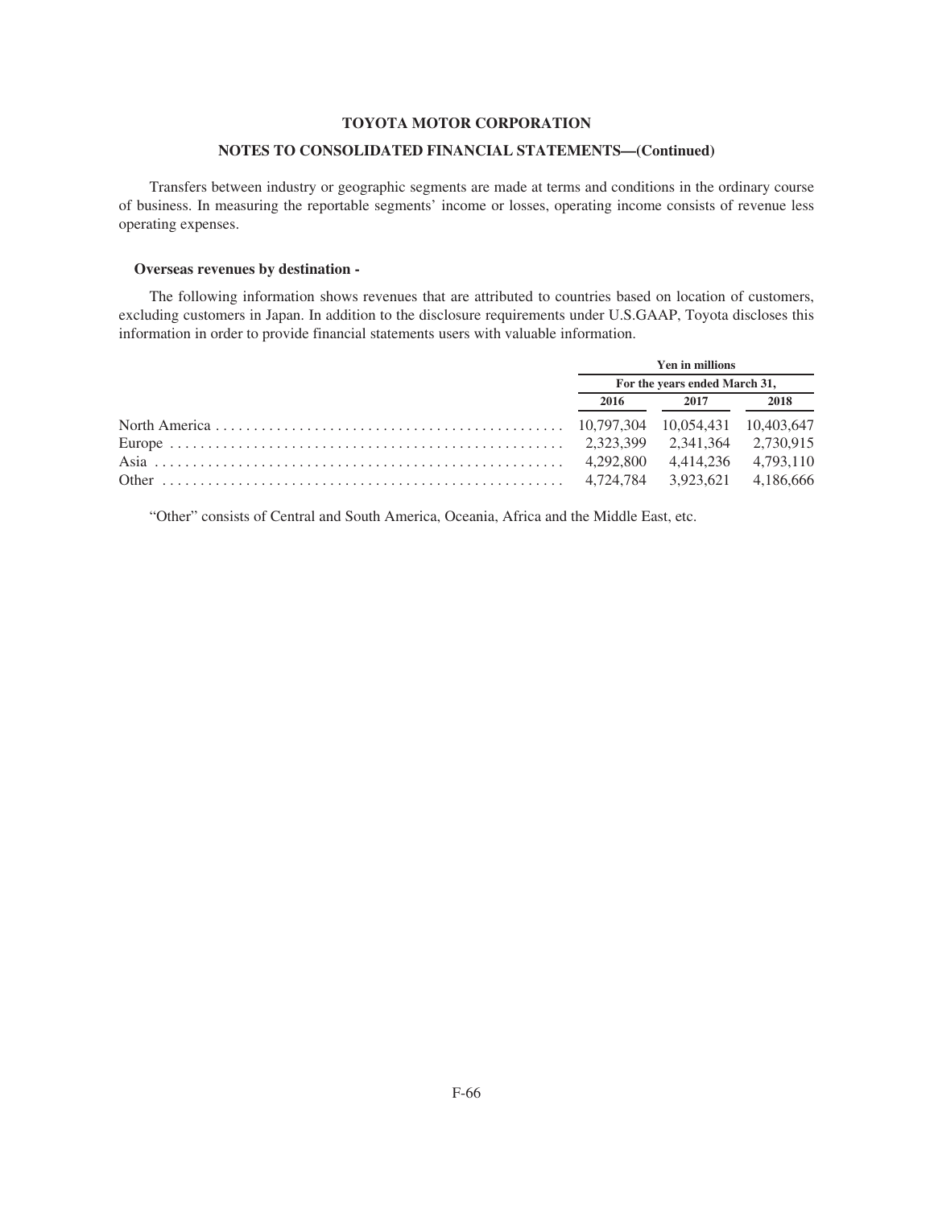Transfers between industry or geographic segments are made at terms and conditions in the ordinary course of business. In measuring the reportable segments' income or losses, operating income consists of revenue less operating expenses.

**Overseas revenues by destination -**

The following information shows revenues that are attributed to countries based on location of customers, excluding customers in Japan. In addition to the disclosure requirements under U.S.GAAP, Toyota discloses this information in order to provide financial statements users with valuable information.

| | Yen in millions | | |
|---|---|---|---|
| | For the years ended March 31, | | |
| | 2016 | 2017 | 2018 |
| North America | 10,797,304 | 10,054,431 | 10,403,647 |
| Europe | 2,323,399 | 2,341,364 | 2,730,915 |
| Asia | 4,292,800 | 4,414,236 | 4,793,110 |
| Other | 4,724,784 | 3,923,621 | 4,186,666 |

"Other" consists of Central and South America, Oceania, Africa and the Middle East, etc.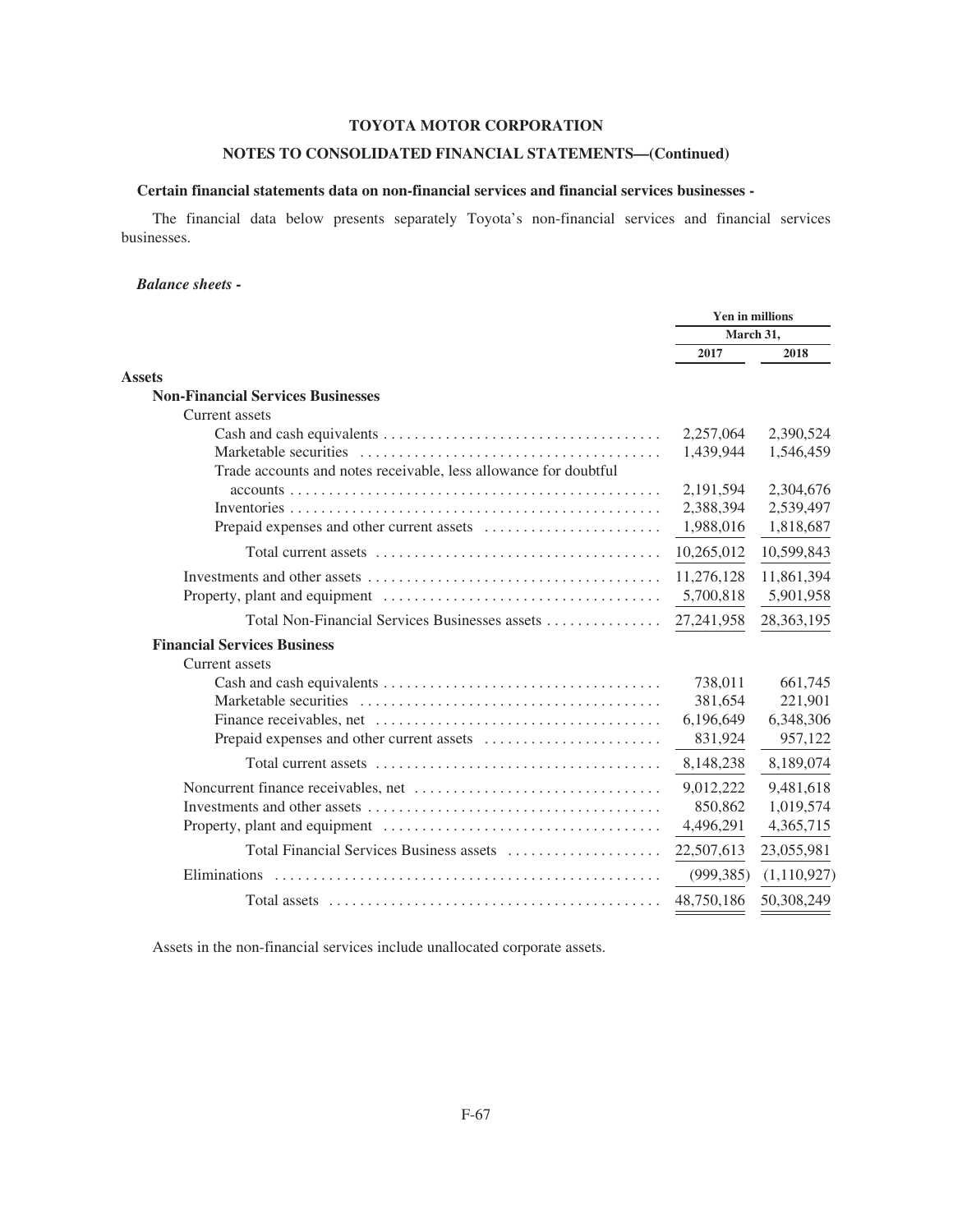**TOYOTA MOTOR CORPORATION**

**NOTES TO CONSOLIDATED FINANCIAL STATEMENTS—(Continued)**

**Certain financial statements data on non-financial services and financial services businesses -**

The financial data below presents separately Toyota's non-financial services and financial services businesses.

***Balance sheets -***

| | Yen in millions | |
|---|---|---|
| | March 31, | |
| | 2017 | 2018 |
| **Assets** | | |
| **Non-Financial Services Businesses** | | |
| Current assets | | |
| Cash and cash equivalents | 2,257,064 | 2,390,524 |
| Marketable securities | 1,439,944 | 1,546,459 |
| Trade accounts and notes receivable, less allowance for doubtful accounts | 2,191,594 | 2,304,676 |
| Inventories | 2,388,394 | 2,539,497 |
| Prepaid expenses and other current assets | 1,988,016 | 1,818,687 |
| Total current assets | 10,265,012 | 10,599,843 |
| Investments and other assets | 11,276,128 | 11,861,394 |
| Property, plant and equipment | 5,700,818 | 5,901,958 |
| Total Non-Financial Services Businesses assets | 27,241,958 | 28,363,195 |
| **Financial Services Business** | | |
| Current assets | | |
| Cash and cash equivalents | 738,011 | 661,745 |
| Marketable securities | 381,654 | 221,901 |
| Finance receivables, net | 6,196,649 | 6,348,306 |
| Prepaid expenses and other current assets | 831,924 | 957,122 |
| Total current assets | 8,148,238 | 8,189,074 |
| Noncurrent finance receivables, net | 9,012,222 | 9,481,618 |
| Investments and other assets | 850,862 | 1,019,574 |
| Property, plant and equipment | 4,496,291 | 4,365,715 |
| Total Financial Services Business assets | 22,507,613 | 23,055,981 |
| Eliminations | (999,385) | (1,110,927) |
| Total assets | 48,750,186 | 50,308,249 |

Assets in the non-financial services include unallocated corporate assets.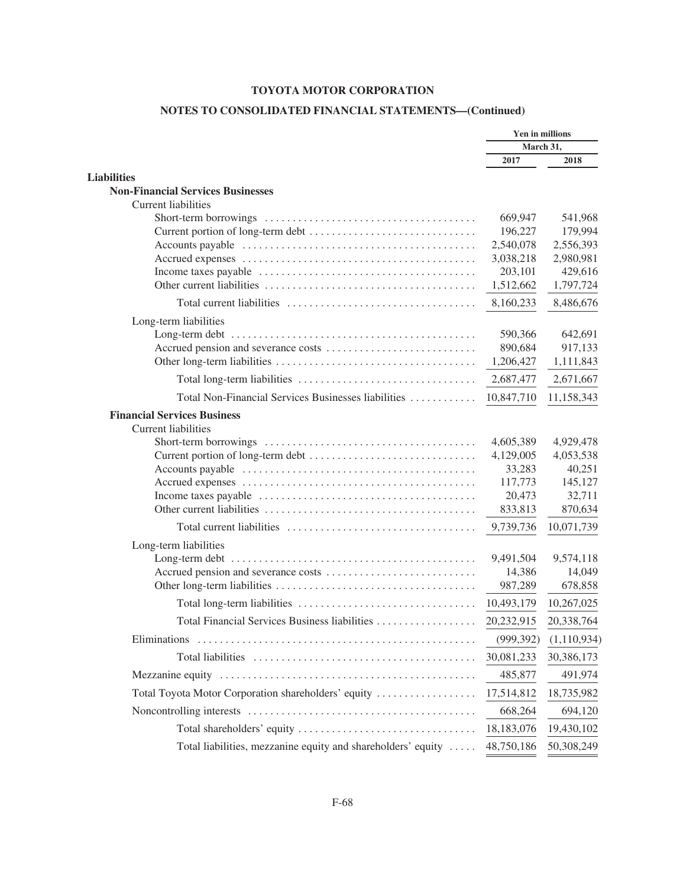**TOYOTA MOTOR CORPORATION**

**NOTES TO CONSOLIDATED FINANCIAL STATEMENTS—(Continued)**

| | Yen in millions | |
|---|---|---|
| | March 31, | |
| | 2017 | 2018 |
| **Liabilities** | | |
| **Non-Financial Services Businesses** | | |
| Current liabilities | | |
| Short-term borrowings | 669,947 | 541,968 |
| Current portion of long-term debt | 196,227 | 179,994 |
| Accounts payable | 2,540,078 | 2,556,393 |
| Accrued expenses | 3,038,218 | 2,980,981 |
| Income taxes payable | 203,101 | 429,616 |
| Other current liabilities | 1,512,662 | 1,797,724 |
| Total current liabilities | 8,160,233 | 8,486,676 |
| Long-term liabilities | | |
| Long-term debt | 590,366 | 642,691 |
| Accrued pension and severance costs | 890,684 | 917,133 |
| Other long-term liabilities | 1,206,427 | 1,111,843 |
| Total long-term liabilities | 2,687,477 | 2,671,667 |
| Total Non-Financial Services Businesses liabilities | 10,847,710 | 11,158,343 |
| **Financial Services Business** | | |
| Current liabilities | | |
| Short-term borrowings | 4,605,389 | 4,929,478 |
| Current portion of long-term debt | 4,129,005 | 4,053,538 |
| Accounts payable | 33,283 | 40,251 |
| Accrued expenses | 117,773 | 145,127 |
| Income taxes payable | 20,473 | 32,711 |
| Other current liabilities | 833,813 | 870,634 |
| Total current liabilities | 9,739,736 | 10,071,739 |
| Long-term liabilities | | |
| Long-term debt | 9,491,504 | 9,574,118 |
| Accrued pension and severance costs | 14,386 | 14,049 |
| Other long-term liabilities | 987,289 | 678,858 |
| Total long-term liabilities | 10,493,179 | 10,267,025 |
| Total Financial Services Business liabilities | 20,232,915 | 20,338,764 |
| Eliminations | (999,392) | (1,110,934) |
| Total liabilities | 30,081,233 | 30,386,173 |
| Mezzanine equity | 485,877 | 491,974 |
| Total Toyota Motor Corporation shareholders' equity | 17,514,812 | 18,735,982 |
| Noncontrolling interests | 668,264 | 694,120 |
| Total shareholders' equity | 18,183,076 | 19,430,102 |
| Total liabilities, mezzanine equity and shareholders' equity | 48,750,186 | 50,308,249 |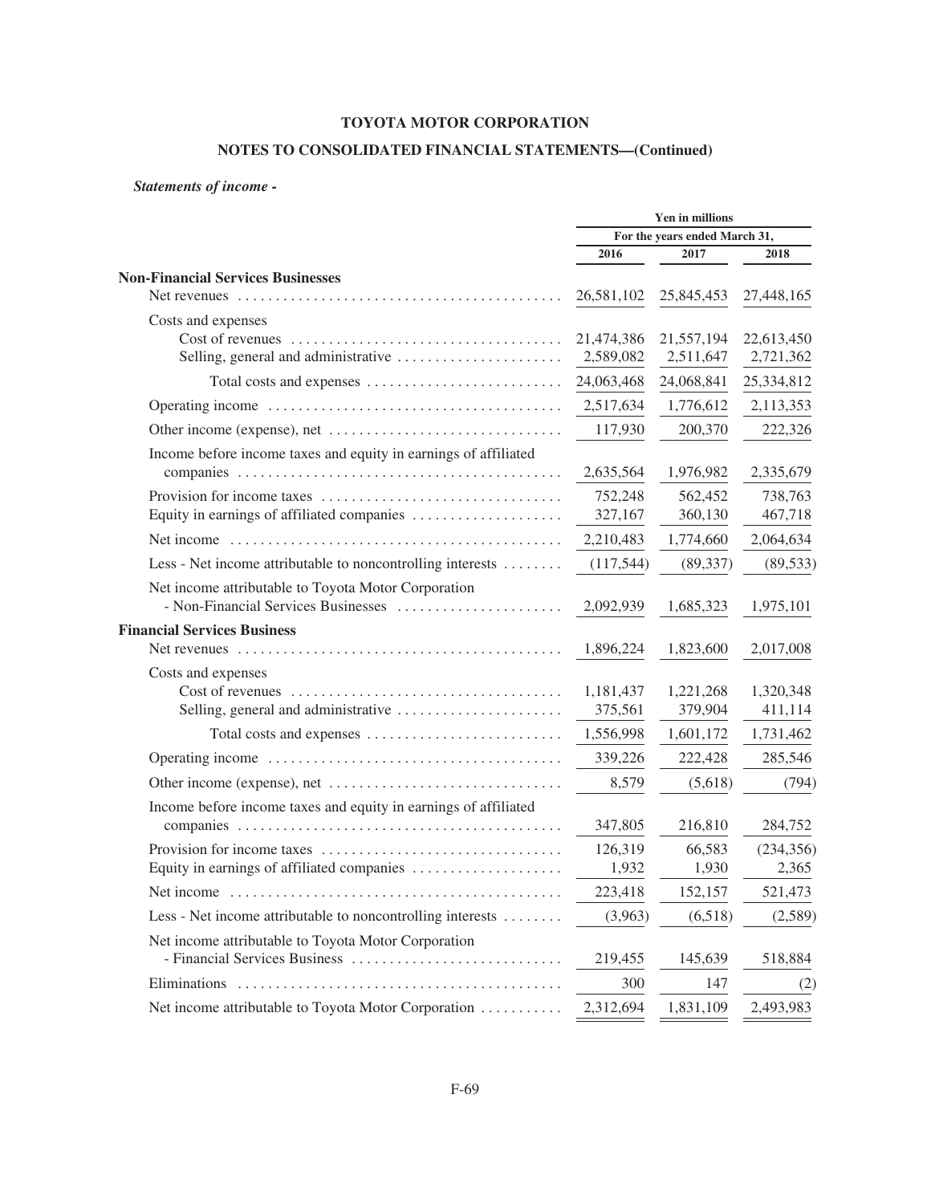**TOYOTA MOTOR CORPORATION**

**NOTES TO CONSOLIDATED FINANCIAL STATEMENTS—(Continued)**

***Statements of income -***

| | Yen in millions | | |
|---|---|---|---|
| | For the years ended March 31, | | |
| | 2016 | 2017 | 2018 |
| **Non-Financial Services Businesses** | | | |
| Net revenues | 26,581,102 | 25,845,453 | 27,448,165 |
| Costs and expenses | | | |
| Cost of revenues | 21,474,386 | 21,557,194 | 22,613,450 |
| Selling, general and administrative | 2,589,082 | 2,511,647 | 2,721,362 |
| Total costs and expenses | 24,063,468 | 24,068,841 | 25,334,812 |
| Operating income | 2,517,634 | 1,776,612 | 2,113,353 |
| Other income (expense), net | 117,930 | 200,370 | 222,326 |
| Income before income taxes and equity in earnings of affiliated companies | 2,635,564 | 1,976,982 | 2,335,679 |
| Provision for income taxes | 752,248 | 562,452 | 738,763 |
| Equity in earnings of affiliated companies | 327,167 | 360,130 | 467,718 |
| Net income | 2,210,483 | 1,774,660 | 2,064,634 |
| Less - Net income attributable to noncontrolling interests | (117,544) | (89,337) | (89,533) |
| Net income attributable to Toyota Motor Corporation - Non-Financial Services Businesses | 2,092,939 | 1,685,323 | 1,975,101 |
| **Financial Services Business** | | | |
| Net revenues | 1,896,224 | 1,823,600 | 2,017,008 |
| Costs and expenses | | | |
| Cost of revenues | 1,181,437 | 1,221,268 | 1,320,348 |
| Selling, general and administrative | 375,561 | 379,904 | 411,114 |
| Total costs and expenses | 1,556,998 | 1,601,172 | 1,731,462 |
| Operating income | 339,226 | 222,428 | 285,546 |
| Other income (expense), net | 8,579 | (5,618) | (794) |
| Income before income taxes and equity in earnings of affiliated companies | 347,805 | 216,810 | 284,752 |
| Provision for income taxes | 126,319 | 66,583 | (234,356) |
| Equity in earnings of affiliated companies | 1,932 | 1,930 | 2,365 |
| Net income | 223,418 | 152,157 | 521,473 |
| Less - Net income attributable to noncontrolling interests | (3,963) | (6,518) | (2,589) |
| Net income attributable to Toyota Motor Corporation - Financial Services Business | 219,455 | 145,639 | 518,884 |
| Eliminations | 300 | 147 | (2) |
| Net income attributable to Toyota Motor Corporation | 2,312,694 | 1,831,109 | 2,493,983 |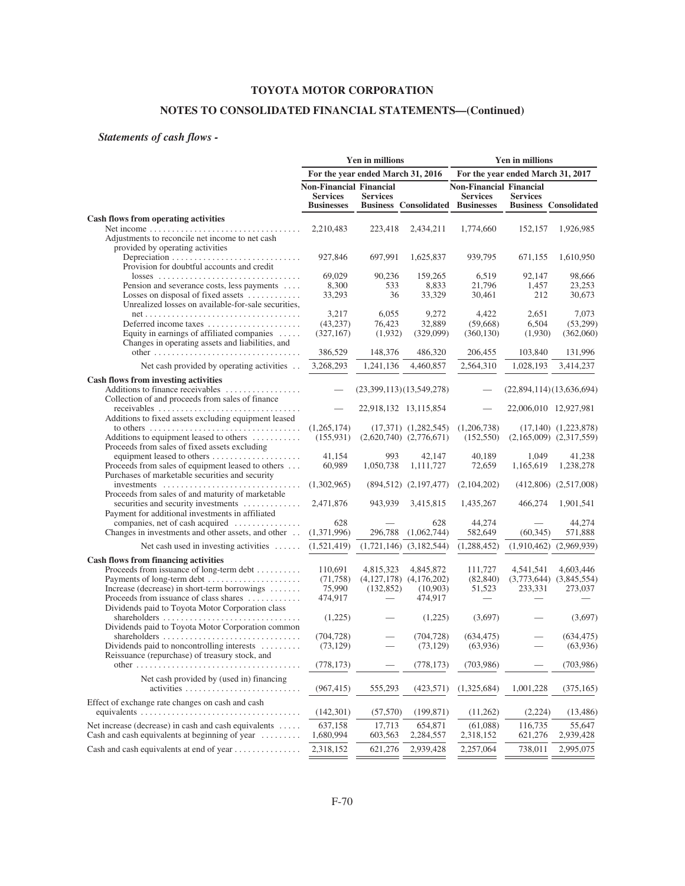## TOYOTA MOTOR CORPORATION

## NOTES TO CONSOLIDATED FINANCIAL STATEMENTS—(Continued)

### *Statements of cash flows -*

| | Yen in millions | | | Yen in millions | | |
|---|---|---|---|---|---|---|
| | For the year ended March 31, 2016 | | | For the year ended March 31, 2017 | | |
| | Non-Financial Services Businesses | Financial Services Business | Consolidated | Non-Financial Services Businesses | Financial Services Business | Consolidated |
| **Cash flows from operating activities** | | | | | | |
| Net income | 2,210,483 | 223,418 | 2,434,211 | 1,774,660 | 152,157 | 1,926,985 |
| Adjustments to reconcile net income to net cash provided by operating activities | | | | | | |
| Depreciation | 927,846 | 697,991 | 1,625,837 | 939,795 | 671,155 | 1,610,950 |
| Provision for doubtful accounts and credit losses | 69,029 | 90,236 | 159,265 | 6,519 | 92,147 | 98,666 |
| Pension and severance costs, less payments | 8,300 | 533 | 8,833 | 21,796 | 1,457 | 23,253 |
| Losses on disposal of fixed assets | 33,293 | 36 | 33,329 | 30,461 | 212 | 30,673 |
| Unrealized losses on available-for-sale securities, net | 3,217 | 6,055 | 9,272 | 4,422 | 2,651 | 7,073 |
| Deferred income taxes | (43,237) | 76,423 | 32,889 | (59,668) | 6,504 | (53,299) |
| Equity in earnings of affiliated companies | (327,167) | (1,932) | (329,099) | (360,130) | (1,930) | (362,060) |
| Changes in operating assets and liabilities, and other | 386,529 | 148,376 | 486,320 | 206,455 | 103,840 | 131,996 |
| Net cash provided by operating activities | 3,268,293 | 1,241,136 | 4,460,857 | 2,564,310 | 1,028,193 | 3,414,237 |
| **Cash flows from investing activities** | | | | | | |
| Additions to finance receivables | — | (23,399,113) | (13,549,278) | — | (22,894,114) | (13,636,694) |
| Collection of and proceeds from sales of finance receivables | — | 22,918,132 | 13,115,854 | — | 22,006,010 | 12,927,981 |
| Additions to fixed assets excluding equipment leased to others | (1,265,174) | (17,371) | (1,282,545) | (1,206,738) | (17,140) | (1,223,878) |
| Additions to equipment leased to others | (155,931) | (2,620,740) | (2,776,671) | (152,550) | (2,165,009) | (2,317,559) |
| Proceeds from sales of fixed assets excluding equipment leased to others | 41,154 | 993 | 42,147 | 40,189 | 1,049 | 41,238 |
| Proceeds from sales of equipment leased to others | 60,989 | 1,050,738 | 1,111,727 | 72,659 | 1,165,619 | 1,238,278 |
| Purchases of marketable securities and security investments | (1,302,965) | (894,512) | (2,197,477) | (2,104,202) | (412,806) | (2,517,008) |
| Proceeds from sales of and maturity of marketable securities and security investments | 2,471,876 | 943,939 | 3,415,815 | 1,435,267 | 466,274 | 1,901,541 |
| Payment for additional investments in affiliated companies, net of cash acquired | 628 | — | 628 | 44,274 | — | 44,274 |
| Changes in investments and other assets, and other | (1,371,996) | 296,788 | (1,062,744) | 582,649 | (60,345) | 571,888 |
| Net cash used in investing activities | (1,521,419) | (1,721,146) | (3,182,544) | (1,288,452) | (1,910,462) | (2,969,939) |
| **Cash flows from financing activities** | | | | | | |
| Proceeds from issuance of long-term debt | 110,691 | 4,815,323 | 4,845,872 | 111,727 | 4,541,541 | 4,603,446 |
| Payments of long-term debt | (71,758) | (4,127,178) | (4,176,202) | (82,840) | (3,773,644) | (3,845,554) |
| Increase (decrease) in short-term borrowings | 75,990 | (132,852) | (10,903) | 51,523 | 233,331 | 273,037 |
| Proceeds from issuance of class shares | 474,917 | — | 474,917 | — | — | — |
| Dividends paid to Toyota Motor Corporation class shareholders | (1,225) | — | (1,225) | (3,697) | — | (3,697) |
| Dividends paid to Toyota Motor Corporation common shareholders | (704,728) | — | (704,728) | (634,475) | — | (634,475) |
| Dividends paid to noncontrolling interests | (73,129) | — | (73,129) | (63,936) | — | (63,936) |
| Reissuance (repurchase) of treasury stock, and other | (778,173) | — | (778,173) | (703,986) | — | (703,986) |
| Net cash provided by (used in) financing activities | (967,415) | 555,293 | (423,571) | (1,325,684) | 1,001,228 | (375,165) |
| Effect of exchange rate changes on cash and cash equivalents | (142,301) | (57,570) | (199,871) | (11,262) | (2,224) | (13,486) |
| Net increase (decrease) in cash and cash equivalents | 637,158 | 17,713 | 654,871 | (61,088) | 116,735 | 55,647 |
| Cash and cash equivalents at beginning of year | 1,680,994 | 603,563 | 2,284,557 | 2,318,152 | 621,276 | 2,939,428 |
| Cash and cash equivalents at end of year | 2,318,152 | 621,276 | 2,939,428 | 2,257,064 | 738,011 | 2,995,075 |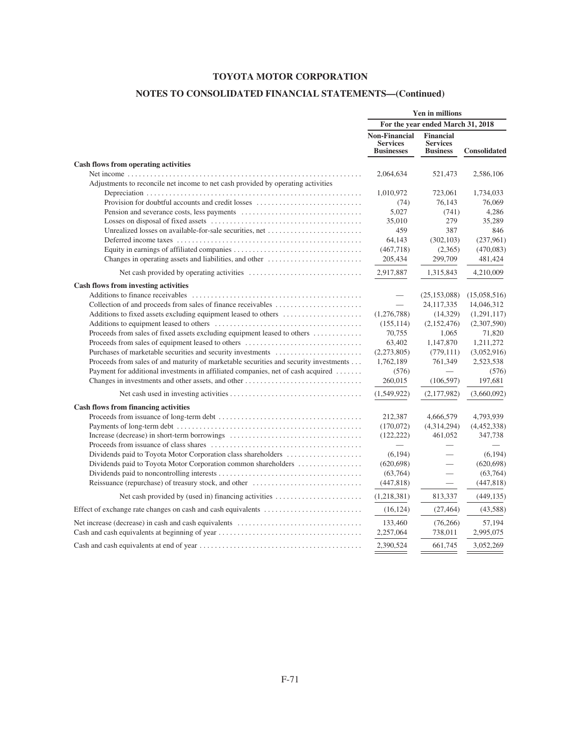**TOYOTA MOTOR CORPORATION**

**NOTES TO CONSOLIDATED FINANCIAL STATEMENTS—(Continued)**

| | Yen in millions | | |
|---|---|---|---|
| | For the year ended March 31, 2018 | | |
| | Non-Financial Services Businesses | Financial Services Business | Consolidated |
| **Cash flows from operating activities** | | | |
| Net income | 2,064,634 | 521,473 | 2,586,106 |
| Adjustments to reconcile net income to net cash provided by operating activities | | | |
| Depreciation | 1,010,972 | 723,061 | 1,734,033 |
| Provision for doubtful accounts and credit losses | (74) | 76,143 | 76,069 |
| Pension and severance costs, less payments | 5,027 | (741) | 4,286 |
| Losses on disposal of fixed assets | 35,010 | 279 | 35,289 |
| Unrealized losses on available-for-sale securities, net | 459 | 387 | 846 |
| Deferred income taxes | 64,143 | (302,103) | (237,961) |
| Equity in earnings of affiliated companies | (467,718) | (2,365) | (470,083) |
| Changes in operating assets and liabilities, and other | 205,434 | 299,709 | 481,424 |
| Net cash provided by operating activities | 2,917,887 | 1,315,843 | 4,210,009 |
| **Cash flows from investing activities** | | | |
| Additions to finance receivables | — | (25,153,088) | (15,058,516) |
| Collection of and proceeds from sales of finance receivables | — | 24,117,335 | 14,046,312 |
| Additions to fixed assets excluding equipment leased to others | (1,276,788) | (14,329) | (1,291,117) |
| Additions to equipment leased to others | (155,114) | (2,152,476) | (2,307,590) |
| Proceeds from sales of fixed assets excluding equipment leased to others | 70,755 | 1,065 | 71,820 |
| Proceeds from sales of equipment leased to others | 63,402 | 1,147,870 | 1,211,272 |
| Purchases of marketable securities and security investments | (2,273,805) | (779,111) | (3,052,916) |
| Proceeds from sales of and maturity of marketable securities and security investments | 1,762,189 | 761,349 | 2,523,538 |
| Payment for additional investments in affiliated companies, net of cash acquired | (576) | — | (576) |
| Changes in investments and other assets, and other | 260,015 | (106,597) | 197,681 |
| Net cash used in investing activities | (1,549,922) | (2,177,982) | (3,660,092) |
| **Cash flows from financing activities** | | | |
| Proceeds from issuance of long-term debt | 212,387 | 4,666,579 | 4,793,939 |
| Payments of long-term debt | (170,072) | (4,314,294) | (4,452,338) |
| Increase (decrease) in short-term borrowings | (122,222) | 461,052 | 347,738 |
| Proceeds from issuance of class shares | — | — | — |
| Dividends paid to Toyota Motor Corporation class shareholders | (6,194) | — | (6,194) |
| Dividends paid to Toyota Motor Corporation common shareholders | (620,698) | — | (620,698) |
| Dividends paid to noncontrolling interests | (63,764) | — | (63,764) |
| Reissuance (repurchase) of treasury stock, and other | (447,818) | — | (447,818) |
| Net cash provided by (used in) financing activities | (1,218,381) | 813,337 | (449,135) |
| Effect of exchange rate changes on cash and cash equivalents | (16,124) | (27,464) | (43,588) |
| Net increase (decrease) in cash and cash equivalents | 133,460 | (76,266) | 57,194 |
| Cash and cash equivalents at beginning of year | 2,257,064 | 738,011 | 2,995,075 |
| Cash and cash equivalents at end of year | 2,390,524 | 661,745 | 3,052,269 |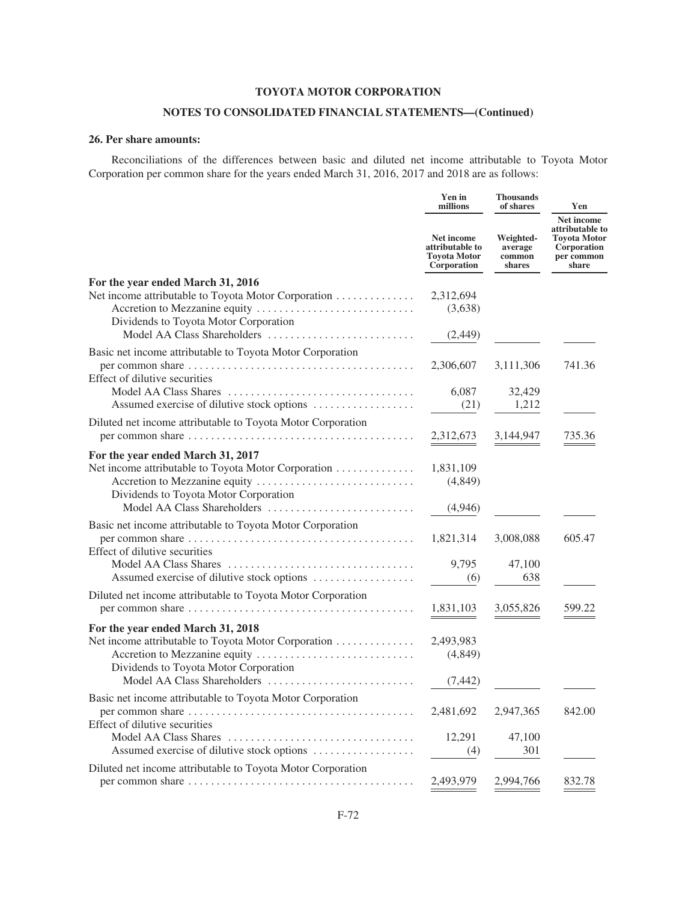**TOYOTA MOTOR CORPORATION**

**NOTES TO CONSOLIDATED FINANCIAL STATEMENTS—(Continued)**

**26. Per share amounts:**

Reconciliations of the differences between basic and diluted net income attributable to Toyota Motor Corporation per common share for the years ended March 31, 2016, 2017 and 2018 are as follows:

| | Yen in millions | Thousands of shares | Yen |
|---|---|---|---|
| | Net income attributable to Toyota Motor Corporation | Weighted-average common shares | Net income attributable to Toyota Motor Corporation per common share |
| **For the year ended March 31, 2016** | | | |
| Net income attributable to Toyota Motor Corporation | 2,312,694 | | |
| Accretion to Mezzanine equity | (3,638) | | |
| Dividends to Toyota Motor Corporation Model AA Class Shareholders | (2,449) | | |
| Basic net income attributable to Toyota Motor Corporation per common share | 2,306,607 | 3,111,306 | 741.36 |
| Effect of dilutive securities | | | |
| Model AA Class Shares | 6,087 | 32,429 | |
| Assumed exercise of dilutive stock options | (21) | 1,212 | |
| Diluted net income attributable to Toyota Motor Corporation per common share | 2,312,673 | 3,144,947 | 735.36 |
| **For the year ended March 31, 2017** | | | |
| Net income attributable to Toyota Motor Corporation | 1,831,109 | | |
| Accretion to Mezzanine equity | (4,849) | | |
| Dividends to Toyota Motor Corporation Model AA Class Shareholders | (4,946) | | |
| Basic net income attributable to Toyota Motor Corporation per common share | 1,821,314 | 3,008,088 | 605.47 |
| Effect of dilutive securities | | | |
| Model AA Class Shares | 9,795 | 47,100 | |
| Assumed exercise of dilutive stock options | (6) | 638 | |
| Diluted net income attributable to Toyota Motor Corporation per common share | 1,831,103 | 3,055,826 | 599.22 |
| **For the year ended March 31, 2018** | | | |
| Net income attributable to Toyota Motor Corporation | 2,493,983 | | |
| Accretion to Mezzanine equity | (4,849) | | |
| Dividends to Toyota Motor Corporation Model AA Class Shareholders | (7,442) | | |
| Basic net income attributable to Toyota Motor Corporation per common share | 2,481,692 | 2,947,365 | 842.00 |
| Effect of dilutive securities | | | |
| Model AA Class Shares | 12,291 | 47,100 | |
| Assumed exercise of dilutive stock options | (4) | 301 | |
| Diluted net income attributable to Toyota Motor Corporation per common share | 2,493,979 | 2,994,766 | 832.78 |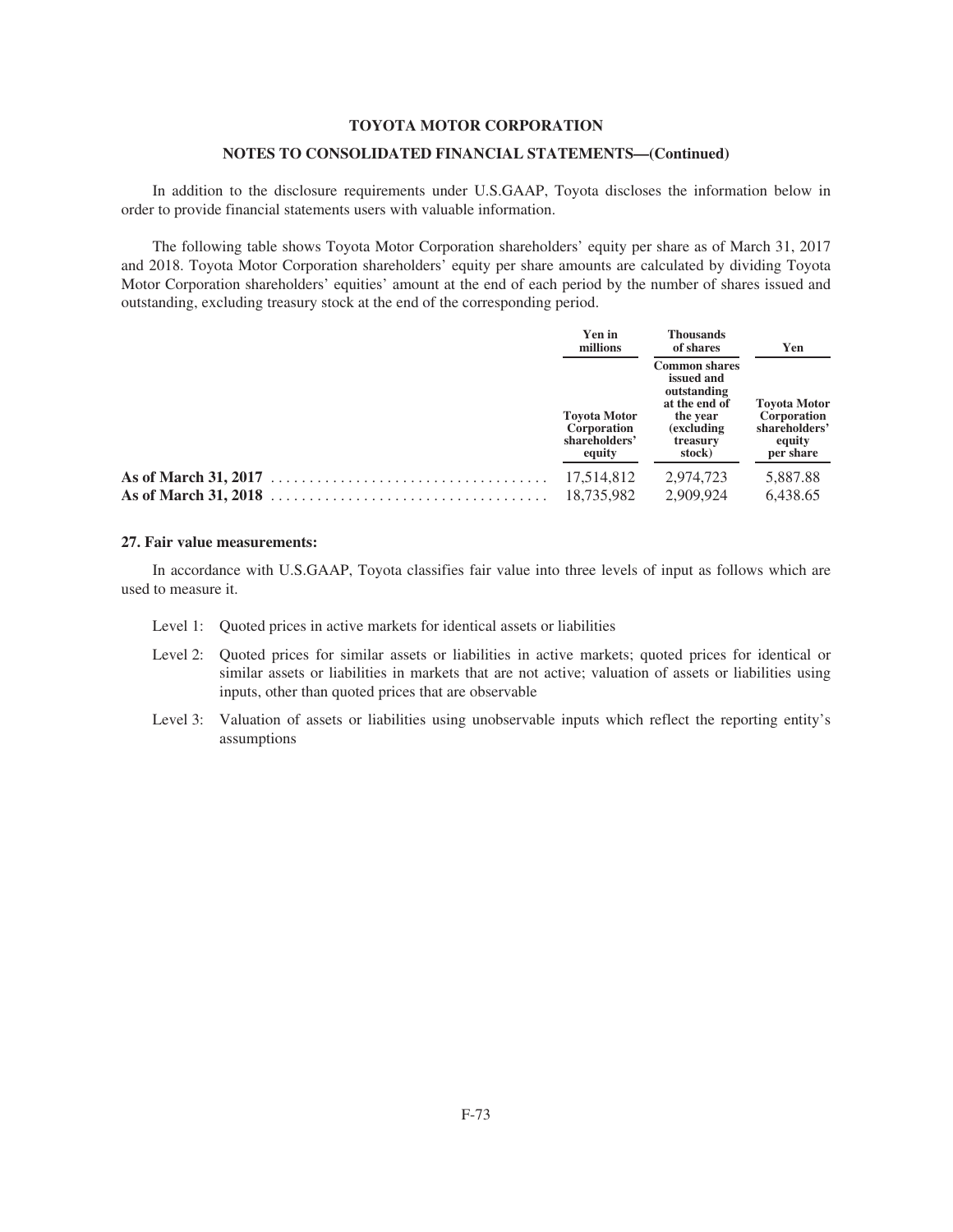In addition to the disclosure requirements under U.S.GAAP, Toyota discloses the information below in order to provide financial statements users with valuable information.

The following table shows Toyota Motor Corporation shareholders' equity per share as of March 31, 2017 and 2018. Toyota Motor Corporation shareholders' equity per share amounts are calculated by dividing Toyota Motor Corporation shareholders' equities' amount at the end of each period by the number of shares issued and outstanding, excluding treasury stock at the end of the corresponding period.

| | Yen in millions | Thousands of shares | Yen |
|---|---|---|---|
| | **Toyota Motor Corporation shareholders' equity** | **Common shares issued and outstanding at the end of the year (excluding treasury stock)** | **Toyota Motor Corporation shareholders' equity per share** |
| **As of March 31, 2017** | 17,514,812 | 2,974,723 | 5,887.88 |
| **As of March 31, 2018** | 18,735,982 | 2,909,924 | 6,438.65 |

### 27. Fair value measurements:

In accordance with U.S.GAAP, Toyota classifies fair value into three levels of input as follows which are used to measure it.

- Level 1: Quoted prices in active markets for identical assets or liabilities
- Level 2: Quoted prices for similar assets or liabilities in active markets; quoted prices for identical or similar assets or liabilities in markets that are not active; valuation of assets or liabilities using inputs, other than quoted prices that are observable
- Level 3: Valuation of assets or liabilities using unobservable inputs which reflect the reporting entity's assumptions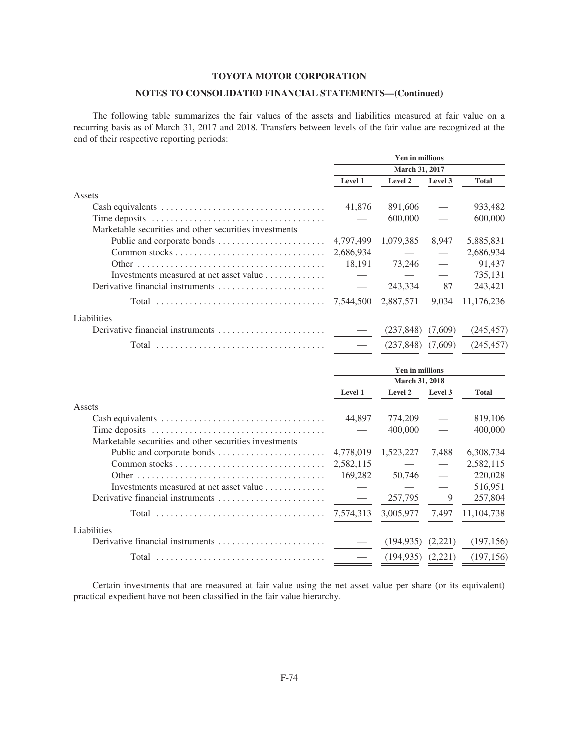**TOYOTA MOTOR CORPORATION**

**NOTES TO CONSOLIDATED FINANCIAL STATEMENTS—(Continued)**

The following table summarizes the fair values of the assets and liabilities measured at fair value on a recurring basis as of March 31, 2017 and 2018. Transfers between levels of the fair value are recognized at the end of their respective reporting periods:

| | Yen in millions | | | |
|---|---|---|---|---|
| | March 31, 2017 | | | |
| | Level 1 | Level 2 | Level 3 | Total |
| Assets | | | | |
| Cash equivalents | 41,876 | 891,606 | — | 933,482 |
| Time deposits | — | 600,000 | — | 600,000 |
| Marketable securities and other securities investments | | | | |
| Public and corporate bonds | 4,797,499 | 1,079,385 | 8,947 | 5,885,831 |
| Common stocks | 2,686,934 | — | — | 2,686,934 |
| Other | 18,191 | 73,246 | — | 91,437 |
| Investments measured at net asset value | — | — | — | 735,131 |
| Derivative financial instruments | — | 243,334 | 87 | 243,421 |
| Total | 7,544,500 | 2,887,571 | 9,034 | 11,176,236 |
| Liabilities | | | | |
| Derivative financial instruments | — | (237,848) | (7,609) | (245,457) |
| Total | — | (237,848) | (7,609) | (245,457) |

| | Yen in millions | | | |
|---|---|---|---|---|
| | March 31, 2018 | | | |
| | Level 1 | Level 2 | Level 3 | Total |
| Assets | | | | |
| Cash equivalents | 44,897 | 774,209 | — | 819,106 |
| Time deposits | — | 400,000 | — | 400,000 |
| Marketable securities and other securities investments | | | | |
| Public and corporate bonds | 4,778,019 | 1,523,227 | 7,488 | 6,308,734 |
| Common stocks | 2,582,115 | — | — | 2,582,115 |
| Other | 169,282 | 50,746 | — | 220,028 |
| Investments measured at net asset value | — | — | — | 516,951 |
| Derivative financial instruments | — | 257,795 | 9 | 257,804 |
| Total | 7,574,313 | 3,005,977 | 7,497 | 11,104,738 |
| Liabilities | | | | |
| Derivative financial instruments | — | (194,935) | (2,221) | (197,156) |
| Total | — | (194,935) | (2,221) | (197,156) |

Certain investments that are measured at fair value using the net asset value per share (or its equivalent) practical expedient have not been classified in the fair value hierarchy.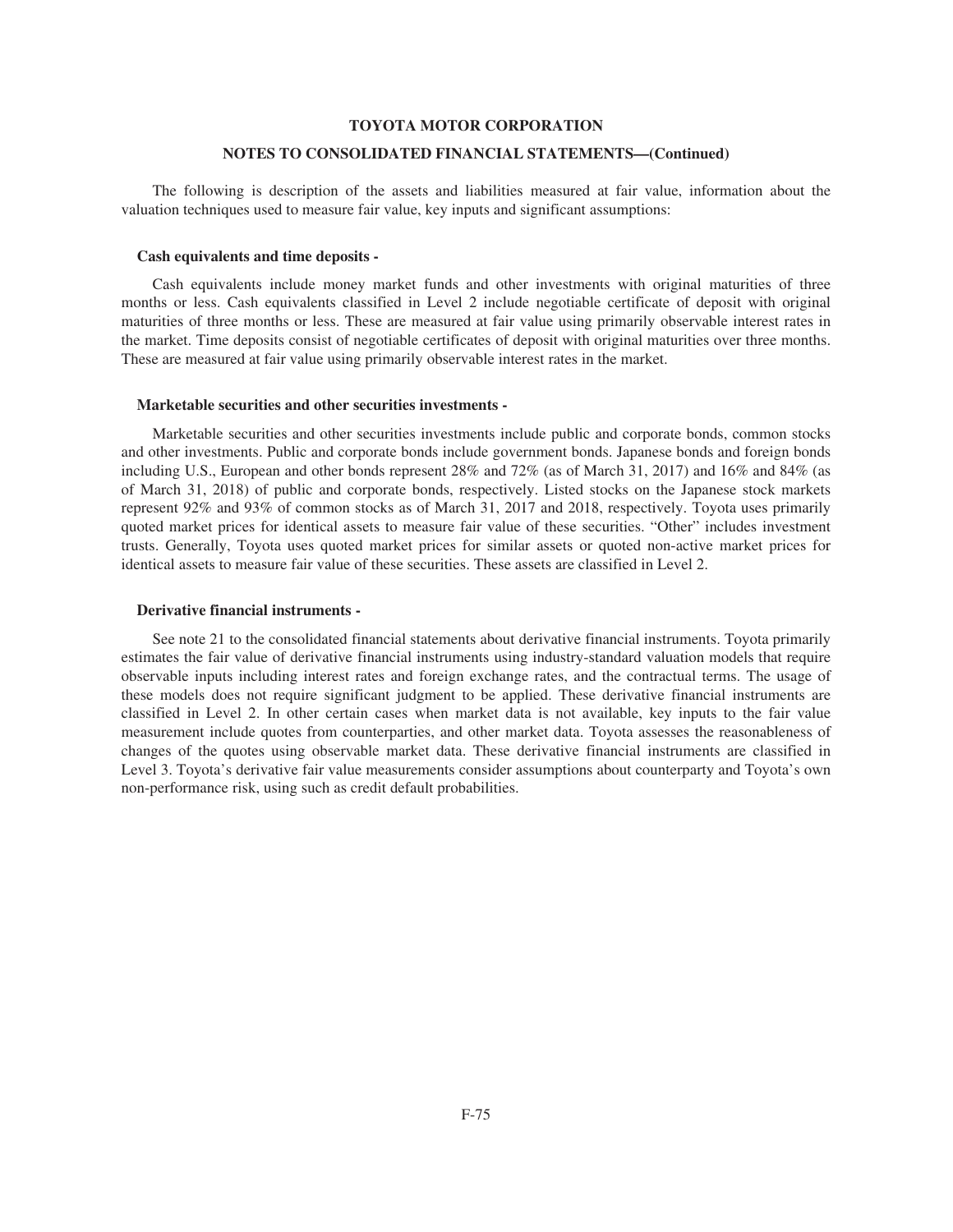The following is description of the assets and liabilities measured at fair value, information about the valuation techniques used to measure fair value, key inputs and significant assumptions:

**Cash equivalents and time deposits -**

Cash equivalents include money market funds and other investments with original maturities of three months or less. Cash equivalents classified in Level 2 include negotiable certificate of deposit with original maturities of three months or less. These are measured at fair value using primarily observable interest rates in the market. Time deposits consist of negotiable certificates of deposit with original maturities over three months. These are measured at fair value using primarily observable interest rates in the market.

**Marketable securities and other securities investments -**

Marketable securities and other securities investments include public and corporate bonds, common stocks and other investments. Public and corporate bonds include government bonds. Japanese bonds and foreign bonds including U.S., European and other bonds represent 28% and 72% (as of March 31, 2017) and 16% and 84% (as of March 31, 2018) of public and corporate bonds, respectively. Listed stocks on the Japanese stock markets represent 92% and 93% of common stocks as of March 31, 2017 and 2018, respectively. Toyota uses primarily quoted market prices for identical assets to measure fair value of these securities. "Other" includes investment trusts. Generally, Toyota uses quoted market prices for similar assets or quoted non-active market prices for identical assets to measure fair value of these securities. These assets are classified in Level 2.

**Derivative financial instruments -**

See note 21 to the consolidated financial statements about derivative financial instruments. Toyota primarily estimates the fair value of derivative financial instruments using industry-standard valuation models that require observable inputs including interest rates and foreign exchange rates, and the contractual terms. The usage of these models does not require significant judgment to be applied. These derivative financial instruments are classified in Level 2. In other certain cases when market data is not available, key inputs to the fair value measurement include quotes from counterparties, and other market data. Toyota assesses the reasonableness of changes of the quotes using observable market data. These derivative financial instruments are classified in Level 3. Toyota's derivative fair value measurements consider assumptions about counterparty and Toyota's own non-performance risk, using such as credit default probabilities.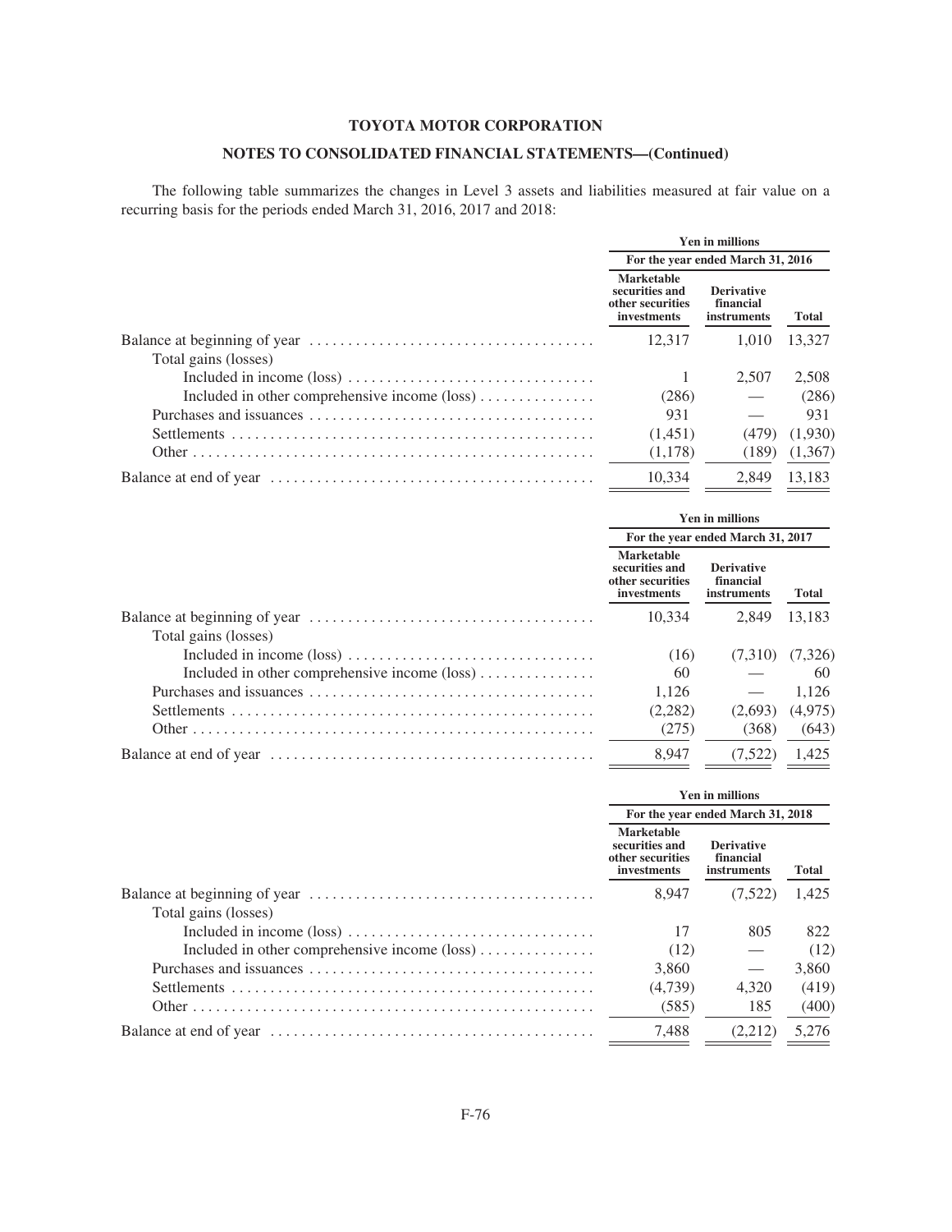**TOYOTA MOTOR CORPORATION**

**NOTES TO CONSOLIDATED FINANCIAL STATEMENTS—(Continued)**

The following table summarizes the changes in Level 3 assets and liabilities measured at fair value on a recurring basis for the periods ended March 31, 2016, 2017 and 2018:

| | Yen in millions | | |
|---|---|---|---|
| | For the year ended March 31, 2016 | | |
| | Marketable securities and other securities investments | Derivative financial instruments | Total |
| Balance at beginning of year | 12,317 | 1,010 | 13,327 |
| Total gains (losses) | | | |
| Included in income (loss) | 1 | 2,507 | 2,508 |
| Included in other comprehensive income (loss) | (286) | — | (286) |
| Purchases and issuances | 931 | — | 931 |
| Settlements | (1,451) | (479) | (1,930) |
| Other | (1,178) | (189) | (1,367) |
| Balance at end of year | 10,334 | 2,849 | 13,183 |

| | Yen in millions | | |
|---|---|---|---|
| | For the year ended March 31, 2017 | | |
| | Marketable securities and other securities investments | Derivative financial instruments | Total |
| Balance at beginning of year | 10,334 | 2,849 | 13,183 |
| Total gains (losses) | | | |
| Included in income (loss) | (16) | (7,310) | (7,326) |
| Included in other comprehensive income (loss) | 60 | — | 60 |
| Purchases and issuances | 1,126 | — | 1,126 |
| Settlements | (2,282) | (2,693) | (4,975) |
| Other | (275) | (368) | (643) |
| Balance at end of year | 8,947 | (7,522) | 1,425 |

| | Yen in millions | | |
|---|---|---|---|
| | For the year ended March 31, 2018 | | |
| | Marketable securities and other securities investments | Derivative financial instruments | Total |
| Balance at beginning of year | 8,947 | (7,522) | 1,425 |
| Total gains (losses) | | | |
| Included in income (loss) | 17 | 805 | 822 |
| Included in other comprehensive income (loss) | (12) | — | (12) |
| Purchases and issuances | 3,860 | — | 3,860 |
| Settlements | (4,739) | 4,320 | (419) |
| Other | (585) | 185 | (400) |
| Balance at end of year | 7,488 | (2,212) | 5,276 |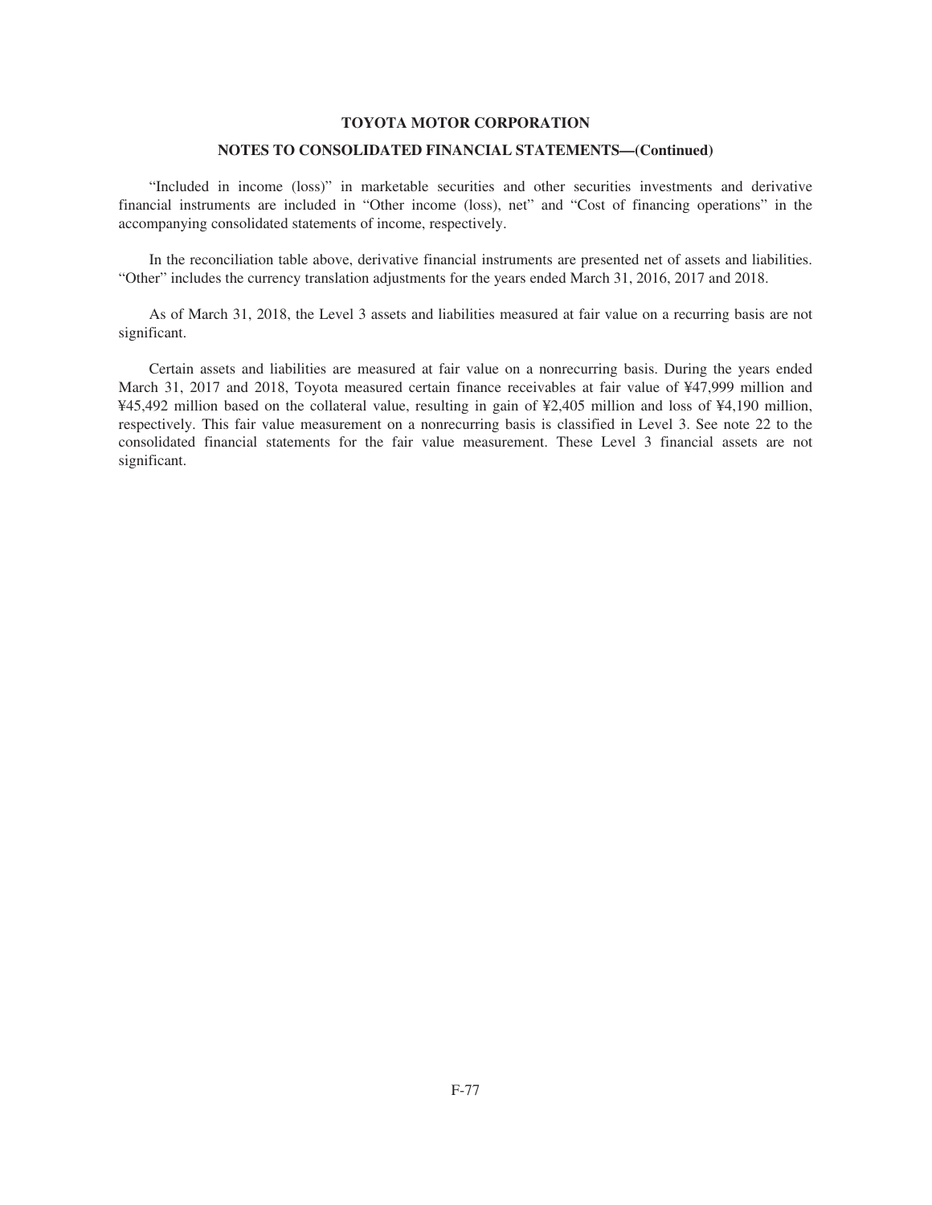"Included in income (loss)" in marketable securities and other securities investments and derivative financial instruments are included in "Other income (loss), net" and "Cost of financing operations" in the accompanying consolidated statements of income, respectively.

In the reconciliation table above, derivative financial instruments are presented net of assets and liabilities. "Other" includes the currency translation adjustments for the years ended March 31, 2016, 2017 and 2018.

As of March 31, 2018, the Level 3 assets and liabilities measured at fair value on a recurring basis are not significant.

Certain assets and liabilities are measured at fair value on a nonrecurring basis. During the years ended March 31, 2017 and 2018, Toyota measured certain finance receivables at fair value of ¥47,999 million and ¥45,492 million based on the collateral value, resulting in gain of ¥2,405 million and loss of ¥4,190 million, respectively. This fair value measurement on a nonrecurring basis is classified in Level 3. See note 22 to the consolidated financial statements for the fair value measurement. These Level 3 financial assets are not significant.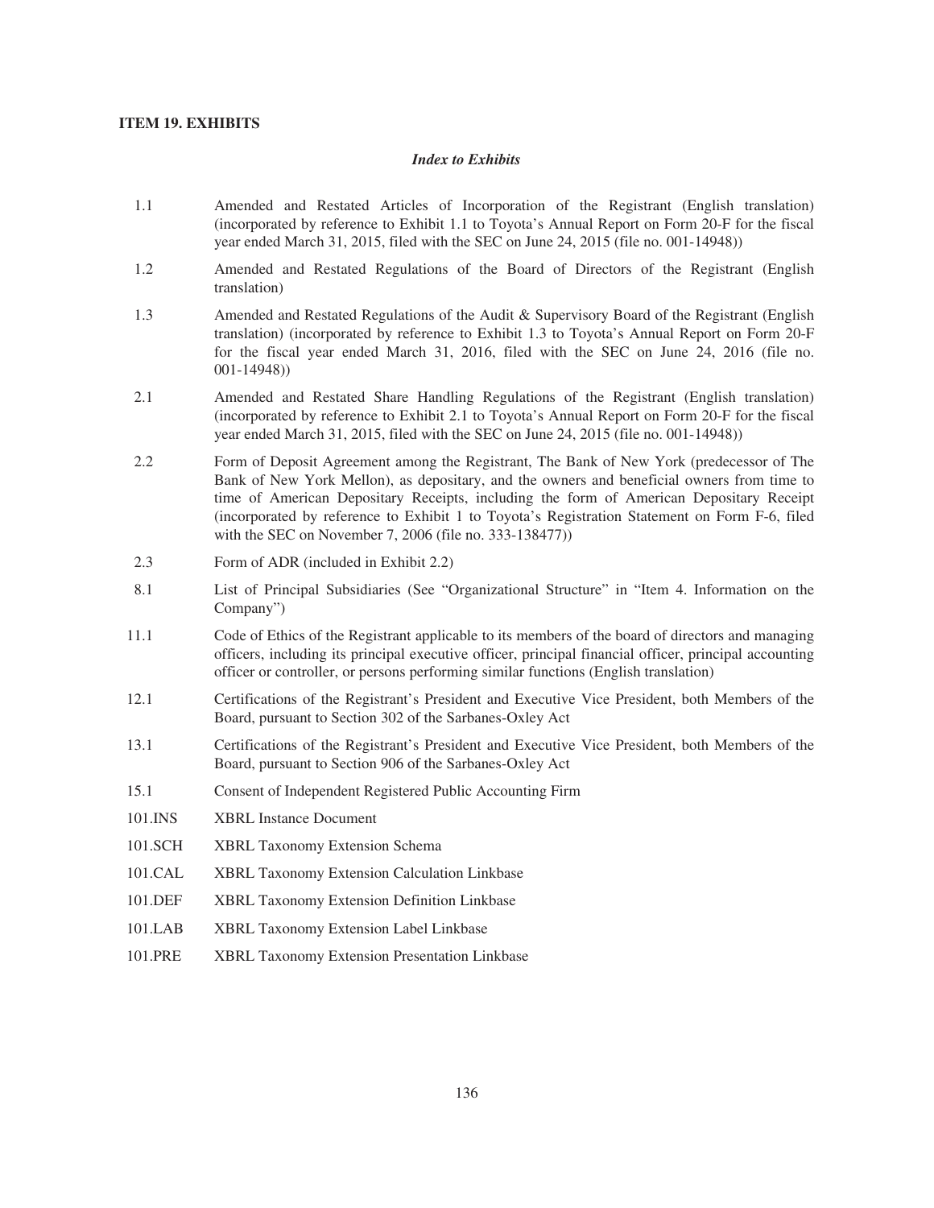### ITEM 19. EXHIBITS

*Index to Exhibits*

| | |
|---|---|
| 1.1 | Amended and Restated Articles of Incorporation of the Registrant (English translation) (incorporated by reference to Exhibit 1.1 to Toyota's Annual Report on Form 20-F for the fiscal year ended March 31, 2015, filed with the SEC on June 24, 2015 (file no. 001-14948)) |
| 1.2 | Amended and Restated Regulations of the Board of Directors of the Registrant (English translation) |
| 1.3 | Amended and Restated Regulations of the Audit & Supervisory Board of the Registrant (English translation) (incorporated by reference to Exhibit 1.3 to Toyota's Annual Report on Form 20-F for the fiscal year ended March 31, 2016, filed with the SEC on June 24, 2016 (file no. 001-14948)) |
| 2.1 | Amended and Restated Share Handling Regulations of the Registrant (English translation) (incorporated by reference to Exhibit 2.1 to Toyota's Annual Report on Form 20-F for the fiscal year ended March 31, 2015, filed with the SEC on June 24, 2015 (file no. 001-14948)) |
| 2.2 | Form of Deposit Agreement among the Registrant, The Bank of New York (predecessor of The Bank of New York Mellon), as depositary, and the owners and beneficial owners from time to time of American Depositary Receipts, including the form of American Depositary Receipt (incorporated by reference to Exhibit 1 to Toyota's Registration Statement on Form F-6, filed with the SEC on November 7, 2006 (file no. 333-138477)) |
| 2.3 | Form of ADR (included in Exhibit 2.2) |
| 8.1 | List of Principal Subsidiaries (See "Organizational Structure" in "Item 4. Information on the Company") |
| 11.1 | Code of Ethics of the Registrant applicable to its members of the board of directors and managing officers, including its principal executive officer, principal financial officer, principal accounting officer or controller, or persons performing similar functions (English translation) |
| 12.1 | Certifications of the Registrant's President and Executive Vice President, both Members of the Board, pursuant to Section 302 of the Sarbanes-Oxley Act |
| 13.1 | Certifications of the Registrant's President and Executive Vice President, both Members of the Board, pursuant to Section 906 of the Sarbanes-Oxley Act |
| 15.1 | Consent of Independent Registered Public Accounting Firm |
| 101.INS | XBRL Instance Document |
| 101.SCH | XBRL Taxonomy Extension Schema |
| 101.CAL | XBRL Taxonomy Extension Calculation Linkbase |
| 101.DEF | XBRL Taxonomy Extension Definition Linkbase |
| 101.LAB | XBRL Taxonomy Extension Label Linkbase |
| 101.PRE | XBRL Taxonomy Extension Presentation Linkbase |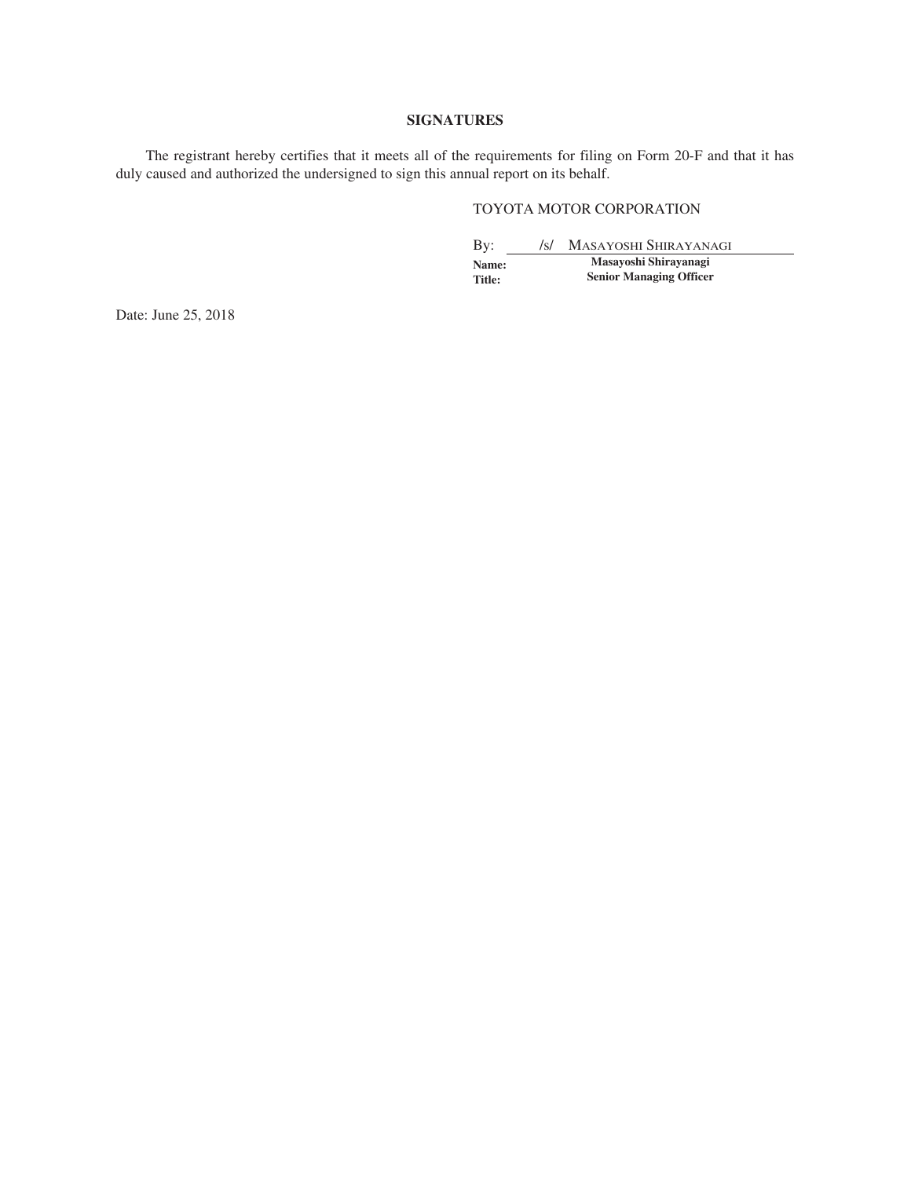## SIGNATURES

The registrant hereby certifies that it meets all of the requirements for filing on Form 20-F and that it has duly caused and authorized the undersigned to sign this annual report on its behalf.

TOYOTA MOTOR CORPORATION

By: /s/ MASAYOSHI SHIRAYANAGI

**Name:** **Masayoshi Shirayanagi**

**Title:** **Senior Managing Officer**

Date: June 25, 2018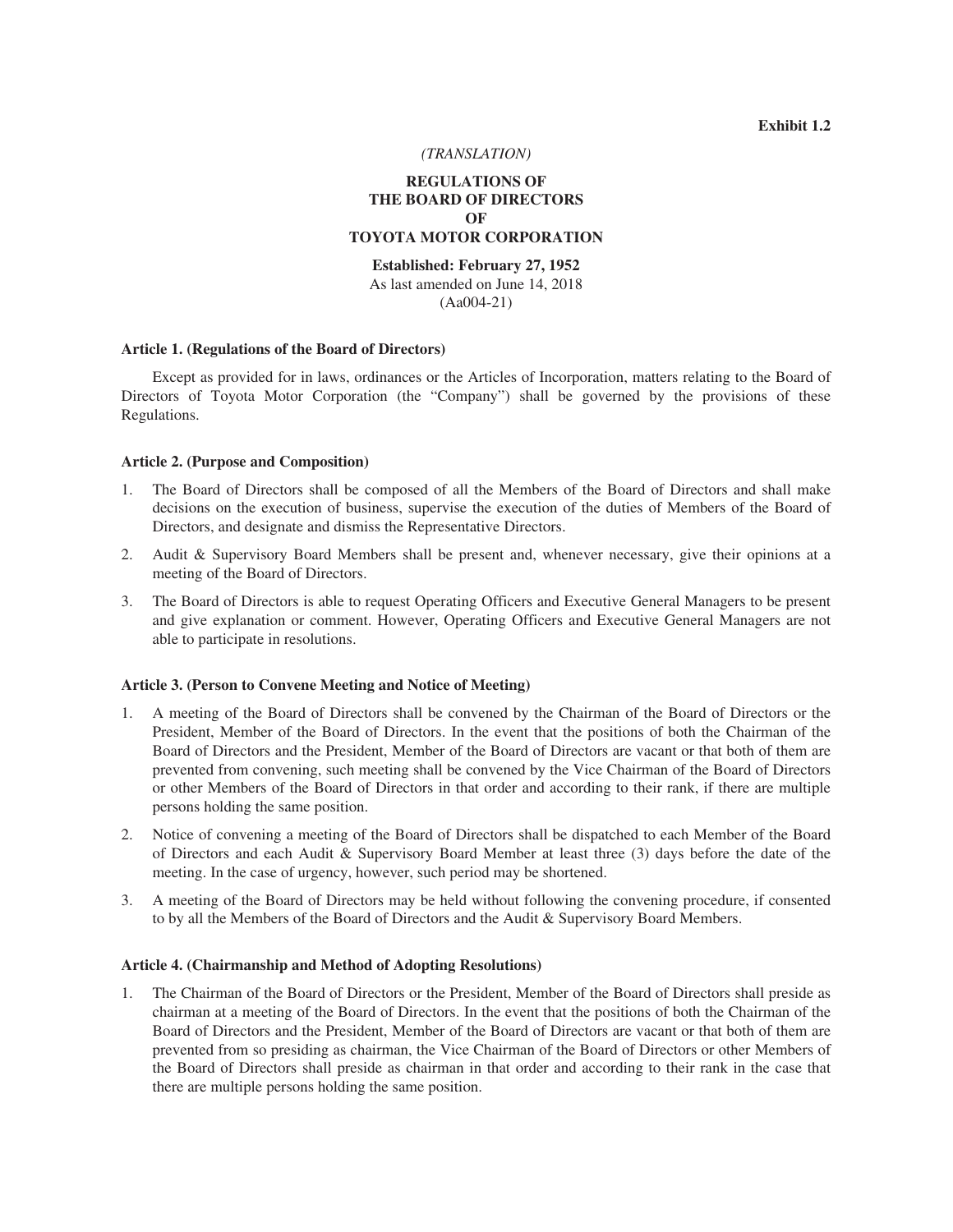**Exhibit 1.2**

*(TRANSLATION)*

# REGULATIONS OF THE BOARD OF DIRECTORS OF TOYOTA MOTOR CORPORATION

**Established: February 27, 1952**
As last amended on June 14, 2018
(Aa004-21)

### Article 1. (Regulations of the Board of Directors)

Except as provided for in laws, ordinances or the Articles of Incorporation, matters relating to the Board of Directors of Toyota Motor Corporation (the "Company") shall be governed by the provisions of these Regulations.

### Article 2. (Purpose and Composition)

1. The Board of Directors shall be composed of all the Members of the Board of Directors and shall make decisions on the execution of business, supervise the execution of the duties of Members of the Board of Directors, and designate and dismiss the Representative Directors.
2. Audit & Supervisory Board Members shall be present and, whenever necessary, give their opinions at a meeting of the Board of Directors.
3. The Board of Directors is able to request Operating Officers and Executive General Managers to be present and give explanation or comment. However, Operating Officers and Executive General Managers are not able to participate in resolutions.

### Article 3. (Person to Convene Meeting and Notice of Meeting)

1. A meeting of the Board of Directors shall be convened by the Chairman of the Board of Directors or the President, Member of the Board of Directors. In the event that the positions of both the Chairman of the Board of Directors and the President, Member of the Board of Directors are vacant or that both of them are prevented from convening, such meeting shall be convened by the Vice Chairman of the Board of Directors or other Members of the Board of Directors in that order and according to their rank, if there are multiple persons holding the same position.
2. Notice of convening a meeting of the Board of Directors shall be dispatched to each Member of the Board of Directors and each Audit & Supervisory Board Member at least three (3) days before the date of the meeting. In the case of urgency, however, such period may be shortened.
3. A meeting of the Board of Directors may be held without following the convening procedure, if consented to by all the Members of the Board of Directors and the Audit & Supervisory Board Members.

### Article 4. (Chairmanship and Method of Adopting Resolutions)

1. The Chairman of the Board of Directors or the President, Member of the Board of Directors shall preside as chairman at a meeting of the Board of Directors. In the event that the positions of both the Chairman of the Board of Directors and the President, Member of the Board of Directors are vacant or that both of them are prevented from so presiding as chairman, the Vice Chairman of the Board of Directors or other Members of the Board of Directors shall preside as chairman in that order and according to their rank in the case that there are multiple persons holding the same position.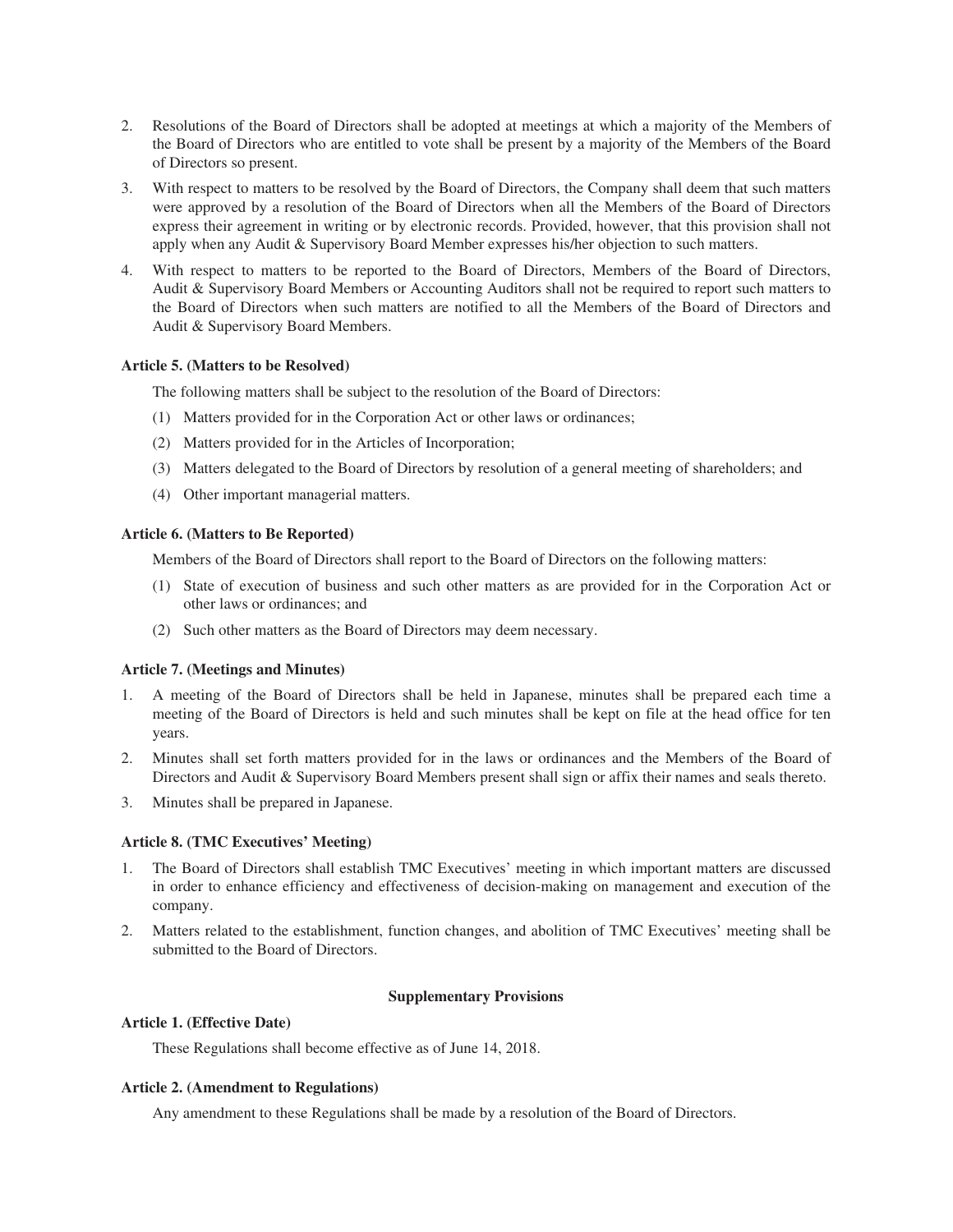2. Resolutions of the Board of Directors shall be adopted at meetings at which a majority of the Members of the Board of Directors who are entitled to vote shall be present by a majority of the Members of the Board of Directors so present.

3. With respect to matters to be resolved by the Board of Directors, the Company shall deem that such matters were approved by a resolution of the Board of Directors when all the Members of the Board of Directors express their agreement in writing or by electronic records. Provided, however, that this provision shall not apply when any Audit & Supervisory Board Member expresses his/her objection to such matters.

4. With respect to matters to be reported to the Board of Directors, Members of the Board of Directors, Audit & Supervisory Board Members or Accounting Auditors shall not be required to report such matters to the Board of Directors when such matters are notified to all the Members of the Board of Directors and Audit & Supervisory Board Members.

**Article 5. (Matters to be Resolved)**

The following matters shall be subject to the resolution of the Board of Directors:

(1) Matters provided for in the Corporation Act or other laws or ordinances;

(2) Matters provided for in the Articles of Incorporation;

(3) Matters delegated to the Board of Directors by resolution of a general meeting of shareholders; and

(4) Other important managerial matters.

**Article 6. (Matters to Be Reported)**

Members of the Board of Directors shall report to the Board of Directors on the following matters:

(1) State of execution of business and such other matters as are provided for in the Corporation Act or other laws or ordinances; and

(2) Such other matters as the Board of Directors may deem necessary.

**Article 7. (Meetings and Minutes)**

1. A meeting of the Board of Directors shall be held in Japanese, minutes shall be prepared each time a meeting of the Board of Directors is held and such minutes shall be kept on file at the head office for ten years.

2. Minutes shall set forth matters provided for in the laws or ordinances and the Members of the Board of Directors and Audit & Supervisory Board Members present shall sign or affix their names and seals thereto.

3. Minutes shall be prepared in Japanese.

**Article 8. (TMC Executives' Meeting)**

1. The Board of Directors shall establish TMC Executives' meeting in which important matters are discussed in order to enhance efficiency and effectiveness of decision-making on management and execution of the company.

2. Matters related to the establishment, function changes, and abolition of TMC Executives' meeting shall be submitted to the Board of Directors.

**Supplementary Provisions**

**Article 1. (Effective Date)**

These Regulations shall become effective as of June 14, 2018.

**Article 2. (Amendment to Regulations)**

Any amendment to these Regulations shall be made by a resolution of the Board of Directors.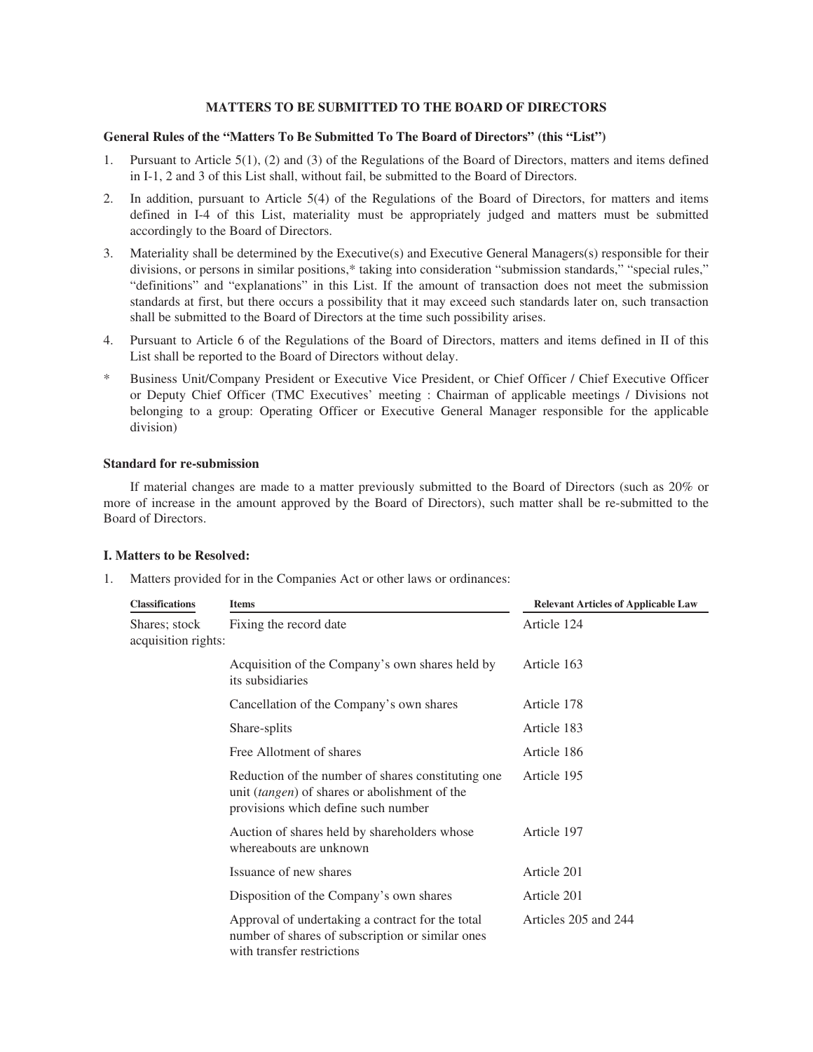## MATTERS TO BE SUBMITTED TO THE BOARD OF DIRECTORS

**General Rules of the "Matters To Be Submitted To The Board of Directors" (this "List")**

1. Pursuant to Article 5(1), (2) and (3) of the Regulations of the Board of Directors, matters and items defined in I-1, 2 and 3 of this List shall, without fail, be submitted to the Board of Directors.
2. In addition, pursuant to Article 5(4) of the Regulations of the Board of Directors, for matters and items defined in I-4 of this List, materiality must be appropriately judged and matters must be submitted accordingly to the Board of Directors.
3. Materiality shall be determined by the Executive(s) and Executive General Managers(s) responsible for their divisions, or persons in similar positions,* taking into consideration "submission standards," "special rules," "definitions" and "explanations" in this List. If the amount of transaction does not meet the submission standards at first, but there occurs a possibility that it may exceed such standards later on, such transaction shall be submitted to the Board of Directors at the time such possibility arises.
4. Pursuant to Article 6 of the Regulations of the Board of Directors, matters and items defined in II of this List shall be reported to the Board of Directors without delay.

\* Business Unit/Company President or Executive Vice President, or Chief Officer / Chief Executive Officer or Deputy Chief Officer (TMC Executives' meeting : Chairman of applicable meetings / Divisions not belonging to a group: Operating Officer or Executive General Manager responsible for the applicable division)

**Standard for re-submission**

If material changes are made to a matter previously submitted to the Board of Directors (such as 20% or more of increase in the amount approved by the Board of Directors), such matter shall be re-submitted to the Board of Directors.

**I. Matters to be Resolved:**

1. Matters provided for in the Companies Act or other laws or ordinances:

| Classifications | Items | Relevant Articles of Applicable Law |
|---|---|---|
| Shares; stock acquisition rights: | Fixing the record date | Article 124 |
| | Acquisition of the Company's own shares held by its subsidiaries | Article 163 |
| | Cancellation of the Company's own shares | Article 178 |
| | Share-splits | Article 183 |
| | Free Allotment of shares | Article 186 |
| | Reduction of the number of shares constituting one unit (*tangen*) of shares or abolishment of the provisions which define such number | Article 195 |
| | Auction of shares held by shareholders whose whereabouts are unknown | Article 197 |
| | Issuance of new shares | Article 201 |
| | Disposition of the Company's own shares | Article 201 |
| | Approval of undertaking a contract for the total number of shares of subscription or similar ones with transfer restrictions | Articles 205 and 244 |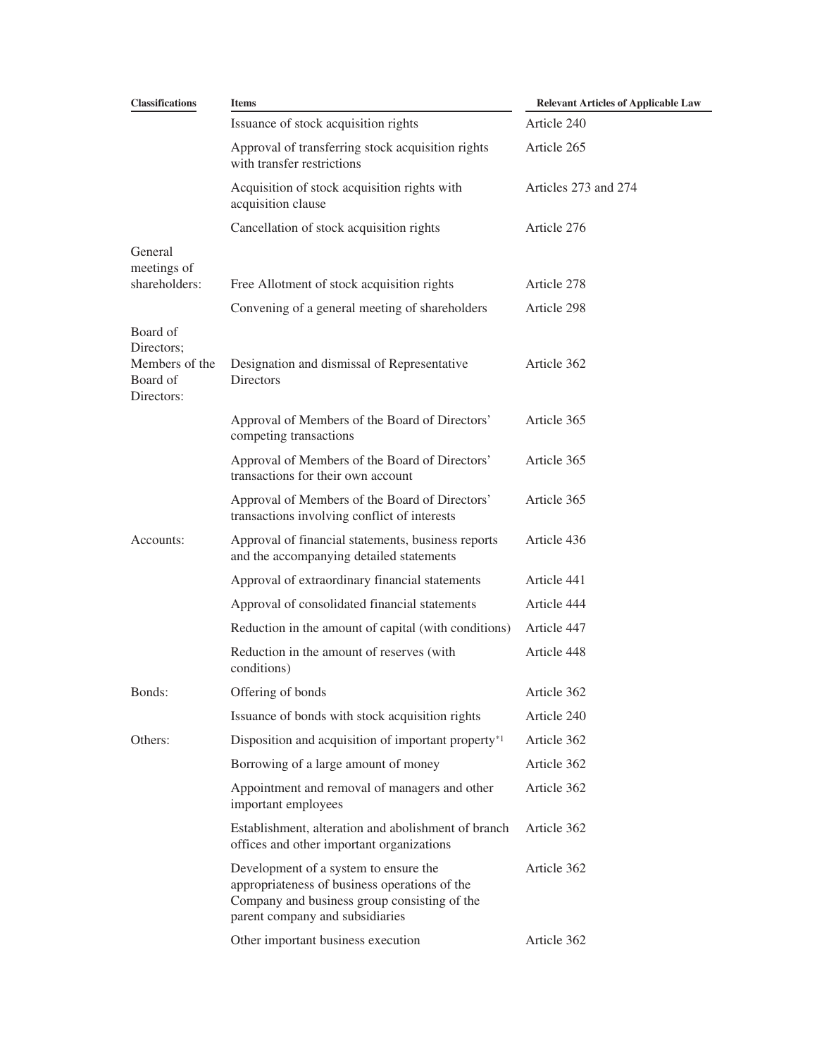| Classifications | Items | Relevant Articles of Applicable Law |
|---|---|---|
| | Issuance of stock acquisition rights | Article 240 |
| | Approval of transferring stock acquisition rights with transfer restrictions | Article 265 |
| | Acquisition of stock acquisition rights with acquisition clause | Articles 273 and 274 |
| | Cancellation of stock acquisition rights | Article 276 |
| General meetings of shareholders: | Free Allotment of stock acquisition rights | Article 278 |
| | Convening of a general meeting of shareholders | Article 298 |
| Board of Directors; Members of the Board of Directors: | Designation and dismissal of Representative Directors | Article 362 |
| | Approval of Members of the Board of Directors' competing transactions | Article 365 |
| | Approval of Members of the Board of Directors' transactions for their own account | Article 365 |
| | Approval of Members of the Board of Directors' transactions involving conflict of interests | Article 365 |
| Accounts: | Approval of financial statements, business reports and the accompanying detailed statements | Article 436 |
| | Approval of extraordinary financial statements | Article 441 |
| | Approval of consolidated financial statements | Article 444 |
| | Reduction in the amount of capital (with conditions) | Article 447 |
| | Reduction in the amount of reserves (with conditions) | Article 448 |
| Bonds: | Offering of bonds | Article 362 |
| | Issuance of bonds with stock acquisition rights | Article 240 |
| Others: | Disposition and acquisition of important property*1 | Article 362 |
| | Borrowing of a large amount of money | Article 362 |
| | Appointment and removal of managers and other important employees | Article 362 |
| | Establishment, alteration and abolishment of branch offices and other important organizations | Article 362 |
| | Development of a system to ensure the appropriateness of business operations of the Company and business group consisting of the parent company and subsidiaries | Article 362 |
| | Other important business execution | Article 362 |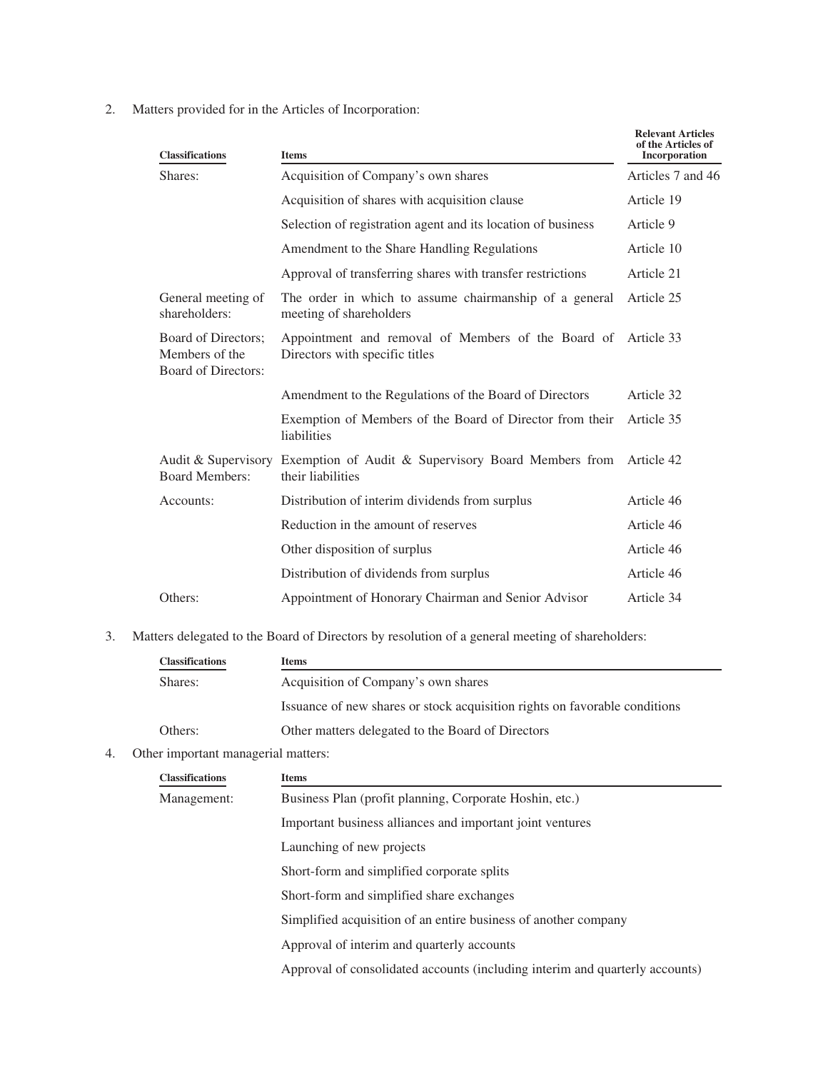2. Matters provided for in the Articles of Incorporation:

| Classifications | Items | Relevant Articles of the Articles of Incorporation |
|---|---|---|
| Shares: | Acquisition of Company's own shares | Articles 7 and 46 |
| | Acquisition of shares with acquisition clause | Article 19 |
| | Selection of registration agent and its location of business | Article 9 |
| | Amendment to the Share Handling Regulations | Article 10 |
| | Approval of transferring shares with transfer restrictions | Article 21 |
| General meeting of shareholders: | The order in which to assume chairmanship of a general meeting of shareholders | Article 25 |
| Board of Directors; Members of the Board of Directors: | Appointment and removal of Members of the Board of Directors with specific titles | Article 33 |
| | Amendment to the Regulations of the Board of Directors | Article 32 |
| | Exemption of Members of the Board of Director from their liabilities | Article 35 |
| Audit & Supervisory Board Members: | Exemption of Audit & Supervisory Board Members from their liabilities | Article 42 |
| Accounts: | Distribution of interim dividends from surplus | Article 46 |
| | Reduction in the amount of reserves | Article 46 |
| | Other disposition of surplus | Article 46 |
| | Distribution of dividends from surplus | Article 46 |
| Others: | Appointment of Honorary Chairman and Senior Advisor | Article 34 |

3. Matters delegated to the Board of Directors by resolution of a general meeting of shareholders:

| Classifications | Items |
|---|---|
| Shares: | Acquisition of Company's own shares |
| | Issuance of new shares or stock acquisition rights on favorable conditions |
| Others: | Other matters delegated to the Board of Directors |

4. Other important managerial matters:

| Classifications | Items |
|---|---|
| Management: | Business Plan (profit planning, Corporate Hoshin, etc.) |
| | Important business alliances and important joint ventures |
| | Launching of new projects |
| | Short-form and simplified corporate splits |
| | Short-form and simplified share exchanges |
| | Simplified acquisition of an entire business of another company |
| | Approval of interim and quarterly accounts |
| | Approval of consolidated accounts (including interim and quarterly accounts) |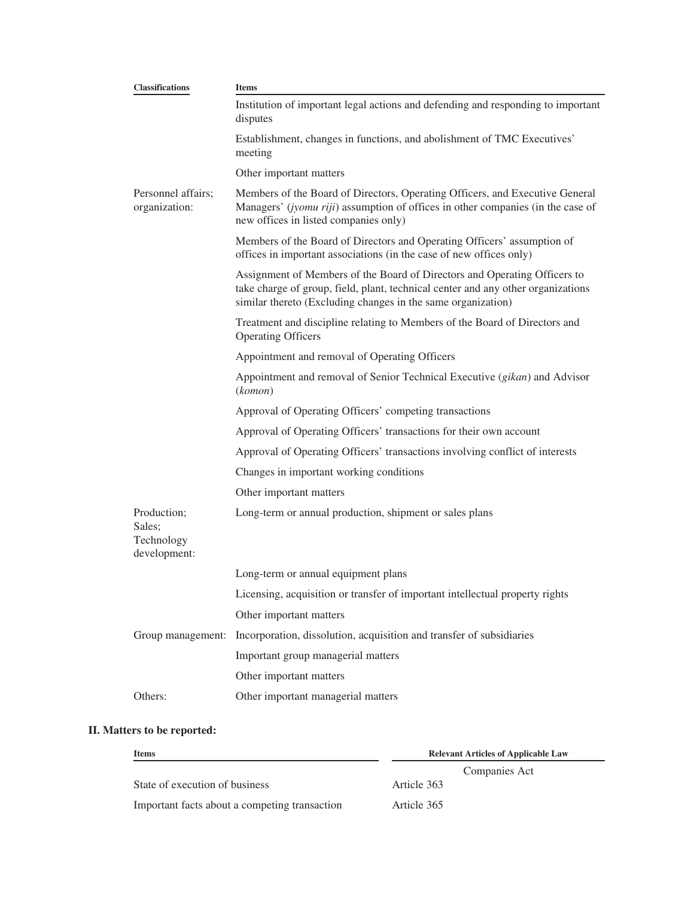| Classifications | Items |
| --- | --- |
| | Institution of important legal actions and defending and responding to important disputes |
| | Establishment, changes in functions, and abolishment of TMC Executives' meeting |
| | Other important matters |
| Personnel affairs; organization: | Members of the Board of Directors, Operating Officers, and Executive General Managers' (*jyomu riji*) assumption of offices in other companies (in the case of new offices in listed companies only) |
| | Members of the Board of Directors and Operating Officers' assumption of offices in important associations (in the case of new offices only) |
| | Assignment of Members of the Board of Directors and Operating Officers to take charge of group, field, plant, technical center and any other organizations similar thereto (Excluding changes in the same organization) |
| | Treatment and discipline relating to Members of the Board of Directors and Operating Officers |
| | Appointment and removal of Operating Officers |
| | Appointment and removal of Senior Technical Executive (*gikan*) and Advisor (*komon*) |
| | Approval of Operating Officers' competing transactions |
| | Approval of Operating Officers' transactions for their own account |
| | Approval of Operating Officers' transactions involving conflict of interests |
| | Changes in important working conditions |
| | Other important matters |
| Production; Sales; Technology development: | Long-term or annual production, shipment or sales plans |
| | Long-term or annual equipment plans |
| | Licensing, acquisition or transfer of important intellectual property rights |
| | Other important matters |
| Group management: | Incorporation, dissolution, acquisition and transfer of subsidiaries |
| | Important group managerial matters |
| | Other important matters |
| Others: | Other important managerial matters |

**II. Matters to be reported:**

| Items | Relevant Articles of Applicable Law |
| --- | --- |
| | Companies Act |
| State of execution of business | Article 363 |
| Important facts about a competing transaction | Article 365 |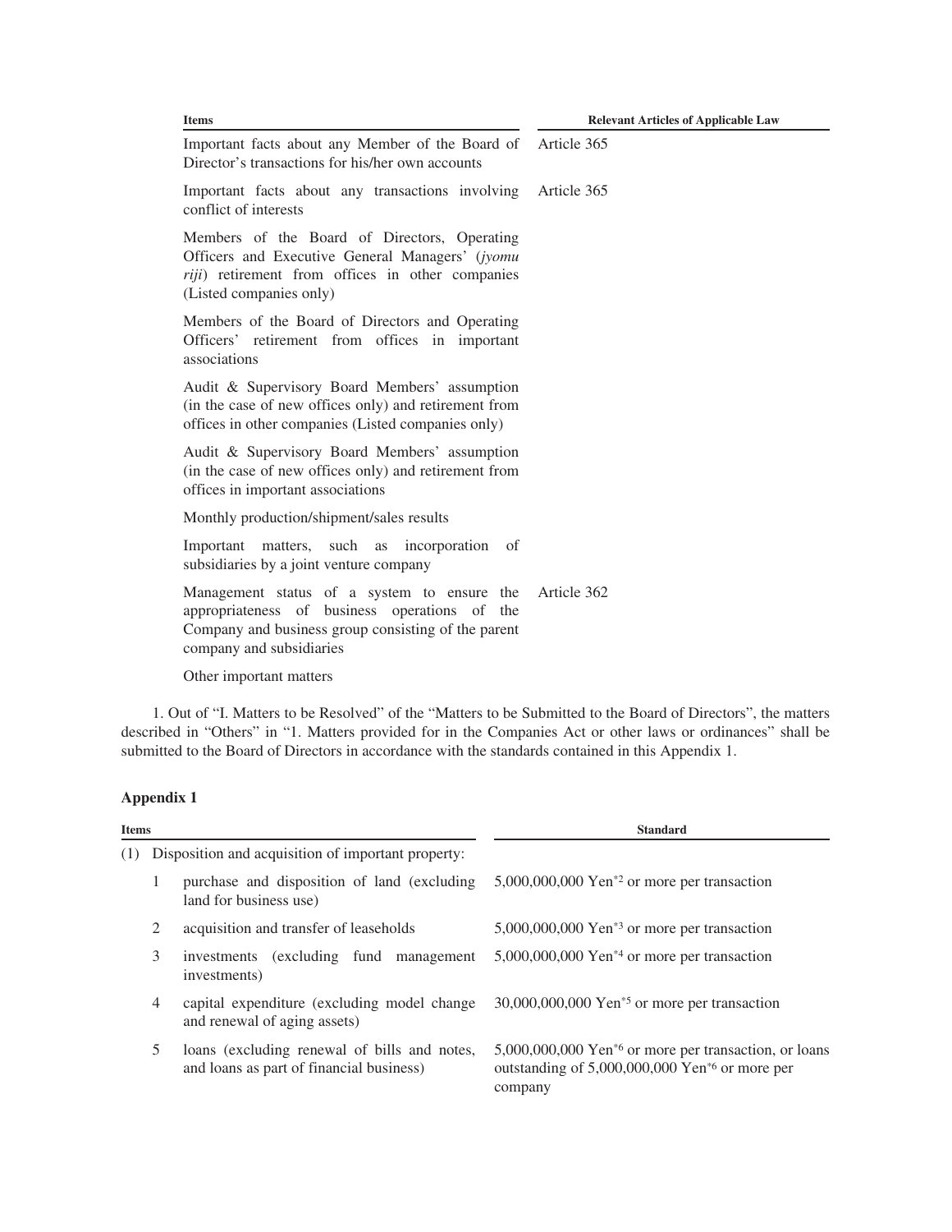| Items | Relevant Articles of Applicable Law |
|---|---|
| Important facts about any Member of the Board of Director's transactions for his/her own accounts | Article 365 |
| Important facts about any transactions involving conflict of interests | Article 365 |
| Members of the Board of Directors, Operating Officers and Executive General Managers' (*jyomu riji*) retirement from offices in other companies (Listed companies only) | |
| Members of the Board of Directors and Operating Officers' retirement from offices in important associations | |
| Audit & Supervisory Board Members' assumption (in the case of new offices only) and retirement from offices in other companies (Listed companies only) | |
| Audit & Supervisory Board Members' assumption (in the case of new offices only) and retirement from offices in important associations | |
| Monthly production/shipment/sales results | |
| Important matters, such as incorporation of subsidiaries by a joint venture company | |
| Management status of a system to ensure the appropriateness of business operations of the Company and business group consisting of the parent company and subsidiaries | Article 362 |
| Other important matters | |

1. Out of "I. Matters to be Resolved" of the "Matters to be Submitted to the Board of Directors", the matters described in "Others" in "1. Matters provided for in the Companies Act or other laws or ordinances" shall be submitted to the Board of Directors in accordance with the standards contained in this Appendix 1.

**Appendix 1**

| Items | | | Standard |
|---|---|---|---|
| (1) | Disposition and acquisition of important property: | | |
| | 1 | purchase and disposition of land (excluding land for business use) | 5,000,000,000 Yen*2 or more per transaction |
| | 2 | acquisition and transfer of leaseholds | 5,000,000,000 Yen*3 or more per transaction |
| | 3 | investments (excluding fund management investments) | 5,000,000,000 Yen*4 or more per transaction |
| | 4 | capital expenditure (excluding model change and renewal of aging assets) | 30,000,000,000 Yen*5 or more per transaction |
| | 5 | loans (excluding renewal of bills and notes, and loans as part of financial business) | 5,000,000,000 Yen*6 or more per transaction, or loans outstanding of 5,000,000,000 Yen*6 or more per company |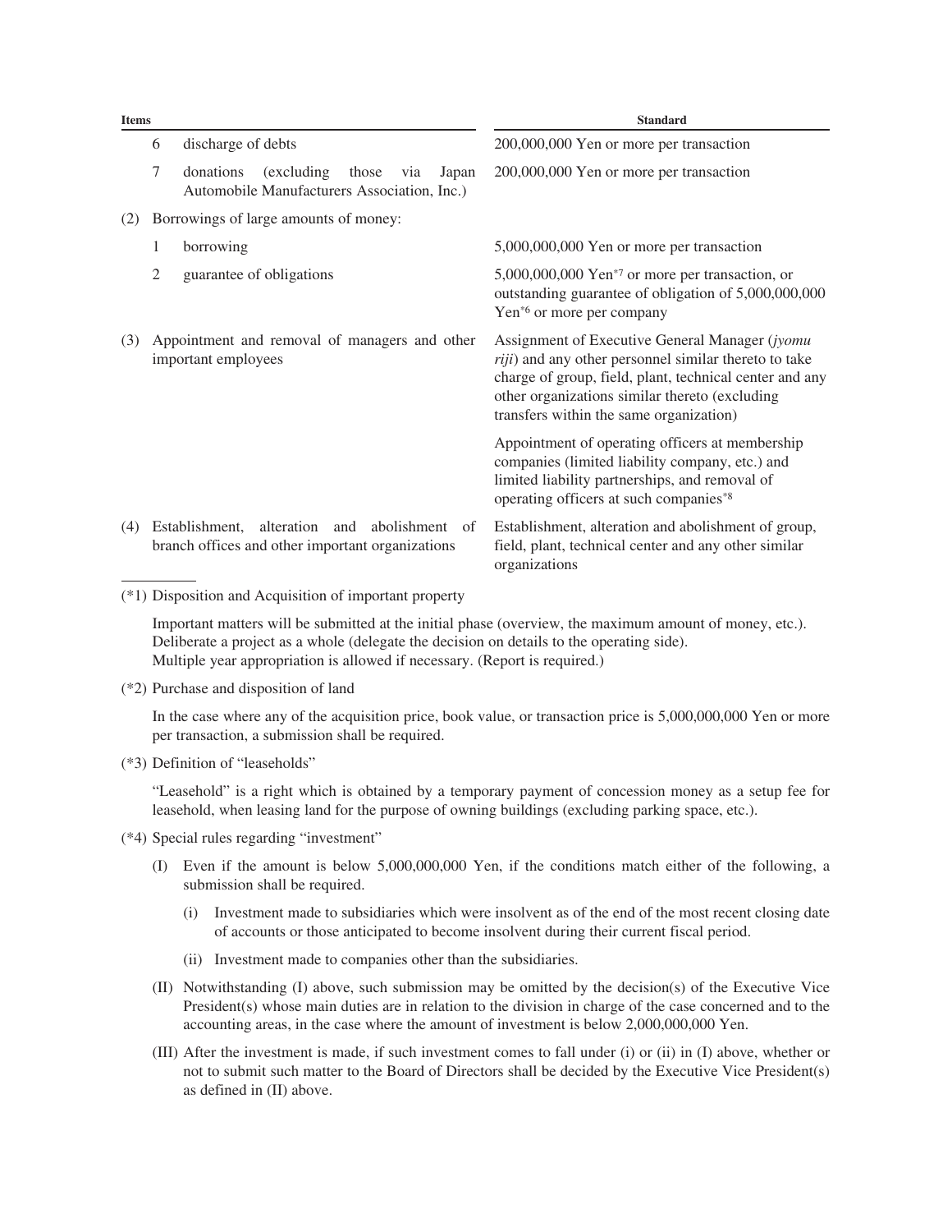| Items | | | Standard |
|---|---|---|---|
| | 6 | discharge of debts | 200,000,000 Yen or more per transaction |
| | 7 | donations (excluding those via Japan Automobile Manufacturers Association, Inc.) | 200,000,000 Yen or more per transaction |
| (2) | Borrowings of large amounts of money: | | |
| | 1 | borrowing | 5,000,000,000 Yen or more per transaction |
| | 2 | guarantee of obligations | 5,000,000,000 Yen[*7] or more per transaction, or outstanding guarantee of obligation of 5,000,000,000 Yen[*6] or more per company |
| (3) | Appointment and removal of managers and other important employees | | Assignment of Executive General Manager (*jyomu riji*) and any other personnel similar thereto to take charge of group, field, plant, technical center and any other organizations similar thereto (excluding transfers within the same organization) |
| | | | Appointment of operating officers at membership companies (limited liability company, etc.) and limited liability partnerships, and removal of operating officers at such companies[*8] |
| (4) | Establishment, alteration and abolishment of branch offices and other important organizations | | Establishment, alteration and abolishment of group, field, plant, technical center and any other similar organizations |

(*1) Disposition and Acquisition of important property

Important matters will be submitted at the initial phase (overview, the maximum amount of money, etc.).
Deliberate a project as a whole (delegate the decision on details to the operating side).
Multiple year appropriation is allowed if necessary. (Report is required.)

(*2) Purchase and disposition of land

In the case where any of the acquisition price, book value, or transaction price is 5,000,000,000 Yen or more per transaction, a submission shall be required.

(*3) Definition of "leaseholds"

"Leasehold" is a right which is obtained by a temporary payment of concession money as a setup fee for leasehold, when leasing land for the purpose of owning buildings (excluding parking space, etc.).

(*4) Special rules regarding "investment"

(I) Even if the amount is below 5,000,000,000 Yen, if the conditions match either of the following, a submission shall be required.

(i) Investment made to subsidiaries which were insolvent as of the end of the most recent closing date of accounts or those anticipated to become insolvent during their current fiscal period.

(ii) Investment made to companies other than the subsidiaries.

(II) Notwithstanding (I) above, such submission may be omitted by the decision(s) of the Executive Vice President(s) whose main duties are in relation to the division in charge of the case concerned and to the accounting areas, in the case where the amount of investment is below 2,000,000,000 Yen.

(III) After the investment is made, if such investment comes to fall under (i) or (ii) in (I) above, whether or not to submit such matter to the Board of Directors shall be decided by the Executive Vice President(s) as defined in (II) above.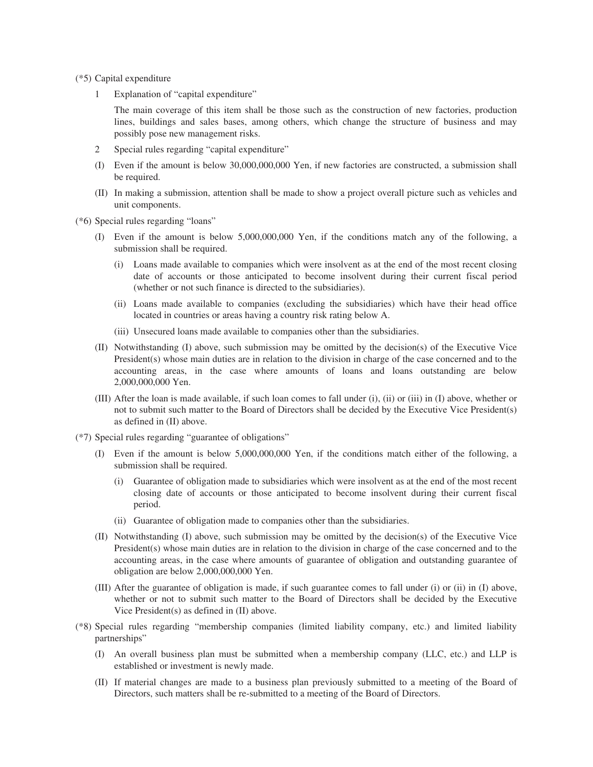(*5) Capital expenditure

1 Explanation of "capital expenditure"

The main coverage of this item shall be those such as the construction of new factories, production lines, buildings and sales bases, among others, which change the structure of business and may possibly pose new management risks.

2 Special rules regarding "capital expenditure"

(I) Even if the amount is below 30,000,000,000 Yen, if new factories are constructed, a submission shall be required.

(II) In making a submission, attention shall be made to show a project overall picture such as vehicles and unit components.

(*6) Special rules regarding "loans"

(I) Even if the amount is below 5,000,000,000 Yen, if the conditions match any of the following, a submission shall be required.

(i) Loans made available to companies which were insolvent as at the end of the most recent closing date of accounts or those anticipated to become insolvent during their current fiscal period (whether or not such finance is directed to the subsidiaries).

(ii) Loans made available to companies (excluding the subsidiaries) which have their head office located in countries or areas having a country risk rating below A.

(iii) Unsecured loans made available to companies other than the subsidiaries.

(II) Notwithstanding (I) above, such submission may be omitted by the decision(s) of the Executive Vice President(s) whose main duties are in relation to the division in charge of the case concerned and to the accounting areas, in the case where amounts of loans and loans outstanding are below 2,000,000,000 Yen.

(III) After the loan is made available, if such loan comes to fall under (i), (ii) or (iii) in (I) above, whether or not to submit such matter to the Board of Directors shall be decided by the Executive Vice President(s) as defined in (II) above.

(*7) Special rules regarding "guarantee of obligations"

(I) Even if the amount is below 5,000,000,000 Yen, if the conditions match either of the following, a submission shall be required.

(i) Guarantee of obligation made to subsidiaries which were insolvent as at the end of the most recent closing date of accounts or those anticipated to become insolvent during their current fiscal period.

(ii) Guarantee of obligation made to companies other than the subsidiaries.

(II) Notwithstanding (I) above, such submission may be omitted by the decision(s) of the Executive Vice President(s) whose main duties are in relation to the division in charge of the case concerned and to the accounting areas, in the case where amounts of guarantee of obligation and outstanding guarantee of obligation are below 2,000,000,000 Yen.

(III) After the guarantee of obligation is made, if such guarantee comes to fall under (i) or (ii) in (I) above, whether or not to submit such matter to the Board of Directors shall be decided by the Executive Vice President(s) as defined in (II) above.

(*8) Special rules regarding "membership companies (limited liability company, etc.) and limited liability partnerships"

(I) An overall business plan must be submitted when a membership company (LLC, etc.) and LLP is established or investment is newly made.

(II) If material changes are made to a business plan previously submitted to a meeting of the Board of Directors, such matters shall be re-submitted to a meeting of the Board of Directors.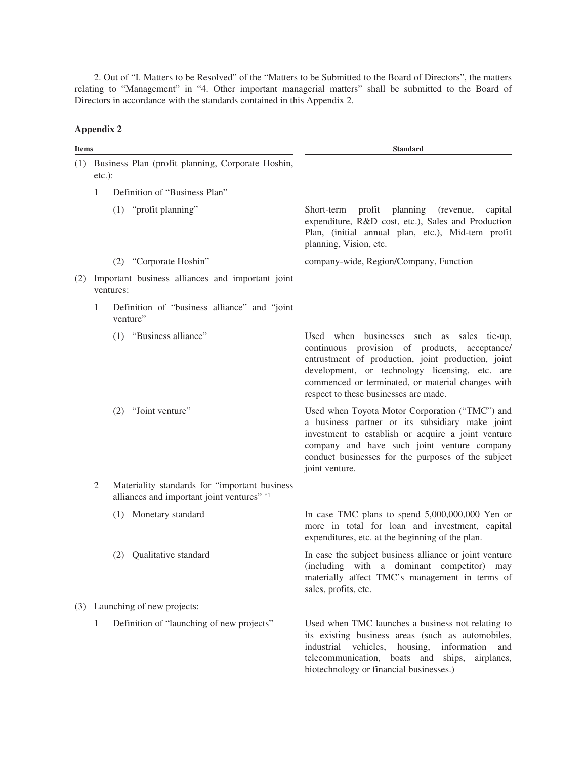2. Out of "I. Matters to be Resolved" of the "Matters to be Submitted to the Board of Directors", the matters relating to "Management" in "4. Other important managerial matters" shall be submitted to the Board of Directors in accordance with the standards contained in this Appendix 2.

**Appendix 2**

| Items | Standard |
|---|---|
| (1) Business Plan (profit planning, Corporate Hoshin, etc.): | |
| 1 Definition of "Business Plan" | |
| (1) "profit planning" | Short-term profit planning (revenue, capital expenditure, R&D cost, etc.), Sales and Production Plan, (initial annual plan, etc.), Mid-tem profit planning, Vision, etc. |
| (2) "Corporate Hoshin" | company-wide, Region/Company, Function |
| (2) Important business alliances and important joint ventures: | |
| 1 Definition of "business alliance" and "joint venture" | |
| (1) "Business alliance" | Used when businesses such as sales tie-up, continuous provision of products, acceptance/entrustment of production, joint production, joint development, or technology licensing, etc. are commenced or terminated, or material changes with respect to these businesses are made. |
| (2) "Joint venture" | Used when Toyota Motor Corporation ("TMC") and a business partner or its subsidiary make joint investment to establish or acquire a joint venture company and have such joint venture company conduct businesses for the purposes of the subject joint venture. |
| 2 Materiality standards for "important business alliances and important joint ventures" *1 | |
| (1) Monetary standard | In case TMC plans to spend 5,000,000,000 Yen or more in total for loan and investment, capital expenditures, etc. at the beginning of the plan. |
| (2) Qualitative standard | In case the subject business alliance or joint venture (including with a dominant competitor) may materially affect TMC's management in terms of sales, profits, etc. |
| (3) Launching of new projects: | |
| 1 Definition of "launching of new projects" | Used when TMC launches a business not relating to its existing business areas (such as automobiles, industrial vehicles, housing, information and telecommunication, boats and ships, airplanes, biotechnology or financial businesses.) |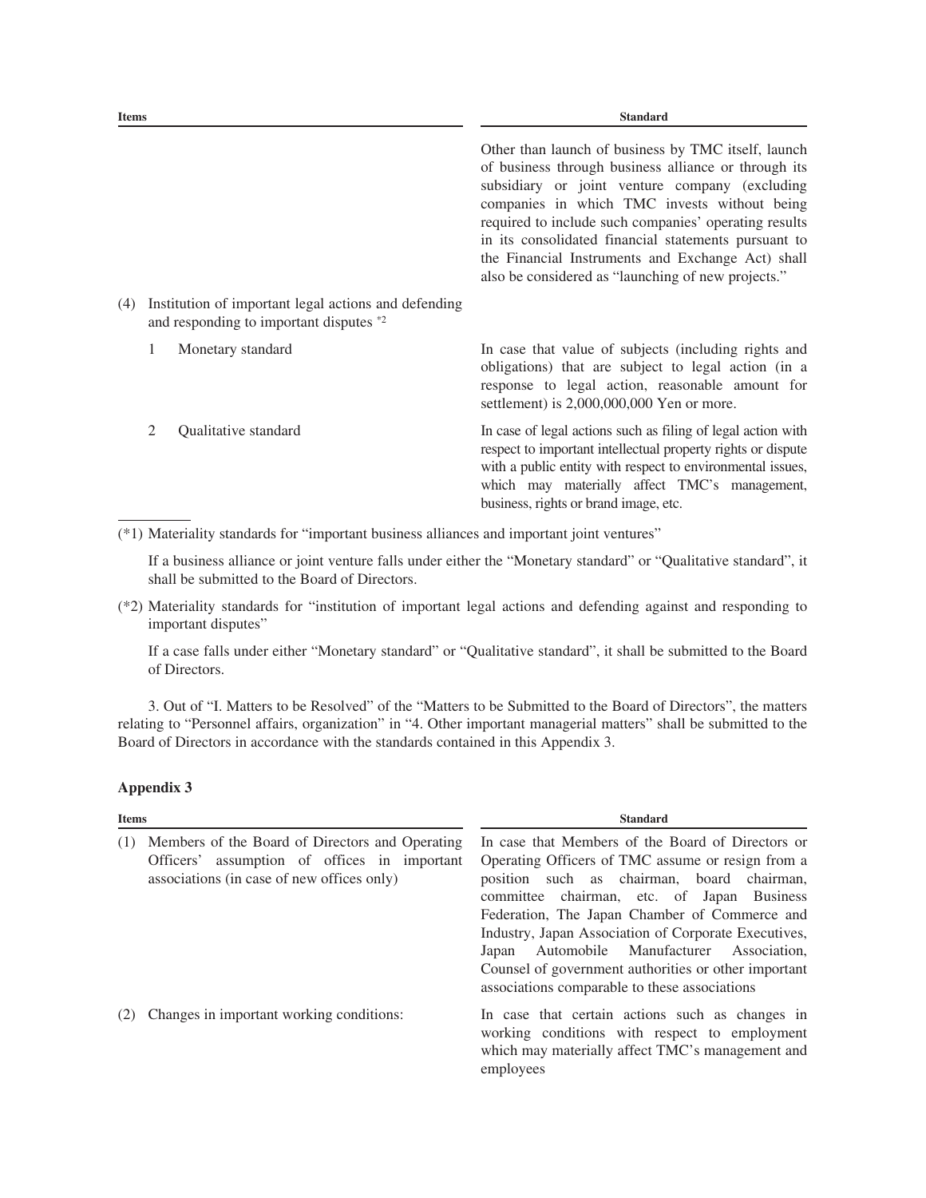| Items | Standard |
|---|---|
| | Other than launch of business by TMC itself, launch of business through business alliance or through its subsidiary or joint venture company (excluding companies in which TMC invests without being required to include such companies' operating results in its consolidated financial statements pursuant to the Financial Instruments and Exchange Act) shall also be considered as "launching of new projects." |
| (4) Institution of important legal actions and defending and responding to important disputes [*2] | |
| 1 Monetary standard | In case that value of subjects (including rights and obligations) that are subject to legal action (in a response to legal action, reasonable amount for settlement) is 2,000,000,000 Yen or more. |
| 2 Qualitative standard | In case of legal actions such as filing of legal action with respect to important intellectual property rights or dispute with a public entity with respect to environmental issues, which may materially affect TMC's management, business, rights or brand image, etc. |

(*1) Materiality standards for "important business alliances and important joint ventures"

If a business alliance or joint venture falls under either the "Monetary standard" or "Qualitative standard", it shall be submitted to the Board of Directors.

(*2) Materiality standards for "institution of important legal actions and defending against and responding to important disputes"

If a case falls under either "Monetary standard" or "Qualitative standard", it shall be submitted to the Board of Directors.

3. Out of "I. Matters to be Resolved" of the "Matters to be Submitted to the Board of Directors", the matters relating to "Personnel affairs, organization" in "4. Other important managerial matters" shall be submitted to the Board of Directors in accordance with the standards contained in this Appendix 3.

**Appendix 3**

| Items | Standard |
|---|---|
| (1) Members of the Board of Directors and Operating Officers' assumption of offices in important associations (in case of new offices only) | In case that Members of the Board of Directors or Operating Officers of TMC assume or resign from a position such as chairman, board chairman, committee chairman, etc. of Japan Business Federation, The Japan Chamber of Commerce and Industry, Japan Association of Corporate Executives, Japan Automobile Manufacturer Association, Counsel of government authorities or other important associations comparable to these associations |
| (2) Changes in important working conditions: | In case that certain actions such as changes in working conditions with respect to employment which may materially affect TMC's management and employees |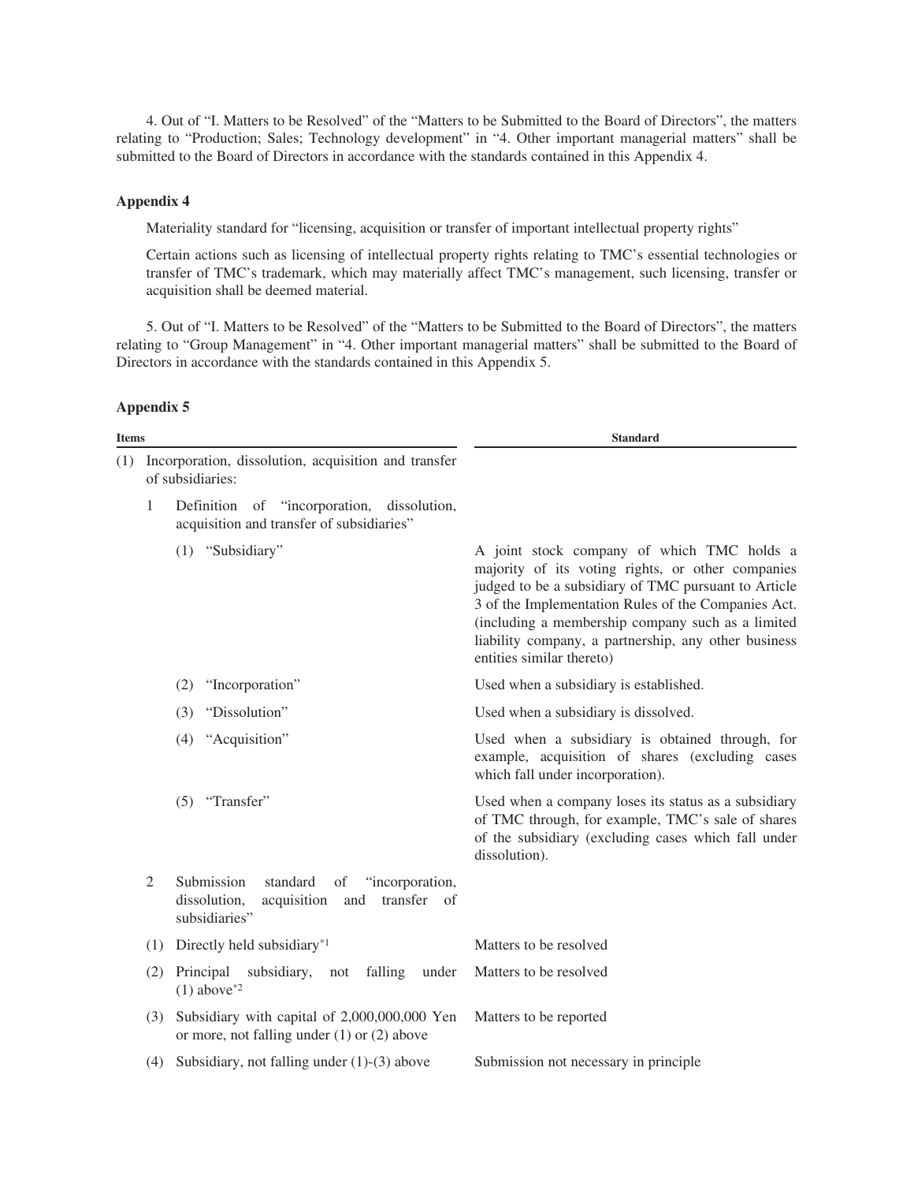4. Out of "I. Matters to be Resolved" of the "Matters to be Submitted to the Board of Directors", the matters relating to "Production; Sales; Technology development" in "4. Other important managerial matters" shall be submitted to the Board of Directors in accordance with the standards contained in this Appendix 4.

**Appendix 4**

Materiality standard for "licensing, acquisition or transfer of important intellectual property rights"

Certain actions such as licensing of intellectual property rights relating to TMC's essential technologies or transfer of TMC's trademark, which may materially affect TMC's management, such licensing, transfer or acquisition shall be deemed material.

5. Out of "I. Matters to be Resolved" of the "Matters to be Submitted to the Board of Directors", the matters relating to "Group Management" in "4. Other important managerial matters" shall be submitted to the Board of Directors in accordance with the standards contained in this Appendix 5.

**Appendix 5**

| Items | Standard |
|---|---|
| (1) Incorporation, dissolution, acquisition and transfer of subsidiaries: | |
| 1 Definition of "incorporation, dissolution, acquisition and transfer of subsidiaries" | |
| (1) "Subsidiary" | A joint stock company of which TMC holds a majority of its voting rights, or other companies judged to be a subsidiary of TMC pursuant to Article 3 of the Implementation Rules of the Companies Act. (including a membership company such as a limited liability company, a partnership, any other business entities similar thereto) |
| (2) "Incorporation" | Used when a subsidiary is established. |
| (3) "Dissolution" | Used when a subsidiary is dissolved. |
| (4) "Acquisition" | Used when a subsidiary is obtained through, for example, acquisition of shares (excluding cases which fall under incorporation). |
| (5) "Transfer" | Used when a company loses its status as a subsidiary of TMC through, for example, TMC's sale of shares of the subsidiary (excluding cases which fall under dissolution). |
| 2 Submission standard of "incorporation, dissolution, acquisition and transfer of subsidiaries" | |
| (1) Directly held subsidiary*1 | Matters to be resolved |
| (2) Principal subsidiary, not falling under (1) above*2 | Matters to be resolved |
| (3) Subsidiary with capital of 2,000,000,000 Yen or more, not falling under (1) or (2) above | Matters to be reported |
| (4) Subsidiary, not falling under (1)-(3) above | Submission not necessary in principle |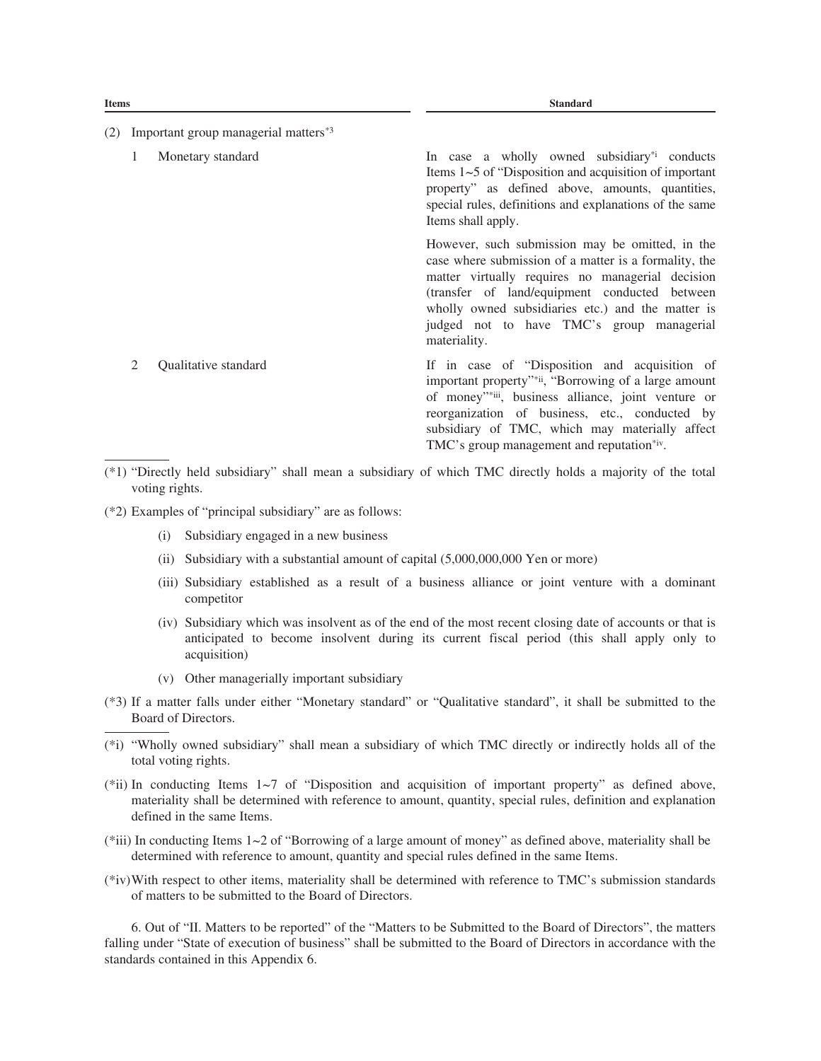| Items | Standard |
|---|---|
| (2) Important group managerial matters[*3] | |
| 1 Monetary standard | In case a wholly owned subsidiary[*i] conducts Items 1~5 of "Disposition and acquisition of important property" as defined above, amounts, quantities, special rules, definitions and explanations of the same Items shall apply.<br><br>However, such submission may be omitted, in the case where submission of a matter is a formality, the matter virtually requires no managerial decision (transfer of land/equipment conducted between wholly owned subsidiaries etc.) and the matter is judged not to have TMC's group managerial materiality. |
| 2 Qualitative standard | If in case of "Disposition and acquisition of important property"[*ii], "Borrowing of a large amount of money"[*iii], business alliance, joint venture or reorganization of business, etc., conducted by subsidiary of TMC, which may materially affect TMC's group management and reputation[*iv]. |

(*1) "Directly held subsidiary" shall mean a subsidiary of which TMC directly holds a majority of the total voting rights.

(*2) Examples of "principal subsidiary" are as follows:

- (i) Subsidiary engaged in a new business
- (ii) Subsidiary with a substantial amount of capital (5,000,000,000 Yen or more)
- (iii) Subsidiary established as a result of a business alliance or joint venture with a dominant competitor
- (iv) Subsidiary which was insolvent as of the end of the most recent closing date of accounts or that is anticipated to become insolvent during its current fiscal period (this shall apply only to acquisition)
- (v) Other managerially important subsidiary

(*3) If a matter falls under either "Monetary standard" or "Qualitative standard", it shall be submitted to the Board of Directors.

(*i) "Wholly owned subsidiary" shall mean a subsidiary of which TMC directly or indirectly holds all of the total voting rights.

(*ii) In conducting Items 1~7 of "Disposition and acquisition of important property" as defined above, materiality shall be determined with reference to amount, quantity, special rules, definition and explanation defined in the same Items.

(*iii) In conducting Items 1~2 of "Borrowing of a large amount of money" as defined above, materiality shall be determined with reference to amount, quantity and special rules defined in the same Items.

(*iv) With respect to other items, materiality shall be determined with reference to TMC's submission standards of matters to be submitted to the Board of Directors.

6. Out of "II. Matters to be reported" of the "Matters to be Submitted to the Board of Directors", the matters falling under "State of execution of business" shall be submitted to the Board of Directors in accordance with the standards contained in this Appendix 6.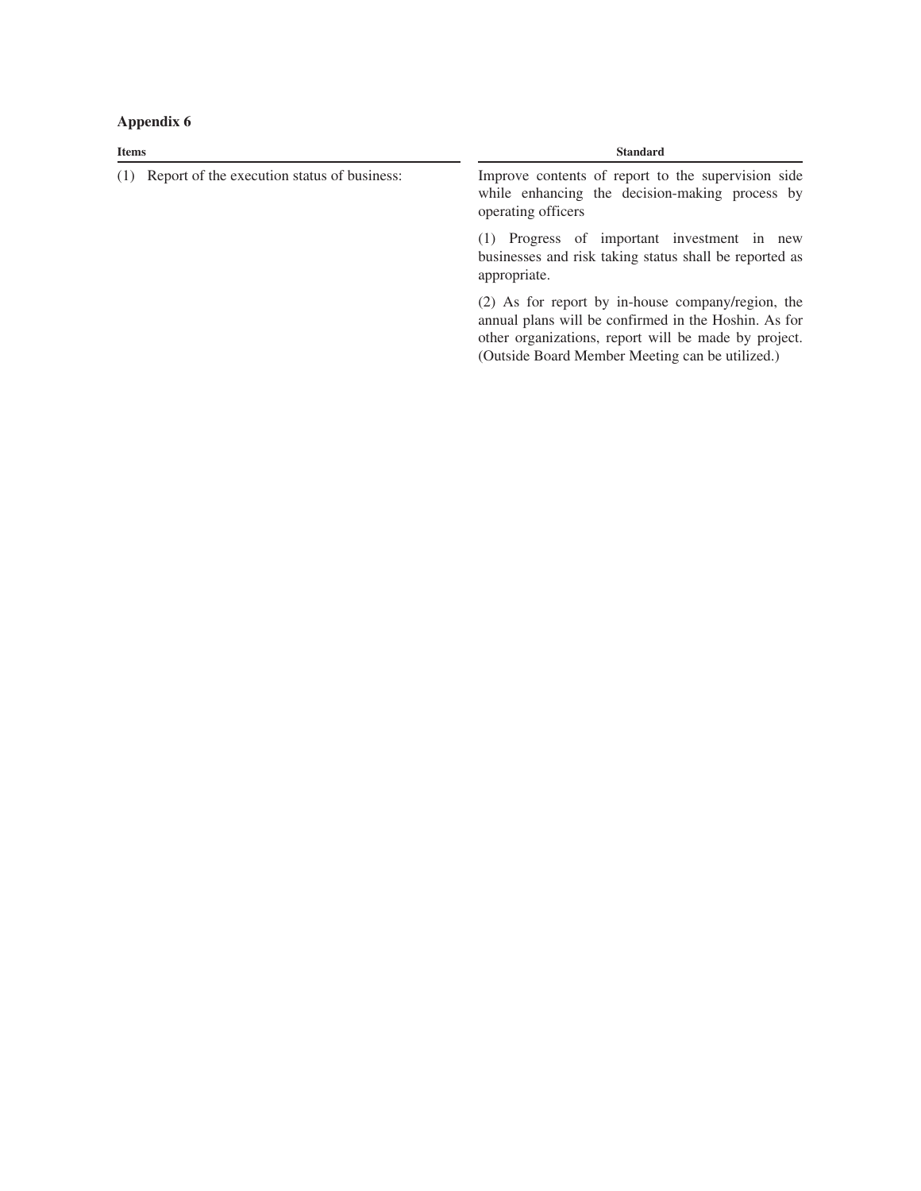**Appendix 6**

| Items | Standard |
| --- | --- |
| (1) Report of the execution status of business: | Improve contents of report to the supervision side while enhancing the decision-making process by operating officers<br><br>(1) Progress of important investment in new businesses and risk taking status shall be reported as appropriate.<br><br>(2) As for report by in-house company/region, the annual plans will be confirmed in the Hoshin. As for other organizations, report will be made by project. (Outside Board Member Meeting can be utilized.) |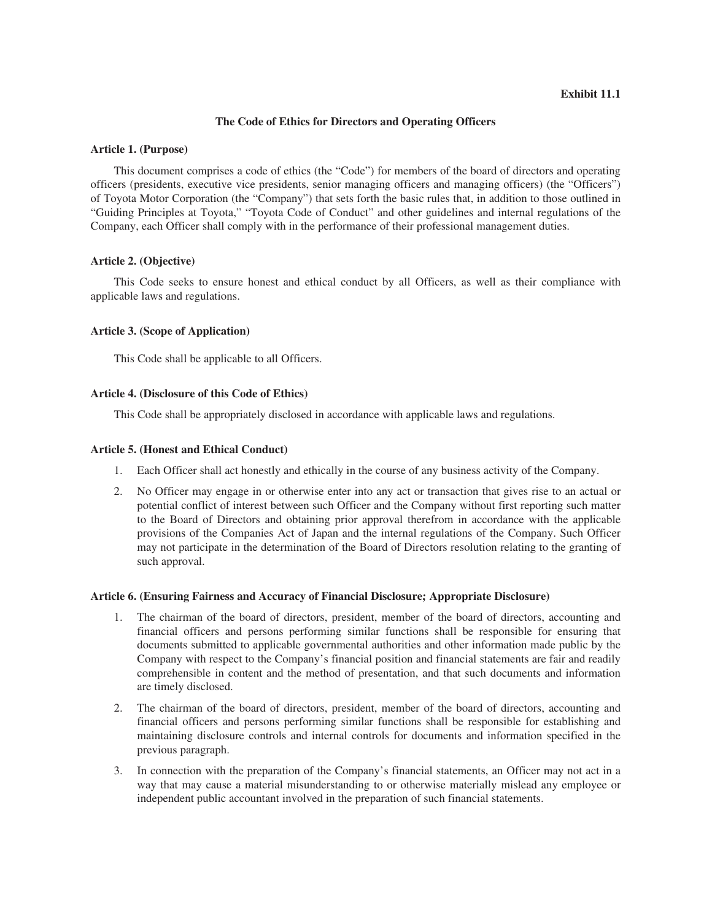**Exhibit 11.1**

## The Code of Ethics for Directors and Operating Officers

**Article 1. (Purpose)**

This document comprises a code of ethics (the "Code") for members of the board of directors and operating officers (presidents, executive vice presidents, senior managing officers and managing officers) (the "Officers") of Toyota Motor Corporation (the "Company") that sets forth the basic rules that, in addition to those outlined in "Guiding Principles at Toyota," "Toyota Code of Conduct" and other guidelines and internal regulations of the Company, each Officer shall comply with in the performance of their professional management duties.

**Article 2. (Objective)**

This Code seeks to ensure honest and ethical conduct by all Officers, as well as their compliance with applicable laws and regulations.

**Article 3. (Scope of Application)**

This Code shall be applicable to all Officers.

**Article 4. (Disclosure of this Code of Ethics)**

This Code shall be appropriately disclosed in accordance with applicable laws and regulations.

**Article 5. (Honest and Ethical Conduct)**

1. Each Officer shall act honestly and ethically in the course of any business activity of the Company.
2. No Officer may engage in or otherwise enter into any act or transaction that gives rise to an actual or potential conflict of interest between such Officer and the Company without first reporting such matter to the Board of Directors and obtaining prior approval therefrom in accordance with the applicable provisions of the Companies Act of Japan and the internal regulations of the Company. Such Officer may not participate in the determination of the Board of Directors resolution relating to the granting of such approval.

**Article 6. (Ensuring Fairness and Accuracy of Financial Disclosure; Appropriate Disclosure)**

1. The chairman of the board of directors, president, member of the board of directors, accounting and financial officers and persons performing similar functions shall be responsible for ensuring that documents submitted to applicable governmental authorities and other information made public by the Company with respect to the Company's financial position and financial statements are fair and readily comprehensible in content and the method of presentation, and that such documents and information are timely disclosed.
2. The chairman of the board of directors, president, member of the board of directors, accounting and financial officers and persons performing similar functions shall be responsible for establishing and maintaining disclosure controls and internal controls for documents and information specified in the previous paragraph.
3. In connection with the preparation of the Company's financial statements, an Officer may not act in a way that may cause a material misunderstanding to or otherwise materially mislead any employee or independent public accountant involved in the preparation of such financial statements.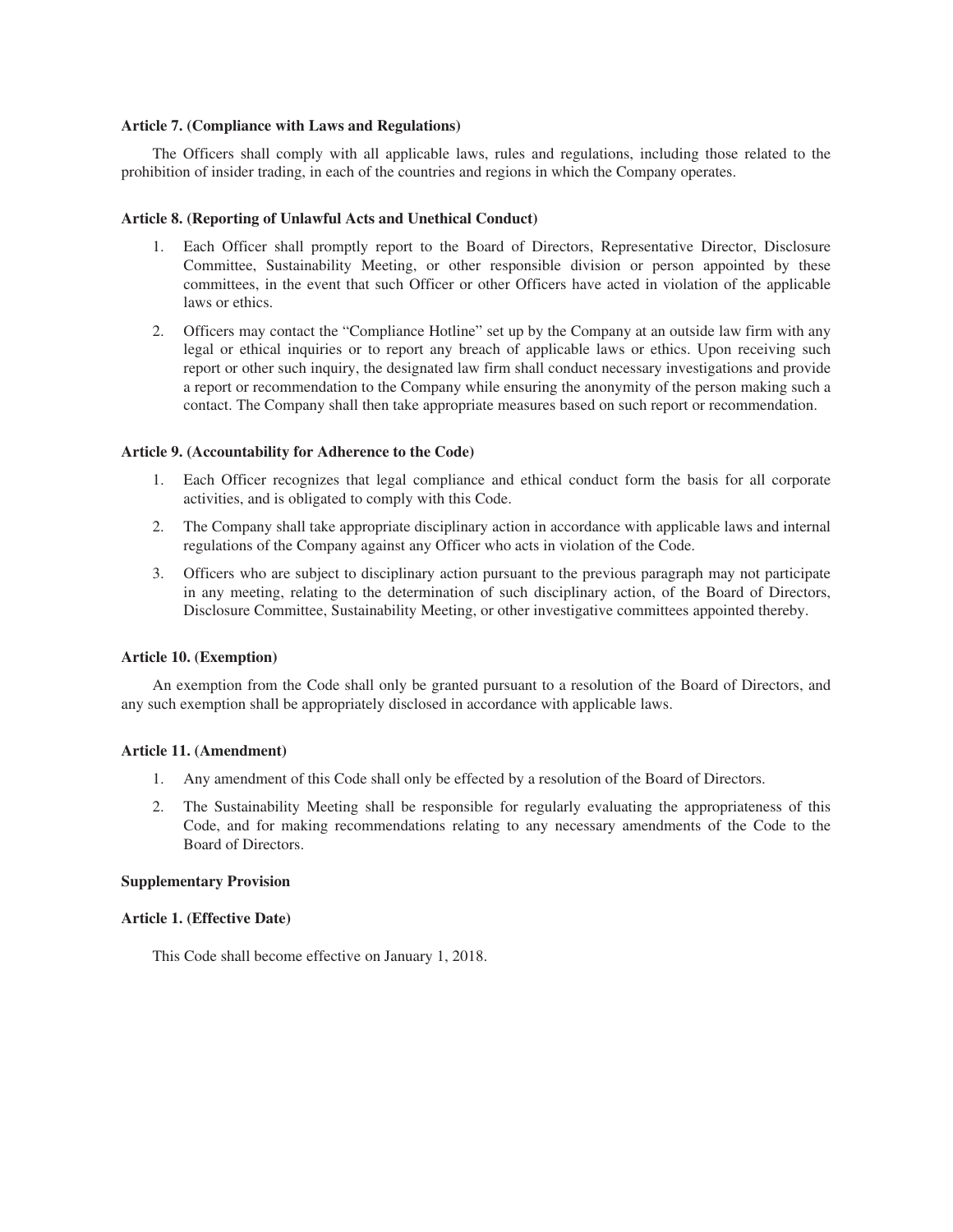**Article 7. (Compliance with Laws and Regulations)**

The Officers shall comply with all applicable laws, rules and regulations, including those related to the prohibition of insider trading, in each of the countries and regions in which the Company operates.

**Article 8. (Reporting of Unlawful Acts and Unethical Conduct)**

1. Each Officer shall promptly report to the Board of Directors, Representative Director, Disclosure Committee, Sustainability Meeting, or other responsible division or person appointed by these committees, in the event that such Officer or other Officers have acted in violation of the applicable laws or ethics.

2. Officers may contact the "Compliance Hotline" set up by the Company at an outside law firm with any legal or ethical inquiries or to report any breach of applicable laws or ethics. Upon receiving such report or other such inquiry, the designated law firm shall conduct necessary investigations and provide a report or recommendation to the Company while ensuring the anonymity of the person making such a contact. The Company shall then take appropriate measures based on such report or recommendation.

**Article 9. (Accountability for Adherence to the Code)**

1. Each Officer recognizes that legal compliance and ethical conduct form the basis for all corporate activities, and is obligated to comply with this Code.

2. The Company shall take appropriate disciplinary action in accordance with applicable laws and internal regulations of the Company against any Officer who acts in violation of the Code.

3. Officers who are subject to disciplinary action pursuant to the previous paragraph may not participate in any meeting, relating to the determination of such disciplinary action, of the Board of Directors, Disclosure Committee, Sustainability Meeting, or other investigative committees appointed thereby.

**Article 10. (Exemption)**

An exemption from the Code shall only be granted pursuant to a resolution of the Board of Directors, and any such exemption shall be appropriately disclosed in accordance with applicable laws.

**Article 11. (Amendment)**

1. Any amendment of this Code shall only be effected by a resolution of the Board of Directors.

2. The Sustainability Meeting shall be responsible for regularly evaluating the appropriateness of this Code, and for making recommendations relating to any necessary amendments of the Code to the Board of Directors.

**Supplementary Provision**

**Article 1. (Effective Date)**

This Code shall become effective on January 1, 2018.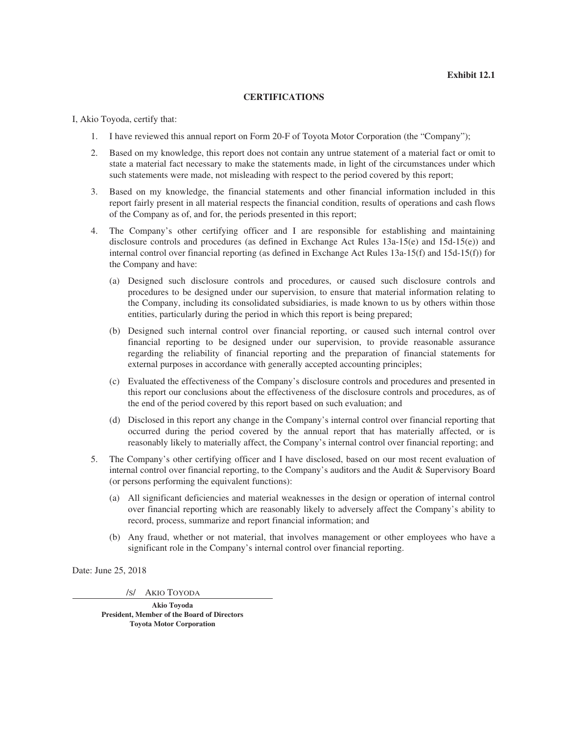**Exhibit 12.1**

**CERTIFICATIONS**

I, Akio Toyoda, certify that:

1. I have reviewed this annual report on Form 20-F of Toyota Motor Corporation (the "Company");

2. Based on my knowledge, this report does not contain any untrue statement of a material fact or omit to state a material fact necessary to make the statements made, in light of the circumstances under which such statements were made, not misleading with respect to the period covered by this report;

3. Based on my knowledge, the financial statements and other financial information included in this report fairly present in all material respects the financial condition, results of operations and cash flows of the Company as of, and for, the periods presented in this report;

4. The Company's other certifying officer and I are responsible for establishing and maintaining disclosure controls and procedures (as defined in Exchange Act Rules 13a-15(e) and 15d-15(e)) and internal control over financial reporting (as defined in Exchange Act Rules 13a-15(f) and 15d-15(f)) for the Company and have:

   (a) Designed such disclosure controls and procedures, or caused such disclosure controls and procedures to be designed under our supervision, to ensure that material information relating to the Company, including its consolidated subsidiaries, is made known to us by others within those entities, particularly during the period in which this report is being prepared;

   (b) Designed such internal control over financial reporting, or caused such internal control over financial reporting to be designed under our supervision, to provide reasonable assurance regarding the reliability of financial reporting and the preparation of financial statements for external purposes in accordance with generally accepted accounting principles;

   (c) Evaluated the effectiveness of the Company's disclosure controls and procedures and presented in this report our conclusions about the effectiveness of the disclosure controls and procedures, as of the end of the period covered by this report based on such evaluation; and

   (d) Disclosed in this report any change in the Company's internal control over financial reporting that occurred during the period covered by the annual report that has materially affected, or is reasonably likely to materially affect, the Company's internal control over financial reporting; and

5. The Company's other certifying officer and I have disclosed, based on our most recent evaluation of internal control over financial reporting, to the Company's auditors and the Audit & Supervisory Board (or persons performing the equivalent functions):

   (a) All significant deficiencies and material weaknesses in the design or operation of internal control over financial reporting which are reasonably likely to adversely affect the Company's ability to record, process, summarize and report financial information; and

   (b) Any fraud, whether or not material, that involves management or other employees who have a significant role in the Company's internal control over financial reporting.

Date: June 25, 2018

/s/ Akio Toyoda

**Akio Toyoda**
**President, Member of the Board of Directors**
**Toyota Motor Corporation**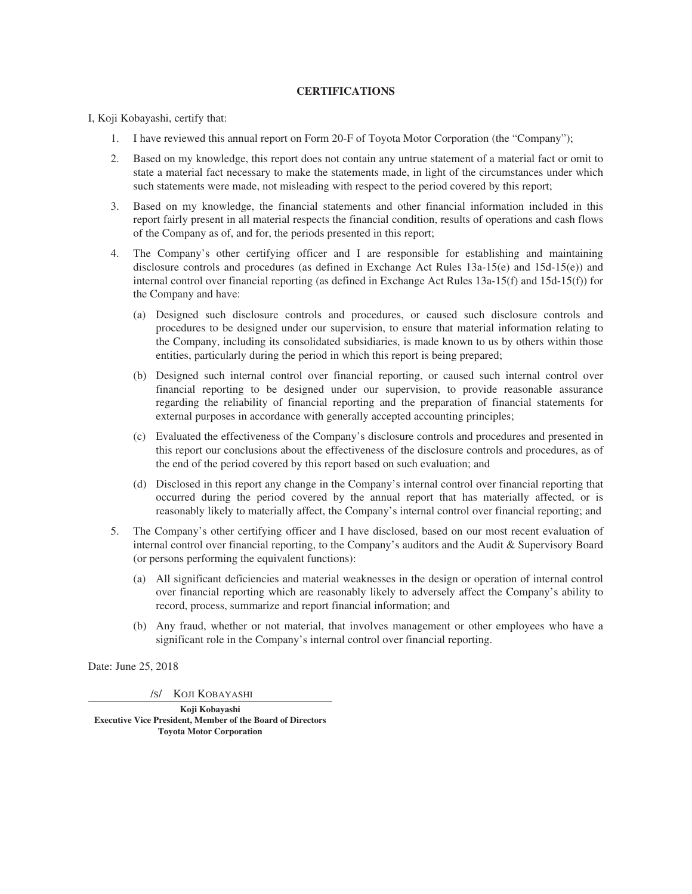## CERTIFICATIONS

I, Koji Kobayashi, certify that:

1. I have reviewed this annual report on Form 20-F of Toyota Motor Corporation (the "Company");

2. Based on my knowledge, this report does not contain any untrue statement of a material fact or omit to state a material fact necessary to make the statements made, in light of the circumstances under which such statements were made, not misleading with respect to the period covered by this report;

3. Based on my knowledge, the financial statements and other financial information included in this report fairly present in all material respects the financial condition, results of operations and cash flows of the Company as of, and for, the periods presented in this report;

4. The Company's other certifying officer and I are responsible for establishing and maintaining disclosure controls and procedures (as defined in Exchange Act Rules 13a-15(e) and 15d-15(e)) and internal control over financial reporting (as defined in Exchange Act Rules 13a-15(f) and 15d-15(f)) for the Company and have:

   (a) Designed such disclosure controls and procedures, or caused such disclosure controls and procedures to be designed under our supervision, to ensure that material information relating to the Company, including its consolidated subsidiaries, is made known to us by others within those entities, particularly during the period in which this report is being prepared;

   (b) Designed such internal control over financial reporting, or caused such internal control over financial reporting to be designed under our supervision, to provide reasonable assurance regarding the reliability of financial reporting and the preparation of financial statements for external purposes in accordance with generally accepted accounting principles;

   (c) Evaluated the effectiveness of the Company's disclosure controls and procedures and presented in this report our conclusions about the effectiveness of the disclosure controls and procedures, as of the end of the period covered by this report based on such evaluation; and

   (d) Disclosed in this report any change in the Company's internal control over financial reporting that occurred during the period covered by the annual report that has materially affected, or is reasonably likely to materially affect, the Company's internal control over financial reporting; and

5. The Company's other certifying officer and I have disclosed, based on our most recent evaluation of internal control over financial reporting, to the Company's auditors and the Audit & Supervisory Board (or persons performing the equivalent functions):

   (a) All significant deficiencies and material weaknesses in the design or operation of internal control over financial reporting which are reasonably likely to adversely affect the Company's ability to record, process, summarize and report financial information; and

   (b) Any fraud, whether or not material, that involves management or other employees who have a significant role in the Company's internal control over financial reporting.

Date: June 25, 2018

/s/ Koji Kobayashi

**Koji Kobayashi**
**Executive Vice President, Member of the Board of Directors**
**Toyota Motor Corporation**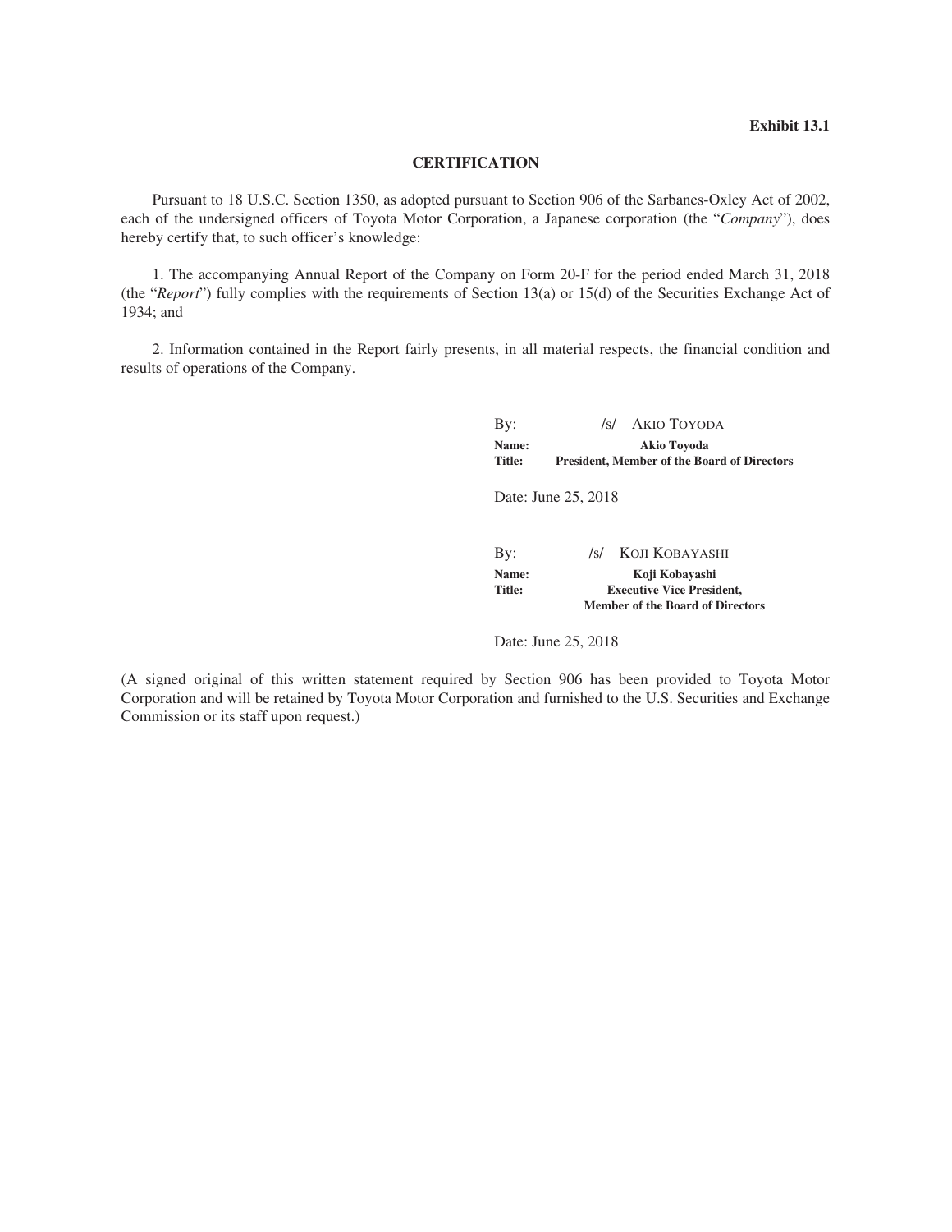**Exhibit 13.1**

## CERTIFICATION

Pursuant to 18 U.S.C. Section 1350, as adopted pursuant to Section 906 of the Sarbanes-Oxley Act of 2002, each of the undersigned officers of Toyota Motor Corporation, a Japanese corporation (the "*Company*"), does hereby certify that, to such officer's knowledge:

1. The accompanying Annual Report of the Company on Form 20-F for the period ended March 31, 2018 (the "*Report*") fully complies with the requirements of Section 13(a) or 15(d) of the Securities Exchange Act of 1934; and

2. Information contained in the Report fairly presents, in all material respects, the financial condition and results of operations of the Company.

By: /s/ AKIO TOYODA

**Name:** **Akio Toyoda**
**Title:** **President, Member of the Board of Directors**

Date: June 25, 2018

By: /s/ KOJI KOBAYASHI

**Name:** **Koji Kobayashi**
**Title:** **Executive Vice President, Member of the Board of Directors**

Date: June 25, 2018

(A signed original of this written statement required by Section 906 has been provided to Toyota Motor Corporation and will be retained by Toyota Motor Corporation and furnished to the U.S. Securities and Exchange Commission or its staff upon request.)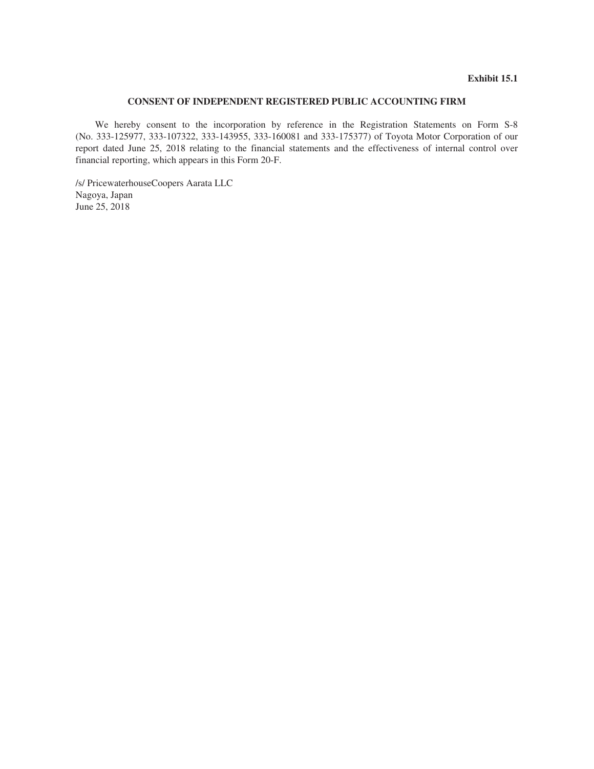**Exhibit 15.1**

## CONSENT OF INDEPENDENT REGISTERED PUBLIC ACCOUNTING FIRM

We hereby consent to the incorporation by reference in the Registration Statements on Form S-8 (No. 333-125977, 333-107322, 333-143955, 333-160081 and 333-175377) of Toyota Motor Corporation of our report dated June 25, 2018 relating to the financial statements and the effectiveness of internal control over financial reporting, which appears in this Form 20-F.

/s/ PricewaterhouseCoopers Aarata LLC
Nagoya, Japan
June 25, 2018